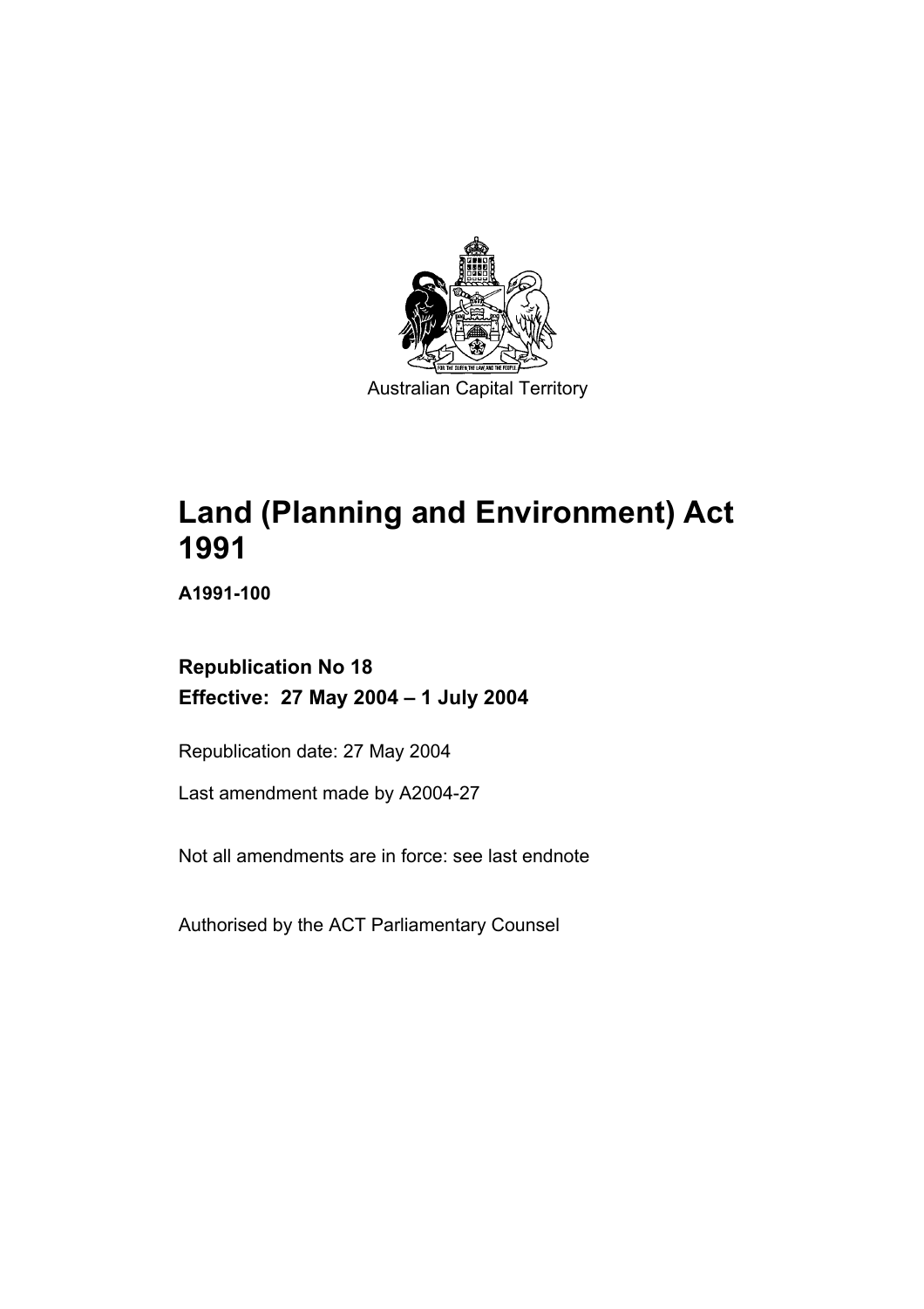Australian Capital Territory

# Land (Planning and Environment) Act 1991

**A1991-100**

**Republication No 18**
**Effective: 27 May 2004 – 1 July 2004**

Republication date: 27 May 2004

Last amendment made by A2004-27

Not all amendments are in force: see last endnote

Authorised by the ACT Parliamentary Counsel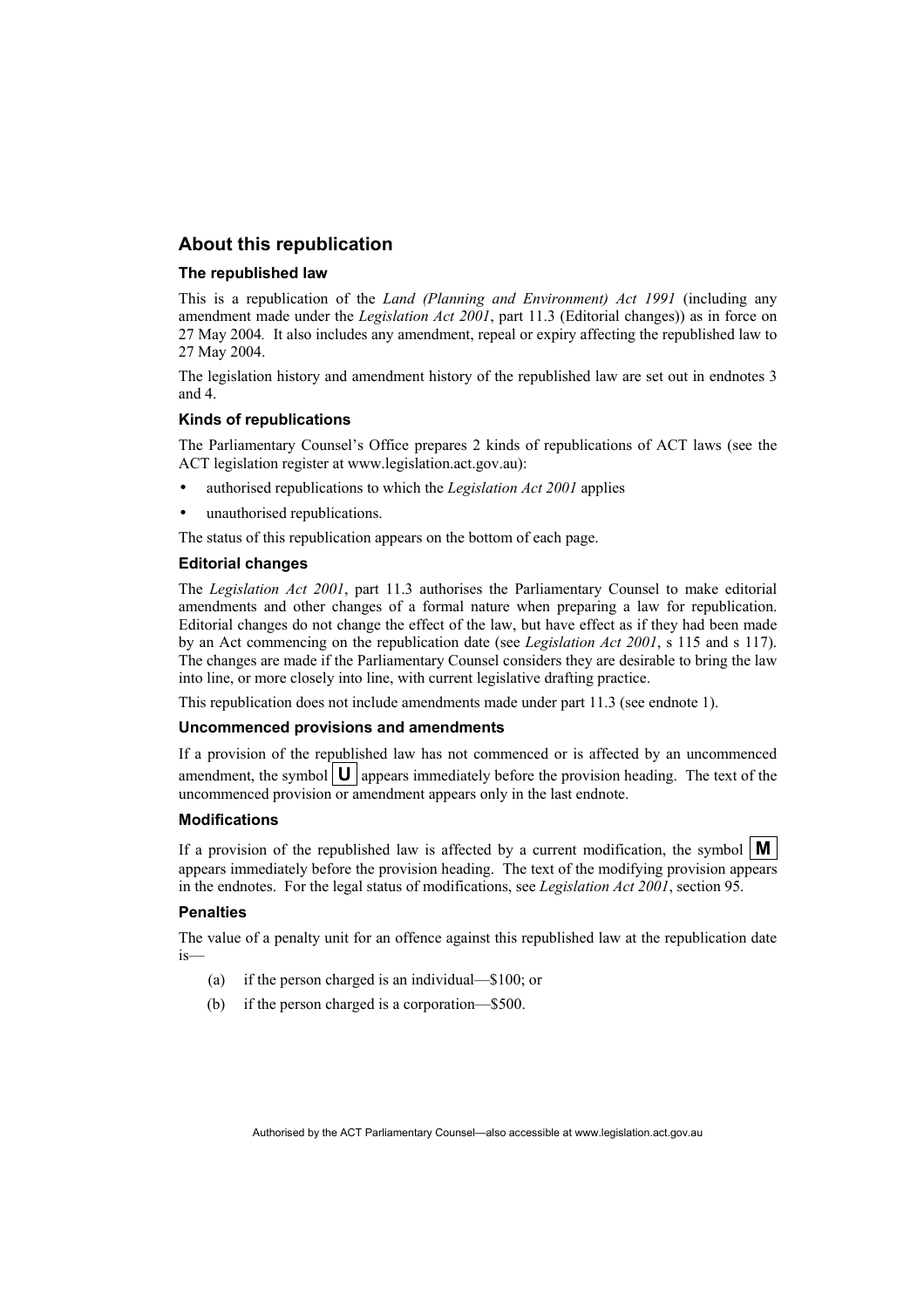## About this republication

### The republished law

This is a republication of the *Land (Planning and Environment) Act 1991* (including any amendment made under the *Legislation Act 2001*, part 11.3 (Editorial changes)) as in force on 27 May 2004*.* It also includes any amendment, repeal or expiry affecting the republished law to 27 May 2004.

The legislation history and amendment history of the republished law are set out in endnotes 3 and 4.

### Kinds of republications

The Parliamentary Counsel's Office prepares 2 kinds of republications of ACT laws (see the ACT legislation register at www.legislation.act.gov.au):

- authorised republications to which the *Legislation Act 2001* applies
- unauthorised republications.

The status of this republication appears on the bottom of each page.

### Editorial changes

The *Legislation Act 2001*, part 11.3 authorises the Parliamentary Counsel to make editorial amendments and other changes of a formal nature when preparing a law for republication. Editorial changes do not change the effect of the law, but have effect as if they had been made by an Act commencing on the republication date (see *Legislation Act 2001*, s 115 and s 117). The changes are made if the Parliamentary Counsel considers they are desirable to bring the law into line, or more closely into line, with current legislative drafting practice.

This republication does not include amendments made under part 11.3 (see endnote 1).

### Uncommenced provisions and amendments

If a provision of the republished law has not commenced or is affected by an uncommenced amendment, the symbol **U** appears immediately before the provision heading. The text of the uncommenced provision or amendment appears only in the last endnote.

### Modifications

If a provision of the republished law is affected by a current modification, the symbol **M** appears immediately before the provision heading. The text of the modifying provision appears in the endnotes. For the legal status of modifications, see *Legislation Act 2001*, section 95.

### Penalties

The value of a penalty unit for an offence against this republished law at the republication date is—

(a) if the person charged is an individual—$100; or

(b) if the person charged is a corporation—$500.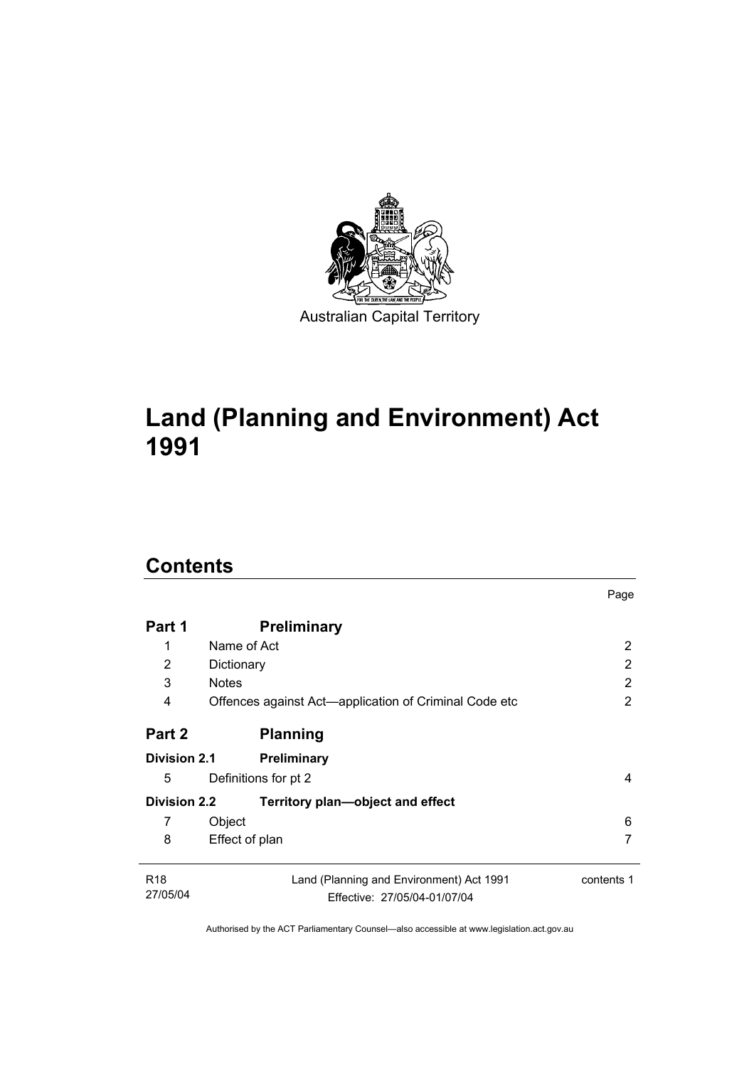Australian Capital Territory

# Land (Planning and Environment) Act 1991

## Contents

| | | Page |
|---|---|---|
| **Part 1** | **Preliminary** | |
| 1 | Name of Act | 2 |
| 2 | Dictionary | 2 |
| 3 | Notes | 2 |
| 4 | Offences against Act—application of Criminal Code etc | 2 |
| **Part 2** | **Planning** | |
| **Division 2.1** | **Preliminary** | |
| 5 | Definitions for pt 2 | 4 |
| **Division 2.2** | **Territory plan—object and effect** | |
| 7 | Object | 6 |
| 8 | Effect of plan | 7 |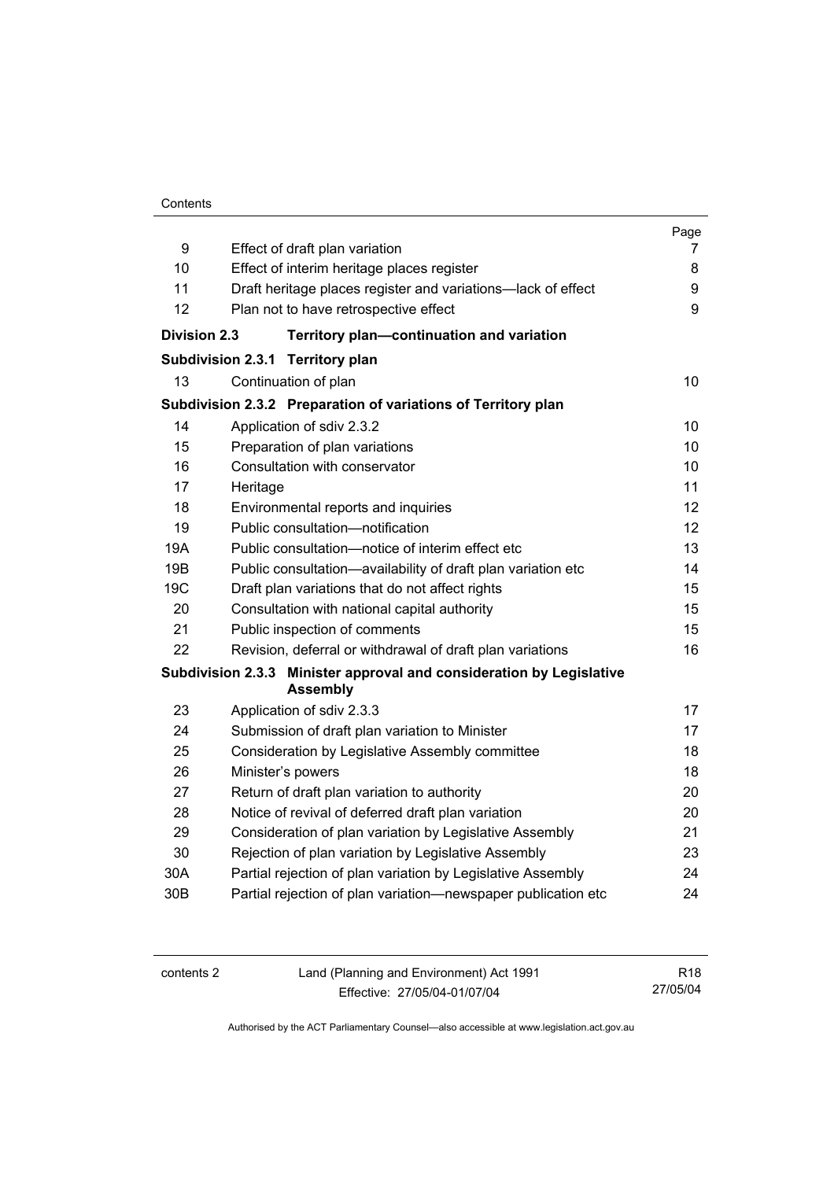| | | Page |
|---|---|---|
| 9 | Effect of draft plan variation | 7 |
| 10 | Effect of interim heritage places register | 8 |
| 11 | Draft heritage places register and variations—lack of effect | 9 |
| 12 | Plan not to have retrospective effect | 9 |
| **Division 2.3** | **Territory plan—continuation and variation** | |
| **Subdivision 2.3.1** | **Territory plan** | |
| 13 | Continuation of plan | 10 |
| **Subdivision 2.3.2** | **Preparation of variations of Territory plan** | |
| 14 | Application of sdiv 2.3.2 | 10 |
| 15 | Preparation of plan variations | 10 |
| 16 | Consultation with conservator | 10 |
| 17 | Heritage | 11 |
| 18 | Environmental reports and inquiries | 12 |
| 19 | Public consultation—notification | 12 |
| 19A | Public consultation—notice of interim effect etc | 13 |
| 19B | Public consultation—availability of draft plan variation etc | 14 |
| 19C | Draft plan variations that do not affect rights | 15 |
| 20 | Consultation with national capital authority | 15 |
| 21 | Public inspection of comments | 15 |
| 22 | Revision, deferral or withdrawal of draft plan variations | 16 |
| **Subdivision 2.3.3** | **Minister approval and consideration by Legislative Assembly** | |
| 23 | Application of sdiv 2.3.3 | 17 |
| 24 | Submission of draft plan variation to Minister | 17 |
| 25 | Consideration by Legislative Assembly committee | 18 |
| 26 | Minister's powers | 18 |
| 27 | Return of draft plan variation to authority | 20 |
| 28 | Notice of revival of deferred draft plan variation | 20 |
| 29 | Consideration of plan variation by Legislative Assembly | 21 |
| 30 | Rejection of plan variation by Legislative Assembly | 23 |
| 30A | Partial rejection of plan variation by Legislative Assembly | 24 |
| 30B | Partial rejection of plan variation—newspaper publication etc | 24 |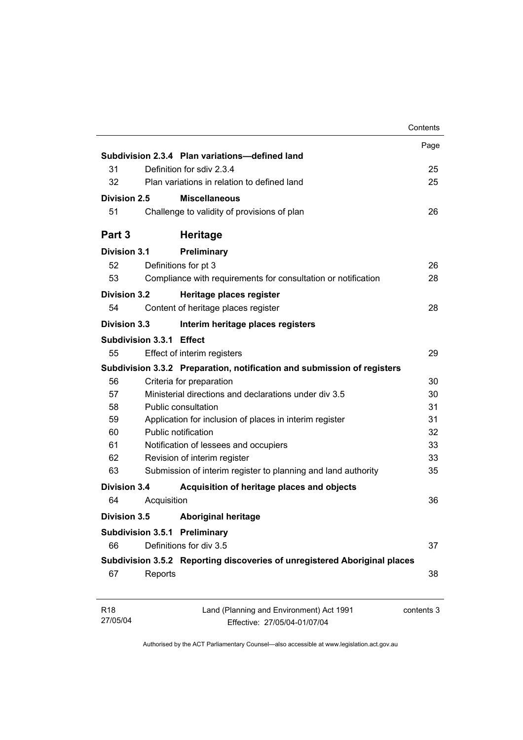| | | Page |
|---|---|---|
| **Subdivision 2.3.4** | **Plan variations—defined land** | |
| 31 | Definition for sdiv 2.3.4 | 25 |
| 32 | Plan variations in relation to defined land | 25 |
| **Division 2.5** | **Miscellaneous** | |
| 51 | Challenge to validity of provisions of plan | 26 |
| **Part 3** | **Heritage** | |
| **Division 3.1** | **Preliminary** | |
| 52 | Definitions for pt 3 | 26 |
| 53 | Compliance with requirements for consultation or notification | 28 |
| **Division 3.2** | **Heritage places register** | |
| 54 | Content of heritage places register | 28 |
| **Division 3.3** | **Interim heritage places registers** | |
| **Subdivision 3.3.1** | **Effect** | |
| 55 | Effect of interim registers | 29 |
| **Subdivision 3.3.2** | **Preparation, notification and submission of registers** | |
| 56 | Criteria for preparation | 30 |
| 57 | Ministerial directions and declarations under div 3.5 | 30 |
| 58 | Public consultation | 31 |
| 59 | Application for inclusion of places in interim register | 31 |
| 60 | Public notification | 32 |
| 61 | Notification of lessees and occupiers | 33 |
| 62 | Revision of interim register | 33 |
| 63 | Submission of interim register to planning and land authority | 35 |
| **Division 3.4** | **Acquisition of heritage places and objects** | |
| 64 | Acquisition | 36 |
| **Division 3.5** | **Aboriginal heritage** | |
| **Subdivision 3.5.1** | **Preliminary** | |
| 66 | Definitions for div 3.5 | 37 |
| **Subdivision 3.5.2** | **Reporting discoveries of unregistered Aboriginal places** | |
| 67 | Reports | 38 |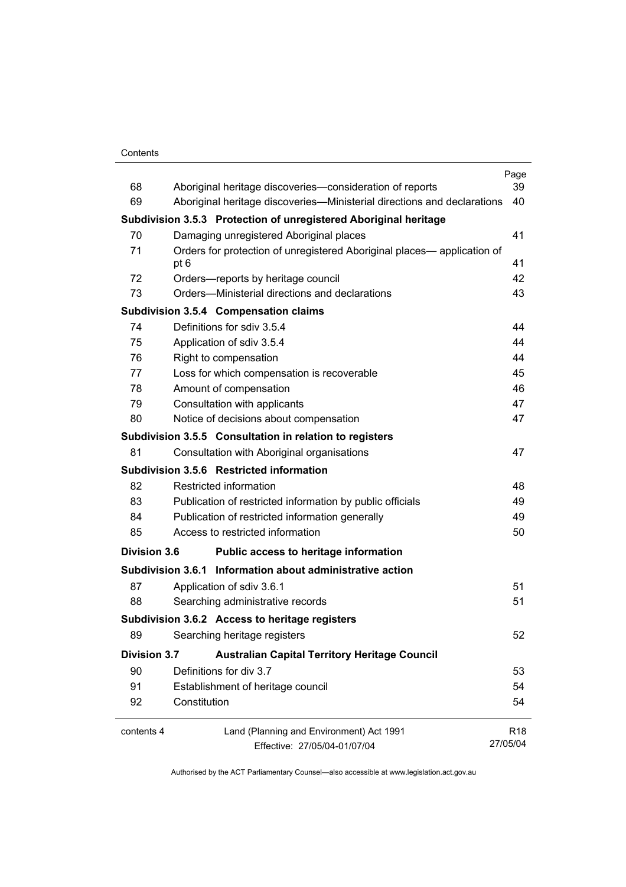| | | Page |
|---|---|---|
| 68 | Aboriginal heritage discoveries—consideration of reports | 39 |
| 69 | Aboriginal heritage discoveries—Ministerial directions and declarations | 40 |
| **Subdivision 3.5.3** | **Protection of unregistered Aboriginal heritage** | |
| 70 | Damaging unregistered Aboriginal places | 41 |
| 71 | Orders for protection of unregistered Aboriginal places— application of pt 6 | 41 |
| 72 | Orders—reports by heritage council | 42 |
| 73 | Orders—Ministerial directions and declarations | 43 |
| **Subdivision 3.5.4** | **Compensation claims** | |
| 74 | Definitions for sdiv 3.5.4 | 44 |
| 75 | Application of sdiv 3.5.4 | 44 |
| 76 | Right to compensation | 44 |
| 77 | Loss for which compensation is recoverable | 45 |
| 78 | Amount of compensation | 46 |
| 79 | Consultation with applicants | 47 |
| 80 | Notice of decisions about compensation | 47 |
| **Subdivision 3.5.5** | **Consultation in relation to registers** | |
| 81 | Consultation with Aboriginal organisations | 47 |
| **Subdivision 3.5.6** | **Restricted information** | |
| 82 | Restricted information | 48 |
| 83 | Publication of restricted information by public officials | 49 |
| 84 | Publication of restricted information generally | 49 |
| 85 | Access to restricted information | 50 |
| **Division 3.6** | **Public access to heritage information** | |
| **Subdivision 3.6.1** | **Information about administrative action** | |
| 87 | Application of sdiv 3.6.1 | 51 |
| 88 | Searching administrative records | 51 |
| **Subdivision 3.6.2** | **Access to heritage registers** | |
| 89 | Searching heritage registers | 52 |
| **Division 3.7** | **Australian Capital Territory Heritage Council** | |
| 90 | Definitions for div 3.7 | 53 |
| 91 | Establishment of heritage council | 54 |
| 92 | Constitution | 54 |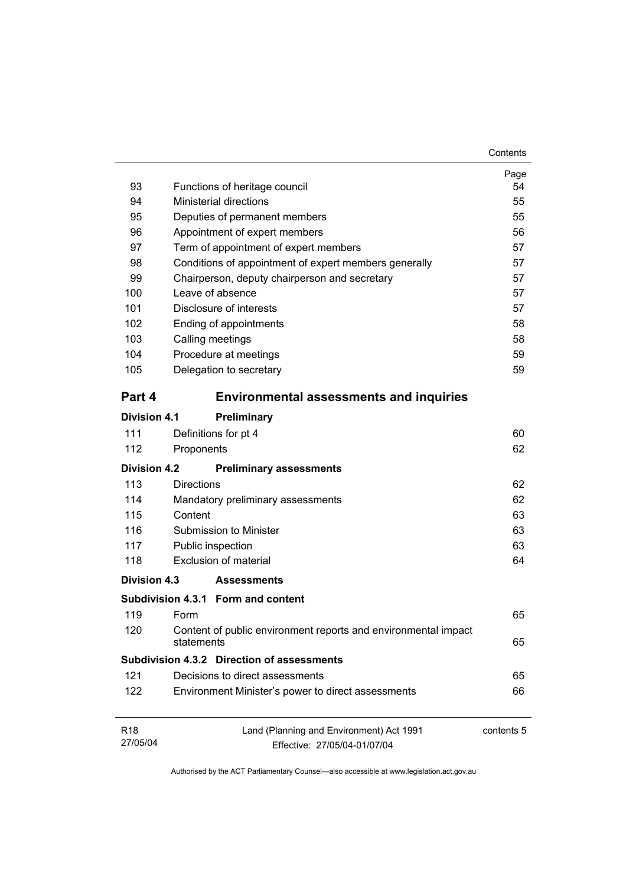| | | Page |
|---|---|---|
| 93 | Functions of heritage council | 54 |
| 94 | Ministerial directions | 55 |
| 95 | Deputies of permanent members | 55 |
| 96 | Appointment of expert members | 56 |
| 97 | Term of appointment of expert members | 57 |
| 98 | Conditions of appointment of expert members generally | 57 |
| 99 | Chairperson, deputy chairperson and secretary | 57 |
| 100 | Leave of absence | 57 |
| 101 | Disclosure of interests | 57 |
| 102 | Ending of appointments | 58 |
| 103 | Calling meetings | 58 |
| 104 | Procedure at meetings | 59 |
| 105 | Delegation to secretary | 59 |

## Part 4 Environmental assessments and inquiries

### Division 4.1 Preliminary

| | | |
|---|---|---|
| 111 | Definitions for pt 4 | 60 |
| 112 | Proponents | 62 |

### Division 4.2 Preliminary assessments

| | | |
|---|---|---|
| 113 | Directions | 62 |
| 114 | Mandatory preliminary assessments | 62 |
| 115 | Content | 63 |
| 116 | Submission to Minister | 63 |
| 117 | Public inspection | 63 |
| 118 | Exclusion of material | 64 |

### Division 4.3 Assessments

#### Subdivision 4.3.1 Form and content

| | | |
|---|---|---|
| 119 | Form | 65 |
| 120 | Content of public environment reports and environmental impact statements | 65 |

#### Subdivision 4.3.2 Direction of assessments

| | | |
|---|---|---|
| 121 | Decisions to direct assessments | 65 |
| 122 | Environment Minister's power to direct assessments | 66 |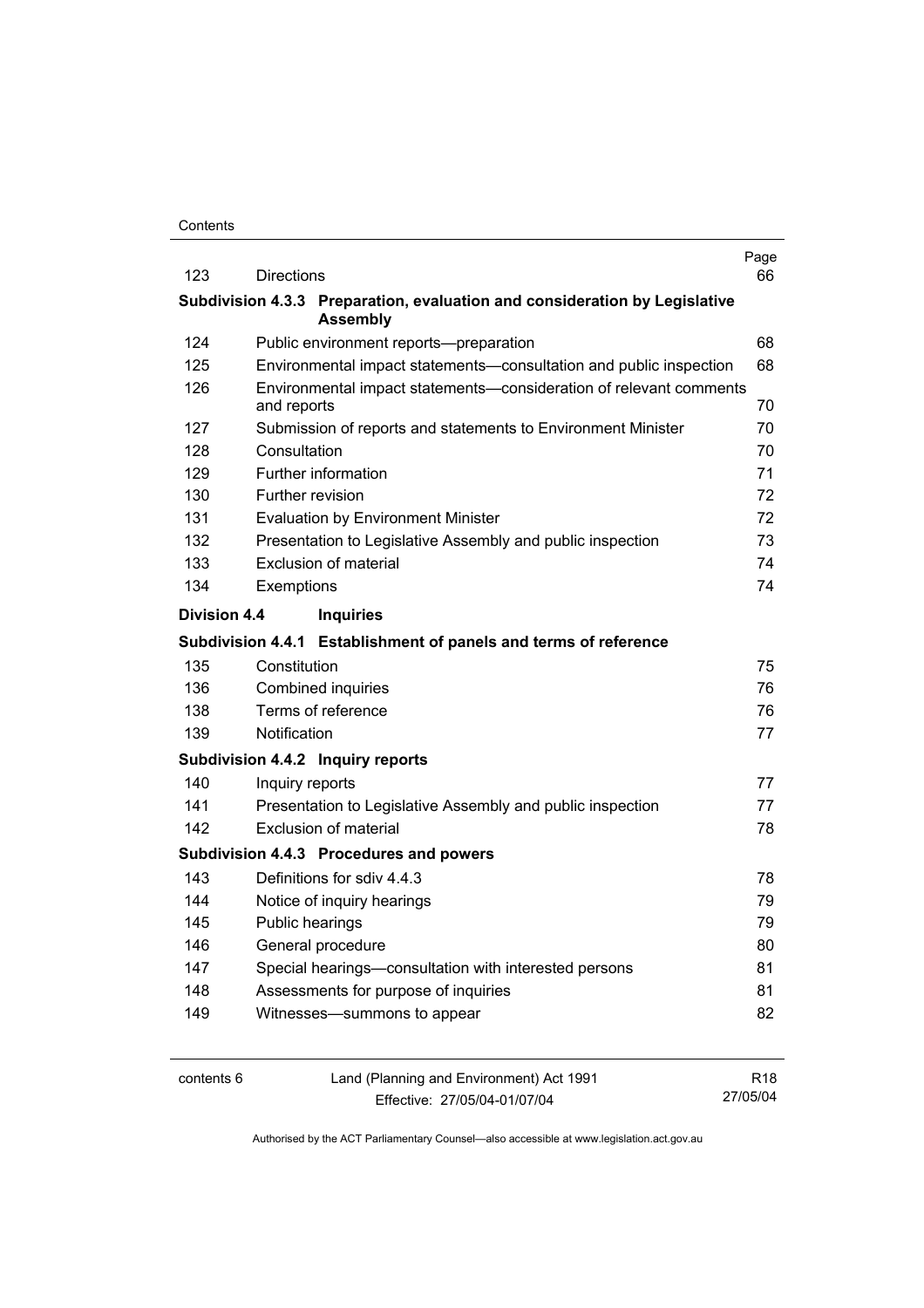| | | Page |
|---|---|---|
| 123 | Directions | 66 |
| **Subdivision 4.3.3** | **Preparation, evaluation and consideration by Legislative Assembly** | |
| 124 | Public environment reports—preparation | 68 |
| 125 | Environmental impact statements—consultation and public inspection | 68 |
| 126 | Environmental impact statements—consideration of relevant comments and reports | 70 |
| 127 | Submission of reports and statements to Environment Minister | 70 |
| 128 | Consultation | 70 |
| 129 | Further information | 71 |
| 130 | Further revision | 72 |
| 131 | Evaluation by Environment Minister | 72 |
| 132 | Presentation to Legislative Assembly and public inspection | 73 |
| 133 | Exclusion of material | 74 |
| 134 | Exemptions | 74 |
| **Division 4.4** | **Inquiries** | |
| **Subdivision 4.4.1** | **Establishment of panels and terms of reference** | |
| 135 | Constitution | 75 |
| 136 | Combined inquiries | 76 |
| 138 | Terms of reference | 76 |
| 139 | Notification | 77 |
| **Subdivision 4.4.2** | **Inquiry reports** | |
| 140 | Inquiry reports | 77 |
| 141 | Presentation to Legislative Assembly and public inspection | 77 |
| 142 | Exclusion of material | 78 |
| **Subdivision 4.4.3** | **Procedures and powers** | |
| 143 | Definitions for sdiv 4.4.3 | 78 |
| 144 | Notice of inquiry hearings | 79 |
| 145 | Public hearings | 79 |
| 146 | General procedure | 80 |
| 147 | Special hearings—consultation with interested persons | 81 |
| 148 | Assessments for purpose of inquiries | 81 |
| 149 | Witnesses—summons to appear | 82 |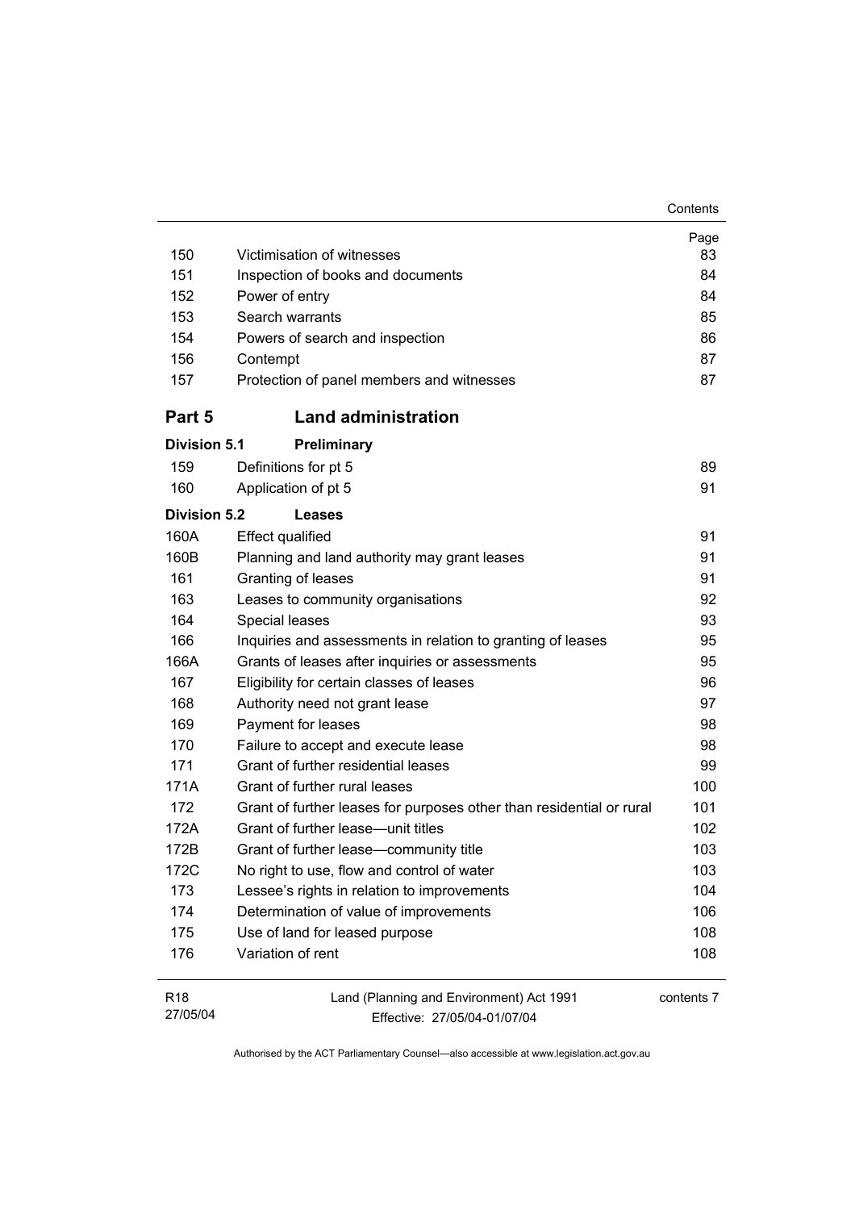| | | Page |
|---|---|---|
| 150 | Victimisation of witnesses | 83 |
| 151 | Inspection of books and documents | 84 |
| 152 | Power of entry | 84 |
| 153 | Search warrants | 85 |
| 154 | Powers of search and inspection | 86 |
| 156 | Contempt | 87 |
| 157 | Protection of panel members and witnesses | 87 |

## Part 5 Land administration

### Division 5.1 Preliminary

| | | |
|---|---|---|
| 159 | Definitions for pt 5 | 89 |
| 160 | Application of pt 5 | 91 |

### Division 5.2 Leases

| | | |
|---|---|---|
| 160A | Effect qualified | 91 |
| 160B | Planning and land authority may grant leases | 91 |
| 161 | Granting of leases | 91 |
| 163 | Leases to community organisations | 92 |
| 164 | Special leases | 93 |
| 166 | Inquiries and assessments in relation to granting of leases | 95 |
| 166A | Grants of leases after inquiries or assessments | 95 |
| 167 | Eligibility for certain classes of leases | 96 |
| 168 | Authority need not grant lease | 97 |
| 169 | Payment for leases | 98 |
| 170 | Failure to accept and execute lease | 98 |
| 171 | Grant of further residential leases | 99 |
| 171A | Grant of further rural leases | 100 |
| 172 | Grant of further leases for purposes other than residential or rural | 101 |
| 172A | Grant of further lease—unit titles | 102 |
| 172B | Grant of further lease—community title | 103 |
| 172C | No right to use, flow and control of water | 103 |
| 173 | Lessee's rights in relation to improvements | 104 |
| 174 | Determination of value of improvements | 106 |
| 175 | Use of land for leased purpose | 108 |
| 176 | Variation of rent | 108 |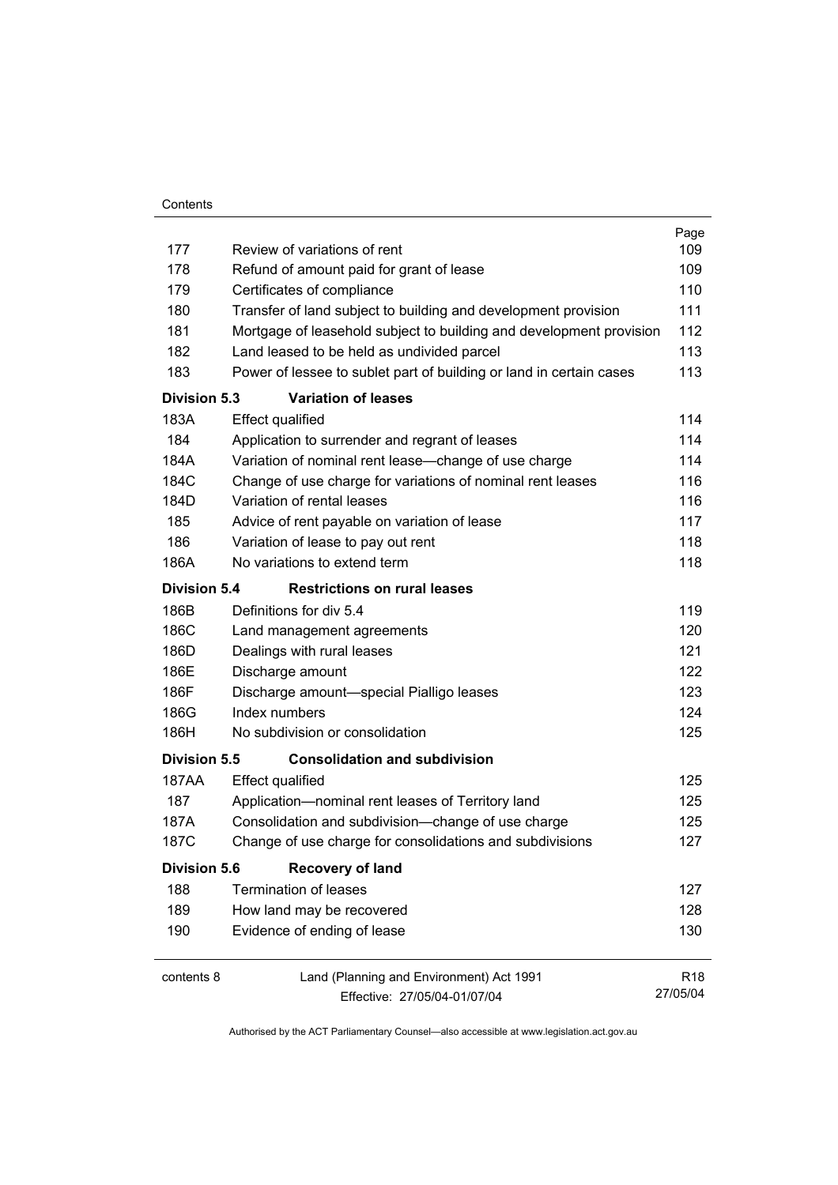| | | Page |
|---|---|---|
| 177 | Review of variations of rent | 109 |
| 178 | Refund of amount paid for grant of lease | 109 |
| 179 | Certificates of compliance | 110 |
| 180 | Transfer of land subject to building and development provision | 111 |
| 181 | Mortgage of leasehold subject to building and development provision | 112 |
| 182 | Land leased to be held as undivided parcel | 113 |
| 183 | Power of lessee to sublet part of building or land in certain cases | 113 |
| **Division 5.3** | **Variation of leases** | |
| 183A | Effect qualified | 114 |
| 184 | Application to surrender and regrant of leases | 114 |
| 184A | Variation of nominal rent lease—change of use charge | 114 |
| 184C | Change of use charge for variations of nominal rent leases | 116 |
| 184D | Variation of rental leases | 116 |
| 185 | Advice of rent payable on variation of lease | 117 |
| 186 | Variation of lease to pay out rent | 118 |
| 186A | No variations to extend term | 118 |
| **Division 5.4** | **Restrictions on rural leases** | |
| 186B | Definitions for div 5.4 | 119 |
| 186C | Land management agreements | 120 |
| 186D | Dealings with rural leases | 121 |
| 186E | Discharge amount | 122 |
| 186F | Discharge amount—special Pialligo leases | 123 |
| 186G | Index numbers | 124 |
| 186H | No subdivision or consolidation | 125 |
| **Division 5.5** | **Consolidation and subdivision** | |
| 187AA | Effect qualified | 125 |
| 187 | Application—nominal rent leases of Territory land | 125 |
| 187A | Consolidation and subdivision—change of use charge | 125 |
| 187C | Change of use charge for consolidations and subdivisions | 127 |
| **Division 5.6** | **Recovery of land** | |
| 188 | Termination of leases | 127 |
| 189 | How land may be recovered | 128 |
| 190 | Evidence of ending of lease | 130 |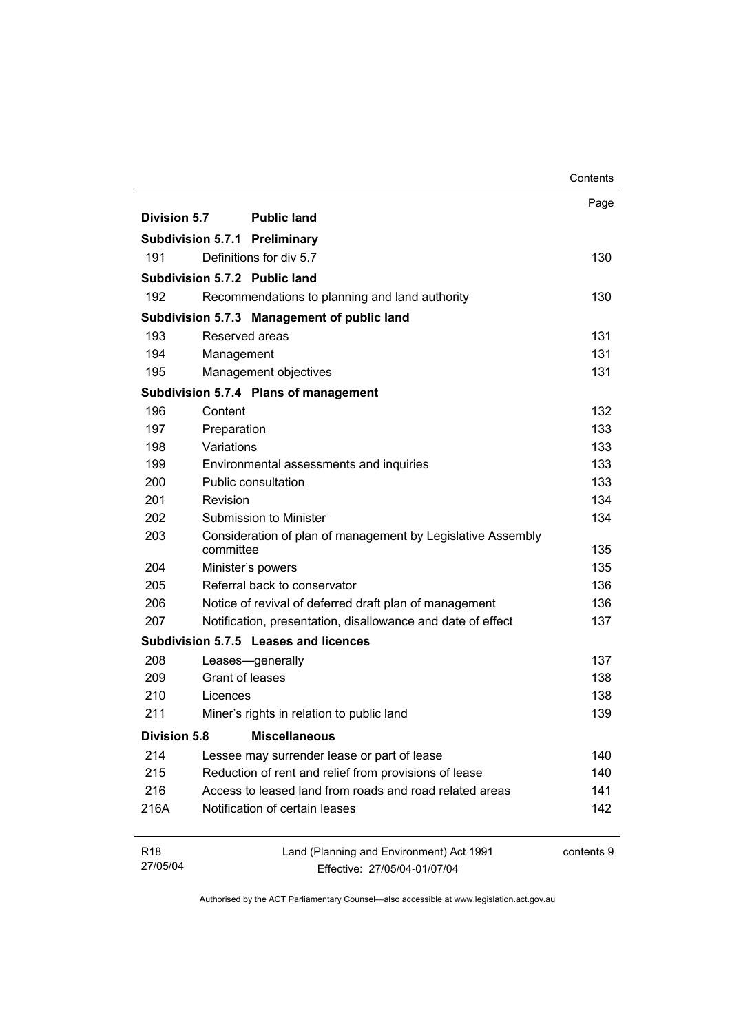| | | Page |
|---|---|---|
| **Division 5.7** | **Public land** | |
| **Subdivision 5.7.1** | **Preliminary** | |
| 191 | Definitions for div 5.7 | 130 |
| **Subdivision 5.7.2** | **Public land** | |
| 192 | Recommendations to planning and land authority | 130 |
| **Subdivision 5.7.3** | **Management of public land** | |
| 193 | Reserved areas | 131 |
| 194 | Management | 131 |
| 195 | Management objectives | 131 |
| **Subdivision 5.7.4** | **Plans of management** | |
| 196 | Content | 132 |
| 197 | Preparation | 133 |
| 198 | Variations | 133 |
| 199 | Environmental assessments and inquiries | 133 |
| 200 | Public consultation | 133 |
| 201 | Revision | 134 |
| 202 | Submission to Minister | 134 |
| 203 | Consideration of plan of management by Legislative Assembly committee | 135 |
| 204 | Minister's powers | 135 |
| 205 | Referral back to conservator | 136 |
| 206 | Notice of revival of deferred draft plan of management | 136 |
| 207 | Notification, presentation, disallowance and date of effect | 137 |
| **Subdivision 5.7.5** | **Leases and licences** | |
| 208 | Leases—generally | 137 |
| 209 | Grant of leases | 138 |
| 210 | Licences | 138 |
| 211 | Miner's rights in relation to public land | 139 |
| **Division 5.8** | **Miscellaneous** | |
| 214 | Lessee may surrender lease or part of lease | 140 |
| 215 | Reduction of rent and relief from provisions of lease | 140 |
| 216 | Access to leased land from roads and road related areas | 141 |
| 216A | Notification of certain leases | 142 |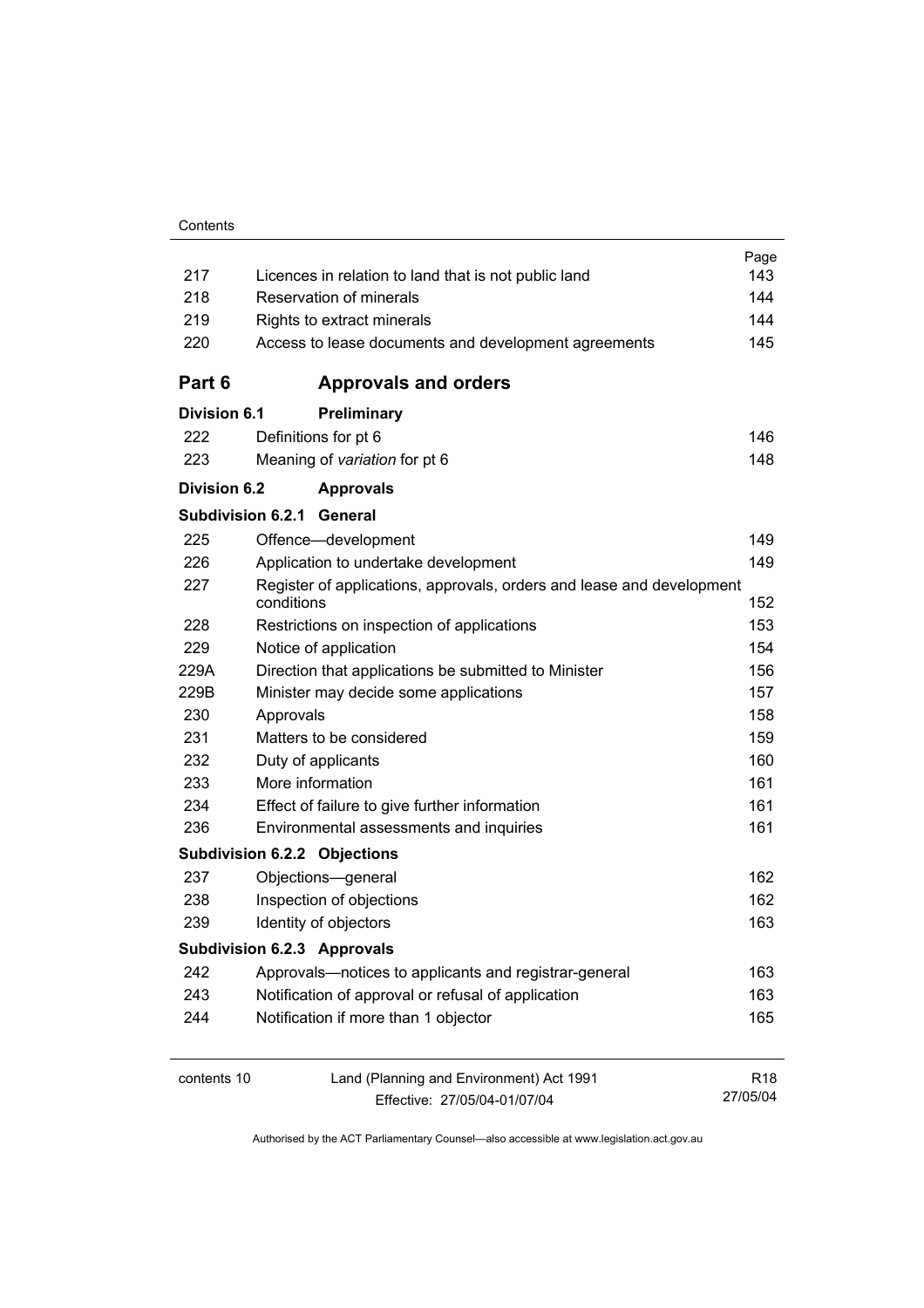| | | Page |
|---|---|---|
| 217 | Licences in relation to land that is not public land | 143 |
| 218 | Reservation of minerals | 144 |
| 219 | Rights to extract minerals | 144 |
| 220 | Access to lease documents and development agreements | 145 |

## Part 6 Approvals and orders

### Division 6.1 Preliminary

| | | |
|---|---|---|
| 222 | Definitions for pt 6 | 146 |
| 223 | Meaning of *variation* for pt 6 | 148 |

### Division 6.2 Approvals

#### Subdivision 6.2.1 General

| | | |
|---|---|---|
| 225 | Offence—development | 149 |
| 226 | Application to undertake development | 149 |
| 227 | Register of applications, approvals, orders and lease and development conditions | 152 |
| 228 | Restrictions on inspection of applications | 153 |
| 229 | Notice of application | 154 |
| 229A | Direction that applications be submitted to Minister | 156 |
| 229B | Minister may decide some applications | 157 |
| 230 | Approvals | 158 |
| 231 | Matters to be considered | 159 |
| 232 | Duty of applicants | 160 |
| 233 | More information | 161 |
| 234 | Effect of failure to give further information | 161 |
| 236 | Environmental assessments and inquiries | 161 |

#### Subdivision 6.2.2 Objections

| | | |
|---|---|---|
| 237 | Objections—general | 162 |
| 238 | Inspection of objections | 162 |
| 239 | Identity of objectors | 163 |

#### Subdivision 6.2.3 Approvals

| | | |
|---|---|---|
| 242 | Approvals—notices to applicants and registrar-general | 163 |
| 243 | Notification of approval or refusal of application | 163 |
| 244 | Notification if more than 1 objector | 165 |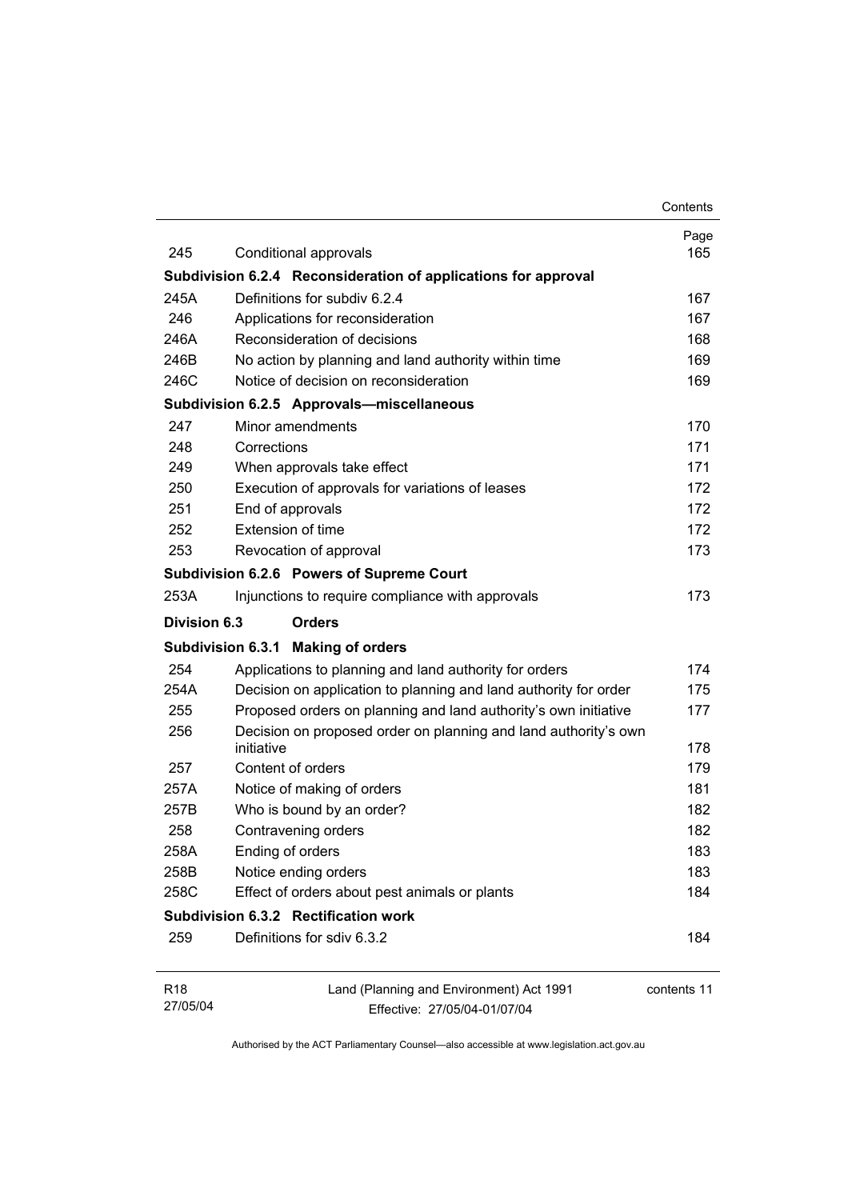| | | Page |
|---|---|---|
| 245 | Conditional approvals | 165 |
| **Subdivision 6.2.4** | **Reconsideration of applications for approval** | |
| 245A | Definitions for subdiv 6.2.4 | 167 |
| 246 | Applications for reconsideration | 167 |
| 246A | Reconsideration of decisions | 168 |
| 246B | No action by planning and land authority within time | 169 |
| 246C | Notice of decision on reconsideration | 169 |
| **Subdivision 6.2.5** | **Approvals—miscellaneous** | |
| 247 | Minor amendments | 170 |
| 248 | Corrections | 171 |
| 249 | When approvals take effect | 171 |
| 250 | Execution of approvals for variations of leases | 172 |
| 251 | End of approvals | 172 |
| 252 | Extension of time | 172 |
| 253 | Revocation of approval | 173 |
| **Subdivision 6.2.6** | **Powers of Supreme Court** | |
| 253A | Injunctions to require compliance with approvals | 173 |
| **Division 6.3** | **Orders** | |
| **Subdivision 6.3.1** | **Making of orders** | |
| 254 | Applications to planning and land authority for orders | 174 |
| 254A | Decision on application to planning and land authority for order | 175 |
| 255 | Proposed orders on planning and land authority's own initiative | 177 |
| 256 | Decision on proposed order on planning and land authority's own initiative | 178 |
| 257 | Content of orders | 179 |
| 257A | Notice of making of orders | 181 |
| 257B | Who is bound by an order? | 182 |
| 258 | Contravening orders | 182 |
| 258A | Ending of orders | 183 |
| 258B | Notice ending orders | 183 |
| 258C | Effect of orders about pest animals or plants | 184 |
| **Subdivision 6.3.2** | **Rectification work** | |
| 259 | Definitions for sdiv 6.3.2 | 184 |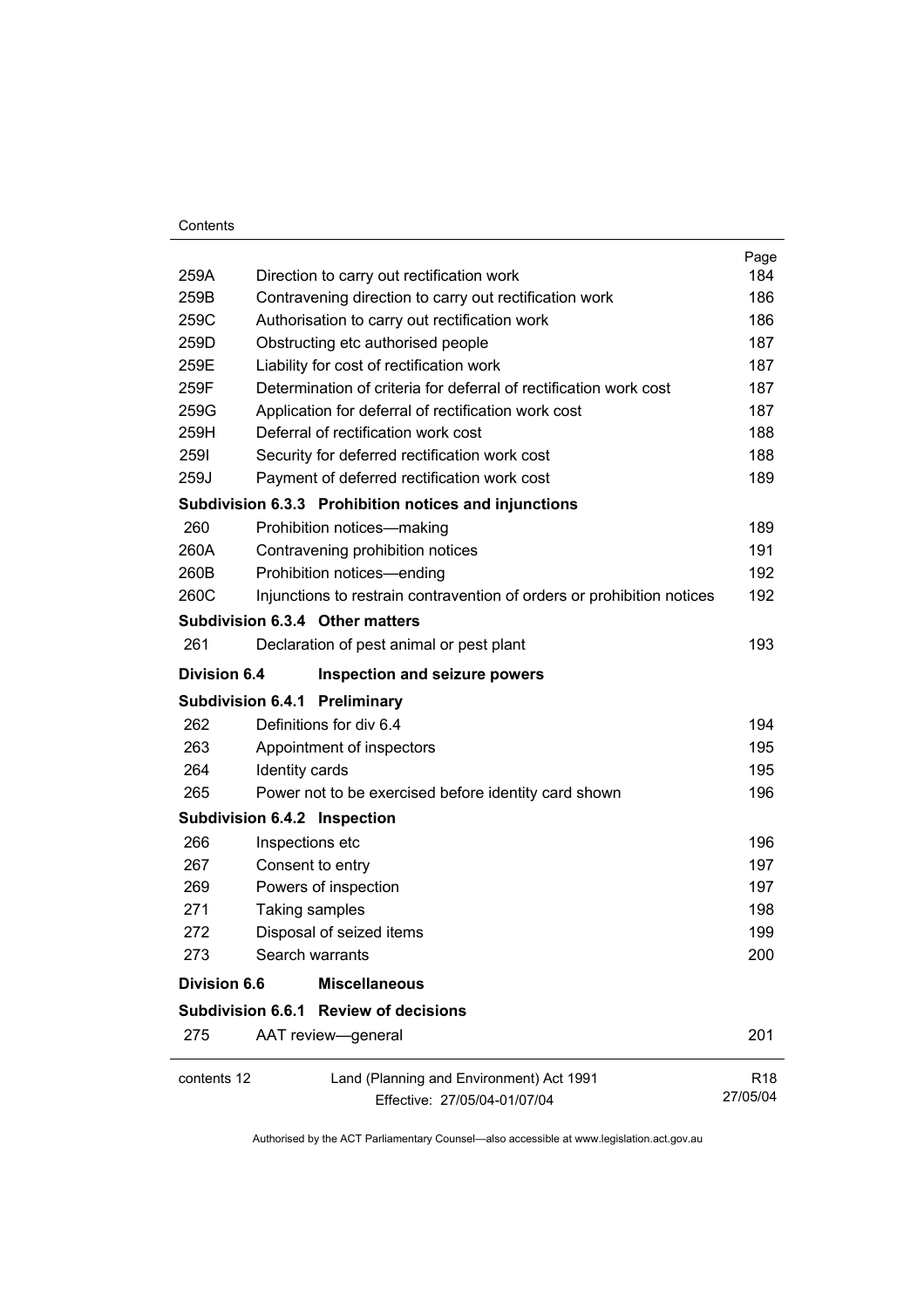| | | Page |
|---|---|---|
| 259A | Direction to carry out rectification work | 184 |
| 259B | Contravening direction to carry out rectification work | 186 |
| 259C | Authorisation to carry out rectification work | 186 |
| 259D | Obstructing etc authorised people | 187 |
| 259E | Liability for cost of rectification work | 187 |
| 259F | Determination of criteria for deferral of rectification work cost | 187 |
| 259G | Application for deferral of rectification work cost | 187 |
| 259H | Deferral of rectification work cost | 188 |
| 259I | Security for deferred rectification work cost | 188 |
| 259J | Payment of deferred rectification work cost | 189 |
| **Subdivision 6.3.3** | **Prohibition notices and injunctions** | |
| 260 | Prohibition notices—making | 189 |
| 260A | Contravening prohibition notices | 191 |
| 260B | Prohibition notices—ending | 192 |
| 260C | Injunctions to restrain contravention of orders or prohibition notices | 192 |
| **Subdivision 6.3.4** | **Other matters** | |
| 261 | Declaration of pest animal or pest plant | 193 |
| **Division 6.4** | **Inspection and seizure powers** | |
| **Subdivision 6.4.1** | **Preliminary** | |
| 262 | Definitions for div 6.4 | 194 |
| 263 | Appointment of inspectors | 195 |
| 264 | Identity cards | 195 |
| 265 | Power not to be exercised before identity card shown | 196 |
| **Subdivision 6.4.2** | **Inspection** | |
| 266 | Inspections etc | 196 |
| 267 | Consent to entry | 197 |
| 269 | Powers of inspection | 197 |
| 271 | Taking samples | 198 |
| 272 | Disposal of seized items | 199 |
| 273 | Search warrants | 200 |
| **Division 6.6** | **Miscellaneous** | |
| **Subdivision 6.6.1** | **Review of decisions** | |
| 275 | AAT review—general | 201 |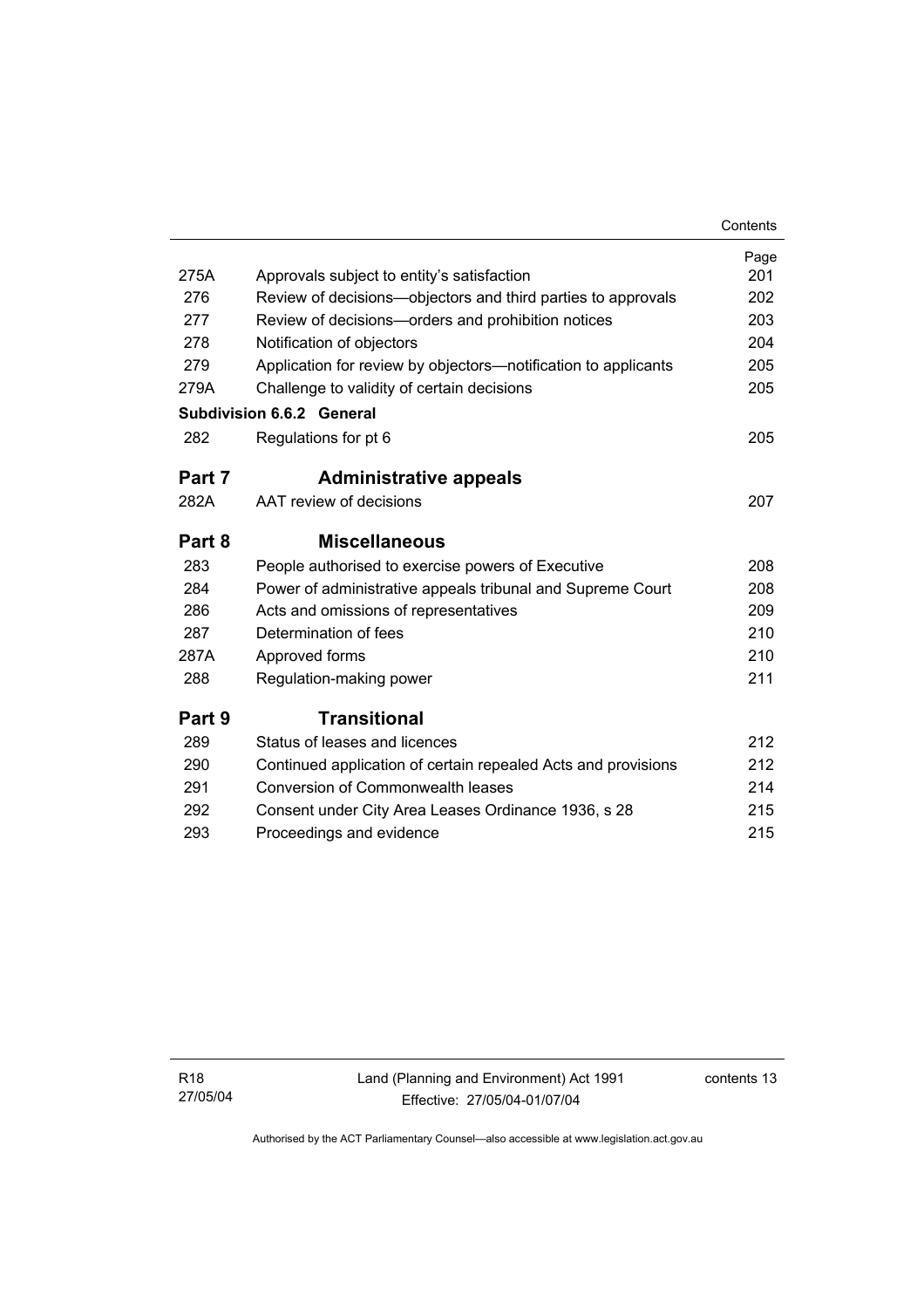| | | Page |
|---|---|---|
| 275A | Approvals subject to entity's satisfaction | 201 |
| 276 | Review of decisions—objectors and third parties to approvals | 202 |
| 277 | Review of decisions—orders and prohibition notices | 203 |
| 278 | Notification of objectors | 204 |
| 279 | Application for review by objectors—notification to applicants | 205 |
| 279A | Challenge to validity of certain decisions | 205 |
| **Subdivision 6.6.2** | **General** | |
| 282 | Regulations for pt 6 | 205 |
| **Part 7** | **Administrative appeals** | |
| 282A | AAT review of decisions | 207 |
| **Part 8** | **Miscellaneous** | |
| 283 | People authorised to exercise powers of Executive | 208 |
| 284 | Power of administrative appeals tribunal and Supreme Court | 208 |
| 286 | Acts and omissions of representatives | 209 |
| 287 | Determination of fees | 210 |
| 287A | Approved forms | 210 |
| 288 | Regulation-making power | 211 |
| **Part 9** | **Transitional** | |
| 289 | Status of leases and licences | 212 |
| 290 | Continued application of certain repealed Acts and provisions | 212 |
| 291 | Conversion of Commonwealth leases | 214 |
| 292 | Consent under City Area Leases Ordinance 1936, s 28 | 215 |
| 293 | Proceedings and evidence | 215 |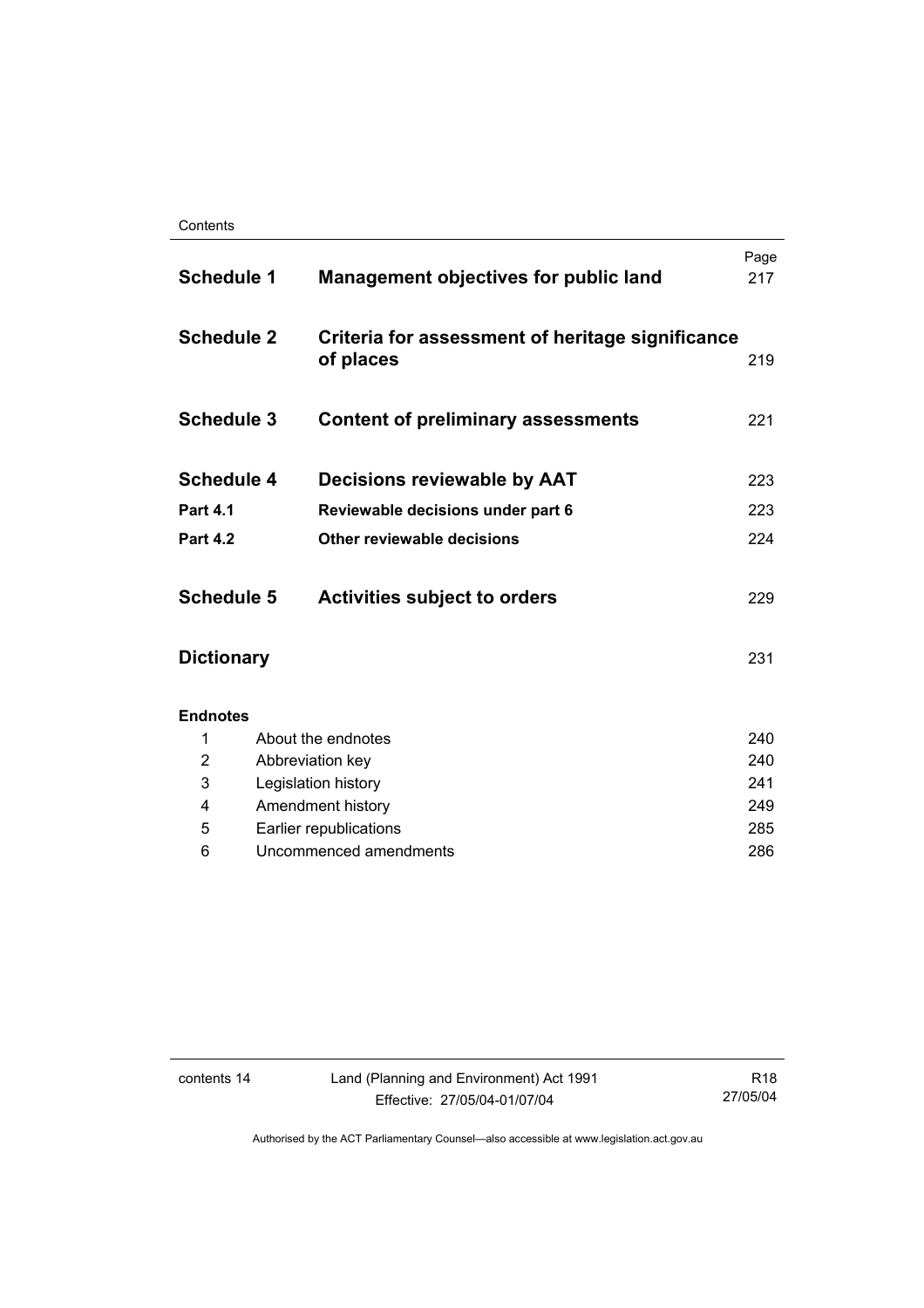| | | Page |
|---|---|---|
| **Schedule 1** | **Management objectives for public land** | 217 |
| **Schedule 2** | **Criteria for assessment of heritage significance of places** | 219 |
| **Schedule 3** | **Content of preliminary assessments** | 221 |
| **Schedule 4** | **Decisions reviewable by AAT** | 223 |
| **Part 4.1** | **Reviewable decisions under part 6** | 223 |
| **Part 4.2** | **Other reviewable decisions** | 224 |
| **Schedule 5** | **Activities subject to orders** | 229 |
| **Dictionary** | | 231 |

**Endnotes**

| | | |
|---|---|---|
| 1 | About the endnotes | 240 |
| 2 | Abbreviation key | 240 |
| 3 | Legislation history | 241 |
| 4 | Amendment history | 249 |
| 5 | Earlier republications | 285 |
| 6 | Uncommenced amendments | 286 |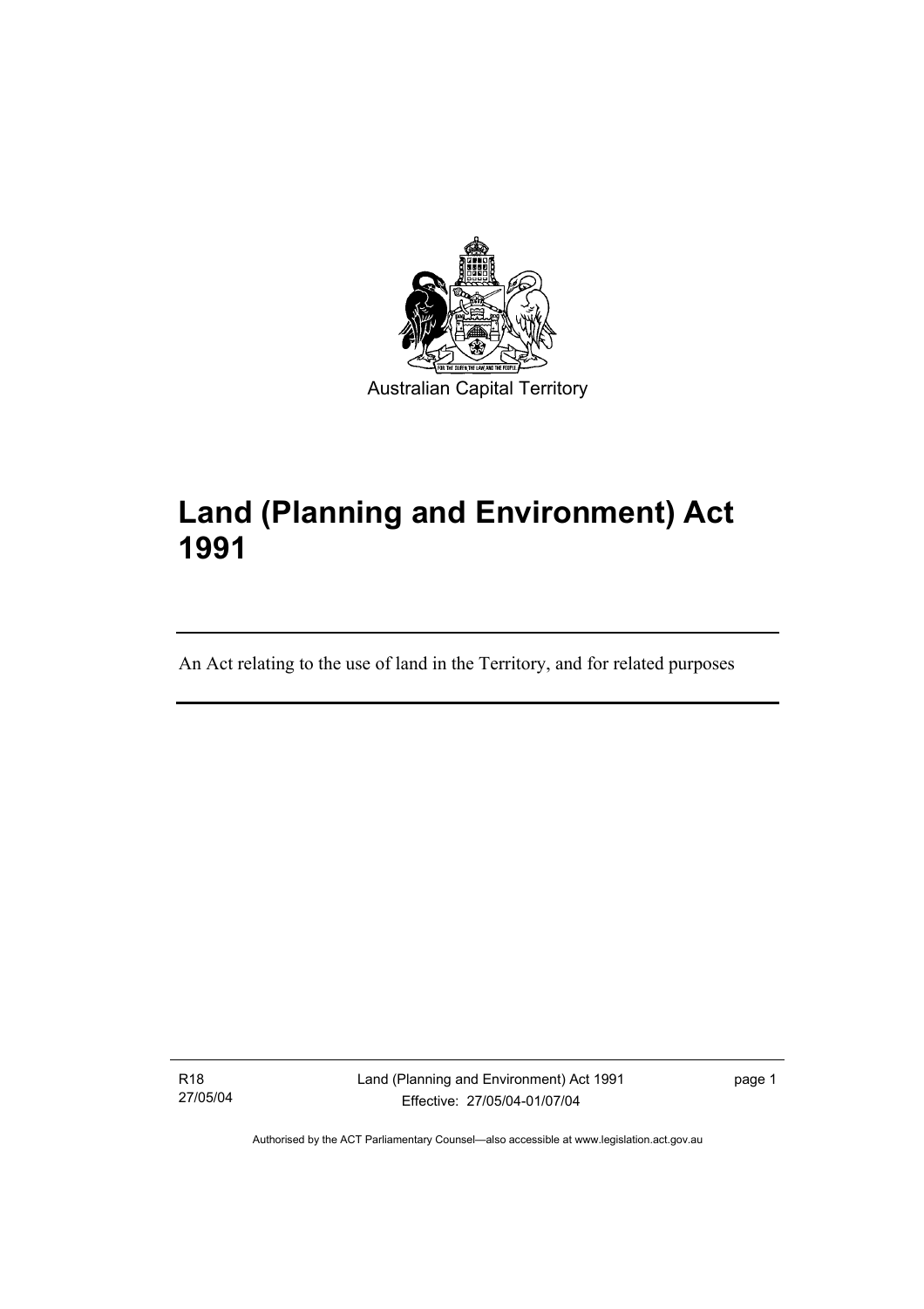Australian Capital Territory

# Land (Planning and Environment) Act 1991

An Act relating to the use of land in the Territory, and for related purposes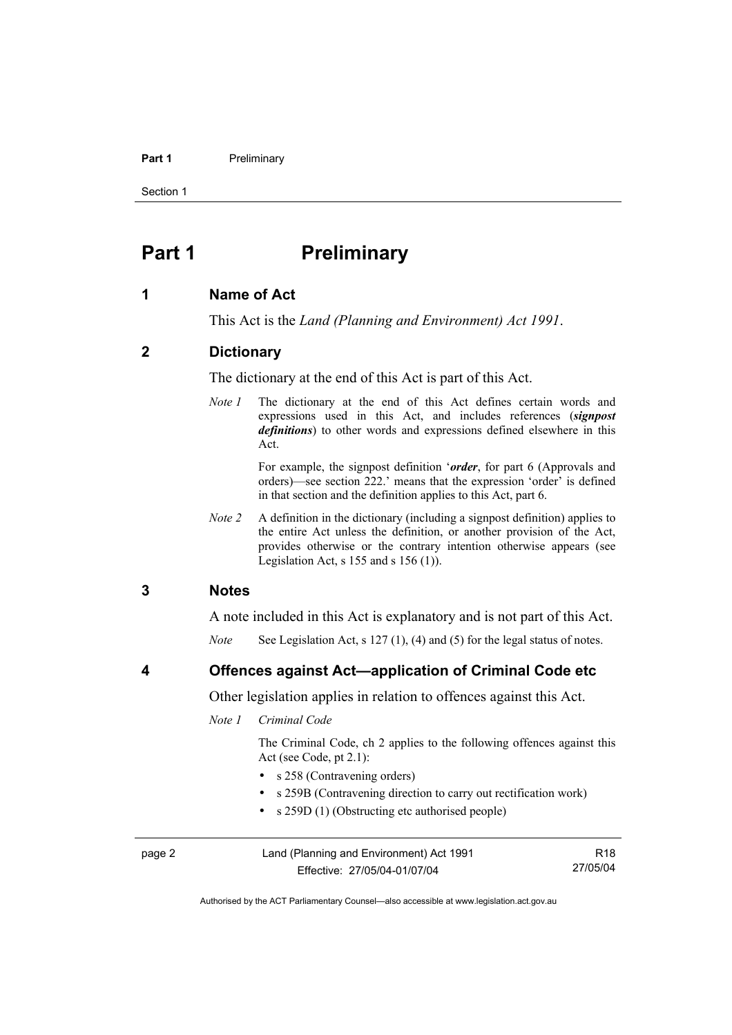# Part 1 Preliminary

## 1 Name of Act

This Act is the *Land (Planning and Environment) Act 1991*.

## 2 Dictionary

The dictionary at the end of this Act is part of this Act.

*Note 1* The dictionary at the end of this Act defines certain words and expressions used in this Act, and includes references (***signpost definitions***) to other words and expressions defined elsewhere in this Act.

For example, the signpost definition '***order***, for part 6 (Approvals and orders)—see section 222.' means that the expression 'order' is defined in that section and the definition applies to this Act, part 6.

*Note 2* A definition in the dictionary (including a signpost definition) applies to the entire Act unless the definition, or another provision of the Act, provides otherwise or the contrary intention otherwise appears (see Legislation Act, s 155 and s 156 (1)).

## 3 Notes

A note included in this Act is explanatory and is not part of this Act.

*Note* See Legislation Act, s 127 (1), (4) and (5) for the legal status of notes.

## 4 Offences against Act—application of Criminal Code etc

Other legislation applies in relation to offences against this Act.

*Note 1* *Criminal Code*

The Criminal Code, ch 2 applies to the following offences against this Act (see Code, pt 2.1):

- s 258 (Contravening orders)
- s 259B (Contravening direction to carry out rectification work)
- s 259D (1) (Obstructing etc authorised people)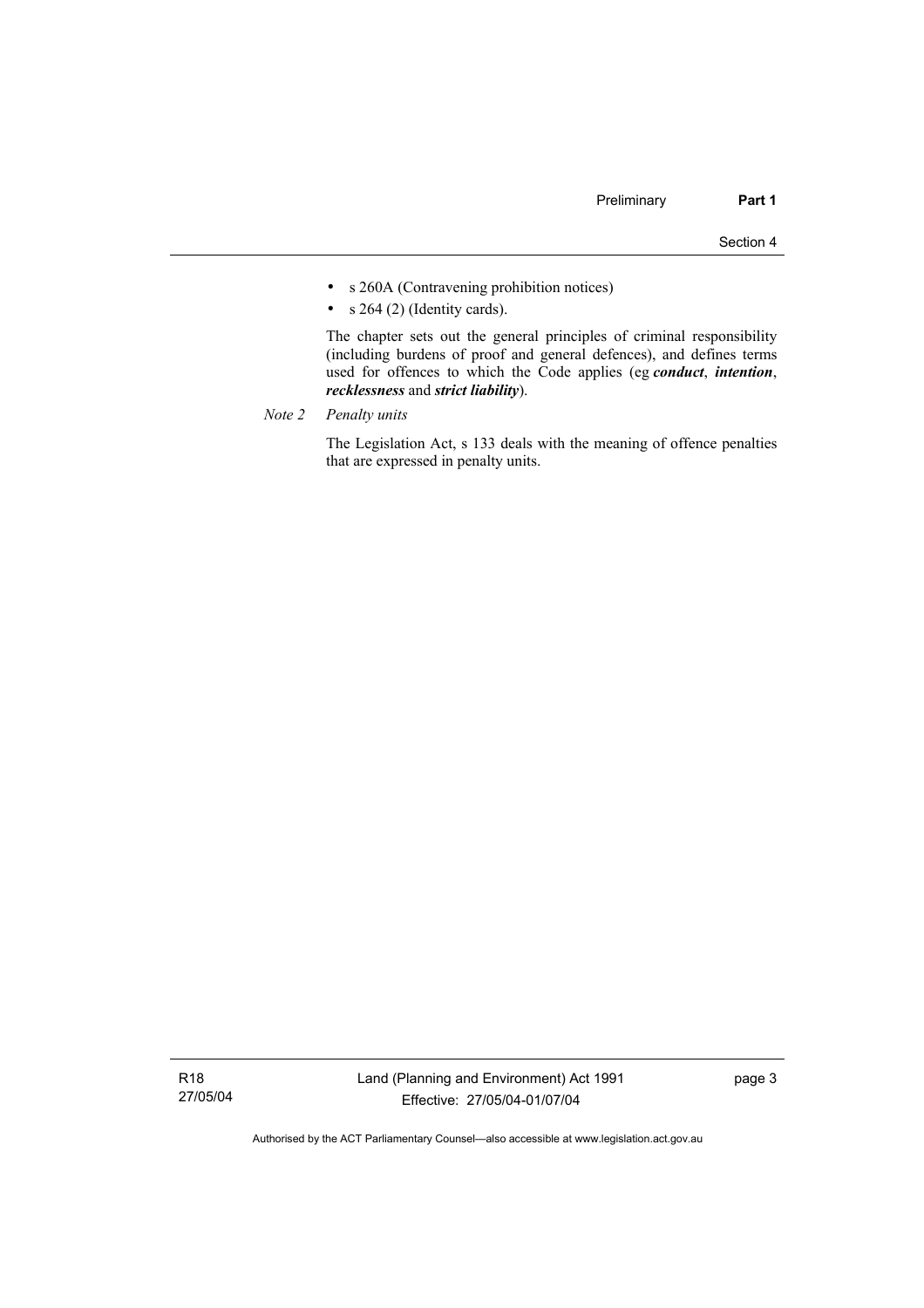- s 260A (Contravening prohibition notices)
- s 264 (2) (Identity cards).

The chapter sets out the general principles of criminal responsibility (including burdens of proof and general defences), and defines terms used for offences to which the Code applies (eg ***conduct***, ***intention***, ***recklessness*** and ***strict liability***).

*Note 2* *Penalty units*

The Legislation Act, s 133 deals with the meaning of offence penalties that are expressed in penalty units.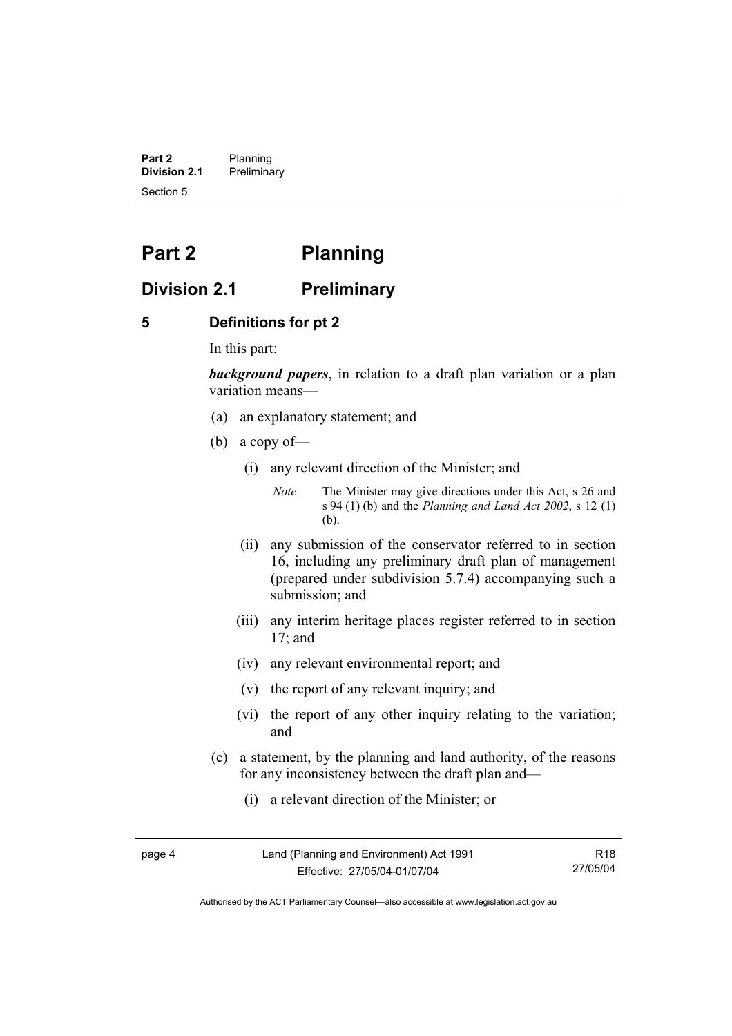# Part 2 Planning

## Division 2.1 Preliminary

### 5 Definitions for pt 2

In this part:

***background papers***, in relation to a draft plan variation or a plan variation means—

(a) an explanatory statement; and

(b) a copy of—

(i) any relevant direction of the Minister; and

*Note* The Minister may give directions under this Act, s 26 and s 94 (1) (b) and the *Planning and Land Act 2002*, s 12 (1) (b).

(ii) any submission of the conservator referred to in section 16, including any preliminary draft plan of management (prepared under subdivision 5.7.4) accompanying such a submission; and

(iii) any interim heritage places register referred to in section 17; and

(iv) any relevant environmental report; and

(v) the report of any relevant inquiry; and

(vi) the report of any other inquiry relating to the variation; and

(c) a statement, by the planning and land authority, of the reasons for any inconsistency between the draft plan and—

(i) a relevant direction of the Minister; or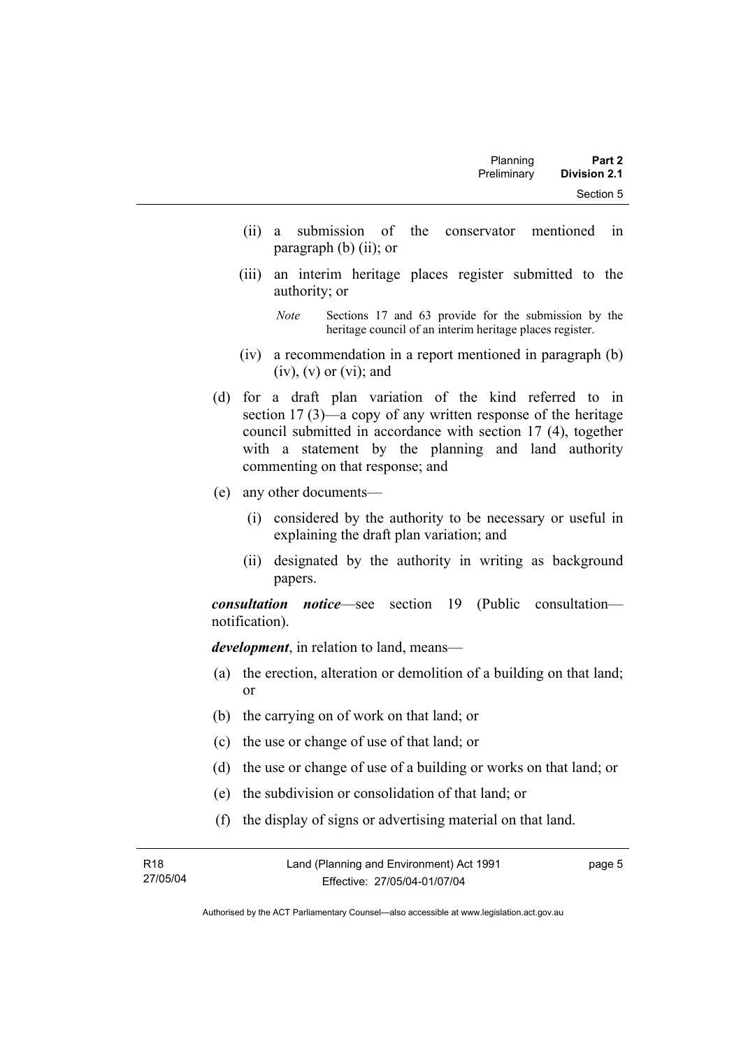(ii) a submission of the conservator mentioned in paragraph (b) (ii); or

(iii) an interim heritage places register submitted to the authority; or

*Note* Sections 17 and 63 provide for the submission by the heritage council of an interim heritage places register.

(iv) a recommendation in a report mentioned in paragraph (b) (iv), (v) or (vi); and

(d) for a draft plan variation of the kind referred to in section 17 (3)—a copy of any written response of the heritage council submitted in accordance with section 17 (4), together with a statement by the planning and land authority commenting on that response; and

(e) any other documents—

(i) considered by the authority to be necessary or useful in explaining the draft plan variation; and

(ii) designated by the authority in writing as background papers.

***consultation notice***—see section 19 (Public consultation—notification).

***development***, in relation to land, means—

(a) the erection, alteration or demolition of a building on that land; or

(b) the carrying on of work on that land; or

(c) the use or change of use of that land; or

(d) the use or change of use of a building or works on that land; or

(e) the subdivision or consolidation of that land; or

(f) the display of signs or advertising material on that land.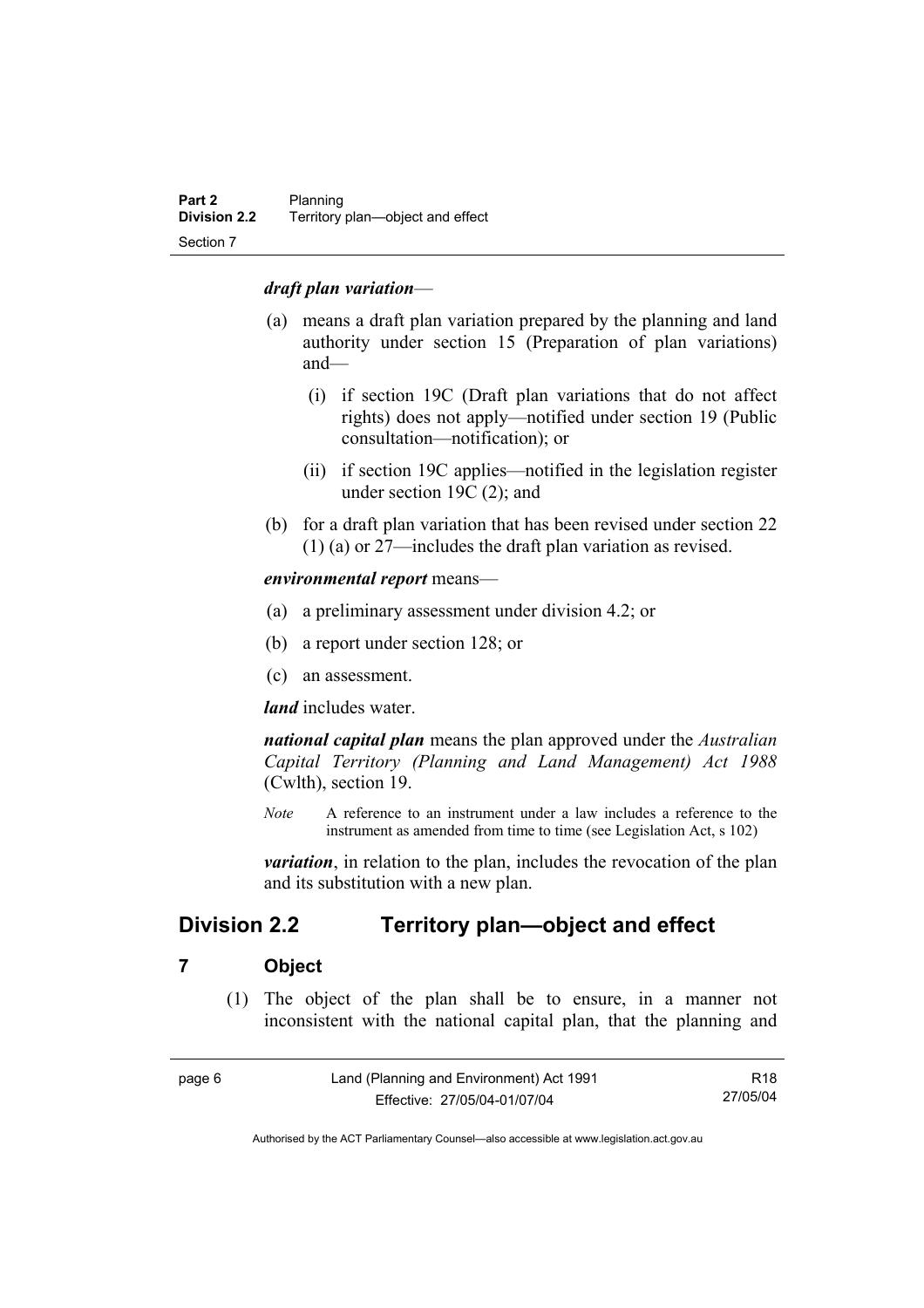***draft plan variation***—

(a) means a draft plan variation prepared by the planning and land authority under section 15 (Preparation of plan variations) and—

  (i) if section 19C (Draft plan variations that do not affect rights) does not apply—notified under section 19 (Public consultation—notification); or

  (ii) if section 19C applies—notified in the legislation register under section 19C (2); and

(b) for a draft plan variation that has been revised under section 22 (1) (a) or 27—includes the draft plan variation as revised.

***environmental report*** means—

(a) a preliminary assessment under division 4.2; or

(b) a report under section 128; or

(c) an assessment.

***land*** includes water.

***national capital plan*** means the plan approved under the *Australian Capital Territory (Planning and Land Management) Act 1988* (Cwlth), section 19.

*Note* A reference to an instrument under a law includes a reference to the instrument as amended from time to time (see Legislation Act, s 102)

***variation***, in relation to the plan, includes the revocation of the plan and its substitution with a new plan.

## Division 2.2 Territory plan—object and effect

### 7 Object

(1) The object of the plan shall be to ensure, in a manner not inconsistent with the national capital plan, that the planning and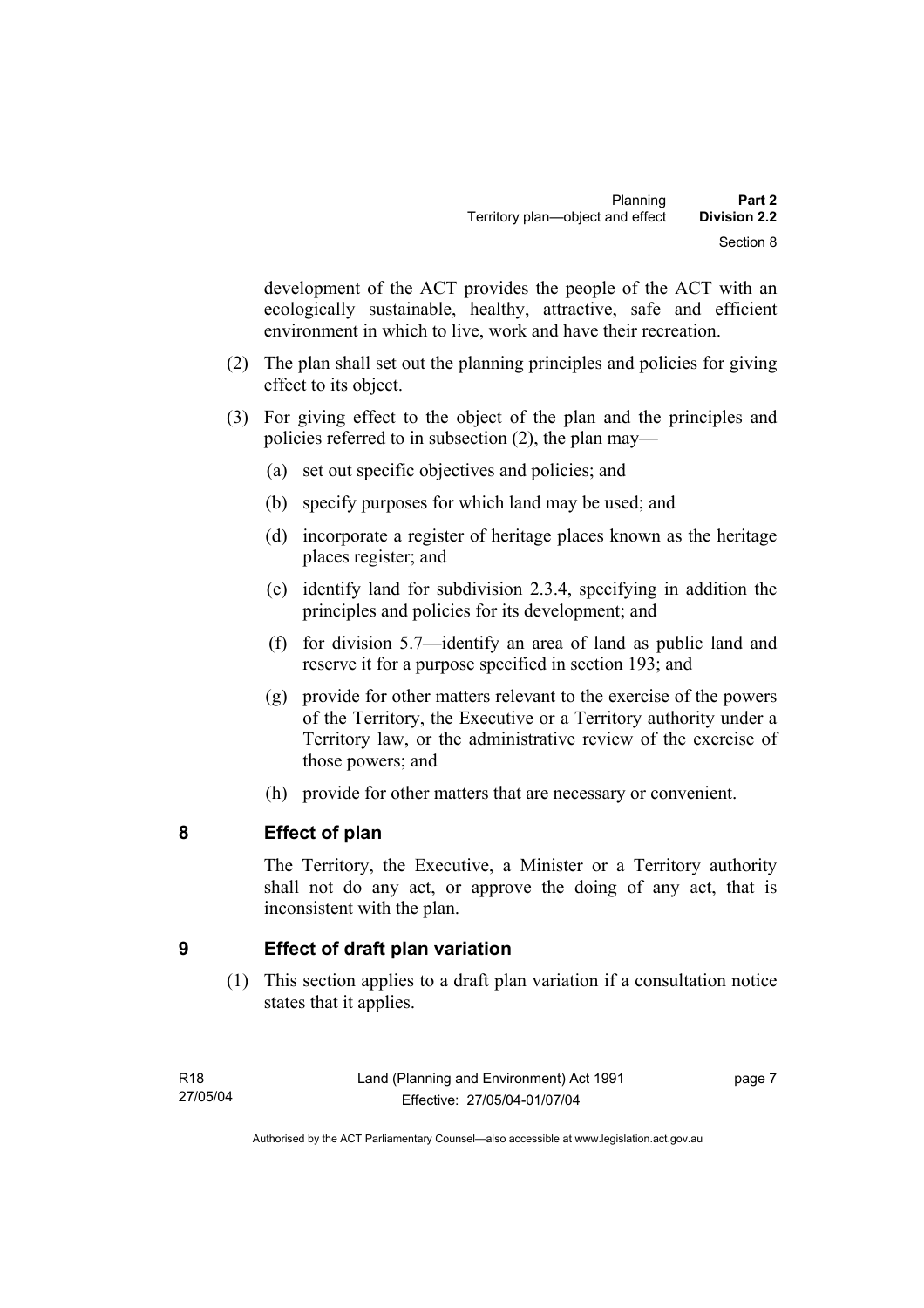development of the ACT provides the people of the ACT with an ecologically sustainable, healthy, attractive, safe and efficient environment in which to live, work and have their recreation.

(2) The plan shall set out the planning principles and policies for giving effect to its object.

(3) For giving effect to the object of the plan and the principles and policies referred to in subsection (2), the plan may—

(a) set out specific objectives and policies; and

(b) specify purposes for which land may be used; and

(d) incorporate a register of heritage places known as the heritage places register; and

(e) identify land for subdivision 2.3.4, specifying in addition the principles and policies for its development; and

(f) for division 5.7—identify an area of land as public land and reserve it for a purpose specified in section 193; and

(g) provide for other matters relevant to the exercise of the powers of the Territory, the Executive or a Territory authority under a Territory law, or the administrative review of the exercise of those powers; and

(h) provide for other matters that are necessary or convenient.

## 8 Effect of plan

The Territory, the Executive, a Minister or a Territory authority shall not do any act, or approve the doing of any act, that is inconsistent with the plan.

## 9 Effect of draft plan variation

(1) This section applies to a draft plan variation if a consultation notice states that it applies.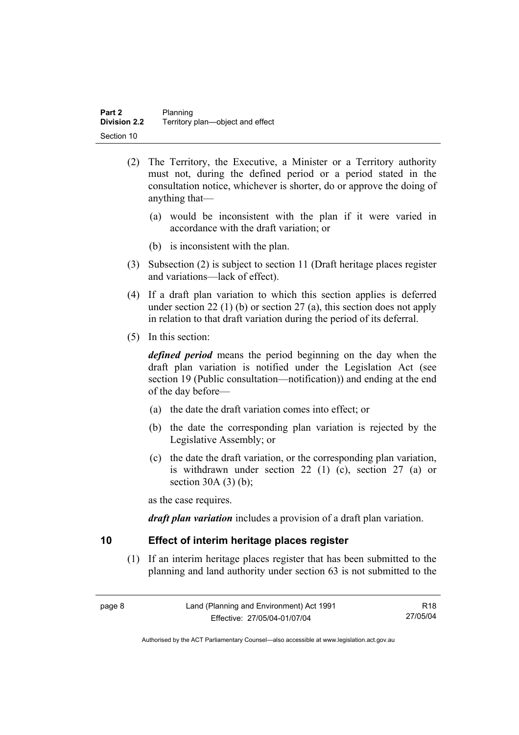(2) The Territory, the Executive, a Minister or a Territory authority must not, during the defined period or a period stated in the consultation notice, whichever is shorter, do or approve the doing of anything that—

(a) would be inconsistent with the plan if it were varied in accordance with the draft variation; or

(b) is inconsistent with the plan.

(3) Subsection (2) is subject to section 11 (Draft heritage places register and variations—lack of effect).

(4) If a draft plan variation to which this section applies is deferred under section 22 (1) (b) or section 27 (a), this section does not apply in relation to that draft variation during the period of its deferral.

(5) In this section:

***defined period*** means the period beginning on the day when the draft plan variation is notified under the Legislation Act (see section 19 (Public consultation—notification)) and ending at the end of the day before—

(a) the date the draft variation comes into effect; or

(b) the date the corresponding plan variation is rejected by the Legislative Assembly; or

(c) the date the draft variation, or the corresponding plan variation, is withdrawn under section 22 (1) (c), section 27 (a) or section 30A (3) (b);

as the case requires.

***draft plan variation*** includes a provision of a draft plan variation.

## 10 Effect of interim heritage places register

(1) If an interim heritage places register that has been submitted to the planning and land authority under section 63 is not submitted to the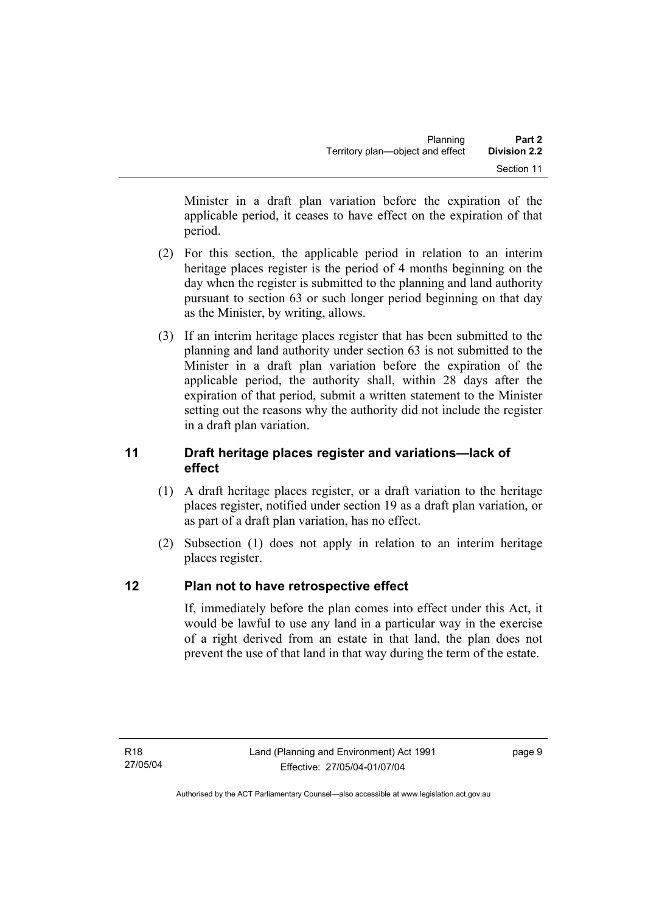Minister in a draft plan variation before the expiration of the applicable period, it ceases to have effect on the expiration of that period.

(2) For this section, the applicable period in relation to an interim heritage places register is the period of 4 months beginning on the day when the register is submitted to the planning and land authority pursuant to section 63 or such longer period beginning on that day as the Minister, by writing, allows.

(3) If an interim heritage places register that has been submitted to the planning and land authority under section 63 is not submitted to the Minister in a draft plan variation before the expiration of the applicable period, the authority shall, within 28 days after the expiration of that period, submit a written statement to the Minister setting out the reasons why the authority did not include the register in a draft plan variation.

## 11 Draft heritage places register and variations—lack of effect

(1) A draft heritage places register, or a draft variation to the heritage places register, notified under section 19 as a draft plan variation, or as part of a draft plan variation, has no effect.

(2) Subsection (1) does not apply in relation to an interim heritage places register.

## 12 Plan not to have retrospective effect

If, immediately before the plan comes into effect under this Act, it would be lawful to use any land in a particular way in the exercise of a right derived from an estate in that land, the plan does not prevent the use of that land in that way during the term of the estate.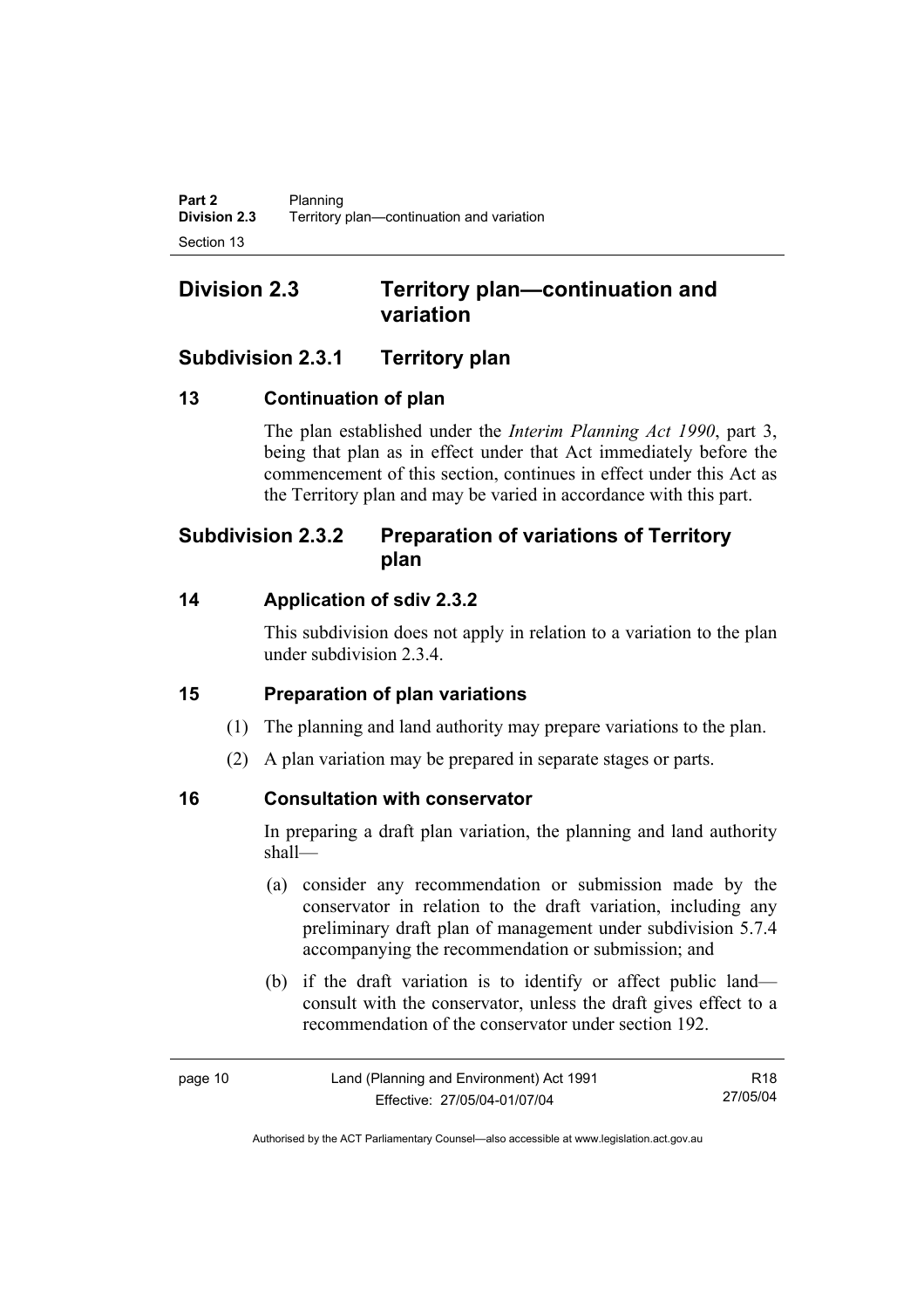## Division 2.3 Territory plan—continuation and variation

### Subdivision 2.3.1 Territory plan

#### 13 Continuation of plan

The plan established under the *Interim Planning Act 1990*, part 3, being that plan as in effect under that Act immediately before the commencement of this section, continues in effect under this Act as the Territory plan and may be varied in accordance with this part.

### Subdivision 2.3.2 Preparation of variations of Territory plan

#### 14 Application of sdiv 2.3.2

This subdivision does not apply in relation to a variation to the plan under subdivision 2.3.4.

#### 15 Preparation of plan variations

(1) The planning and land authority may prepare variations to the plan.

(2) A plan variation may be prepared in separate stages or parts.

#### 16 Consultation with conservator

In preparing a draft plan variation, the planning and land authority shall—

(a) consider any recommendation or submission made by the conservator in relation to the draft variation, including any preliminary draft plan of management under subdivision 5.7.4 accompanying the recommendation or submission; and

(b) if the draft variation is to identify or affect public land—consult with the conservator, unless the draft gives effect to a recommendation of the conservator under section 192.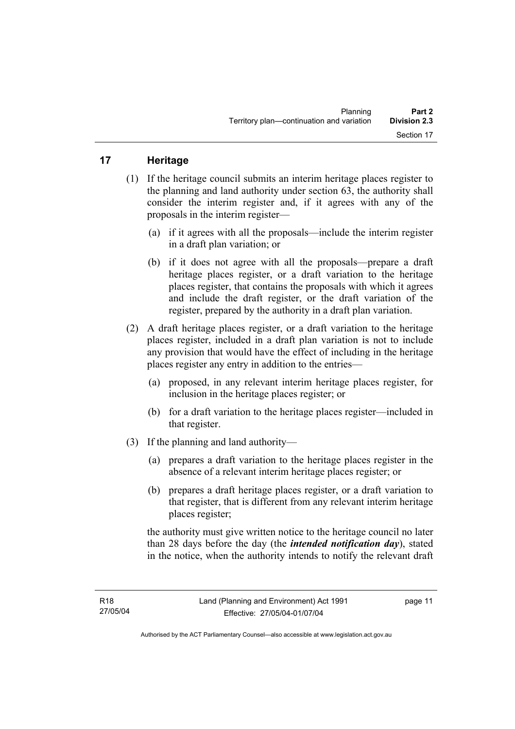## 17 Heritage

(1) If the heritage council submits an interim heritage places register to the planning and land authority under section 63, the authority shall consider the interim register and, if it agrees with any of the proposals in the interim register—

(a) if it agrees with all the proposals—include the interim register in a draft plan variation; or

(b) if it does not agree with all the proposals—prepare a draft heritage places register, or a draft variation to the heritage places register, that contains the proposals with which it agrees and include the draft register, or the draft variation of the register, prepared by the authority in a draft plan variation.

(2) A draft heritage places register, or a draft variation to the heritage places register, included in a draft plan variation is not to include any provision that would have the effect of including in the heritage places register any entry in addition to the entries—

(a) proposed, in any relevant interim heritage places register, for inclusion in the heritage places register; or

(b) for a draft variation to the heritage places register—included in that register.

(3) If the planning and land authority—

(a) prepares a draft variation to the heritage places register in the absence of a relevant interim heritage places register; or

(b) prepares a draft heritage places register, or a draft variation to that register, that is different from any relevant interim heritage places register;

the authority must give written notice to the heritage council no later than 28 days before the day (the ***intended notification day***), stated in the notice, when the authority intends to notify the relevant draft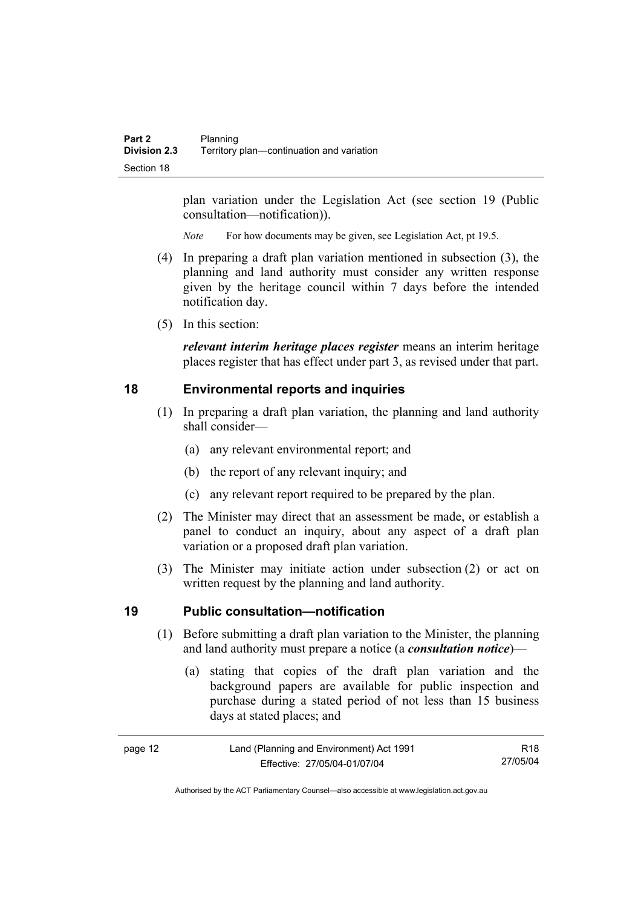plan variation under the Legislation Act (see section 19 (Public consultation—notification)).

*Note* For how documents may be given, see Legislation Act, pt 19.5.

(4) In preparing a draft plan variation mentioned in subsection (3), the planning and land authority must consider any written response given by the heritage council within 7 days before the intended notification day.

(5) In this section:

***relevant interim heritage places register*** means an interim heritage places register that has effect under part 3, as revised under that part.

## 18 Environmental reports and inquiries

(1) In preparing a draft plan variation, the planning and land authority shall consider—

(a) any relevant environmental report; and

(b) the report of any relevant inquiry; and

(c) any relevant report required to be prepared by the plan.

(2) The Minister may direct that an assessment be made, or establish a panel to conduct an inquiry, about any aspect of a draft plan variation or a proposed draft plan variation.

(3) The Minister may initiate action under subsection (2) or act on written request by the planning and land authority.

## 19 Public consultation—notification

(1) Before submitting a draft plan variation to the Minister, the planning and land authority must prepare a notice (a ***consultation notice***)—

(a) stating that copies of the draft plan variation and the background papers are available for public inspection and purchase during a stated period of not less than 15 business days at stated places; and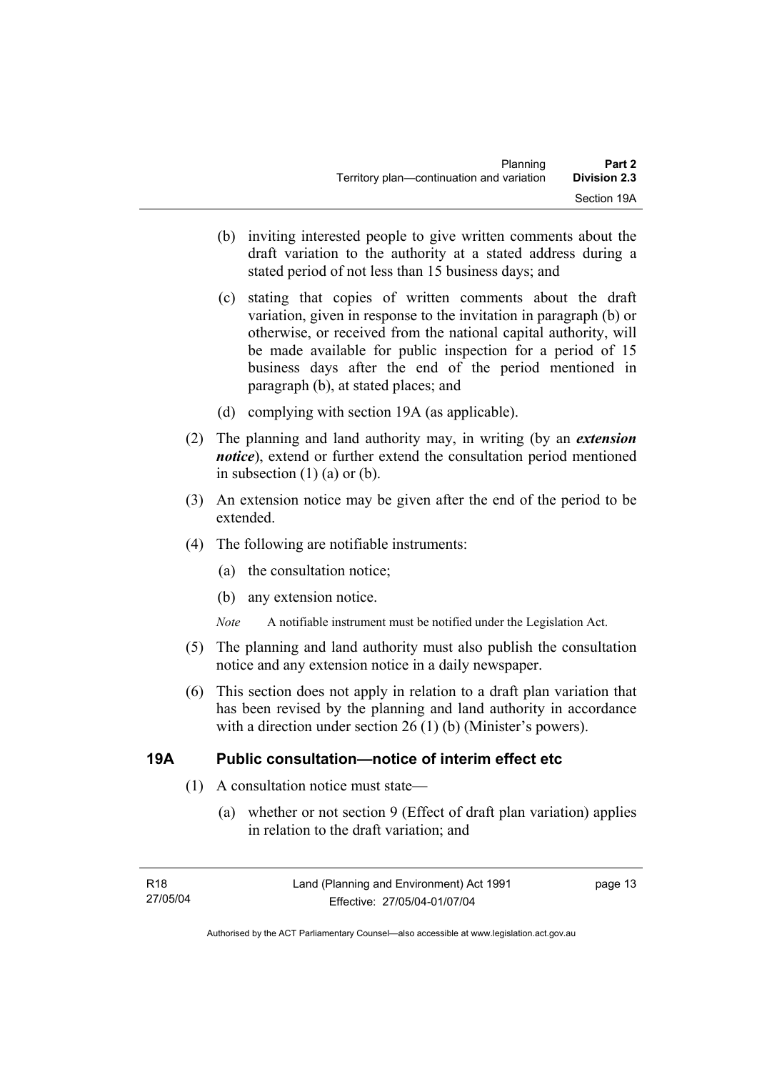(b) inviting interested people to give written comments about the draft variation to the authority at a stated address during a stated period of not less than 15 business days; and

(c) stating that copies of written comments about the draft variation, given in response to the invitation in paragraph (b) or otherwise, or received from the national capital authority, will be made available for public inspection for a period of 15 business days after the end of the period mentioned in paragraph (b), at stated places; and

(d) complying with section 19A (as applicable).

(2) The planning and land authority may, in writing (by an ***extension notice***), extend or further extend the consultation period mentioned in subsection (1) (a) or (b).

(3) An extension notice may be given after the end of the period to be extended.

(4) The following are notifiable instruments:

(a) the consultation notice;

(b) any extension notice.

*Note* A notifiable instrument must be notified under the Legislation Act.

(5) The planning and land authority must also publish the consultation notice and any extension notice in a daily newspaper.

(6) This section does not apply in relation to a draft plan variation that has been revised by the planning and land authority in accordance with a direction under section 26 (1) (b) (Minister's powers).

## 19A Public consultation—notice of interim effect etc

(1) A consultation notice must state—

(a) whether or not section 9 (Effect of draft plan variation) applies in relation to the draft variation; and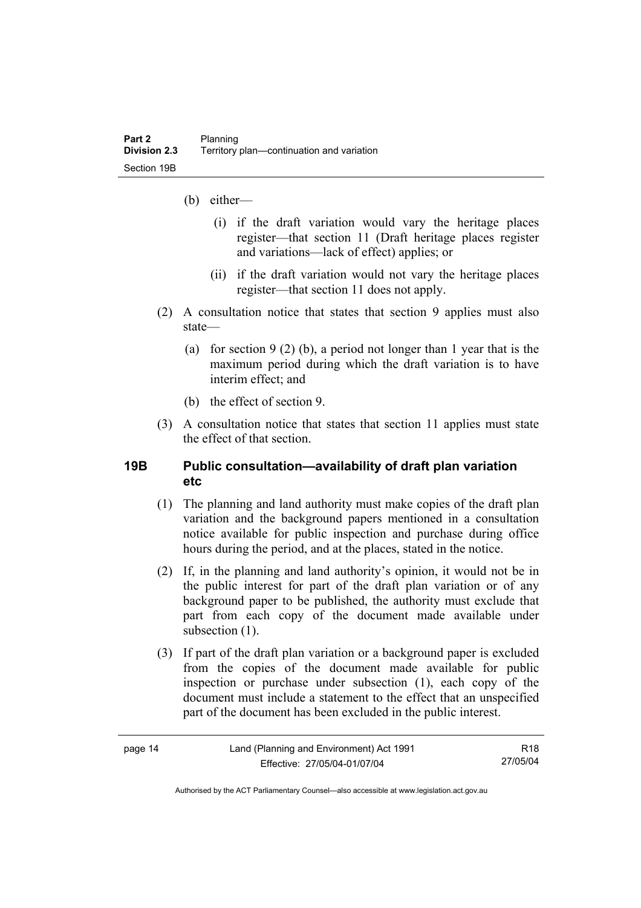(b) either—

(i) if the draft variation would vary the heritage places register—that section 11 (Draft heritage places register and variations—lack of effect) applies; or

(ii) if the draft variation would not vary the heritage places register—that section 11 does not apply.

(2) A consultation notice that states that section 9 applies must also state—

(a) for section 9 (2) (b), a period not longer than 1 year that is the maximum period during which the draft variation is to have interim effect; and

(b) the effect of section 9.

(3) A consultation notice that states that section 11 applies must state the effect of that section.

## 19B Public consultation—availability of draft plan variation etc

(1) The planning and land authority must make copies of the draft plan variation and the background papers mentioned in a consultation notice available for public inspection and purchase during office hours during the period, and at the places, stated in the notice.

(2) If, in the planning and land authority's opinion, it would not be in the public interest for part of the draft plan variation or of any background paper to be published, the authority must exclude that part from each copy of the document made available under subsection (1).

(3) If part of the draft plan variation or a background paper is excluded from the copies of the document made available for public inspection or purchase under subsection (1), each copy of the document must include a statement to the effect that an unspecified part of the document has been excluded in the public interest.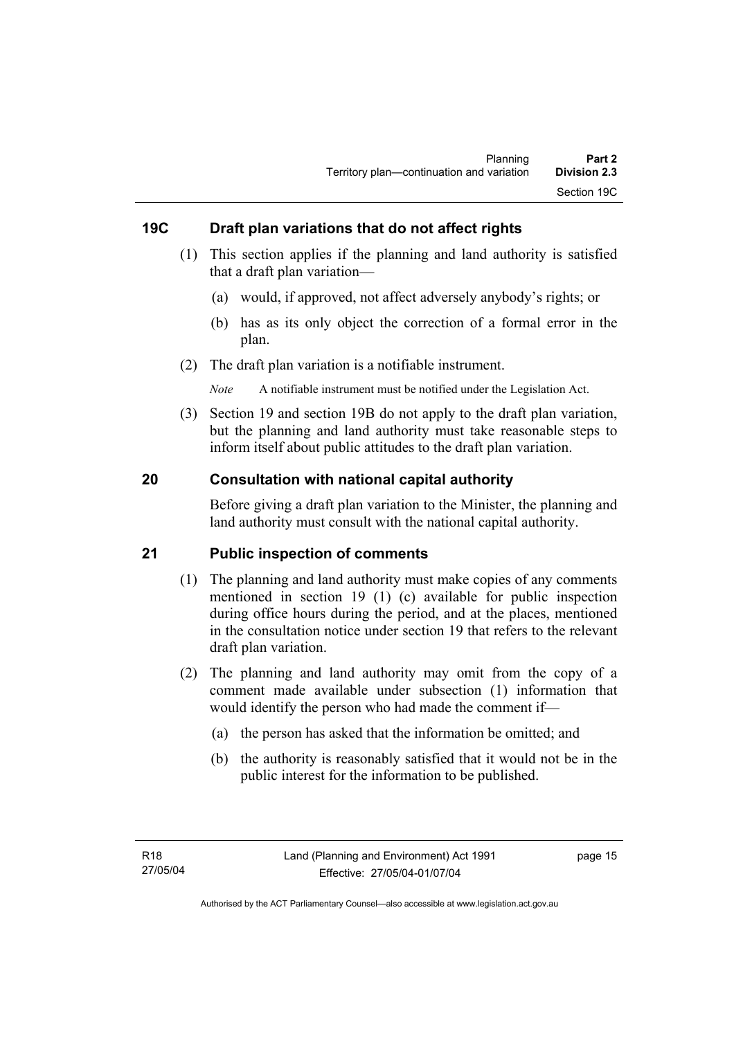## 19C Draft plan variations that do not affect rights

(1) This section applies if the planning and land authority is satisfied that a draft plan variation—

(a) would, if approved, not affect adversely anybody's rights; or

(b) has as its only object the correction of a formal error in the plan.

(2) The draft plan variation is a notifiable instrument.

*Note* A notifiable instrument must be notified under the Legislation Act.

(3) Section 19 and section 19B do not apply to the draft plan variation, but the planning and land authority must take reasonable steps to inform itself about public attitudes to the draft plan variation.

## 20 Consultation with national capital authority

Before giving a draft plan variation to the Minister, the planning and land authority must consult with the national capital authority.

## 21 Public inspection of comments

(1) The planning and land authority must make copies of any comments mentioned in section 19 (1) (c) available for public inspection during office hours during the period, and at the places, mentioned in the consultation notice under section 19 that refers to the relevant draft plan variation.

(2) The planning and land authority may omit from the copy of a comment made available under subsection (1) information that would identify the person who had made the comment if—

(a) the person has asked that the information be omitted; and

(b) the authority is reasonably satisfied that it would not be in the public interest for the information to be published.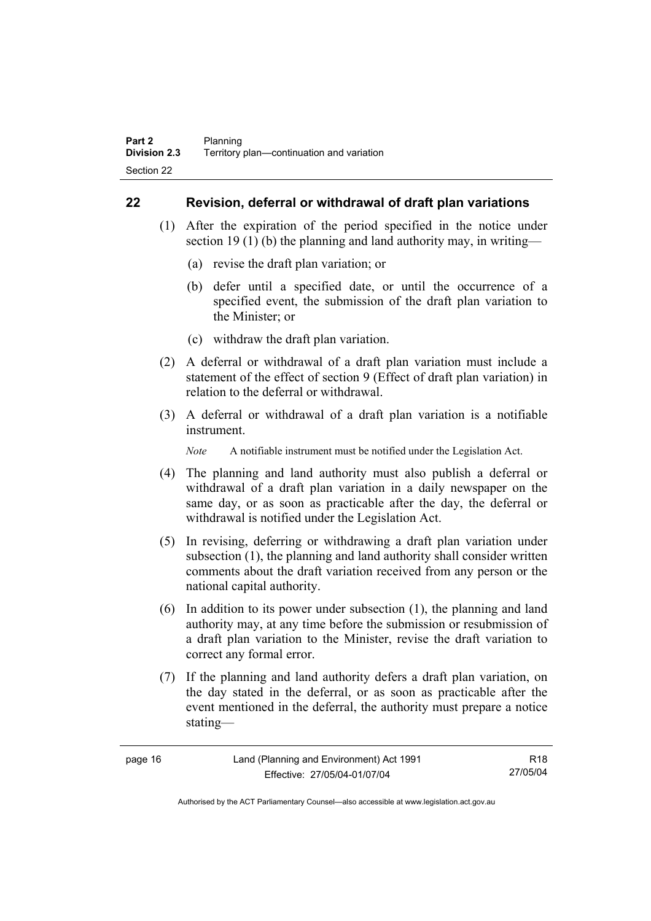## 22 Revision, deferral or withdrawal of draft plan variations

(1) After the expiration of the period specified in the notice under section 19 (1) (b) the planning and land authority may, in writing—

(a) revise the draft plan variation; or

(b) defer until a specified date, or until the occurrence of a specified event, the submission of the draft plan variation to the Minister; or

(c) withdraw the draft plan variation.

(2) A deferral or withdrawal of a draft plan variation must include a statement of the effect of section 9 (Effect of draft plan variation) in relation to the deferral or withdrawal.

(3) A deferral or withdrawal of a draft plan variation is a notifiable instrument.

*Note* A notifiable instrument must be notified under the Legislation Act.

(4) The planning and land authority must also publish a deferral or withdrawal of a draft plan variation in a daily newspaper on the same day, or as soon as practicable after the day, the deferral or withdrawal is notified under the Legislation Act.

(5) In revising, deferring or withdrawing a draft plan variation under subsection (1), the planning and land authority shall consider written comments about the draft variation received from any person or the national capital authority.

(6) In addition to its power under subsection (1), the planning and land authority may, at any time before the submission or resubmission of a draft plan variation to the Minister, revise the draft variation to correct any formal error.

(7) If the planning and land authority defers a draft plan variation, on the day stated in the deferral, or as soon as practicable after the event mentioned in the deferral, the authority must prepare a notice stating—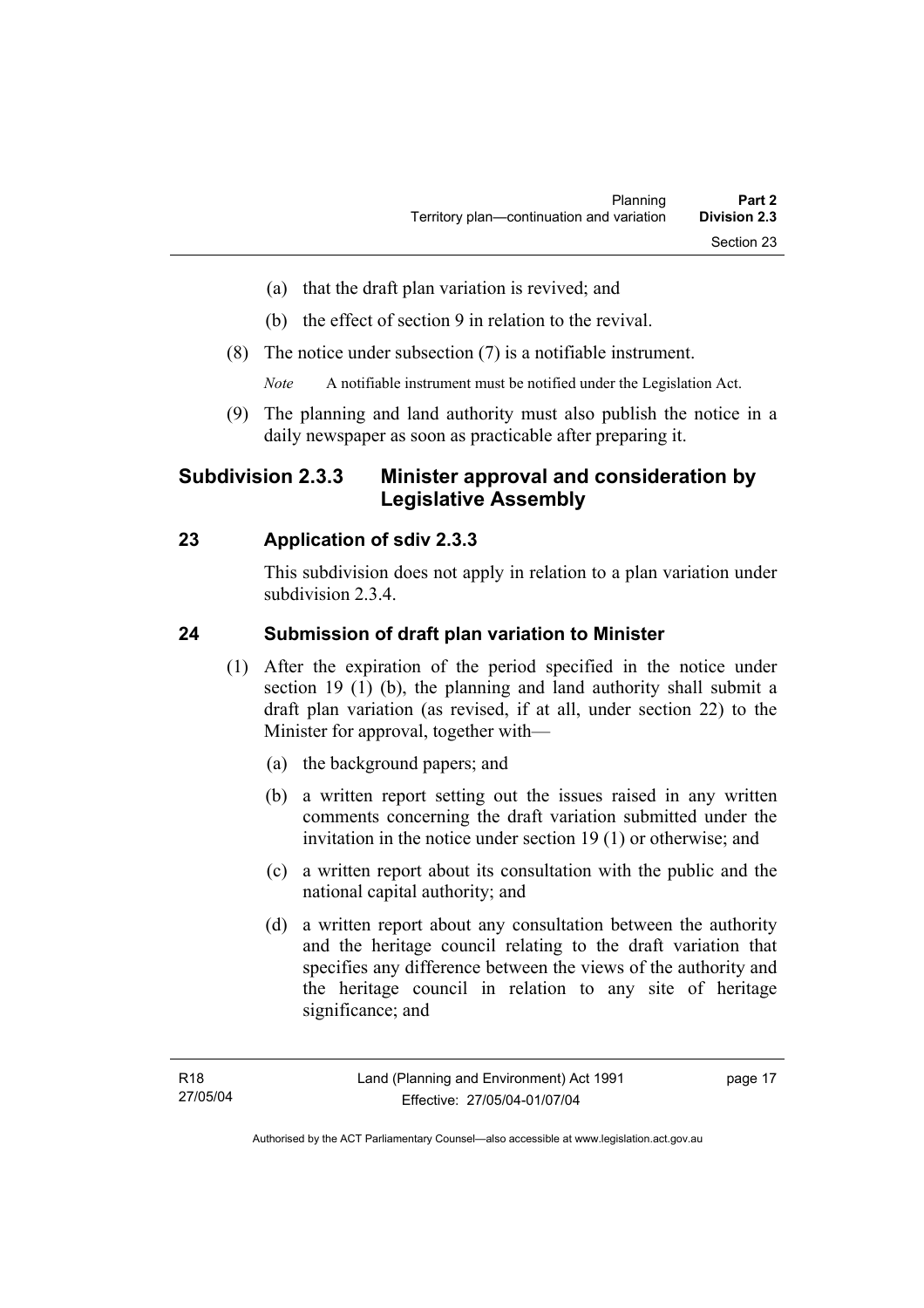(a) that the draft plan variation is revived; and

(b) the effect of section 9 in relation to the revival.

(8) The notice under subsection (7) is a notifiable instrument.

*Note* A notifiable instrument must be notified under the Legislation Act.

(9) The planning and land authority must also publish the notice in a daily newspaper as soon as practicable after preparing it.

### Subdivision 2.3.3 Minister approval and consideration by Legislative Assembly

#### 23 Application of sdiv 2.3.3

This subdivision does not apply in relation to a plan variation under subdivision 2.3.4.

#### 24 Submission of draft plan variation to Minister

(1) After the expiration of the period specified in the notice under section 19 (1) (b), the planning and land authority shall submit a draft plan variation (as revised, if at all, under section 22) to the Minister for approval, together with—

(a) the background papers; and

(b) a written report setting out the issues raised in any written comments concerning the draft variation submitted under the invitation in the notice under section 19 (1) or otherwise; and

(c) a written report about its consultation with the public and the national capital authority; and

(d) a written report about any consultation between the authority and the heritage council relating to the draft variation that specifies any difference between the views of the authority and the heritage council in relation to any site of heritage significance; and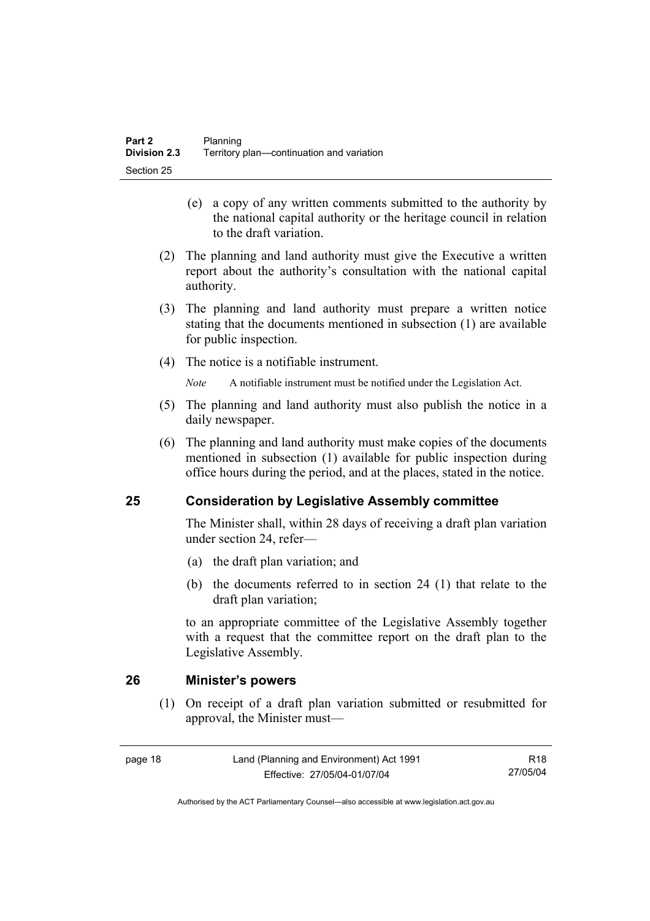(e) a copy of any written comments submitted to the authority by the national capital authority or the heritage council in relation to the draft variation.

(2) The planning and land authority must give the Executive a written report about the authority's consultation with the national capital authority.

(3) The planning and land authority must prepare a written notice stating that the documents mentioned in subsection (1) are available for public inspection.

(4) The notice is a notifiable instrument.

*Note* A notifiable instrument must be notified under the Legislation Act.

(5) The planning and land authority must also publish the notice in a daily newspaper.

(6) The planning and land authority must make copies of the documents mentioned in subsection (1) available for public inspection during office hours during the period, and at the places, stated in the notice.

## 25 Consideration by Legislative Assembly committee

The Minister shall, within 28 days of receiving a draft plan variation under section 24, refer—

(a) the draft plan variation; and

(b) the documents referred to in section 24 (1) that relate to the draft plan variation;

to an appropriate committee of the Legislative Assembly together with a request that the committee report on the draft plan to the Legislative Assembly.

## 26 Minister's powers

(1) On receipt of a draft plan variation submitted or resubmitted for approval, the Minister must—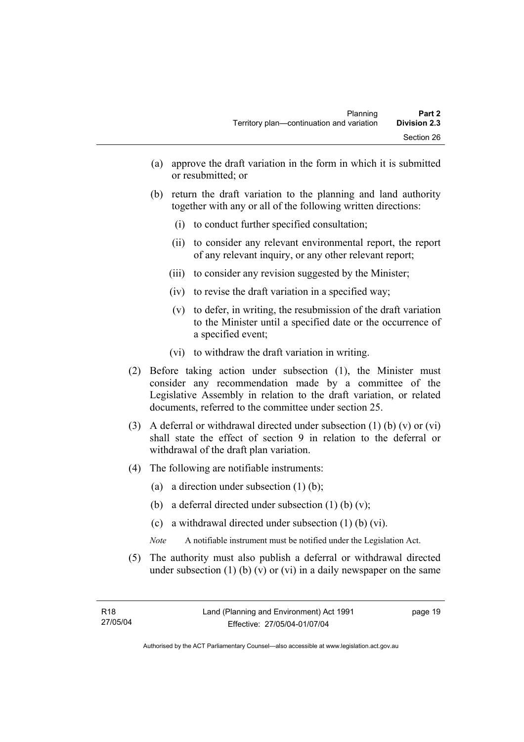(a) approve the draft variation in the form in which it is submitted or resubmitted; or

(b) return the draft variation to the planning and land authority together with any or all of the following written directions:

 (i) to conduct further specified consultation;

 (ii) to consider any relevant environmental report, the report of any relevant inquiry, or any other relevant report;

 (iii) to consider any revision suggested by the Minister;

 (iv) to revise the draft variation in a specified way;

 (v) to defer, in writing, the resubmission of the draft variation to the Minister until a specified date or the occurrence of a specified event;

 (vi) to withdraw the draft variation in writing.

(2) Before taking action under subsection (1), the Minister must consider any recommendation made by a committee of the Legislative Assembly in relation to the draft variation, or related documents, referred to the committee under section 25.

(3) A deferral or withdrawal directed under subsection (1) (b) (v) or (vi) shall state the effect of section 9 in relation to the deferral or withdrawal of the draft plan variation.

(4) The following are notifiable instruments:

(a) a direction under subsection (1) (b);

(b) a deferral directed under subsection (1) (b) (v);

(c) a withdrawal directed under subsection (1) (b) (vi).

*Note* A notifiable instrument must be notified under the Legislation Act.

(5) The authority must also publish a deferral or withdrawal directed under subsection (1) (b) (v) or (vi) in a daily newspaper on the same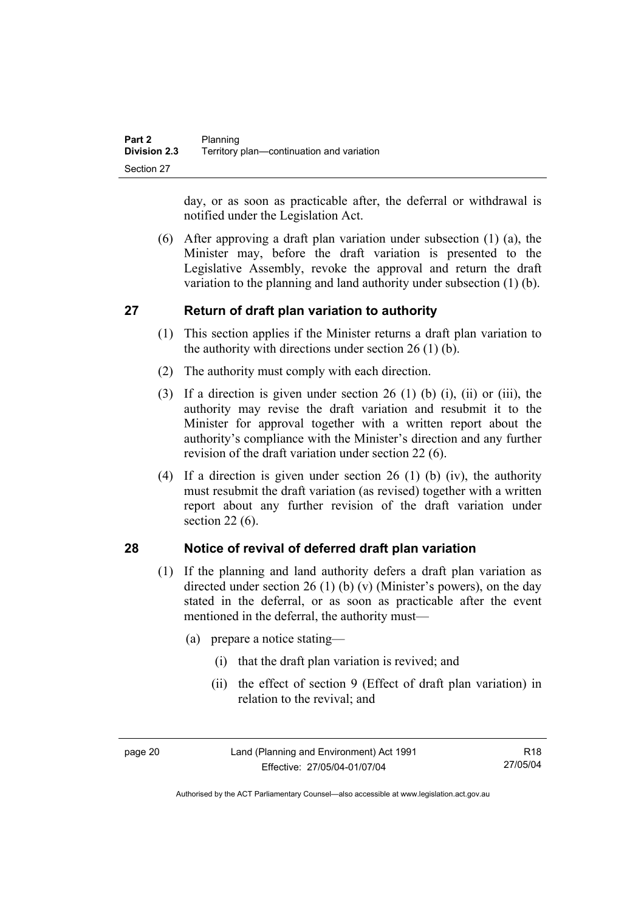day, or as soon as practicable after, the deferral or withdrawal is notified under the Legislation Act.

(6) After approving a draft plan variation under subsection (1) (a), the Minister may, before the draft variation is presented to the Legislative Assembly, revoke the approval and return the draft variation to the planning and land authority under subsection (1) (b).

## 27 Return of draft plan variation to authority

(1) This section applies if the Minister returns a draft plan variation to the authority with directions under section 26 (1) (b).

(2) The authority must comply with each direction.

(3) If a direction is given under section 26 (1) (b) (i), (ii) or (iii), the authority may revise the draft variation and resubmit it to the Minister for approval together with a written report about the authority's compliance with the Minister's direction and any further revision of the draft variation under section 22 (6).

(4) If a direction is given under section 26 (1) (b) (iv), the authority must resubmit the draft variation (as revised) together with a written report about any further revision of the draft variation under section 22 (6).

## 28 Notice of revival of deferred draft plan variation

(1) If the planning and land authority defers a draft plan variation as directed under section 26 (1) (b) (v) (Minister's powers), on the day stated in the deferral, or as soon as practicable after the event mentioned in the deferral, the authority must—

(a) prepare a notice stating—

(i) that the draft plan variation is revived; and

(ii) the effect of section 9 (Effect of draft plan variation) in relation to the revival; and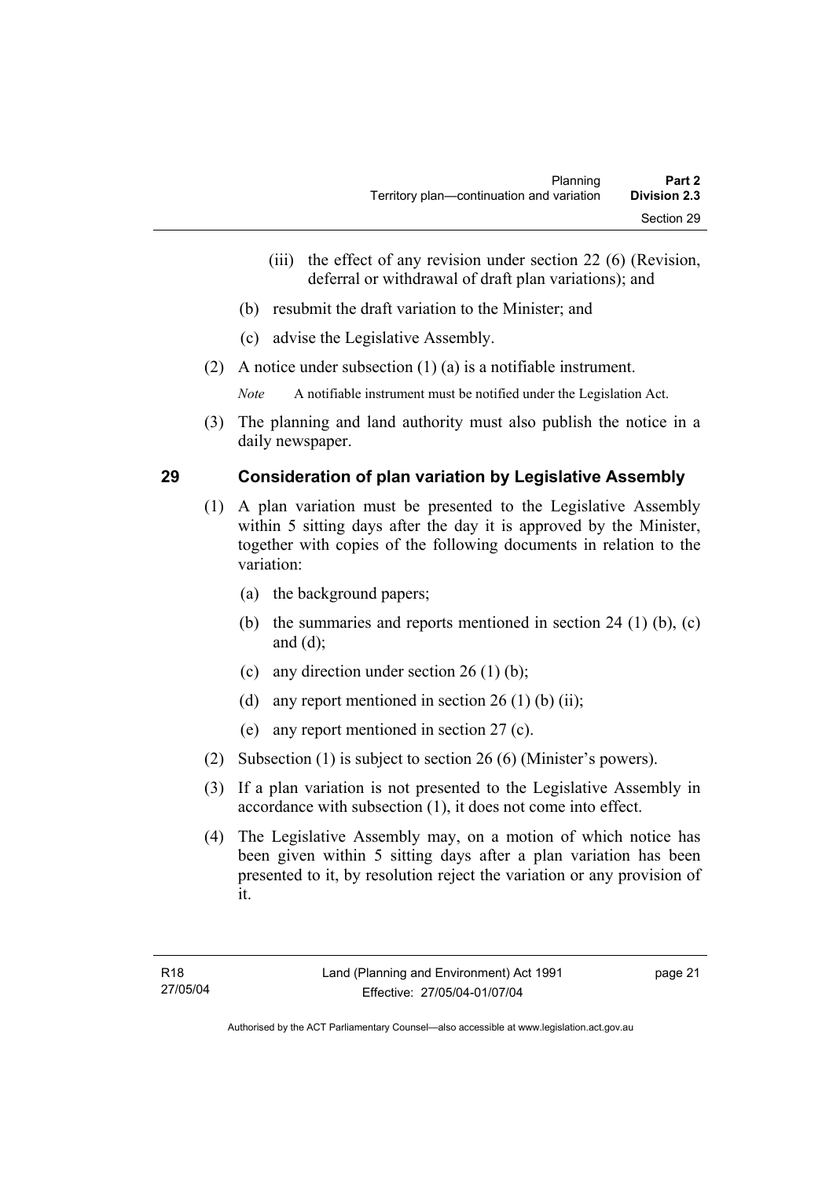(iii) the effect of any revision under section 22 (6) (Revision, deferral or withdrawal of draft plan variations); and

(b) resubmit the draft variation to the Minister; and

(c) advise the Legislative Assembly.

(2) A notice under subsection (1) (a) is a notifiable instrument.

*Note* A notifiable instrument must be notified under the Legislation Act.

(3) The planning and land authority must also publish the notice in a daily newspaper.

## 29 Consideration of plan variation by Legislative Assembly

(1) A plan variation must be presented to the Legislative Assembly within 5 sitting days after the day it is approved by the Minister, together with copies of the following documents in relation to the variation:

(a) the background papers;

(b) the summaries and reports mentioned in section 24 (1) (b), (c) and (d);

(c) any direction under section 26 (1) (b);

(d) any report mentioned in section 26 (1) (b) (ii);

(e) any report mentioned in section 27 (c).

(2) Subsection (1) is subject to section 26 (6) (Minister's powers).

(3) If a plan variation is not presented to the Legislative Assembly in accordance with subsection (1), it does not come into effect.

(4) The Legislative Assembly may, on a motion of which notice has been given within 5 sitting days after a plan variation has been presented to it, by resolution reject the variation or any provision of it.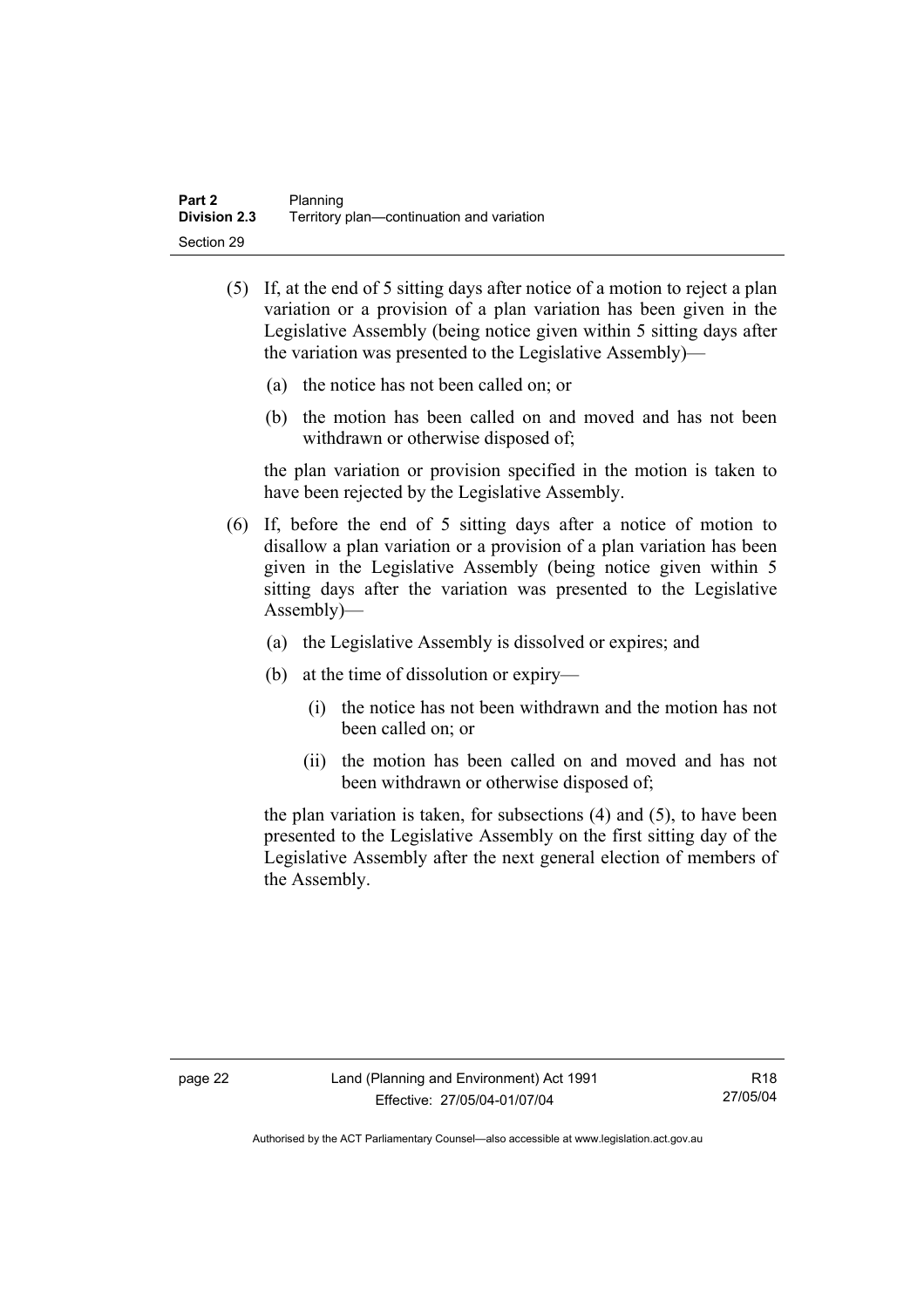(5) If, at the end of 5 sitting days after notice of a motion to reject a plan variation or a provision of a plan variation has been given in the Legislative Assembly (being notice given within 5 sitting days after the variation was presented to the Legislative Assembly)—

(a) the notice has not been called on; or

(b) the motion has been called on and moved and has not been withdrawn or otherwise disposed of;

the plan variation or provision specified in the motion is taken to have been rejected by the Legislative Assembly.

(6) If, before the end of 5 sitting days after a notice of motion to disallow a plan variation or a provision of a plan variation has been given in the Legislative Assembly (being notice given within 5 sitting days after the variation was presented to the Legislative Assembly)—

(a) the Legislative Assembly is dissolved or expires; and

(b) at the time of dissolution or expiry—

(i) the notice has not been withdrawn and the motion has not been called on; or

(ii) the motion has been called on and moved and has not been withdrawn or otherwise disposed of;

the plan variation is taken, for subsections (4) and (5), to have been presented to the Legislative Assembly on the first sitting day of the Legislative Assembly after the next general election of members of the Assembly.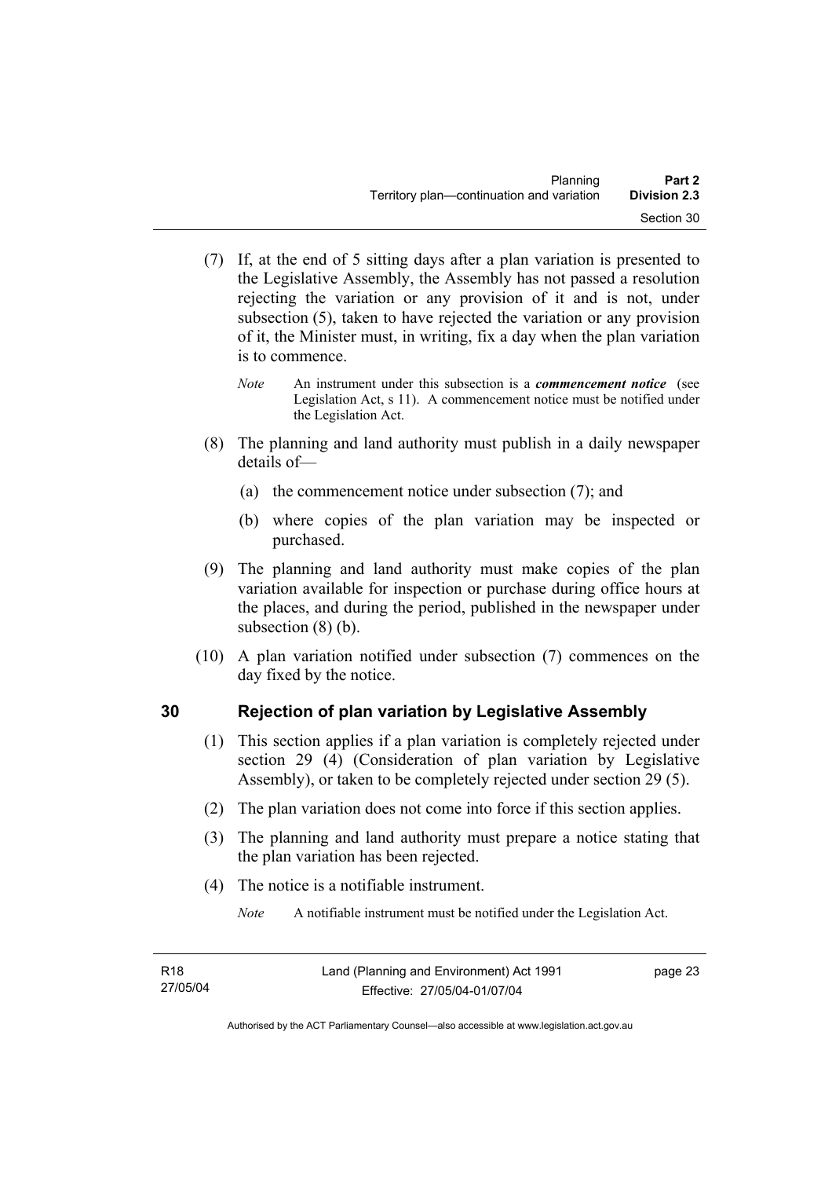(7) If, at the end of 5 sitting days after a plan variation is presented to the Legislative Assembly, the Assembly has not passed a resolution rejecting the variation or any provision of it and is not, under subsection (5), taken to have rejected the variation or any provision of it, the Minister must, in writing, fix a day when the plan variation is to commence.

*Note* An instrument under this subsection is a ***commencement notice*** (see Legislation Act, s 11). A commencement notice must be notified under the Legislation Act.

(8) The planning and land authority must publish in a daily newspaper details of—

(a) the commencement notice under subsection (7); and

(b) where copies of the plan variation may be inspected or purchased.

(9) The planning and land authority must make copies of the plan variation available for inspection or purchase during office hours at the places, and during the period, published in the newspaper under subsection (8) (b).

(10) A plan variation notified under subsection (7) commences on the day fixed by the notice.

## 30 Rejection of plan variation by Legislative Assembly

(1) This section applies if a plan variation is completely rejected under section 29 (4) (Consideration of plan variation by Legislative Assembly), or taken to be completely rejected under section 29 (5).

(2) The plan variation does not come into force if this section applies.

(3) The planning and land authority must prepare a notice stating that the plan variation has been rejected.

(4) The notice is a notifiable instrument.

*Note* A notifiable instrument must be notified under the Legislation Act.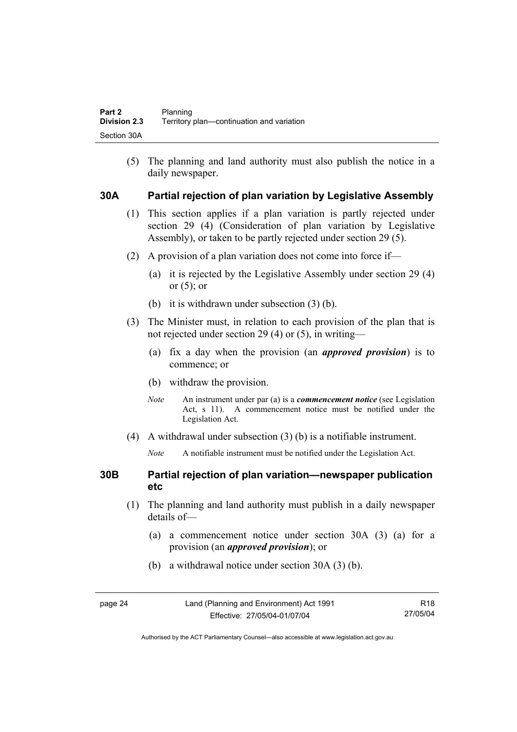(5) The planning and land authority must also publish the notice in a daily newspaper.

### 30A Partial rejection of plan variation by Legislative Assembly

(1) This section applies if a plan variation is partly rejected under section 29 (4) (Consideration of plan variation by Legislative Assembly), or taken to be partly rejected under section 29 (5).

(2) A provision of a plan variation does not come into force if—

(a) it is rejected by the Legislative Assembly under section 29 (4) or (5); or

(b) it is withdrawn under subsection (3) (b).

(3) The Minister must, in relation to each provision of the plan that is not rejected under section 29 (4) or (5), in writing—

(a) fix a day when the provision (an ***approved provision***) is to commence; or

(b) withdraw the provision.

*Note* An instrument under par (a) is a ***commencement notice*** (see Legislation Act, s 11). A commencement notice must be notified under the Legislation Act.

(4) A withdrawal under subsection (3) (b) is a notifiable instrument.

*Note* A notifiable instrument must be notified under the Legislation Act.

### 30B Partial rejection of plan variation—newspaper publication etc

(1) The planning and land authority must publish in a daily newspaper details of—

(a) a commencement notice under section 30A (3) (a) for a provision (an ***approved provision***); or

(b) a withdrawal notice under section 30A (3) (b).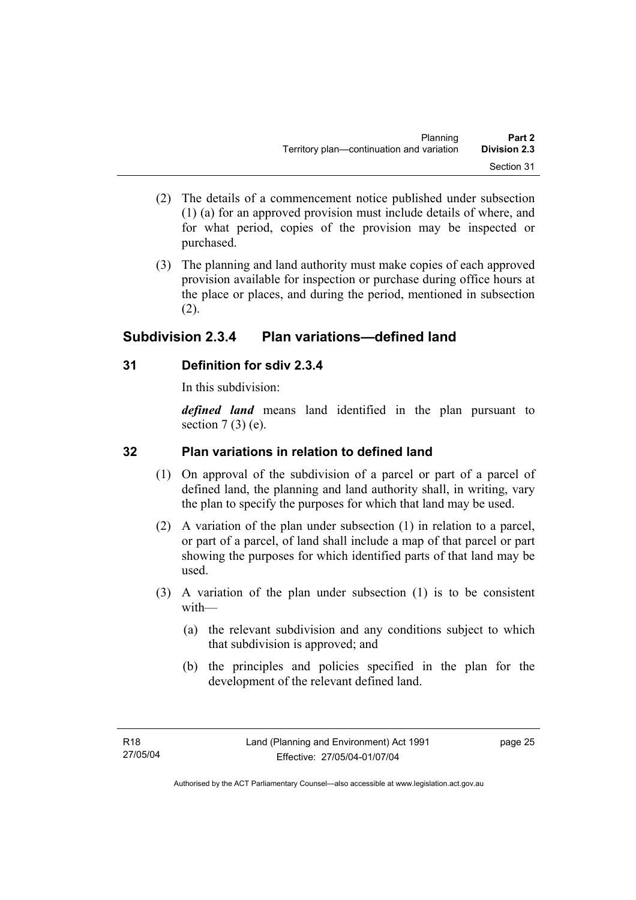(2) The details of a commencement notice published under subsection (1) (a) for an approved provision must include details of where, and for what period, copies of the provision may be inspected or purchased.

(3) The planning and land authority must make copies of each approved provision available for inspection or purchase during office hours at the place or places, and during the period, mentioned in subsection (2).

## Subdivision 2.3.4 Plan variations—defined land

### 31 Definition for sdiv 2.3.4

In this subdivision:

***defined land*** means land identified in the plan pursuant to section 7 (3) (e).

### 32 Plan variations in relation to defined land

(1) On approval of the subdivision of a parcel or part of a parcel of defined land, the planning and land authority shall, in writing, vary the plan to specify the purposes for which that land may be used.

(2) A variation of the plan under subsection (1) in relation to a parcel, or part of a parcel, of land shall include a map of that parcel or part showing the purposes for which identified parts of that land may be used.

(3) A variation of the plan under subsection (1) is to be consistent with—

(a) the relevant subdivision and any conditions subject to which that subdivision is approved; and

(b) the principles and policies specified in the plan for the development of the relevant defined land.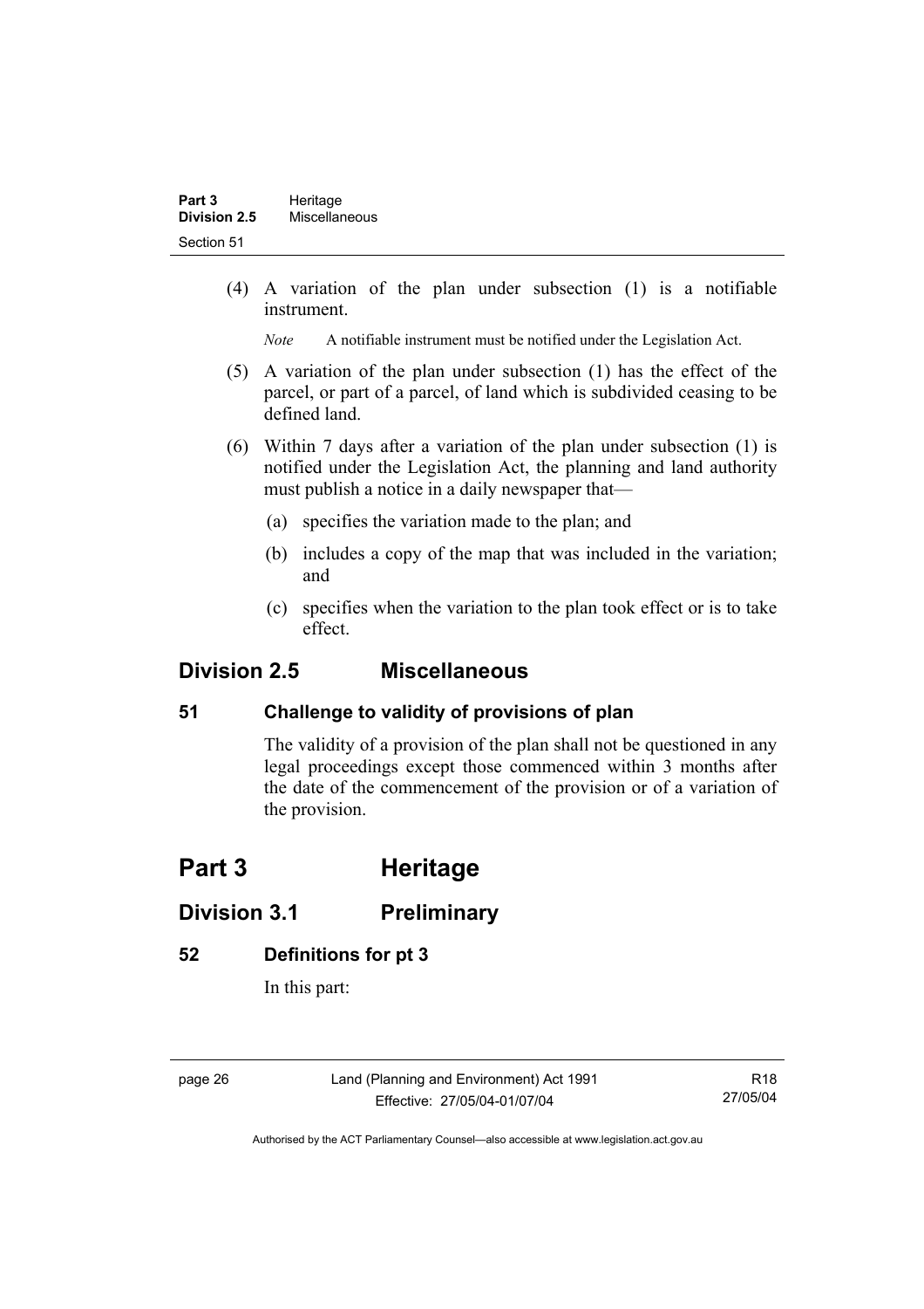(4) A variation of the plan under subsection (1) is a notifiable instrument.

*Note* A notifiable instrument must be notified under the Legislation Act.

(5) A variation of the plan under subsection (1) has the effect of the parcel, or part of a parcel, of land which is subdivided ceasing to be defined land.

(6) Within 7 days after a variation of the plan under subsection (1) is notified under the Legislation Act, the planning and land authority must publish a notice in a daily newspaper that—

(a) specifies the variation made to the plan; and

(b) includes a copy of the map that was included in the variation; and

(c) specifies when the variation to the plan took effect or is to take effect.

## Division 2.5 Miscellaneous

### 51 Challenge to validity of provisions of plan

The validity of a provision of the plan shall not be questioned in any legal proceedings except those commenced within 3 months after the date of the commencement of the provision or of a variation of the provision.

# Part 3 Heritage

## Division 3.1 Preliminary

### 52 Definitions for pt 3

In this part: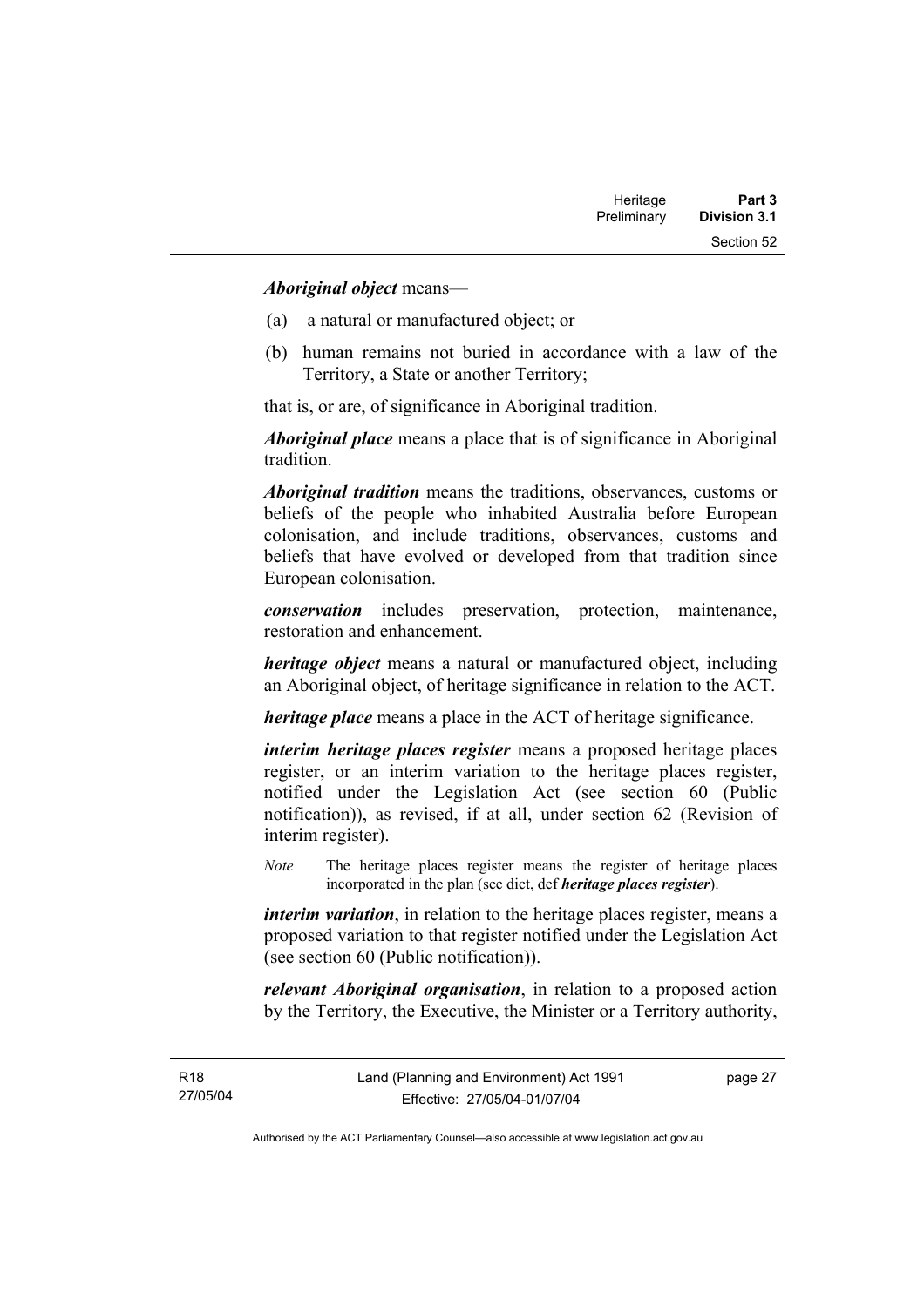***Aboriginal object*** means—

(a) a natural or manufactured object; or

(b) human remains not buried in accordance with a law of the Territory, a State or another Territory;

that is, or are, of significance in Aboriginal tradition.

***Aboriginal place*** means a place that is of significance in Aboriginal tradition.

***Aboriginal tradition*** means the traditions, observances, customs or beliefs of the people who inhabited Australia before European colonisation, and include traditions, observances, customs and beliefs that have evolved or developed from that tradition since European colonisation.

***conservation*** includes preservation, protection, maintenance, restoration and enhancement.

***heritage object*** means a natural or manufactured object, including an Aboriginal object, of heritage significance in relation to the ACT.

***heritage place*** means a place in the ACT of heritage significance.

***interim heritage places register*** means a proposed heritage places register, or an interim variation to the heritage places register, notified under the Legislation Act (see section 60 (Public notification)), as revised, if at all, under section 62 (Revision of interim register).

*Note* The heritage places register means the register of heritage places incorporated in the plan (see dict, def ***heritage places register***).

***interim variation***, in relation to the heritage places register, means a proposed variation to that register notified under the Legislation Act (see section 60 (Public notification)).

***relevant Aboriginal organisation***, in relation to a proposed action by the Territory, the Executive, the Minister or a Territory authority,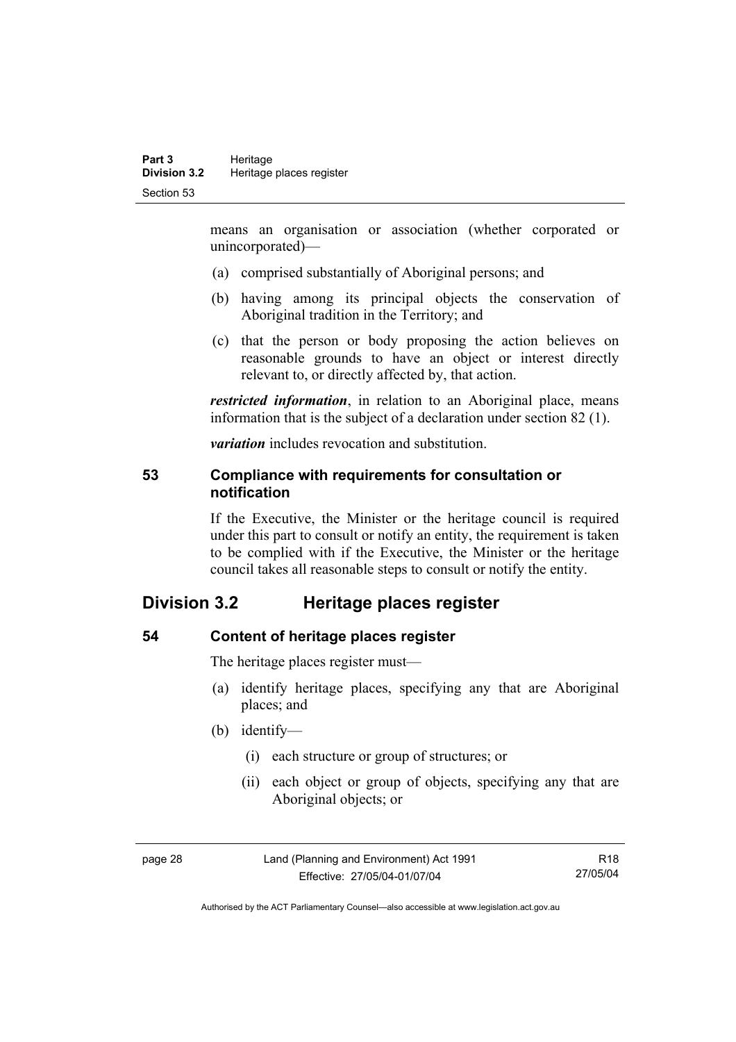means an organisation or association (whether corporated or unincorporated)—

(a) comprised substantially of Aboriginal persons; and

(b) having among its principal objects the conservation of Aboriginal tradition in the Territory; and

(c) that the person or body proposing the action believes on reasonable grounds to have an object or interest directly relevant to, or directly affected by, that action.

***restricted information***, in relation to an Aboriginal place, means information that is the subject of a declaration under section 82 (1).

***variation*** includes revocation and substitution.

### 53 Compliance with requirements for consultation or notification

If the Executive, the Minister or the heritage council is required under this part to consult or notify an entity, the requirement is taken to be complied with if the Executive, the Minister or the heritage council takes all reasonable steps to consult or notify the entity.

## Division 3.2 Heritage places register

### 54 Content of heritage places register

The heritage places register must—

(a) identify heritage places, specifying any that are Aboriginal places; and

(b) identify—

(i) each structure or group of structures; or

(ii) each object or group of objects, specifying any that are Aboriginal objects; or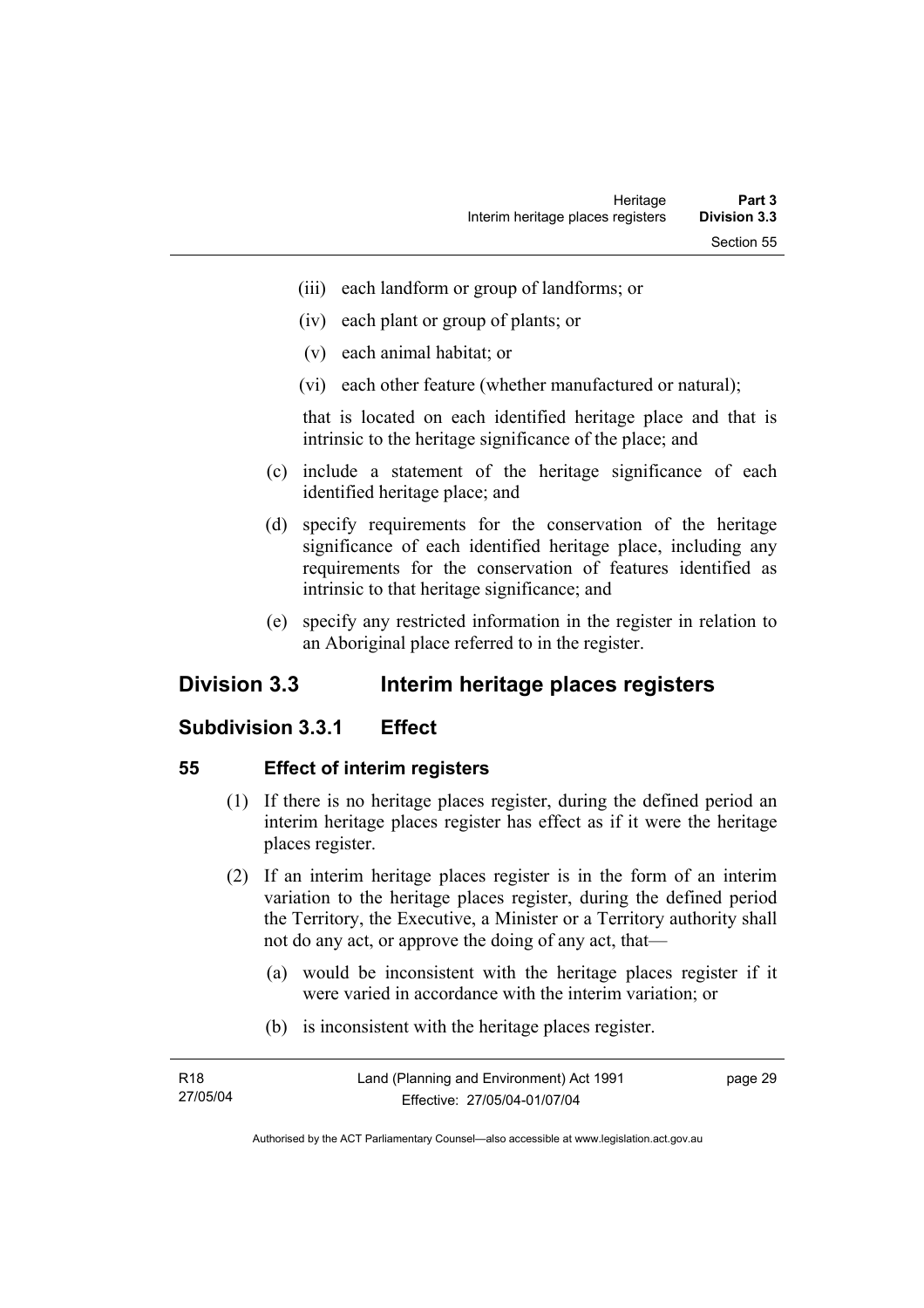(iii) each landform or group of landforms; or

(iv) each plant or group of plants; or

(v) each animal habitat; or

(vi) each other feature (whether manufactured or natural);

that is located on each identified heritage place and that is intrinsic to the heritage significance of the place; and

(c) include a statement of the heritage significance of each identified heritage place; and

(d) specify requirements for the conservation of the heritage significance of each identified heritage place, including any requirements for the conservation of features identified as intrinsic to that heritage significance; and

(e) specify any restricted information in the register in relation to an Aboriginal place referred to in the register.

## Division 3.3 Interim heritage places registers

### Subdivision 3.3.1 Effect

#### 55 Effect of interim registers

(1) If there is no heritage places register, during the defined period an interim heritage places register has effect as if it were the heritage places register.

(2) If an interim heritage places register is in the form of an interim variation to the heritage places register, during the defined period the Territory, the Executive, a Minister or a Territory authority shall not do any act, or approve the doing of any act, that—

(a) would be inconsistent with the heritage places register if it were varied in accordance with the interim variation; or

(b) is inconsistent with the heritage places register.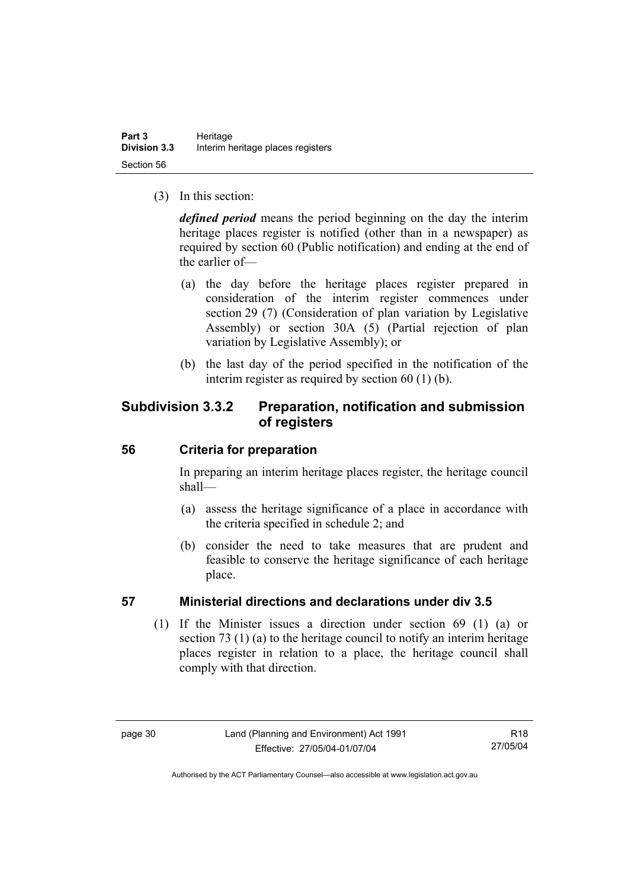(3) In this section:

***defined period*** means the period beginning on the day the interim heritage places register is notified (other than in a newspaper) as required by section 60 (Public notification) and ending at the end of the earlier of—

(a) the day before the heritage places register prepared in consideration of the interim register commences under section 29 (7) (Consideration of plan variation by Legislative Assembly) or section 30A (5) (Partial rejection of plan variation by Legislative Assembly); or

(b) the last day of the period specified in the notification of the interim register as required by section 60 (1) (b).

## Subdivision 3.3.2 Preparation, notification and submission of registers

### 56 Criteria for preparation

In preparing an interim heritage places register, the heritage council shall—

(a) assess the heritage significance of a place in accordance with the criteria specified in schedule 2; and

(b) consider the need to take measures that are prudent and feasible to conserve the heritage significance of each heritage place.

### 57 Ministerial directions and declarations under div 3.5

(1) If the Minister issues a direction under section 69 (1) (a) or section 73 (1) (a) to the heritage council to notify an interim heritage places register in relation to a place, the heritage council shall comply with that direction.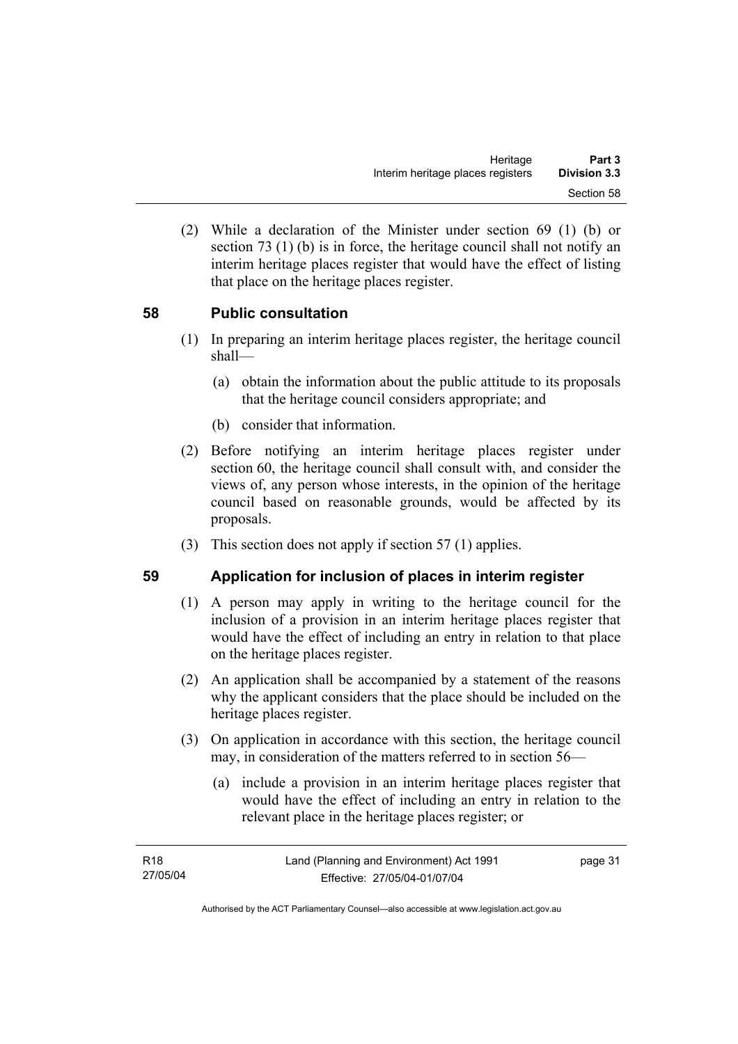(2) While a declaration of the Minister under section 69 (1) (b) or section 73 (1) (b) is in force, the heritage council shall not notify an interim heritage places register that would have the effect of listing that place on the heritage places register.

## 58 Public consultation

(1) In preparing an interim heritage places register, the heritage council shall—

(a) obtain the information about the public attitude to its proposals that the heritage council considers appropriate; and

(b) consider that information.

(2) Before notifying an interim heritage places register under section 60, the heritage council shall consult with, and consider the views of, any person whose interests, in the opinion of the heritage council based on reasonable grounds, would be affected by its proposals.

(3) This section does not apply if section 57 (1) applies.

## 59 Application for inclusion of places in interim register

(1) A person may apply in writing to the heritage council for the inclusion of a provision in an interim heritage places register that would have the effect of including an entry in relation to that place on the heritage places register.

(2) An application shall be accompanied by a statement of the reasons why the applicant considers that the place should be included on the heritage places register.

(3) On application in accordance with this section, the heritage council may, in consideration of the matters referred to in section 56—

(a) include a provision in an interim heritage places register that would have the effect of including an entry in relation to the relevant place in the heritage places register; or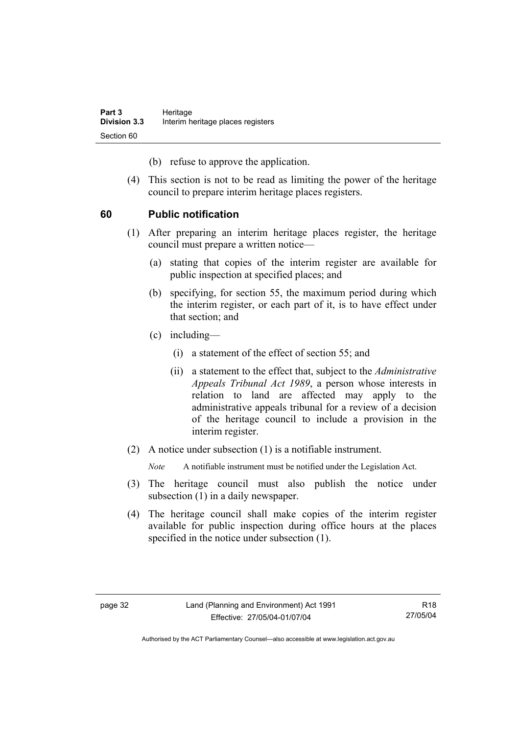(b) refuse to approve the application.

(4) This section is not to be read as limiting the power of the heritage council to prepare interim heritage places registers.

## 60 Public notification

(1) After preparing an interim heritage places register, the heritage council must prepare a written notice—

(a) stating that copies of the interim register are available for public inspection at specified places; and

(b) specifying, for section 55, the maximum period during which the interim register, or each part of it, is to have effect under that section; and

(c) including—

(i) a statement of the effect of section 55; and

(ii) a statement to the effect that, subject to the *Administrative Appeals Tribunal Act 1989*, a person whose interests in relation to land are affected may apply to the administrative appeals tribunal for a review of a decision of the heritage council to include a provision in the interim register.

(2) A notice under subsection (1) is a notifiable instrument.

*Note* A notifiable instrument must be notified under the Legislation Act.

(3) The heritage council must also publish the notice under subsection (1) in a daily newspaper.

(4) The heritage council shall make copies of the interim register available for public inspection during office hours at the places specified in the notice under subsection (1).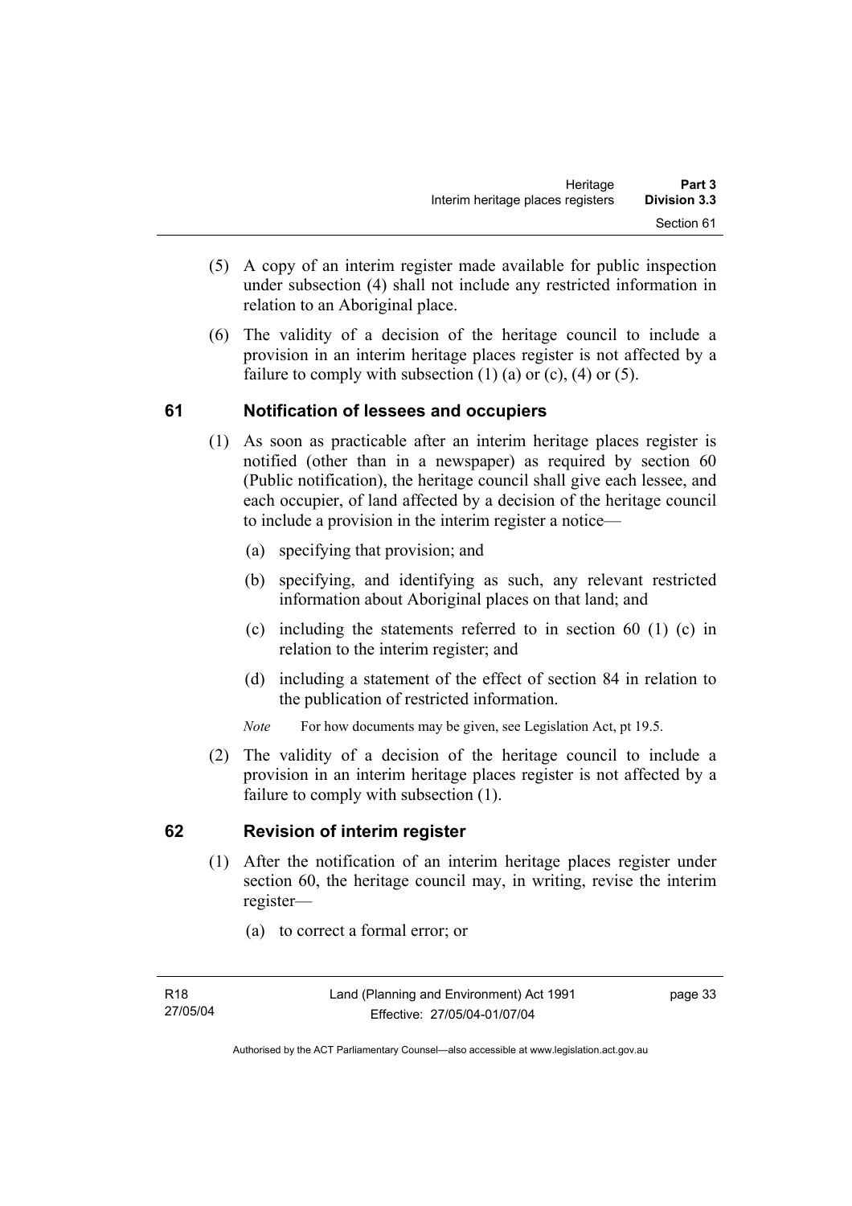(5) A copy of an interim register made available for public inspection under subsection (4) shall not include any restricted information in relation to an Aboriginal place.

(6) The validity of a decision of the heritage council to include a provision in an interim heritage places register is not affected by a failure to comply with subsection (1) (a) or (c), (4) or (5).

## 61 Notification of lessees and occupiers

(1) As soon as practicable after an interim heritage places register is notified (other than in a newspaper) as required by section 60 (Public notification), the heritage council shall give each lessee, and each occupier, of land affected by a decision of the heritage council to include a provision in the interim register a notice—

(a) specifying that provision; and

(b) specifying, and identifying as such, any relevant restricted information about Aboriginal places on that land; and

(c) including the statements referred to in section 60 (1) (c) in relation to the interim register; and

(d) including a statement of the effect of section 84 in relation to the publication of restricted information.

*Note* For how documents may be given, see Legislation Act, pt 19.5.

(2) The validity of a decision of the heritage council to include a provision in an interim heritage places register is not affected by a failure to comply with subsection (1).

## 62 Revision of interim register

(1) After the notification of an interim heritage places register under section 60, the heritage council may, in writing, revise the interim register—

(a) to correct a formal error; or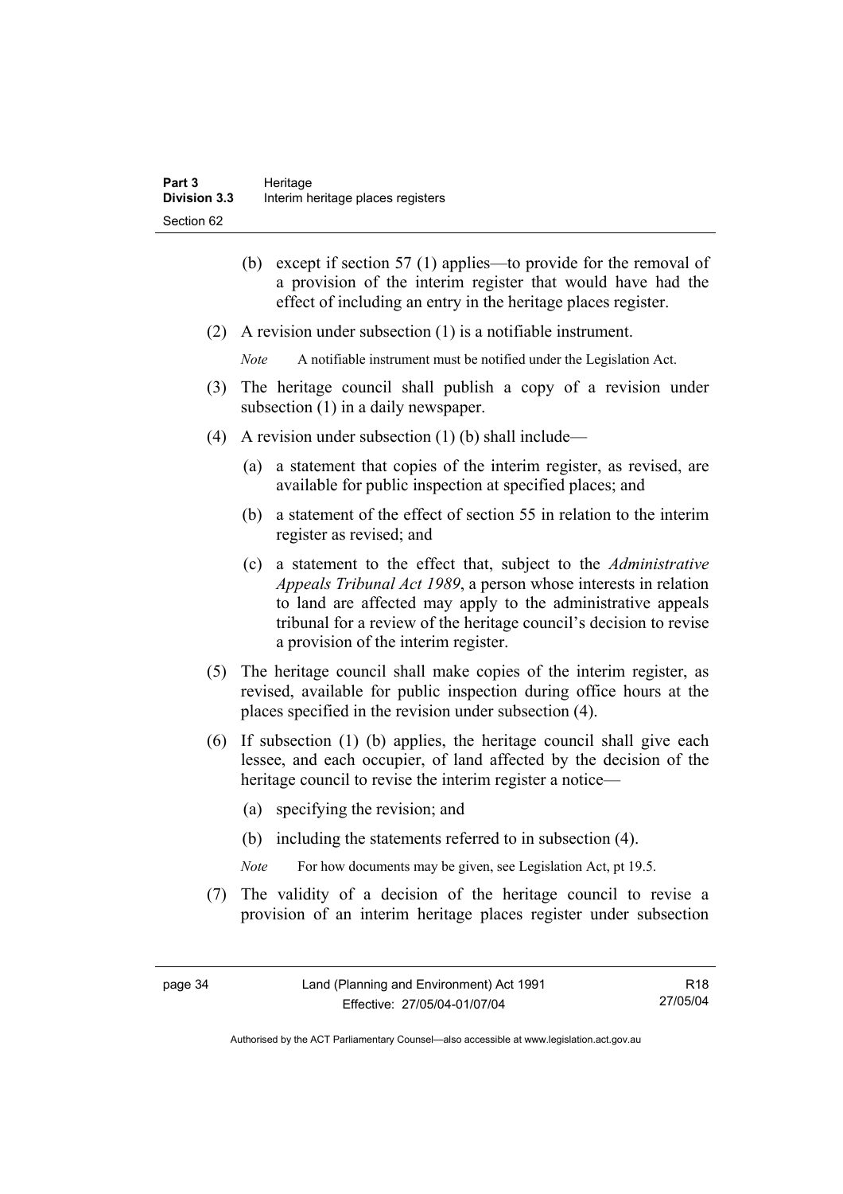(b) except if section 57 (1) applies—to provide for the removal of a provision of the interim register that would have had the effect of including an entry in the heritage places register.

(2) A revision under subsection (1) is a notifiable instrument.

*Note* A notifiable instrument must be notified under the Legislation Act.

(3) The heritage council shall publish a copy of a revision under subsection (1) in a daily newspaper.

(4) A revision under subsection (1) (b) shall include—

(a) a statement that copies of the interim register, as revised, are available for public inspection at specified places; and

(b) a statement of the effect of section 55 in relation to the interim register as revised; and

(c) a statement to the effect that, subject to the *Administrative Appeals Tribunal Act 1989*, a person whose interests in relation to land are affected may apply to the administrative appeals tribunal for a review of the heritage council's decision to revise a provision of the interim register.

(5) The heritage council shall make copies of the interim register, as revised, available for public inspection during office hours at the places specified in the revision under subsection (4).

(6) If subsection (1) (b) applies, the heritage council shall give each lessee, and each occupier, of land affected by the decision of the heritage council to revise the interim register a notice—

(a) specifying the revision; and

(b) including the statements referred to in subsection (4).

*Note* For how documents may be given, see Legislation Act, pt 19.5.

(7) The validity of a decision of the heritage council to revise a provision of an interim heritage places register under subsection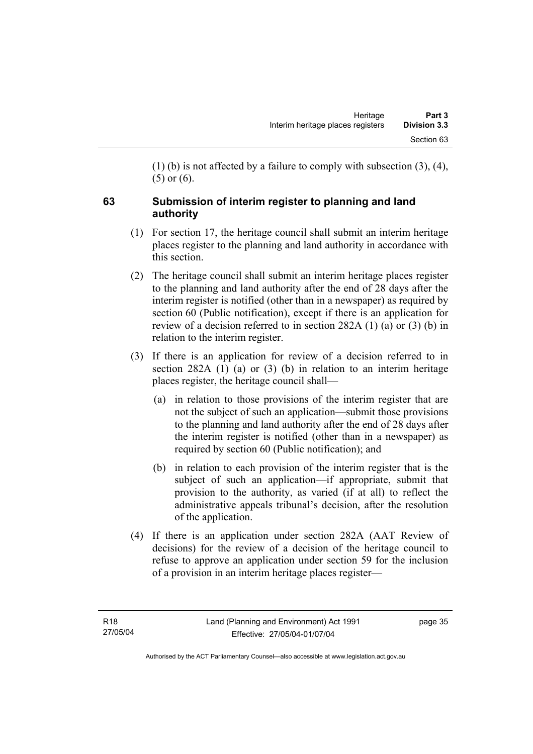(1) (b) is not affected by a failure to comply with subsection (3), (4), (5) or (6).

## 63 Submission of interim register to planning and land authority

(1) For section 17, the heritage council shall submit an interim heritage places register to the planning and land authority in accordance with this section.

(2) The heritage council shall submit an interim heritage places register to the planning and land authority after the end of 28 days after the interim register is notified (other than in a newspaper) as required by section 60 (Public notification), except if there is an application for review of a decision referred to in section 282A (1) (a) or (3) (b) in relation to the interim register.

(3) If there is an application for review of a decision referred to in section 282A (1) (a) or (3) (b) in relation to an interim heritage places register, the heritage council shall—

(a) in relation to those provisions of the interim register that are not the subject of such an application—submit those provisions to the planning and land authority after the end of 28 days after the interim register is notified (other than in a newspaper) as required by section 60 (Public notification); and

(b) in relation to each provision of the interim register that is the subject of such an application—if appropriate, submit that provision to the authority, as varied (if at all) to reflect the administrative appeals tribunal's decision, after the resolution of the application.

(4) If there is an application under section 282A (AAT Review of decisions) for the review of a decision of the heritage council to refuse to approve an application under section 59 for the inclusion of a provision in an interim heritage places register—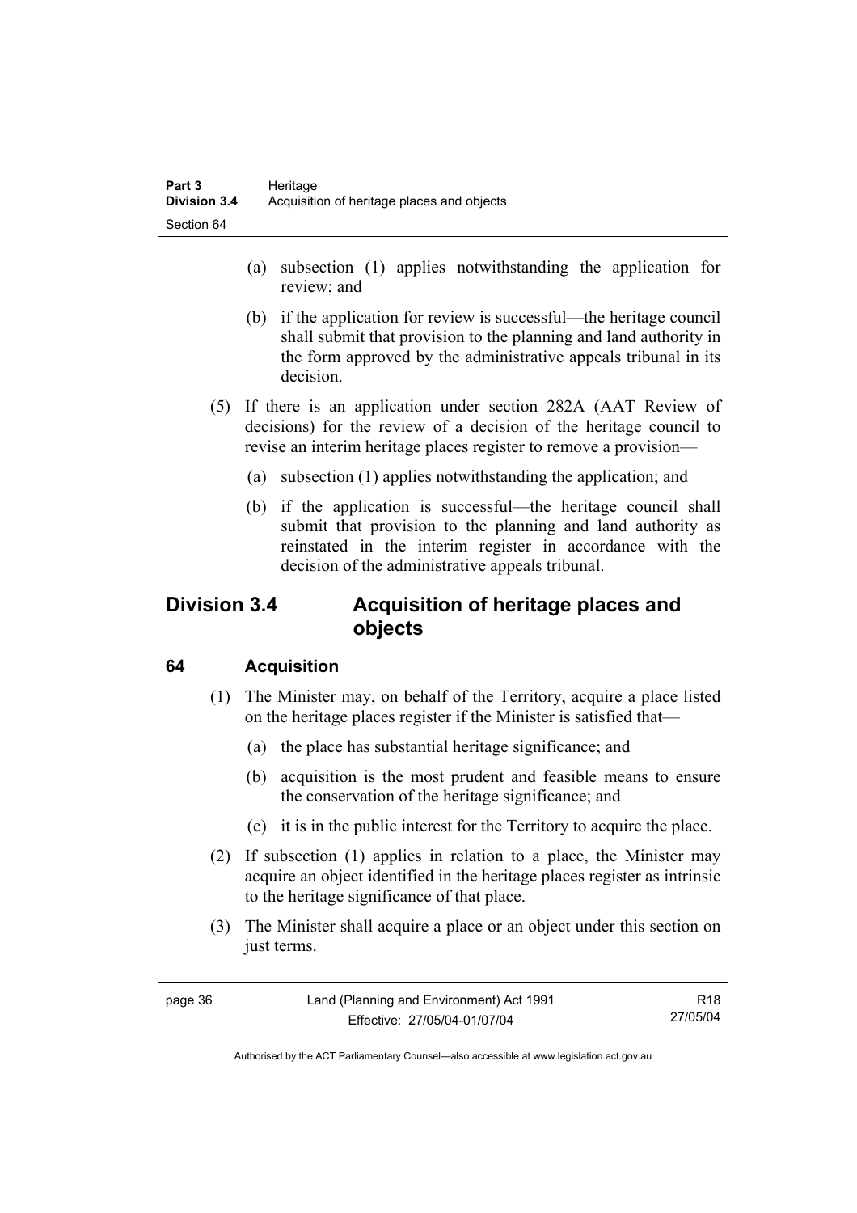(a) subsection (1) applies notwithstanding the application for review; and

(b) if the application for review is successful—the heritage council shall submit that provision to the planning and land authority in the form approved by the administrative appeals tribunal in its decision.

(5) If there is an application under section 282A (AAT Review of decisions) for the review of a decision of the heritage council to revise an interim heritage places register to remove a provision—

(a) subsection (1) applies notwithstanding the application; and

(b) if the application is successful—the heritage council shall submit that provision to the planning and land authority as reinstated in the interim register in accordance with the decision of the administrative appeals tribunal.

## Division 3.4 Acquisition of heritage places and objects

### 64 Acquisition

(1) The Minister may, on behalf of the Territory, acquire a place listed on the heritage places register if the Minister is satisfied that—

(a) the place has substantial heritage significance; and

(b) acquisition is the most prudent and feasible means to ensure the conservation of the heritage significance; and

(c) it is in the public interest for the Territory to acquire the place.

(2) If subsection (1) applies in relation to a place, the Minister may acquire an object identified in the heritage places register as intrinsic to the heritage significance of that place.

(3) The Minister shall acquire a place or an object under this section on just terms.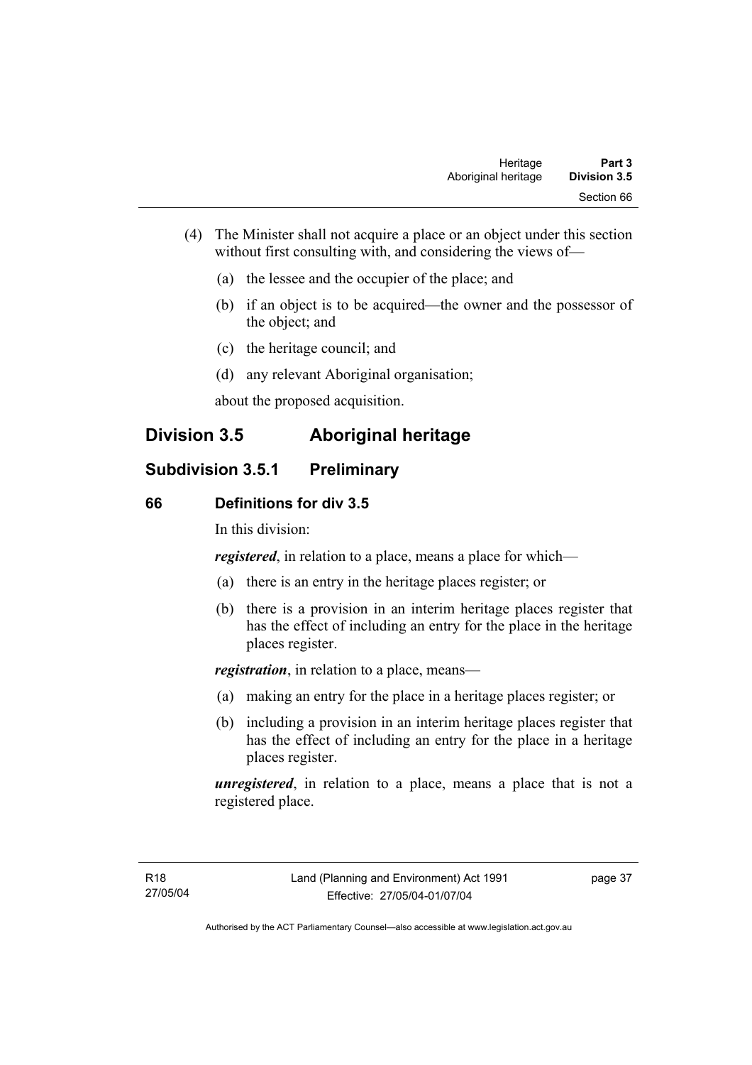(4) The Minister shall not acquire a place or an object under this section without first consulting with, and considering the views of—

(a) the lessee and the occupier of the place; and

(b) if an object is to be acquired—the owner and the possessor of the object; and

(c) the heritage council; and

(d) any relevant Aboriginal organisation;

about the proposed acquisition.

## Division 3.5 Aboriginal heritage

### Subdivision 3.5.1 Preliminary

#### 66 Definitions for div 3.5

In this division:

***registered***, in relation to a place, means a place for which—

(a) there is an entry in the heritage places register; or

(b) there is a provision in an interim heritage places register that has the effect of including an entry for the place in the heritage places register.

***registration***, in relation to a place, means—

(a) making an entry for the place in a heritage places register; or

(b) including a provision in an interim heritage places register that has the effect of including an entry for the place in a heritage places register.

***unregistered***, in relation to a place, means a place that is not a registered place.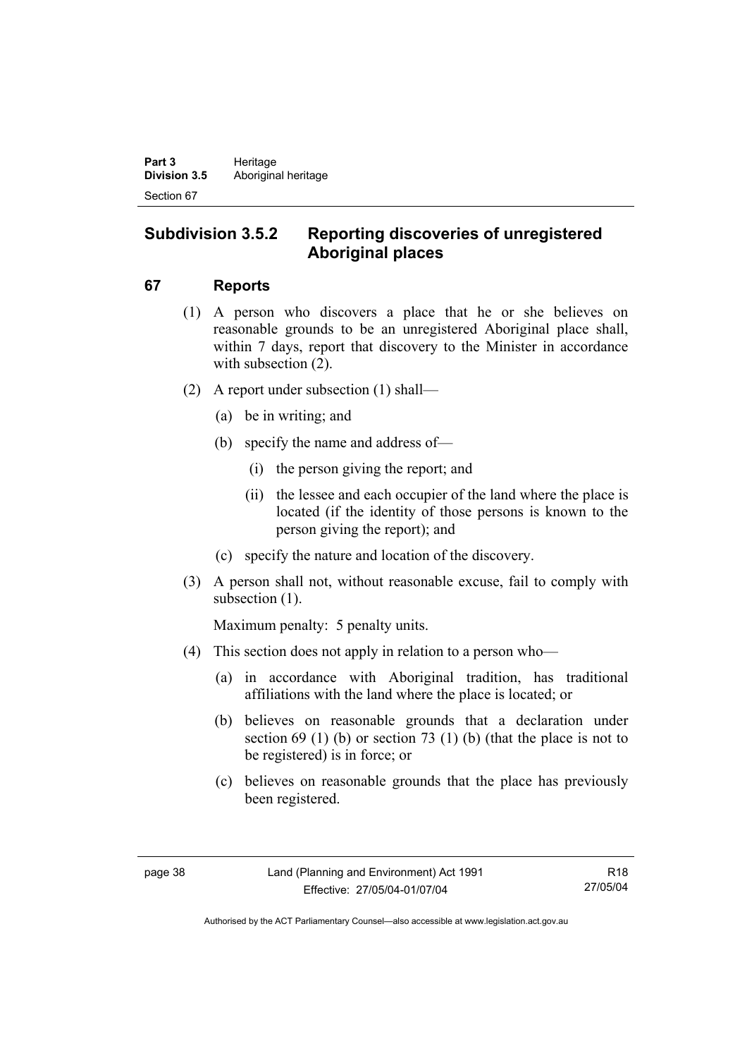## Subdivision 3.5.2 Reporting discoveries of unregistered Aboriginal places

### 67 Reports

(1) A person who discovers a place that he or she believes on reasonable grounds to be an unregistered Aboriginal place shall, within 7 days, report that discovery to the Minister in accordance with subsection (2).

(2) A report under subsection (1) shall—

(a) be in writing; and

(b) specify the name and address of—

(i) the person giving the report; and

(ii) the lessee and each occupier of the land where the place is located (if the identity of those persons is known to the person giving the report); and

(c) specify the nature and location of the discovery.

(3) A person shall not, without reasonable excuse, fail to comply with subsection (1).

Maximum penalty: 5 penalty units.

(4) This section does not apply in relation to a person who—

(a) in accordance with Aboriginal tradition, has traditional affiliations with the land where the place is located; or

(b) believes on reasonable grounds that a declaration under section 69 (1) (b) or section 73 (1) (b) (that the place is not to be registered) is in force; or

(c) believes on reasonable grounds that the place has previously been registered.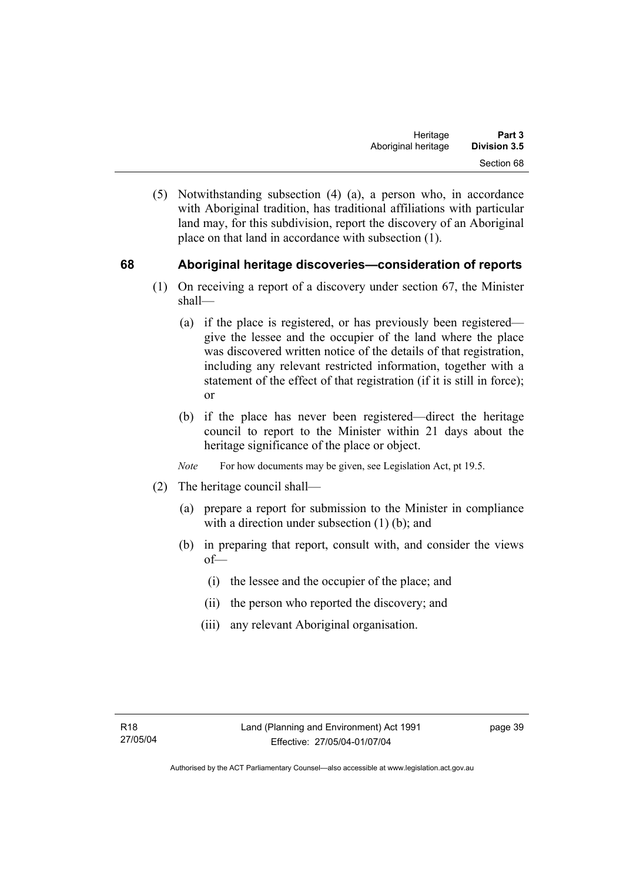(5) Notwithstanding subsection (4) (a), a person who, in accordance with Aboriginal tradition, has traditional affiliations with particular land may, for this subdivision, report the discovery of an Aboriginal place on that land in accordance with subsection (1).

## 68 Aboriginal heritage discoveries—consideration of reports

(1) On receiving a report of a discovery under section 67, the Minister shall—

- (a) if the place is registered, or has previously been registered—give the lessee and the occupier of the land where the place was discovered written notice of the details of that registration, including any relevant restricted information, together with a statement of the effect of that registration (if it is still in force); or
- (b) if the place has never been registered—direct the heritage council to report to the Minister within 21 days about the heritage significance of the place or object.

*Note* For how documents may be given, see Legislation Act, pt 19.5.

(2) The heritage council shall—

- (a) prepare a report for submission to the Minister in compliance with a direction under subsection (1) (b); and
- (b) in preparing that report, consult with, and consider the views of—
  - (i) the lessee and the occupier of the place; and
  - (ii) the person who reported the discovery; and
  - (iii) any relevant Aboriginal organisation.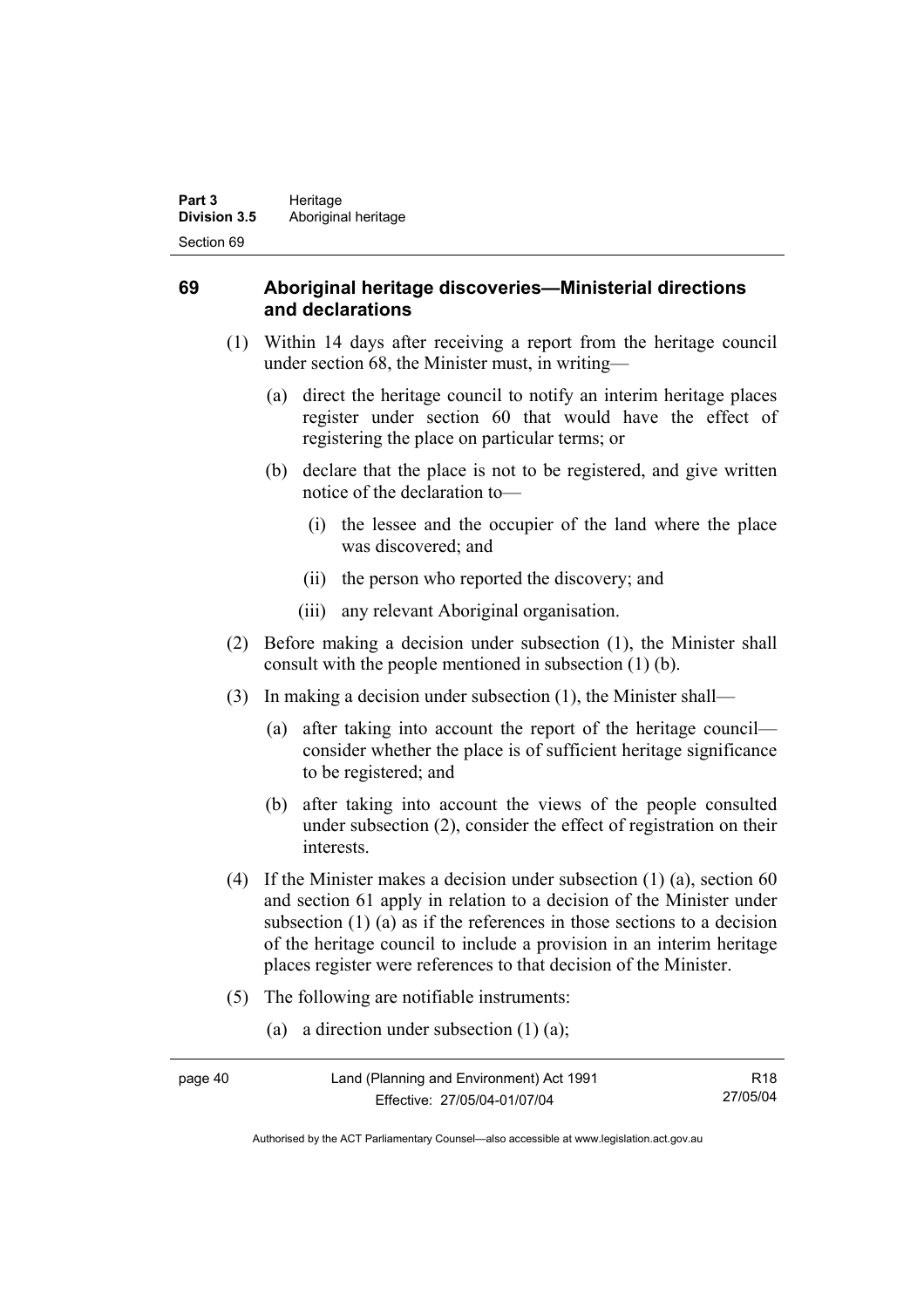## 69 Aboriginal heritage discoveries—Ministerial directions and declarations

(1) Within 14 days after receiving a report from the heritage council under section 68, the Minister must, in writing—

(a) direct the heritage council to notify an interim heritage places register under section 60 that would have the effect of registering the place on particular terms; or

(b) declare that the place is not to be registered, and give written notice of the declaration to—

(i) the lessee and the occupier of the land where the place was discovered; and

(ii) the person who reported the discovery; and

(iii) any relevant Aboriginal organisation.

(2) Before making a decision under subsection (1), the Minister shall consult with the people mentioned in subsection (1) (b).

(3) In making a decision under subsection (1), the Minister shall—

(a) after taking into account the report of the heritage council—consider whether the place is of sufficient heritage significance to be registered; and

(b) after taking into account the views of the people consulted under subsection (2), consider the effect of registration on their interests.

(4) If the Minister makes a decision under subsection (1) (a), section 60 and section 61 apply in relation to a decision of the Minister under subsection (1) (a) as if the references in those sections to a decision of the heritage council to include a provision in an interim heritage places register were references to that decision of the Minister.

(5) The following are notifiable instruments:

(a) a direction under subsection (1) (a);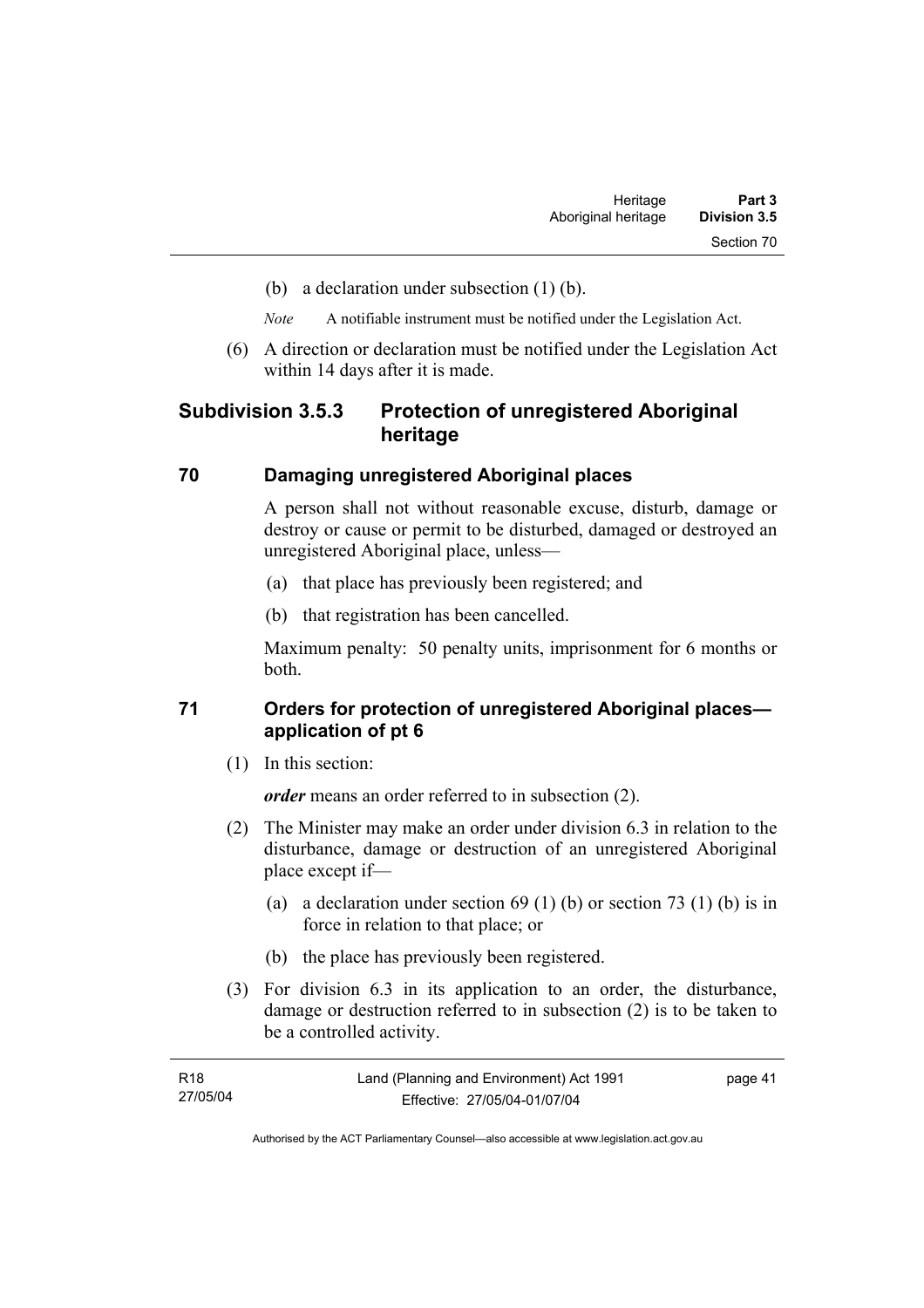(b) a declaration under subsection (1) (b).

*Note* A notifiable instrument must be notified under the Legislation Act.

(6) A direction or declaration must be notified under the Legislation Act within 14 days after it is made.

## Subdivision 3.5.3 Protection of unregistered Aboriginal heritage

### 70 Damaging unregistered Aboriginal places

A person shall not without reasonable excuse, disturb, damage or destroy or cause or permit to be disturbed, damaged or destroyed an unregistered Aboriginal place, unless—

(a) that place has previously been registered; and

(b) that registration has been cancelled.

Maximum penalty: 50 penalty units, imprisonment for 6 months or both.

### 71 Orders for protection of unregistered Aboriginal places—application of pt 6

(1) In this section:

***order*** means an order referred to in subsection (2).

(2) The Minister may make an order under division 6.3 in relation to the disturbance, damage or destruction of an unregistered Aboriginal place except if—

(a) a declaration under section 69 (1) (b) or section 73 (1) (b) is in force in relation to that place; or

(b) the place has previously been registered.

(3) For division 6.3 in its application to an order, the disturbance, damage or destruction referred to in subsection (2) is to be taken to be a controlled activity.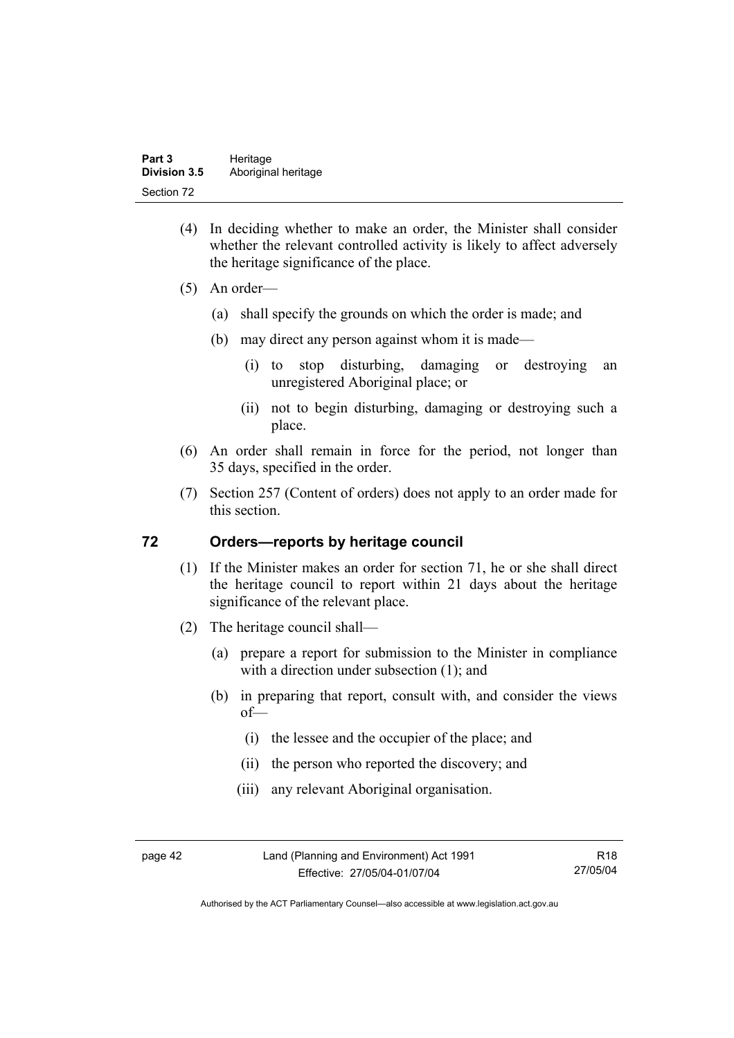(4) In deciding whether to make an order, the Minister shall consider whether the relevant controlled activity is likely to affect adversely the heritage significance of the place.

(5) An order—

(a) shall specify the grounds on which the order is made; and

(b) may direct any person against whom it is made—

(i) to stop disturbing, damaging or destroying an unregistered Aboriginal place; or

(ii) not to begin disturbing, damaging or destroying such a place.

(6) An order shall remain in force for the period, not longer than 35 days, specified in the order.

(7) Section 257 (Content of orders) does not apply to an order made for this section.

## 72 Orders—reports by heritage council

(1) If the Minister makes an order for section 71, he or she shall direct the heritage council to report within 21 days about the heritage significance of the relevant place.

(2) The heritage council shall—

(a) prepare a report for submission to the Minister in compliance with a direction under subsection (1); and

(b) in preparing that report, consult with, and consider the views of—

(i) the lessee and the occupier of the place; and

(ii) the person who reported the discovery; and

(iii) any relevant Aboriginal organisation.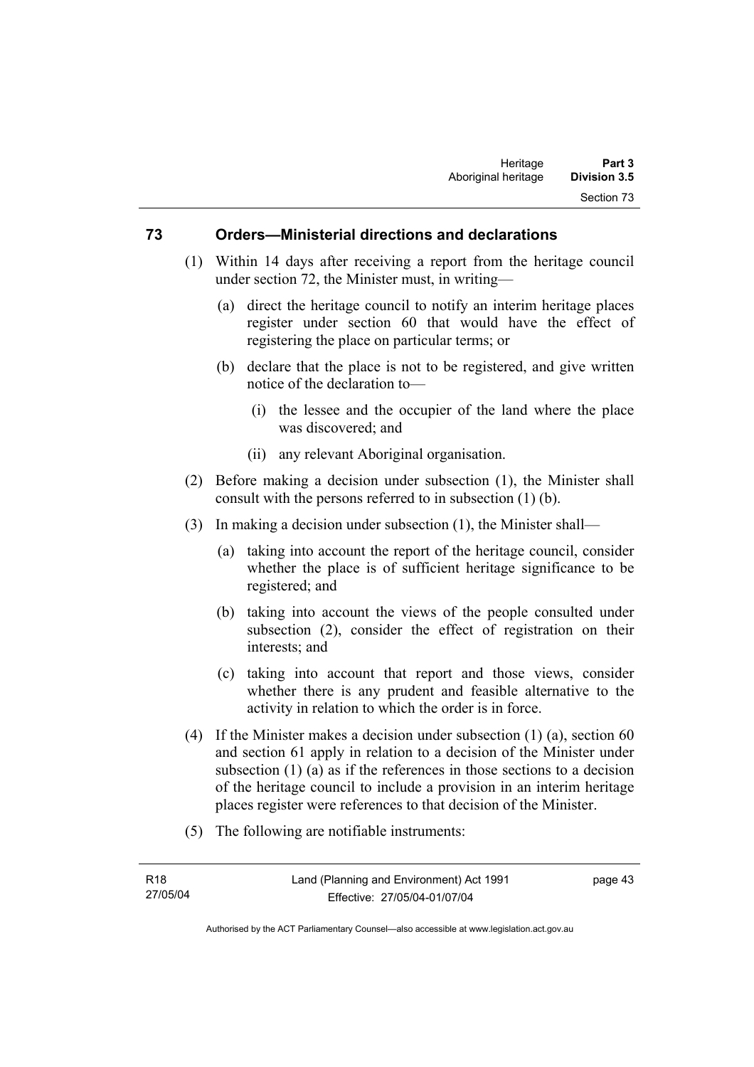## 73 Orders—Ministerial directions and declarations

(1) Within 14 days after receiving a report from the heritage council under section 72, the Minister must, in writing—

(a) direct the heritage council to notify an interim heritage places register under section 60 that would have the effect of registering the place on particular terms; or

(b) declare that the place is not to be registered, and give written notice of the declaration to—

(i) the lessee and the occupier of the land where the place was discovered; and

(ii) any relevant Aboriginal organisation.

(2) Before making a decision under subsection (1), the Minister shall consult with the persons referred to in subsection (1) (b).

(3) In making a decision under subsection (1), the Minister shall—

(a) taking into account the report of the heritage council, consider whether the place is of sufficient heritage significance to be registered; and

(b) taking into account the views of the people consulted under subsection (2), consider the effect of registration on their interests; and

(c) taking into account that report and those views, consider whether there is any prudent and feasible alternative to the activity in relation to which the order is in force.

(4) If the Minister makes a decision under subsection (1) (a), section 60 and section 61 apply in relation to a decision of the Minister under subsection (1) (a) as if the references in those sections to a decision of the heritage council to include a provision in an interim heritage places register were references to that decision of the Minister.

(5) The following are notifiable instruments: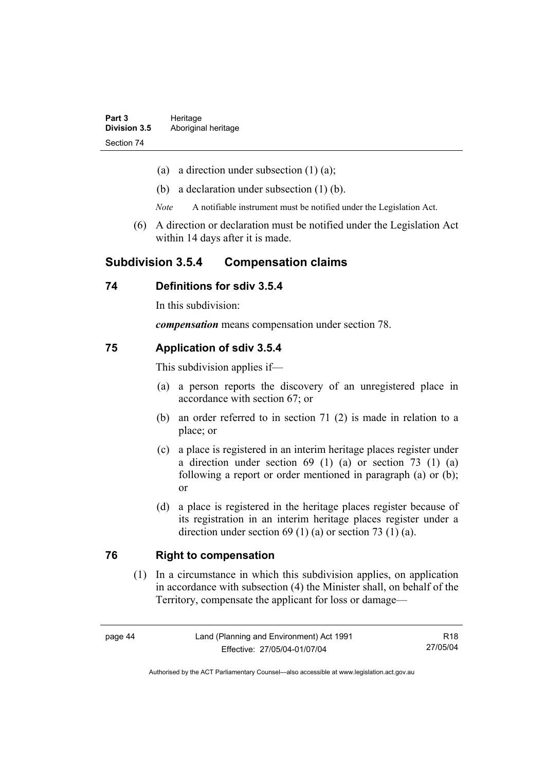(a) a direction under subsection (1) (a);

(b) a declaration under subsection (1) (b).

*Note* A notifiable instrument must be notified under the Legislation Act.

(6) A direction or declaration must be notified under the Legislation Act within 14 days after it is made.

## Subdivision 3.5.4 Compensation claims

### 74 Definitions for sdiv 3.5.4

In this subdivision:

***compensation*** means compensation under section 78.

### 75 Application of sdiv 3.5.4

This subdivision applies if—

(a) a person reports the discovery of an unregistered place in accordance with section 67; or

(b) an order referred to in section 71 (2) is made in relation to a place; or

(c) a place is registered in an interim heritage places register under a direction under section 69 (1) (a) or section 73 (1) (a) following a report or order mentioned in paragraph (a) or (b); or

(d) a place is registered in the heritage places register because of its registration in an interim heritage places register under a direction under section 69 (1) (a) or section 73 (1) (a).

### 76 Right to compensation

(1) In a circumstance in which this subdivision applies, on application in accordance with subsection (4) the Minister shall, on behalf of the Territory, compensate the applicant for loss or damage—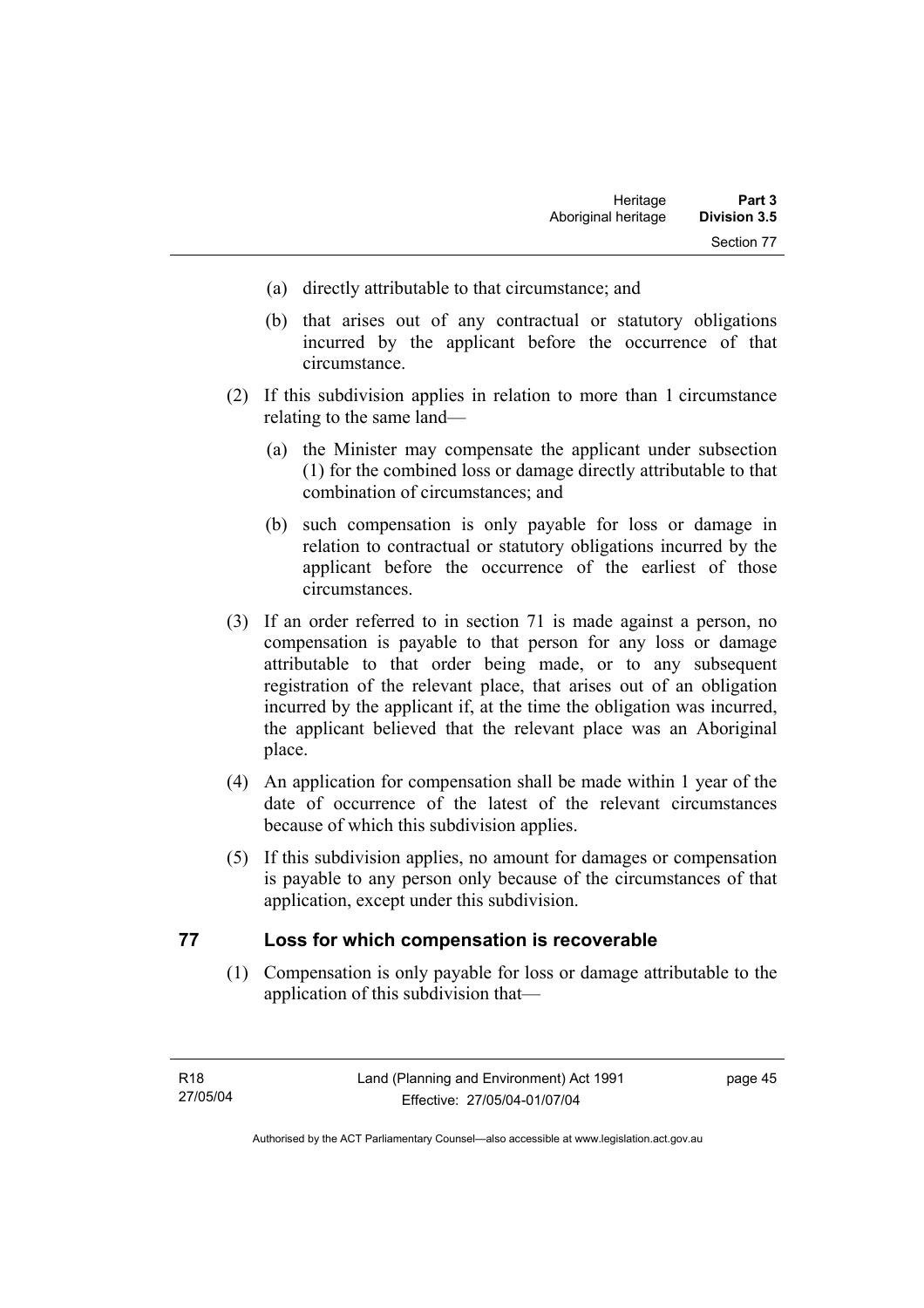(a) directly attributable to that circumstance; and

(b) that arises out of any contractual or statutory obligations incurred by the applicant before the occurrence of that circumstance.

(2) If this subdivision applies in relation to more than 1 circumstance relating to the same land—

(a) the Minister may compensate the applicant under subsection (1) for the combined loss or damage directly attributable to that combination of circumstances; and

(b) such compensation is only payable for loss or damage in relation to contractual or statutory obligations incurred by the applicant before the occurrence of the earliest of those circumstances.

(3) If an order referred to in section 71 is made against a person, no compensation is payable to that person for any loss or damage attributable to that order being made, or to any subsequent registration of the relevant place, that arises out of an obligation incurred by the applicant if, at the time the obligation was incurred, the applicant believed that the relevant place was an Aboriginal place.

(4) An application for compensation shall be made within 1 year of the date of occurrence of the latest of the relevant circumstances because of which this subdivision applies.

(5) If this subdivision applies, no amount for damages or compensation is payable to any person only because of the circumstances of that application, except under this subdivision.

## 77 Loss for which compensation is recoverable

(1) Compensation is only payable for loss or damage attributable to the application of this subdivision that—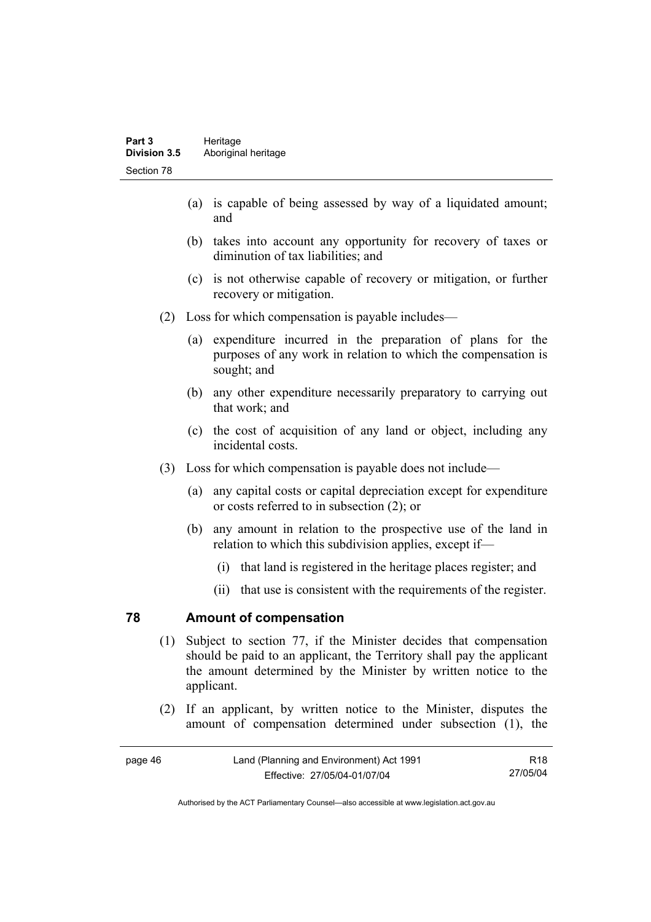(a) is capable of being assessed by way of a liquidated amount; and

(b) takes into account any opportunity for recovery of taxes or diminution of tax liabilities; and

(c) is not otherwise capable of recovery or mitigation, or further recovery or mitigation.

(2) Loss for which compensation is payable includes—

(a) expenditure incurred in the preparation of plans for the purposes of any work in relation to which the compensation is sought; and

(b) any other expenditure necessarily preparatory to carrying out that work; and

(c) the cost of acquisition of any land or object, including any incidental costs.

(3) Loss for which compensation is payable does not include—

(a) any capital costs or capital depreciation except for expenditure or costs referred to in subsection (2); or

(b) any amount in relation to the prospective use of the land in relation to which this subdivision applies, except if—

(i) that land is registered in the heritage places register; and

(ii) that use is consistent with the requirements of the register.

## 78 Amount of compensation

(1) Subject to section 77, if the Minister decides that compensation should be paid to an applicant, the Territory shall pay the applicant the amount determined by the Minister by written notice to the applicant.

(2) If an applicant, by written notice to the Minister, disputes the amount of compensation determined under subsection (1), the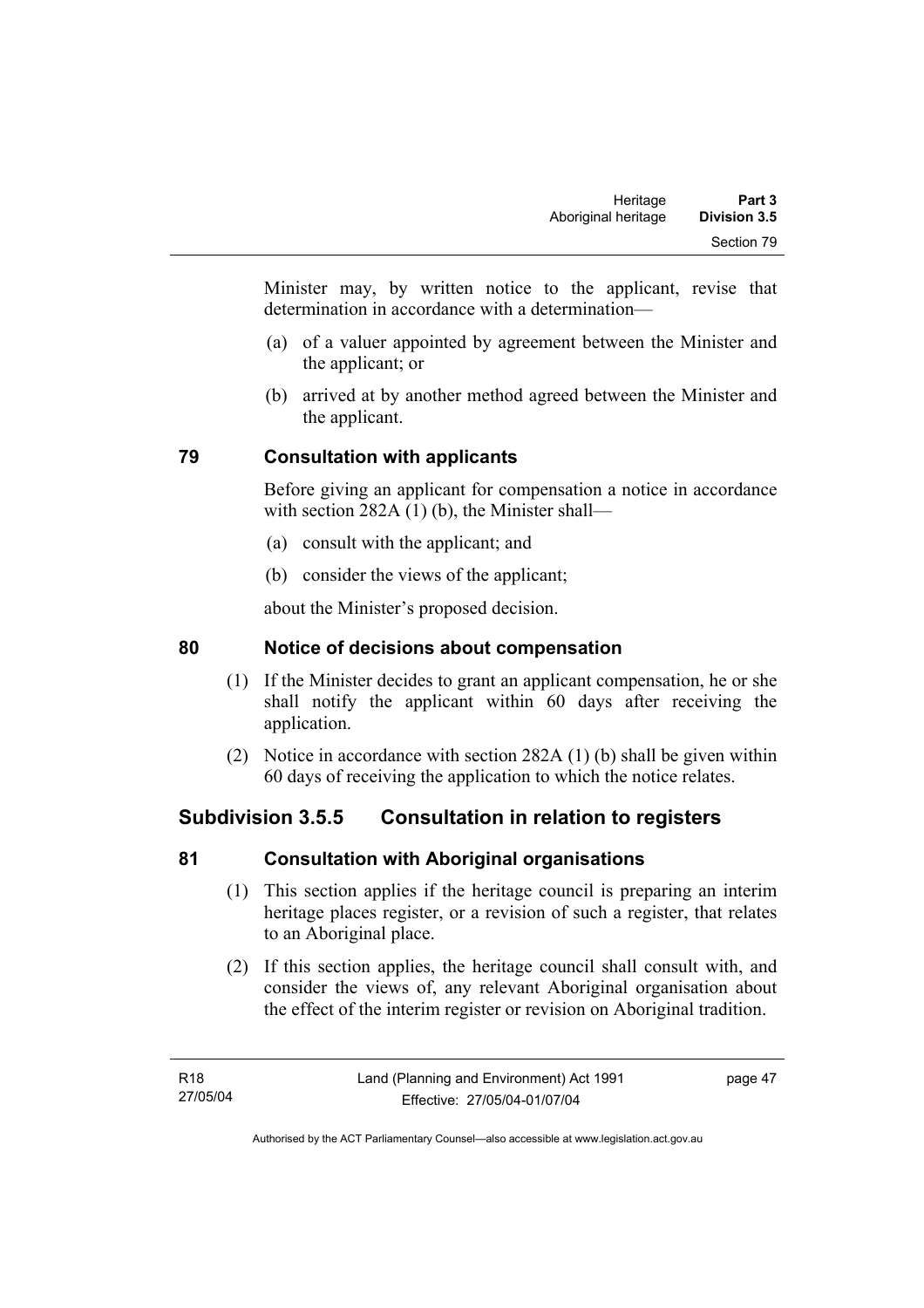Minister may, by written notice to the applicant, revise that determination in accordance with a determination—

(a) of a valuer appointed by agreement between the Minister and the applicant; or

(b) arrived at by another method agreed between the Minister and the applicant.

### 79 Consultation with applicants

Before giving an applicant for compensation a notice in accordance with section 282A (1) (b), the Minister shall—

(a) consult with the applicant; and

(b) consider the views of the applicant;

about the Minister's proposed decision.

### 80 Notice of decisions about compensation

(1) If the Minister decides to grant an applicant compensation, he or she shall notify the applicant within 60 days after receiving the application.

(2) Notice in accordance with section 282A (1) (b) shall be given within 60 days of receiving the application to which the notice relates.

## Subdivision 3.5.5 Consultation in relation to registers

### 81 Consultation with Aboriginal organisations

(1) This section applies if the heritage council is preparing an interim heritage places register, or a revision of such a register, that relates to an Aboriginal place.

(2) If this section applies, the heritage council shall consult with, and consider the views of, any relevant Aboriginal organisation about the effect of the interim register or revision on Aboriginal tradition.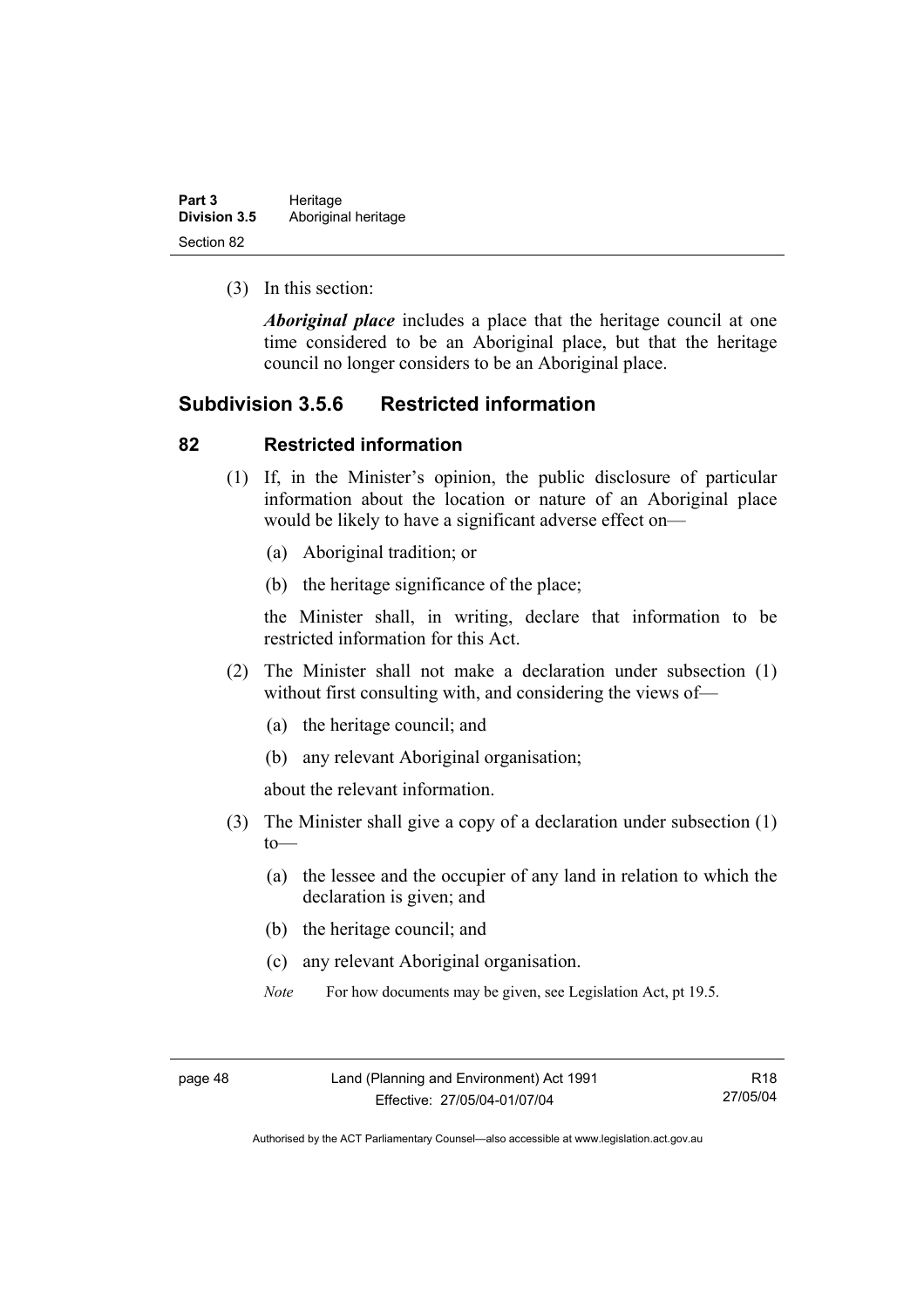(3) In this section:

***Aboriginal place*** includes a place that the heritage council at one time considered to be an Aboriginal place, but that the heritage council no longer considers to be an Aboriginal place.

## Subdivision 3.5.6 Restricted information

### 82 Restricted information

(1) If, in the Minister's opinion, the public disclosure of particular information about the location or nature of an Aboriginal place would be likely to have a significant adverse effect on—

(a) Aboriginal tradition; or

(b) the heritage significance of the place;

the Minister shall, in writing, declare that information to be restricted information for this Act.

(2) The Minister shall not make a declaration under subsection (1) without first consulting with, and considering the views of—

(a) the heritage council; and

(b) any relevant Aboriginal organisation;

about the relevant information.

(3) The Minister shall give a copy of a declaration under subsection (1) to—

(a) the lessee and the occupier of any land in relation to which the declaration is given; and

(b) the heritage council; and

(c) any relevant Aboriginal organisation.

*Note* For how documents may be given, see Legislation Act, pt 19.5.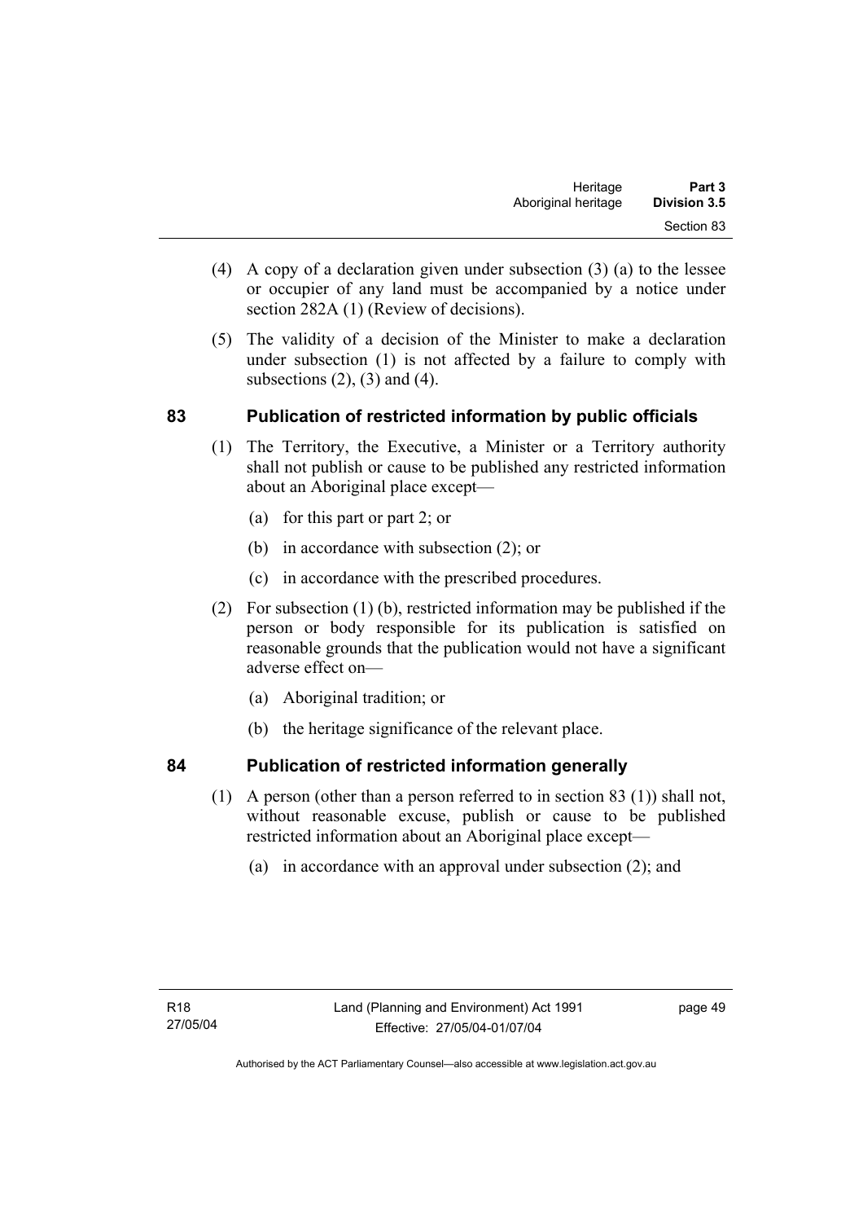(4) A copy of a declaration given under subsection (3) (a) to the lessee or occupier of any land must be accompanied by a notice under section 282A (1) (Review of decisions).

(5) The validity of a decision of the Minister to make a declaration under subsection (1) is not affected by a failure to comply with subsections (2), (3) and (4).

## 83 Publication of restricted information by public officials

(1) The Territory, the Executive, a Minister or a Territory authority shall not publish or cause to be published any restricted information about an Aboriginal place except—

(a) for this part or part 2; or

(b) in accordance with subsection (2); or

(c) in accordance with the prescribed procedures.

(2) For subsection (1) (b), restricted information may be published if the person or body responsible for its publication is satisfied on reasonable grounds that the publication would not have a significant adverse effect on—

(a) Aboriginal tradition; or

(b) the heritage significance of the relevant place.

## 84 Publication of restricted information generally

(1) A person (other than a person referred to in section 83 (1)) shall not, without reasonable excuse, publish or cause to be published restricted information about an Aboriginal place except—

(a) in accordance with an approval under subsection (2); and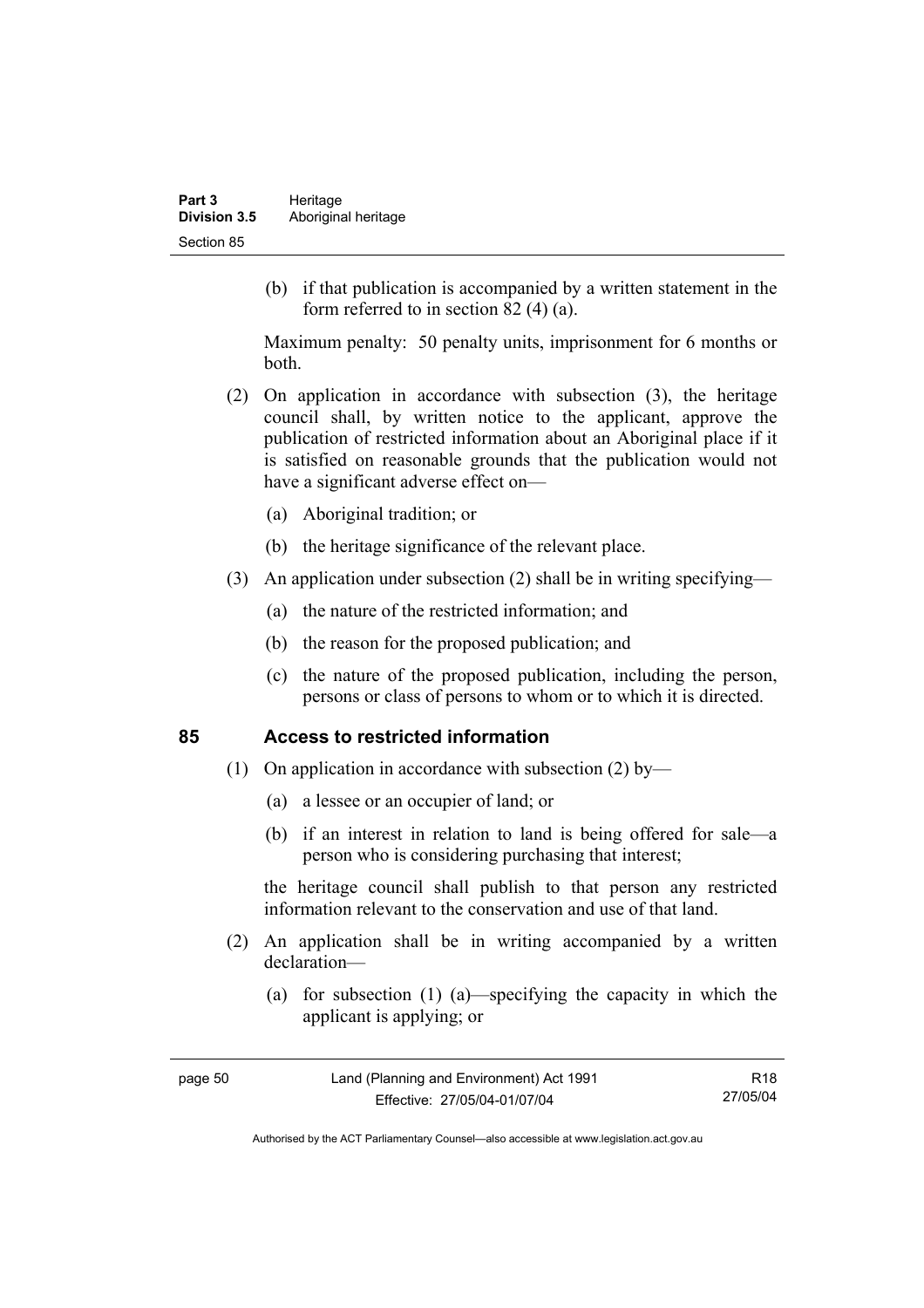(b) if that publication is accompanied by a written statement in the form referred to in section 82 (4) (a).

Maximum penalty: 50 penalty units, imprisonment for 6 months or both.

(2) On application in accordance with subsection (3), the heritage council shall, by written notice to the applicant, approve the publication of restricted information about an Aboriginal place if it is satisfied on reasonable grounds that the publication would not have a significant adverse effect on—

(a) Aboriginal tradition; or

(b) the heritage significance of the relevant place.

(3) An application under subsection (2) shall be in writing specifying—

(a) the nature of the restricted information; and

(b) the reason for the proposed publication; and

(c) the nature of the proposed publication, including the person, persons or class of persons to whom or to which it is directed.

## 85 Access to restricted information

(1) On application in accordance with subsection (2) by—

(a) a lessee or an occupier of land; or

(b) if an interest in relation to land is being offered for sale—a person who is considering purchasing that interest;

the heritage council shall publish to that person any restricted information relevant to the conservation and use of that land.

(2) An application shall be in writing accompanied by a written declaration—

(a) for subsection (1) (a)—specifying the capacity in which the applicant is applying; or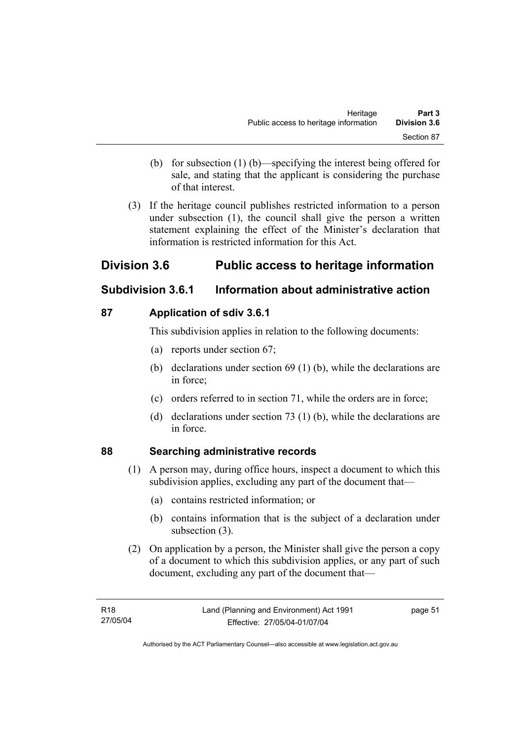(b) for subsection (1) (b)—specifying the interest being offered for sale, and stating that the applicant is considering the purchase of that interest.

(3) If the heritage council publishes restricted information to a person under subsection (1), the council shall give the person a written statement explaining the effect of the Minister's declaration that information is restricted information for this Act.

# Division 3.6 Public access to heritage information

## Subdivision 3.6.1 Information about administrative action

### 87 Application of sdiv 3.6.1

This subdivision applies in relation to the following documents:

(a) reports under section 67;

(b) declarations under section 69 (1) (b), while the declarations are in force;

(c) orders referred to in section 71, while the orders are in force;

(d) declarations under section 73 (1) (b), while the declarations are in force.

### 88 Searching administrative records

(1) A person may, during office hours, inspect a document to which this subdivision applies, excluding any part of the document that—

(a) contains restricted information; or

(b) contains information that is the subject of a declaration under subsection (3).

(2) On application by a person, the Minister shall give the person a copy of a document to which this subdivision applies, or any part of such document, excluding any part of the document that—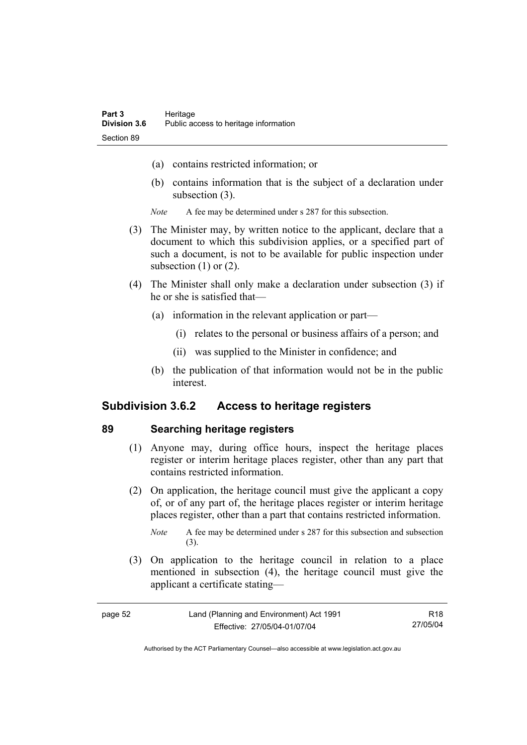(a) contains restricted information; or

(b) contains information that is the subject of a declaration under subsection (3).

*Note* A fee may be determined under s 287 for this subsection.

(3) The Minister may, by written notice to the applicant, declare that a document to which this subdivision applies, or a specified part of such a document, is not to be available for public inspection under subsection (1) or (2).

(4) The Minister shall only make a declaration under subsection (3) if he or she is satisfied that—

(a) information in the relevant application or part—

(i) relates to the personal or business affairs of a person; and

(ii) was supplied to the Minister in confidence; and

(b) the publication of that information would not be in the public interest.

## Subdivision 3.6.2 Access to heritage registers

### 89 Searching heritage registers

(1) Anyone may, during office hours, inspect the heritage places register or interim heritage places register, other than any part that contains restricted information.

(2) On application, the heritage council must give the applicant a copy of, or of any part of, the heritage places register or interim heritage places register, other than a part that contains restricted information.

*Note* A fee may be determined under s 287 for this subsection and subsection (3).

(3) On application to the heritage council in relation to a place mentioned in subsection (4), the heritage council must give the applicant a certificate stating—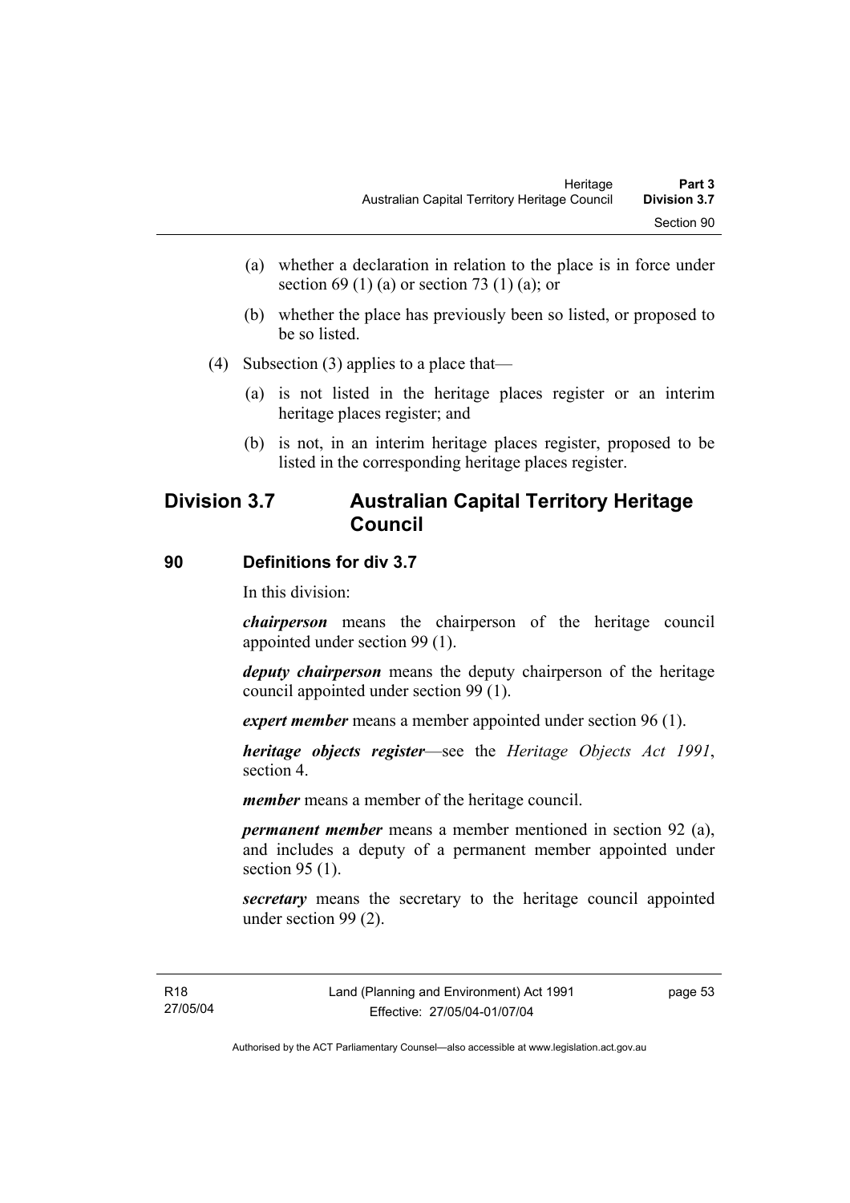(a) whether a declaration in relation to the place is in force under section 69 (1) (a) or section 73 (1) (a); or

(b) whether the place has previously been so listed, or proposed to be so listed.

(4) Subsection (3) applies to a place that—

(a) is not listed in the heritage places register or an interim heritage places register; and

(b) is not, in an interim heritage places register, proposed to be listed in the corresponding heritage places register.

## Division 3.7 Australian Capital Territory Heritage Council

### 90 Definitions for div 3.7

In this division:

***chairperson*** means the chairperson of the heritage council appointed under section 99 (1).

***deputy chairperson*** means the deputy chairperson of the heritage council appointed under section 99 (1).

***expert member*** means a member appointed under section 96 (1).

***heritage objects register***—see the *Heritage Objects Act 1991*, section 4.

***member*** means a member of the heritage council.

***permanent member*** means a member mentioned in section 92 (a), and includes a deputy of a permanent member appointed under section 95 (1).

***secretary*** means the secretary to the heritage council appointed under section 99 (2).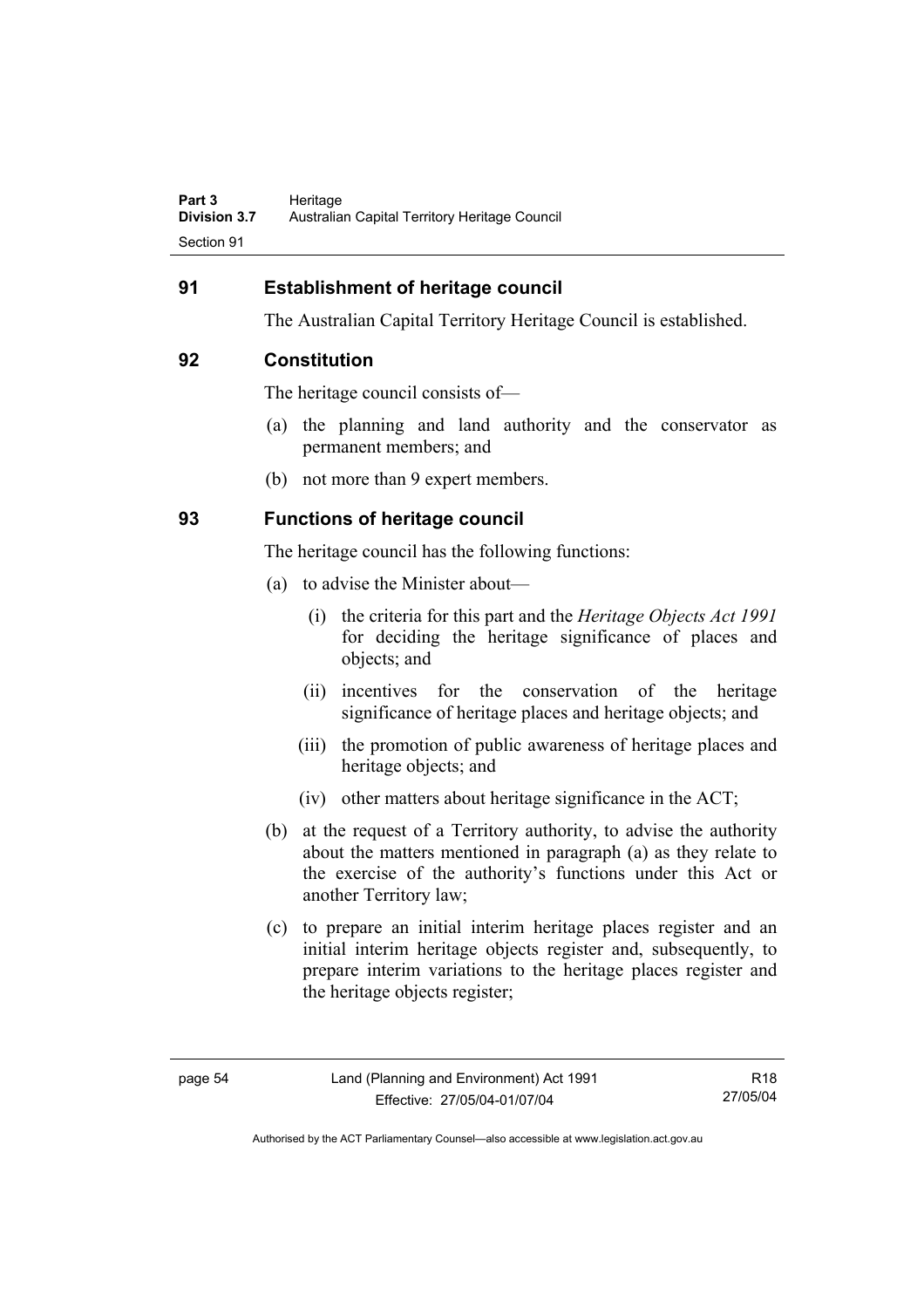## 91 Establishment of heritage council

The Australian Capital Territory Heritage Council is established.

## 92 Constitution

The heritage council consists of—

(a) the planning and land authority and the conservator as permanent members; and

(b) not more than 9 expert members.

## 93 Functions of heritage council

The heritage council has the following functions:

(a) to advise the Minister about—

(i) the criteria for this part and the *Heritage Objects Act 1991* for deciding the heritage significance of places and objects; and

(ii) incentives for the conservation of the heritage significance of heritage places and heritage objects; and

(iii) the promotion of public awareness of heritage places and heritage objects; and

(iv) other matters about heritage significance in the ACT;

(b) at the request of a Territory authority, to advise the authority about the matters mentioned in paragraph (a) as they relate to the exercise of the authority's functions under this Act or another Territory law;

(c) to prepare an initial interim heritage places register and an initial interim heritage objects register and, subsequently, to prepare interim variations to the heritage places register and the heritage objects register;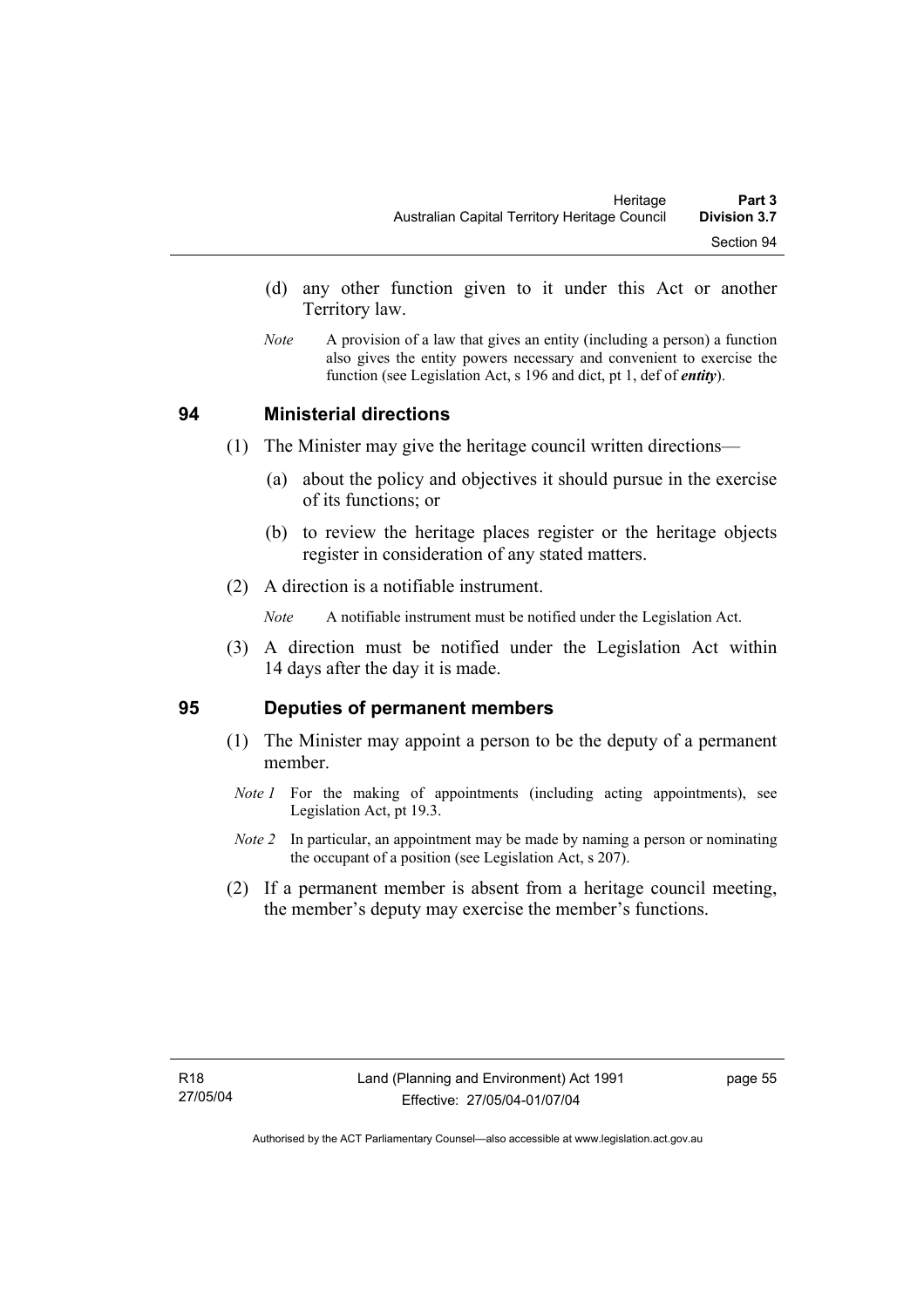(d) any other function given to it under this Act or another Territory law.

*Note* A provision of a law that gives an entity (including a person) a function also gives the entity powers necessary and convenient to exercise the function (see Legislation Act, s 196 and dict, pt 1, def of ***entity***).

## 94 Ministerial directions

(1) The Minister may give the heritage council written directions—

(a) about the policy and objectives it should pursue in the exercise of its functions; or

(b) to review the heritage places register or the heritage objects register in consideration of any stated matters.

(2) A direction is a notifiable instrument.

*Note* A notifiable instrument must be notified under the Legislation Act.

(3) A direction must be notified under the Legislation Act within 14 days after the day it is made.

## 95 Deputies of permanent members

(1) The Minister may appoint a person to be the deputy of a permanent member.

*Note 1* For the making of appointments (including acting appointments), see Legislation Act, pt 19.3.

*Note 2* In particular, an appointment may be made by naming a person or nominating the occupant of a position (see Legislation Act, s 207).

(2) If a permanent member is absent from a heritage council meeting, the member's deputy may exercise the member's functions.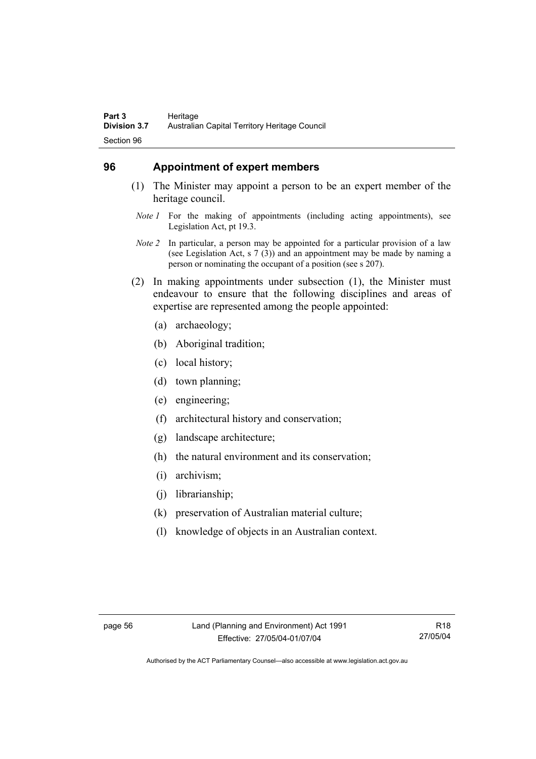## 96 Appointment of expert members

(1) The Minister may appoint a person to be an expert member of the heritage council.

*Note 1* For the making of appointments (including acting appointments), see Legislation Act, pt 19.3.

*Note 2* In particular, a person may be appointed for a particular provision of a law (see Legislation Act, s 7 (3)) and an appointment may be made by naming a person or nominating the occupant of a position (see s 207).

(2) In making appointments under subsection (1), the Minister must endeavour to ensure that the following disciplines and areas of expertise are represented among the people appointed:

(a) archaeology;

(b) Aboriginal tradition;

(c) local history;

(d) town planning;

(e) engineering;

(f) architectural history and conservation;

(g) landscape architecture;

(h) the natural environment and its conservation;

(i) archivism;

(j) librarianship;

(k) preservation of Australian material culture;

(l) knowledge of objects in an Australian context.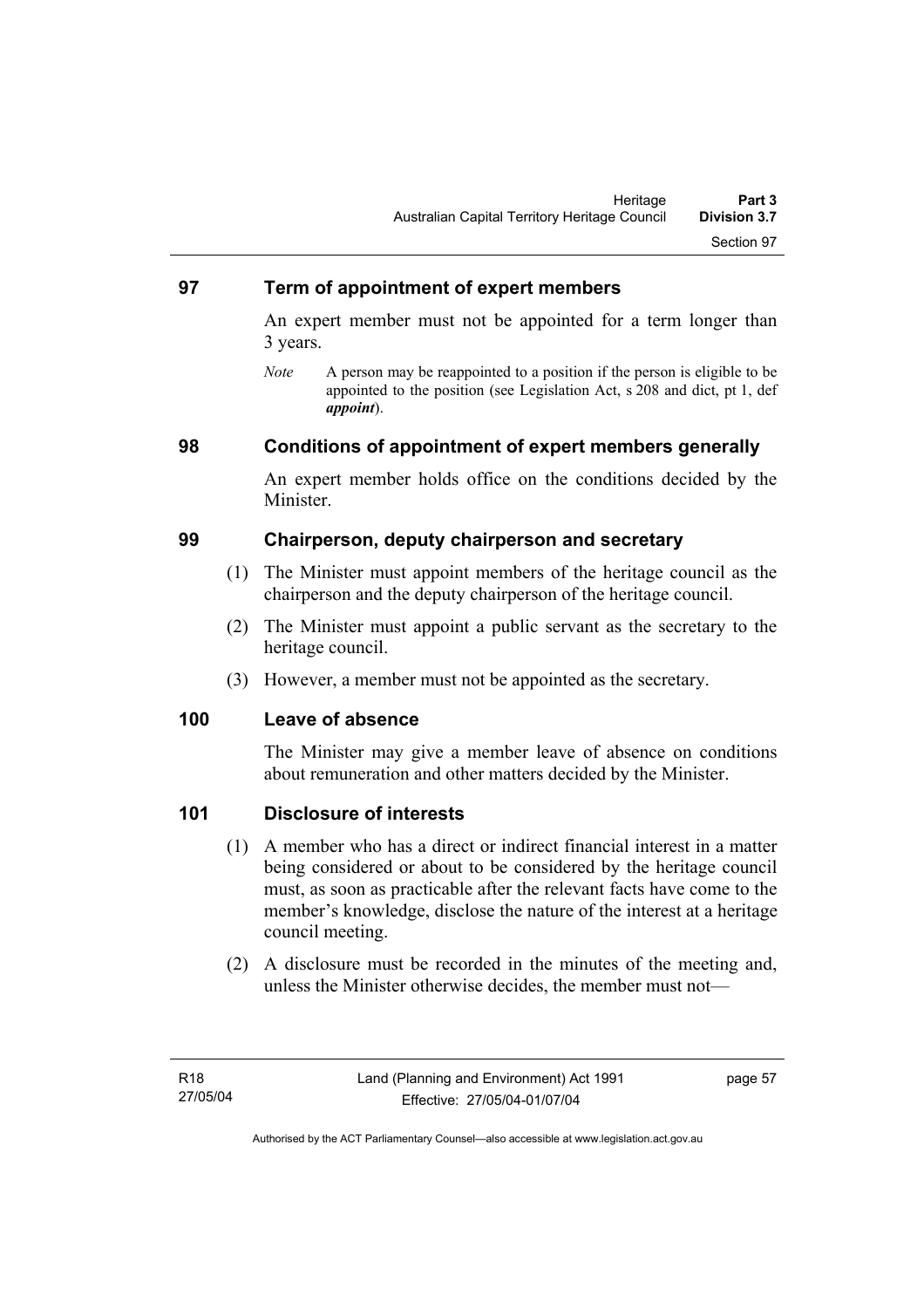## 97 Term of appointment of expert members

An expert member must not be appointed for a term longer than 3 years.

*Note* A person may be reappointed to a position if the person is eligible to be appointed to the position (see Legislation Act, s 208 and dict, pt 1, def ***appoint***).

## 98 Conditions of appointment of expert members generally

An expert member holds office on the conditions decided by the Minister.

## 99 Chairperson, deputy chairperson and secretary

(1) The Minister must appoint members of the heritage council as the chairperson and the deputy chairperson of the heritage council.

(2) The Minister must appoint a public servant as the secretary to the heritage council.

(3) However, a member must not be appointed as the secretary.

## 100 Leave of absence

The Minister may give a member leave of absence on conditions about remuneration and other matters decided by the Minister.

## 101 Disclosure of interests

(1) A member who has a direct or indirect financial interest in a matter being considered or about to be considered by the heritage council must, as soon as practicable after the relevant facts have come to the member's knowledge, disclose the nature of the interest at a heritage council meeting.

(2) A disclosure must be recorded in the minutes of the meeting and, unless the Minister otherwise decides, the member must not—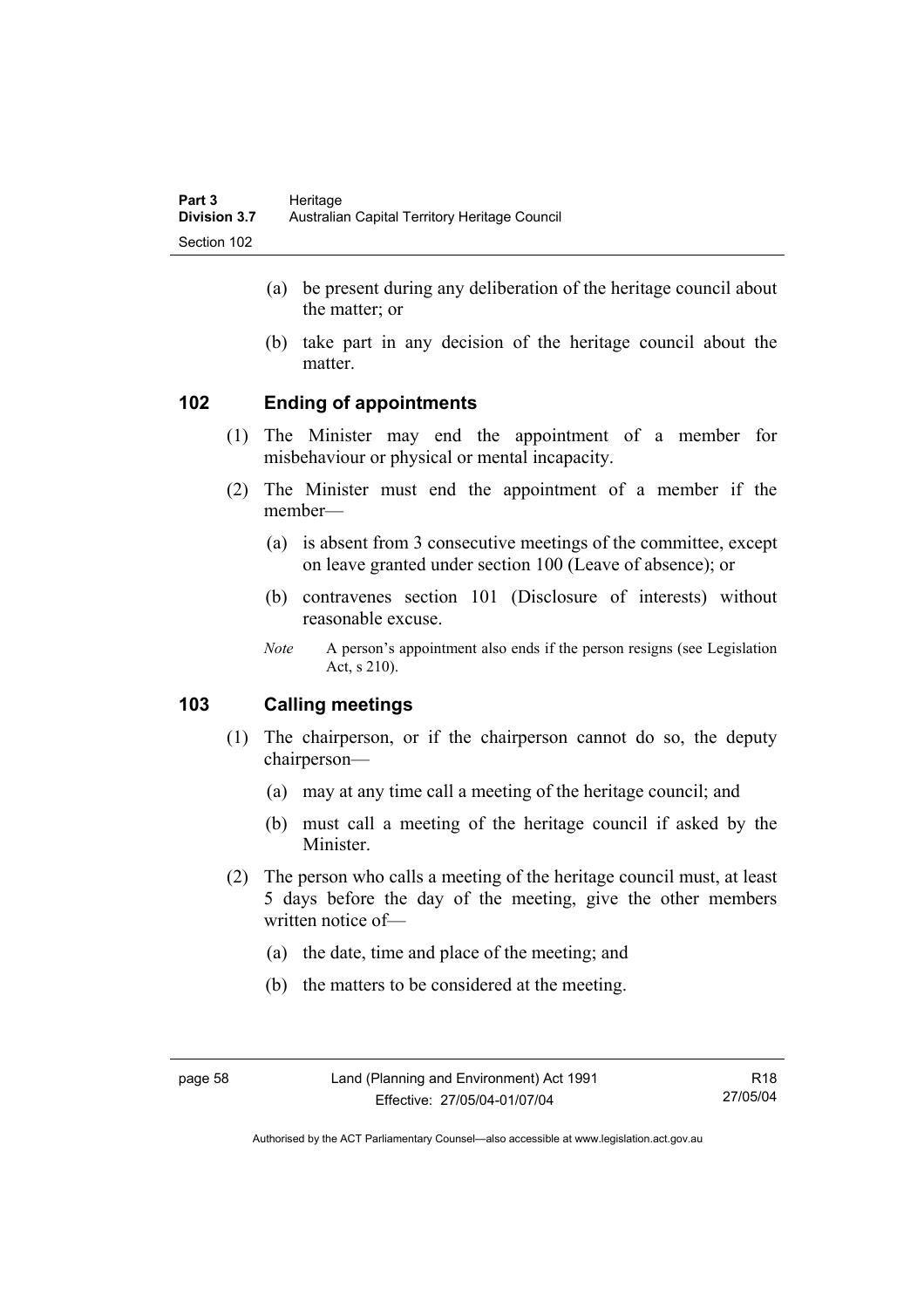(a) be present during any deliberation of the heritage council about the matter; or

(b) take part in any decision of the heritage council about the matter.

## 102 Ending of appointments

(1) The Minister may end the appointment of a member for misbehaviour or physical or mental incapacity.

(2) The Minister must end the appointment of a member if the member—

(a) is absent from 3 consecutive meetings of the committee, except on leave granted under section 100 (Leave of absence); or

(b) contravenes section 101 (Disclosure of interests) without reasonable excuse.

*Note* A person's appointment also ends if the person resigns (see Legislation Act, s 210).

## 103 Calling meetings

(1) The chairperson, or if the chairperson cannot do so, the deputy chairperson—

(a) may at any time call a meeting of the heritage council; and

(b) must call a meeting of the heritage council if asked by the Minister.

(2) The person who calls a meeting of the heritage council must, at least 5 days before the day of the meeting, give the other members written notice of—

(a) the date, time and place of the meeting; and

(b) the matters to be considered at the meeting.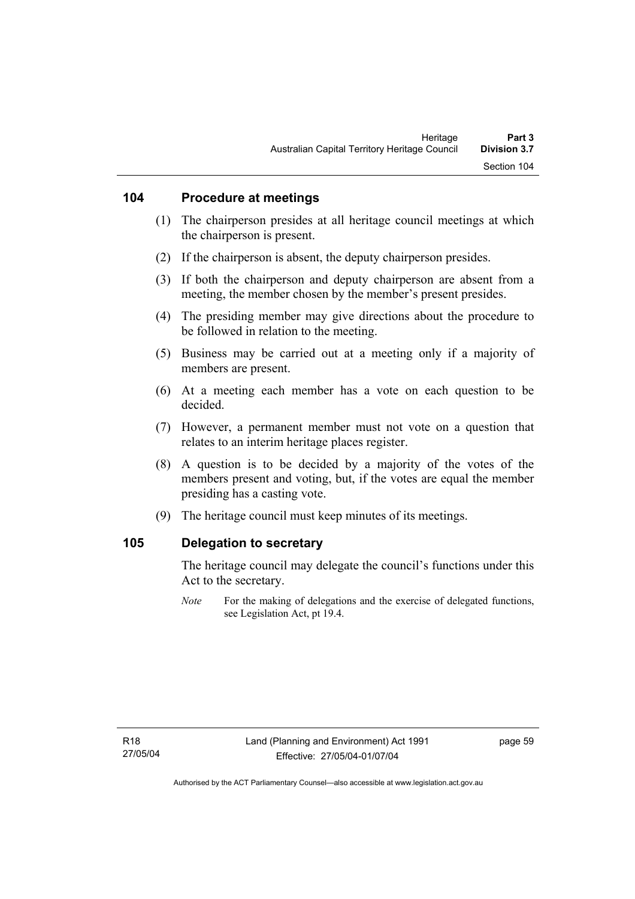## 104 Procedure at meetings

(1) The chairperson presides at all heritage council meetings at which the chairperson is present.

(2) If the chairperson is absent, the deputy chairperson presides.

(3) If both the chairperson and deputy chairperson are absent from a meeting, the member chosen by the member's present presides.

(4) The presiding member may give directions about the procedure to be followed in relation to the meeting.

(5) Business may be carried out at a meeting only if a majority of members are present.

(6) At a meeting each member has a vote on each question to be decided.

(7) However, a permanent member must not vote on a question that relates to an interim heritage places register.

(8) A question is to be decided by a majority of the votes of the members present and voting, but, if the votes are equal the member presiding has a casting vote.

(9) The heritage council must keep minutes of its meetings.

## 105 Delegation to secretary

The heritage council may delegate the council's functions under this Act to the secretary.

*Note* For the making of delegations and the exercise of delegated functions, see Legislation Act, pt 19.4.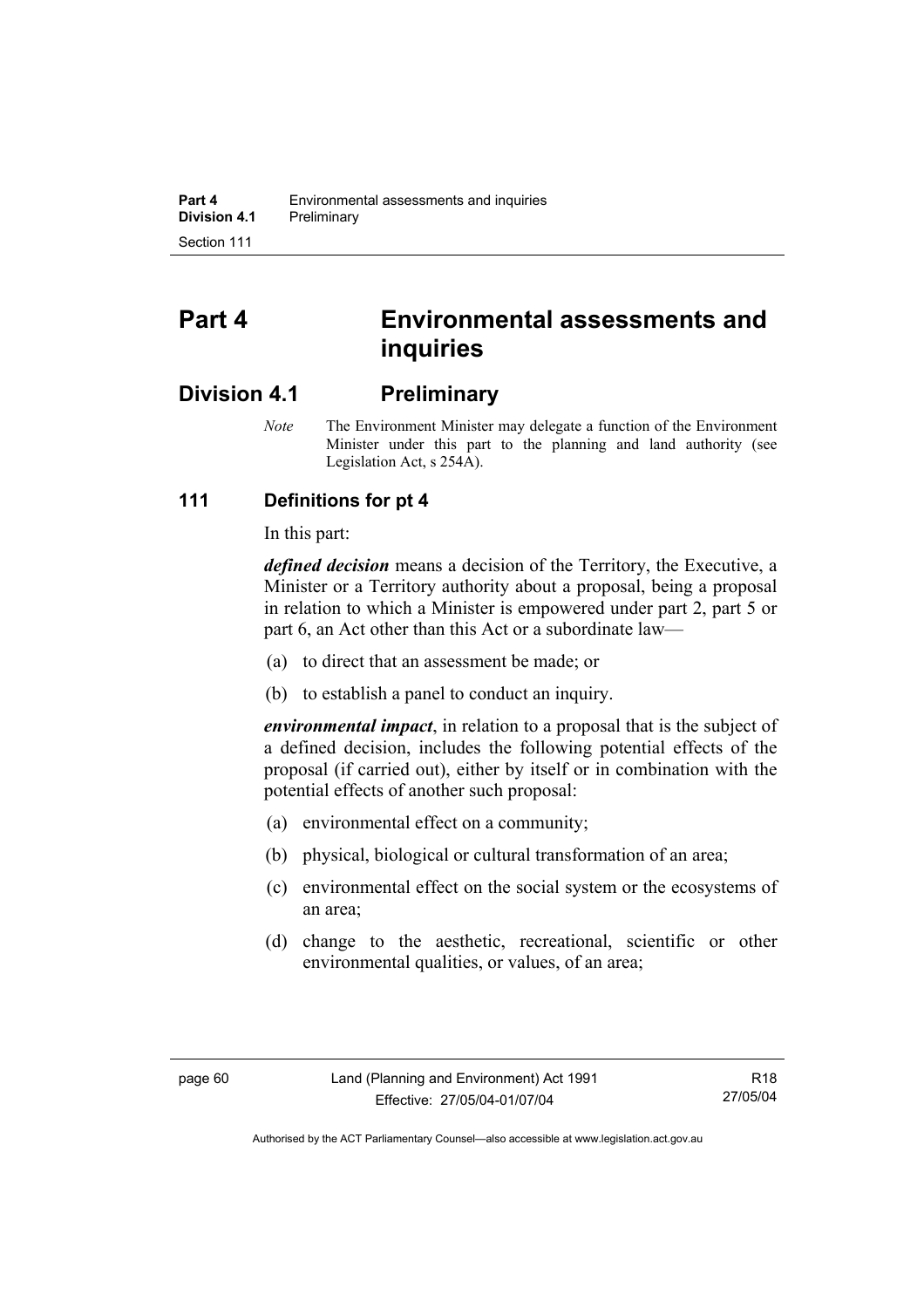# Part 4 Environmental assessments and inquiries

## Division 4.1 Preliminary

*Note* The Environment Minister may delegate a function of the Environment Minister under this part to the planning and land authority (see Legislation Act, s 254A).

### 111 Definitions for pt 4

In this part:

***defined decision*** means a decision of the Territory, the Executive, a Minister or a Territory authority about a proposal, being a proposal in relation to which a Minister is empowered under part 2, part 5 or part 6, an Act other than this Act or a subordinate law—

(a) to direct that an assessment be made; or

(b) to establish a panel to conduct an inquiry.

***environmental impact***, in relation to a proposal that is the subject of a defined decision, includes the following potential effects of the proposal (if carried out), either by itself or in combination with the potential effects of another such proposal:

(a) environmental effect on a community;

(b) physical, biological or cultural transformation of an area;

(c) environmental effect on the social system or the ecosystems of an area;

(d) change to the aesthetic, recreational, scientific or other environmental qualities, or values, of an area;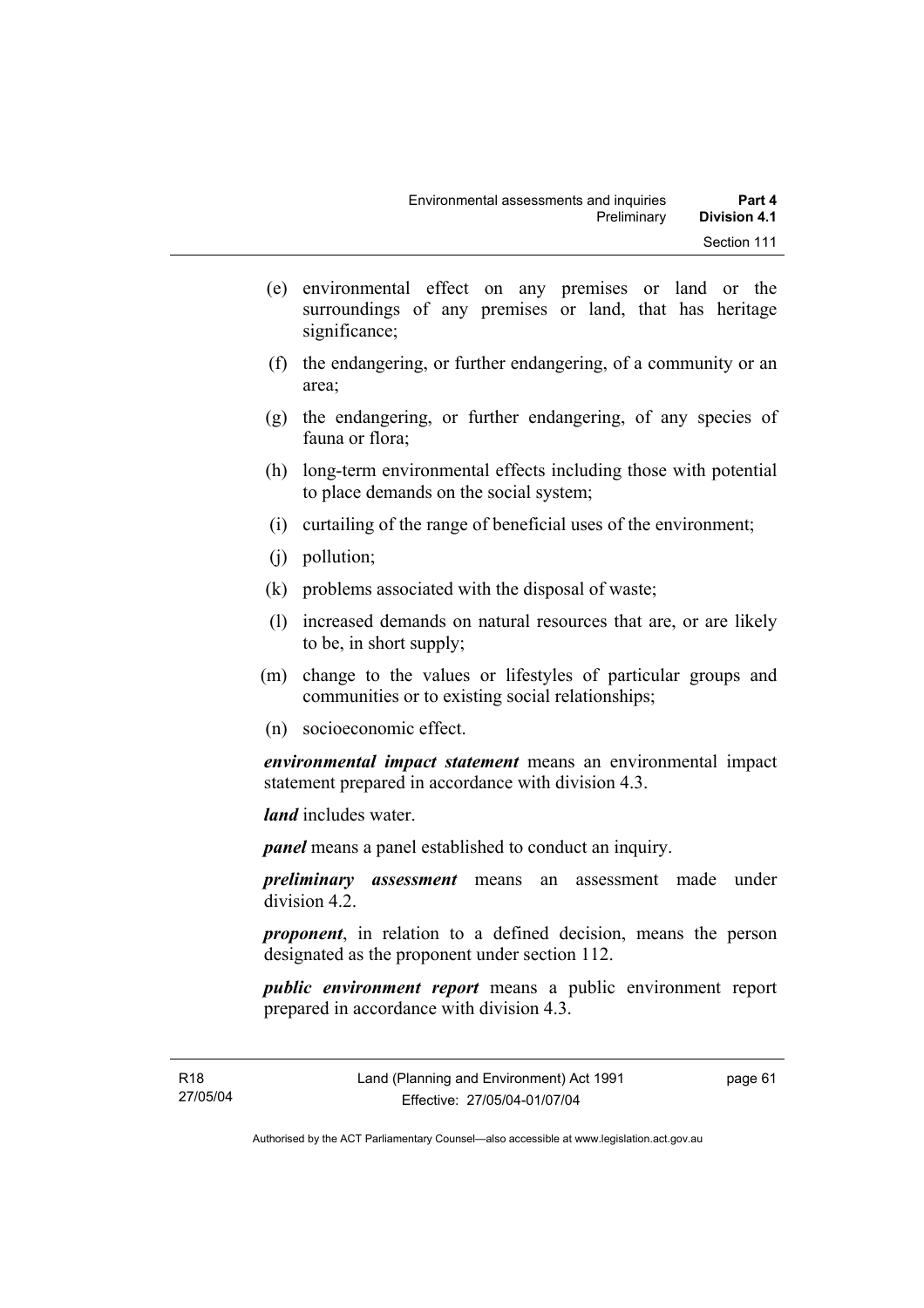(e) environmental effect on any premises or land or the surroundings of any premises or land, that has heritage significance;

(f) the endangering, or further endangering, of a community or an area;

(g) the endangering, or further endangering, of any species of fauna or flora;

(h) long-term environmental effects including those with potential to place demands on the social system;

(i) curtailing of the range of beneficial uses of the environment;

(j) pollution;

(k) problems associated with the disposal of waste;

(l) increased demands on natural resources that are, or are likely to be, in short supply;

(m) change to the values or lifestyles of particular groups and communities or to existing social relationships;

(n) socioeconomic effect.

***environmental impact statement*** means an environmental impact statement prepared in accordance with division 4.3.

***land*** includes water.

***panel*** means a panel established to conduct an inquiry.

***preliminary assessment*** means an assessment made under division 4.2.

***proponent***, in relation to a defined decision, means the person designated as the proponent under section 112.

***public environment report*** means a public environment report prepared in accordance with division 4.3.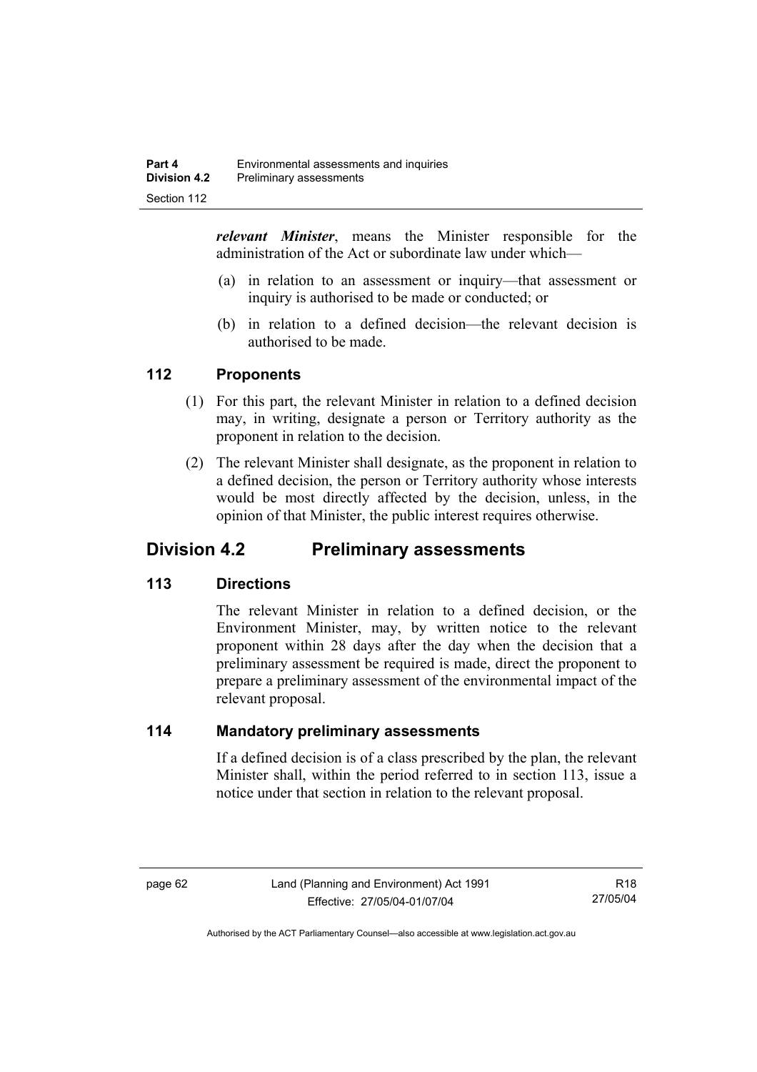***relevant Minister***, means the Minister responsible for the administration of the Act or subordinate law under which—

(a) in relation to an assessment or inquiry—that assessment or inquiry is authorised to be made or conducted; or

(b) in relation to a defined decision—the relevant decision is authorised to be made.

### 112 Proponents

(1) For this part, the relevant Minister in relation to a defined decision may, in writing, designate a person or Territory authority as the proponent in relation to the decision.

(2) The relevant Minister shall designate, as the proponent in relation to a defined decision, the person or Territory authority whose interests would be most directly affected by the decision, unless, in the opinion of that Minister, the public interest requires otherwise.

## Division 4.2 Preliminary assessments

### 113 Directions

The relevant Minister in relation to a defined decision, or the Environment Minister, may, by written notice to the relevant proponent within 28 days after the day when the decision that a preliminary assessment be required is made, direct the proponent to prepare a preliminary assessment of the environmental impact of the relevant proposal.

### 114 Mandatory preliminary assessments

If a defined decision is of a class prescribed by the plan, the relevant Minister shall, within the period referred to in section 113, issue a notice under that section in relation to the relevant proposal.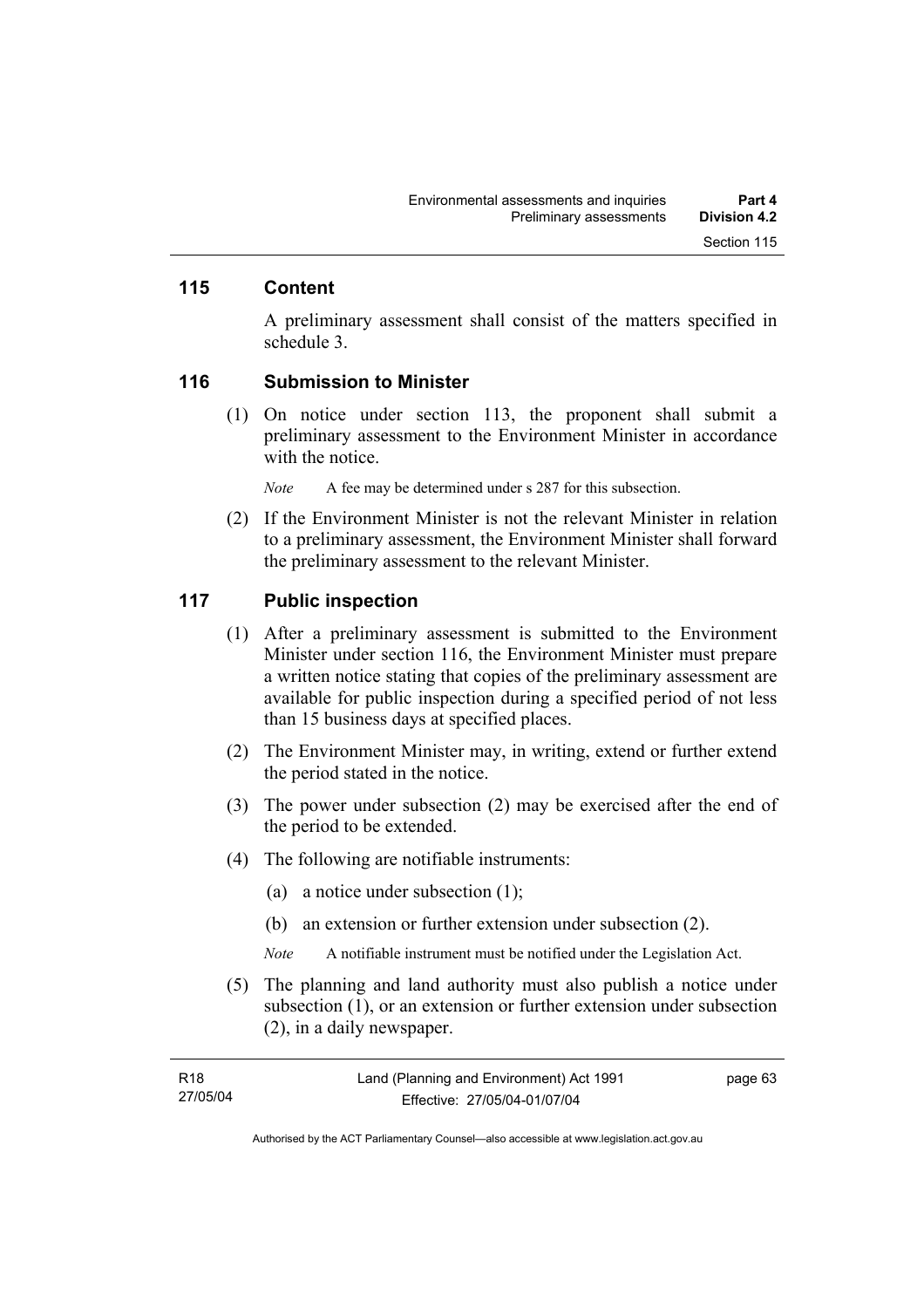## 115 Content

A preliminary assessment shall consist of the matters specified in schedule 3.

## 116 Submission to Minister

(1) On notice under section 113, the proponent shall submit a preliminary assessment to the Environment Minister in accordance with the notice.

*Note* A fee may be determined under s 287 for this subsection.

(2) If the Environment Minister is not the relevant Minister in relation to a preliminary assessment, the Environment Minister shall forward the preliminary assessment to the relevant Minister.

## 117 Public inspection

(1) After a preliminary assessment is submitted to the Environment Minister under section 116, the Environment Minister must prepare a written notice stating that copies of the preliminary assessment are available for public inspection during a specified period of not less than 15 business days at specified places.

(2) The Environment Minister may, in writing, extend or further extend the period stated in the notice.

(3) The power under subsection (2) may be exercised after the end of the period to be extended.

(4) The following are notifiable instruments:

(a) a notice under subsection (1);

(b) an extension or further extension under subsection (2).

*Note* A notifiable instrument must be notified under the Legislation Act.

(5) The planning and land authority must also publish a notice under subsection (1), or an extension or further extension under subsection (2), in a daily newspaper.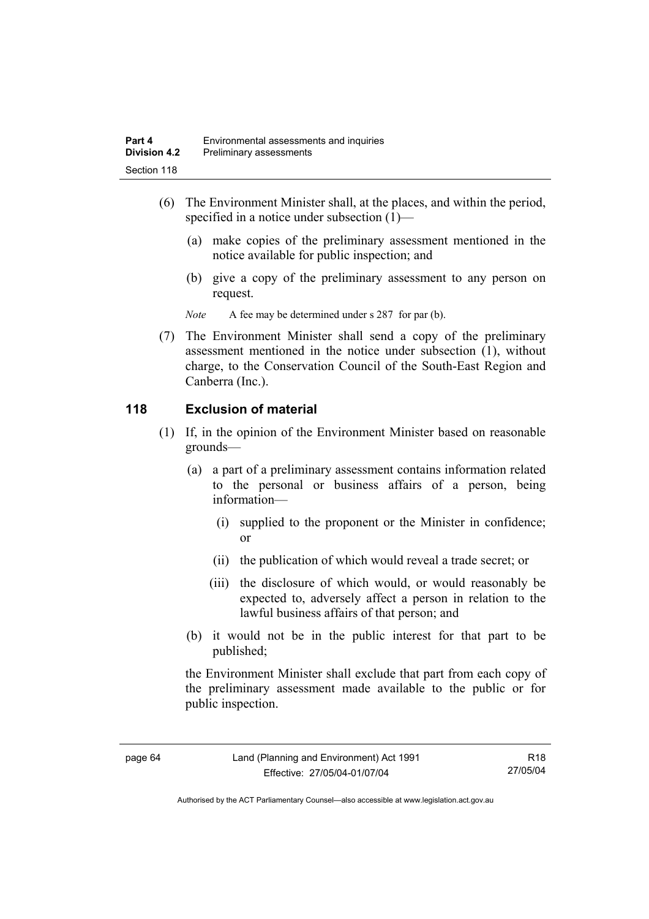(6) The Environment Minister shall, at the places, and within the period, specified in a notice under subsection (1)—

(a) make copies of the preliminary assessment mentioned in the notice available for public inspection; and

(b) give a copy of the preliminary assessment to any person on request.

*Note* A fee may be determined under s 287 for par (b).

(7) The Environment Minister shall send a copy of the preliminary assessment mentioned in the notice under subsection (1), without charge, to the Conservation Council of the South-East Region and Canberra (Inc.).

## 118 Exclusion of material

(1) If, in the opinion of the Environment Minister based on reasonable grounds—

(a) a part of a preliminary assessment contains information related to the personal or business affairs of a person, being information—

(i) supplied to the proponent or the Minister in confidence; or

(ii) the publication of which would reveal a trade secret; or

(iii) the disclosure of which would, or would reasonably be expected to, adversely affect a person in relation to the lawful business affairs of that person; and

(b) it would not be in the public interest for that part to be published;

the Environment Minister shall exclude that part from each copy of the preliminary assessment made available to the public or for public inspection.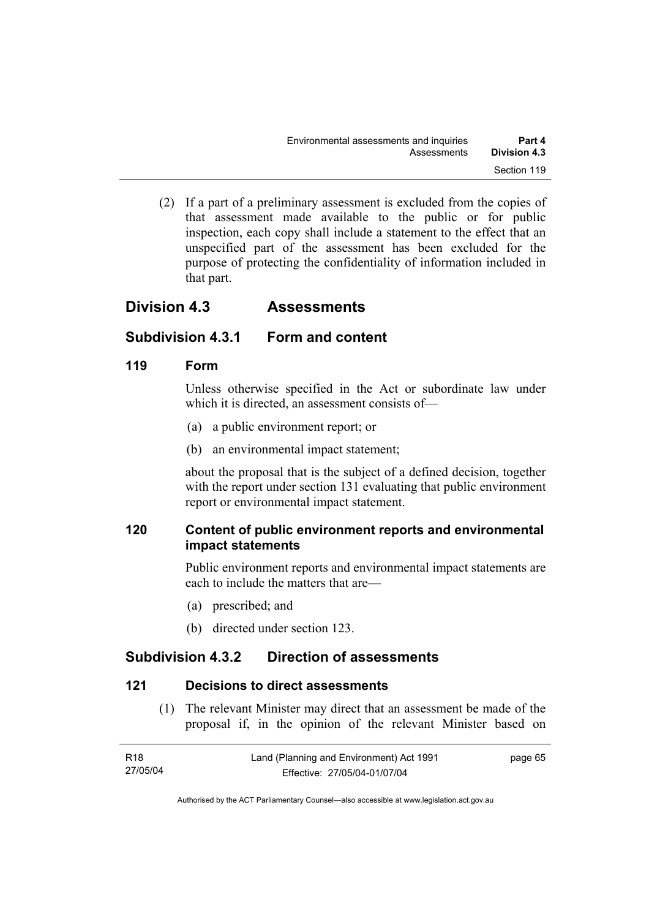(2) If a part of a preliminary assessment is excluded from the copies of that assessment made available to the public or for public inspection, each copy shall include a statement to the effect that an unspecified part of the assessment has been excluded for the purpose of protecting the confidentiality of information included in that part.

## Division 4.3 Assessments

### Subdivision 4.3.1 Form and content

#### 119 Form

Unless otherwise specified in the Act or subordinate law under which it is directed, an assessment consists of—

(a) a public environment report; or

(b) an environmental impact statement;

about the proposal that is the subject of a defined decision, together with the report under section 131 evaluating that public environment report or environmental impact statement.

#### 120 Content of public environment reports and environmental impact statements

Public environment reports and environmental impact statements are each to include the matters that are—

(a) prescribed; and

(b) directed under section 123.

### Subdivision 4.3.2 Direction of assessments

#### 121 Decisions to direct assessments

(1) The relevant Minister may direct that an assessment be made of the proposal if, in the opinion of the relevant Minister based on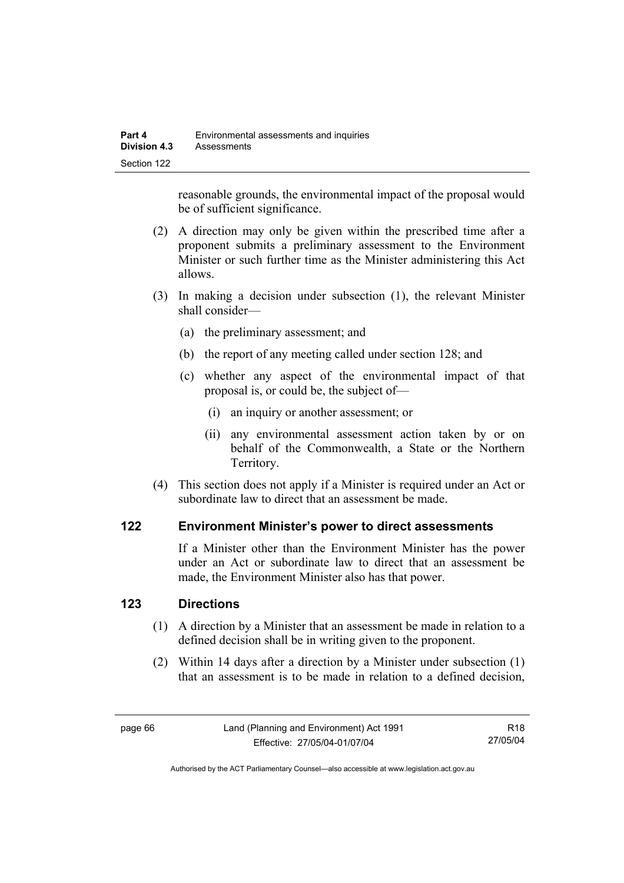reasonable grounds, the environmental impact of the proposal would be of sufficient significance.

(2) A direction may only be given within the prescribed time after a proponent submits a preliminary assessment to the Environment Minister or such further time as the Minister administering this Act allows.

(3) In making a decision under subsection (1), the relevant Minister shall consider—

(a) the preliminary assessment; and

(b) the report of any meeting called under section 128; and

(c) whether any aspect of the environmental impact of that proposal is, or could be, the subject of—

(i) an inquiry or another assessment; or

(ii) any environmental assessment action taken by or on behalf of the Commonwealth, a State or the Northern Territory.

(4) This section does not apply if a Minister is required under an Act or subordinate law to direct that an assessment be made.

## 122 Environment Minister's power to direct assessments

If a Minister other than the Environment Minister has the power under an Act or subordinate law to direct that an assessment be made, the Environment Minister also has that power.

## 123 Directions

(1) A direction by a Minister that an assessment be made in relation to a defined decision shall be in writing given to the proponent.

(2) Within 14 days after a direction by a Minister under subsection (1) that an assessment is to be made in relation to a defined decision,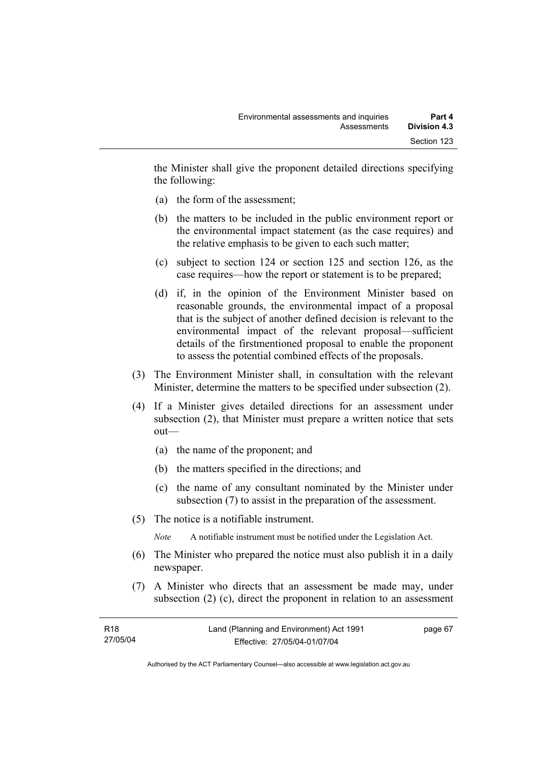the Minister shall give the proponent detailed directions specifying the following:

(a) the form of the assessment;

(b) the matters to be included in the public environment report or the environmental impact statement (as the case requires) and the relative emphasis to be given to each such matter;

(c) subject to section 124 or section 125 and section 126, as the case requires—how the report or statement is to be prepared;

(d) if, in the opinion of the Environment Minister based on reasonable grounds, the environmental impact of a proposal that is the subject of another defined decision is relevant to the environmental impact of the relevant proposal—sufficient details of the firstmentioned proposal to enable the proponent to assess the potential combined effects of the proposals.

(3) The Environment Minister shall, in consultation with the relevant Minister, determine the matters to be specified under subsection (2).

(4) If a Minister gives detailed directions for an assessment under subsection (2), that Minister must prepare a written notice that sets out—

(a) the name of the proponent; and

(b) the matters specified in the directions; and

(c) the name of any consultant nominated by the Minister under subsection (7) to assist in the preparation of the assessment.

(5) The notice is a notifiable instrument.

*Note* A notifiable instrument must be notified under the Legislation Act.

(6) The Minister who prepared the notice must also publish it in a daily newspaper.

(7) A Minister who directs that an assessment be made may, under subsection (2) (c), direct the proponent in relation to an assessment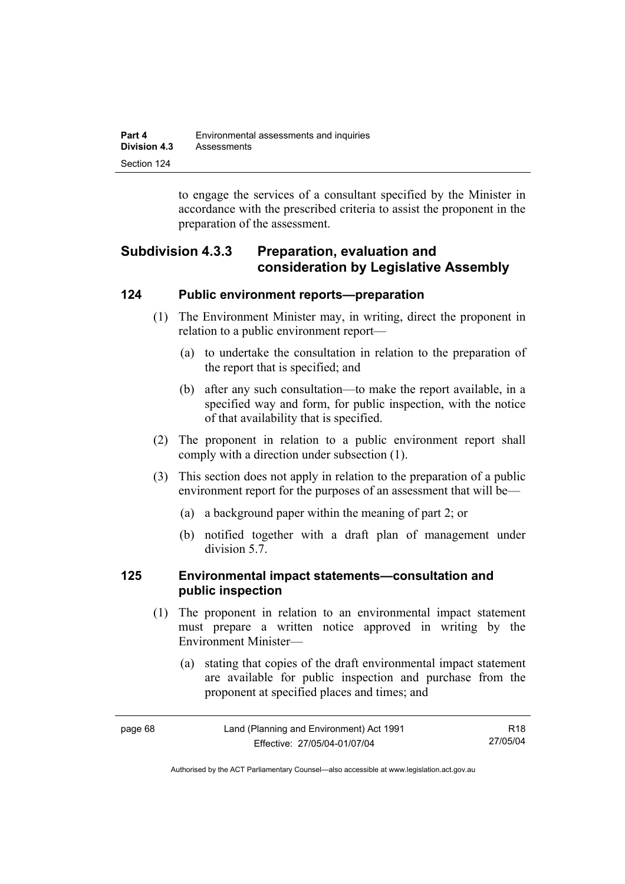to engage the services of a consultant specified by the Minister in accordance with the prescribed criteria to assist the proponent in the preparation of the assessment.

### Subdivision 4.3.3 Preparation, evaluation and consideration by Legislative Assembly

#### 124 Public environment reports—preparation

(1) The Environment Minister may, in writing, direct the proponent in relation to a public environment report—

(a) to undertake the consultation in relation to the preparation of the report that is specified; and

(b) after any such consultation—to make the report available, in a specified way and form, for public inspection, with the notice of that availability that is specified.

(2) The proponent in relation to a public environment report shall comply with a direction under subsection (1).

(3) This section does not apply in relation to the preparation of a public environment report for the purposes of an assessment that will be—

(a) a background paper within the meaning of part 2; or

(b) notified together with a draft plan of management under division 5.7.

#### 125 Environmental impact statements—consultation and public inspection

(1) The proponent in relation to an environmental impact statement must prepare a written notice approved in writing by the Environment Minister—

(a) stating that copies of the draft environmental impact statement are available for public inspection and purchase from the proponent at specified places and times; and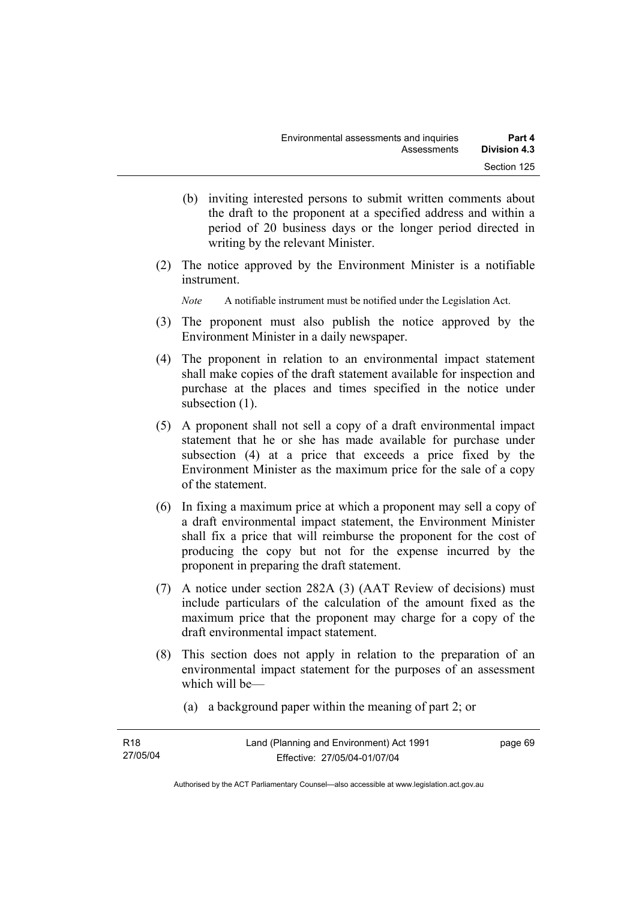(b) inviting interested persons to submit written comments about the draft to the proponent at a specified address and within a period of 20 business days or the longer period directed in writing by the relevant Minister.

(2) The notice approved by the Environment Minister is a notifiable instrument.

*Note* A notifiable instrument must be notified under the Legislation Act.

(3) The proponent must also publish the notice approved by the Environment Minister in a daily newspaper.

(4) The proponent in relation to an environmental impact statement shall make copies of the draft statement available for inspection and purchase at the places and times specified in the notice under subsection (1).

(5) A proponent shall not sell a copy of a draft environmental impact statement that he or she has made available for purchase under subsection (4) at a price that exceeds a price fixed by the Environment Minister as the maximum price for the sale of a copy of the statement.

(6) In fixing a maximum price at which a proponent may sell a copy of a draft environmental impact statement, the Environment Minister shall fix a price that will reimburse the proponent for the cost of producing the copy but not for the expense incurred by the proponent in preparing the draft statement.

(7) A notice under section 282A (3) (AAT Review of decisions) must include particulars of the calculation of the amount fixed as the maximum price that the proponent may charge for a copy of the draft environmental impact statement.

(8) This section does not apply in relation to the preparation of an environmental impact statement for the purposes of an assessment which will be—

(a) a background paper within the meaning of part 2; or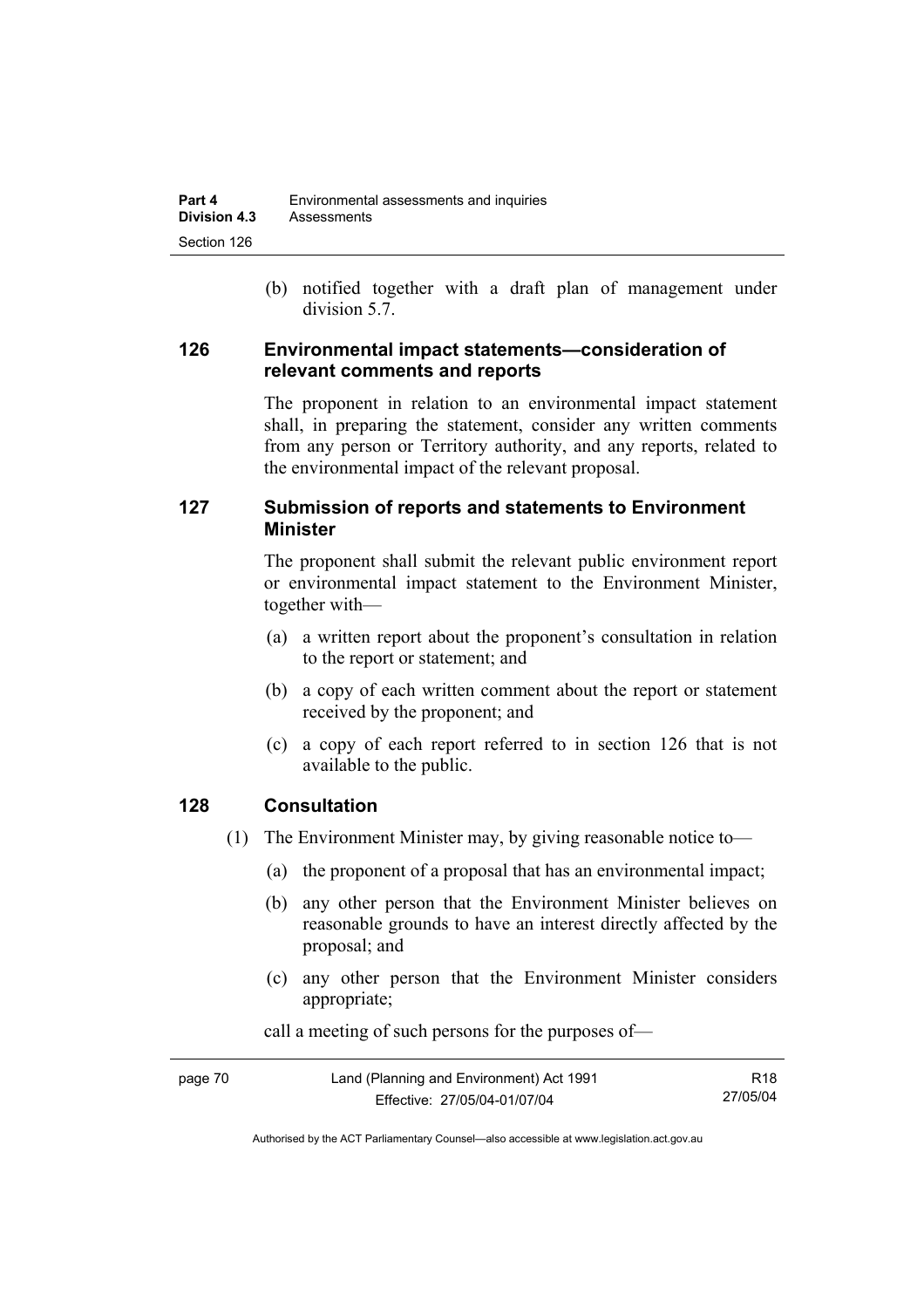(b) notified together with a draft plan of management under division 5.7.

## 126 Environmental impact statements—consideration of relevant comments and reports

The proponent in relation to an environmental impact statement shall, in preparing the statement, consider any written comments from any person or Territory authority, and any reports, related to the environmental impact of the relevant proposal.

## 127 Submission of reports and statements to Environment Minister

The proponent shall submit the relevant public environment report or environmental impact statement to the Environment Minister, together with—

(a) a written report about the proponent's consultation in relation to the report or statement; and

(b) a copy of each written comment about the report or statement received by the proponent; and

(c) a copy of each report referred to in section 126 that is not available to the public.

## 128 Consultation

(1) The Environment Minister may, by giving reasonable notice to—

(a) the proponent of a proposal that has an environmental impact;

(b) any other person that the Environment Minister believes on reasonable grounds to have an interest directly affected by the proposal; and

(c) any other person that the Environment Minister considers appropriate;

call a meeting of such persons for the purposes of—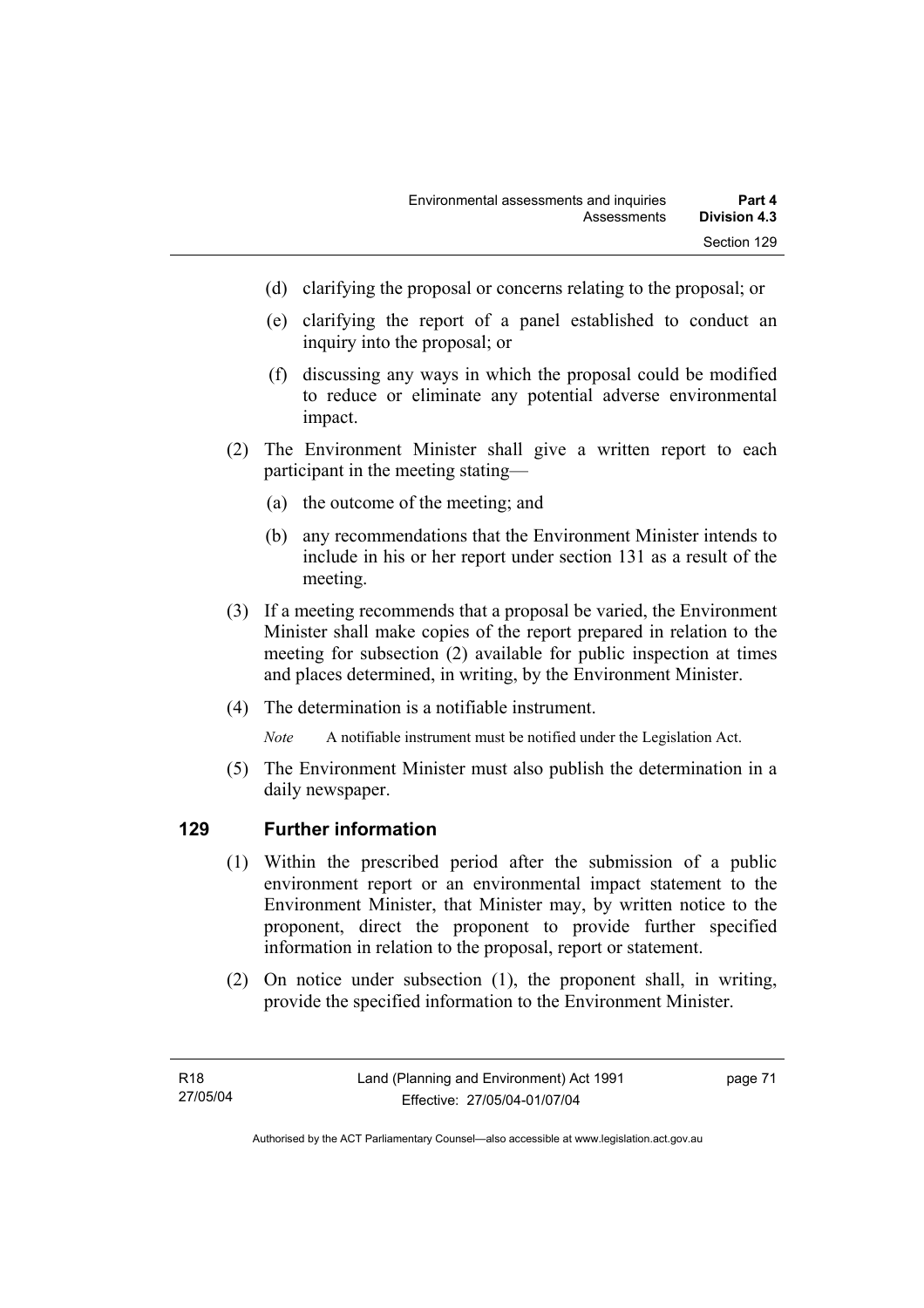(d) clarifying the proposal or concerns relating to the proposal; or

(e) clarifying the report of a panel established to conduct an inquiry into the proposal; or

(f) discussing any ways in which the proposal could be modified to reduce or eliminate any potential adverse environmental impact.

(2) The Environment Minister shall give a written report to each participant in the meeting stating—

(a) the outcome of the meeting; and

(b) any recommendations that the Environment Minister intends to include in his or her report under section 131 as a result of the meeting.

(3) If a meeting recommends that a proposal be varied, the Environment Minister shall make copies of the report prepared in relation to the meeting for subsection (2) available for public inspection at times and places determined, in writing, by the Environment Minister.

(4) The determination is a notifiable instrument.

*Note* A notifiable instrument must be notified under the Legislation Act.

(5) The Environment Minister must also publish the determination in a daily newspaper.

## 129 Further information

(1) Within the prescribed period after the submission of a public environment report or an environmental impact statement to the Environment Minister, that Minister may, by written notice to the proponent, direct the proponent to provide further specified information in relation to the proposal, report or statement.

(2) On notice under subsection (1), the proponent shall, in writing, provide the specified information to the Environment Minister.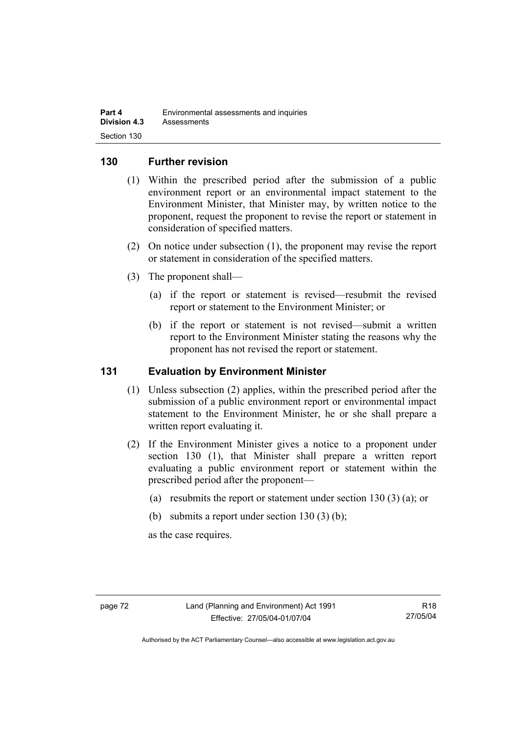## 130 Further revision

(1) Within the prescribed period after the submission of a public environment report or an environmental impact statement to the Environment Minister, that Minister may, by written notice to the proponent, request the proponent to revise the report or statement in consideration of specified matters.

(2) On notice under subsection (1), the proponent may revise the report or statement in consideration of the specified matters.

(3) The proponent shall—

(a) if the report or statement is revised—resubmit the revised report or statement to the Environment Minister; or

(b) if the report or statement is not revised—submit a written report to the Environment Minister stating the reasons why the proponent has not revised the report or statement.

## 131 Evaluation by Environment Minister

(1) Unless subsection (2) applies, within the prescribed period after the submission of a public environment report or environmental impact statement to the Environment Minister, he or she shall prepare a written report evaluating it.

(2) If the Environment Minister gives a notice to a proponent under section 130 (1), that Minister shall prepare a written report evaluating a public environment report or statement within the prescribed period after the proponent—

(a) resubmits the report or statement under section 130 (3) (a); or

(b) submits a report under section 130 (3) (b);

as the case requires.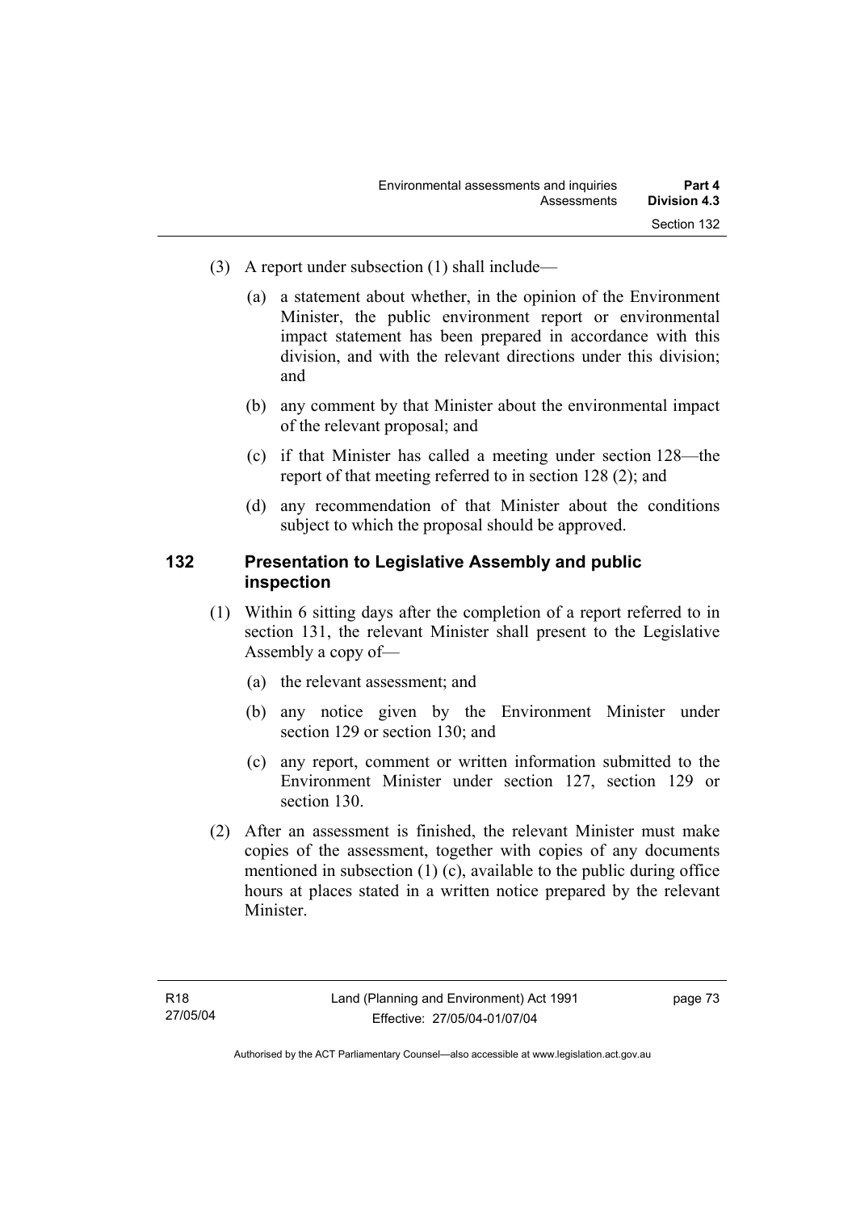(3) A report under subsection (1) shall include—

(a) a statement about whether, in the opinion of the Environment Minister, the public environment report or environmental impact statement has been prepared in accordance with this division, and with the relevant directions under this division; and

(b) any comment by that Minister about the environmental impact of the relevant proposal; and

(c) if that Minister has called a meeting under section 128—the report of that meeting referred to in section 128 (2); and

(d) any recommendation of that Minister about the conditions subject to which the proposal should be approved.

## 132 Presentation to Legislative Assembly and public inspection

(1) Within 6 sitting days after the completion of a report referred to in section 131, the relevant Minister shall present to the Legislative Assembly a copy of—

(a) the relevant assessment; and

(b) any notice given by the Environment Minister under section 129 or section 130; and

(c) any report, comment or written information submitted to the Environment Minister under section 127, section 129 or section 130.

(2) After an assessment is finished, the relevant Minister must make copies of the assessment, together with copies of any documents mentioned in subsection (1) (c), available to the public during office hours at places stated in a written notice prepared by the relevant Minister.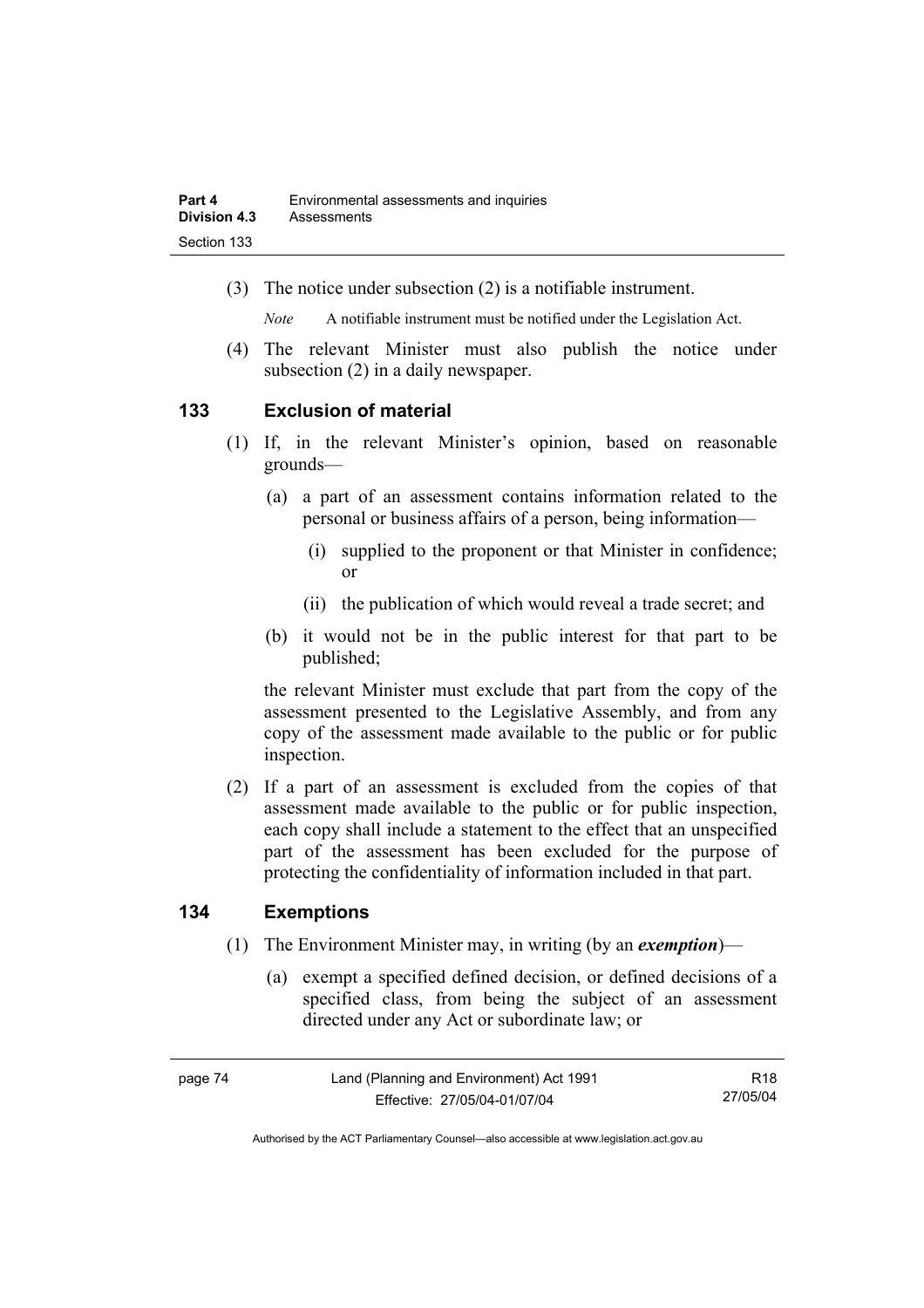(3) The notice under subsection (2) is a notifiable instrument.

*Note* A notifiable instrument must be notified under the Legislation Act.

(4) The relevant Minister must also publish the notice under subsection (2) in a daily newspaper.

## 133 Exclusion of material

(1) If, in the relevant Minister's opinion, based on reasonable grounds—

(a) a part of an assessment contains information related to the personal or business affairs of a person, being information—

(i) supplied to the proponent or that Minister in confidence; or

(ii) the publication of which would reveal a trade secret; and

(b) it would not be in the public interest for that part to be published;

the relevant Minister must exclude that part from the copy of the assessment presented to the Legislative Assembly, and from any copy of the assessment made available to the public or for public inspection.

(2) If a part of an assessment is excluded from the copies of that assessment made available to the public or for public inspection, each copy shall include a statement to the effect that an unspecified part of the assessment has been excluded for the purpose of protecting the confidentiality of information included in that part.

## 134 Exemptions

(1) The Environment Minister may, in writing (by an ***exemption***)—

(a) exempt a specified defined decision, or defined decisions of a specified class, from being the subject of an assessment directed under any Act or subordinate law; or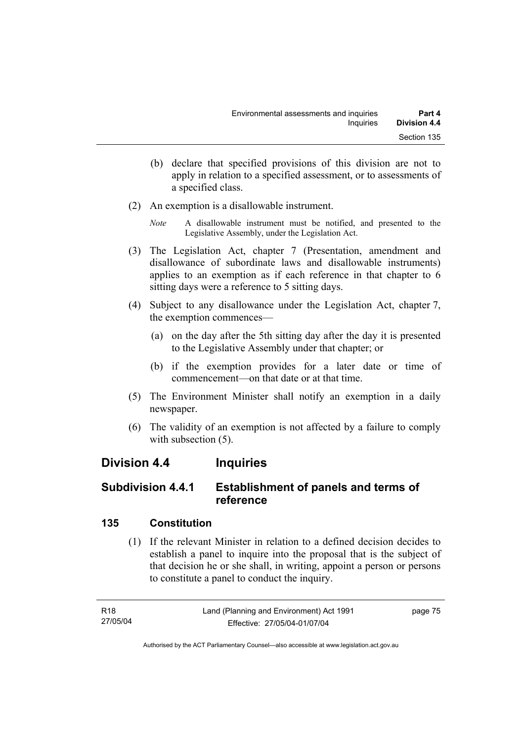(b) declare that specified provisions of this division are not to apply in relation to a specified assessment, or to assessments of a specified class.

(2) An exemption is a disallowable instrument.

*Note* A disallowable instrument must be notified, and presented to the Legislative Assembly, under the Legislation Act.

(3) The Legislation Act, chapter 7 (Presentation, amendment and disallowance of subordinate laws and disallowable instruments) applies to an exemption as if each reference in that chapter to 6 sitting days were a reference to 5 sitting days.

(4) Subject to any disallowance under the Legislation Act, chapter 7, the exemption commences—

(a) on the day after the 5th sitting day after the day it is presented to the Legislative Assembly under that chapter; or

(b) if the exemption provides for a later date or time of commencement—on that date or at that time.

(5) The Environment Minister shall notify an exemption in a daily newspaper.

(6) The validity of an exemption is not affected by a failure to comply with subsection (5).

## Division 4.4 Inquiries

### Subdivision 4.4.1 Establishment of panels and terms of reference

#### 135 Constitution

(1) If the relevant Minister in relation to a defined decision decides to establish a panel to inquire into the proposal that is the subject of that decision he or she shall, in writing, appoint a person or persons to constitute a panel to conduct the inquiry.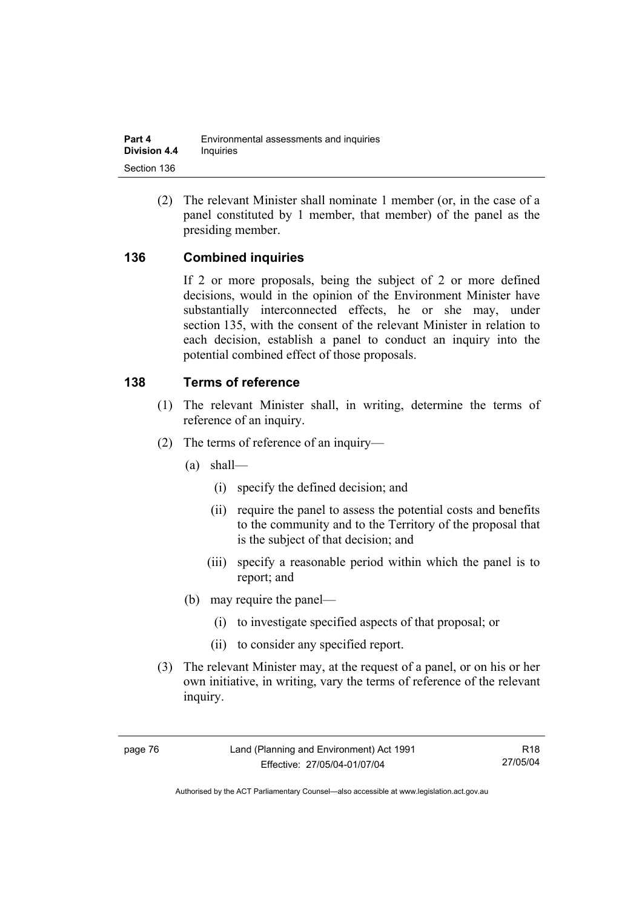(2) The relevant Minister shall nominate 1 member (or, in the case of a panel constituted by 1 member, that member) of the panel as the presiding member.

## 136 Combined inquiries

If 2 or more proposals, being the subject of 2 or more defined decisions, would in the opinion of the Environment Minister have substantially interconnected effects, he or she may, under section 135, with the consent of the relevant Minister in relation to each decision, establish a panel to conduct an inquiry into the potential combined effect of those proposals.

## 138 Terms of reference

(1) The relevant Minister shall, in writing, determine the terms of reference of an inquiry.

(2) The terms of reference of an inquiry—

(a) shall—

(i) specify the defined decision; and

(ii) require the panel to assess the potential costs and benefits to the community and to the Territory of the proposal that is the subject of that decision; and

(iii) specify a reasonable period within which the panel is to report; and

(b) may require the panel—

(i) to investigate specified aspects of that proposal; or

(ii) to consider any specified report.

(3) The relevant Minister may, at the request of a panel, or on his or her own initiative, in writing, vary the terms of reference of the relevant inquiry.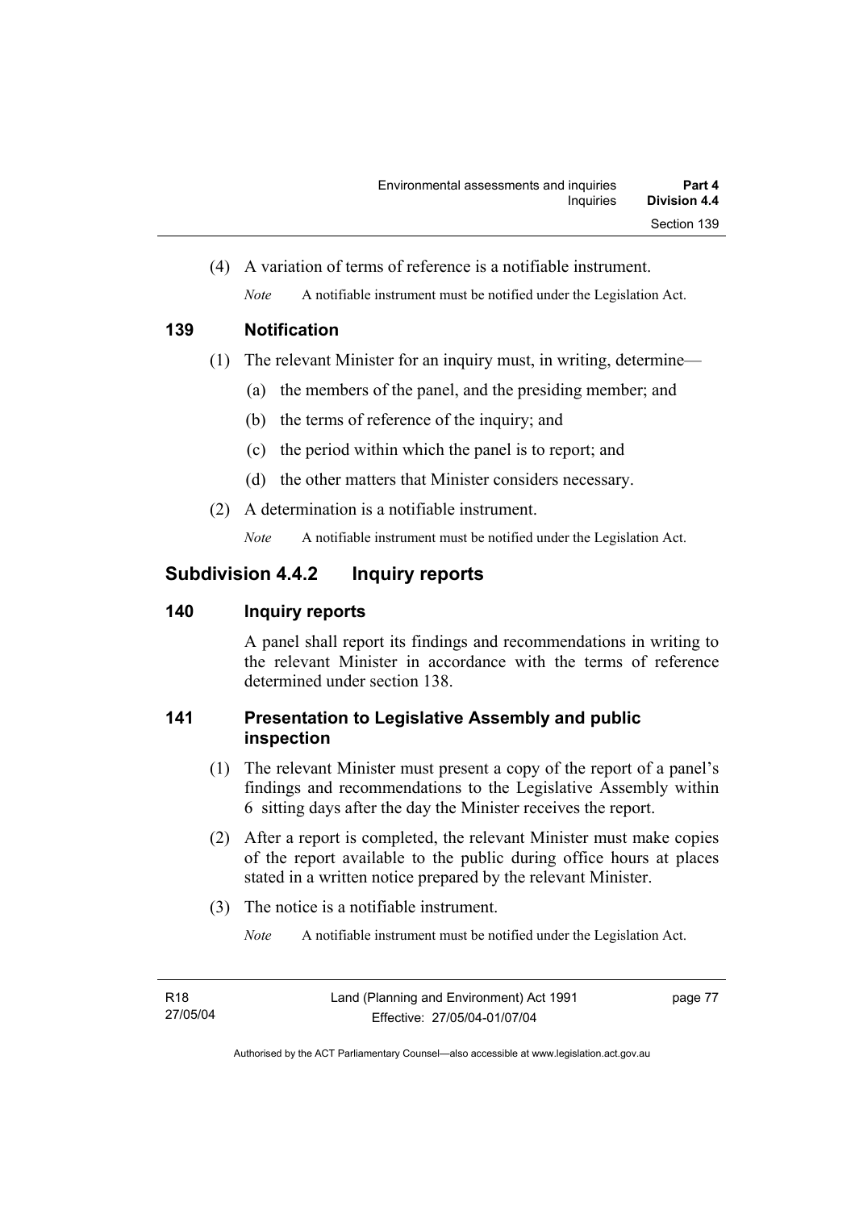(4) A variation of terms of reference is a notifiable instrument.

*Note* A notifiable instrument must be notified under the Legislation Act.

### 139 Notification

(1) The relevant Minister for an inquiry must, in writing, determine—

(a) the members of the panel, and the presiding member; and

(b) the terms of reference of the inquiry; and

(c) the period within which the panel is to report; and

(d) the other matters that Minister considers necessary.

(2) A determination is a notifiable instrument.

*Note* A notifiable instrument must be notified under the Legislation Act.

## Subdivision 4.4.2 Inquiry reports

### 140 Inquiry reports

A panel shall report its findings and recommendations in writing to the relevant Minister in accordance with the terms of reference determined under section 138.

### 141 Presentation to Legislative Assembly and public inspection

(1) The relevant Minister must present a copy of the report of a panel's findings and recommendations to the Legislative Assembly within 6 sitting days after the day the Minister receives the report.

(2) After a report is completed, the relevant Minister must make copies of the report available to the public during office hours at places stated in a written notice prepared by the relevant Minister.

(3) The notice is a notifiable instrument.

*Note* A notifiable instrument must be notified under the Legislation Act.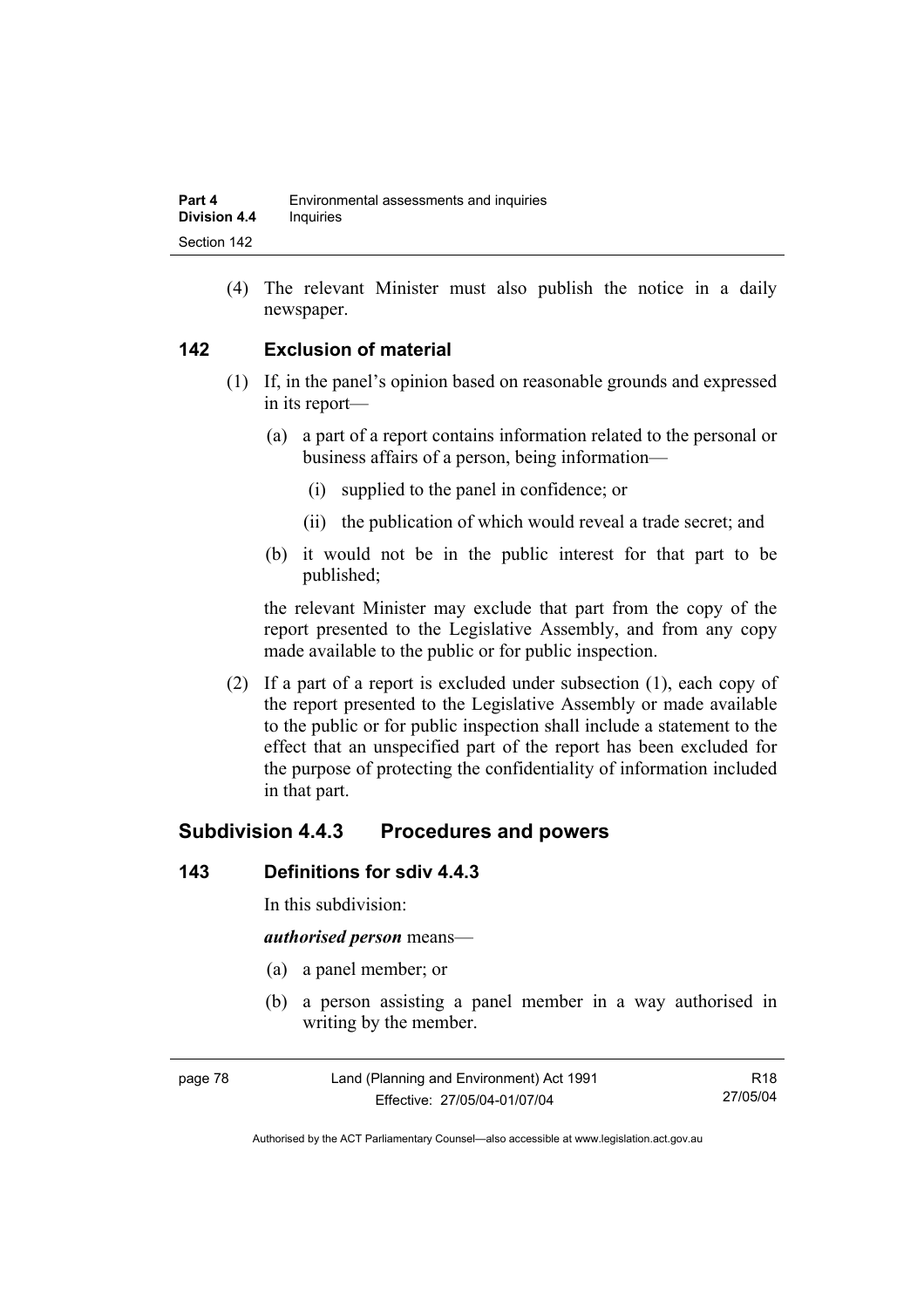(4) The relevant Minister must also publish the notice in a daily newspaper.

## 142 Exclusion of material

(1) If, in the panel's opinion based on reasonable grounds and expressed in its report—

   (a) a part of a report contains information related to the personal or business affairs of a person, being information—

      (i) supplied to the panel in confidence; or

      (ii) the publication of which would reveal a trade secret; and

   (b) it would not be in the public interest for that part to be published;

the relevant Minister may exclude that part from the copy of the report presented to the Legislative Assembly, and from any copy made available to the public or for public inspection.

(2) If a part of a report is excluded under subsection (1), each copy of the report presented to the Legislative Assembly or made available to the public or for public inspection shall include a statement to the effect that an unspecified part of the report has been excluded for the purpose of protecting the confidentiality of information included in that part.

# Subdivision 4.4.3 Procedures and powers

## 143 Definitions for sdiv 4.4.3

In this subdivision:

***authorised person*** means—

   (a) a panel member; or

   (b) a person assisting a panel member in a way authorised in writing by the member.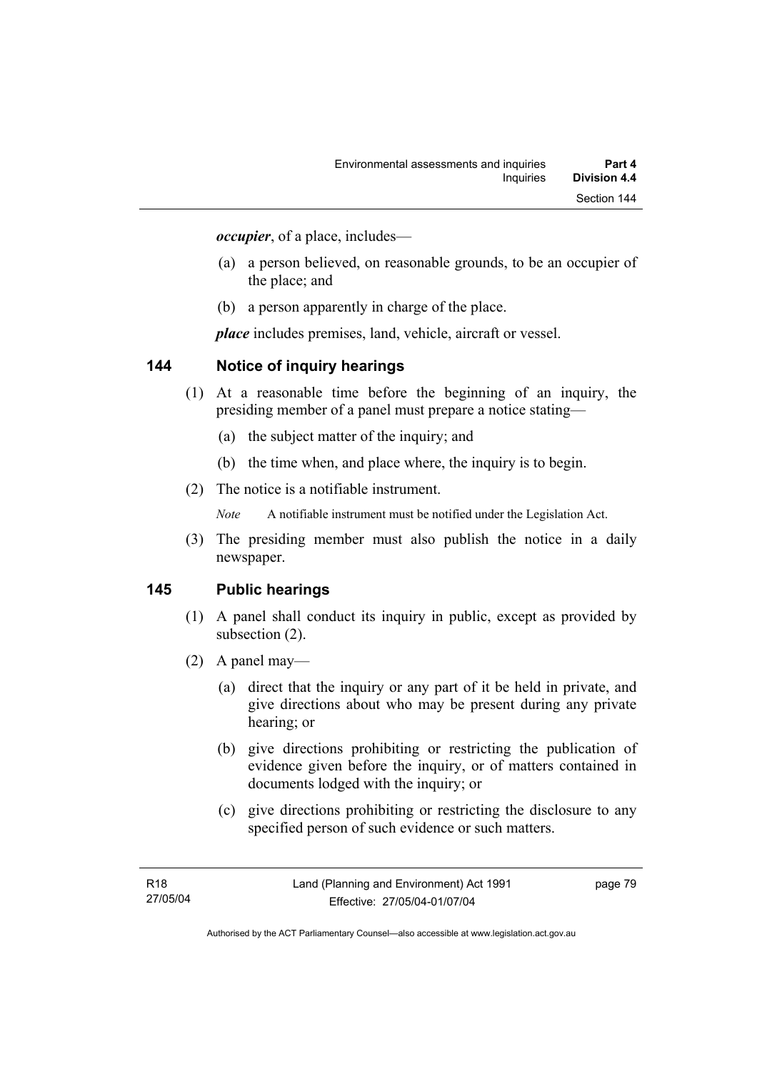***occupier***, of a place, includes—

(a) a person believed, on reasonable grounds, to be an occupier of the place; and

(b) a person apparently in charge of the place.

***place*** includes premises, land, vehicle, aircraft or vessel.

## 144 Notice of inquiry hearings

(1) At a reasonable time before the beginning of an inquiry, the presiding member of a panel must prepare a notice stating—

(a) the subject matter of the inquiry; and

(b) the time when, and place where, the inquiry is to begin.

(2) The notice is a notifiable instrument.

*Note* A notifiable instrument must be notified under the Legislation Act.

(3) The presiding member must also publish the notice in a daily newspaper.

## 145 Public hearings

(1) A panel shall conduct its inquiry in public, except as provided by subsection (2).

(2) A panel may—

(a) direct that the inquiry or any part of it be held in private, and give directions about who may be present during any private hearing; or

(b) give directions prohibiting or restricting the publication of evidence given before the inquiry, or of matters contained in documents lodged with the inquiry; or

(c) give directions prohibiting or restricting the disclosure to any specified person of such evidence or such matters.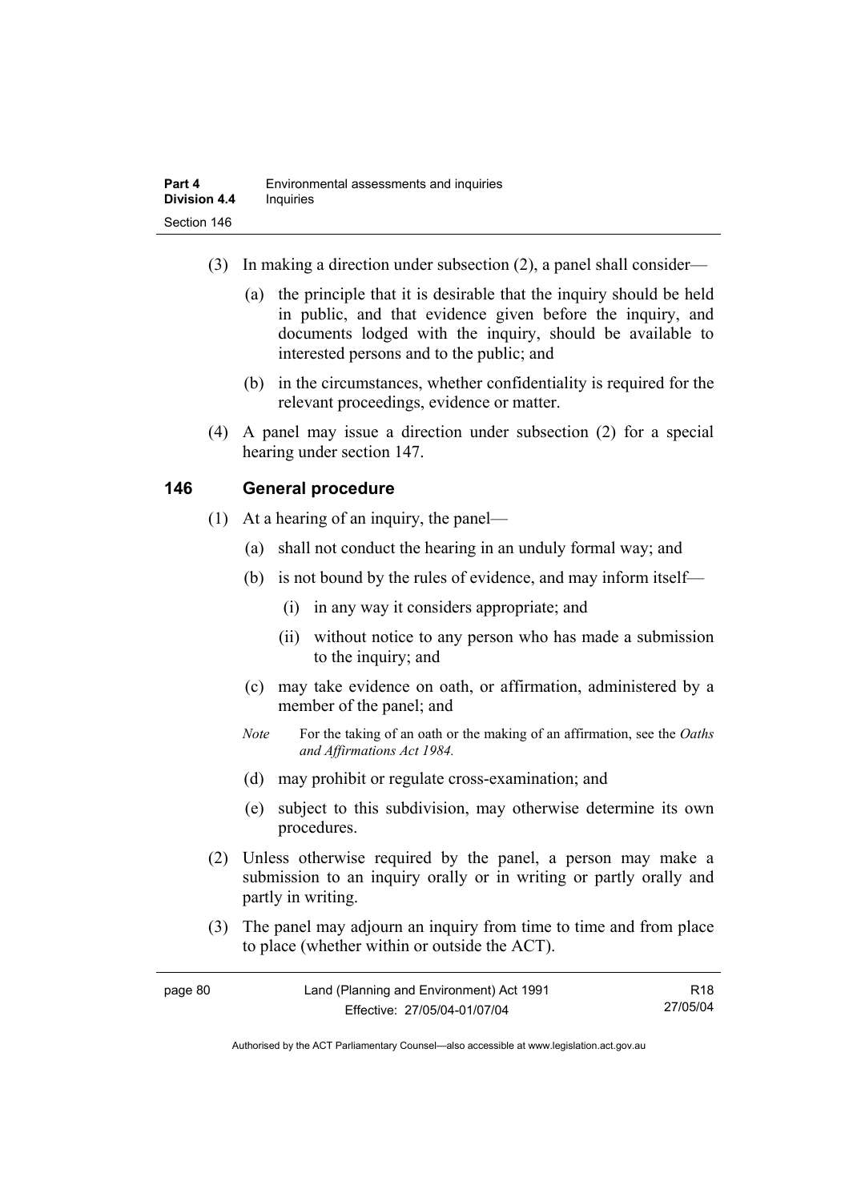(3) In making a direction under subsection (2), a panel shall consider—

(a) the principle that it is desirable that the inquiry should be held in public, and that evidence given before the inquiry, and documents lodged with the inquiry, should be available to interested persons and to the public; and

(b) in the circumstances, whether confidentiality is required for the relevant proceedings, evidence or matter.

(4) A panel may issue a direction under subsection (2) for a special hearing under section 147.

## 146 General procedure

(1) At a hearing of an inquiry, the panel—

(a) shall not conduct the hearing in an unduly formal way; and

(b) is not bound by the rules of evidence, and may inform itself—

(i) in any way it considers appropriate; and

(ii) without notice to any person who has made a submission to the inquiry; and

(c) may take evidence on oath, or affirmation, administered by a member of the panel; and

*Note* For the taking of an oath or the making of an affirmation, see the *Oaths and Affirmations Act 1984.*

(d) may prohibit or regulate cross-examination; and

(e) subject to this subdivision, may otherwise determine its own procedures.

(2) Unless otherwise required by the panel, a person may make a submission to an inquiry orally or in writing or partly orally and partly in writing.

(3) The panel may adjourn an inquiry from time to time and from place to place (whether within or outside the ACT).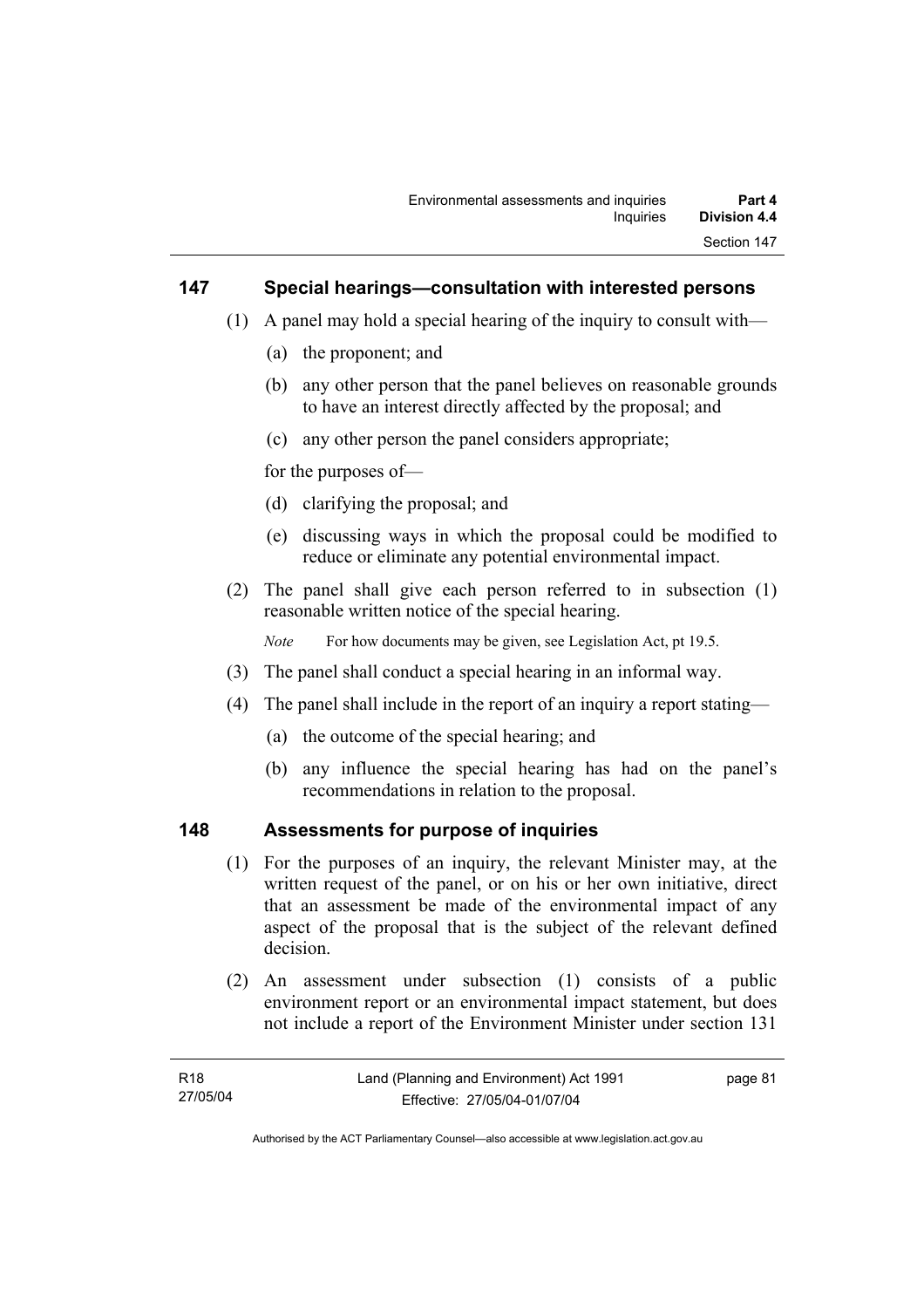## 147 Special hearings—consultation with interested persons

(1) A panel may hold a special hearing of the inquiry to consult with—

(a) the proponent; and

(b) any other person that the panel believes on reasonable grounds to have an interest directly affected by the proposal; and

(c) any other person the panel considers appropriate;

for the purposes of—

(d) clarifying the proposal; and

(e) discussing ways in which the proposal could be modified to reduce or eliminate any potential environmental impact.

(2) The panel shall give each person referred to in subsection (1) reasonable written notice of the special hearing.

*Note* For how documents may be given, see Legislation Act, pt 19.5.

(3) The panel shall conduct a special hearing in an informal way.

(4) The panel shall include in the report of an inquiry a report stating—

(a) the outcome of the special hearing; and

(b) any influence the special hearing has had on the panel's recommendations in relation to the proposal.

## 148 Assessments for purpose of inquiries

(1) For the purposes of an inquiry, the relevant Minister may, at the written request of the panel, or on his or her own initiative, direct that an assessment be made of the environmental impact of any aspect of the proposal that is the subject of the relevant defined decision.

(2) An assessment under subsection (1) consists of a public environment report or an environmental impact statement, but does not include a report of the Environment Minister under section 131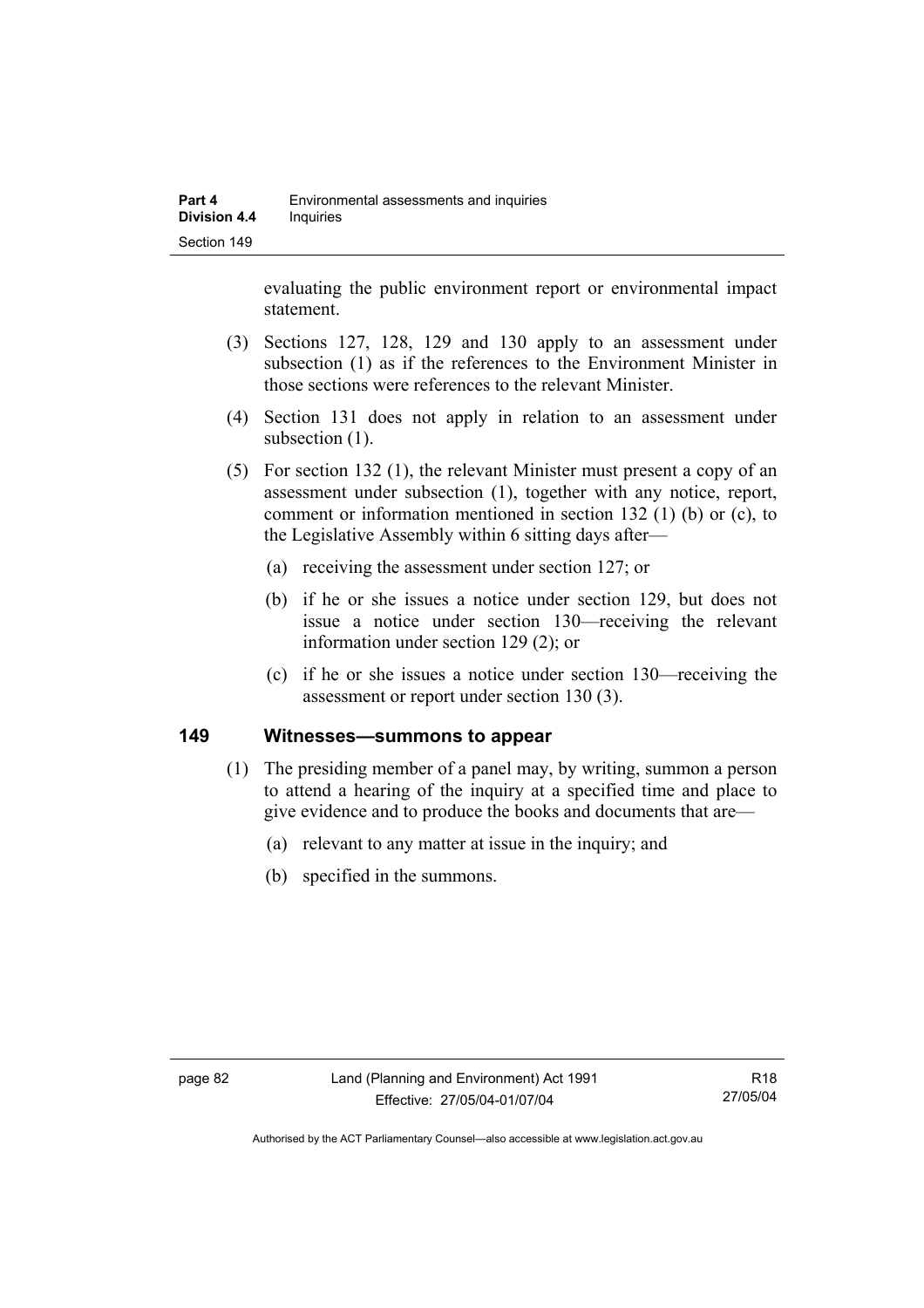evaluating the public environment report or environmental impact statement.

(3) Sections 127, 128, 129 and 130 apply to an assessment under subsection (1) as if the references to the Environment Minister in those sections were references to the relevant Minister.

(4) Section 131 does not apply in relation to an assessment under subsection (1).

(5) For section 132 (1), the relevant Minister must present a copy of an assessment under subsection (1), together with any notice, report, comment or information mentioned in section 132 (1) (b) or (c), to the Legislative Assembly within 6 sitting days after—

(a) receiving the assessment under section 127; or

(b) if he or she issues a notice under section 129, but does not issue a notice under section 130—receiving the relevant information under section 129 (2); or

(c) if he or she issues a notice under section 130—receiving the assessment or report under section 130 (3).

## 149 Witnesses—summons to appear

(1) The presiding member of a panel may, by writing, summon a person to attend a hearing of the inquiry at a specified time and place to give evidence and to produce the books and documents that are—

(a) relevant to any matter at issue in the inquiry; and

(b) specified in the summons.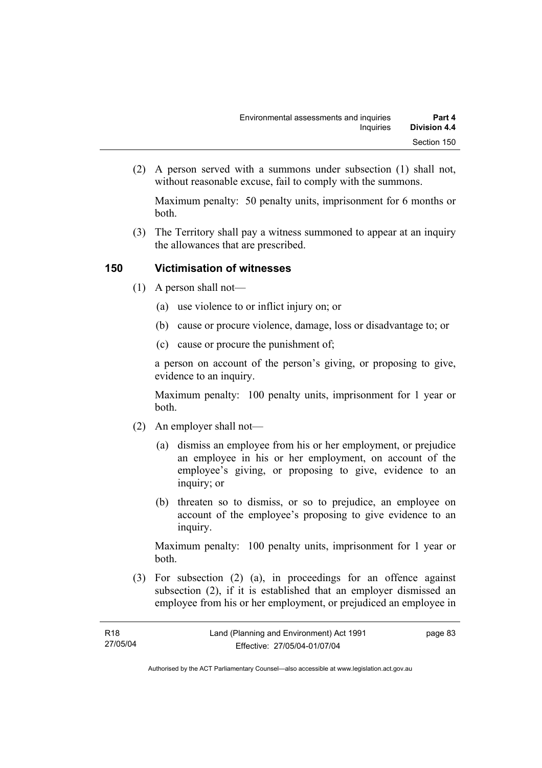(2) A person served with a summons under subsection (1) shall not, without reasonable excuse, fail to comply with the summons.

Maximum penalty: 50 penalty units, imprisonment for 6 months or both.

(3) The Territory shall pay a witness summoned to appear at an inquiry the allowances that are prescribed.

## 150 Victimisation of witnesses

(1) A person shall not—

(a) use violence to or inflict injury on; or

(b) cause or procure violence, damage, loss or disadvantage to; or

(c) cause or procure the punishment of;

a person on account of the person's giving, or proposing to give, evidence to an inquiry.

Maximum penalty: 100 penalty units, imprisonment for 1 year or both.

(2) An employer shall not—

(a) dismiss an employee from his or her employment, or prejudice an employee in his or her employment, on account of the employee's giving, or proposing to give, evidence to an inquiry; or

(b) threaten so to dismiss, or so to prejudice, an employee on account of the employee's proposing to give evidence to an inquiry.

Maximum penalty: 100 penalty units, imprisonment for 1 year or both.

(3) For subsection (2) (a), in proceedings for an offence against subsection (2), if it is established that an employer dismissed an employee from his or her employment, or prejudiced an employee in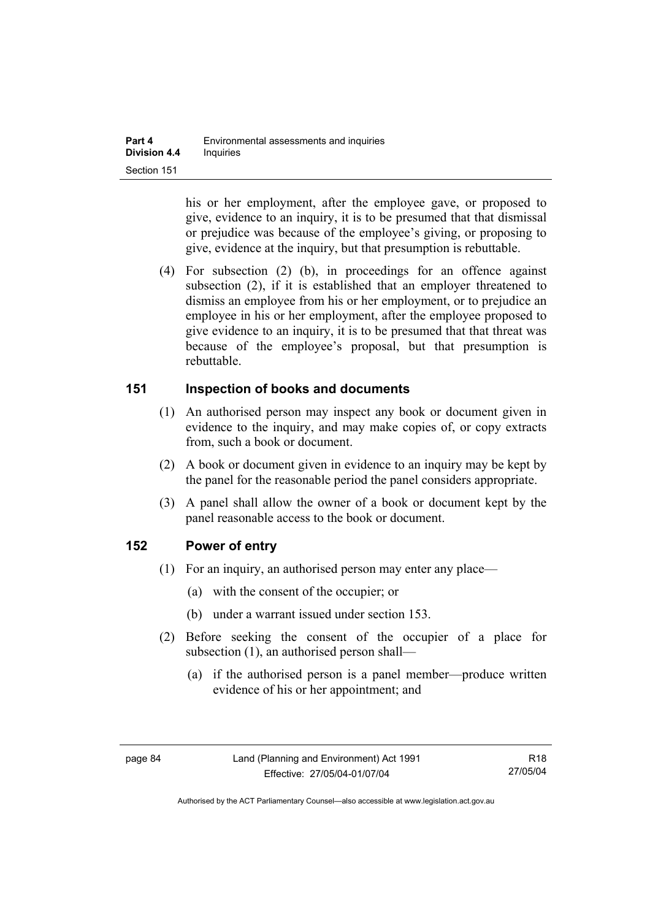his or her employment, after the employee gave, or proposed to give, evidence to an inquiry, it is to be presumed that that dismissal or prejudice was because of the employee's giving, or proposing to give, evidence at the inquiry, but that presumption is rebuttable.

(4) For subsection (2) (b), in proceedings for an offence against subsection (2), if it is established that an employer threatened to dismiss an employee from his or her employment, or to prejudice an employee in his or her employment, after the employee proposed to give evidence to an inquiry, it is to be presumed that that threat was because of the employee's proposal, but that presumption is rebuttable.

## 151 Inspection of books and documents

(1) An authorised person may inspect any book or document given in evidence to the inquiry, and may make copies of, or copy extracts from, such a book or document.

(2) A book or document given in evidence to an inquiry may be kept by the panel for the reasonable period the panel considers appropriate.

(3) A panel shall allow the owner of a book or document kept by the panel reasonable access to the book or document.

## 152 Power of entry

(1) For an inquiry, an authorised person may enter any place—

(a) with the consent of the occupier; or

(b) under a warrant issued under section 153.

(2) Before seeking the consent of the occupier of a place for subsection (1), an authorised person shall—

(a) if the authorised person is a panel member—produce written evidence of his or her appointment; and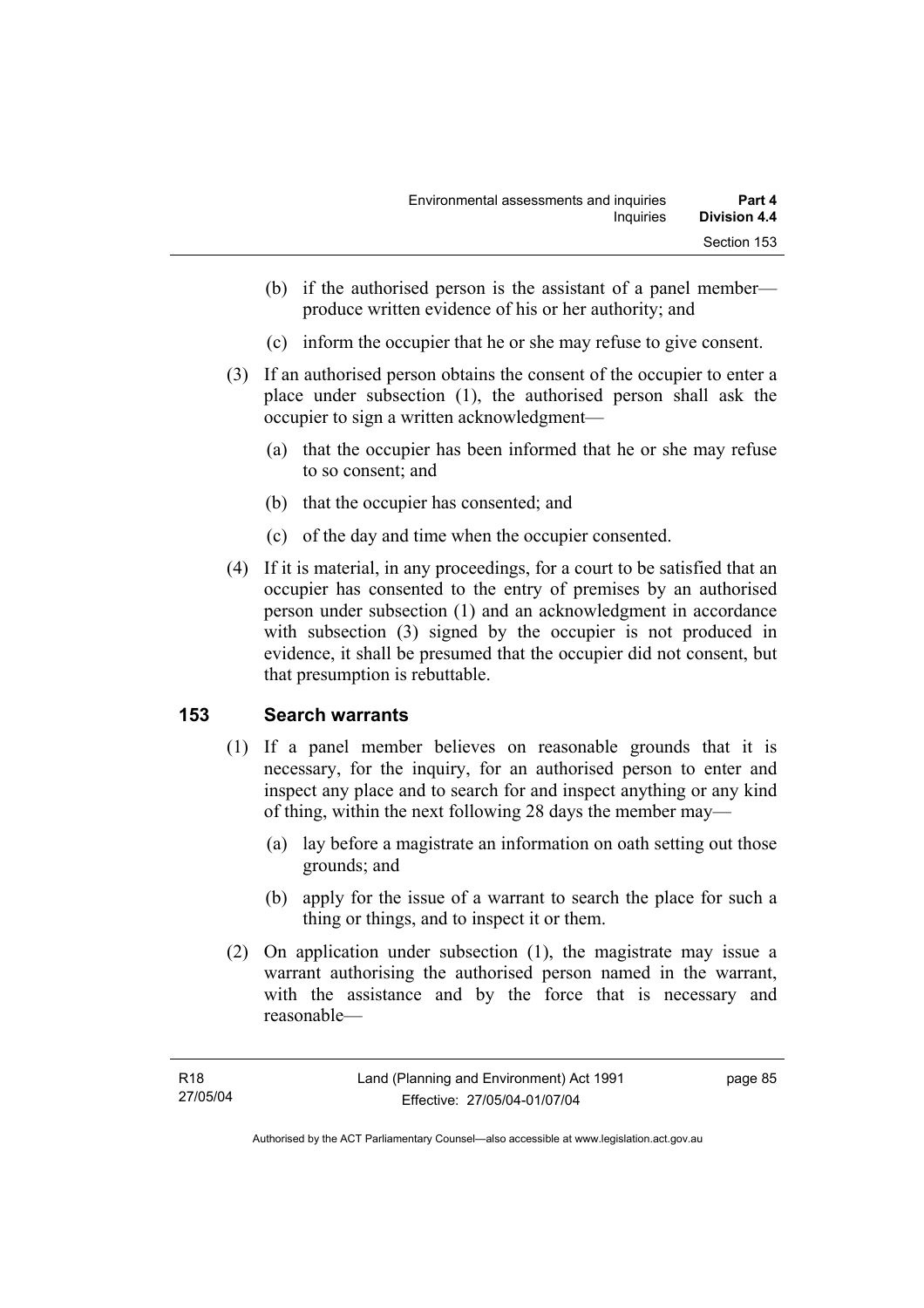(b) if the authorised person is the assistant of a panel member—produce written evidence of his or her authority; and

(c) inform the occupier that he or she may refuse to give consent.

(3) If an authorised person obtains the consent of the occupier to enter a place under subsection (1), the authorised person shall ask the occupier to sign a written acknowledgment—

(a) that the occupier has been informed that he or she may refuse to so consent; and

(b) that the occupier has consented; and

(c) of the day and time when the occupier consented.

(4) If it is material, in any proceedings, for a court to be satisfied that an occupier has consented to the entry of premises by an authorised person under subsection (1) and an acknowledgment in accordance with subsection (3) signed by the occupier is not produced in evidence, it shall be presumed that the occupier did not consent, but that presumption is rebuttable.

## 153 Search warrants

(1) If a panel member believes on reasonable grounds that it is necessary, for the inquiry, for an authorised person to enter and inspect any place and to search for and inspect anything or any kind of thing, within the next following 28 days the member may—

(a) lay before a magistrate an information on oath setting out those grounds; and

(b) apply for the issue of a warrant to search the place for such a thing or things, and to inspect it or them.

(2) On application under subsection (1), the magistrate may issue a warrant authorising the authorised person named in the warrant, with the assistance and by the force that is necessary and reasonable—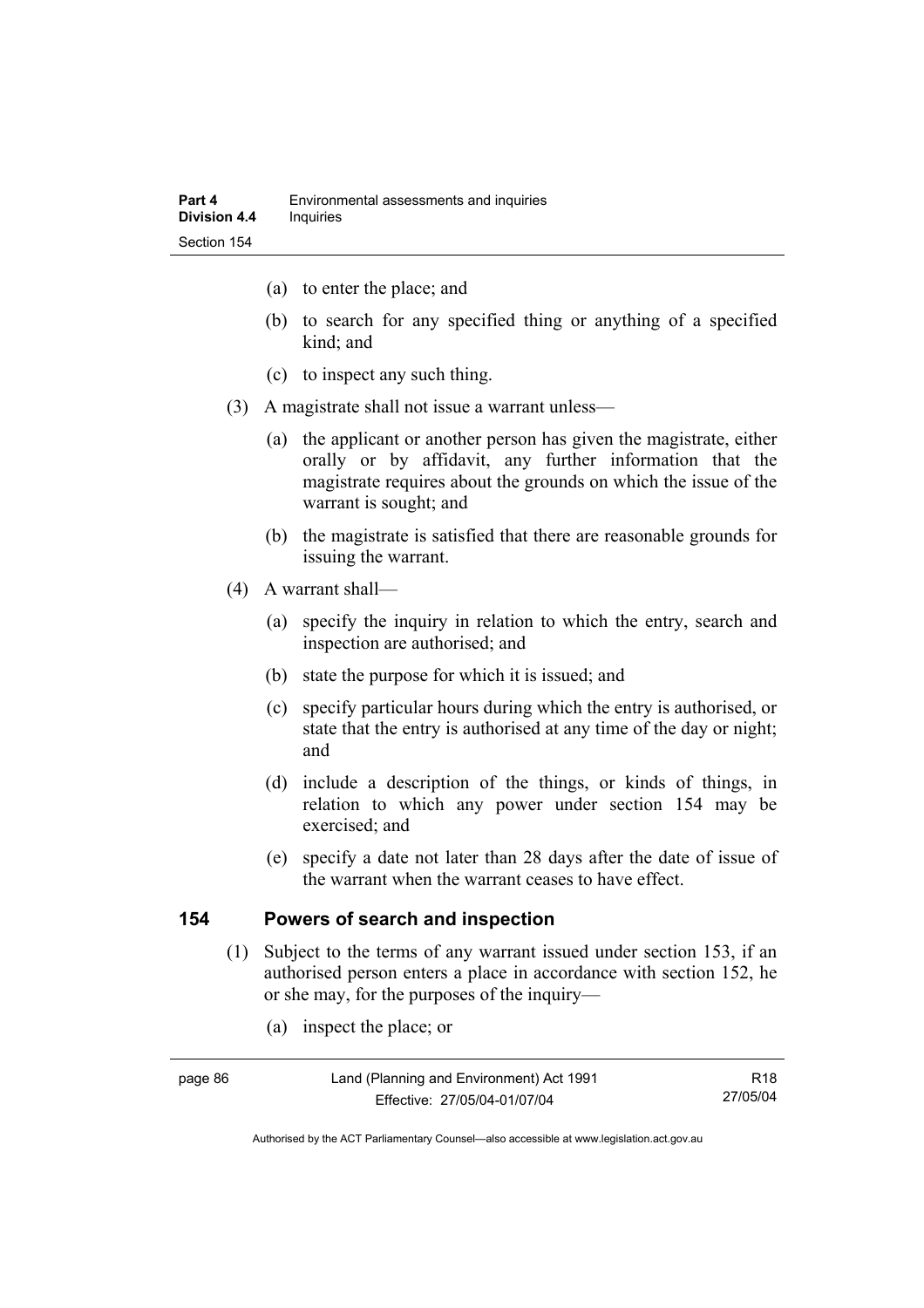(a) to enter the place; and

(b) to search for any specified thing or anything of a specified kind; and

(c) to inspect any such thing.

(3) A magistrate shall not issue a warrant unless—

(a) the applicant or another person has given the magistrate, either orally or by affidavit, any further information that the magistrate requires about the grounds on which the issue of the warrant is sought; and

(b) the magistrate is satisfied that there are reasonable grounds for issuing the warrant.

(4) A warrant shall—

(a) specify the inquiry in relation to which the entry, search and inspection are authorised; and

(b) state the purpose for which it is issued; and

(c) specify particular hours during which the entry is authorised, or state that the entry is authorised at any time of the day or night; and

(d) include a description of the things, or kinds of things, in relation to which any power under section 154 may be exercised; and

(e) specify a date not later than 28 days after the date of issue of the warrant when the warrant ceases to have effect.

## 154 Powers of search and inspection

(1) Subject to the terms of any warrant issued under section 153, if an authorised person enters a place in accordance with section 152, he or she may, for the purposes of the inquiry—

(a) inspect the place; or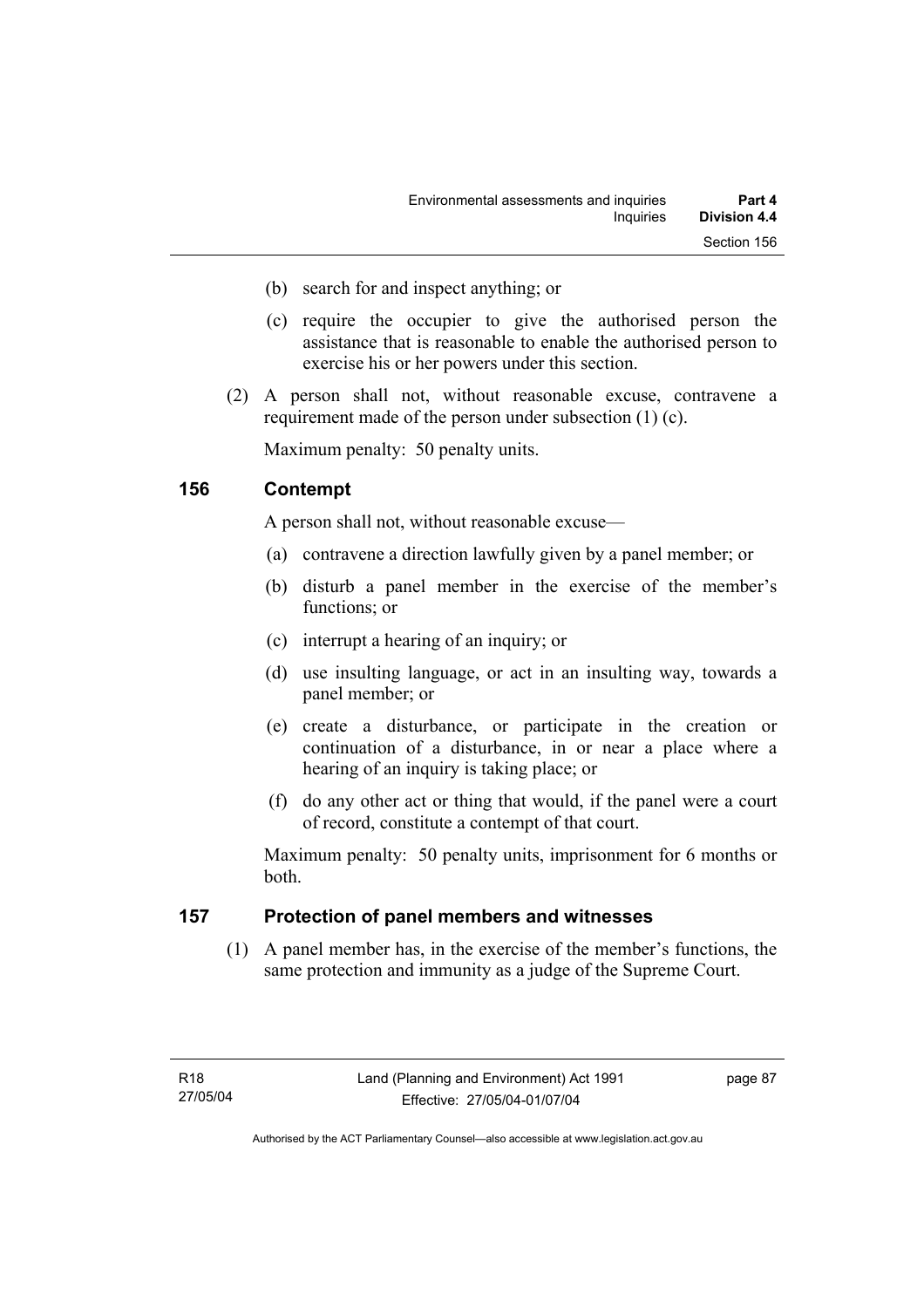(b) search for and inspect anything; or

(c) require the occupier to give the authorised person the assistance that is reasonable to enable the authorised person to exercise his or her powers under this section.

(2) A person shall not, without reasonable excuse, contravene a requirement made of the person under subsection (1) (c).

Maximum penalty: 50 penalty units.

### 156 Contempt

A person shall not, without reasonable excuse—

(a) contravene a direction lawfully given by a panel member; or

(b) disturb a panel member in the exercise of the member's functions; or

(c) interrupt a hearing of an inquiry; or

(d) use insulting language, or act in an insulting way, towards a panel member; or

(e) create a disturbance, or participate in the creation or continuation of a disturbance, in or near a place where a hearing of an inquiry is taking place; or

(f) do any other act or thing that would, if the panel were a court of record, constitute a contempt of that court.

Maximum penalty: 50 penalty units, imprisonment for 6 months or both.

### 157 Protection of panel members and witnesses

(1) A panel member has, in the exercise of the member's functions, the same protection and immunity as a judge of the Supreme Court.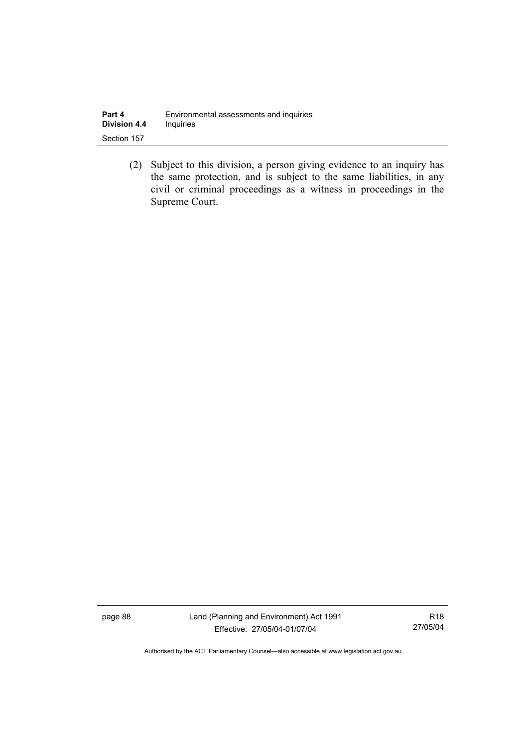(2) Subject to this division, a person giving evidence to an inquiry has the same protection, and is subject to the same liabilities, in any civil or criminal proceedings as a witness in proceedings in the Supreme Court.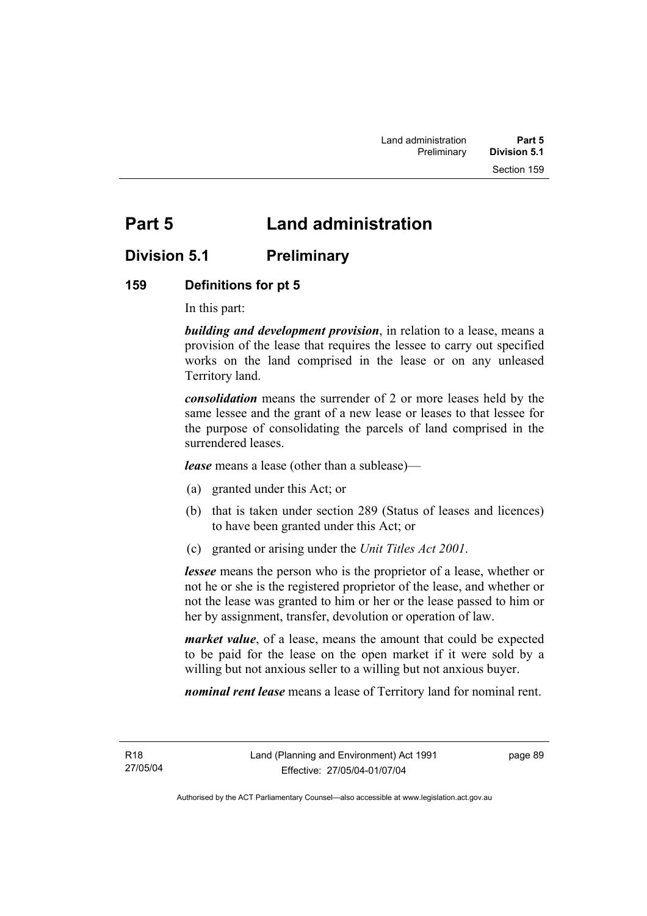# Part 5 Land administration

## Division 5.1 Preliminary

### 159 Definitions for pt 5

In this part:

***building and development provision***, in relation to a lease, means a provision of the lease that requires the lessee to carry out specified works on the land comprised in the lease or on any unleased Territory land.

***consolidation*** means the surrender of 2 or more leases held by the same lessee and the grant of a new lease or leases to that lessee for the purpose of consolidating the parcels of land comprised in the surrendered leases.

***lease*** means a lease (other than a sublease)—

(a) granted under this Act; or

(b) that is taken under section 289 (Status of leases and licences) to have been granted under this Act; or

(c) granted or arising under the *Unit Titles Act 2001*.

***lessee*** means the person who is the proprietor of a lease, whether or not he or she is the registered proprietor of the lease, and whether or not the lease was granted to him or her or the lease passed to him or her by assignment, transfer, devolution or operation of law.

***market value***, of a lease, means the amount that could be expected to be paid for the lease on the open market if it were sold by a willing but not anxious seller to a willing but not anxious buyer.

***nominal rent lease*** means a lease of Territory land for nominal rent.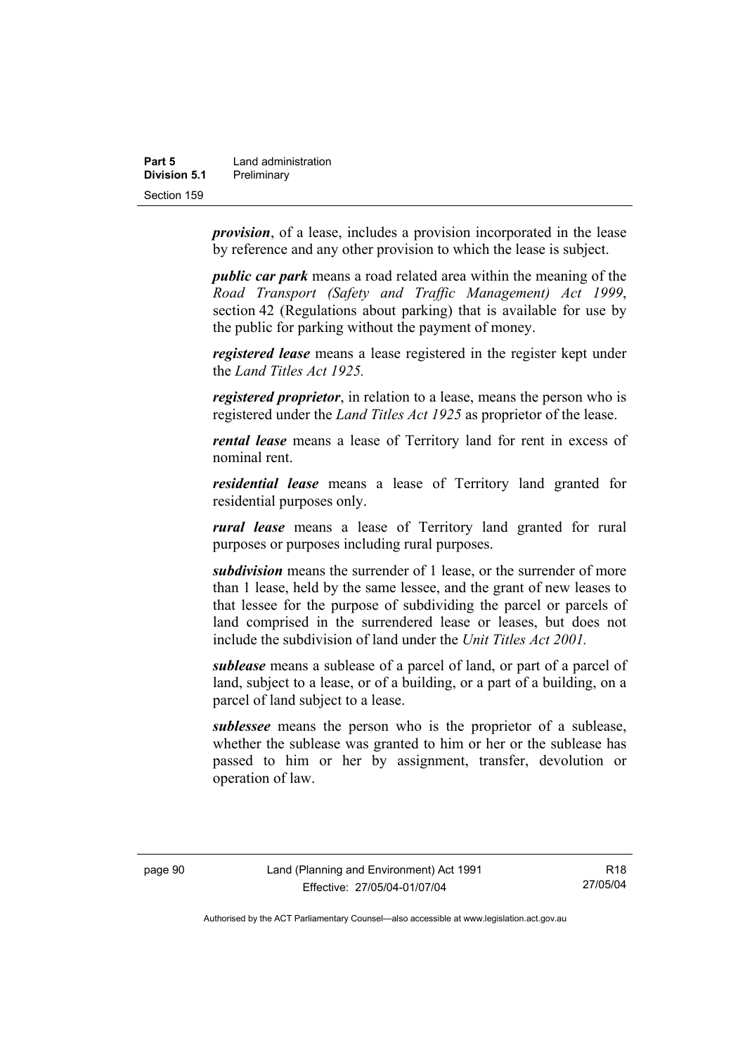***provision***, of a lease, includes a provision incorporated in the lease by reference and any other provision to which the lease is subject.

***public car park*** means a road related area within the meaning of the *Road Transport (Safety and Traffic Management) Act 1999*, section 42 (Regulations about parking) that is available for use by the public for parking without the payment of money.

***registered lease*** means a lease registered in the register kept under the *Land Titles Act 1925.*

***registered proprietor***, in relation to a lease, means the person who is registered under the *Land Titles Act 1925* as proprietor of the lease.

***rental lease*** means a lease of Territory land for rent in excess of nominal rent.

***residential lease*** means a lease of Territory land granted for residential purposes only.

***rural lease*** means a lease of Territory land granted for rural purposes or purposes including rural purposes.

***subdivision*** means the surrender of 1 lease, or the surrender of more than 1 lease, held by the same lessee, and the grant of new leases to that lessee for the purpose of subdividing the parcel or parcels of land comprised in the surrendered lease or leases, but does not include the subdivision of land under the *Unit Titles Act 2001.*

***sublease*** means a sublease of a parcel of land, or part of a parcel of land, subject to a lease, or of a building, or a part of a building, on a parcel of land subject to a lease.

***sublessee*** means the person who is the proprietor of a sublease, whether the sublease was granted to him or her or the sublease has passed to him or her by assignment, transfer, devolution or operation of law.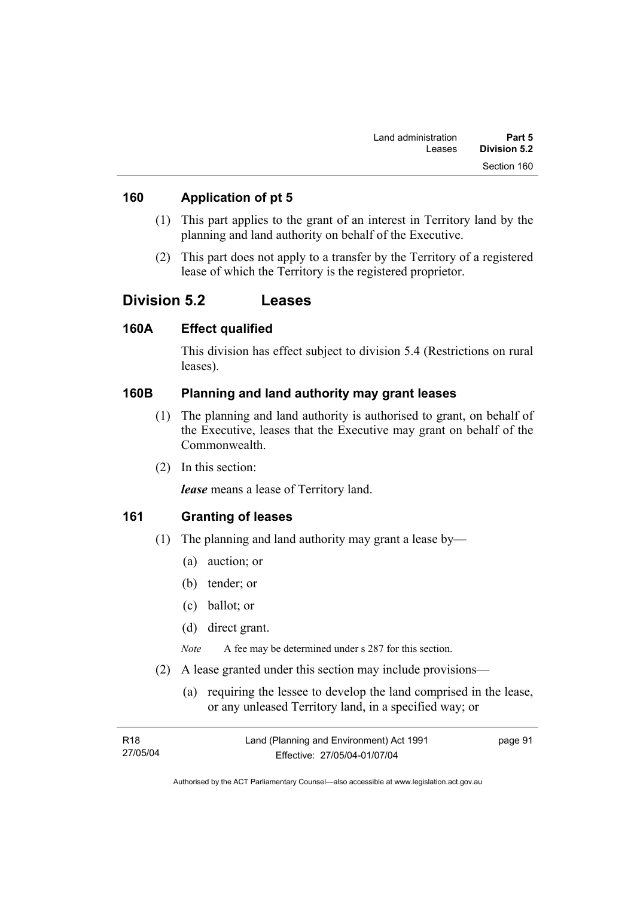## 160 Application of pt 5

(1) This part applies to the grant of an interest in Territory land by the planning and land authority on behalf of the Executive.

(2) This part does not apply to a transfer by the Territory of a registered lease of which the Territory is the registered proprietor.

# Division 5.2 Leases

## 160A Effect qualified

This division has effect subject to division 5.4 (Restrictions on rural leases).

## 160B Planning and land authority may grant leases

(1) The planning and land authority is authorised to grant, on behalf of the Executive, leases that the Executive may grant on behalf of the Commonwealth.

(2) In this section:

***lease*** means a lease of Territory land.

## 161 Granting of leases

(1) The planning and land authority may grant a lease by—

(a) auction; or

(b) tender; or

(c) ballot; or

(d) direct grant.

*Note* A fee may be determined under s 287 for this section.

(2) A lease granted under this section may include provisions—

(a) requiring the lessee to develop the land comprised in the lease, or any unleased Territory land, in a specified way; or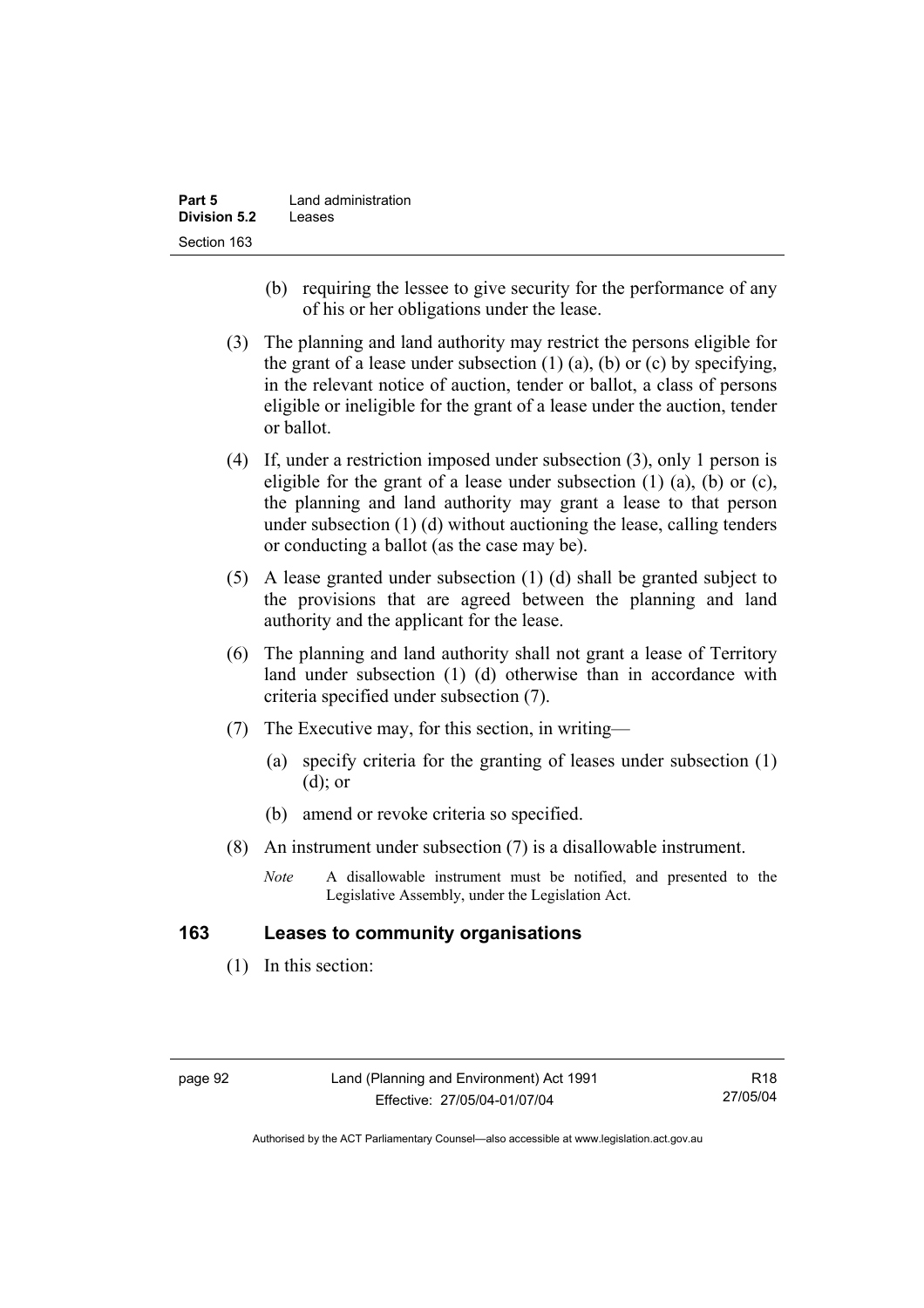(b) requiring the lessee to give security for the performance of any of his or her obligations under the lease.

(3) The planning and land authority may restrict the persons eligible for the grant of a lease under subsection (1) (a), (b) or (c) by specifying, in the relevant notice of auction, tender or ballot, a class of persons eligible or ineligible for the grant of a lease under the auction, tender or ballot.

(4) If, under a restriction imposed under subsection (3), only 1 person is eligible for the grant of a lease under subsection (1) (a), (b) or (c), the planning and land authority may grant a lease to that person under subsection (1) (d) without auctioning the lease, calling tenders or conducting a ballot (as the case may be).

(5) A lease granted under subsection (1) (d) shall be granted subject to the provisions that are agreed between the planning and land authority and the applicant for the lease.

(6) The planning and land authority shall not grant a lease of Territory land under subsection (1) (d) otherwise than in accordance with criteria specified under subsection (7).

(7) The Executive may, for this section, in writing—

(a) specify criteria for the granting of leases under subsection (1) (d); or

(b) amend or revoke criteria so specified.

(8) An instrument under subsection (7) is a disallowable instrument.

*Note* A disallowable instrument must be notified, and presented to the Legislative Assembly, under the Legislation Act.

## 163 Leases to community organisations

(1) In this section: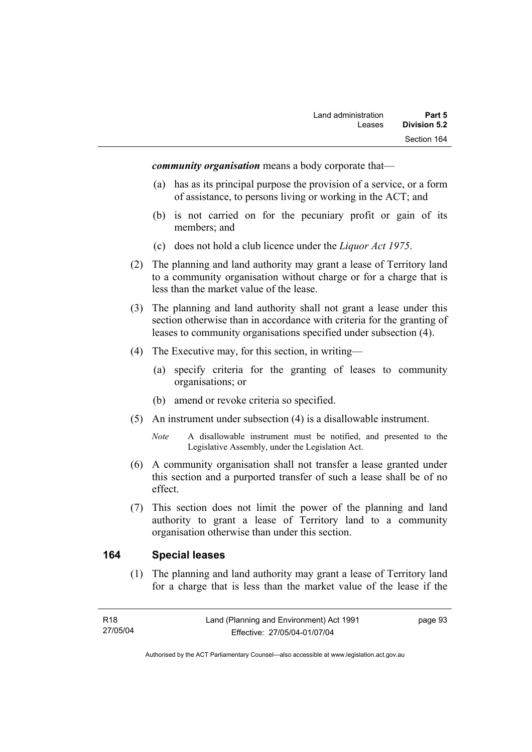***community organisation*** means a body corporate that—

(a) has as its principal purpose the provision of a service, or a form of assistance, to persons living or working in the ACT; and

(b) is not carried on for the pecuniary profit or gain of its members; and

(c) does not hold a club licence under the *Liquor Act 1975*.

(2) The planning and land authority may grant a lease of Territory land to a community organisation without charge or for a charge that is less than the market value of the lease.

(3) The planning and land authority shall not grant a lease under this section otherwise than in accordance with criteria for the granting of leases to community organisations specified under subsection (4).

(4) The Executive may, for this section, in writing—

(a) specify criteria for the granting of leases to community organisations; or

(b) amend or revoke criteria so specified.

(5) An instrument under subsection (4) is a disallowable instrument.

*Note* A disallowable instrument must be notified, and presented to the Legislative Assembly, under the Legislation Act.

(6) A community organisation shall not transfer a lease granted under this section and a purported transfer of such a lease shall be of no effect.

(7) This section does not limit the power of the planning and land authority to grant a lease of Territory land to a community organisation otherwise than under this section.

## 164 Special leases

(1) The planning and land authority may grant a lease of Territory land for a charge that is less than the market value of the lease if the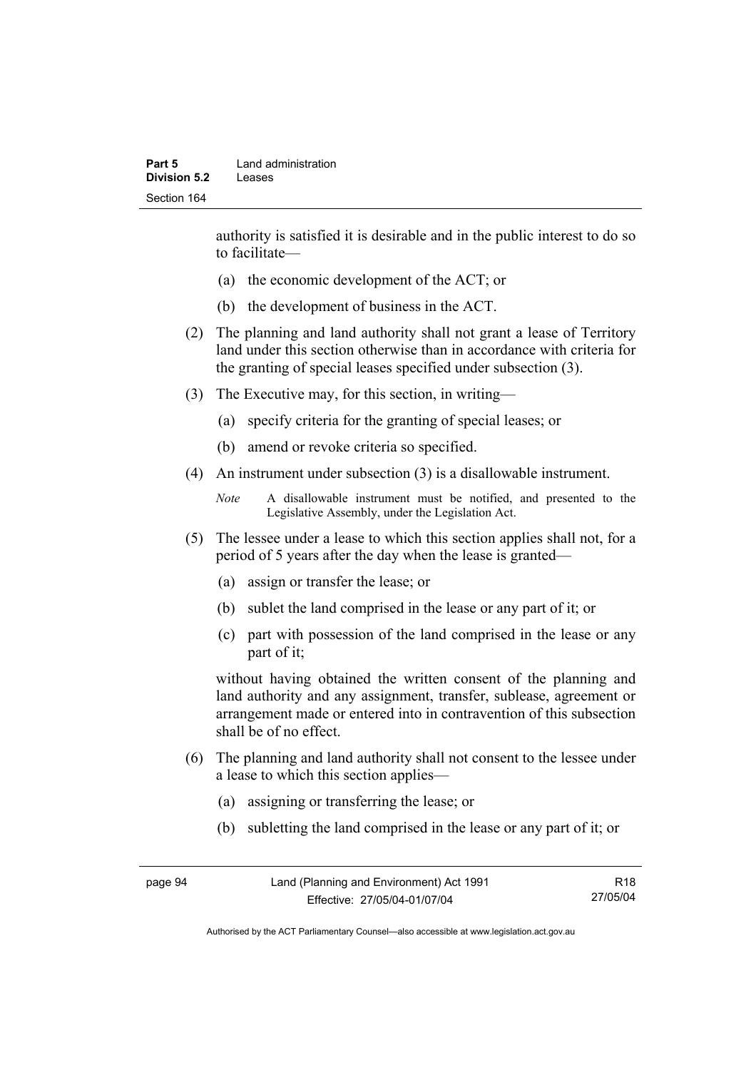authority is satisfied it is desirable and in the public interest to do so to facilitate—

(a) the economic development of the ACT; or

(b) the development of business in the ACT.

(2) The planning and land authority shall not grant a lease of Territory land under this section otherwise than in accordance with criteria for the granting of special leases specified under subsection (3).

(3) The Executive may, for this section, in writing—

(a) specify criteria for the granting of special leases; or

(b) amend or revoke criteria so specified.

(4) An instrument under subsection (3) is a disallowable instrument.

*Note* A disallowable instrument must be notified, and presented to the Legislative Assembly, under the Legislation Act.

(5) The lessee under a lease to which this section applies shall not, for a period of 5 years after the day when the lease is granted—

(a) assign or transfer the lease; or

(b) sublet the land comprised in the lease or any part of it; or

(c) part with possession of the land comprised in the lease or any part of it;

without having obtained the written consent of the planning and land authority and any assignment, transfer, sublease, agreement or arrangement made or entered into in contravention of this subsection shall be of no effect.

(6) The planning and land authority shall not consent to the lessee under a lease to which this section applies—

(a) assigning or transferring the lease; or

(b) subletting the land comprised in the lease or any part of it; or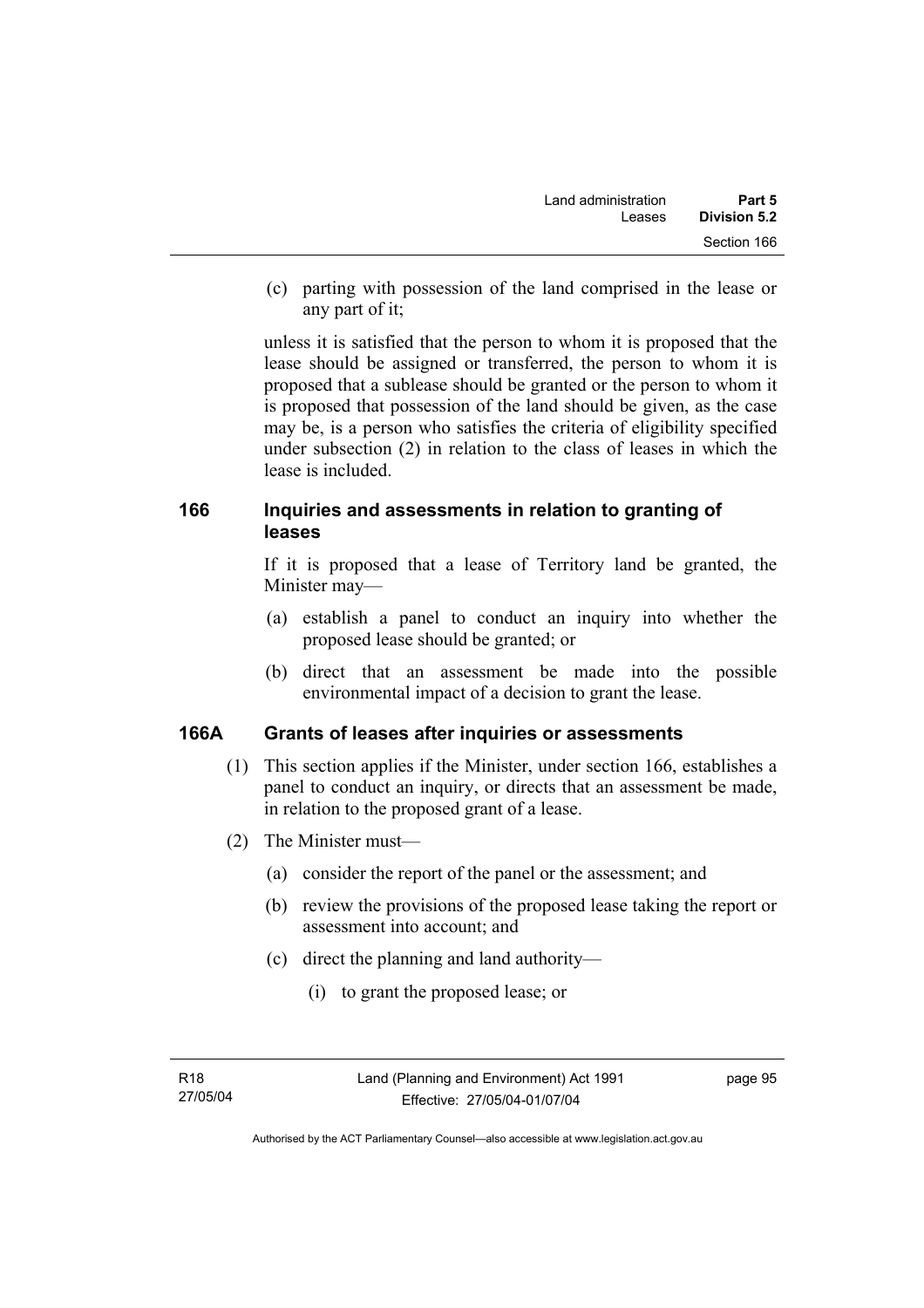(c) parting with possession of the land comprised in the lease or any part of it;

unless it is satisfied that the person to whom it is proposed that the lease should be assigned or transferred, the person to whom it is proposed that a sublease should be granted or the person to whom it is proposed that possession of the land should be given, as the case may be, is a person who satisfies the criteria of eligibility specified under subsection (2) in relation to the class of leases in which the lease is included.

### 166 Inquiries and assessments in relation to granting of leases

If it is proposed that a lease of Territory land be granted, the Minister may—

(a) establish a panel to conduct an inquiry into whether the proposed lease should be granted; or

(b) direct that an assessment be made into the possible environmental impact of a decision to grant the lease.

### 166A Grants of leases after inquiries or assessments

(1) This section applies if the Minister, under section 166, establishes a panel to conduct an inquiry, or directs that an assessment be made, in relation to the proposed grant of a lease.

(2) The Minister must—

(a) consider the report of the panel or the assessment; and

(b) review the provisions of the proposed lease taking the report or assessment into account; and

(c) direct the planning and land authority—

(i) to grant the proposed lease; or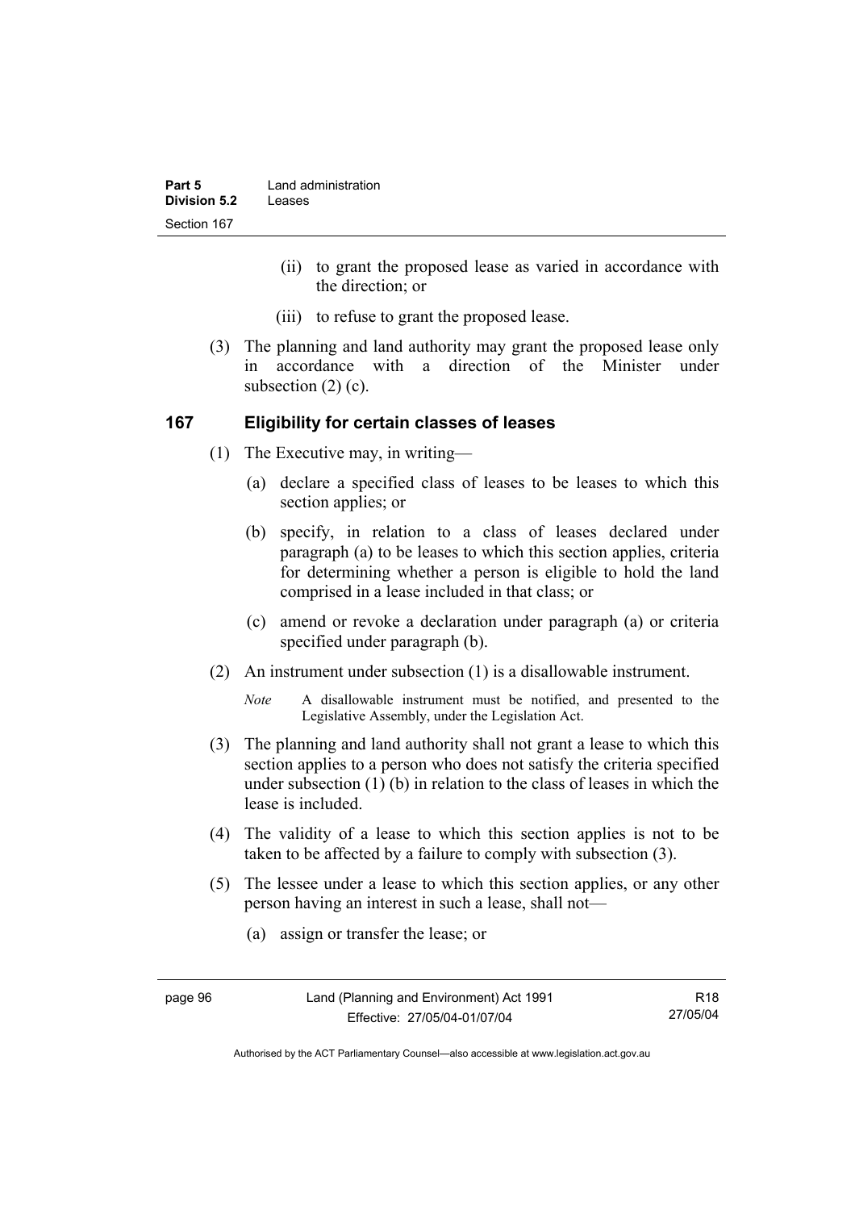(ii) to grant the proposed lease as varied in accordance with the direction; or

(iii) to refuse to grant the proposed lease.

(3) The planning and land authority may grant the proposed lease only in accordance with a direction of the Minister under subsection (2) (c).

## 167 Eligibility for certain classes of leases

(1) The Executive may, in writing—

(a) declare a specified class of leases to be leases to which this section applies; or

(b) specify, in relation to a class of leases declared under paragraph (a) to be leases to which this section applies, criteria for determining whether a person is eligible to hold the land comprised in a lease included in that class; or

(c) amend or revoke a declaration under paragraph (a) or criteria specified under paragraph (b).

(2) An instrument under subsection (1) is a disallowable instrument.

*Note* A disallowable instrument must be notified, and presented to the Legislative Assembly, under the Legislation Act.

(3) The planning and land authority shall not grant a lease to which this section applies to a person who does not satisfy the criteria specified under subsection (1) (b) in relation to the class of leases in which the lease is included.

(4) The validity of a lease to which this section applies is not to be taken to be affected by a failure to comply with subsection (3).

(5) The lessee under a lease to which this section applies, or any other person having an interest in such a lease, shall not—

(a) assign or transfer the lease; or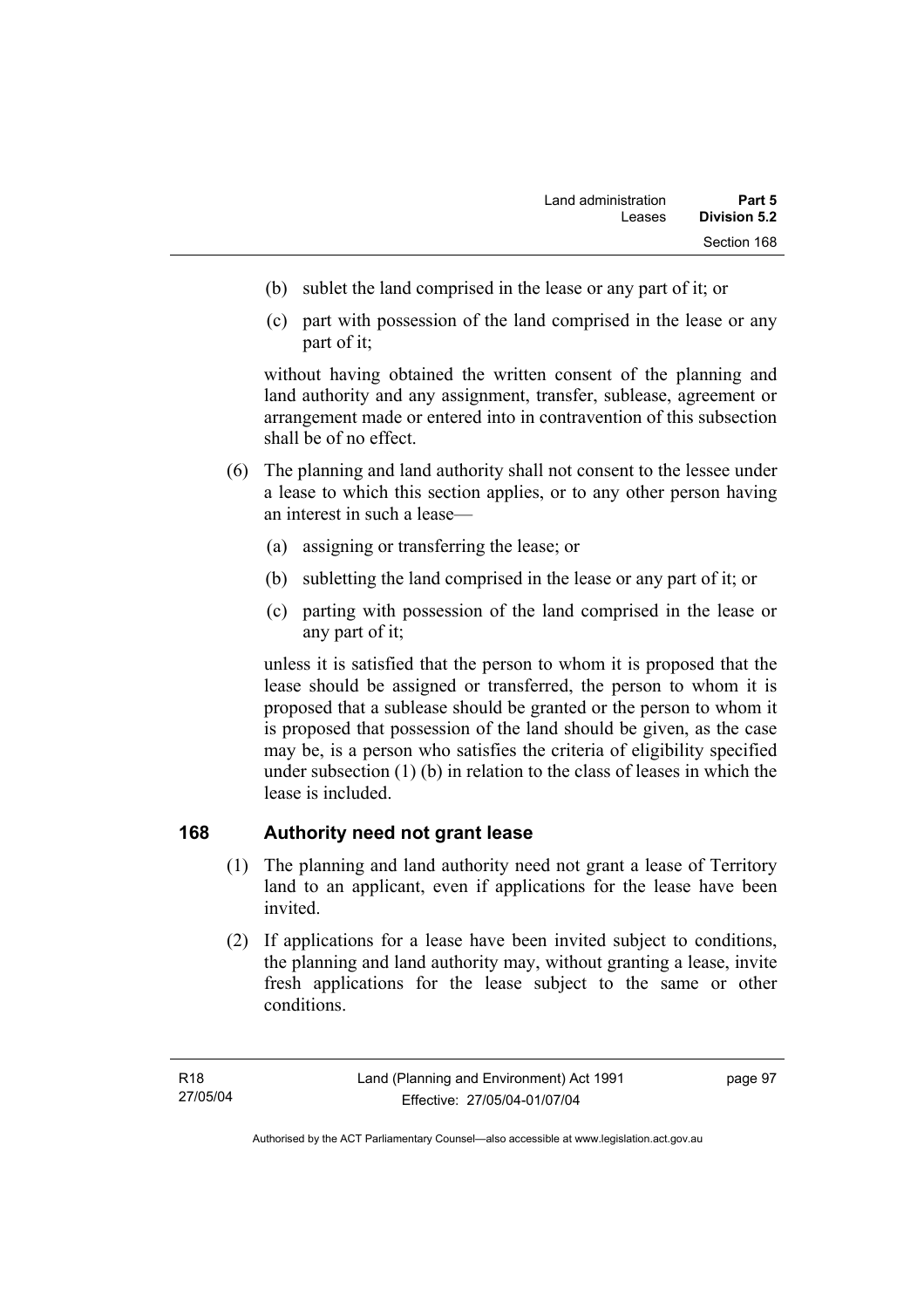(b) sublet the land comprised in the lease or any part of it; or

(c) part with possession of the land comprised in the lease or any part of it;

without having obtained the written consent of the planning and land authority and any assignment, transfer, sublease, agreement or arrangement made or entered into in contravention of this subsection shall be of no effect.

(6) The planning and land authority shall not consent to the lessee under a lease to which this section applies, or to any other person having an interest in such a lease—

(a) assigning or transferring the lease; or

(b) subletting the land comprised in the lease or any part of it; or

(c) parting with possession of the land comprised in the lease or any part of it;

unless it is satisfied that the person to whom it is proposed that the lease should be assigned or transferred, the person to whom it is proposed that a sublease should be granted or the person to whom it is proposed that possession of the land should be given, as the case may be, is a person who satisfies the criteria of eligibility specified under subsection (1) (b) in relation to the class of leases in which the lease is included.

## 168 Authority need not grant lease

(1) The planning and land authority need not grant a lease of Territory land to an applicant, even if applications for the lease have been invited.

(2) If applications for a lease have been invited subject to conditions, the planning and land authority may, without granting a lease, invite fresh applications for the lease subject to the same or other conditions.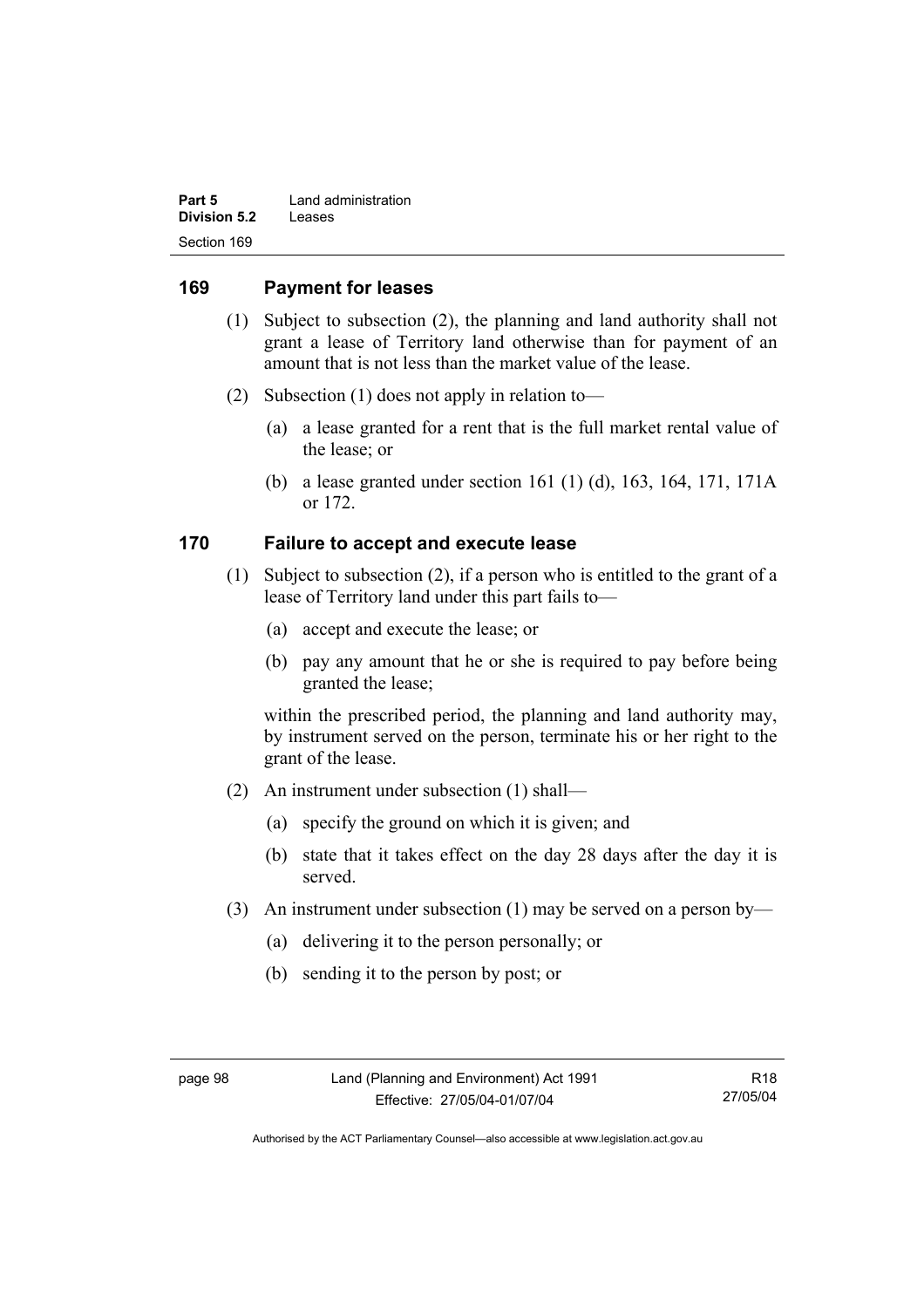## 169 Payment for leases

(1) Subject to subsection (2), the planning and land authority shall not grant a lease of Territory land otherwise than for payment of an amount that is not less than the market value of the lease.

(2) Subsection (1) does not apply in relation to—

(a) a lease granted for a rent that is the full market rental value of the lease; or

(b) a lease granted under section 161 (1) (d), 163, 164, 171, 171A or 172.

## 170 Failure to accept and execute lease

(1) Subject to subsection (2), if a person who is entitled to the grant of a lease of Territory land under this part fails to—

(a) accept and execute the lease; or

(b) pay any amount that he or she is required to pay before being granted the lease;

within the prescribed period, the planning and land authority may, by instrument served on the person, terminate his or her right to the grant of the lease.

(2) An instrument under subsection (1) shall—

(a) specify the ground on which it is given; and

(b) state that it takes effect on the day 28 days after the day it is served.

(3) An instrument under subsection (1) may be served on a person by—

(a) delivering it to the person personally; or

(b) sending it to the person by post; or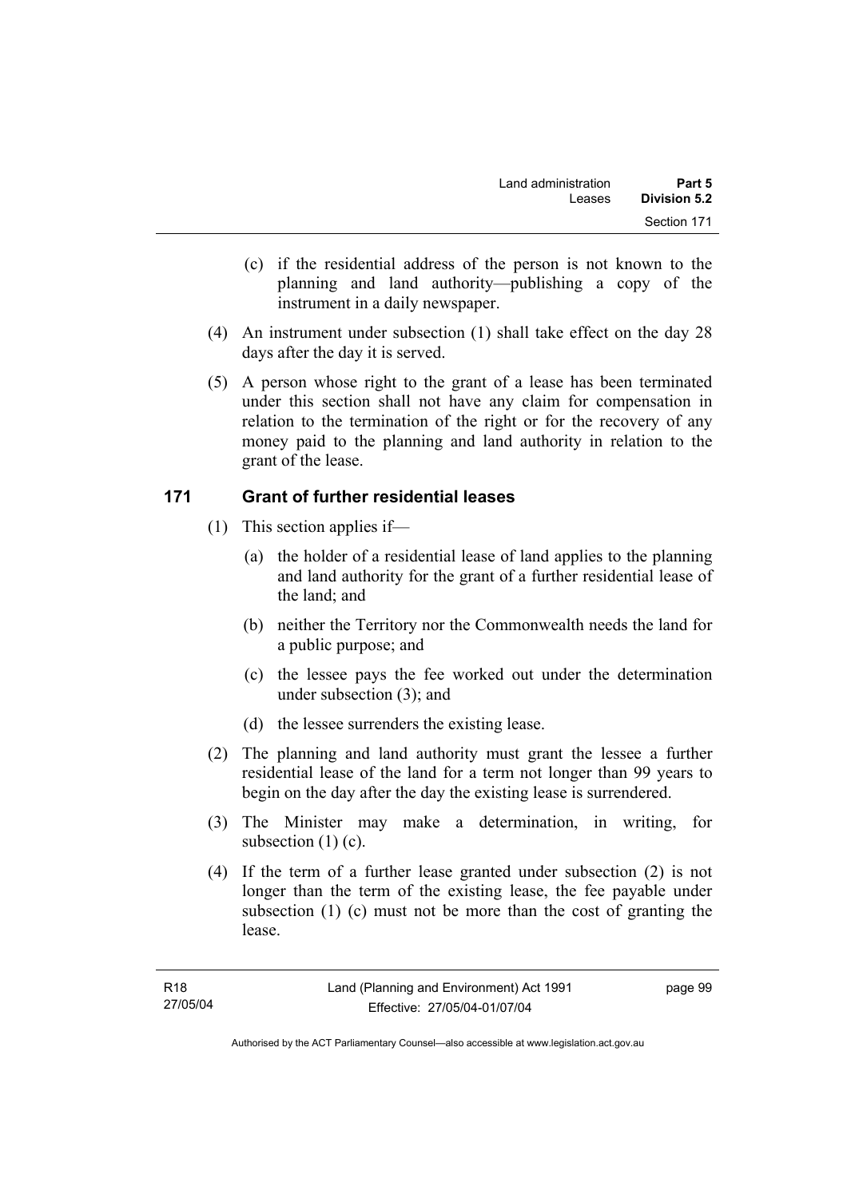(c) if the residential address of the person is not known to the planning and land authority—publishing a copy of the instrument in a daily newspaper.

(4) An instrument under subsection (1) shall take effect on the day 28 days after the day it is served.

(5) A person whose right to the grant of a lease has been terminated under this section shall not have any claim for compensation in relation to the termination of the right or for the recovery of any money paid to the planning and land authority in relation to the grant of the lease.

## 171 Grant of further residential leases

(1) This section applies if—

(a) the holder of a residential lease of land applies to the planning and land authority for the grant of a further residential lease of the land; and

(b) neither the Territory nor the Commonwealth needs the land for a public purpose; and

(c) the lessee pays the fee worked out under the determination under subsection (3); and

(d) the lessee surrenders the existing lease.

(2) The planning and land authority must grant the lessee a further residential lease of the land for a term not longer than 99 years to begin on the day after the day the existing lease is surrendered.

(3) The Minister may make a determination, in writing, for subsection (1) (c).

(4) If the term of a further lease granted under subsection (2) is not longer than the term of the existing lease, the fee payable under subsection (1) (c) must not be more than the cost of granting the lease.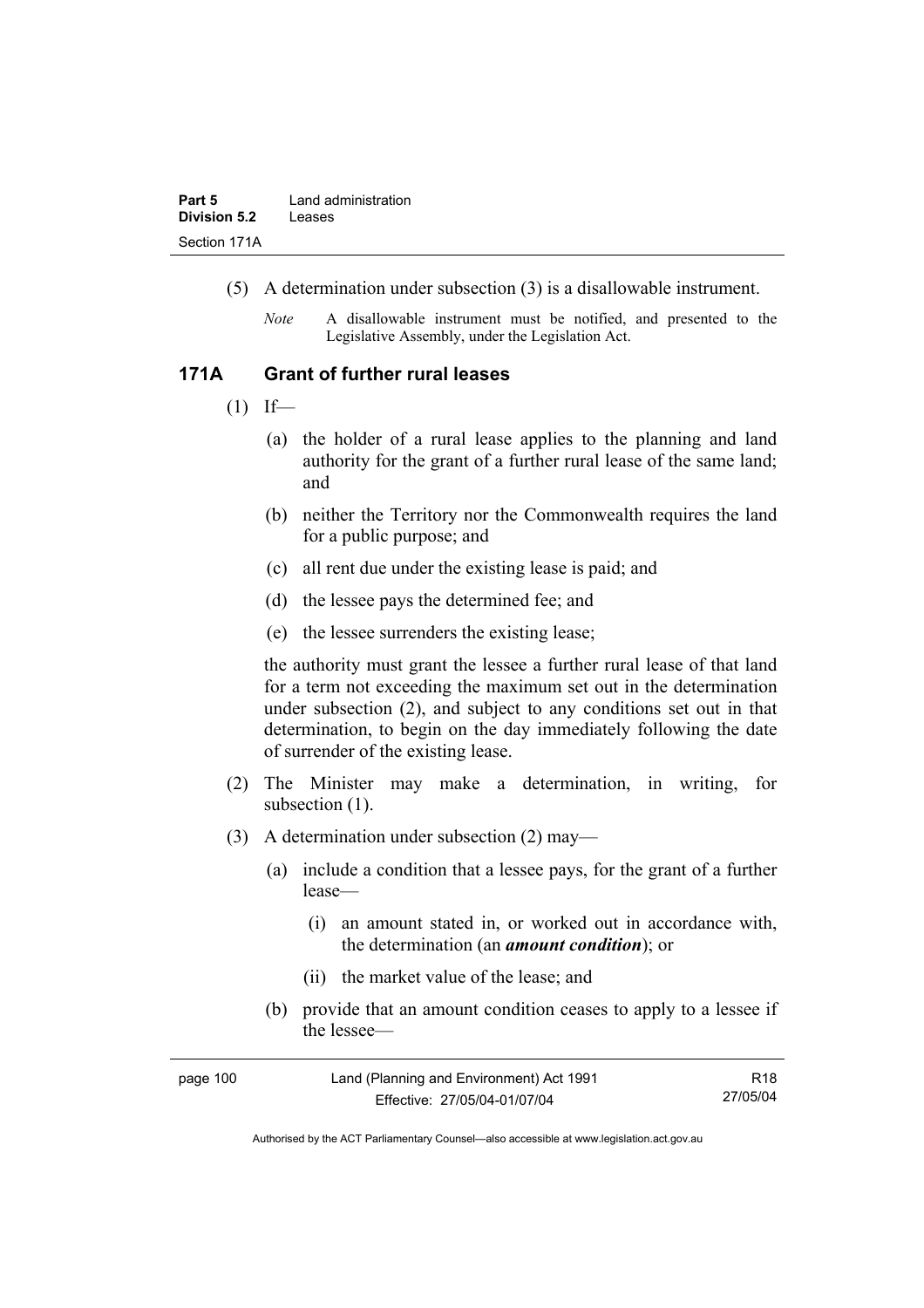(5) A determination under subsection (3) is a disallowable instrument.

*Note* A disallowable instrument must be notified, and presented to the Legislative Assembly, under the Legislation Act.

## 171A Grant of further rural leases

(1) If—

(a) the holder of a rural lease applies to the planning and land authority for the grant of a further rural lease of the same land; and

(b) neither the Territory nor the Commonwealth requires the land for a public purpose; and

(c) all rent due under the existing lease is paid; and

(d) the lessee pays the determined fee; and

(e) the lessee surrenders the existing lease;

the authority must grant the lessee a further rural lease of that land for a term not exceeding the maximum set out in the determination under subsection (2), and subject to any conditions set out in that determination, to begin on the day immediately following the date of surrender of the existing lease.

(2) The Minister may make a determination, in writing, for subsection (1).

(3) A determination under subsection (2) may—

(a) include a condition that a lessee pays, for the grant of a further lease—

(i) an amount stated in, or worked out in accordance with, the determination (an ***amount condition***); or

(ii) the market value of the lease; and

(b) provide that an amount condition ceases to apply to a lessee if the lessee—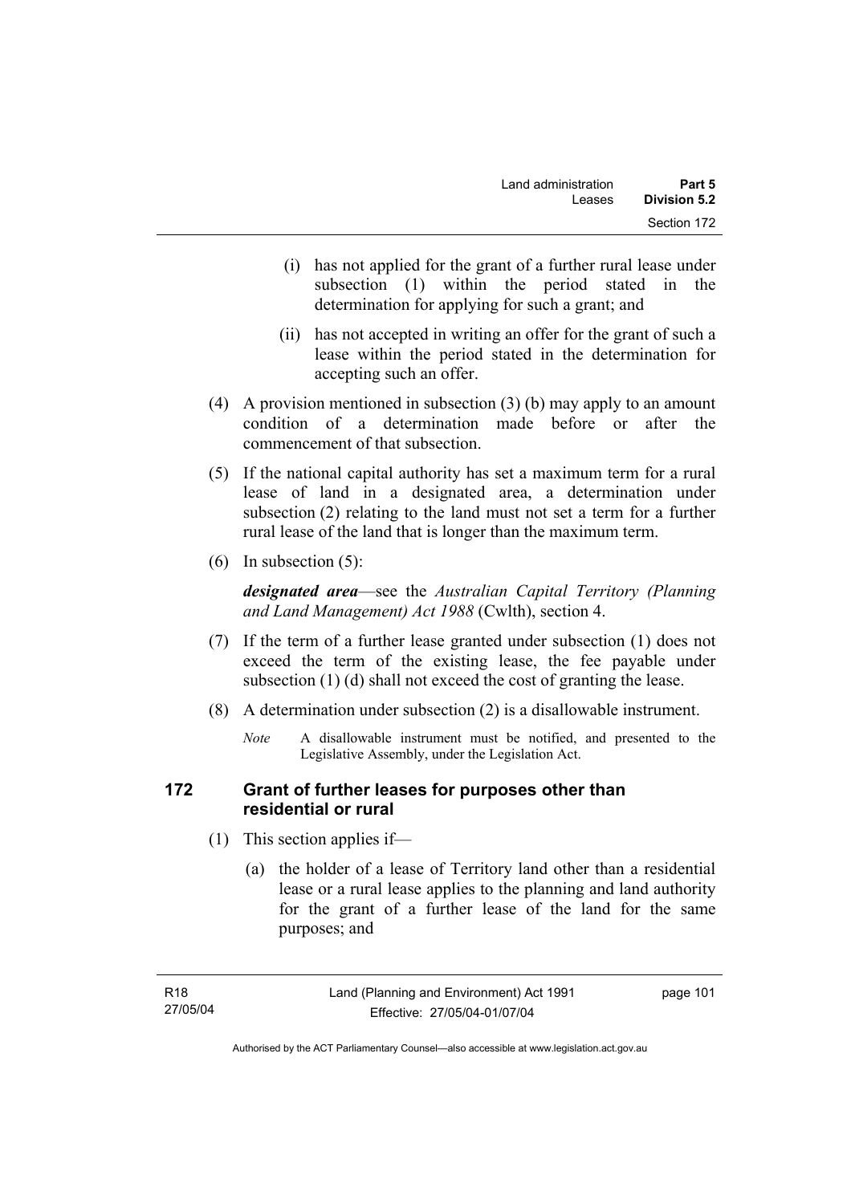(i) has not applied for the grant of a further rural lease under subsection (1) within the period stated in the determination for applying for such a grant; and

(ii) has not accepted in writing an offer for the grant of such a lease within the period stated in the determination for accepting such an offer.

(4) A provision mentioned in subsection (3) (b) may apply to an amount condition of a determination made before or after the commencement of that subsection.

(5) If the national capital authority has set a maximum term for a rural lease of land in a designated area, a determination under subsection (2) relating to the land must not set a term for a further rural lease of the land that is longer than the maximum term.

(6) In subsection (5):

***designated area***—see the *Australian Capital Territory (Planning and Land Management) Act 1988* (Cwlth), section 4.

(7) If the term of a further lease granted under subsection (1) does not exceed the term of the existing lease, the fee payable under subsection (1) (d) shall not exceed the cost of granting the lease.

(8) A determination under subsection (2) is a disallowable instrument.

*Note* A disallowable instrument must be notified, and presented to the Legislative Assembly, under the Legislation Act.

## 172 Grant of further leases for purposes other than residential or rural

(1) This section applies if—

(a) the holder of a lease of Territory land other than a residential lease or a rural lease applies to the planning and land authority for the grant of a further lease of the land for the same purposes; and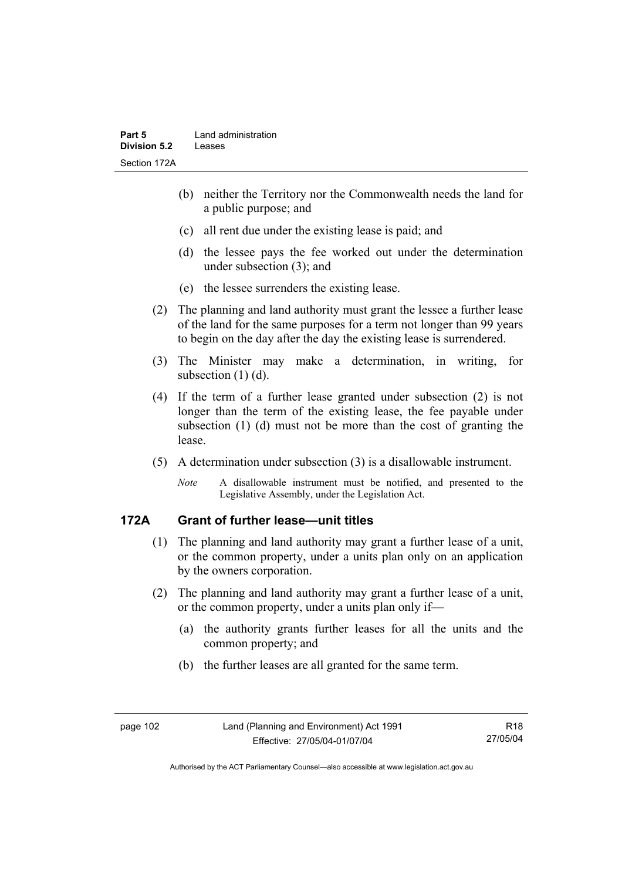(b) neither the Territory nor the Commonwealth needs the land for a public purpose; and

(c) all rent due under the existing lease is paid; and

(d) the lessee pays the fee worked out under the determination under subsection (3); and

(e) the lessee surrenders the existing lease.

(2) The planning and land authority must grant the lessee a further lease of the land for the same purposes for a term not longer than 99 years to begin on the day after the day the existing lease is surrendered.

(3) The Minister may make a determination, in writing, for subsection (1) (d).

(4) If the term of a further lease granted under subsection (2) is not longer than the term of the existing lease, the fee payable under subsection (1) (d) must not be more than the cost of granting the lease.

(5) A determination under subsection (3) is a disallowable instrument.

*Note* A disallowable instrument must be notified, and presented to the Legislative Assembly, under the Legislation Act.

## 172A Grant of further lease—unit titles

(1) The planning and land authority may grant a further lease of a unit, or the common property, under a units plan only on an application by the owners corporation.

(2) The planning and land authority may grant a further lease of a unit, or the common property, under a units plan only if—

(a) the authority grants further leases for all the units and the common property; and

(b) the further leases are all granted for the same term.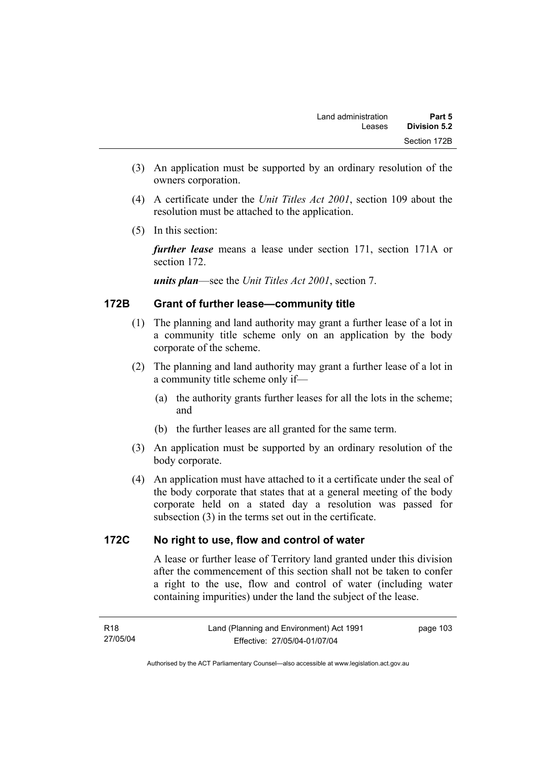(3) An application must be supported by an ordinary resolution of the owners corporation.

(4) A certificate under the *Unit Titles Act 2001*, section 109 about the resolution must be attached to the application.

(5) In this section:

***further lease*** means a lease under section 171, section 171A or section 172.

***units plan***—see the *Unit Titles Act 2001*, section 7.

### 172B Grant of further lease—community title

(1) The planning and land authority may grant a further lease of a lot in a community title scheme only on an application by the body corporate of the scheme.

(2) The planning and land authority may grant a further lease of a lot in a community title scheme only if—

(a) the authority grants further leases for all the lots in the scheme; and

(b) the further leases are all granted for the same term.

(3) An application must be supported by an ordinary resolution of the body corporate.

(4) An application must have attached to it a certificate under the seal of the body corporate that states that at a general meeting of the body corporate held on a stated day a resolution was passed for subsection (3) in the terms set out in the certificate.

### 172C No right to use, flow and control of water

A lease or further lease of Territory land granted under this division after the commencement of this section shall not be taken to confer a right to the use, flow and control of water (including water containing impurities) under the land the subject of the lease.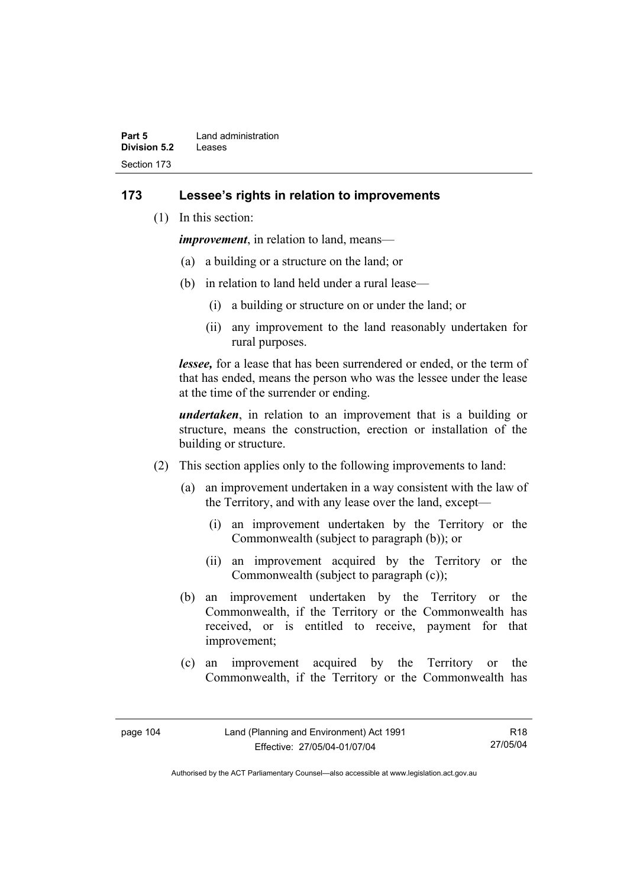## 173 Lessee's rights in relation to improvements

(1) In this section:

***improvement***, in relation to land, means—

(a) a building or a structure on the land; or

(b) in relation to land held under a rural lease—

(i) a building or structure on or under the land; or

(ii) any improvement to the land reasonably undertaken for rural purposes.

***lessee,*** for a lease that has been surrendered or ended, or the term of that has ended, means the person who was the lessee under the lease at the time of the surrender or ending.

***undertaken***, in relation to an improvement that is a building or structure, means the construction, erection or installation of the building or structure.

(2) This section applies only to the following improvements to land:

(a) an improvement undertaken in a way consistent with the law of the Territory, and with any lease over the land, except—

(i) an improvement undertaken by the Territory or the Commonwealth (subject to paragraph (b)); or

(ii) an improvement acquired by the Territory or the Commonwealth (subject to paragraph (c));

(b) an improvement undertaken by the Territory or the Commonwealth, if the Territory or the Commonwealth has received, or is entitled to receive, payment for that improvement;

(c) an improvement acquired by the Territory or the Commonwealth, if the Territory or the Commonwealth has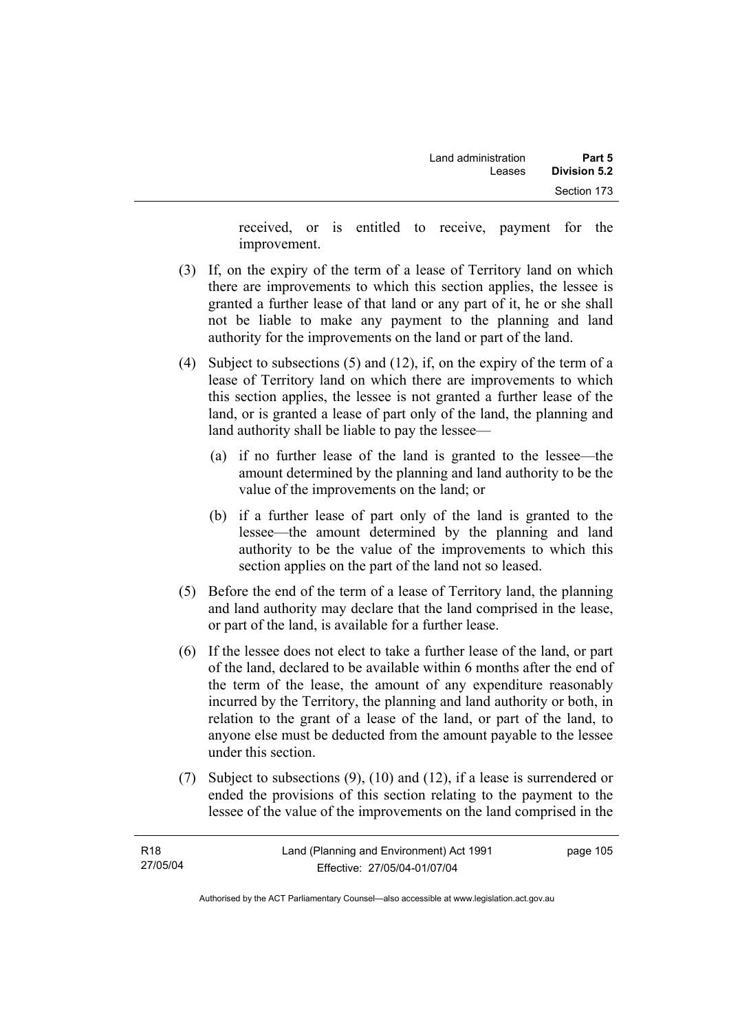received, or is entitled to receive, payment for the improvement.

(3) If, on the expiry of the term of a lease of Territory land on which there are improvements to which this section applies, the lessee is granted a further lease of that land or any part of it, he or she shall not be liable to make any payment to the planning and land authority for the improvements on the land or part of the land.

(4) Subject to subsections (5) and (12), if, on the expiry of the term of a lease of Territory land on which there are improvements to which this section applies, the lessee is not granted a further lease of the land, or is granted a lease of part only of the land, the planning and land authority shall be liable to pay the lessee—

(a) if no further lease of the land is granted to the lessee—the amount determined by the planning and land authority to be the value of the improvements on the land; or

(b) if a further lease of part only of the land is granted to the lessee—the amount determined by the planning and land authority to be the value of the improvements to which this section applies on the part of the land not so leased.

(5) Before the end of the term of a lease of Territory land, the planning and land authority may declare that the land comprised in the lease, or part of the land, is available for a further lease.

(6) If the lessee does not elect to take a further lease of the land, or part of the land, declared to be available within 6 months after the end of the term of the lease, the amount of any expenditure reasonably incurred by the Territory, the planning and land authority or both, in relation to the grant of a lease of the land, or part of the land, to anyone else must be deducted from the amount payable to the lessee under this section.

(7) Subject to subsections (9), (10) and (12), if a lease is surrendered or ended the provisions of this section relating to the payment to the lessee of the value of the improvements on the land comprised in the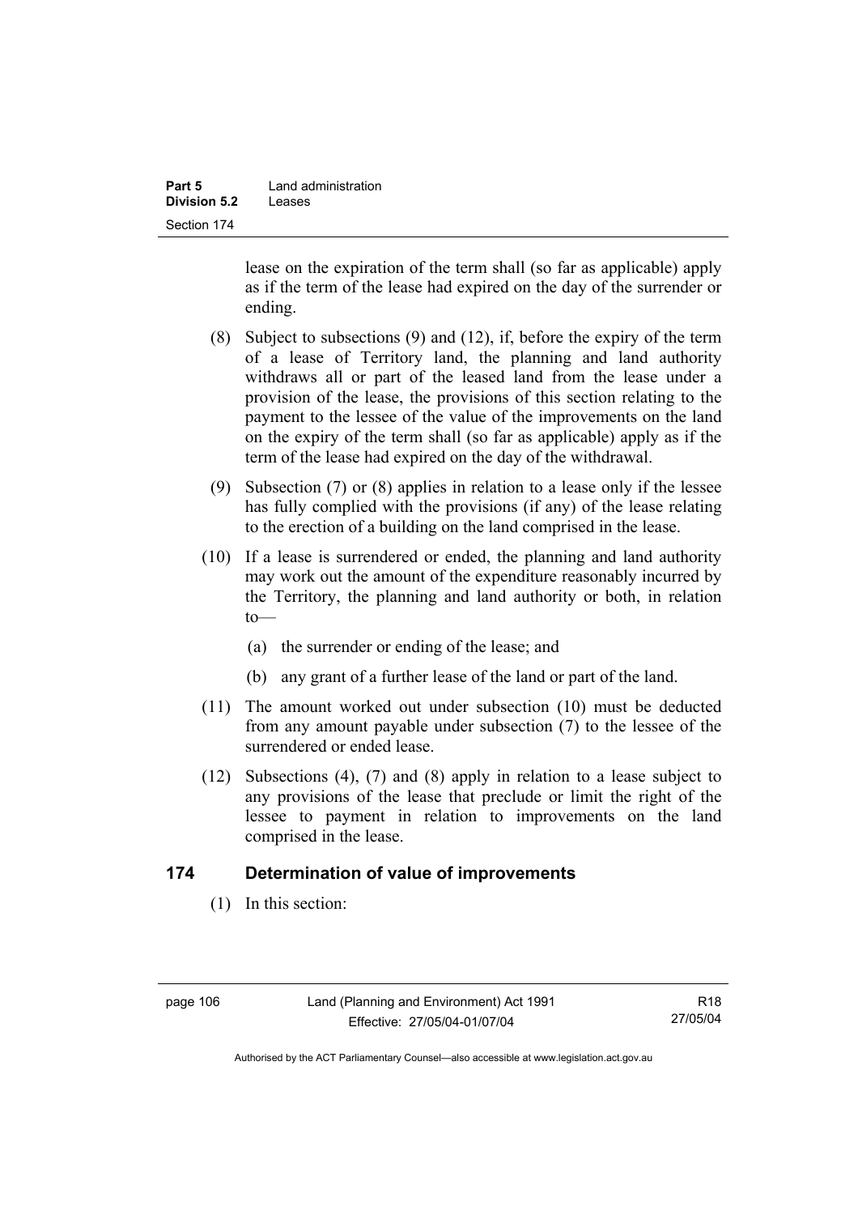lease on the expiration of the term shall (so far as applicable) apply as if the term of the lease had expired on the day of the surrender or ending.

(8) Subject to subsections (9) and (12), if, before the expiry of the term of a lease of Territory land, the planning and land authority withdraws all or part of the leased land from the lease under a provision of the lease, the provisions of this section relating to the payment to the lessee of the value of the improvements on the land on the expiry of the term shall (so far as applicable) apply as if the term of the lease had expired on the day of the withdrawal.

(9) Subsection (7) or (8) applies in relation to a lease only if the lessee has fully complied with the provisions (if any) of the lease relating to the erection of a building on the land comprised in the lease.

(10) If a lease is surrendered or ended, the planning and land authority may work out the amount of the expenditure reasonably incurred by the Territory, the planning and land authority or both, in relation to—

(a) the surrender or ending of the lease; and

(b) any grant of a further lease of the land or part of the land.

(11) The amount worked out under subsection (10) must be deducted from any amount payable under subsection (7) to the lessee of the surrendered or ended lease.

(12) Subsections (4), (7) and (8) apply in relation to a lease subject to any provisions of the lease that preclude or limit the right of the lessee to payment in relation to improvements on the land comprised in the lease.

## 174 Determination of value of improvements

(1) In this section: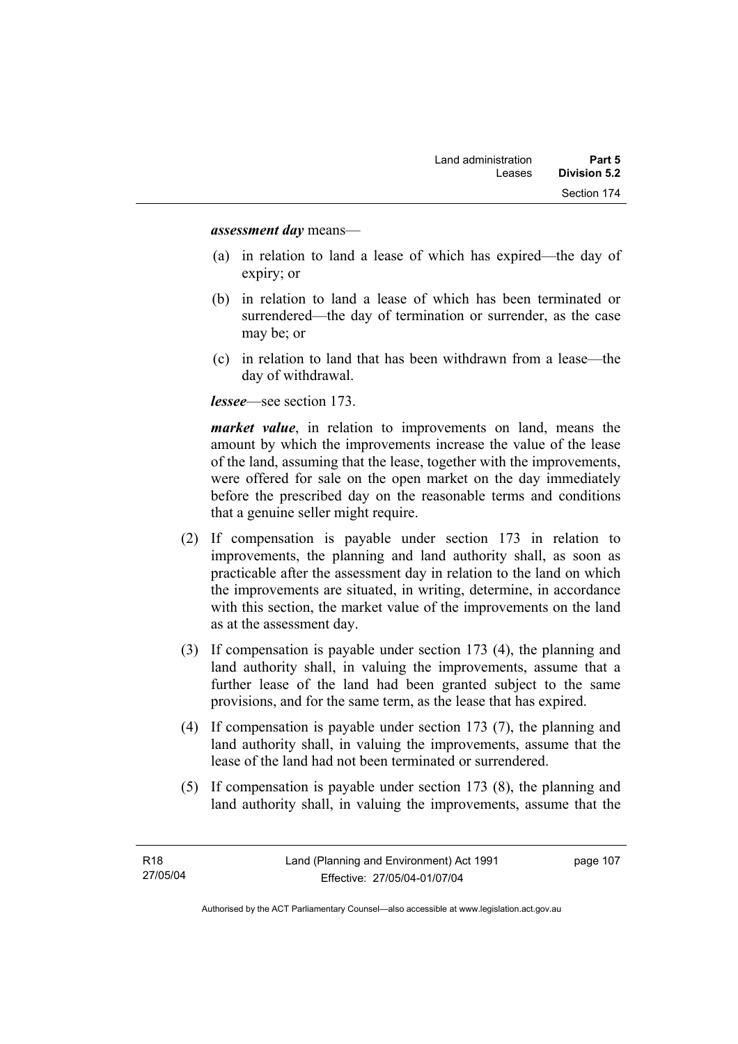***assessment day*** means—

(a) in relation to land a lease of which has expired—the day of expiry; or

(b) in relation to land a lease of which has been terminated or surrendered—the day of termination or surrender, as the case may be; or

(c) in relation to land that has been withdrawn from a lease—the day of withdrawal.

***lessee***—see section 173.

***market value***, in relation to improvements on land, means the amount by which the improvements increase the value of the lease of the land, assuming that the lease, together with the improvements, were offered for sale on the open market on the day immediately before the prescribed day on the reasonable terms and conditions that a genuine seller might require.

(2) If compensation is payable under section 173 in relation to improvements, the planning and land authority shall, as soon as practicable after the assessment day in relation to the land on which the improvements are situated, in writing, determine, in accordance with this section, the market value of the improvements on the land as at the assessment day.

(3) If compensation is payable under section 173 (4), the planning and land authority shall, in valuing the improvements, assume that a further lease of the land had been granted subject to the same provisions, and for the same term, as the lease that has expired.

(4) If compensation is payable under section 173 (7), the planning and land authority shall, in valuing the improvements, assume that the lease of the land had not been terminated or surrendered.

(5) If compensation is payable under section 173 (8), the planning and land authority shall, in valuing the improvements, assume that the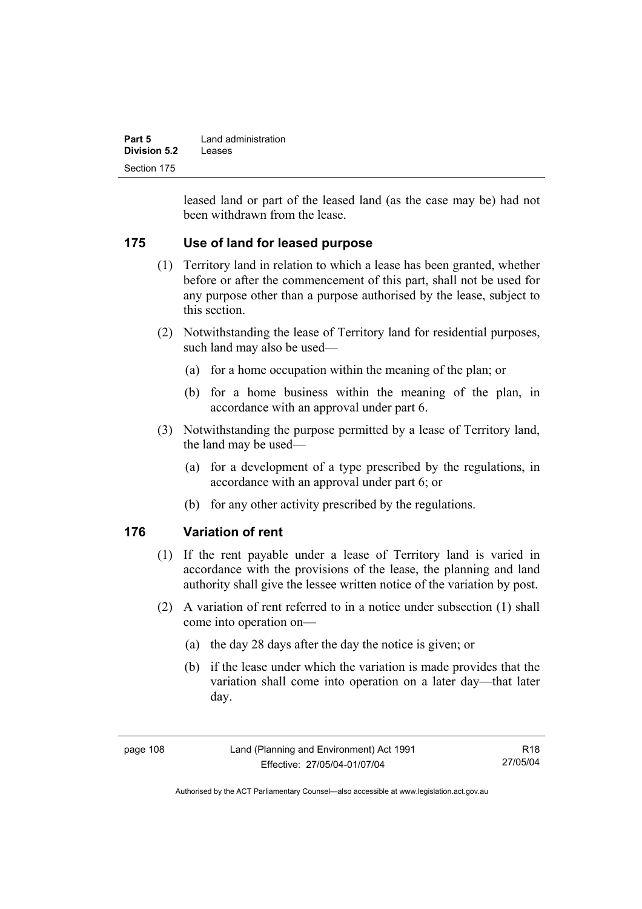leased land or part of the leased land (as the case may be) had not been withdrawn from the lease.

## 175 Use of land for leased purpose

(1) Territory land in relation to which a lease has been granted, whether before or after the commencement of this part, shall not be used for any purpose other than a purpose authorised by the lease, subject to this section.

(2) Notwithstanding the lease of Territory land for residential purposes, such land may also be used—

(a) for a home occupation within the meaning of the plan; or

(b) for a home business within the meaning of the plan, in accordance with an approval under part 6.

(3) Notwithstanding the purpose permitted by a lease of Territory land, the land may be used—

(a) for a development of a type prescribed by the regulations, in accordance with an approval under part 6; or

(b) for any other activity prescribed by the regulations.

## 176 Variation of rent

(1) If the rent payable under a lease of Territory land is varied in accordance with the provisions of the lease, the planning and land authority shall give the lessee written notice of the variation by post.

(2) A variation of rent referred to in a notice under subsection (1) shall come into operation on—

(a) the day 28 days after the day the notice is given; or

(b) if the lease under which the variation is made provides that the variation shall come into operation on a later day—that later day.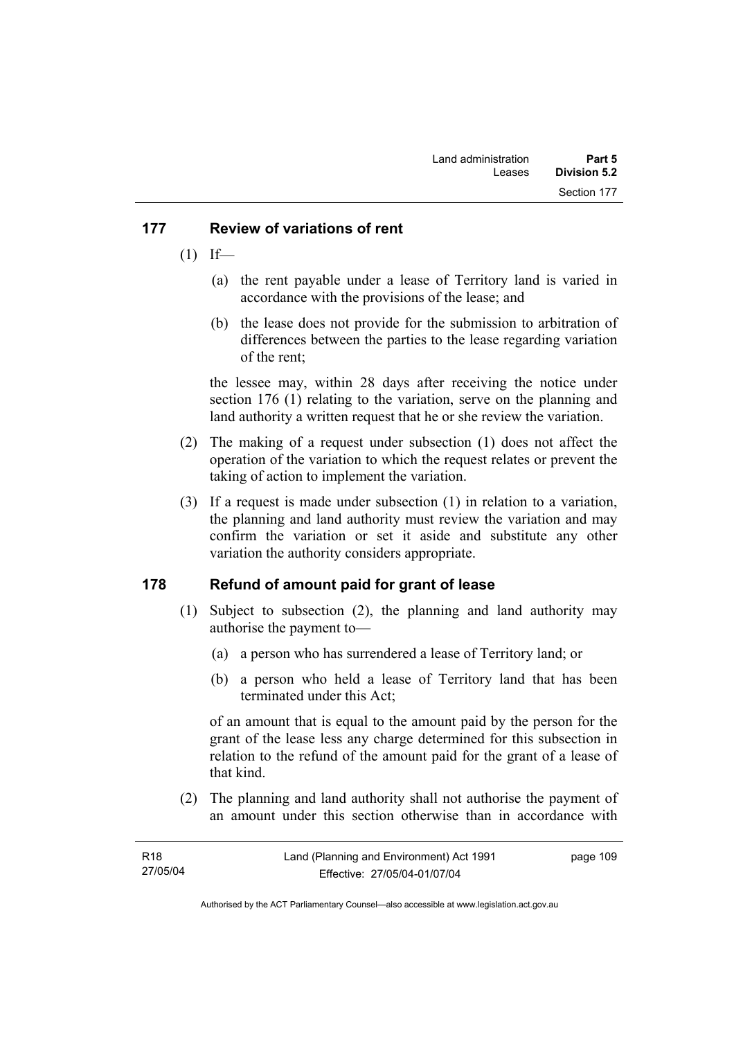## 177 Review of variations of rent

(1) If—

(a) the rent payable under a lease of Territory land is varied in accordance with the provisions of the lease; and

(b) the lease does not provide for the submission to arbitration of differences between the parties to the lease regarding variation of the rent;

the lessee may, within 28 days after receiving the notice under section 176 (1) relating to the variation, serve on the planning and land authority a written request that he or she review the variation.

(2) The making of a request under subsection (1) does not affect the operation of the variation to which the request relates or prevent the taking of action to implement the variation.

(3) If a request is made under subsection (1) in relation to a variation, the planning and land authority must review the variation and may confirm the variation or set it aside and substitute any other variation the authority considers appropriate.

## 178 Refund of amount paid for grant of lease

(1) Subject to subsection (2), the planning and land authority may authorise the payment to—

(a) a person who has surrendered a lease of Territory land; or

(b) a person who held a lease of Territory land that has been terminated under this Act;

of an amount that is equal to the amount paid by the person for the grant of the lease less any charge determined for this subsection in relation to the refund of the amount paid for the grant of a lease of that kind.

(2) The planning and land authority shall not authorise the payment of an amount under this section otherwise than in accordance with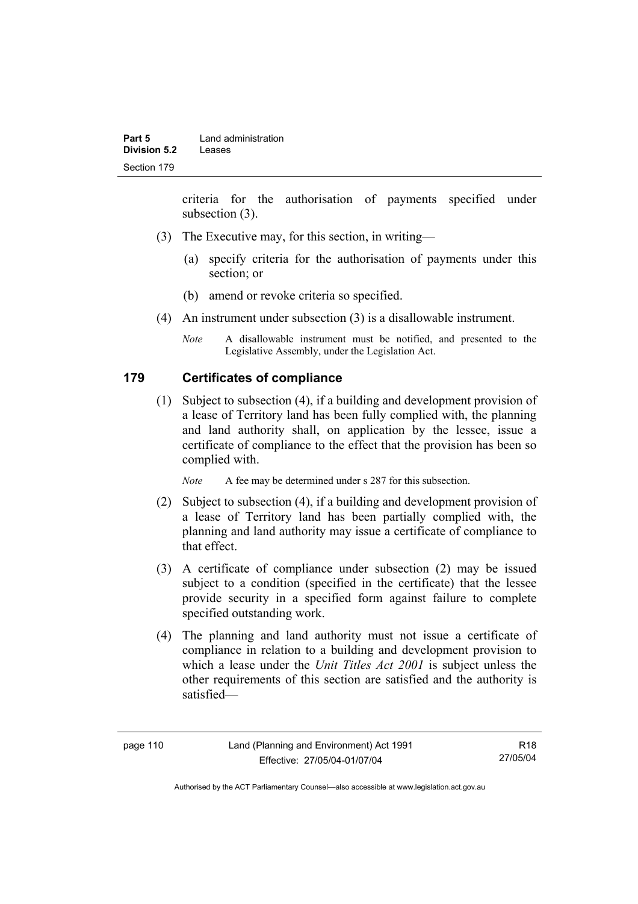criteria for the authorisation of payments specified under subsection (3).

(3) The Executive may, for this section, in writing—

(a) specify criteria for the authorisation of payments under this section; or

(b) amend or revoke criteria so specified.

(4) An instrument under subsection (3) is a disallowable instrument.

*Note* A disallowable instrument must be notified, and presented to the Legislative Assembly, under the Legislation Act.

## 179 Certificates of compliance

(1) Subject to subsection (4), if a building and development provision of a lease of Territory land has been fully complied with, the planning and land authority shall, on application by the lessee, issue a certificate of compliance to the effect that the provision has been so complied with.

*Note* A fee may be determined under s 287 for this subsection.

(2) Subject to subsection (4), if a building and development provision of a lease of Territory land has been partially complied with, the planning and land authority may issue a certificate of compliance to that effect.

(3) A certificate of compliance under subsection (2) may be issued subject to a condition (specified in the certificate) that the lessee provide security in a specified form against failure to complete specified outstanding work.

(4) The planning and land authority must not issue a certificate of compliance in relation to a building and development provision to which a lease under the *Unit Titles Act 2001* is subject unless the other requirements of this section are satisfied and the authority is satisfied—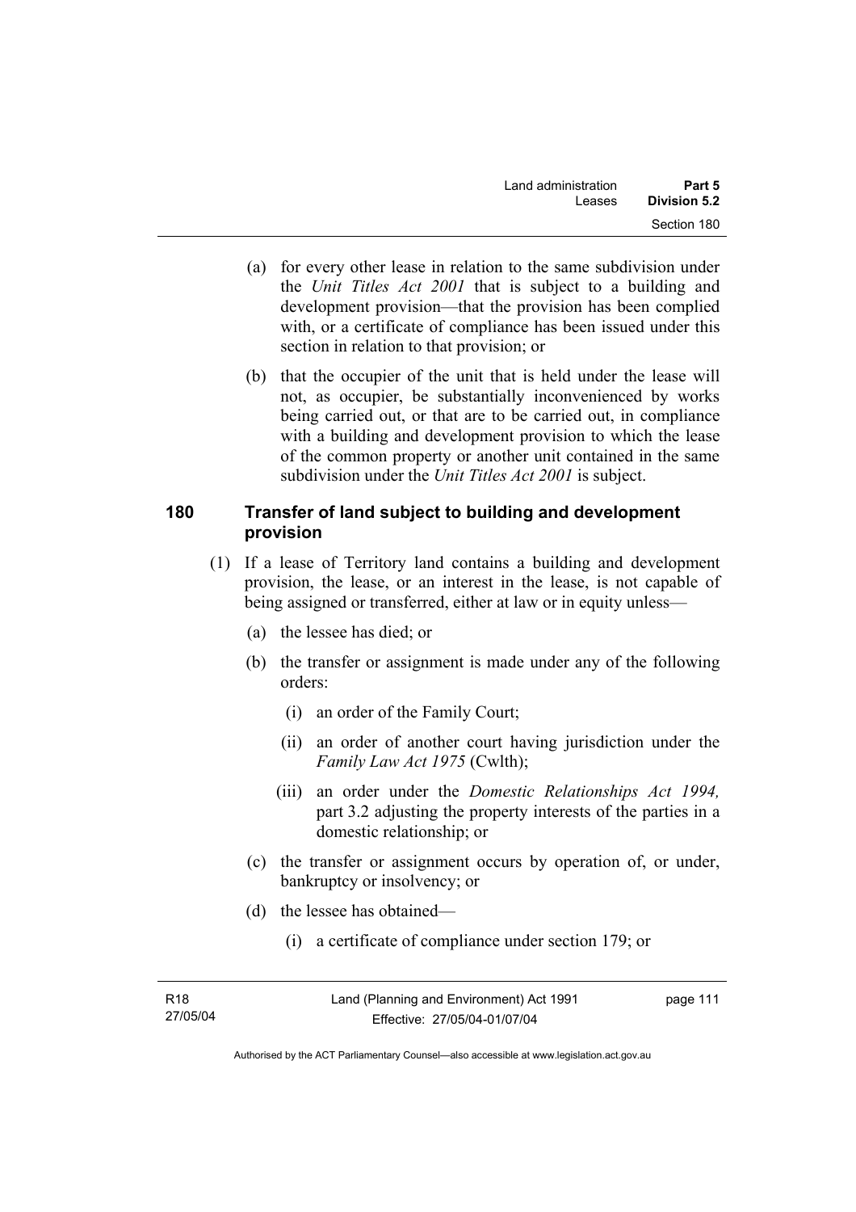(a) for every other lease in relation to the same subdivision under the *Unit Titles Act 2001* that is subject to a building and development provision—that the provision has been complied with, or a certificate of compliance has been issued under this section in relation to that provision; or

(b) that the occupier of the unit that is held under the lease will not, as occupier, be substantially inconvenienced by works being carried out, or that are to be carried out, in compliance with a building and development provision to which the lease of the common property or another unit contained in the same subdivision under the *Unit Titles Act 2001* is subject.

## 180 Transfer of land subject to building and development provision

(1) If a lease of Territory land contains a building and development provision, the lease, or an interest in the lease, is not capable of being assigned or transferred, either at law or in equity unless—

(a) the lessee has died; or

(b) the transfer or assignment is made under any of the following orders:

(i) an order of the Family Court;

(ii) an order of another court having jurisdiction under the *Family Law Act 1975* (Cwlth);

(iii) an order under the *Domestic Relationships Act 1994,* part 3.2 adjusting the property interests of the parties in a domestic relationship; or

(c) the transfer or assignment occurs by operation of, or under, bankruptcy or insolvency; or

(d) the lessee has obtained—

(i) a certificate of compliance under section 179; or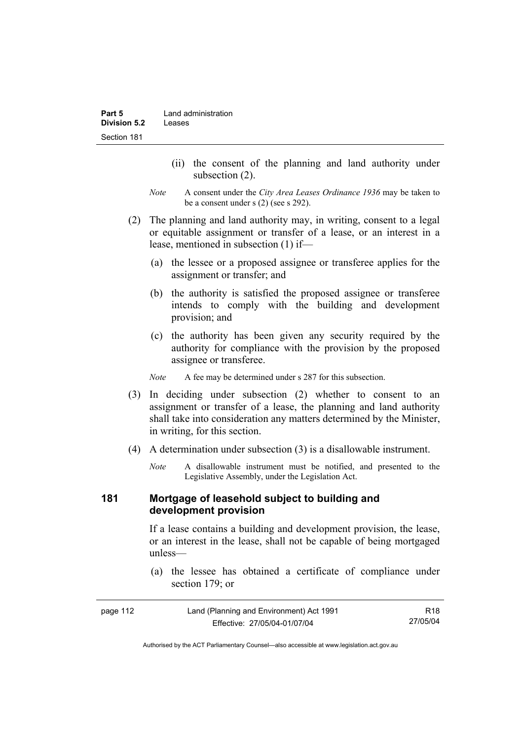(ii) the consent of the planning and land authority under subsection (2).

*Note* A consent under the *City Area Leases Ordinance 1936* may be taken to be a consent under s (2) (see s 292).

(2) The planning and land authority may, in writing, consent to a legal or equitable assignment or transfer of a lease, or an interest in a lease, mentioned in subsection (1) if—

(a) the lessee or a proposed assignee or transferee applies for the assignment or transfer; and

(b) the authority is satisfied the proposed assignee or transferee intends to comply with the building and development provision; and

(c) the authority has been given any security required by the authority for compliance with the provision by the proposed assignee or transferee.

*Note* A fee may be determined under s 287 for this subsection.

(3) In deciding under subsection (2) whether to consent to an assignment or transfer of a lease, the planning and land authority shall take into consideration any matters determined by the Minister, in writing, for this section.

(4) A determination under subsection (3) is a disallowable instrument.

*Note* A disallowable instrument must be notified, and presented to the Legislative Assembly, under the Legislation Act.

## 181 Mortgage of leasehold subject to building and development provision

If a lease contains a building and development provision, the lease, or an interest in the lease, shall not be capable of being mortgaged unless—

(a) the lessee has obtained a certificate of compliance under section 179; or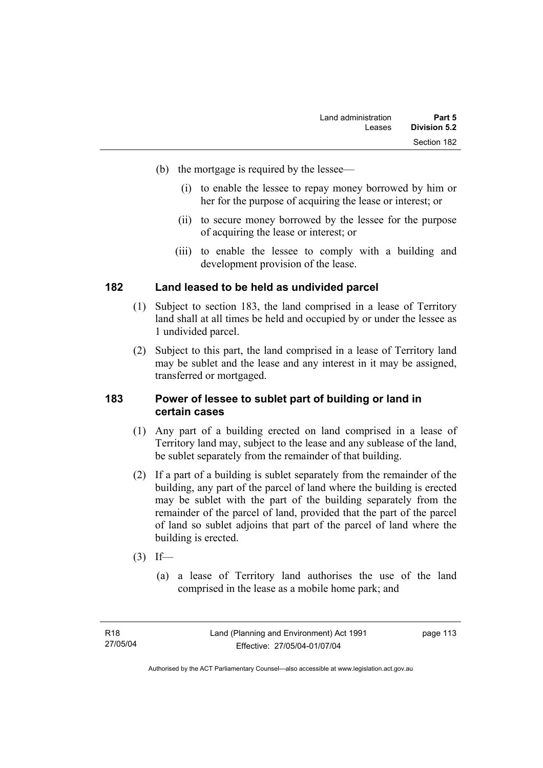(b) the mortgage is required by the lessee—

(i) to enable the lessee to repay money borrowed by him or her for the purpose of acquiring the lease or interest; or

(ii) to secure money borrowed by the lessee for the purpose of acquiring the lease or interest; or

(iii) to enable the lessee to comply with a building and development provision of the lease.

## 182 Land leased to be held as undivided parcel

(1) Subject to section 183, the land comprised in a lease of Territory land shall at all times be held and occupied by or under the lessee as 1 undivided parcel.

(2) Subject to this part, the land comprised in a lease of Territory land may be sublet and the lease and any interest in it may be assigned, transferred or mortgaged.

## 183 Power of lessee to sublet part of building or land in certain cases

(1) Any part of a building erected on land comprised in a lease of Territory land may, subject to the lease and any sublease of the land, be sublet separately from the remainder of that building.

(2) If a part of a building is sublet separately from the remainder of the building, any part of the parcel of land where the building is erected may be sublet with the part of the building separately from the remainder of the parcel of land, provided that the part of the parcel of land so sublet adjoins that part of the parcel of land where the building is erected.

(3) If—

(a) a lease of Territory land authorises the use of the land comprised in the lease as a mobile home park; and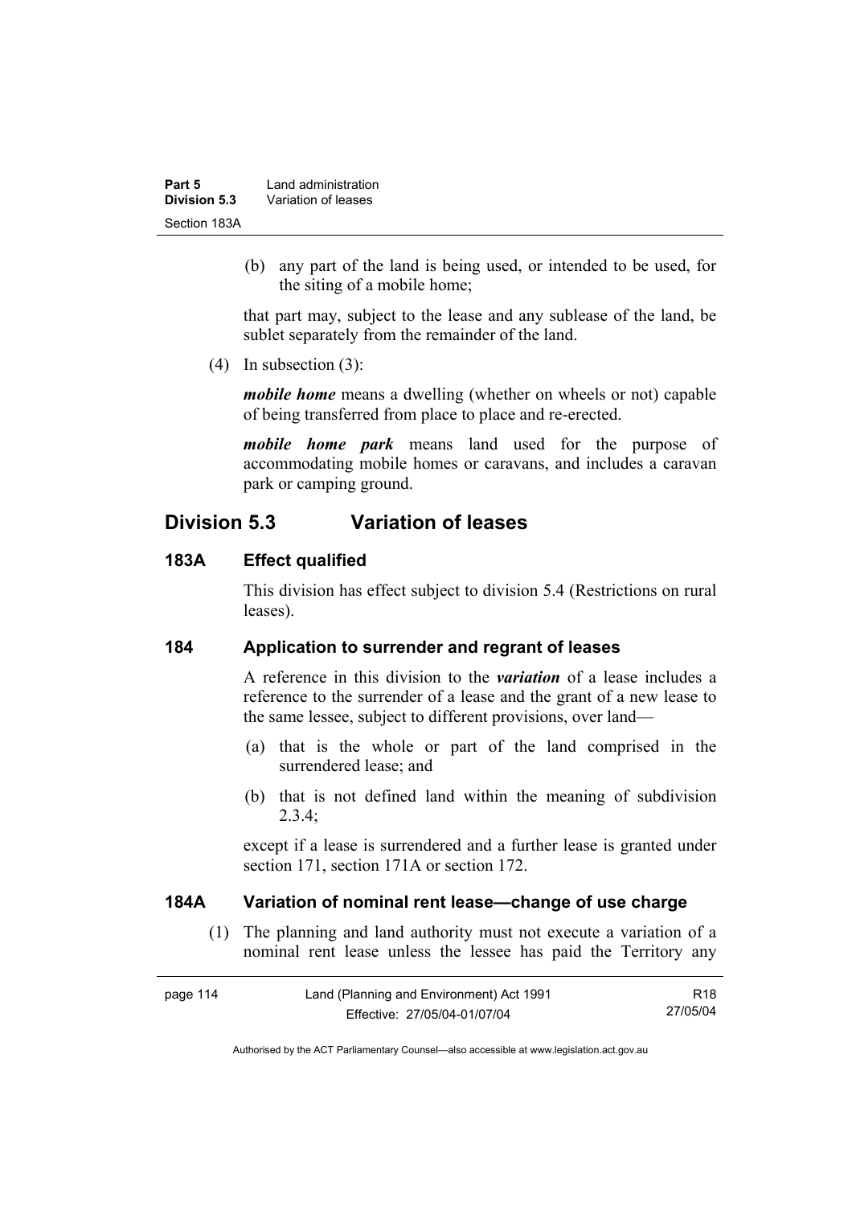(b) any part of the land is being used, or intended to be used, for the siting of a mobile home;

that part may, subject to the lease and any sublease of the land, be sublet separately from the remainder of the land.

(4) In subsection (3):

***mobile home*** means a dwelling (whether on wheels or not) capable of being transferred from place to place and re-erected.

***mobile home park*** means land used for the purpose of accommodating mobile homes or caravans, and includes a caravan park or camping ground.

## Division 5.3 Variation of leases

### 183A Effect qualified

This division has effect subject to division 5.4 (Restrictions on rural leases).

### 184 Application to surrender and regrant of leases

A reference in this division to the ***variation*** of a lease includes a reference to the surrender of a lease and the grant of a new lease to the same lessee, subject to different provisions, over land—

(a) that is the whole or part of the land comprised in the surrendered lease; and

(b) that is not defined land within the meaning of subdivision 2.3.4;

except if a lease is surrendered and a further lease is granted under section 171, section 171A or section 172.

### 184A Variation of nominal rent lease—change of use charge

(1) The planning and land authority must not execute a variation of a nominal rent lease unless the lessee has paid the Territory any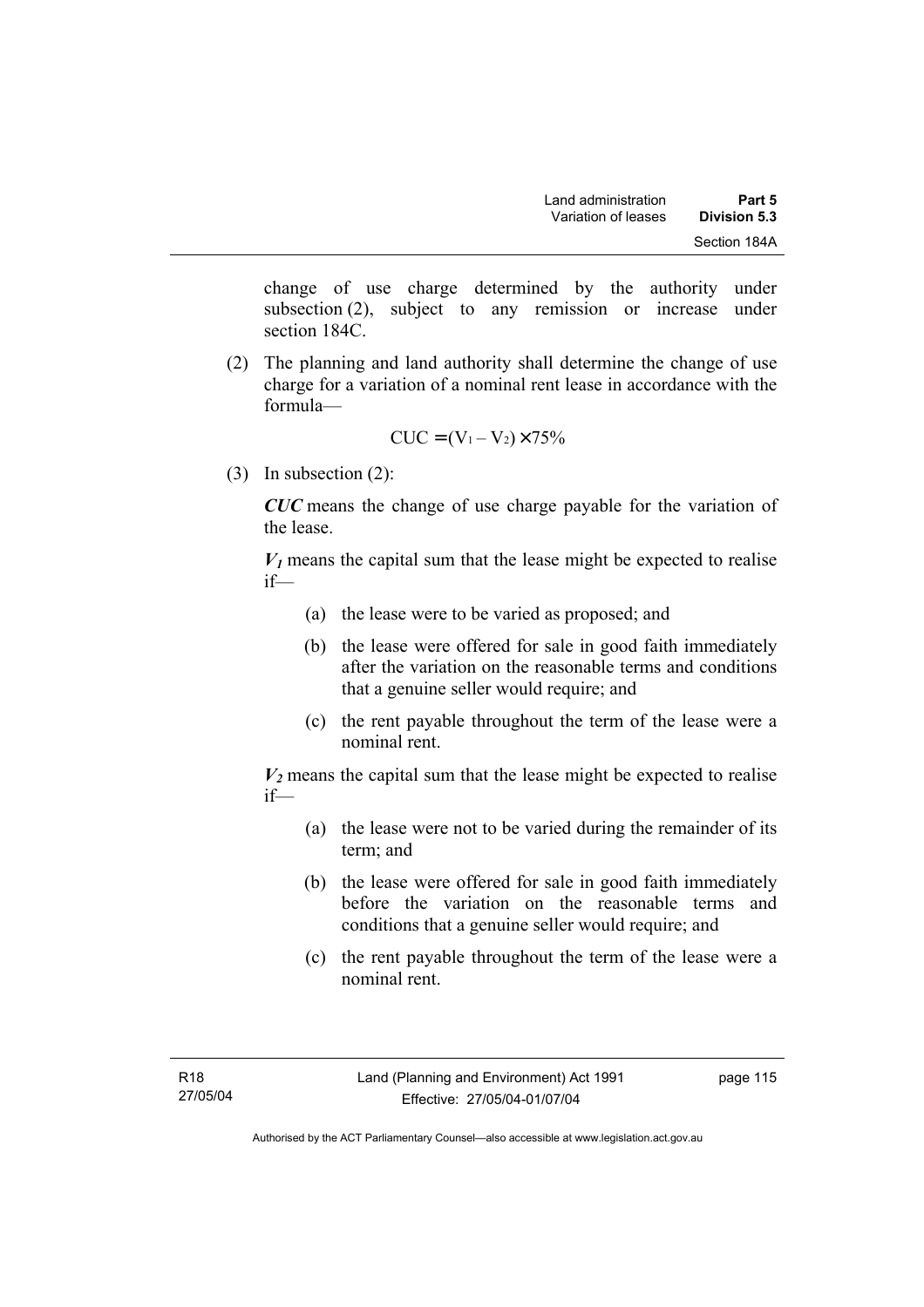change of use charge determined by the authority under subsection (2), subject to any remission or increase under section 184C.

(2) The planning and land authority shall determine the change of use charge for a variation of a nominal rent lease in accordance with the formula—

$$CUC = (V_1 - V_2) \times 75\%$$

(3) In subsection (2):

***CUC*** means the change of use charge payable for the variation of the lease.

***$V_1$*** means the capital sum that the lease might be expected to realise if—

(a) the lease were to be varied as proposed; and

(b) the lease were offered for sale in good faith immediately after the variation on the reasonable terms and conditions that a genuine seller would require; and

(c) the rent payable throughout the term of the lease were a nominal rent.

***$V_2$*** means the capital sum that the lease might be expected to realise if—

(a) the lease were not to be varied during the remainder of its term; and

(b) the lease were offered for sale in good faith immediately before the variation on the reasonable terms and conditions that a genuine seller would require; and

(c) the rent payable throughout the term of the lease were a nominal rent.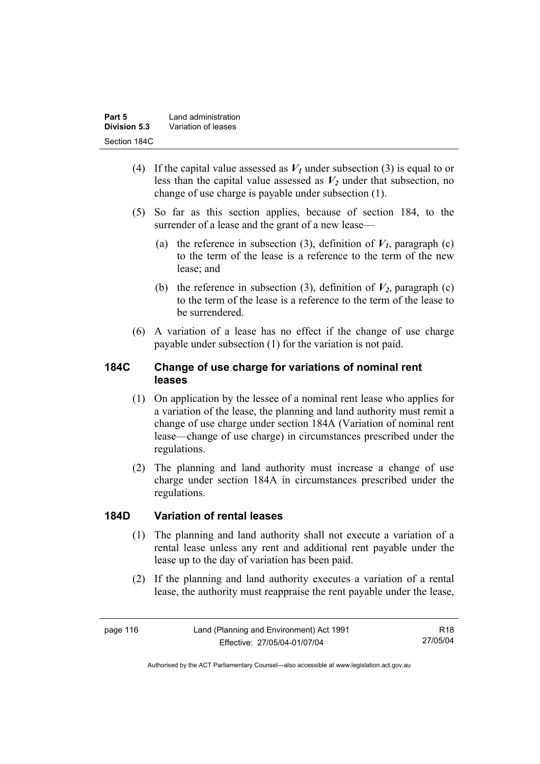(4) If the capital value assessed as $V_1$ under subsection (3) is equal to or less than the capital value assessed as $V_2$ under that subsection, no change of use charge is payable under subsection (1).

(5) So far as this section applies, because of section 184, to the surrender of a lease and the grant of a new lease—

(a) the reference in subsection (3), definition of $V_1$, paragraph (c) to the term of the lease is a reference to the term of the new lease; and

(b) the reference in subsection (3), definition of $V_2$, paragraph (c) to the term of the lease is a reference to the term of the lease to be surrendered.

(6) A variation of a lease has no effect if the change of use charge payable under subsection (1) for the variation is not paid.

## 184C Change of use charge for variations of nominal rent leases

(1) On application by the lessee of a nominal rent lease who applies for a variation of the lease, the planning and land authority must remit a change of use charge under section 184A (Variation of nominal rent lease—change of use charge) in circumstances prescribed under the regulations.

(2) The planning and land authority must increase a change of use charge under section 184A in circumstances prescribed under the regulations.

## 184D Variation of rental leases

(1) The planning and land authority shall not execute a variation of a rental lease unless any rent and additional rent payable under the lease up to the day of variation has been paid.

(2) If the planning and land authority executes a variation of a rental lease, the authority must reappraise the rent payable under the lease,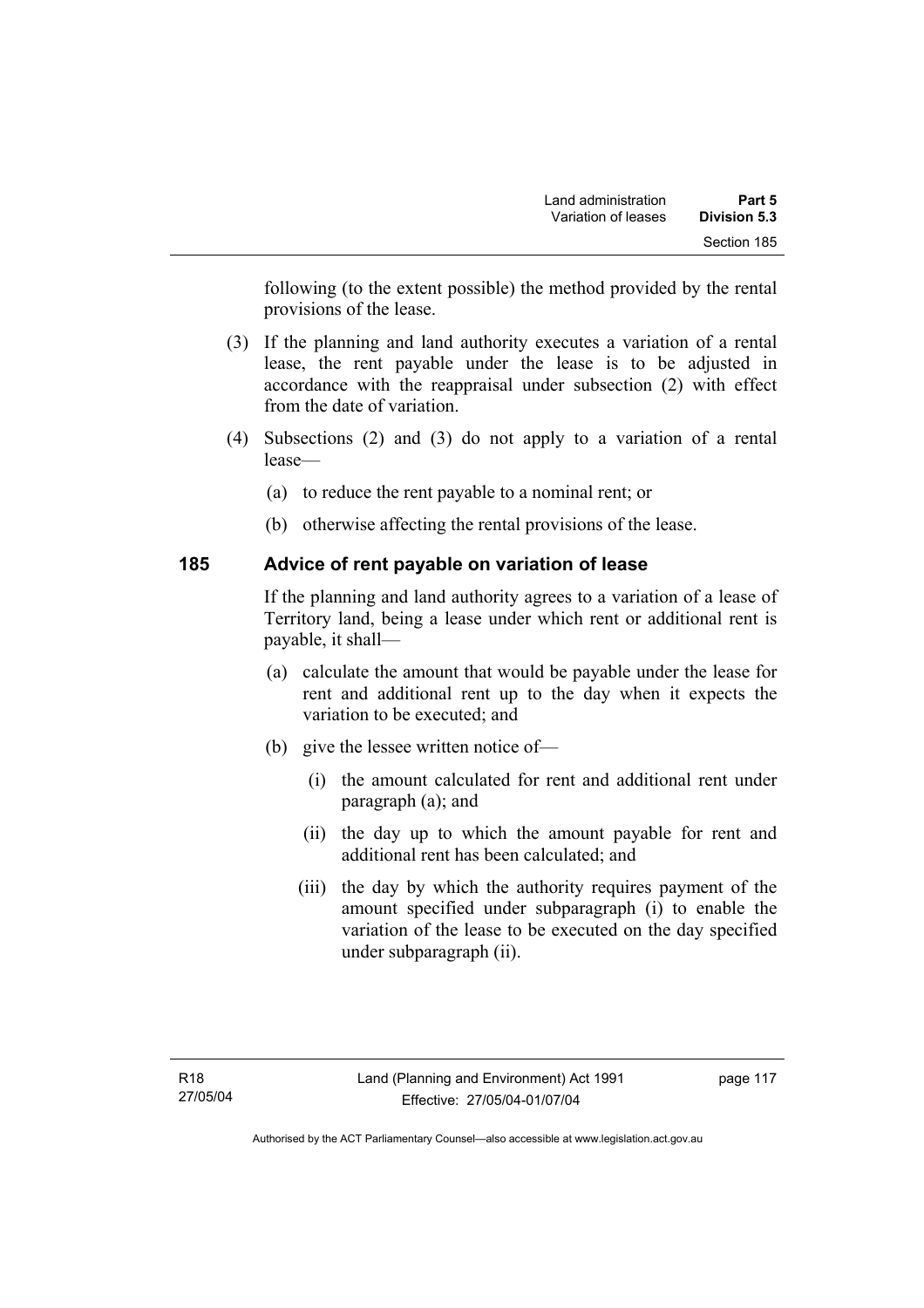following (to the extent possible) the method provided by the rental provisions of the lease.

(3) If the planning and land authority executes a variation of a rental lease, the rent payable under the lease is to be adjusted in accordance with the reappraisal under subsection (2) with effect from the date of variation.

(4) Subsections (2) and (3) do not apply to a variation of a rental lease—

(a) to reduce the rent payable to a nominal rent; or

(b) otherwise affecting the rental provisions of the lease.

## 185 Advice of rent payable on variation of lease

If the planning and land authority agrees to a variation of a lease of Territory land, being a lease under which rent or additional rent is payable, it shall—

(a) calculate the amount that would be payable under the lease for rent and additional rent up to the day when it expects the variation to be executed; and

(b) give the lessee written notice of—

(i) the amount calculated for rent and additional rent under paragraph (a); and

(ii) the day up to which the amount payable for rent and additional rent has been calculated; and

(iii) the day by which the authority requires payment of the amount specified under subparagraph (i) to enable the variation of the lease to be executed on the day specified under subparagraph (ii).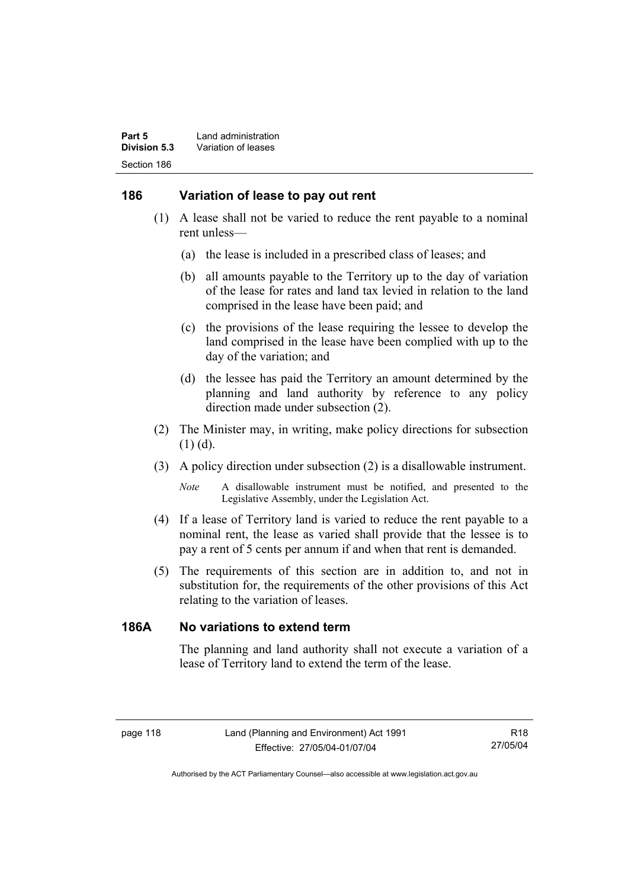## 186 Variation of lease to pay out rent

(1) A lease shall not be varied to reduce the rent payable to a nominal rent unless—

(a) the lease is included in a prescribed class of leases; and

(b) all amounts payable to the Territory up to the day of variation of the lease for rates and land tax levied in relation to the land comprised in the lease have been paid; and

(c) the provisions of the lease requiring the lessee to develop the land comprised in the lease have been complied with up to the day of the variation; and

(d) the lessee has paid the Territory an amount determined by the planning and land authority by reference to any policy direction made under subsection (2).

(2) The Minister may, in writing, make policy directions for subsection (1) (d).

(3) A policy direction under subsection (2) is a disallowable instrument.

*Note* A disallowable instrument must be notified, and presented to the Legislative Assembly, under the Legislation Act.

(4) If a lease of Territory land is varied to reduce the rent payable to a nominal rent, the lease as varied shall provide that the lessee is to pay a rent of 5 cents per annum if and when that rent is demanded.

(5) The requirements of this section are in addition to, and not in substitution for, the requirements of the other provisions of this Act relating to the variation of leases.

## 186A No variations to extend term

The planning and land authority shall not execute a variation of a lease of Territory land to extend the term of the lease.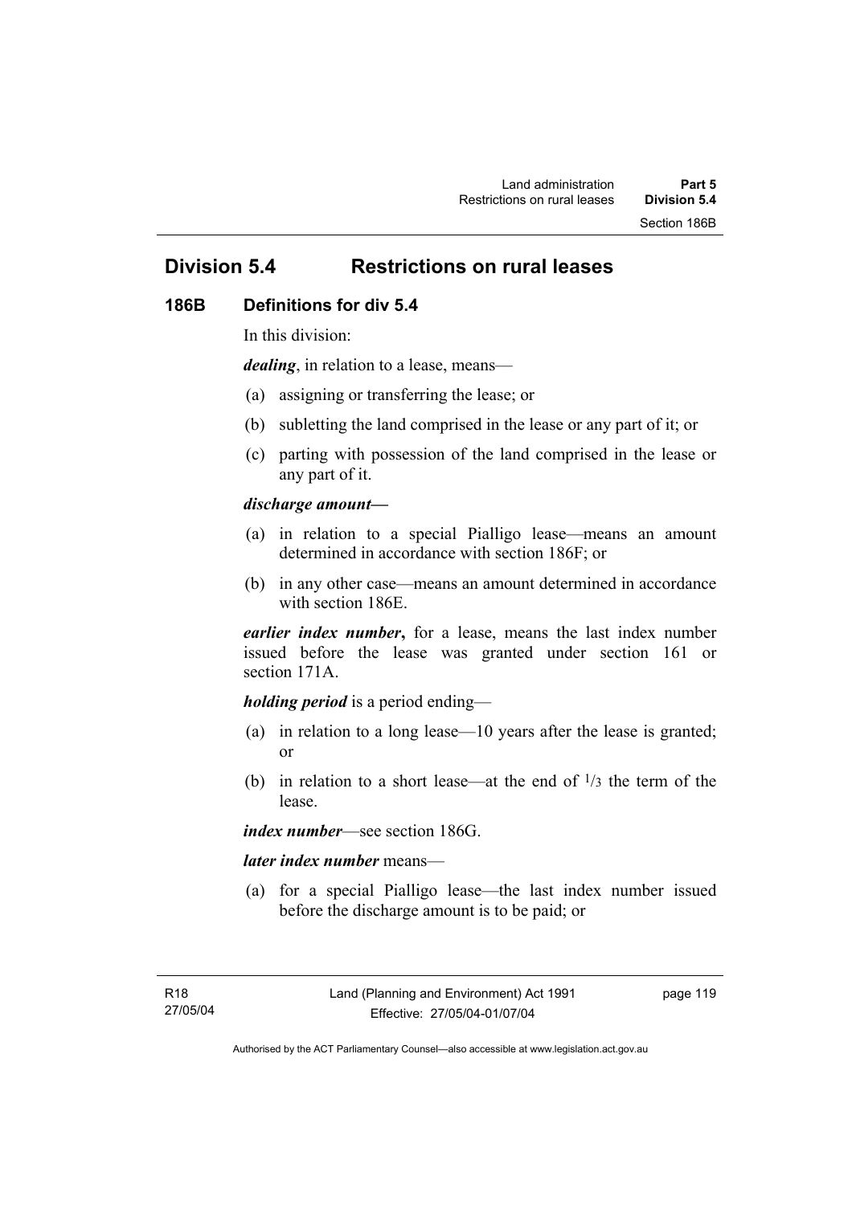## Division 5.4 Restrictions on rural leases

### 186B Definitions for div 5.4

In this division:

***dealing***, in relation to a lease, means—

(a) assigning or transferring the lease; or

(b) subletting the land comprised in the lease or any part of it; or

(c) parting with possession of the land comprised in the lease or any part of it.

***discharge amount—***

(a) in relation to a special Pialligo lease—means an amount determined in accordance with section 186F; or

(b) in any other case—means an amount determined in accordance with section 186E.

***earlier index number*****,** for a lease, means the last index number issued before the lease was granted under section 161 or section 171A.

***holding period*** is a period ending—

(a) in relation to a long lease—10 years after the lease is granted; or

(b) in relation to a short lease—at the end of $^1/_3$ the term of the lease.

***index number***—see section 186G.

***later index number*** means—

(a) for a special Pialligo lease—the last index number issued before the discharge amount is to be paid; or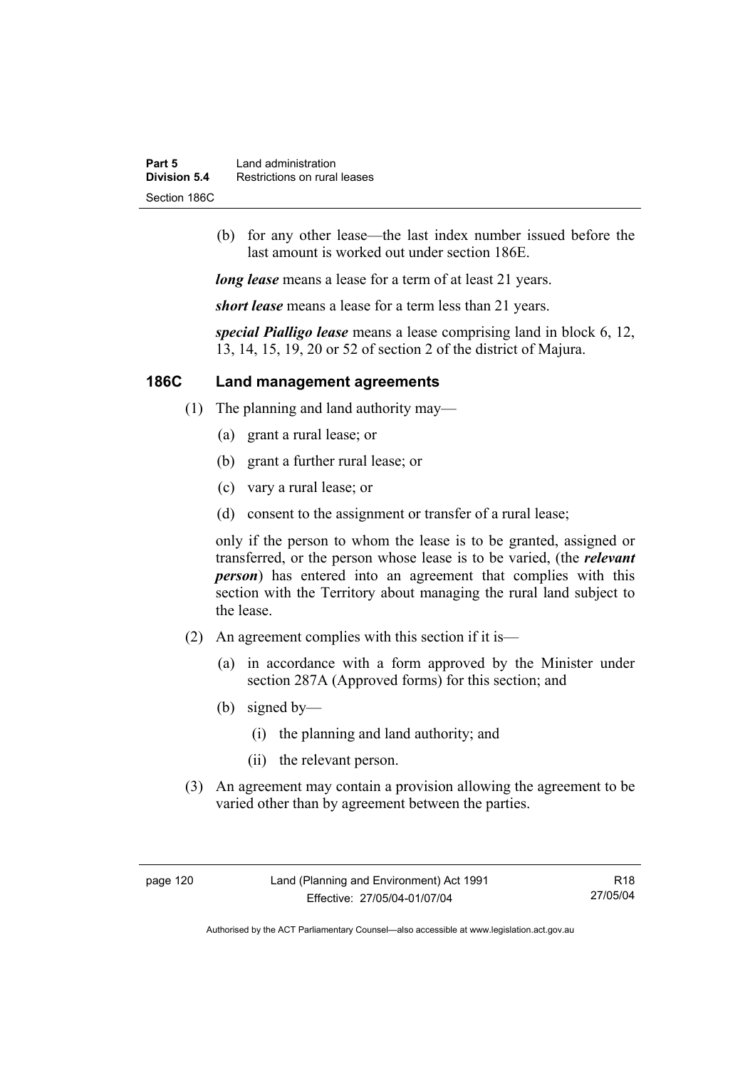(b) for any other lease—the last index number issued before the last amount is worked out under section 186E.

***long lease*** means a lease for a term of at least 21 years.

***short lease*** means a lease for a term less than 21 years.

***special Pialligo lease*** means a lease comprising land in block 6, 12, 13, 14, 15, 19, 20 or 52 of section 2 of the district of Majura.

## 186C Land management agreements

(1) The planning and land authority may—

(a) grant a rural lease; or

(b) grant a further rural lease; or

(c) vary a rural lease; or

(d) consent to the assignment or transfer of a rural lease;

only if the person to whom the lease is to be granted, assigned or transferred, or the person whose lease is to be varied, (the ***relevant person***) has entered into an agreement that complies with this section with the Territory about managing the rural land subject to the lease.

(2) An agreement complies with this section if it is—

(a) in accordance with a form approved by the Minister under section 287A (Approved forms) for this section; and

(b) signed by—

(i) the planning and land authority; and

(ii) the relevant person.

(3) An agreement may contain a provision allowing the agreement to be varied other than by agreement between the parties.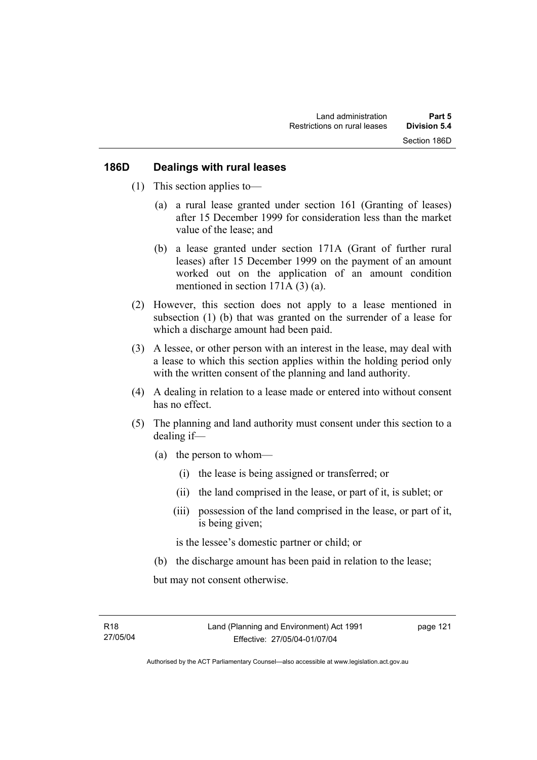### 186D Dealings with rural leases

(1) This section applies to—

  (a) a rural lease granted under section 161 (Granting of leases) after 15 December 1999 for consideration less than the market value of the lease; and

  (b) a lease granted under section 171A (Grant of further rural leases) after 15 December 1999 on the payment of an amount worked out on the application of an amount condition mentioned in section 171A (3) (a).

(2) However, this section does not apply to a lease mentioned in subsection (1) (b) that was granted on the surrender of a lease for which a discharge amount had been paid.

(3) A lessee, or other person with an interest in the lease, may deal with a lease to which this section applies within the holding period only with the written consent of the planning and land authority.

(4) A dealing in relation to a lease made or entered into without consent has no effect.

(5) The planning and land authority must consent under this section to a dealing if—

  (a) the person to whom—

    (i) the lease is being assigned or transferred; or

    (ii) the land comprised in the lease, or part of it, is sublet; or

    (iii) possession of the land comprised in the lease, or part of it, is being given;

  is the lessee's domestic partner or child; or

  (b) the discharge amount has been paid in relation to the lease;

but may not consent otherwise.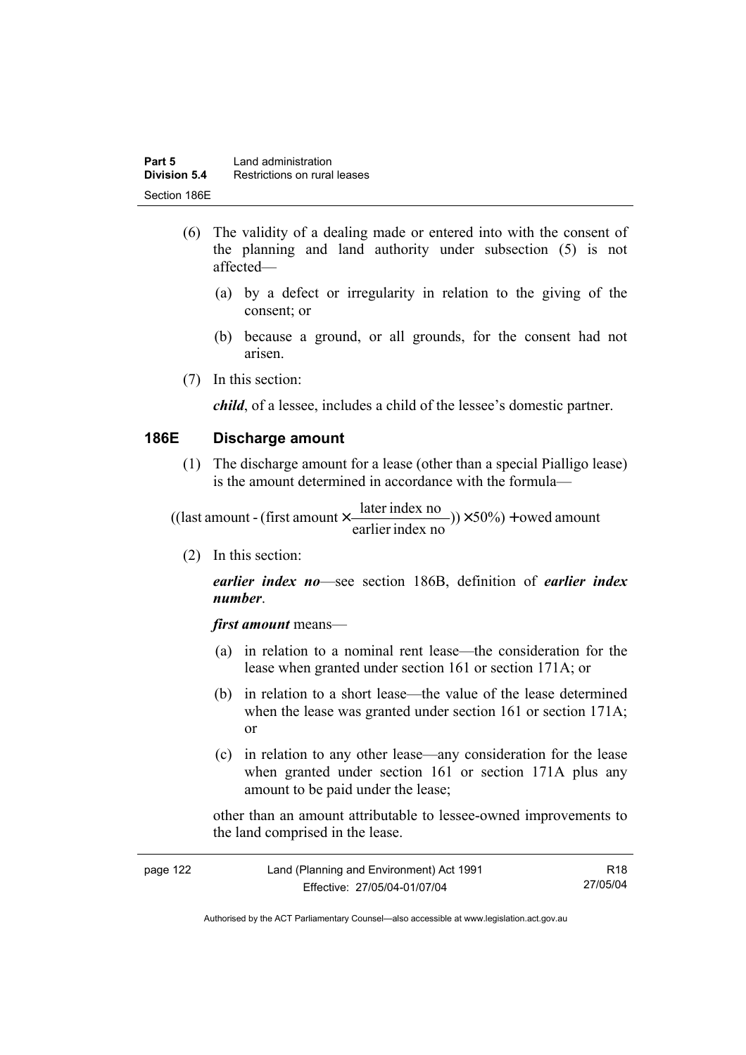(6) The validity of a dealing made or entered into with the consent of the planning and land authority under subsection (5) is not affected—

(a) by a defect or irregularity in relation to the giving of the consent; or

(b) because a ground, or all grounds, for the consent had not arisen.

(7) In this section:

***child***, of a lessee, includes a child of the lessee's domestic partner.

## 186E Discharge amount

(1) The discharge amount for a lease (other than a special Pialligo lease) is the amount determined in accordance with the formula—

$$((\text{last amount - (first amount} \times \frac{\text{later index no}}{\text{earlier index no}})) \times 50\%) + \text{owed amount}$$

(2) In this section:

***earlier index no***—see section 186B, definition of ***earlier index number***.

***first amount*** means—

(a) in relation to a nominal rent lease—the consideration for the lease when granted under section 161 or section 171A; or

(b) in relation to a short lease—the value of the lease determined when the lease was granted under section 161 or section 171A; or

(c) in relation to any other lease—any consideration for the lease when granted under section 161 or section 171A plus any amount to be paid under the lease;

other than an amount attributable to lessee-owned improvements to the land comprised in the lease.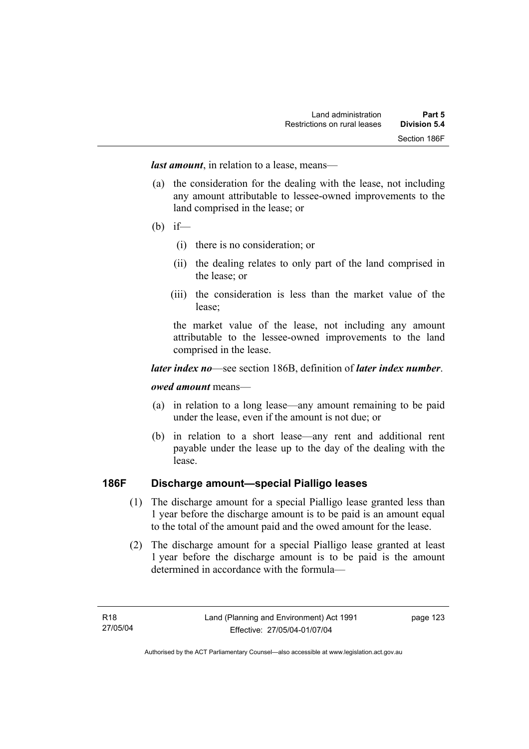***last amount***, in relation to a lease, means—

(a) the consideration for the dealing with the lease, not including any amount attributable to lessee-owned improvements to the land comprised in the lease; or

(b) if—

  (i) there is no consideration; or

  (ii) the dealing relates to only part of the land comprised in the lease; or

  (iii) the consideration is less than the market value of the lease;

the market value of the lease, not including any amount attributable to the lessee-owned improvements to the land comprised in the lease.

***later index no***—see section 186B, definition of ***later index number***.

***owed amount*** means—

(a) in relation to a long lease—any amount remaining to be paid under the lease, even if the amount is not due; or

(b) in relation to a short lease—any rent and additional rent payable under the lease up to the day of the dealing with the lease.

## 186F Discharge amount—special Pialligo leases

(1) The discharge amount for a special Pialligo lease granted less than 1 year before the discharge amount is to be paid is an amount equal to the total of the amount paid and the owed amount for the lease.

(2) The discharge amount for a special Pialligo lease granted at least 1 year before the discharge amount is to be paid is the amount determined in accordance with the formula—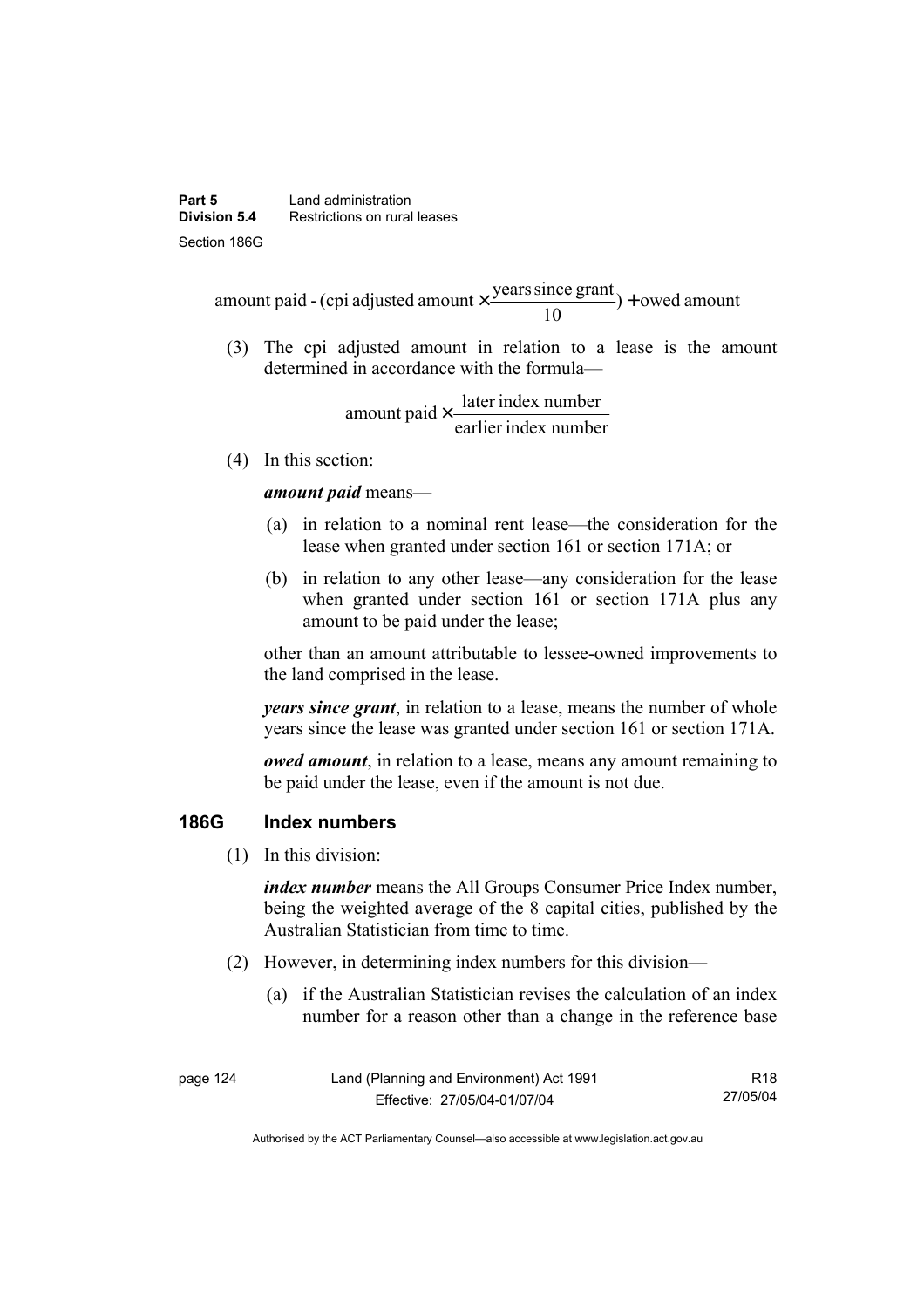$$\text{amount paid - (cpi adjusted amount} \times \frac{\text{years since grant}}{10}\text{)} + \text{owed amount}$$

(3) The cpi adjusted amount in relation to a lease is the amount determined in accordance with the formula—

$$\text{amount paid} \times \frac{\text{later index number}}{\text{earlier index number}}$$

(4) In this section:

***amount paid*** means—

(a) in relation to a nominal rent lease—the consideration for the lease when granted under section 161 or section 171A; or

(b) in relation to any other lease—any consideration for the lease when granted under section 161 or section 171A plus any amount to be paid under the lease;

other than an amount attributable to lessee-owned improvements to the land comprised in the lease.

***years since grant***, in relation to a lease, means the number of whole years since the lease was granted under section 161 or section 171A.

***owed amount***, in relation to a lease, means any amount remaining to be paid under the lease, even if the amount is not due.

## 186G Index numbers

(1) In this division:

***index number*** means the All Groups Consumer Price Index number, being the weighted average of the 8 capital cities, published by the Australian Statistician from time to time.

(2) However, in determining index numbers for this division—

(a) if the Australian Statistician revises the calculation of an index number for a reason other than a change in the reference base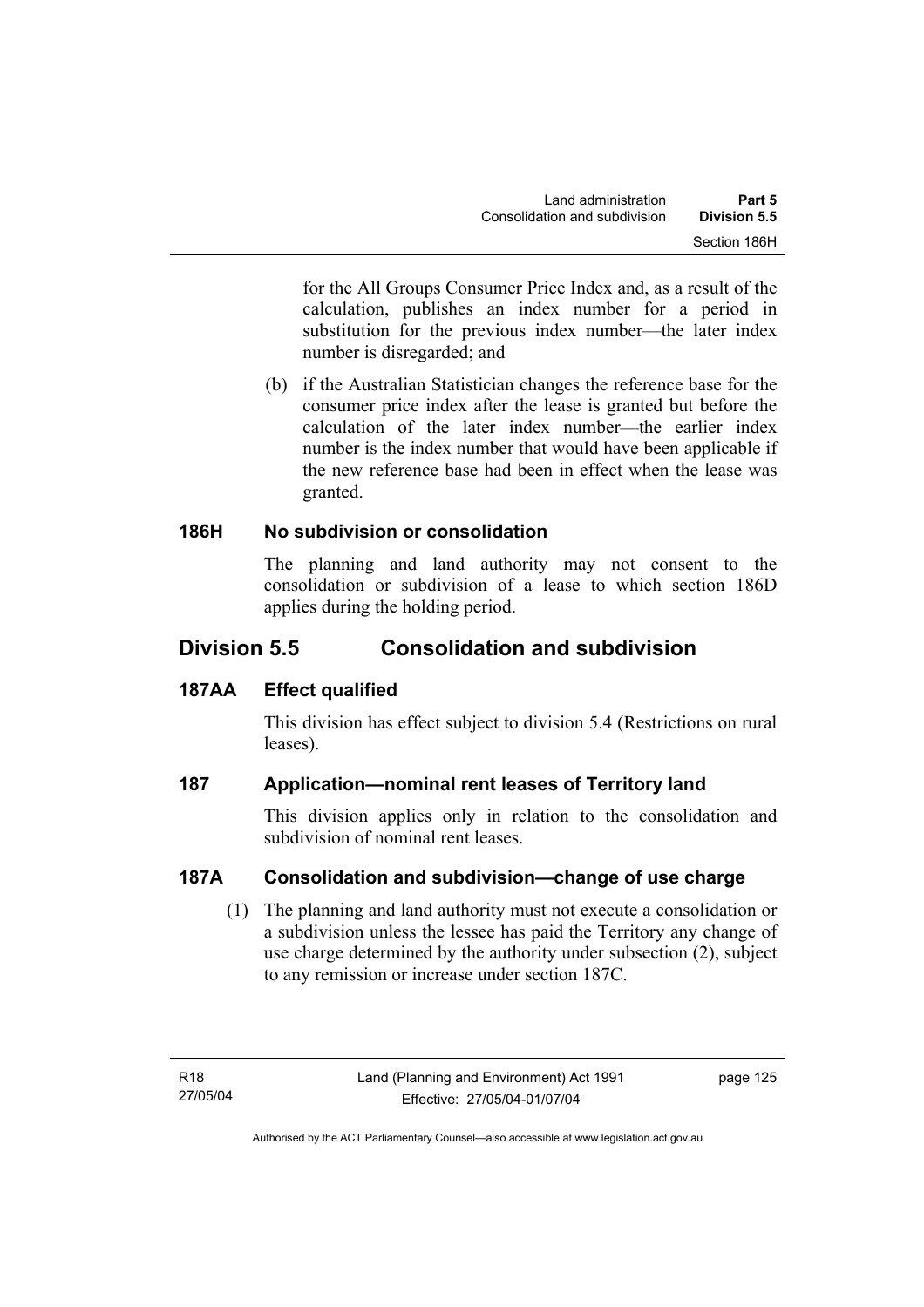for the All Groups Consumer Price Index and, as a result of the calculation, publishes an index number for a period in substitution for the previous index number—the later index number is disregarded; and

(b) if the Australian Statistician changes the reference base for the consumer price index after the lease is granted but before the calculation of the later index number—the earlier index number is the index number that would have been applicable if the new reference base had been in effect when the lease was granted.

### 186H No subdivision or consolidation

The planning and land authority may not consent to the consolidation or subdivision of a lease to which section 186D applies during the holding period.

## Division 5.5 Consolidation and subdivision

### 187AA Effect qualified

This division has effect subject to division 5.4 (Restrictions on rural leases).

### 187 Application—nominal rent leases of Territory land

This division applies only in relation to the consolidation and subdivision of nominal rent leases.

### 187A Consolidation and subdivision—change of use charge

(1) The planning and land authority must not execute a consolidation or a subdivision unless the lessee has paid the Territory any change of use charge determined by the authority under subsection (2), subject to any remission or increase under section 187C.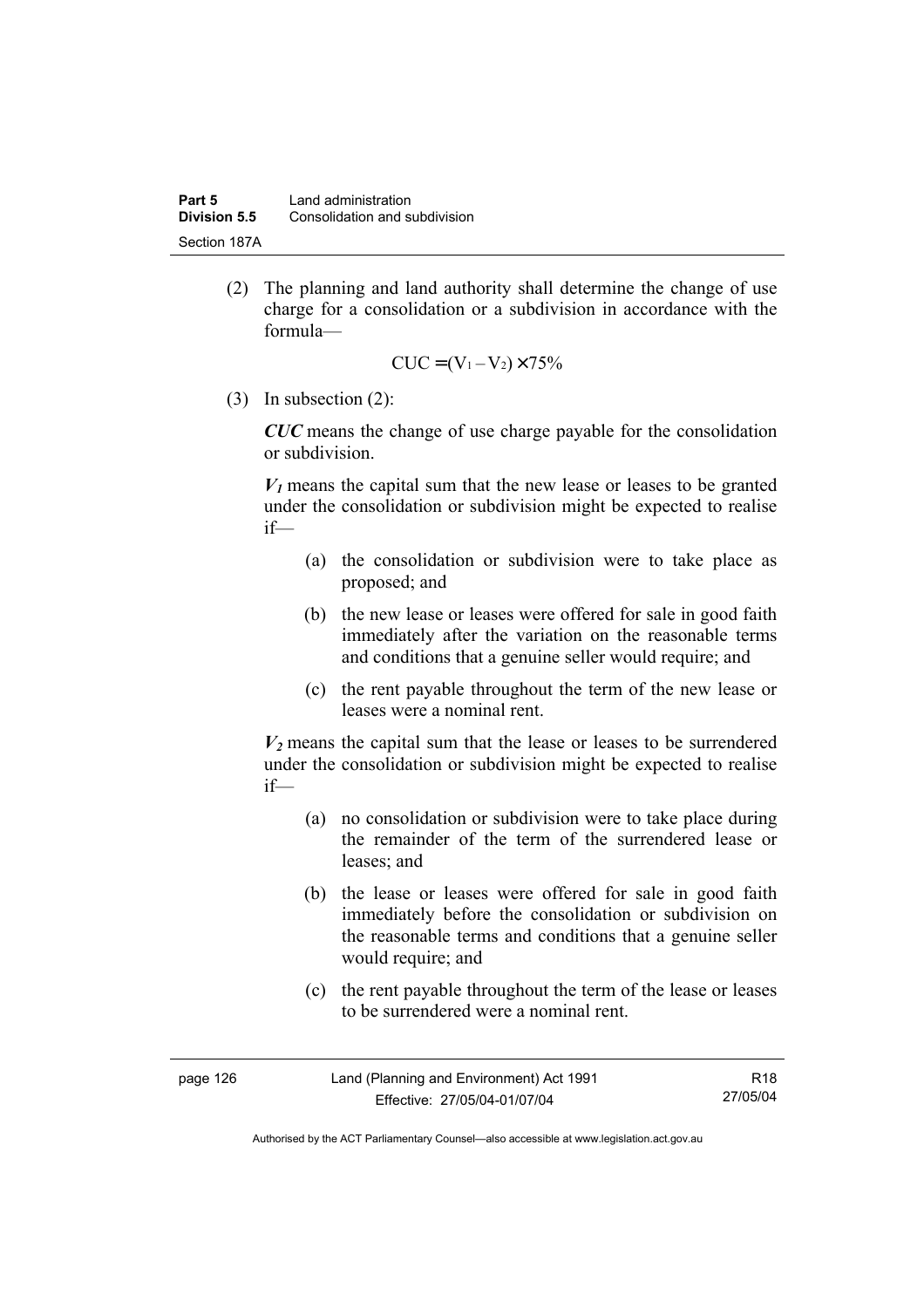(2) The planning and land authority shall determine the change of use charge for a consolidation or a subdivision in accordance with the formula—

$$\text{CUC} = (\text{V}_1 - \text{V}_2) \times 75\%$$

(3) In subsection (2):

***CUC*** means the change of use charge payable for the consolidation or subdivision.

***$V_1$*** means the capital sum that the new lease or leases to be granted under the consolidation or subdivision might be expected to realise if—

(a) the consolidation or subdivision were to take place as proposed; and

(b) the new lease or leases were offered for sale in good faith immediately after the variation on the reasonable terms and conditions that a genuine seller would require; and

(c) the rent payable throughout the term of the new lease or leases were a nominal rent.

***$V_2$*** means the capital sum that the lease or leases to be surrendered under the consolidation or subdivision might be expected to realise if—

(a) no consolidation or subdivision were to take place during the remainder of the term of the surrendered lease or leases; and

(b) the lease or leases were offered for sale in good faith immediately before the consolidation or subdivision on the reasonable terms and conditions that a genuine seller would require; and

(c) the rent payable throughout the term of the lease or leases to be surrendered were a nominal rent.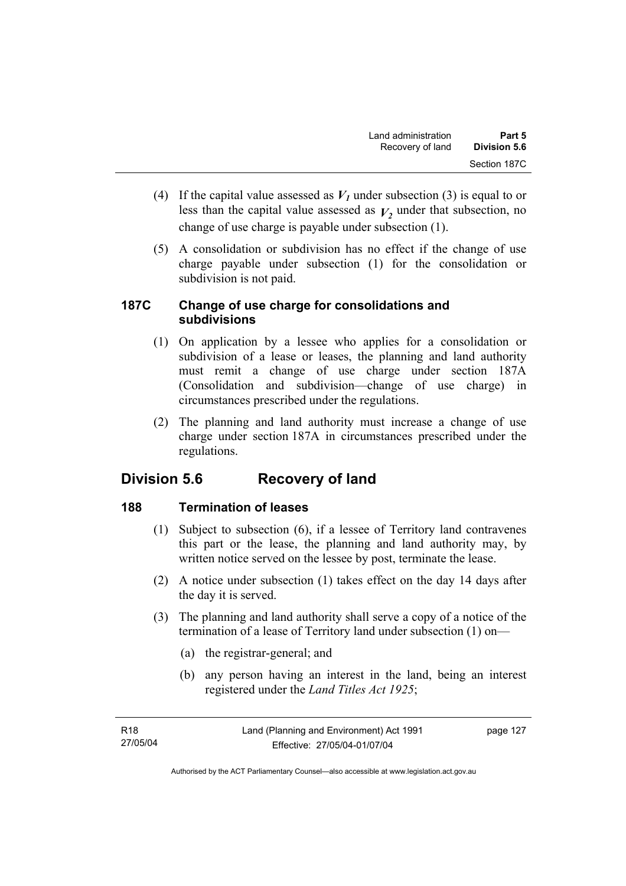(4) If the capital value assessed as $V_1$ under subsection (3) is equal to or less than the capital value assessed as $V_2$ under that subsection, no change of use charge is payable under subsection (1).

(5) A consolidation or subdivision has no effect if the change of use charge payable under subsection (1) for the consolidation or subdivision is not paid.

### 187C Change of use charge for consolidations and subdivisions

(1) On application by a lessee who applies for a consolidation or subdivision of a lease or leases, the planning and land authority must remit a change of use charge under section 187A (Consolidation and subdivision—change of use charge) in circumstances prescribed under the regulations.

(2) The planning and land authority must increase a change of use charge under section 187A in circumstances prescribed under the regulations.

## Division 5.6 Recovery of land

### 188 Termination of leases

(1) Subject to subsection (6), if a lessee of Territory land contravenes this part or the lease, the planning and land authority may, by written notice served on the lessee by post, terminate the lease.

(2) A notice under subsection (1) takes effect on the day 14 days after the day it is served.

(3) The planning and land authority shall serve a copy of a notice of the termination of a lease of Territory land under subsection (1) on—

(a) the registrar-general; and

(b) any person having an interest in the land, being an interest registered under the *Land Titles Act 1925*;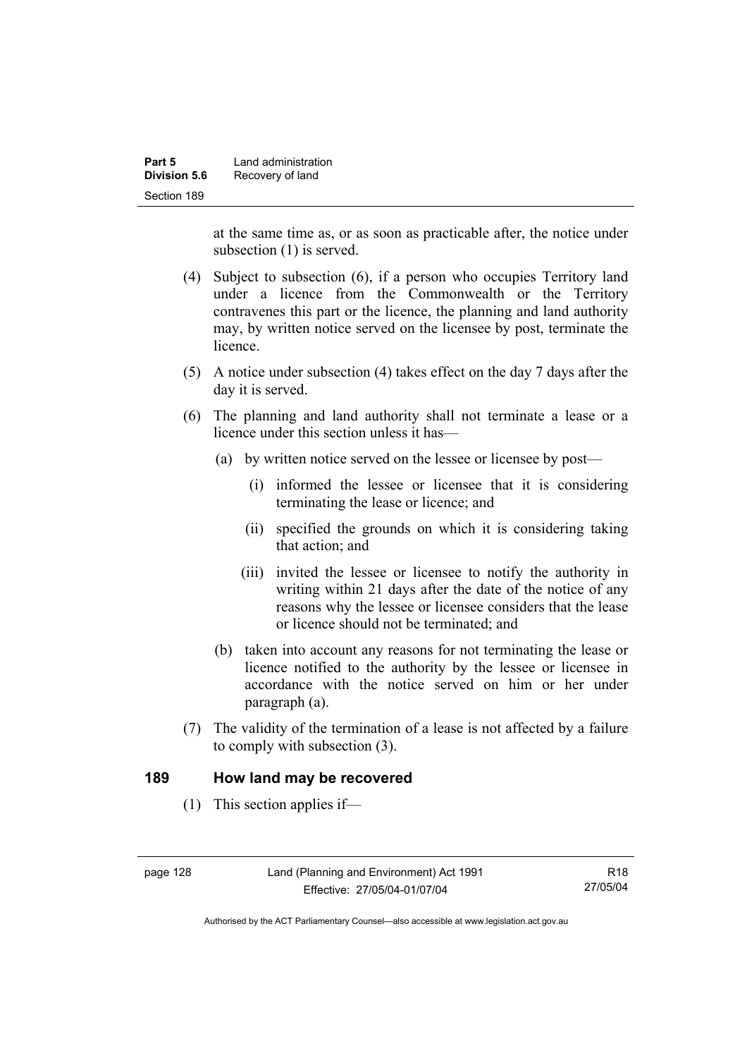at the same time as, or as soon as practicable after, the notice under subsection (1) is served.

(4) Subject to subsection (6), if a person who occupies Territory land under a licence from the Commonwealth or the Territory contravenes this part or the licence, the planning and land authority may, by written notice served on the licensee by post, terminate the licence.

(5) A notice under subsection (4) takes effect on the day 7 days after the day it is served.

(6) The planning and land authority shall not terminate a lease or a licence under this section unless it has—

(a) by written notice served on the lessee or licensee by post—

(i) informed the lessee or licensee that it is considering terminating the lease or licence; and

(ii) specified the grounds on which it is considering taking that action; and

(iii) invited the lessee or licensee to notify the authority in writing within 21 days after the date of the notice of any reasons why the lessee or licensee considers that the lease or licence should not be terminated; and

(b) taken into account any reasons for not terminating the lease or licence notified to the authority by the lessee or licensee in accordance with the notice served on him or her under paragraph (a).

(7) The validity of the termination of a lease is not affected by a failure to comply with subsection (3).

## 189 How land may be recovered

(1) This section applies if—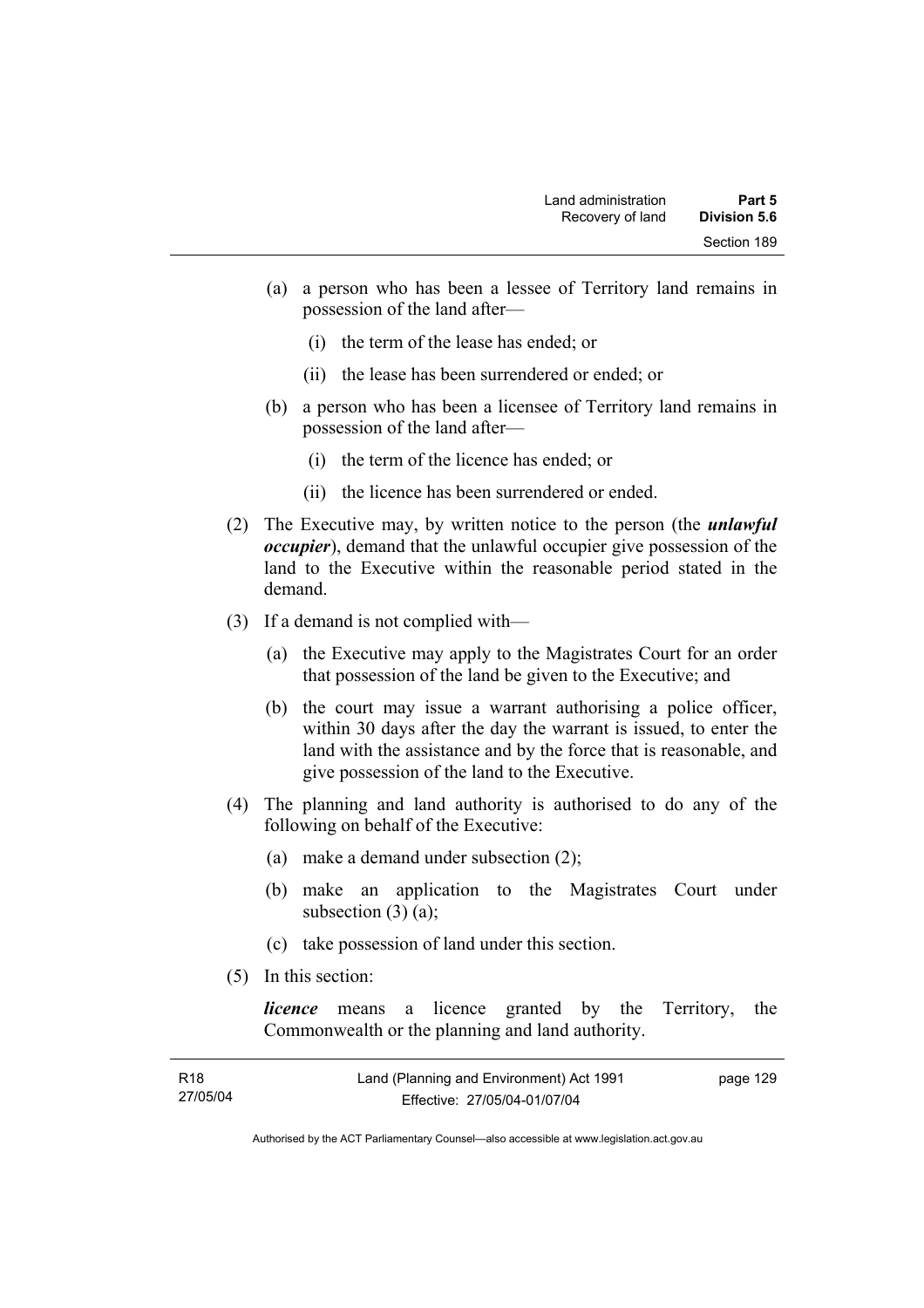(a) a person who has been a lessee of Territory land remains in possession of the land after—

  (i) the term of the lease has ended; or

  (ii) the lease has been surrendered or ended; or

(b) a person who has been a licensee of Territory land remains in possession of the land after—

  (i) the term of the licence has ended; or

  (ii) the licence has been surrendered or ended.

(2) The Executive may, by written notice to the person (the ***unlawful occupier***), demand that the unlawful occupier give possession of the land to the Executive within the reasonable period stated in the demand.

(3) If a demand is not complied with—

  (a) the Executive may apply to the Magistrates Court for an order that possession of the land be given to the Executive; and

  (b) the court may issue a warrant authorising a police officer, within 30 days after the day the warrant is issued, to enter the land with the assistance and by the force that is reasonable, and give possession of the land to the Executive.

(4) The planning and land authority is authorised to do any of the following on behalf of the Executive:

  (a) make a demand under subsection (2);

  (b) make an application to the Magistrates Court under subsection (3) (a);

  (c) take possession of land under this section.

(5) In this section:

***licence*** means a licence granted by the Territory, the Commonwealth or the planning and land authority.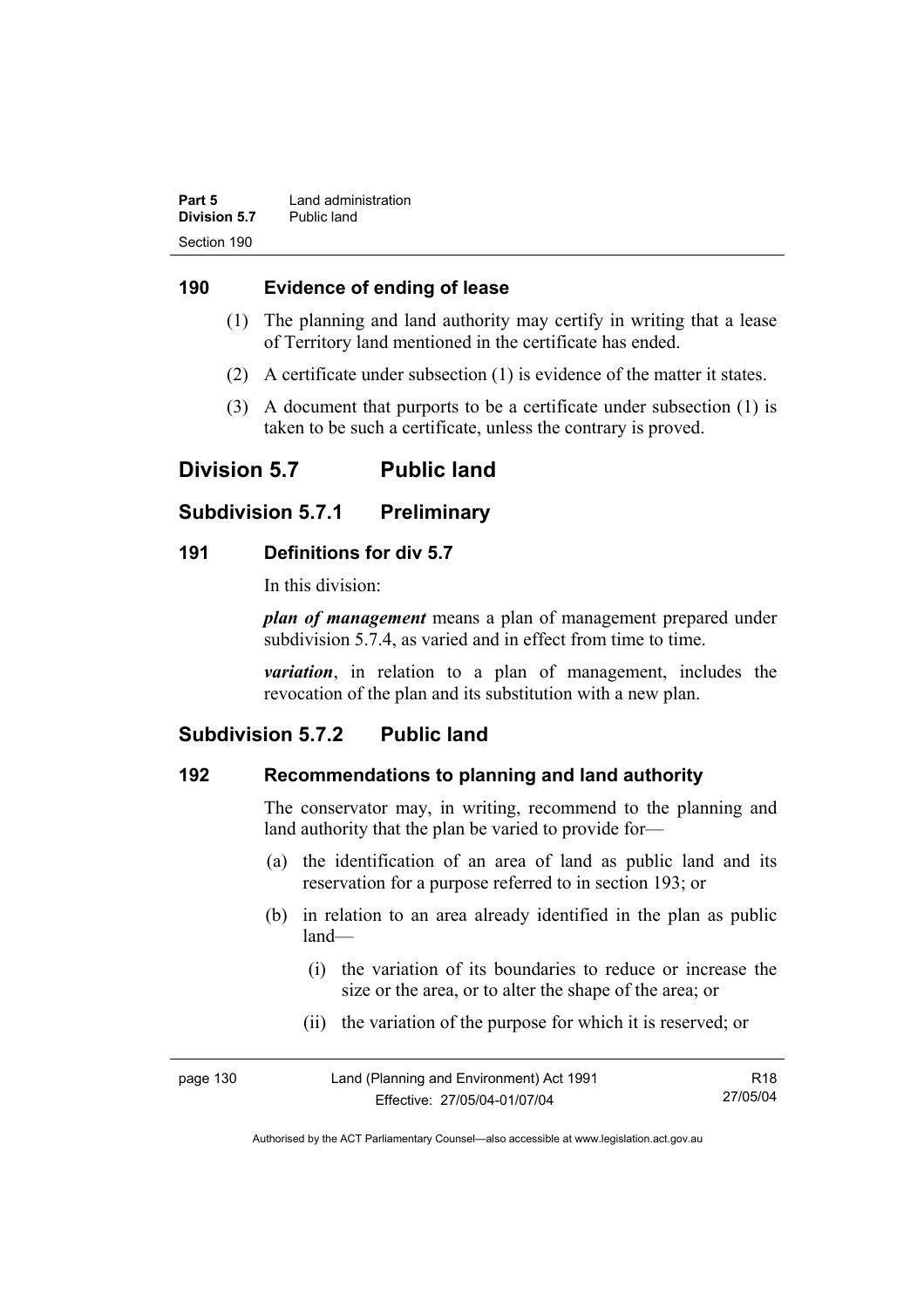## 190 Evidence of ending of lease

(1) The planning and land authority may certify in writing that a lease of Territory land mentioned in the certificate has ended.

(2) A certificate under subsection (1) is evidence of the matter it states.

(3) A document that purports to be a certificate under subsection (1) is taken to be such a certificate, unless the contrary is proved.

# Division 5.7 Public land

## Subdivision 5.7.1 Preliminary

### 191 Definitions for div 5.7

In this division:

***plan of management*** means a plan of management prepared under subdivision 5.7.4, as varied and in effect from time to time.

***variation***, in relation to a plan of management, includes the revocation of the plan and its substitution with a new plan.

## Subdivision 5.7.2 Public land

### 192 Recommendations to planning and land authority

The conservator may, in writing, recommend to the planning and land authority that the plan be varied to provide for—

(a) the identification of an area of land as public land and its reservation for a purpose referred to in section 193; or

(b) in relation to an area already identified in the plan as public land—

(i) the variation of its boundaries to reduce or increase the size or the area, or to alter the shape of the area; or

(ii) the variation of the purpose for which it is reserved; or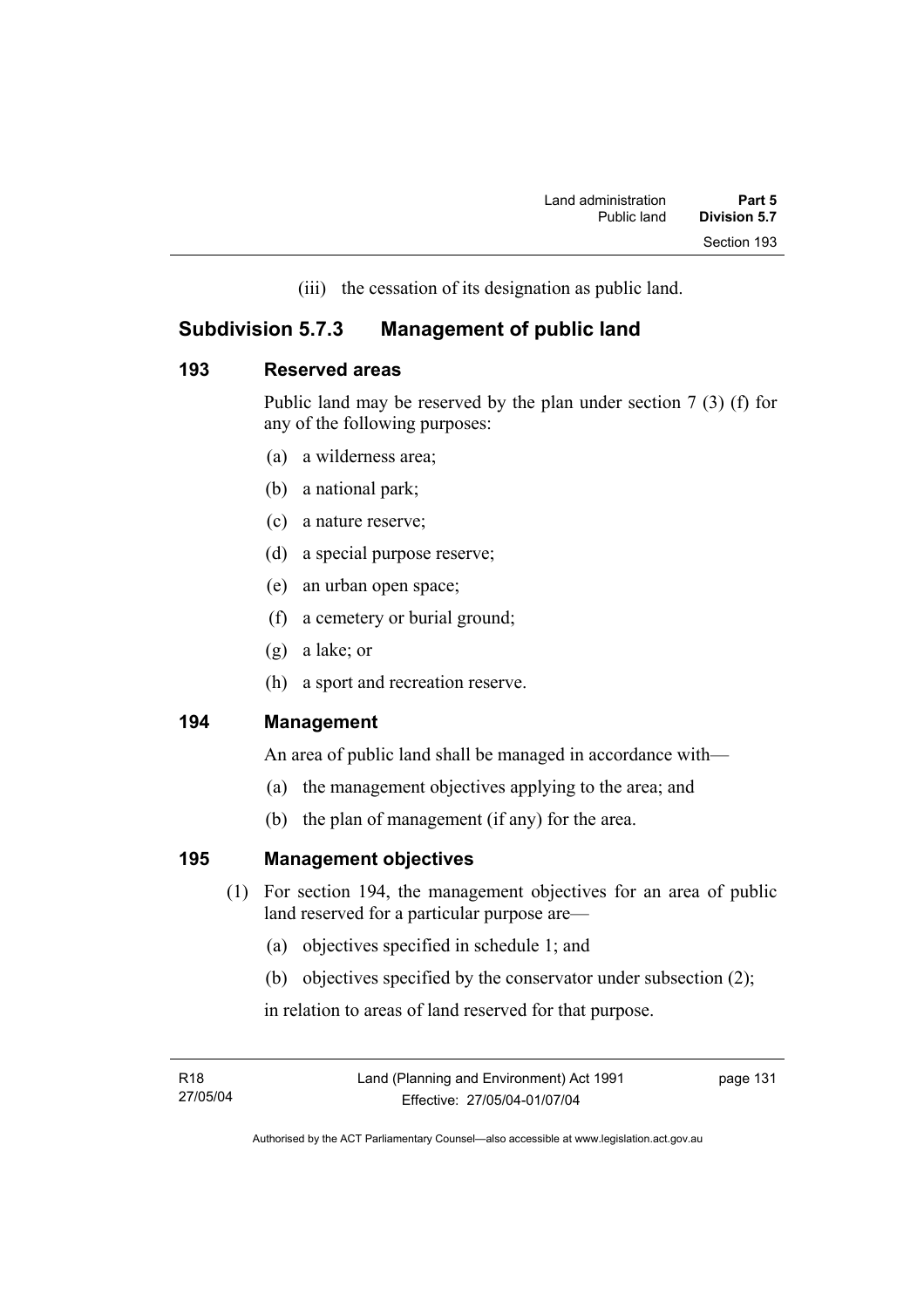(iii) the cessation of its designation as public land.

## Subdivision 5.7.3 Management of public land

### 193 Reserved areas

Public land may be reserved by the plan under section 7 (3) (f) for any of the following purposes:

(a) a wilderness area;

(b) a national park;

(c) a nature reserve;

(d) a special purpose reserve;

(e) an urban open space;

(f) a cemetery or burial ground;

(g) a lake; or

(h) a sport and recreation reserve.

### 194 Management

An area of public land shall be managed in accordance with—

(a) the management objectives applying to the area; and

(b) the plan of management (if any) for the area.

### 195 Management objectives

(1) For section 194, the management objectives for an area of public land reserved for a particular purpose are—

(a) objectives specified in schedule 1; and

(b) objectives specified by the conservator under subsection (2);

in relation to areas of land reserved for that purpose.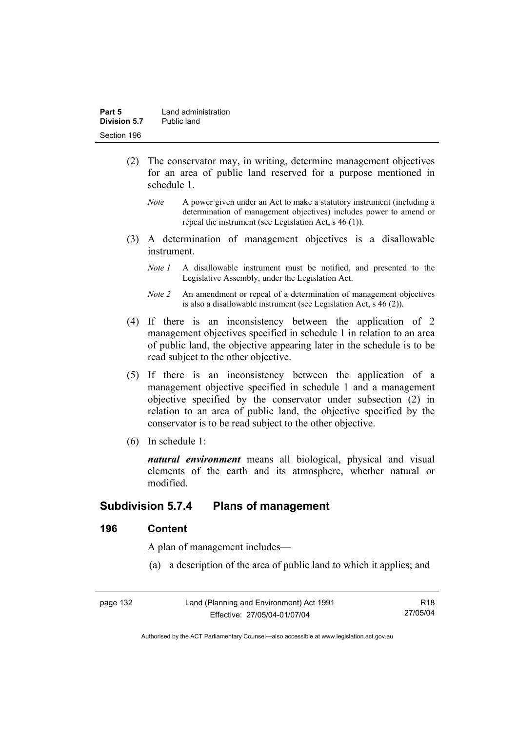(2) The conservator may, in writing, determine management objectives for an area of public land reserved for a purpose mentioned in schedule 1.

*Note* A power given under an Act to make a statutory instrument (including a determination of management objectives) includes power to amend or repeal the instrument (see Legislation Act, s 46 (1)).

(3) A determination of management objectives is a disallowable instrument.

*Note 1* A disallowable instrument must be notified, and presented to the Legislative Assembly, under the Legislation Act.

*Note 2* An amendment or repeal of a determination of management objectives is also a disallowable instrument (see Legislation Act, s 46 (2)).

(4) If there is an inconsistency between the application of 2 management objectives specified in schedule 1 in relation to an area of public land, the objective appearing later in the schedule is to be read subject to the other objective.

(5) If there is an inconsistency between the application of a management objective specified in schedule 1 and a management objective specified by the conservator under subsection (2) in relation to an area of public land, the objective specified by the conservator is to be read subject to the other objective.

(6) In schedule 1:

***natural environment*** means all biological, physical and visual elements of the earth and its atmosphere, whether natural or modified.

## Subdivision 5.7.4 Plans of management

### 196 Content

A plan of management includes—

(a) a description of the area of public land to which it applies; and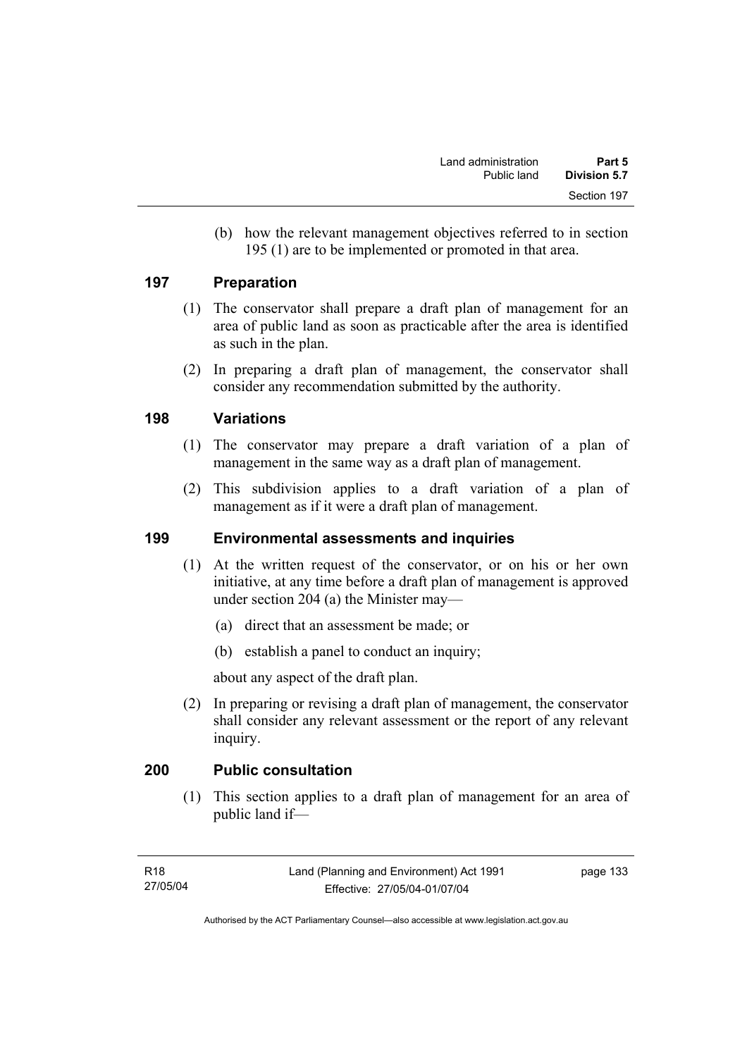(b) how the relevant management objectives referred to in section 195 (1) are to be implemented or promoted in that area.

## 197 Preparation

(1) The conservator shall prepare a draft plan of management for an area of public land as soon as practicable after the area is identified as such in the plan.

(2) In preparing a draft plan of management, the conservator shall consider any recommendation submitted by the authority.

## 198 Variations

(1) The conservator may prepare a draft variation of a plan of management in the same way as a draft plan of management.

(2) This subdivision applies to a draft variation of a plan of management as if it were a draft plan of management.

## 199 Environmental assessments and inquiries

(1) At the written request of the conservator, or on his or her own initiative, at any time before a draft plan of management is approved under section 204 (a) the Minister may—

(a) direct that an assessment be made; or

(b) establish a panel to conduct an inquiry;

about any aspect of the draft plan.

(2) In preparing or revising a draft plan of management, the conservator shall consider any relevant assessment or the report of any relevant inquiry.

## 200 Public consultation

(1) This section applies to a draft plan of management for an area of public land if—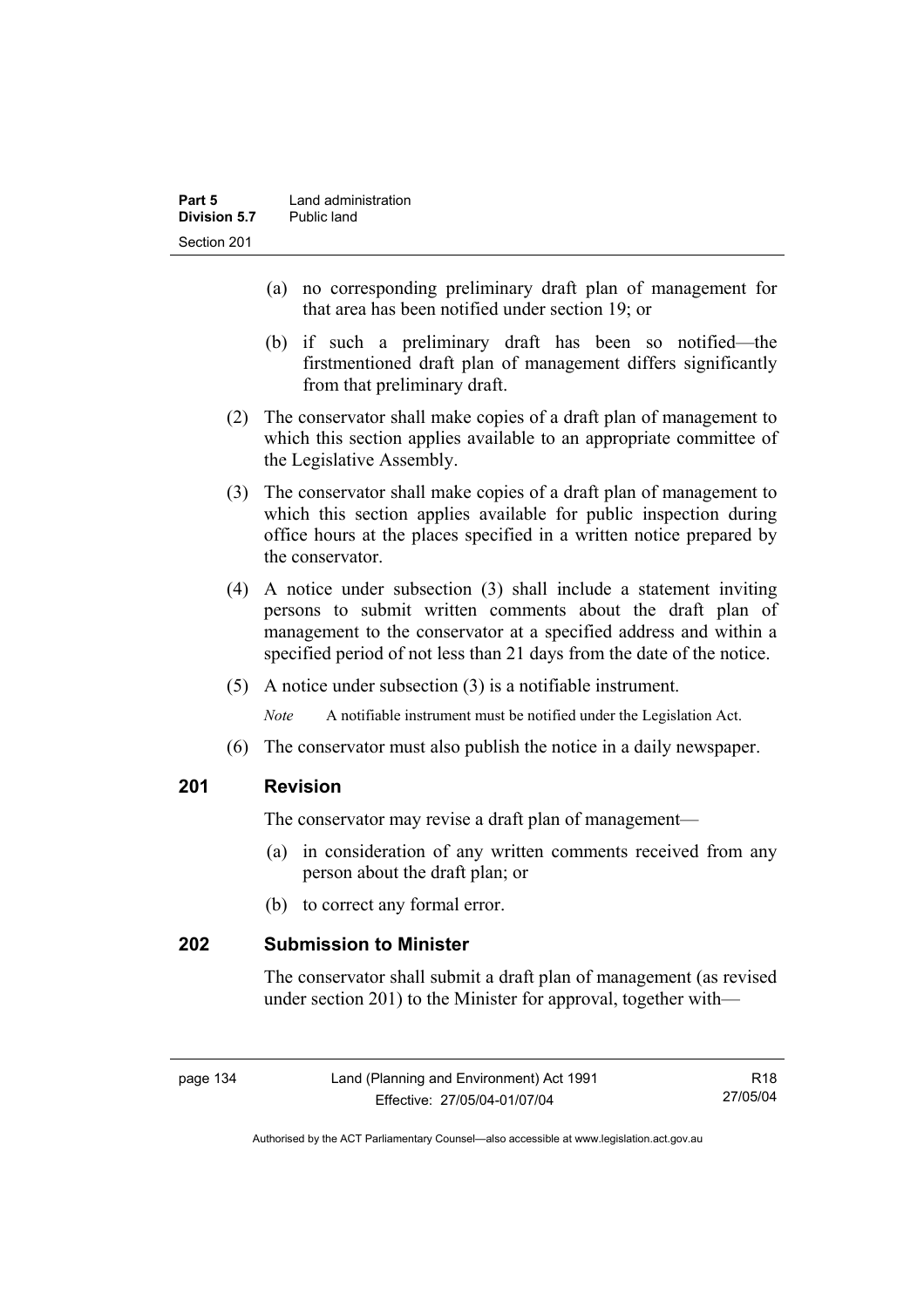(a) no corresponding preliminary draft plan of management for that area has been notified under section 19; or

(b) if such a preliminary draft has been so notified—the firstmentioned draft plan of management differs significantly from that preliminary draft.

(2) The conservator shall make copies of a draft plan of management to which this section applies available to an appropriate committee of the Legislative Assembly.

(3) The conservator shall make copies of a draft plan of management to which this section applies available for public inspection during office hours at the places specified in a written notice prepared by the conservator.

(4) A notice under subsection (3) shall include a statement inviting persons to submit written comments about the draft plan of management to the conservator at a specified address and within a specified period of not less than 21 days from the date of the notice.

(5) A notice under subsection (3) is a notifiable instrument.

*Note* A notifiable instrument must be notified under the Legislation Act.

(6) The conservator must also publish the notice in a daily newspaper.

## 201 Revision

The conservator may revise a draft plan of management—

(a) in consideration of any written comments received from any person about the draft plan; or

(b) to correct any formal error.

## 202 Submission to Minister

The conservator shall submit a draft plan of management (as revised under section 201) to the Minister for approval, together with—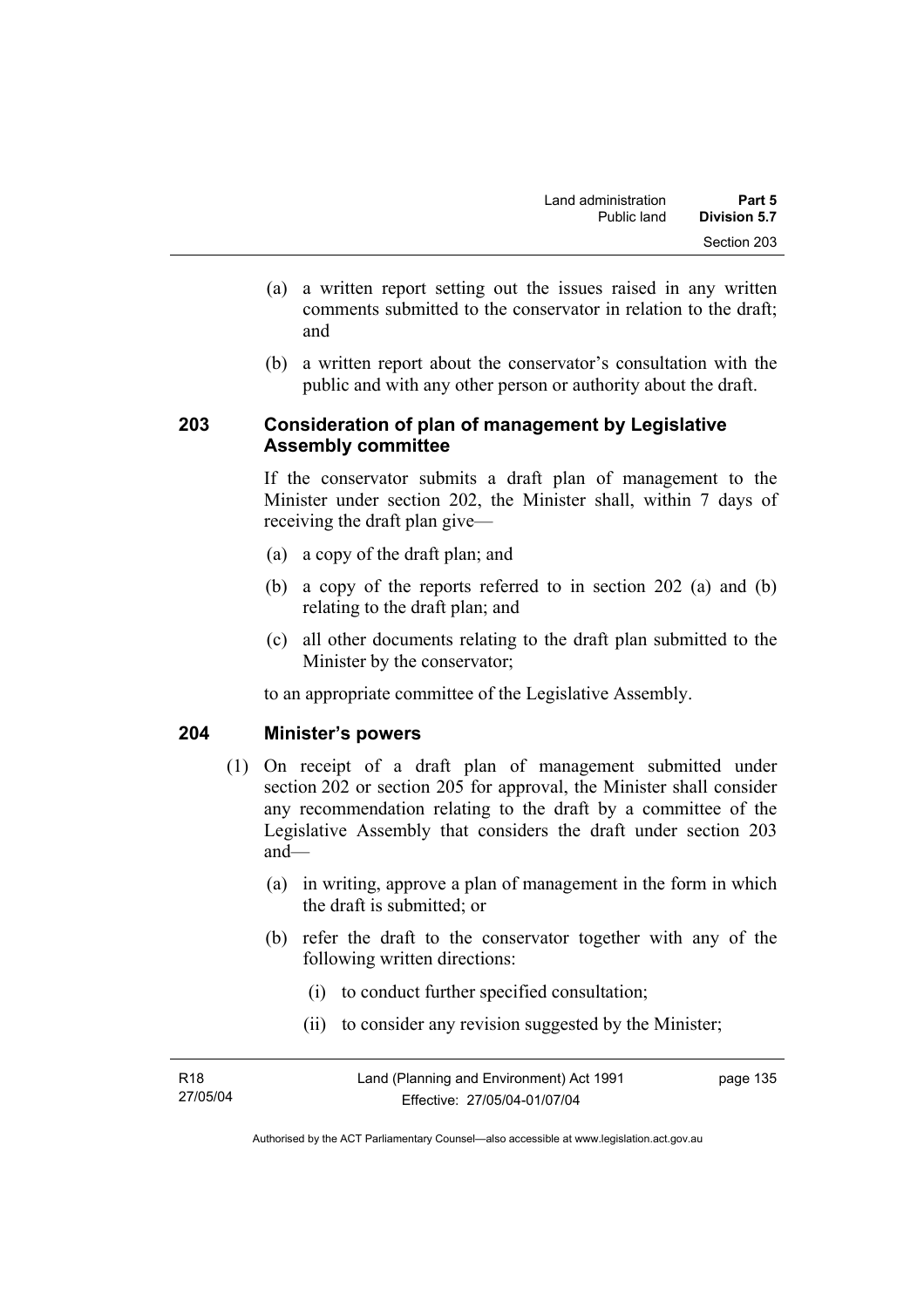(a) a written report setting out the issues raised in any written comments submitted to the conservator in relation to the draft; and

(b) a written report about the conservator's consultation with the public and with any other person or authority about the draft.

### 203 Consideration of plan of management by Legislative Assembly committee

If the conservator submits a draft plan of management to the Minister under section 202, the Minister shall, within 7 days of receiving the draft plan give—

(a) a copy of the draft plan; and

(b) a copy of the reports referred to in section 202 (a) and (b) relating to the draft plan; and

(c) all other documents relating to the draft plan submitted to the Minister by the conservator;

to an appropriate committee of the Legislative Assembly.

### 204 Minister's powers

(1) On receipt of a draft plan of management submitted under section 202 or section 205 for approval, the Minister shall consider any recommendation relating to the draft by a committee of the Legislative Assembly that considers the draft under section 203 and—

(a) in writing, approve a plan of management in the form in which the draft is submitted; or

(b) refer the draft to the conservator together with any of the following written directions:

(i) to conduct further specified consultation;

(ii) to consider any revision suggested by the Minister;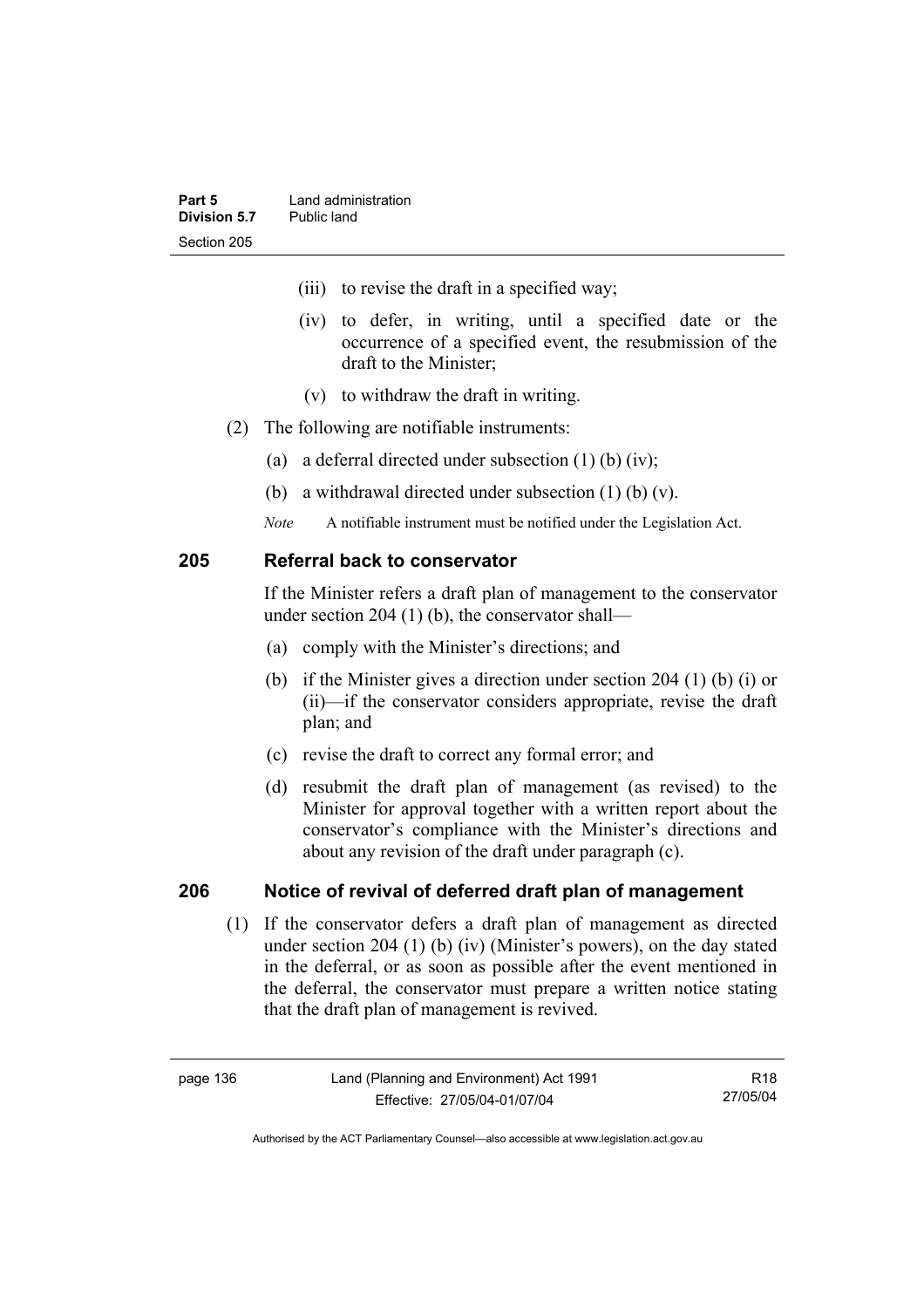(iii) to revise the draft in a specified way;

(iv) to defer, in writing, until a specified date or the occurrence of a specified event, the resubmission of the draft to the Minister;

(v) to withdraw the draft in writing.

(2) The following are notifiable instruments:

(a) a deferral directed under subsection (1) (b) (iv);

(b) a withdrawal directed under subsection (1) (b) (v).

*Note* A notifiable instrument must be notified under the Legislation Act.

## 205 Referral back to conservator

If the Minister refers a draft plan of management to the conservator under section 204 (1) (b), the conservator shall—

(a) comply with the Minister's directions; and

(b) if the Minister gives a direction under section 204 (1) (b) (i) or (ii)—if the conservator considers appropriate, revise the draft plan; and

(c) revise the draft to correct any formal error; and

(d) resubmit the draft plan of management (as revised) to the Minister for approval together with a written report about the conservator's compliance with the Minister's directions and about any revision of the draft under paragraph (c).

## 206 Notice of revival of deferred draft plan of management

(1) If the conservator defers a draft plan of management as directed under section 204 (1) (b) (iv) (Minister's powers), on the day stated in the deferral, or as soon as possible after the event mentioned in the deferral, the conservator must prepare a written notice stating that the draft plan of management is revived.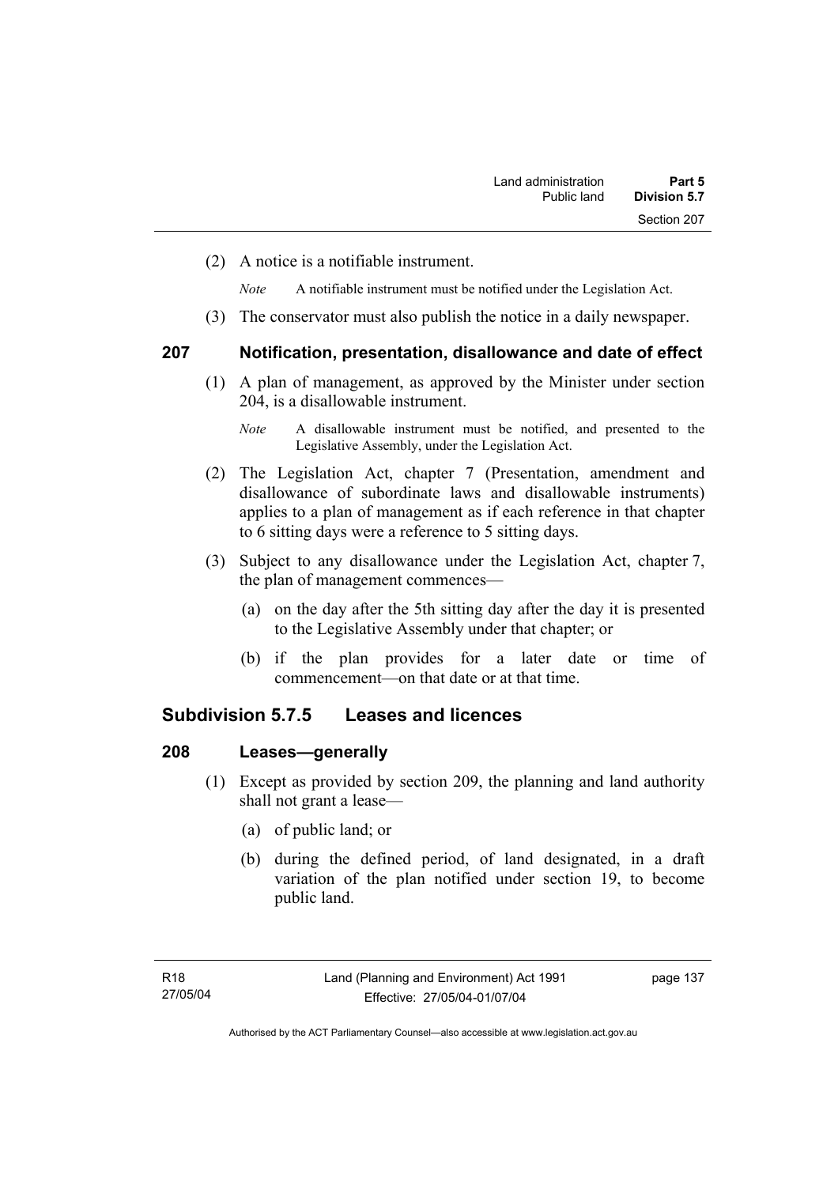(2) A notice is a notifiable instrument.

*Note* A notifiable instrument must be notified under the Legislation Act.

(3) The conservator must also publish the notice in a daily newspaper.

## 207 Notification, presentation, disallowance and date of effect

(1) A plan of management, as approved by the Minister under section 204, is a disallowable instrument.

*Note* A disallowable instrument must be notified, and presented to the Legislative Assembly, under the Legislation Act.

(2) The Legislation Act, chapter 7 (Presentation, amendment and disallowance of subordinate laws and disallowable instruments) applies to a plan of management as if each reference in that chapter to 6 sitting days were a reference to 5 sitting days.

(3) Subject to any disallowance under the Legislation Act, chapter 7, the plan of management commences—

(a) on the day after the 5th sitting day after the day it is presented to the Legislative Assembly under that chapter; or

(b) if the plan provides for a later date or time of commencement—on that date or at that time.

# Subdivision 5.7.5 Leases and licences

## 208 Leases—generally

(1) Except as provided by section 209, the planning and land authority shall not grant a lease—

(a) of public land; or

(b) during the defined period, of land designated, in a draft variation of the plan notified under section 19, to become public land.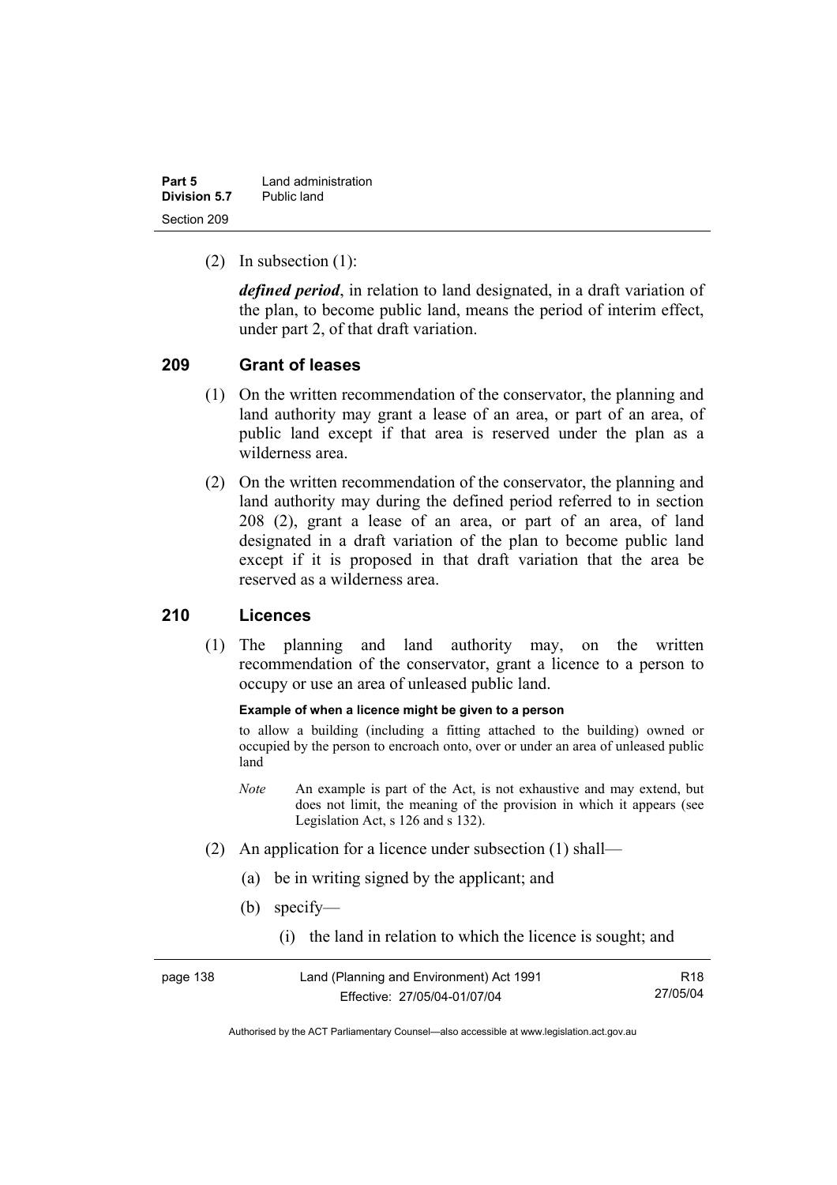(2) In subsection (1):

***defined period***, in relation to land designated, in a draft variation of the plan, to become public land, means the period of interim effect, under part 2, of that draft variation.

## 209 Grant of leases

(1) On the written recommendation of the conservator, the planning and land authority may grant a lease of an area, or part of an area, of public land except if that area is reserved under the plan as a wilderness area.

(2) On the written recommendation of the conservator, the planning and land authority may during the defined period referred to in section 208 (2), grant a lease of an area, or part of an area, of land designated in a draft variation of the plan to become public land except if it is proposed in that draft variation that the area be reserved as a wilderness area.

## 210 Licences

(1) The planning and land authority may, on the written recommendation of the conservator, grant a licence to a person to occupy or use an area of unleased public land.

**Example of when a licence might be given to a person**

to allow a building (including a fitting attached to the building) owned or occupied by the person to encroach onto, over or under an area of unleased public land

*Note* An example is part of the Act, is not exhaustive and may extend, but does not limit, the meaning of the provision in which it appears (see Legislation Act, s 126 and s 132).

(2) An application for a licence under subsection (1) shall—

(a) be in writing signed by the applicant; and

(b) specify—

(i) the land in relation to which the licence is sought; and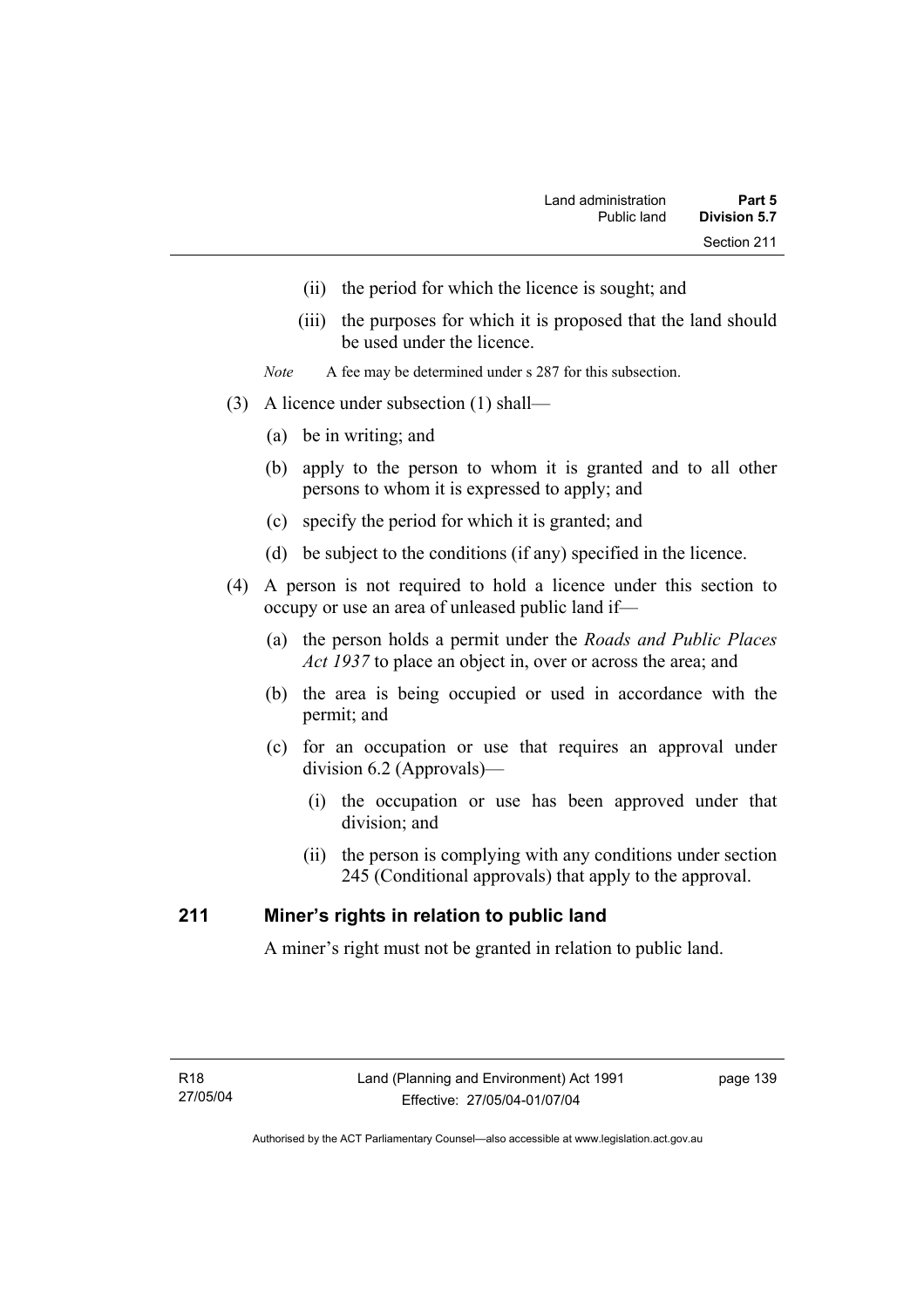(ii) the period for which the licence is sought; and

(iii) the purposes for which it is proposed that the land should be used under the licence.

*Note* A fee may be determined under s 287 for this subsection.

(3) A licence under subsection (1) shall—

(a) be in writing; and

(b) apply to the person to whom it is granted and to all other persons to whom it is expressed to apply; and

(c) specify the period for which it is granted; and

(d) be subject to the conditions (if any) specified in the licence.

(4) A person is not required to hold a licence under this section to occupy or use an area of unleased public land if—

(a) the person holds a permit under the *Roads and Public Places Act 1937* to place an object in, over or across the area; and

(b) the area is being occupied or used in accordance with the permit; and

(c) for an occupation or use that requires an approval under division 6.2 (Approvals)—

(i) the occupation or use has been approved under that division; and

(ii) the person is complying with any conditions under section 245 (Conditional approvals) that apply to the approval.

## 211 Miner's rights in relation to public land

A miner's right must not be granted in relation to public land.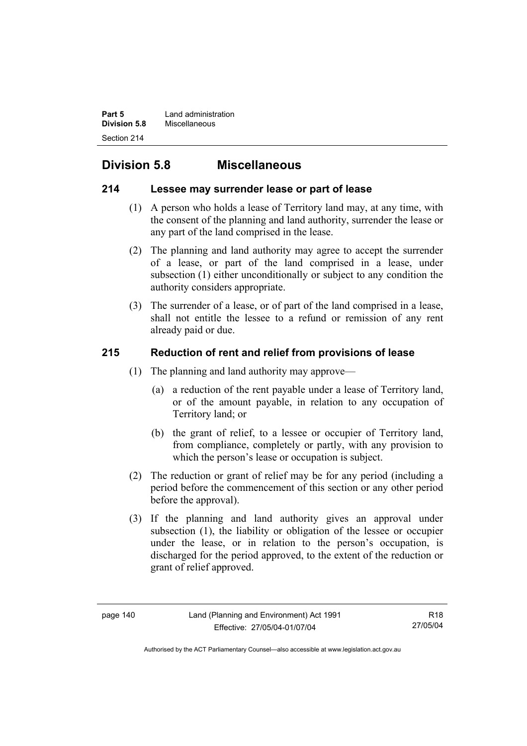## Division 5.8 Miscellaneous

### 214 Lessee may surrender lease or part of lease

(1) A person who holds a lease of Territory land may, at any time, with the consent of the planning and land authority, surrender the lease or any part of the land comprised in the lease.

(2) The planning and land authority may agree to accept the surrender of a lease, or part of the land comprised in a lease, under subsection (1) either unconditionally or subject to any condition the authority considers appropriate.

(3) The surrender of a lease, or of part of the land comprised in a lease, shall not entitle the lessee to a refund or remission of any rent already paid or due.

### 215 Reduction of rent and relief from provisions of lease

(1) The planning and land authority may approve—

(a) a reduction of the rent payable under a lease of Territory land, or of the amount payable, in relation to any occupation of Territory land; or

(b) the grant of relief, to a lessee or occupier of Territory land, from compliance, completely or partly, with any provision to which the person's lease or occupation is subject.

(2) The reduction or grant of relief may be for any period (including a period before the commencement of this section or any other period before the approval).

(3) If the planning and land authority gives an approval under subsection (1), the liability or obligation of the lessee or occupier under the lease, or in relation to the person's occupation, is discharged for the period approved, to the extent of the reduction or grant of relief approved.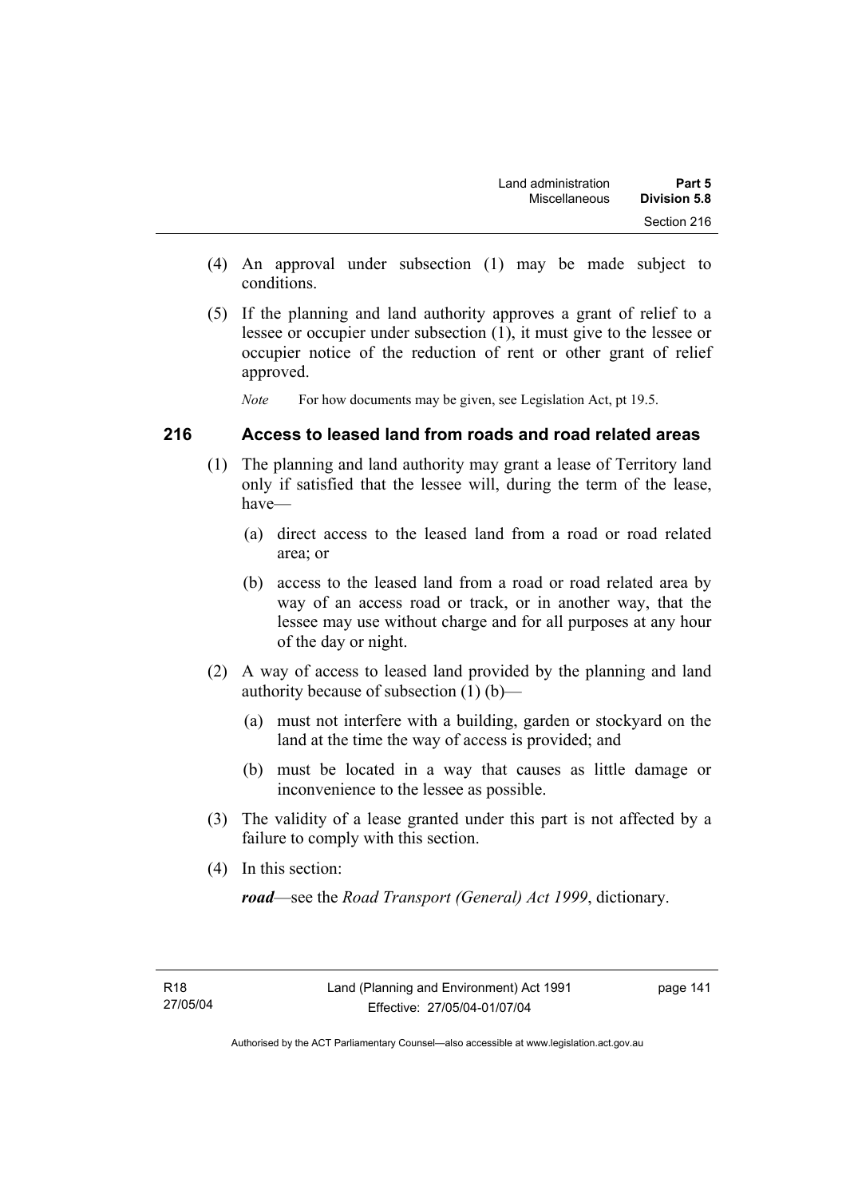(4) An approval under subsection (1) may be made subject to conditions.

(5) If the planning and land authority approves a grant of relief to a lessee or occupier under subsection (1), it must give to the lessee or occupier notice of the reduction of rent or other grant of relief approved.

*Note* For how documents may be given, see Legislation Act, pt 19.5.

## 216 Access to leased land from roads and road related areas

(1) The planning and land authority may grant a lease of Territory land only if satisfied that the lessee will, during the term of the lease, have—

(a) direct access to the leased land from a road or road related area; or

(b) access to the leased land from a road or road related area by way of an access road or track, or in another way, that the lessee may use without charge and for all purposes at any hour of the day or night.

(2) A way of access to leased land provided by the planning and land authority because of subsection (1) (b)—

(a) must not interfere with a building, garden or stockyard on the land at the time the way of access is provided; and

(b) must be located in a way that causes as little damage or inconvenience to the lessee as possible.

(3) The validity of a lease granted under this part is not affected by a failure to comply with this section.

(4) In this section:

***road***—see the *Road Transport (General) Act 1999*, dictionary.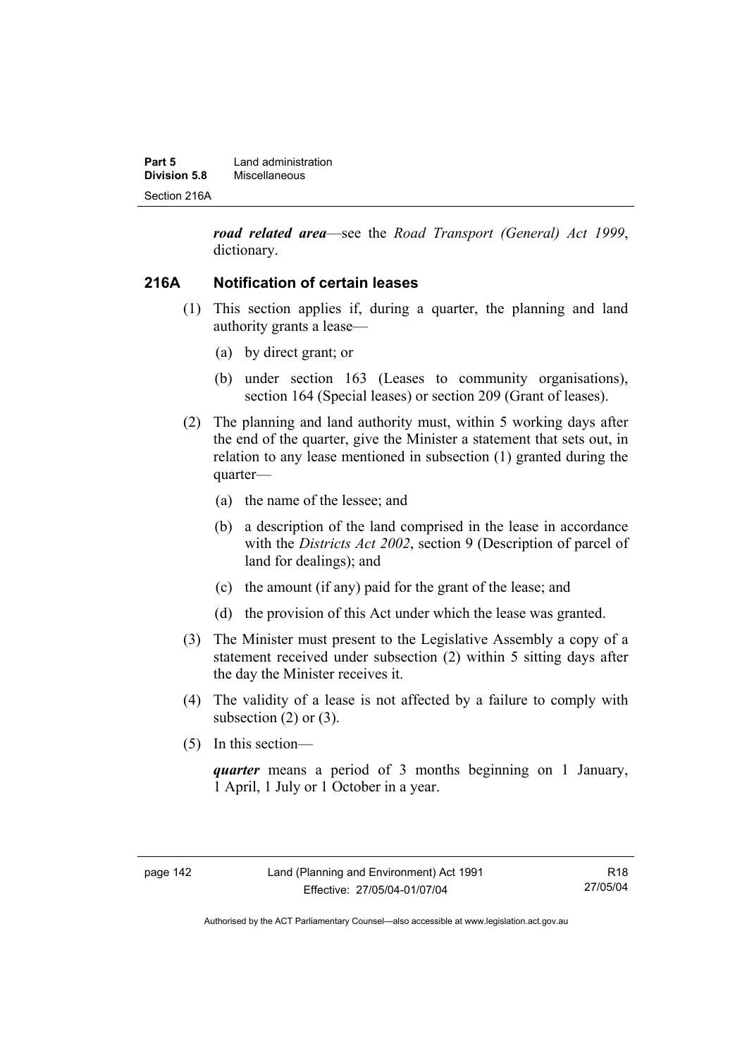***road related area***—see the *Road Transport (General) Act 1999*, dictionary.

### 216A Notification of certain leases

(1) This section applies if, during a quarter, the planning and land authority grants a lease—

(a) by direct grant; or

(b) under section 163 (Leases to community organisations), section 164 (Special leases) or section 209 (Grant of leases).

(2) The planning and land authority must, within 5 working days after the end of the quarter, give the Minister a statement that sets out, in relation to any lease mentioned in subsection (1) granted during the quarter—

(a) the name of the lessee; and

(b) a description of the land comprised in the lease in accordance with the *Districts Act 2002*, section 9 (Description of parcel of land for dealings); and

(c) the amount (if any) paid for the grant of the lease; and

(d) the provision of this Act under which the lease was granted.

(3) The Minister must present to the Legislative Assembly a copy of a statement received under subsection (2) within 5 sitting days after the day the Minister receives it.

(4) The validity of a lease is not affected by a failure to comply with subsection (2) or (3).

(5) In this section—

***quarter*** means a period of 3 months beginning on 1 January, 1 April, 1 July or 1 October in a year.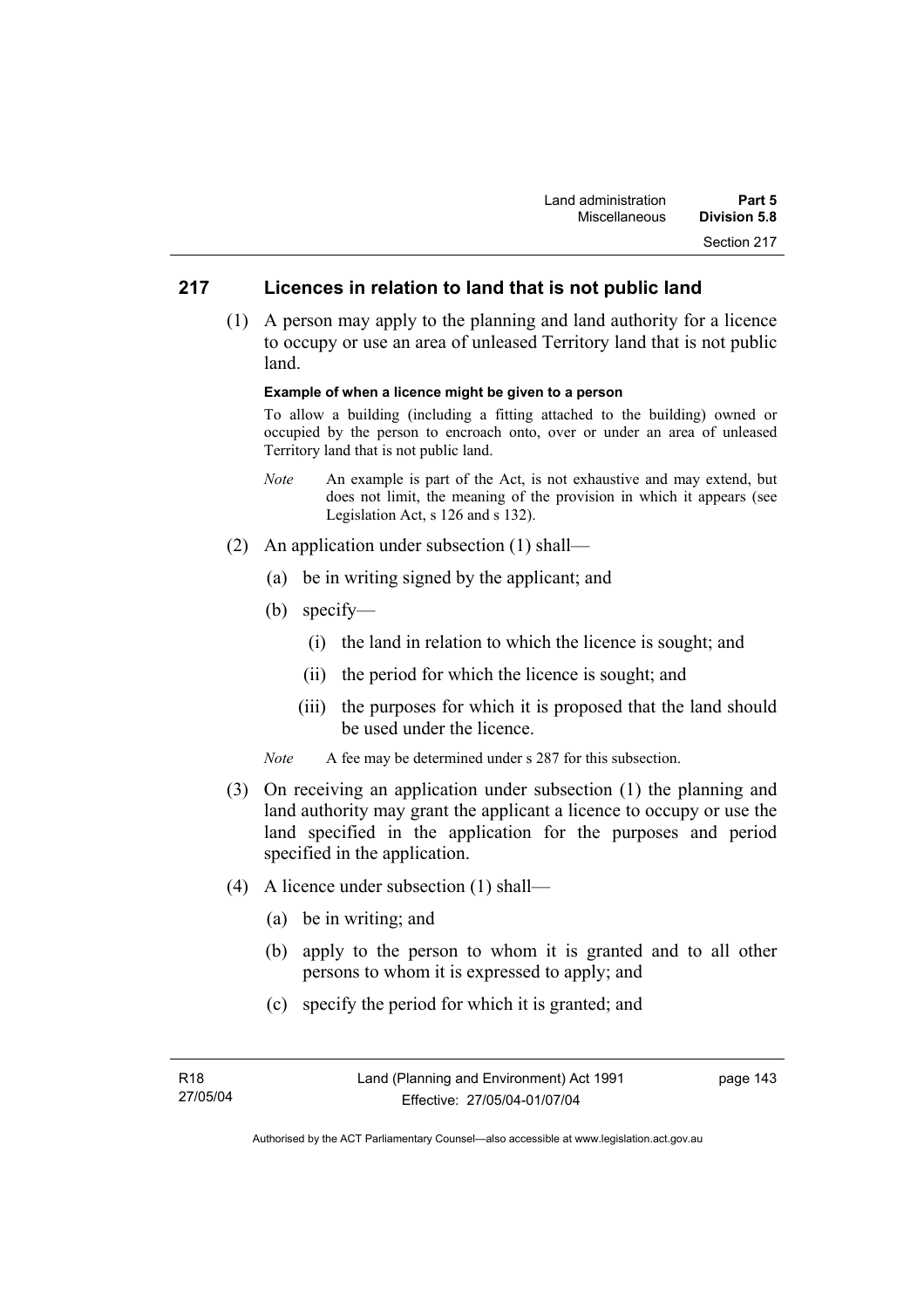## 217 Licences in relation to land that is not public land

(1) A person may apply to the planning and land authority for a licence to occupy or use an area of unleased Territory land that is not public land.

**Example of when a licence might be given to a person**

To allow a building (including a fitting attached to the building) owned or occupied by the person to encroach onto, over or under an area of unleased Territory land that is not public land.

*Note* An example is part of the Act, is not exhaustive and may extend, but does not limit, the meaning of the provision in which it appears (see Legislation Act, s 126 and s 132).

(2) An application under subsection (1) shall—

(a) be in writing signed by the applicant; and

(b) specify—

(i) the land in relation to which the licence is sought; and

(ii) the period for which the licence is sought; and

(iii) the purposes for which it is proposed that the land should be used under the licence.

*Note* A fee may be determined under s 287 for this subsection.

(3) On receiving an application under subsection (1) the planning and land authority may grant the applicant a licence to occupy or use the land specified in the application for the purposes and period specified in the application.

(4) A licence under subsection (1) shall—

(a) be in writing; and

(b) apply to the person to whom it is granted and to all other persons to whom it is expressed to apply; and

(c) specify the period for which it is granted; and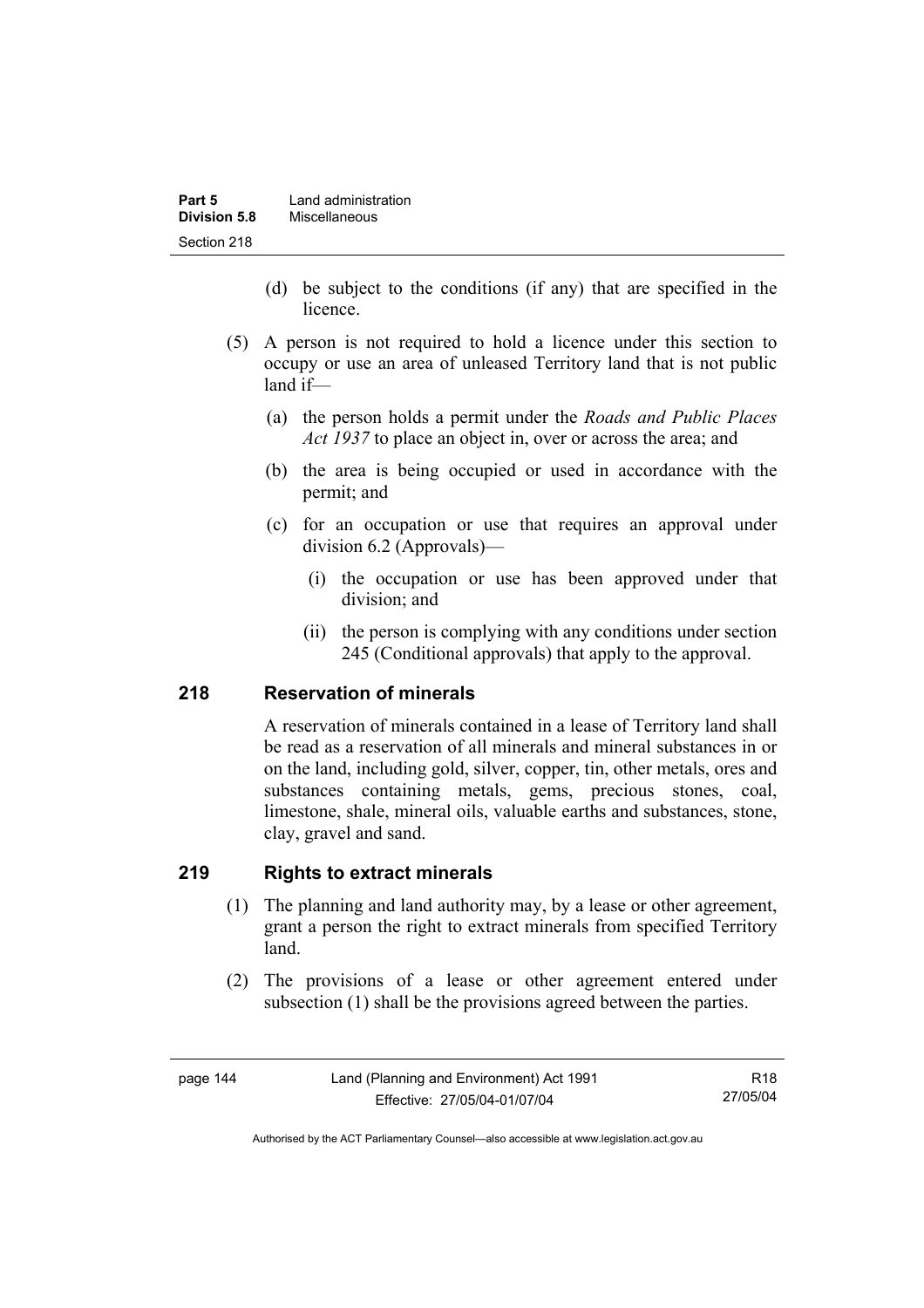(d) be subject to the conditions (if any) that are specified in the licence.

(5) A person is not required to hold a licence under this section to occupy or use an area of unleased Territory land that is not public land if—

(a) the person holds a permit under the *Roads and Public Places Act 1937* to place an object in, over or across the area; and

(b) the area is being occupied or used in accordance with the permit; and

(c) for an occupation or use that requires an approval under division 6.2 (Approvals)—

(i) the occupation or use has been approved under that division; and

(ii) the person is complying with any conditions under section 245 (Conditional approvals) that apply to the approval.

## 218 Reservation of minerals

A reservation of minerals contained in a lease of Territory land shall be read as a reservation of all minerals and mineral substances in or on the land, including gold, silver, copper, tin, other metals, ores and substances containing metals, gems, precious stones, coal, limestone, shale, mineral oils, valuable earths and substances, stone, clay, gravel and sand.

## 219 Rights to extract minerals

(1) The planning and land authority may, by a lease or other agreement, grant a person the right to extract minerals from specified Territory land.

(2) The provisions of a lease or other agreement entered under subsection (1) shall be the provisions agreed between the parties.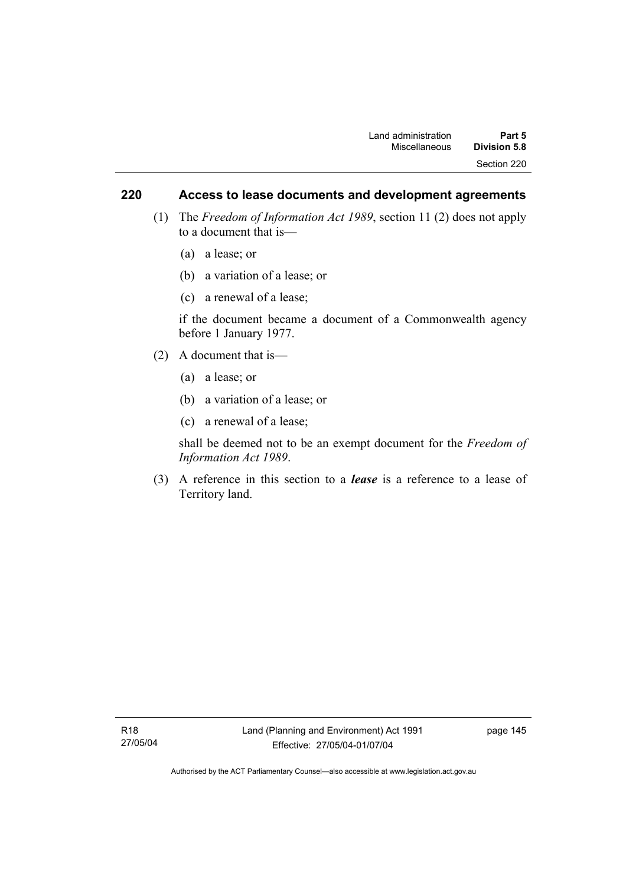## 220 Access to lease documents and development agreements

(1) The *Freedom of Information Act 1989*, section 11 (2) does not apply to a document that is—

(a) a lease; or

(b) a variation of a lease; or

(c) a renewal of a lease;

if the document became a document of a Commonwealth agency before 1 January 1977.

(2) A document that is—

(a) a lease; or

(b) a variation of a lease; or

(c) a renewal of a lease;

shall be deemed not to be an exempt document for the *Freedom of Information Act 1989*.

(3) A reference in this section to a ***lease*** is a reference to a lease of Territory land.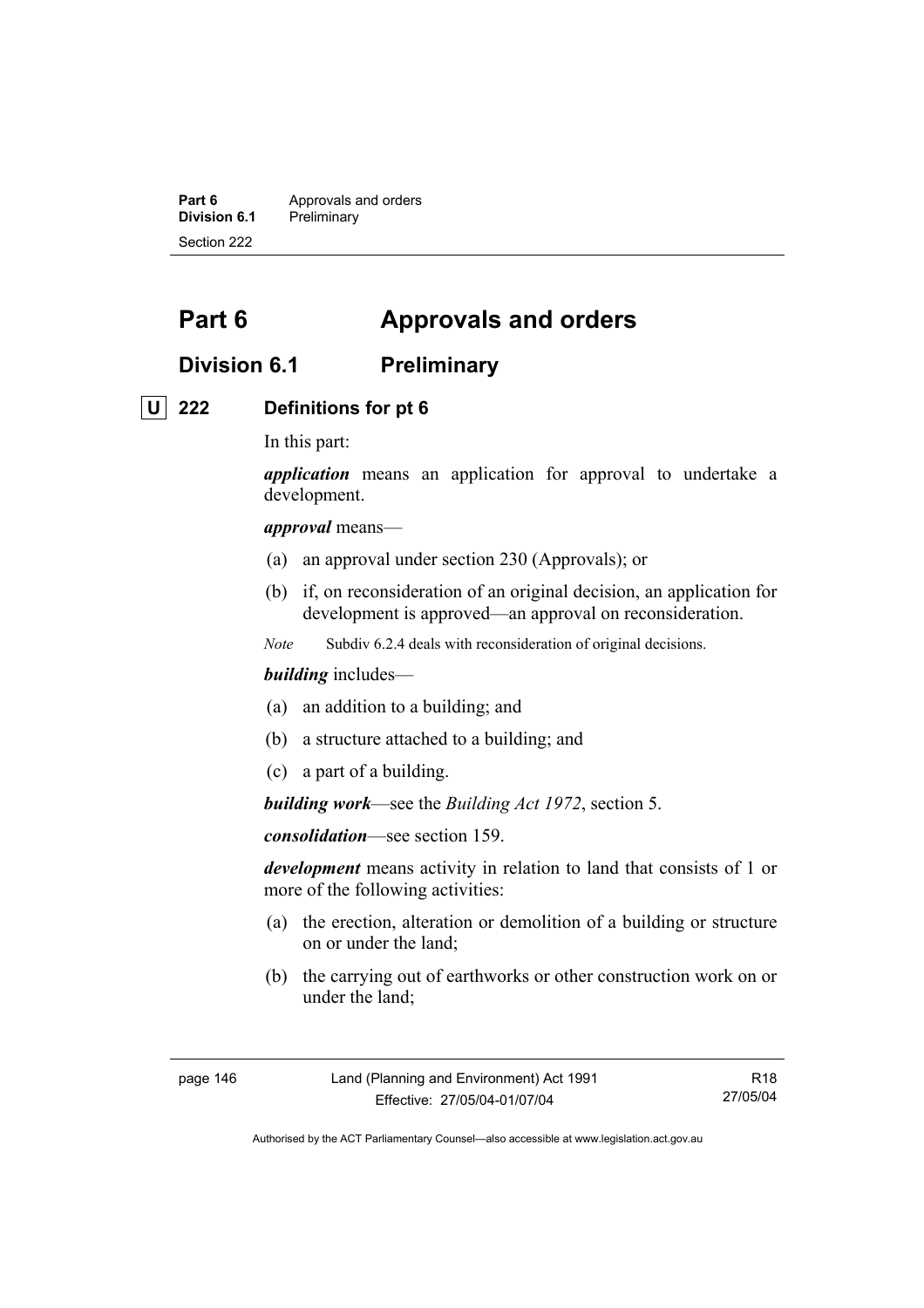# Part 6 Approvals and orders

## Division 6.1 Preliminary

### U 222 Definitions for pt 6

In this part:

***application*** means an application for approval to undertake a development.

***approval*** means—

(a) an approval under section 230 (Approvals); or

(b) if, on reconsideration of an original decision, an application for development is approved—an approval on reconsideration.

*Note* Subdiv 6.2.4 deals with reconsideration of original decisions.

***building*** includes—

(a) an addition to a building; and

(b) a structure attached to a building; and

(c) a part of a building.

***building work***—see the *Building Act 1972*, section 5.

***consolidation***—see section 159.

***development*** means activity in relation to land that consists of 1 or more of the following activities:

(a) the erection, alteration or demolition of a building or structure on or under the land;

(b) the carrying out of earthworks or other construction work on or under the land;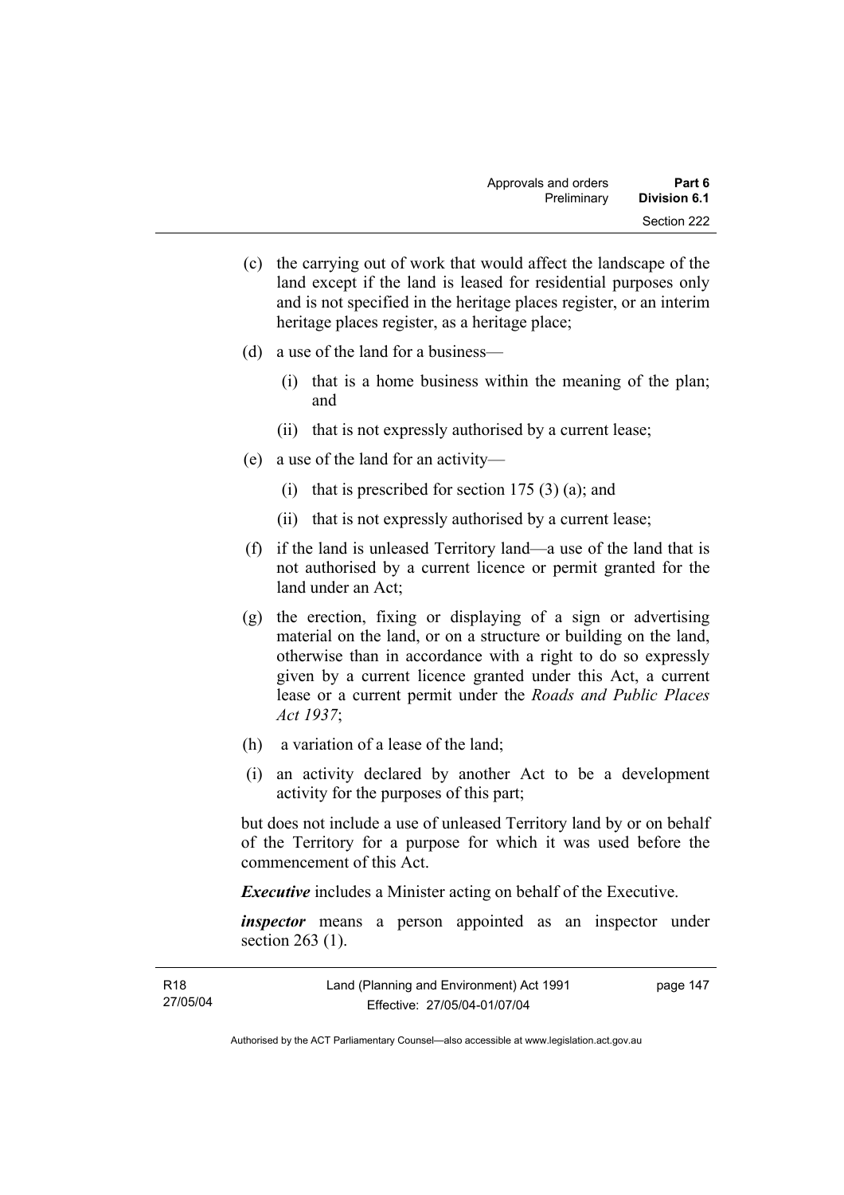(c) the carrying out of work that would affect the landscape of the land except if the land is leased for residential purposes only and is not specified in the heritage places register, or an interim heritage places register, as a heritage place;

(d) a use of the land for a business—

  (i) that is a home business within the meaning of the plan; and

  (ii) that is not expressly authorised by a current lease;

(e) a use of the land for an activity—

  (i) that is prescribed for section 175 (3) (a); and

  (ii) that is not expressly authorised by a current lease;

(f) if the land is unleased Territory land—a use of the land that is not authorised by a current licence or permit granted for the land under an Act;

(g) the erection, fixing or displaying of a sign or advertising material on the land, or on a structure or building on the land, otherwise than in accordance with a right to do so expressly given by a current licence granted under this Act, a current lease or a current permit under the *Roads and Public Places Act 1937*;

(h) a variation of a lease of the land;

(i) an activity declared by another Act to be a development activity for the purposes of this part;

but does not include a use of unleased Territory land by or on behalf of the Territory for a purpose for which it was used before the commencement of this Act.

***Executive*** includes a Minister acting on behalf of the Executive.

***inspector*** means a person appointed as an inspector under section 263 (1).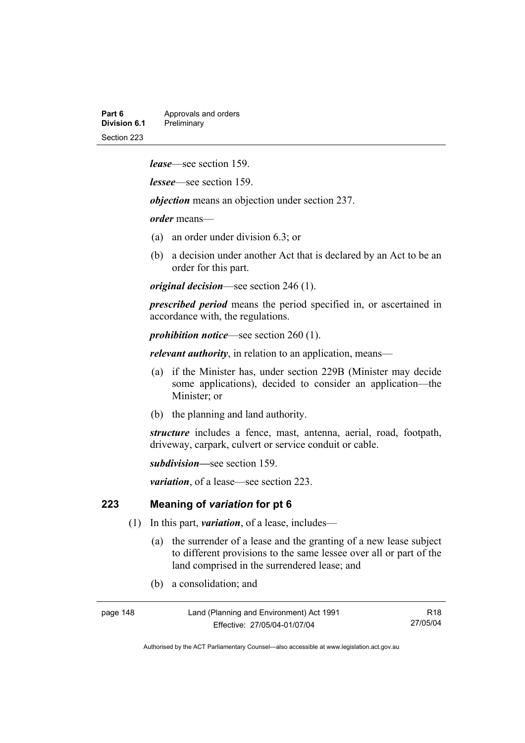***lease***—see section 159.

***lessee***—see section 159.

***objection*** means an objection under section 237.

***order*** means—

(a) an order under division 6.3; or

(b) a decision under another Act that is declared by an Act to be an order for this part.

***original decision***—see section 246 (1).

***prescribed period*** means the period specified in, or ascertained in accordance with, the regulations.

***prohibition notice***—see section 260 (1).

***relevant authority***, in relation to an application, means—

(a) if the Minister has, under section 229B (Minister may decide some applications), decided to consider an application—the Minister; or

(b) the planning and land authority.

***structure*** includes a fence, mast, antenna, aerial, road, footpath, driveway, carpark, culvert or service conduit or cable.

***subdivision***—see section 159.

***variation***, of a lease—see section 223.

## 223 Meaning of *variation* for pt 6

(1) In this part, ***variation***, of a lease, includes—

(a) the surrender of a lease and the granting of a new lease subject to different provisions to the same lessee over all or part of the land comprised in the surrendered lease; and

(b) a consolidation; and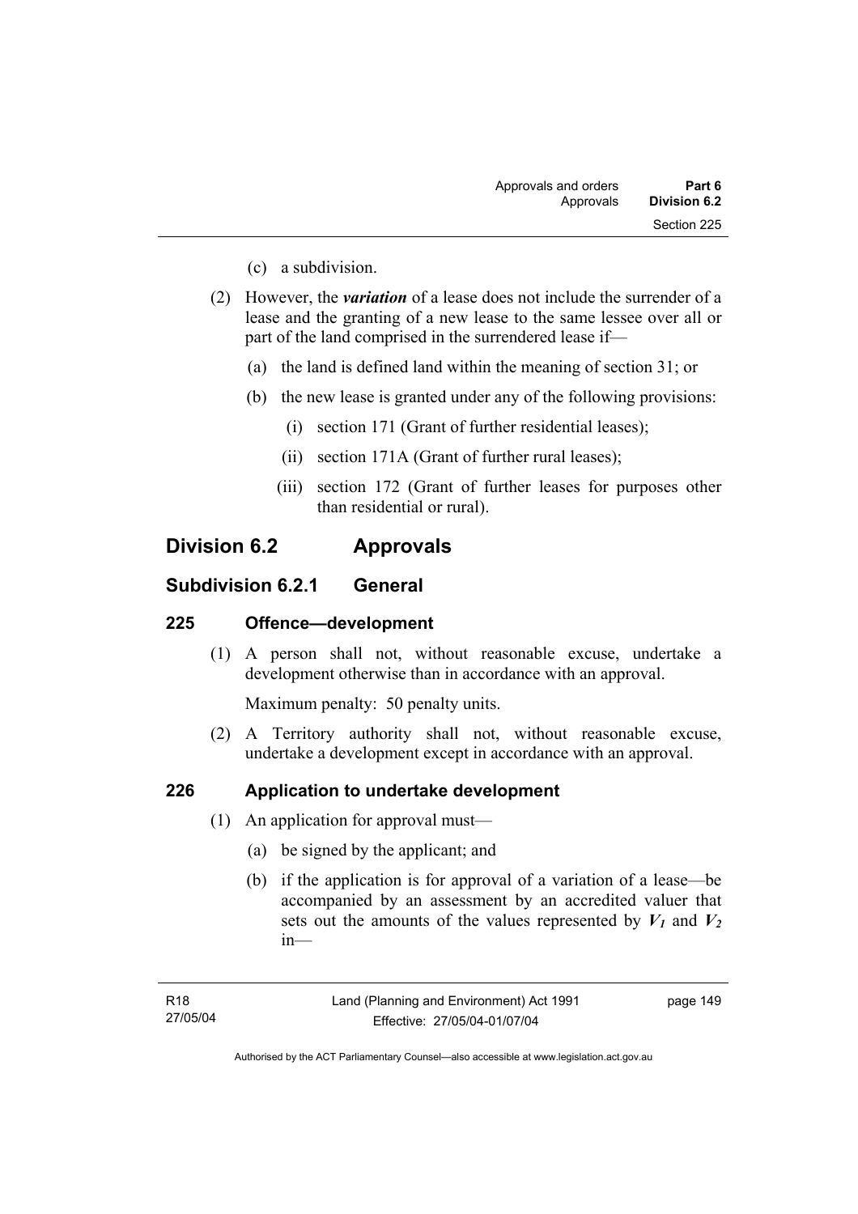(c) a subdivision.

(2) However, the ***variation*** of a lease does not include the surrender of a lease and the granting of a new lease to the same lessee over all or part of the land comprised in the surrendered lease if—

(a) the land is defined land within the meaning of section 31; or

(b) the new lease is granted under any of the following provisions:

(i) section 171 (Grant of further residential leases);

(ii) section 171A (Grant of further rural leases);

(iii) section 172 (Grant of further leases for purposes other than residential or rural).

## Division 6.2 Approvals

### Subdivision 6.2.1 General

### 225 Offence—development

(1) A person shall not, without reasonable excuse, undertake a development otherwise than in accordance with an approval.

Maximum penalty: 50 penalty units.

(2) A Territory authority shall not, without reasonable excuse, undertake a development except in accordance with an approval.

### 226 Application to undertake development

(1) An application for approval must—

(a) be signed by the applicant; and

(b) if the application is for approval of a variation of a lease—be accompanied by an assessment by an accredited valuer that sets out the amounts of the values represented by $V_1$ and $V_2$ in—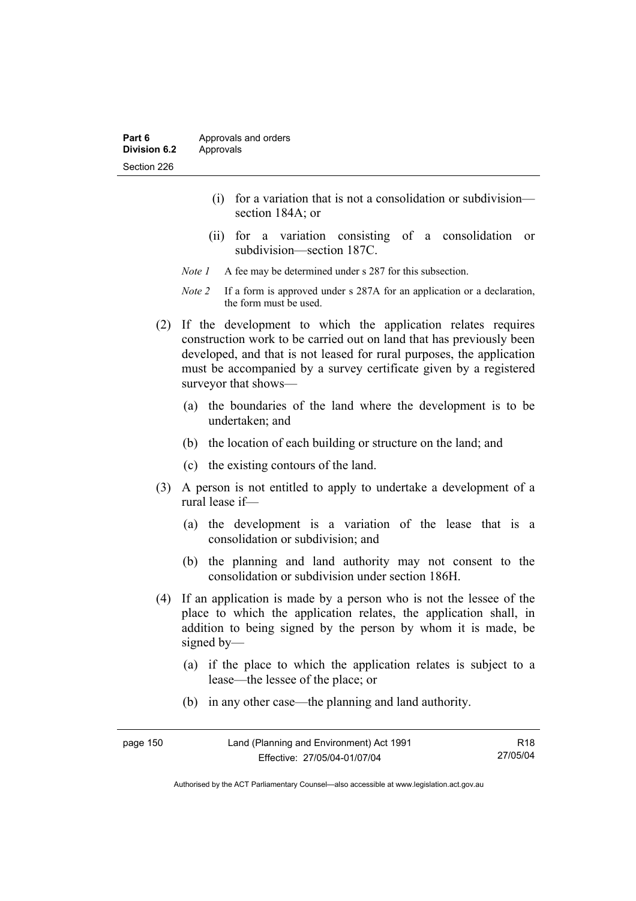(i) for a variation that is not a consolidation or subdivision—section 184A; or

(ii) for a variation consisting of a consolidation or subdivision—section 187C.

*Note 1* A fee may be determined under s 287 for this subsection.

*Note 2* If a form is approved under s 287A for an application or a declaration, the form must be used.

(2) If the development to which the application relates requires construction work to be carried out on land that has previously been developed, and that is not leased for rural purposes, the application must be accompanied by a survey certificate given by a registered surveyor that shows—

(a) the boundaries of the land where the development is to be undertaken; and

(b) the location of each building or structure on the land; and

(c) the existing contours of the land.

(3) A person is not entitled to apply to undertake a development of a rural lease if—

(a) the development is a variation of the lease that is a consolidation or subdivision; and

(b) the planning and land authority may not consent to the consolidation or subdivision under section 186H.

(4) If an application is made by a person who is not the lessee of the place to which the application relates, the application shall, in addition to being signed by the person by whom it is made, be signed by—

(a) if the place to which the application relates is subject to a lease—the lessee of the place; or

(b) in any other case—the planning and land authority.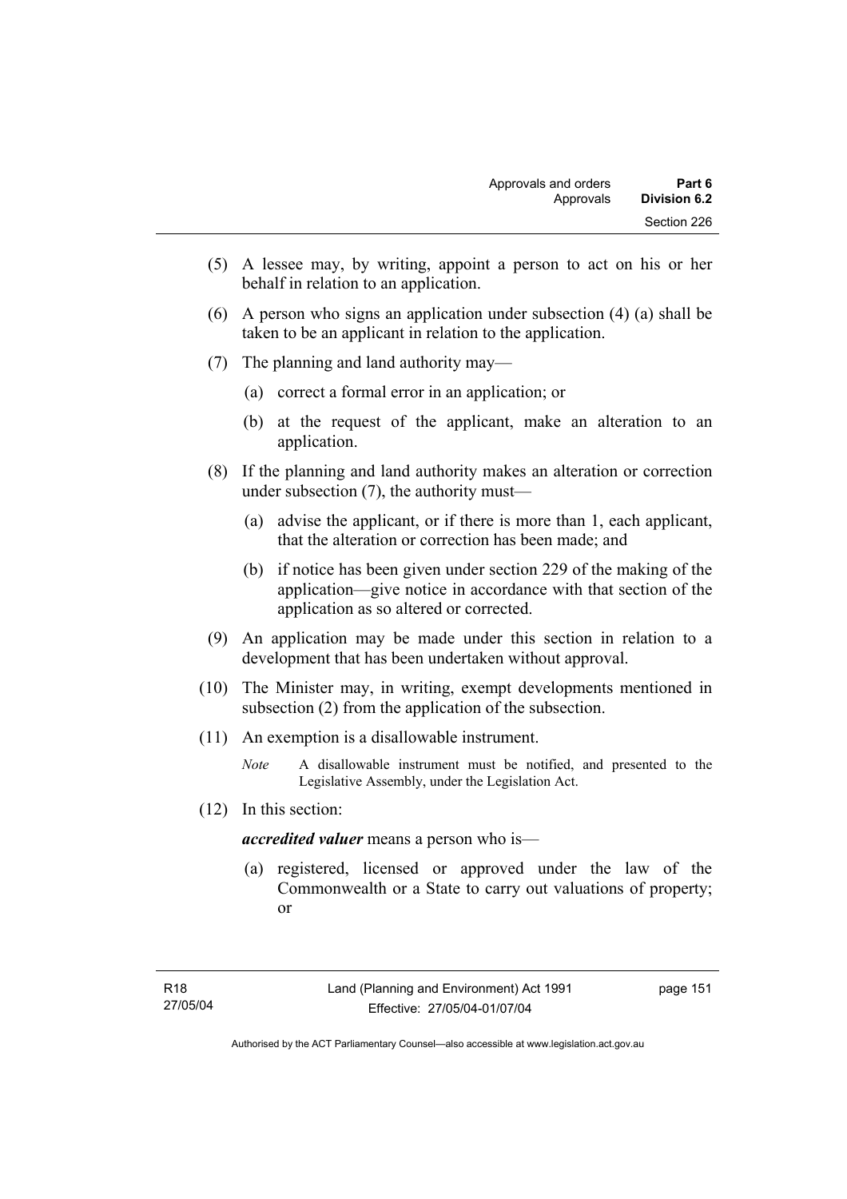(5) A lessee may, by writing, appoint a person to act on his or her behalf in relation to an application.

(6) A person who signs an application under subsection (4) (a) shall be taken to be an applicant in relation to the application.

(7) The planning and land authority may—

(a) correct a formal error in an application; or

(b) at the request of the applicant, make an alteration to an application.

(8) If the planning and land authority makes an alteration or correction under subsection (7), the authority must—

(a) advise the applicant, or if there is more than 1, each applicant, that the alteration or correction has been made; and

(b) if notice has been given under section 229 of the making of the application—give notice in accordance with that section of the application as so altered or corrected.

(9) An application may be made under this section in relation to a development that has been undertaken without approval.

(10) The Minister may, in writing, exempt developments mentioned in subsection (2) from the application of the subsection.

(11) An exemption is a disallowable instrument.

*Note* A disallowable instrument must be notified, and presented to the Legislative Assembly, under the Legislation Act.

(12) In this section:

***accredited valuer*** means a person who is—

(a) registered, licensed or approved under the law of the Commonwealth or a State to carry out valuations of property; or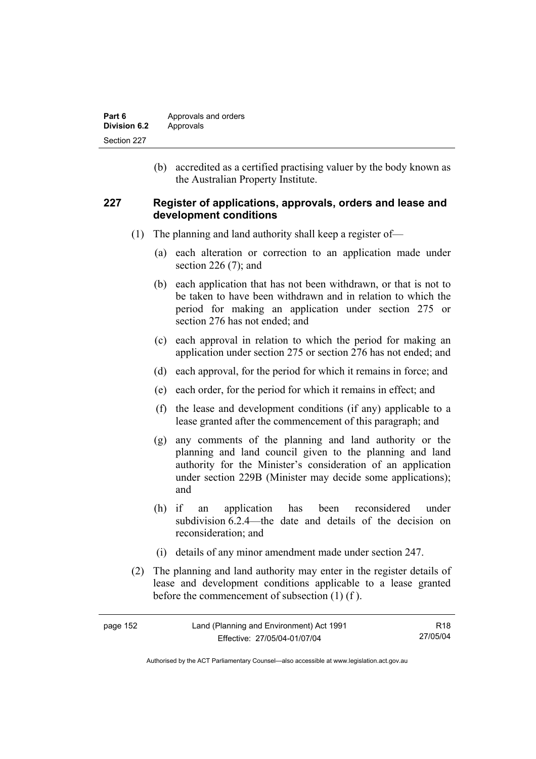(b) accredited as a certified practising valuer by the body known as the Australian Property Institute.

### 227 Register of applications, approvals, orders and lease and development conditions

(1) The planning and land authority shall keep a register of—

(a) each alteration or correction to an application made under section 226 (7); and

(b) each application that has not been withdrawn, or that is not to be taken to have been withdrawn and in relation to which the period for making an application under section 275 or section 276 has not ended; and

(c) each approval in relation to which the period for making an application under section 275 or section 276 has not ended; and

(d) each approval, for the period for which it remains in force; and

(e) each order, for the period for which it remains in effect; and

(f) the lease and development conditions (if any) applicable to a lease granted after the commencement of this paragraph; and

(g) any comments of the planning and land authority or the planning and land council given to the planning and land authority for the Minister's consideration of an application under section 229B (Minister may decide some applications); and

(h) if an application has been reconsidered under subdivision 6.2.4—the date and details of the decision on reconsideration; and

(i) details of any minor amendment made under section 247.

(2) The planning and land authority may enter in the register details of lease and development conditions applicable to a lease granted before the commencement of subsection (1) (f ).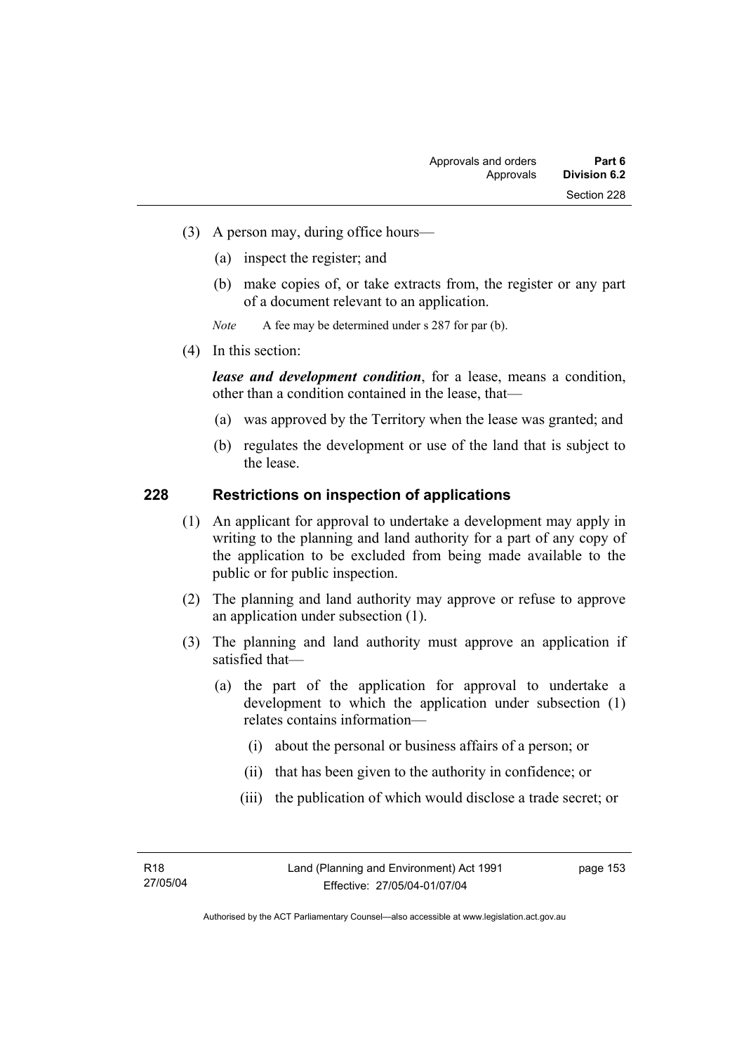(3) A person may, during office hours—

(a) inspect the register; and

(b) make copies of, or take extracts from, the register or any part of a document relevant to an application.

*Note* A fee may be determined under s 287 for par (b).

(4) In this section:

***lease and development condition***, for a lease, means a condition, other than a condition contained in the lease, that—

(a) was approved by the Territory when the lease was granted; and

(b) regulates the development or use of the land that is subject to the lease.

## 228 Restrictions on inspection of applications

(1) An applicant for approval to undertake a development may apply in writing to the planning and land authority for a part of any copy of the application to be excluded from being made available to the public or for public inspection.

(2) The planning and land authority may approve or refuse to approve an application under subsection (1).

(3) The planning and land authority must approve an application if satisfied that—

(a) the part of the application for approval to undertake a development to which the application under subsection (1) relates contains information—

(i) about the personal or business affairs of a person; or

(ii) that has been given to the authority in confidence; or

(iii) the publication of which would disclose a trade secret; or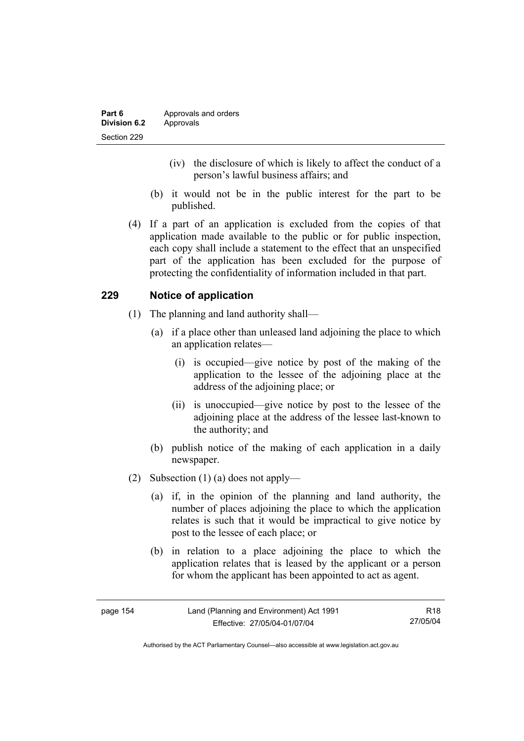(iv) the disclosure of which is likely to affect the conduct of a person's lawful business affairs; and

(b) it would not be in the public interest for the part to be published.

(4) If a part of an application is excluded from the copies of that application made available to the public or for public inspection, each copy shall include a statement to the effect that an unspecified part of the application has been excluded for the purpose of protecting the confidentiality of information included in that part.

## 229 Notice of application

(1) The planning and land authority shall—

(a) if a place other than unleased land adjoining the place to which an application relates—

(i) is occupied—give notice by post of the making of the application to the lessee of the adjoining place at the address of the adjoining place; or

(ii) is unoccupied—give notice by post to the lessee of the adjoining place at the address of the lessee last-known to the authority; and

(b) publish notice of the making of each application in a daily newspaper.

(2) Subsection (1) (a) does not apply—

(a) if, in the opinion of the planning and land authority, the number of places adjoining the place to which the application relates is such that it would be impractical to give notice by post to the lessee of each place; or

(b) in relation to a place adjoining the place to which the application relates that is leased by the applicant or a person for whom the applicant has been appointed to act as agent.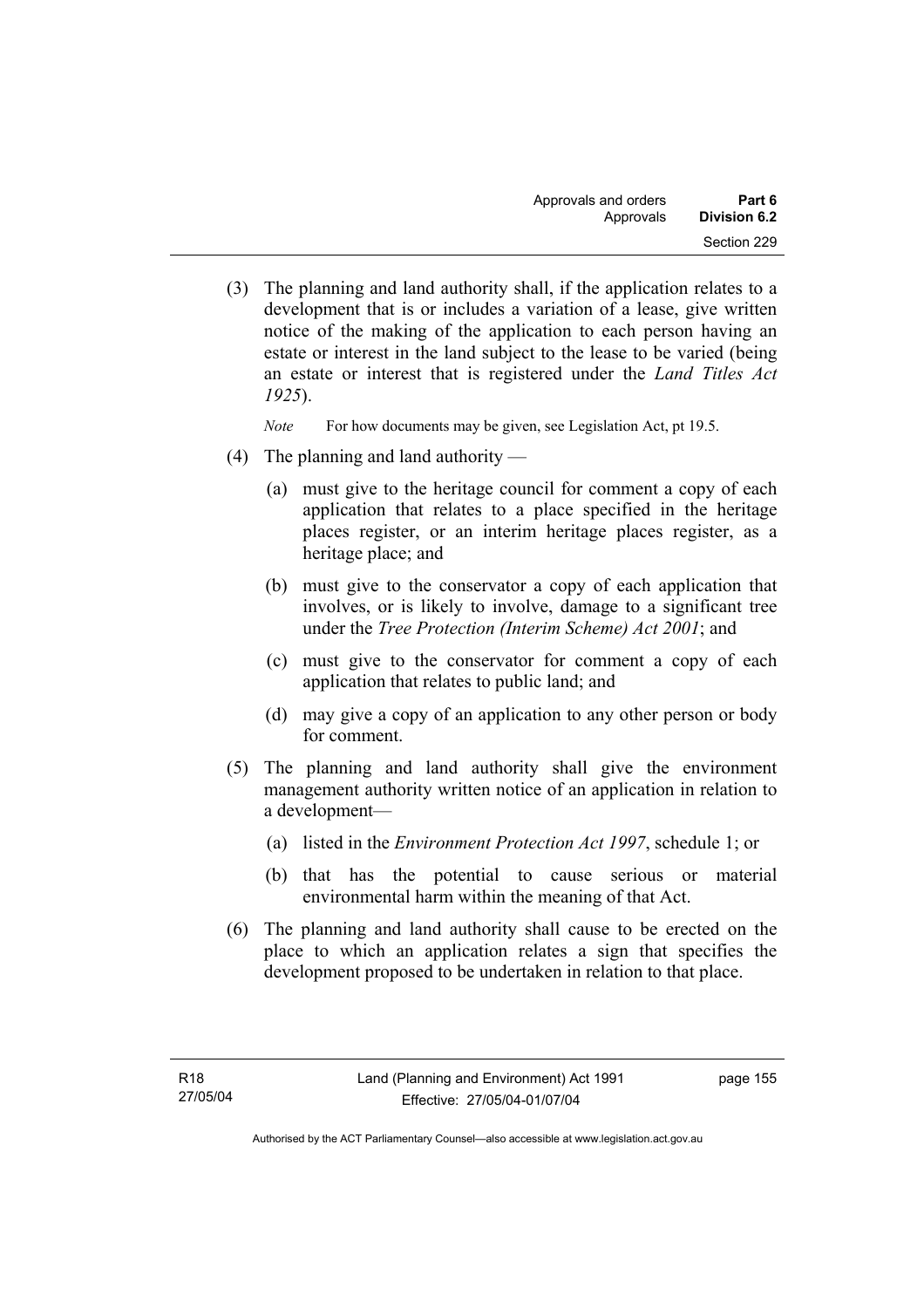(3) The planning and land authority shall, if the application relates to a development that is or includes a variation of a lease, give written notice of the making of the application to each person having an estate or interest in the land subject to the lease to be varied (being an estate or interest that is registered under the *Land Titles Act 1925*).

*Note* For how documents may be given, see Legislation Act, pt 19.5.

(4) The planning and land authority —

(a) must give to the heritage council for comment a copy of each application that relates to a place specified in the heritage places register, or an interim heritage places register, as a heritage place; and

(b) must give to the conservator a copy of each application that involves, or is likely to involve, damage to a significant tree under the *Tree Protection (Interim Scheme) Act 2001*; and

(c) must give to the conservator for comment a copy of each application that relates to public land; and

(d) may give a copy of an application to any other person or body for comment.

(5) The planning and land authority shall give the environment management authority written notice of an application in relation to a development—

(a) listed in the *Environment Protection Act 1997*, schedule 1; or

(b) that has the potential to cause serious or material environmental harm within the meaning of that Act.

(6) The planning and land authority shall cause to be erected on the place to which an application relates a sign that specifies the development proposed to be undertaken in relation to that place.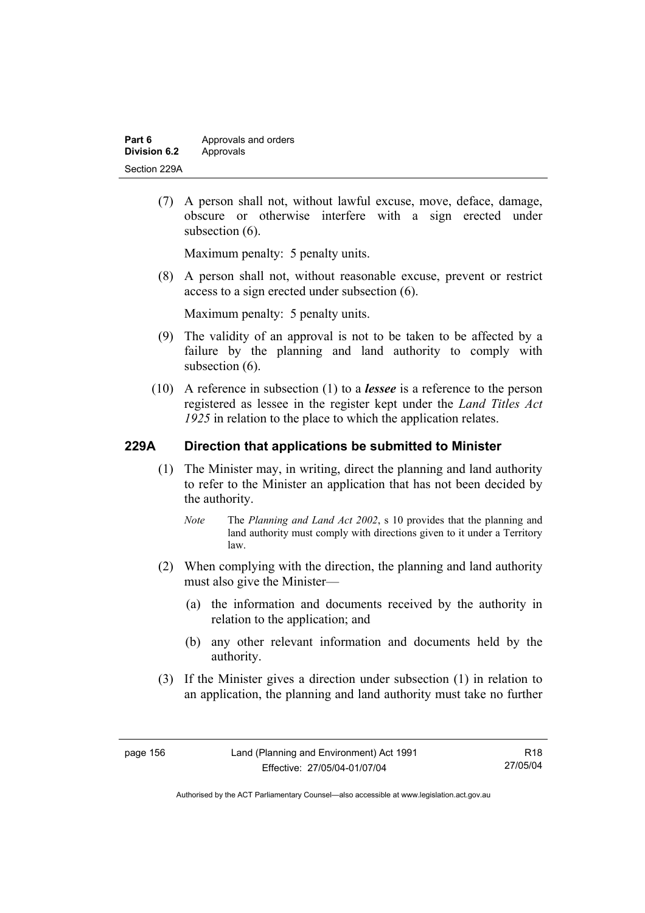(7) A person shall not, without lawful excuse, move, deface, damage, obscure or otherwise interfere with a sign erected under subsection (6).

Maximum penalty: 5 penalty units.

(8) A person shall not, without reasonable excuse, prevent or restrict access to a sign erected under subsection (6).

Maximum penalty: 5 penalty units.

(9) The validity of an approval is not to be taken to be affected by a failure by the planning and land authority to comply with subsection (6).

(10) A reference in subsection (1) to a ***lessee*** is a reference to the person registered as lessee in the register kept under the *Land Titles Act 1925* in relation to the place to which the application relates.

## 229A Direction that applications be submitted to Minister

(1) The Minister may, in writing, direct the planning and land authority to refer to the Minister an application that has not been decided by the authority.

*Note* The *Planning and Land Act 2002*, s 10 provides that the planning and land authority must comply with directions given to it under a Territory law.

(2) When complying with the direction, the planning and land authority must also give the Minister—

(a) the information and documents received by the authority in relation to the application; and

(b) any other relevant information and documents held by the authority.

(3) If the Minister gives a direction under subsection (1) in relation to an application, the planning and land authority must take no further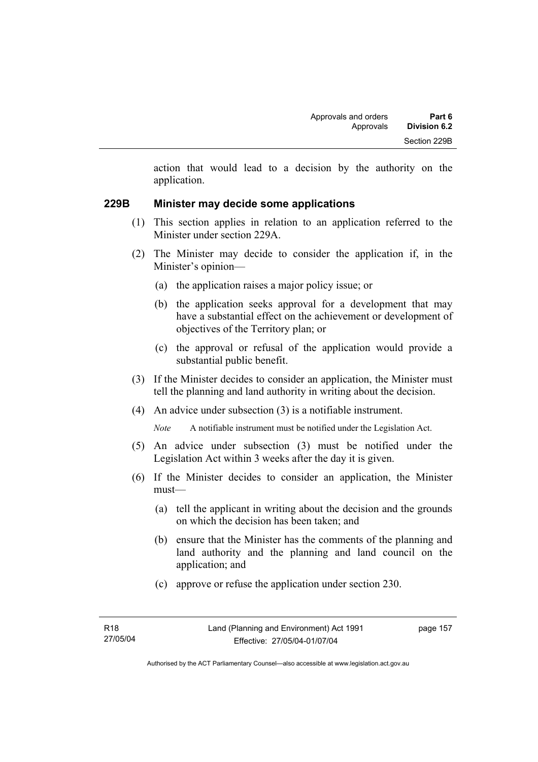action that would lead to a decision by the authority on the application.

### 229B Minister may decide some applications

(1) This section applies in relation to an application referred to the Minister under section 229A.

(2) The Minister may decide to consider the application if, in the Minister's opinion—

(a) the application raises a major policy issue; or

(b) the application seeks approval for a development that may have a substantial effect on the achievement or development of objectives of the Territory plan; or

(c) the approval or refusal of the application would provide a substantial public benefit.

(3) If the Minister decides to consider an application, the Minister must tell the planning and land authority in writing about the decision.

(4) An advice under subsection (3) is a notifiable instrument.

*Note* A notifiable instrument must be notified under the Legislation Act.

(5) An advice under subsection (3) must be notified under the Legislation Act within 3 weeks after the day it is given.

(6) If the Minister decides to consider an application, the Minister must—

(a) tell the applicant in writing about the decision and the grounds on which the decision has been taken; and

(b) ensure that the Minister has the comments of the planning and land authority and the planning and land council on the application; and

(c) approve or refuse the application under section 230.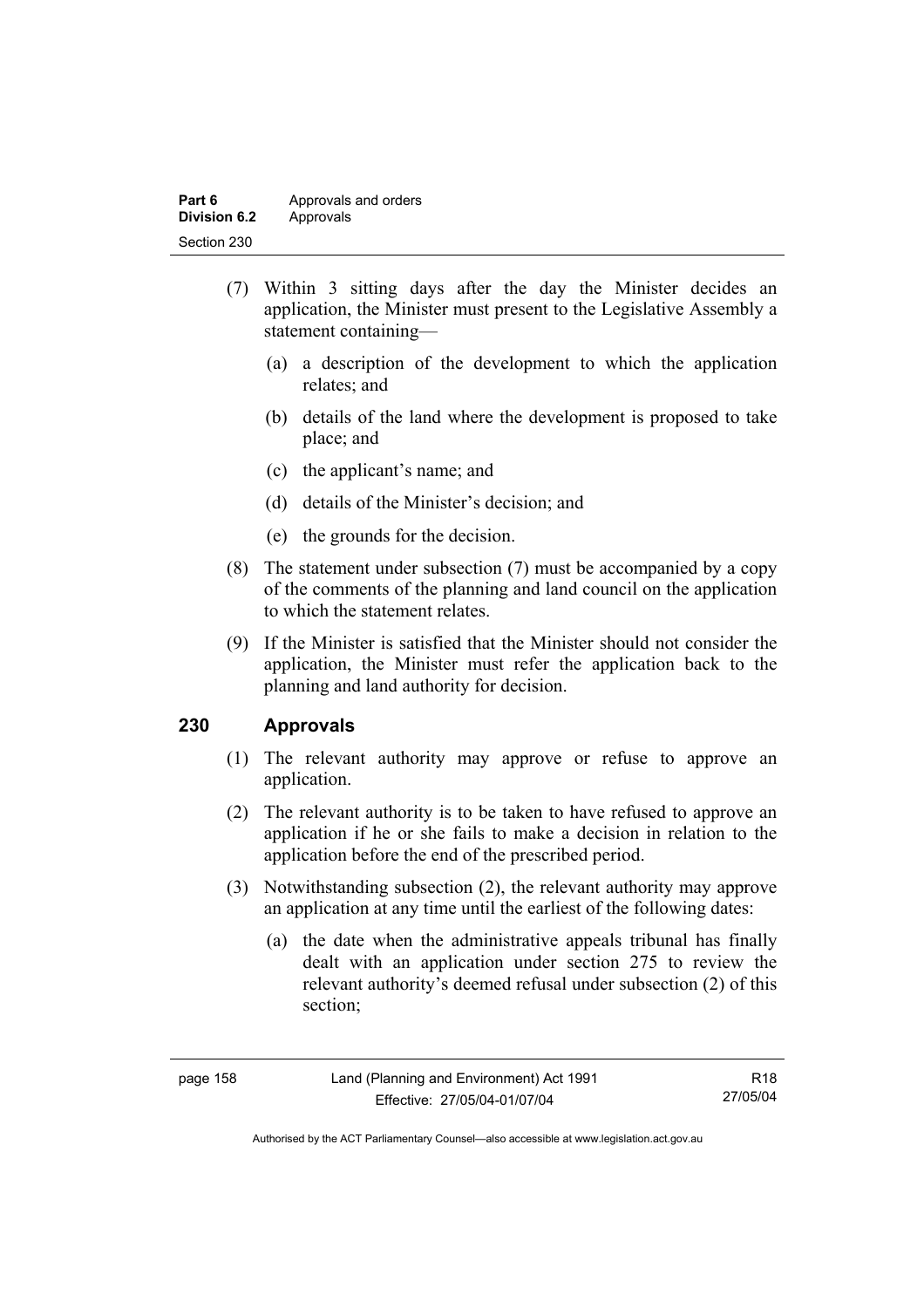(7) Within 3 sitting days after the day the Minister decides an application, the Minister must present to the Legislative Assembly a statement containing—

   (a) a description of the development to which the application relates; and

   (b) details of the land where the development is proposed to take place; and

   (c) the applicant's name; and

   (d) details of the Minister's decision; and

   (e) the grounds for the decision.

(8) The statement under subsection (7) must be accompanied by a copy of the comments of the planning and land council on the application to which the statement relates.

(9) If the Minister is satisfied that the Minister should not consider the application, the Minister must refer the application back to the planning and land authority for decision.

## 230 Approvals

(1) The relevant authority may approve or refuse to approve an application.

(2) The relevant authority is to be taken to have refused to approve an application if he or she fails to make a decision in relation to the application before the end of the prescribed period.

(3) Notwithstanding subsection (2), the relevant authority may approve an application at any time until the earliest of the following dates:

   (a) the date when the administrative appeals tribunal has finally dealt with an application under section 275 to review the relevant authority's deemed refusal under subsection (2) of this section;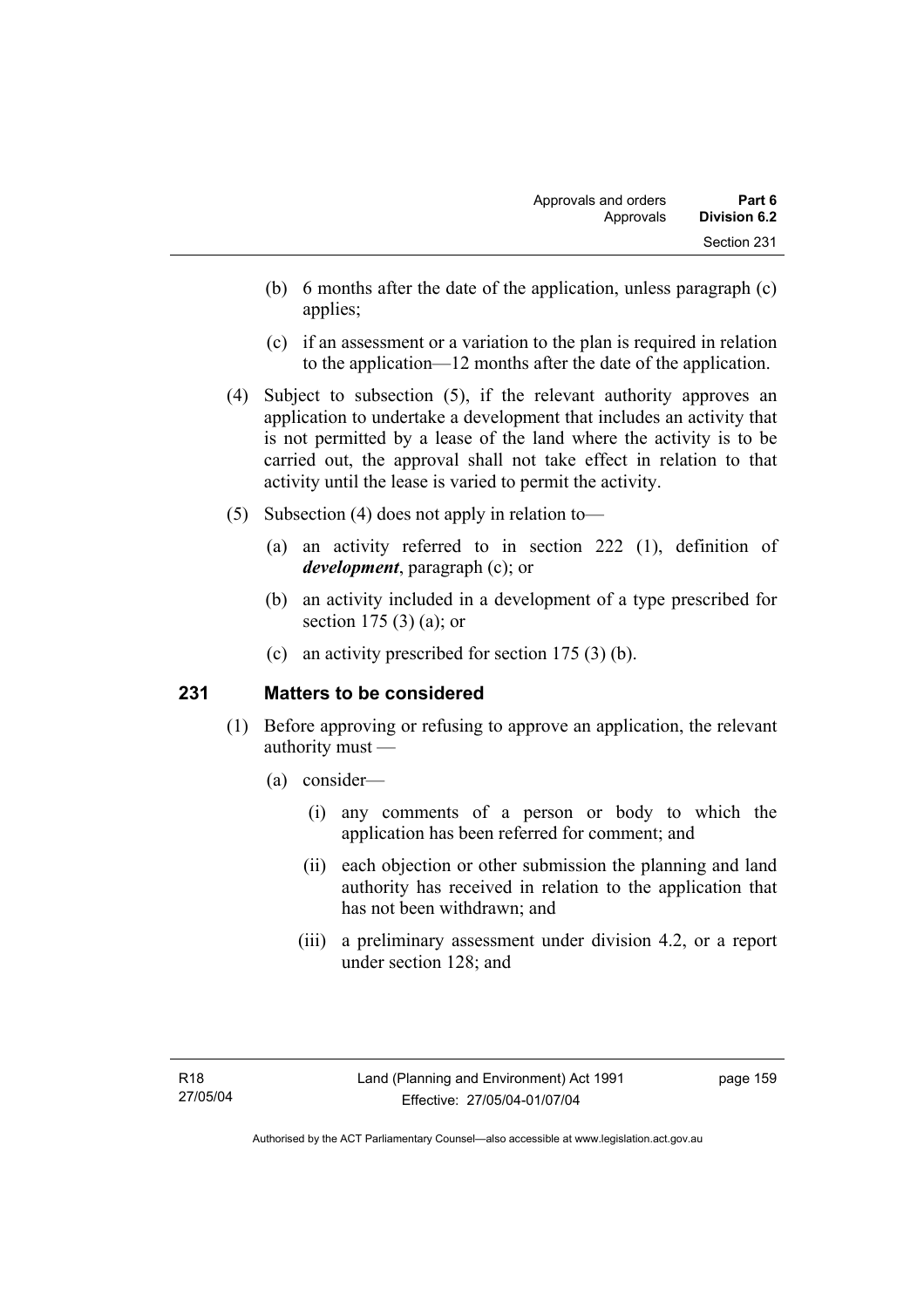(b) 6 months after the date of the application, unless paragraph (c) applies;

(c) if an assessment or a variation to the plan is required in relation to the application—12 months after the date of the application.

(4) Subject to subsection (5), if the relevant authority approves an application to undertake a development that includes an activity that is not permitted by a lease of the land where the activity is to be carried out, the approval shall not take effect in relation to that activity until the lease is varied to permit the activity.

(5) Subsection (4) does not apply in relation to—

(a) an activity referred to in section 222 (1), definition of ***development***, paragraph (c); or

(b) an activity included in a development of a type prescribed for section 175 (3) (a); or

(c) an activity prescribed for section 175 (3) (b).

## 231 Matters to be considered

(1) Before approving or refusing to approve an application, the relevant authority must —

(a) consider—

(i) any comments of a person or body to which the application has been referred for comment; and

(ii) each objection or other submission the planning and land authority has received in relation to the application that has not been withdrawn; and

(iii) a preliminary assessment under division 4.2, or a report under section 128; and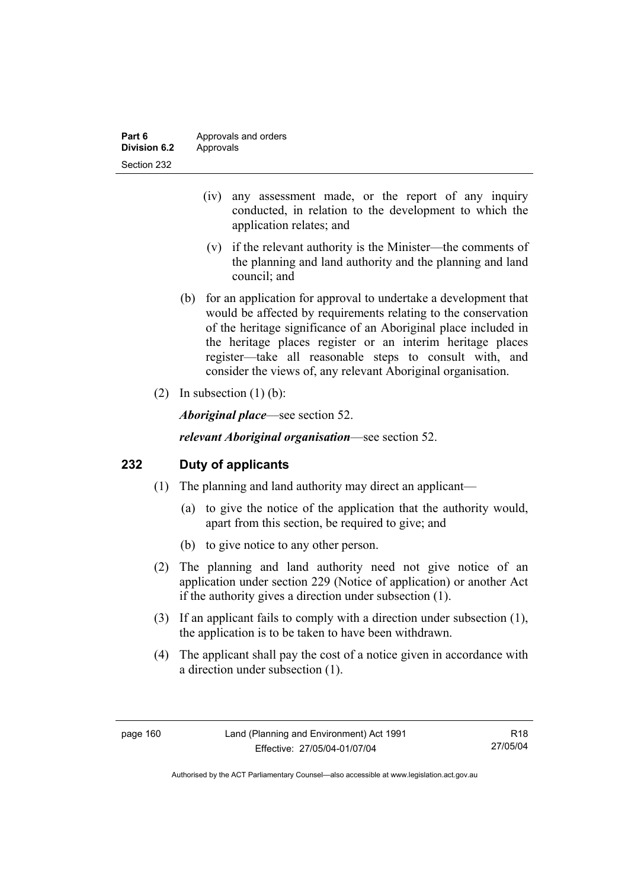(iv) any assessment made, or the report of any inquiry conducted, in relation to the development to which the application relates; and

(v) if the relevant authority is the Minister—the comments of the planning and land authority and the planning and land council; and

(b) for an application for approval to undertake a development that would be affected by requirements relating to the conservation of the heritage significance of an Aboriginal place included in the heritage places register or an interim heritage places register—take all reasonable steps to consult with, and consider the views of, any relevant Aboriginal organisation.

(2) In subsection (1) (b):

***Aboriginal place***—see section 52.

***relevant Aboriginal organisation***—see section 52.

## 232 Duty of applicants

(1) The planning and land authority may direct an applicant—

(a) to give the notice of the application that the authority would, apart from this section, be required to give; and

(b) to give notice to any other person.

(2) The planning and land authority need not give notice of an application under section 229 (Notice of application) or another Act if the authority gives a direction under subsection (1).

(3) If an applicant fails to comply with a direction under subsection (1), the application is to be taken to have been withdrawn.

(4) The applicant shall pay the cost of a notice given in accordance with a direction under subsection (1).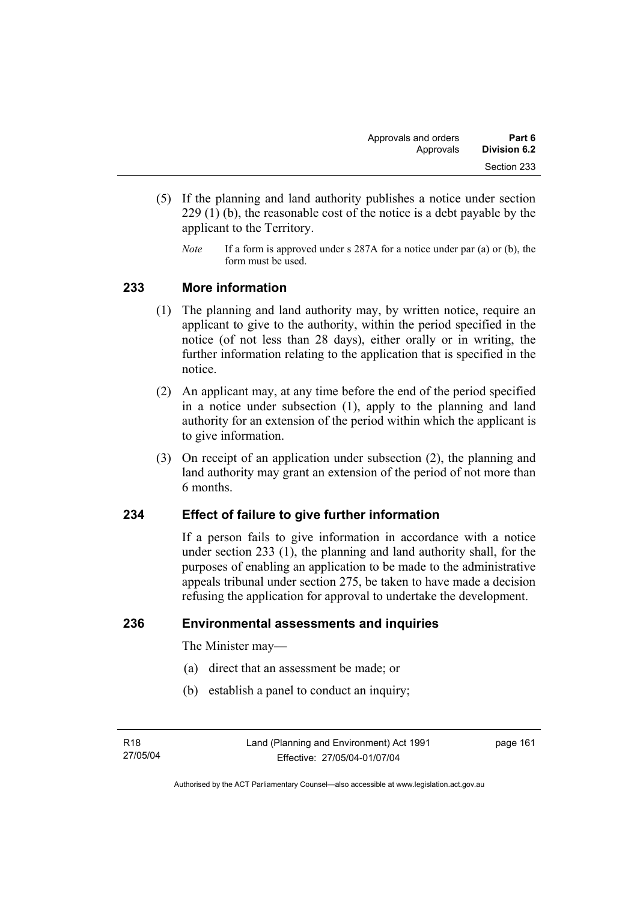(5) If the planning and land authority publishes a notice under section 229 (1) (b), the reasonable cost of the notice is a debt payable by the applicant to the Territory.

*Note* If a form is approved under s 287A for a notice under par (a) or (b), the form must be used.

## 233 More information

(1) The planning and land authority may, by written notice, require an applicant to give to the authority, within the period specified in the notice (of not less than 28 days), either orally or in writing, the further information relating to the application that is specified in the notice.

(2) An applicant may, at any time before the end of the period specified in a notice under subsection (1), apply to the planning and land authority for an extension of the period within which the applicant is to give information.

(3) On receipt of an application under subsection (2), the planning and land authority may grant an extension of the period of not more than 6 months.

## 234 Effect of failure to give further information

If a person fails to give information in accordance with a notice under section 233 (1), the planning and land authority shall, for the purposes of enabling an application to be made to the administrative appeals tribunal under section 275, be taken to have made a decision refusing the application for approval to undertake the development.

## 236 Environmental assessments and inquiries

The Minister may—

(a) direct that an assessment be made; or

(b) establish a panel to conduct an inquiry;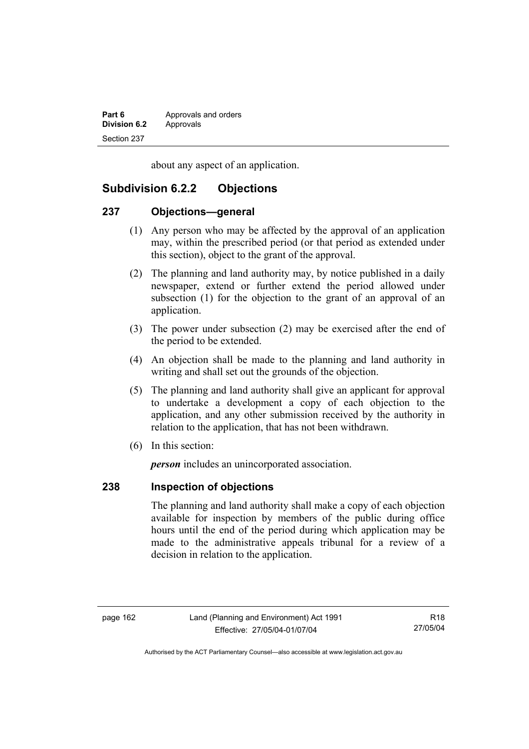about any aspect of an application.

## Subdivision 6.2.2 Objections

### 237 Objections—general

(1) Any person who may be affected by the approval of an application may, within the prescribed period (or that period as extended under this section), object to the grant of the approval.

(2) The planning and land authority may, by notice published in a daily newspaper, extend or further extend the period allowed under subsection (1) for the objection to the grant of an approval of an application.

(3) The power under subsection (2) may be exercised after the end of the period to be extended.

(4) An objection shall be made to the planning and land authority in writing and shall set out the grounds of the objection.

(5) The planning and land authority shall give an applicant for approval to undertake a development a copy of each objection to the application, and any other submission received by the authority in relation to the application, that has not been withdrawn.

(6) In this section:

***person*** includes an unincorporated association.

### 238 Inspection of objections

The planning and land authority shall make a copy of each objection available for inspection by members of the public during office hours until the end of the period during which application may be made to the administrative appeals tribunal for a review of a decision in relation to the application.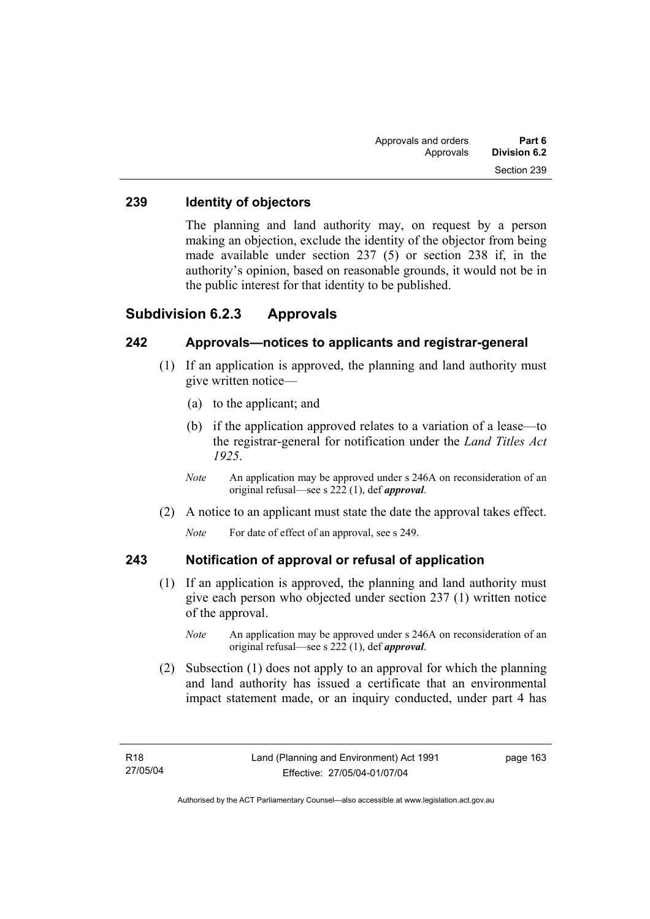## 239 Identity of objectors

The planning and land authority may, on request by a person making an objection, exclude the identity of the objector from being made available under section 237 (5) or section 238 if, in the authority's opinion, based on reasonable grounds, it would not be in the public interest for that identity to be published.

## Subdivision 6.2.3 Approvals

### 242 Approvals—notices to applicants and registrar-general

(1) If an application is approved, the planning and land authority must give written notice—

(a) to the applicant; and

(b) if the application approved relates to a variation of a lease—to the registrar-general for notification under the *Land Titles Act 1925*.

*Note* An application may be approved under s 246A on reconsideration of an original refusal—see s 222 (1), def ***approval***.

(2) A notice to an applicant must state the date the approval takes effect.

*Note* For date of effect of an approval, see s 249.

### 243 Notification of approval or refusal of application

(1) If an application is approved, the planning and land authority must give each person who objected under section 237 (1) written notice of the approval.

*Note* An application may be approved under s 246A on reconsideration of an original refusal—see s 222 (1), def ***approval***.

(2) Subsection (1) does not apply to an approval for which the planning and land authority has issued a certificate that an environmental impact statement made, or an inquiry conducted, under part 4 has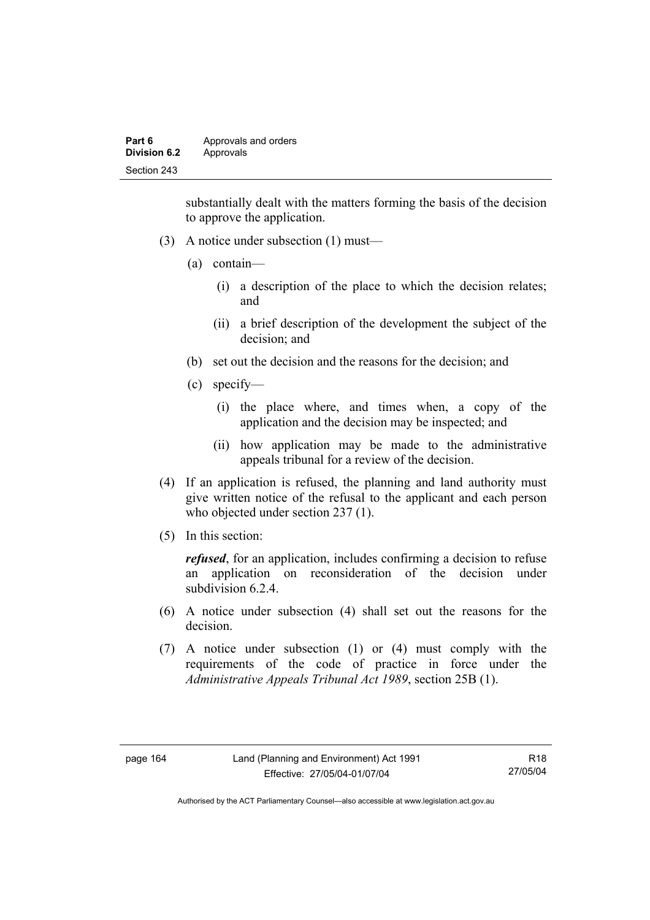substantially dealt with the matters forming the basis of the decision to approve the application.

(3) A notice under subsection (1) must—

(a) contain—

(i) a description of the place to which the decision relates; and

(ii) a brief description of the development the subject of the decision; and

(b) set out the decision and the reasons for the decision; and

(c) specify—

(i) the place where, and times when, a copy of the application and the decision may be inspected; and

(ii) how application may be made to the administrative appeals tribunal for a review of the decision.

(4) If an application is refused, the planning and land authority must give written notice of the refusal to the applicant and each person who objected under section 237 (1).

(5) In this section:

***refused***, for an application, includes confirming a decision to refuse an application on reconsideration of the decision under subdivision 6.2.4.

(6) A notice under subsection (4) shall set out the reasons for the decision.

(7) A notice under subsection (1) or (4) must comply with the requirements of the code of practice in force under the *Administrative Appeals Tribunal Act 1989*, section 25B (1).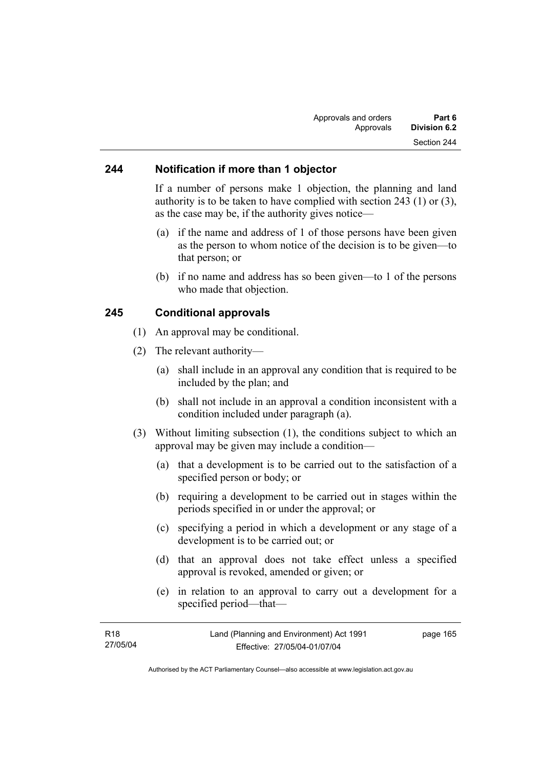### 244 Notification if more than 1 objector

If a number of persons make 1 objection, the planning and land authority is to be taken to have complied with section 243 (1) or (3), as the case may be, if the authority gives notice—

(a) if the name and address of 1 of those persons have been given as the person to whom notice of the decision is to be given—to that person; or

(b) if no name and address has so been given—to 1 of the persons who made that objection.

### 245 Conditional approvals

(1) An approval may be conditional.

(2) The relevant authority—

(a) shall include in an approval any condition that is required to be included by the plan; and

(b) shall not include in an approval a condition inconsistent with a condition included under paragraph (a).

(3) Without limiting subsection (1), the conditions subject to which an approval may be given may include a condition—

(a) that a development is to be carried out to the satisfaction of a specified person or body; or

(b) requiring a development to be carried out in stages within the periods specified in or under the approval; or

(c) specifying a period in which a development or any stage of a development is to be carried out; or

(d) that an approval does not take effect unless a specified approval is revoked, amended or given; or

(e) in relation to an approval to carry out a development for a specified period—that—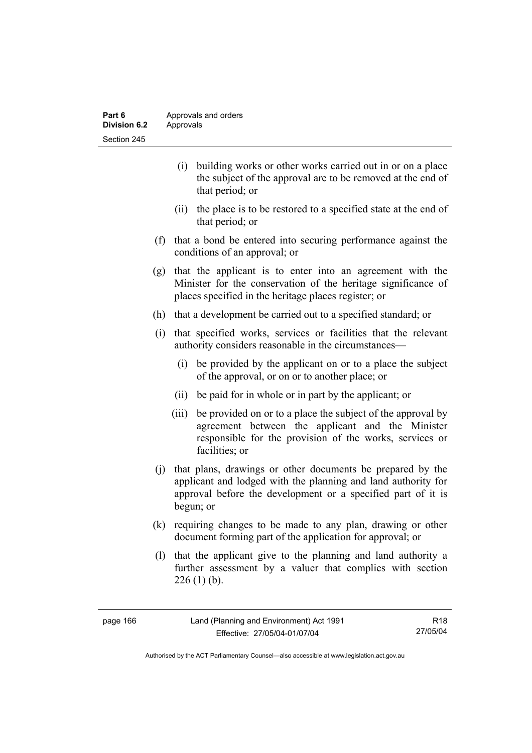(i) building works or other works carried out in or on a place the subject of the approval are to be removed at the end of that period; or

(ii) the place is to be restored to a specified state at the end of that period; or

(f) that a bond be entered into securing performance against the conditions of an approval; or

(g) that the applicant is to enter into an agreement with the Minister for the conservation of the heritage significance of places specified in the heritage places register; or

(h) that a development be carried out to a specified standard; or

(i) that specified works, services or facilities that the relevant authority considers reasonable in the circumstances—

(i) be provided by the applicant on or to a place the subject of the approval, or on or to another place; or

(ii) be paid for in whole or in part by the applicant; or

(iii) be provided on or to a place the subject of the approval by agreement between the applicant and the Minister responsible for the provision of the works, services or facilities; or

(j) that plans, drawings or other documents be prepared by the applicant and lodged with the planning and land authority for approval before the development or a specified part of it is begun; or

(k) requiring changes to be made to any plan, drawing or other document forming part of the application for approval; or

(l) that the applicant give to the planning and land authority a further assessment by a valuer that complies with section 226 (1) (b).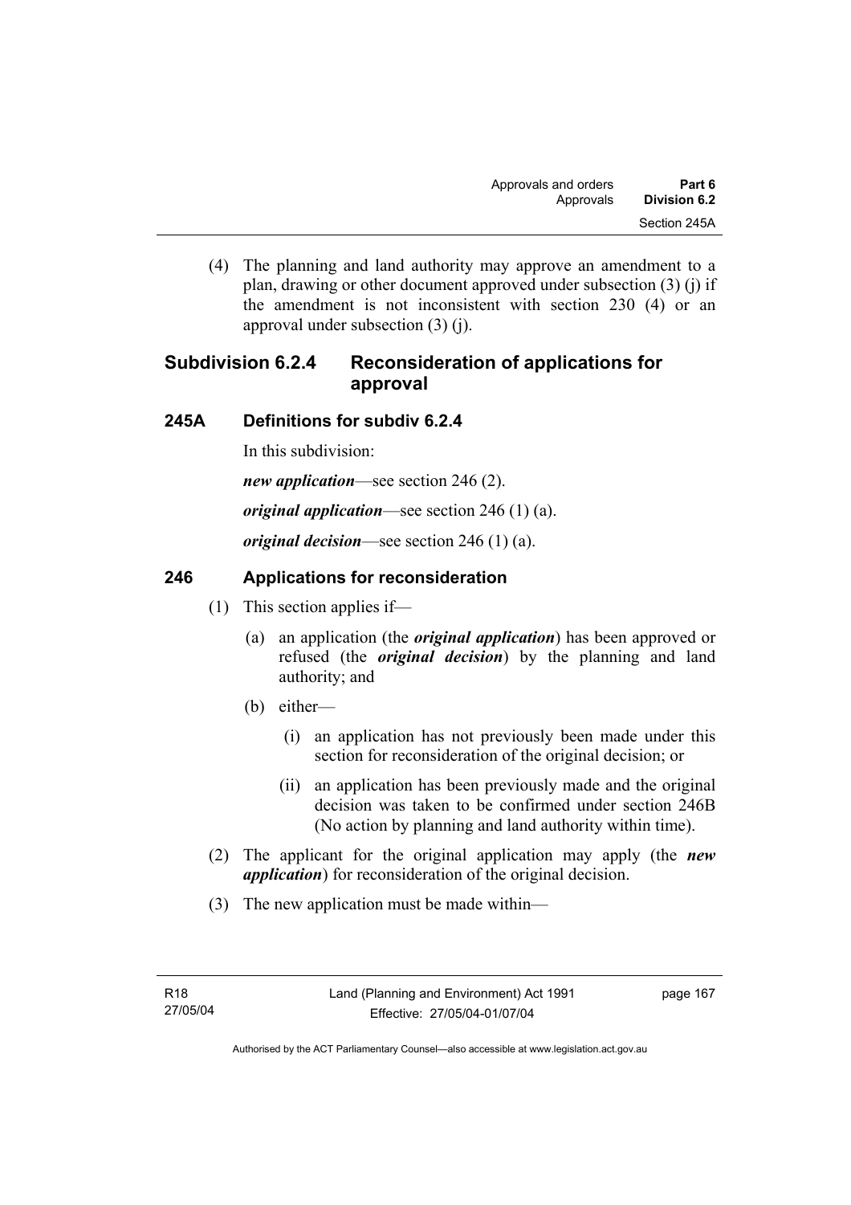(4) The planning and land authority may approve an amendment to a plan, drawing or other document approved under subsection (3) (j) if the amendment is not inconsistent with section 230 (4) or an approval under subsection (3) (j).

## Subdivision 6.2.4 Reconsideration of applications for approval

### 245A Definitions for subdiv 6.2.4

In this subdivision:

***new application***—see section 246 (2).

***original application***—see section 246 (1) (a).

***original decision***—see section 246 (1) (a).

### 246 Applications for reconsideration

(1) This section applies if—

(a) an application (the ***original application***) has been approved or refused (the ***original decision***) by the planning and land authority; and

(b) either—

(i) an application has not previously been made under this section for reconsideration of the original decision; or

(ii) an application has been previously made and the original decision was taken to be confirmed under section 246B (No action by planning and land authority within time).

(2) The applicant for the original application may apply (the ***new application***) for reconsideration of the original decision.

(3) The new application must be made within—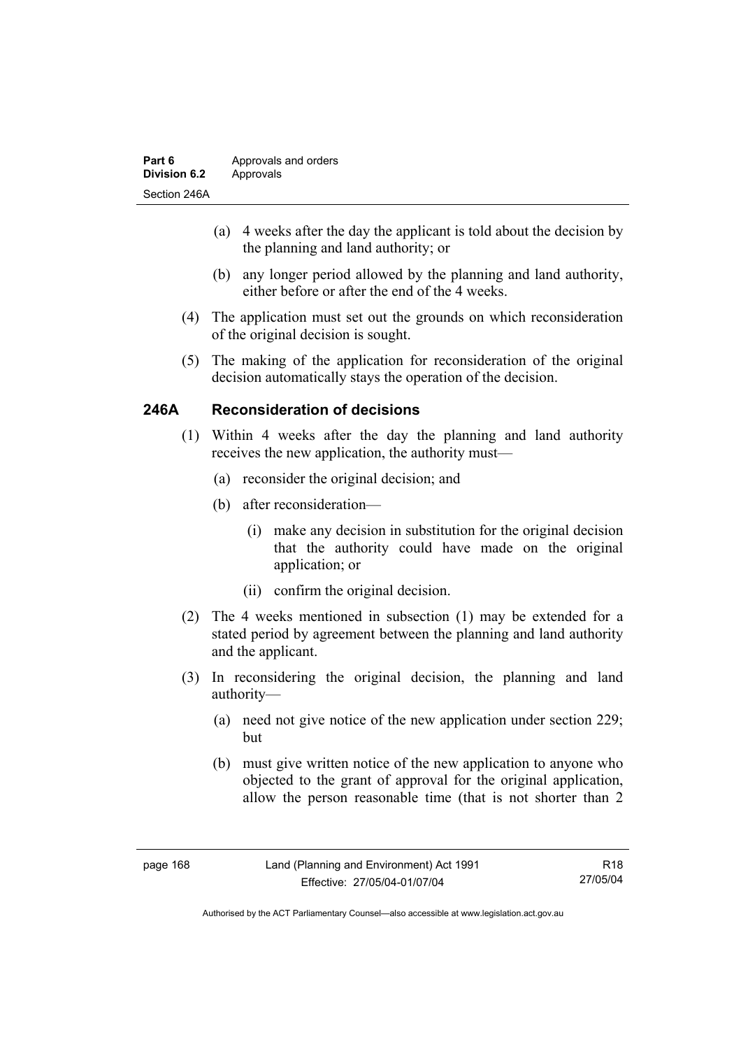(a) 4 weeks after the day the applicant is told about the decision by the planning and land authority; or

(b) any longer period allowed by the planning and land authority, either before or after the end of the 4 weeks.

(4) The application must set out the grounds on which reconsideration of the original decision is sought.

(5) The making of the application for reconsideration of the original decision automatically stays the operation of the decision.

## 246A Reconsideration of decisions

(1) Within 4 weeks after the day the planning and land authority receives the new application, the authority must—

(a) reconsider the original decision; and

(b) after reconsideration—

(i) make any decision in substitution for the original decision that the authority could have made on the original application; or

(ii) confirm the original decision.

(2) The 4 weeks mentioned in subsection (1) may be extended for a stated period by agreement between the planning and land authority and the applicant.

(3) In reconsidering the original decision, the planning and land authority—

(a) need not give notice of the new application under section 229; but

(b) must give written notice of the new application to anyone who objected to the grant of approval for the original application, allow the person reasonable time (that is not shorter than 2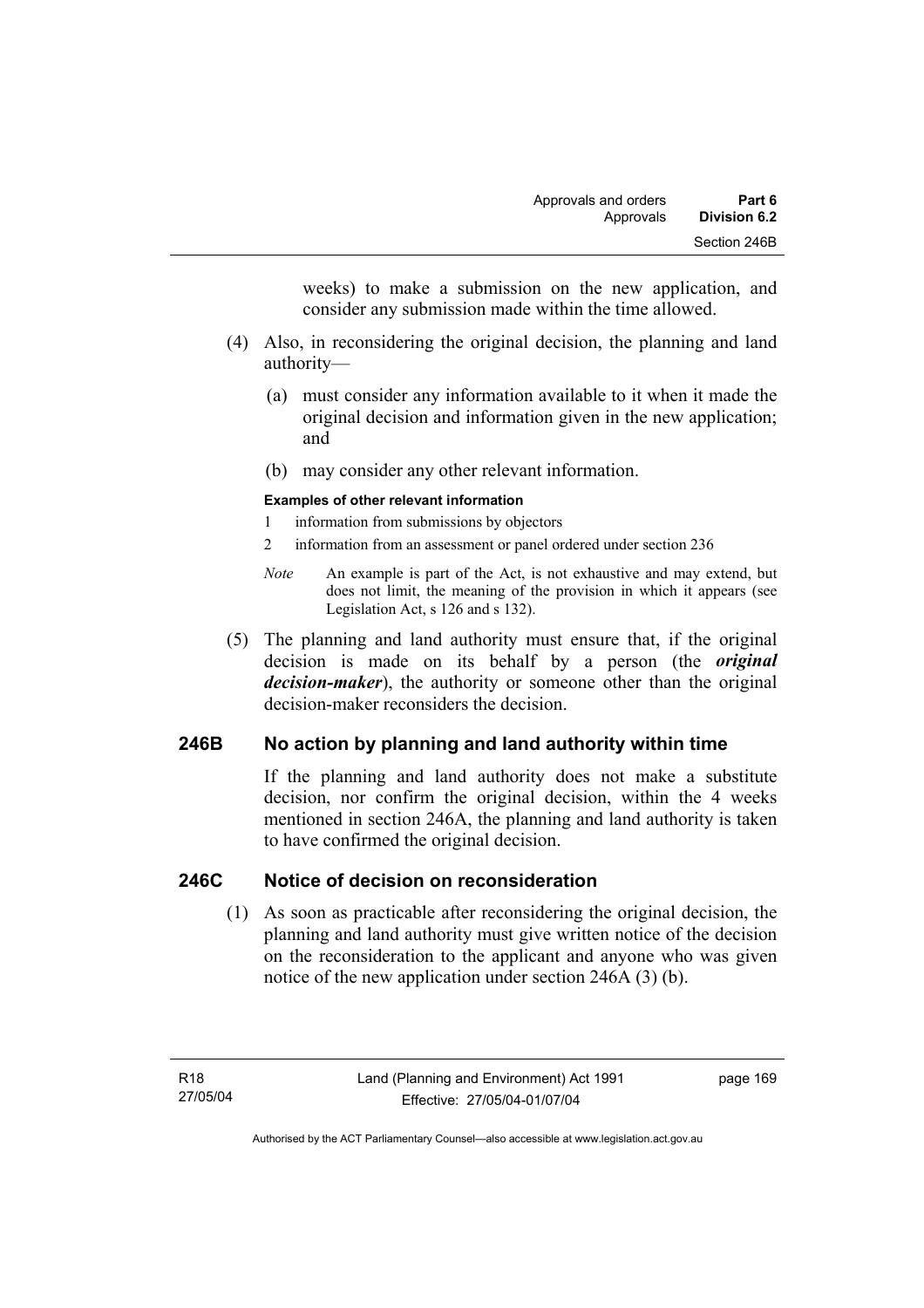weeks) to make a submission on the new application, and consider any submission made within the time allowed.

(4) Also, in reconsidering the original decision, the planning and land authority—

(a) must consider any information available to it when it made the original decision and information given in the new application; and

(b) may consider any other relevant information.

**Examples of other relevant information**

1 information from submissions by objectors

2 information from an assessment or panel ordered under section 236

*Note* An example is part of the Act, is not exhaustive and may extend, but does not limit, the meaning of the provision in which it appears (see Legislation Act, s 126 and s 132).

(5) The planning and land authority must ensure that, if the original decision is made on its behalf by a person (the ***original decision-maker***), the authority or someone other than the original decision-maker reconsiders the decision.

## 246B No action by planning and land authority within time

If the planning and land authority does not make a substitute decision, nor confirm the original decision, within the 4 weeks mentioned in section 246A, the planning and land authority is taken to have confirmed the original decision.

## 246C Notice of decision on reconsideration

(1) As soon as practicable after reconsidering the original decision, the planning and land authority must give written notice of the decision on the reconsideration to the applicant and anyone who was given notice of the new application under section 246A (3) (b).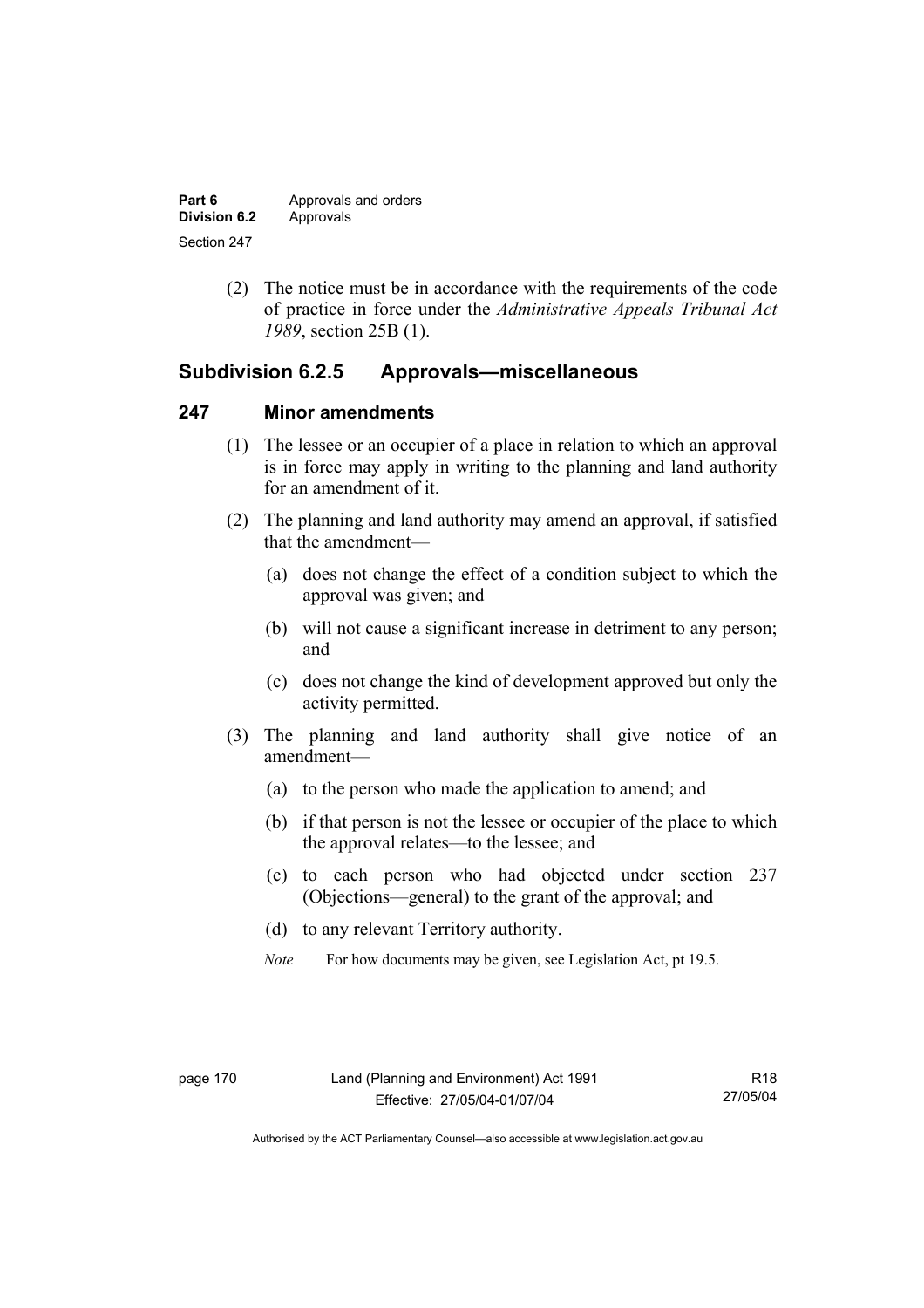(2) The notice must be in accordance with the requirements of the code of practice in force under the *Administrative Appeals Tribunal Act 1989*, section 25B (1).

## Subdivision 6.2.5 Approvals—miscellaneous

### 247 Minor amendments

(1) The lessee or an occupier of a place in relation to which an approval is in force may apply in writing to the planning and land authority for an amendment of it.

(2) The planning and land authority may amend an approval, if satisfied that the amendment—

(a) does not change the effect of a condition subject to which the approval was given; and

(b) will not cause a significant increase in detriment to any person; and

(c) does not change the kind of development approved but only the activity permitted.

(3) The planning and land authority shall give notice of an amendment—

(a) to the person who made the application to amend; and

(b) if that person is not the lessee or occupier of the place to which the approval relates—to the lessee; and

(c) to each person who had objected under section 237 (Objections—general) to the grant of the approval; and

(d) to any relevant Territory authority.

*Note* For how documents may be given, see Legislation Act, pt 19.5.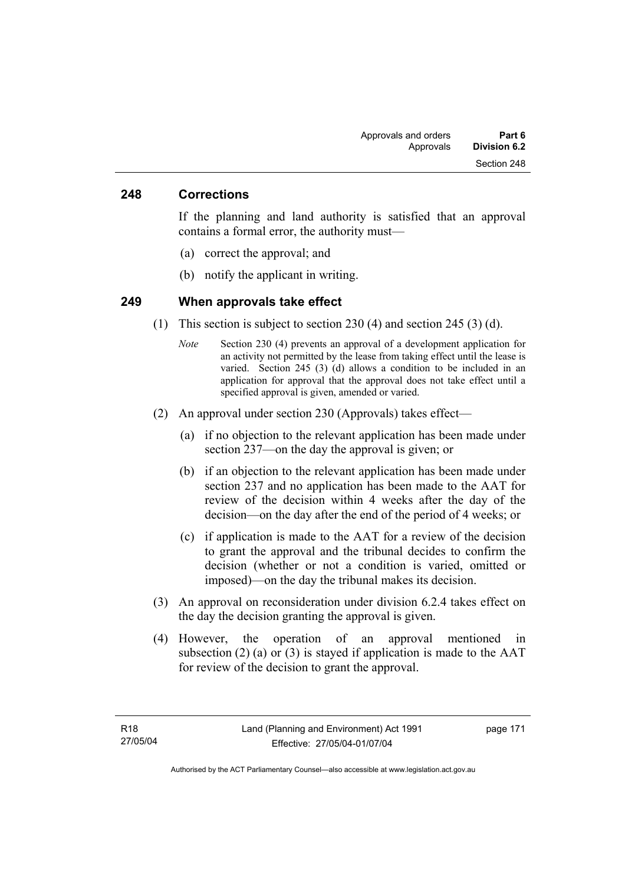## 248 Corrections

If the planning and land authority is satisfied that an approval contains a formal error, the authority must—

(a) correct the approval; and

(b) notify the applicant in writing.

## 249 When approvals take effect

(1) This section is subject to section 230 (4) and section 245 (3) (d).

*Note* Section 230 (4) prevents an approval of a development application for an activity not permitted by the lease from taking effect until the lease is varied. Section 245 (3) (d) allows a condition to be included in an application for approval that the approval does not take effect until a specified approval is given, amended or varied.

(2) An approval under section 230 (Approvals) takes effect—

(a) if no objection to the relevant application has been made under section 237—on the day the approval is given; or

(b) if an objection to the relevant application has been made under section 237 and no application has been made to the AAT for review of the decision within 4 weeks after the day of the decision—on the day after the end of the period of 4 weeks; or

(c) if application is made to the AAT for a review of the decision to grant the approval and the tribunal decides to confirm the decision (whether or not a condition is varied, omitted or imposed)—on the day the tribunal makes its decision.

(3) An approval on reconsideration under division 6.2.4 takes effect on the day the decision granting the approval is given.

(4) However, the operation of an approval mentioned in subsection (2) (a) or (3) is stayed if application is made to the AAT for review of the decision to grant the approval.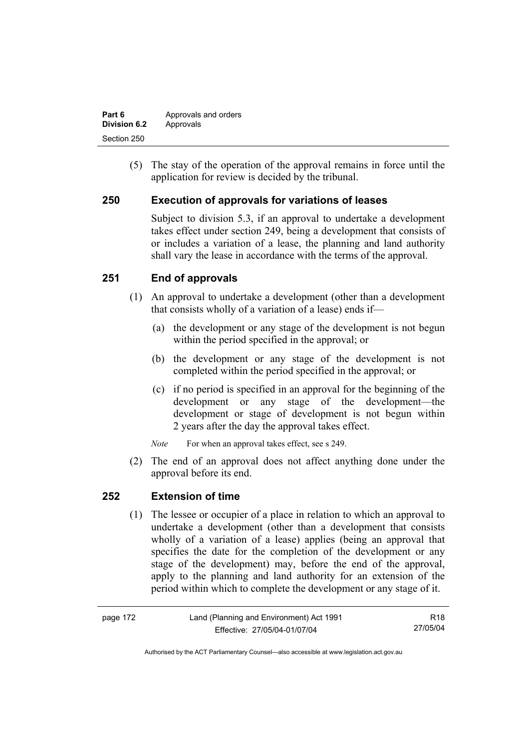(5) The stay of the operation of the approval remains in force until the application for review is decided by the tribunal.

## 250 Execution of approvals for variations of leases

Subject to division 5.3, if an approval to undertake a development takes effect under section 249, being a development that consists of or includes a variation of a lease, the planning and land authority shall vary the lease in accordance with the terms of the approval.

## 251 End of approvals

(1) An approval to undertake a development (other than a development that consists wholly of a variation of a lease) ends if—

(a) the development or any stage of the development is not begun within the period specified in the approval; or

(b) the development or any stage of the development is not completed within the period specified in the approval; or

(c) if no period is specified in an approval for the beginning of the development or any stage of the development—the development or stage of development is not begun within 2 years after the day the approval takes effect.

*Note* For when an approval takes effect, see s 249.

(2) The end of an approval does not affect anything done under the approval before its end.

## 252 Extension of time

(1) The lessee or occupier of a place in relation to which an approval to undertake a development (other than a development that consists wholly of a variation of a lease) applies (being an approval that specifies the date for the completion of the development or any stage of the development) may, before the end of the approval, apply to the planning and land authority for an extension of the period within which to complete the development or any stage of it.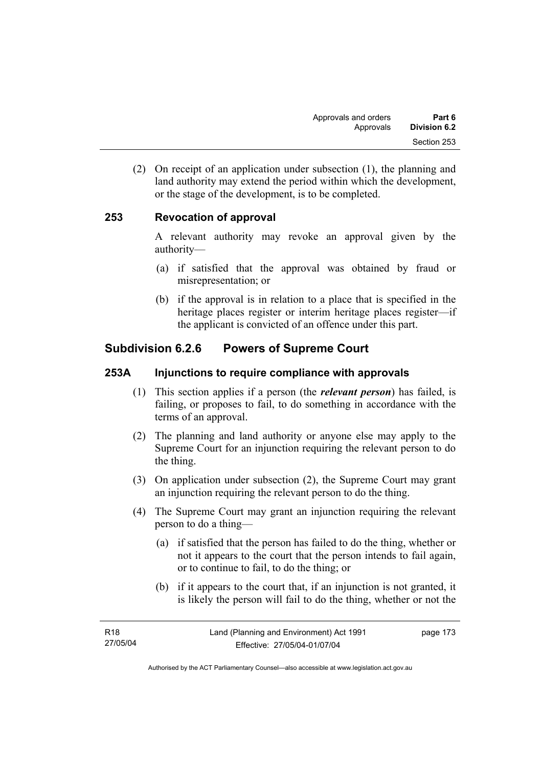(2) On receipt of an application under subsection (1), the planning and land authority may extend the period within which the development, or the stage of the development, is to be completed.

### 253 Revocation of approval

A relevant authority may revoke an approval given by the authority—

(a) if satisfied that the approval was obtained by fraud or misrepresentation; or

(b) if the approval is in relation to a place that is specified in the heritage places register or interim heritage places register—if the applicant is convicted of an offence under this part.

## Subdivision 6.2.6 Powers of Supreme Court

### 253A Injunctions to require compliance with approvals

(1) This section applies if a person (the ***relevant person***) has failed, is failing, or proposes to fail, to do something in accordance with the terms of an approval.

(2) The planning and land authority or anyone else may apply to the Supreme Court for an injunction requiring the relevant person to do the thing.

(3) On application under subsection (2), the Supreme Court may grant an injunction requiring the relevant person to do the thing.

(4) The Supreme Court may grant an injunction requiring the relevant person to do a thing—

(a) if satisfied that the person has failed to do the thing, whether or not it appears to the court that the person intends to fail again, or to continue to fail, to do the thing; or

(b) if it appears to the court that, if an injunction is not granted, it is likely the person will fail to do the thing, whether or not the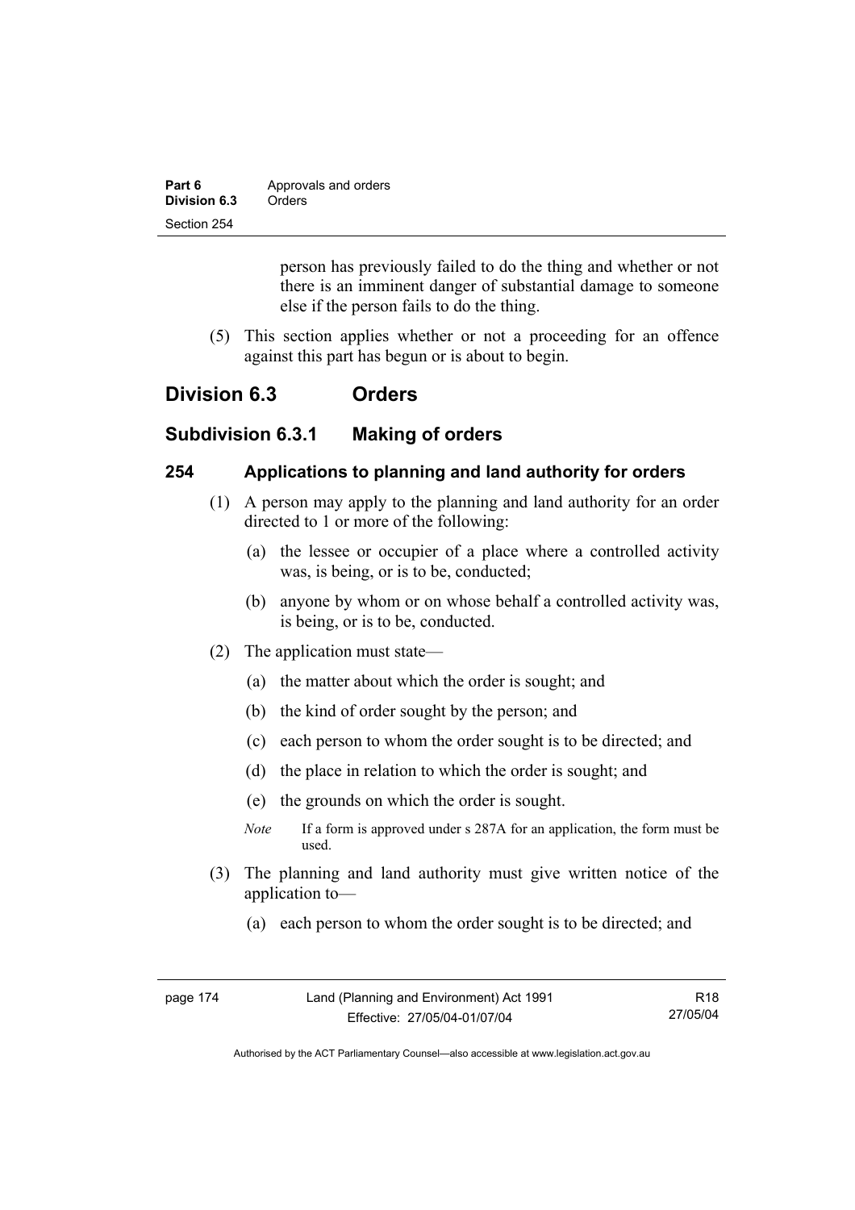person has previously failed to do the thing and whether or not there is an imminent danger of substantial damage to someone else if the person fails to do the thing.

(5) This section applies whether or not a proceeding for an offence against this part has begun or is about to begin.

## Division 6.3 Orders

### Subdivision 6.3.1 Making of orders

#### 254 Applications to planning and land authority for orders

(1) A person may apply to the planning and land authority for an order directed to 1 or more of the following:

(a) the lessee or occupier of a place where a controlled activity was, is being, or is to be, conducted;

(b) anyone by whom or on whose behalf a controlled activity was, is being, or is to be, conducted.

(2) The application must state—

(a) the matter about which the order is sought; and

(b) the kind of order sought by the person; and

(c) each person to whom the order sought is to be directed; and

(d) the place in relation to which the order is sought; and

(e) the grounds on which the order is sought.

*Note* If a form is approved under s 287A for an application, the form must be used.

(3) The planning and land authority must give written notice of the application to—

(a) each person to whom the order sought is to be directed; and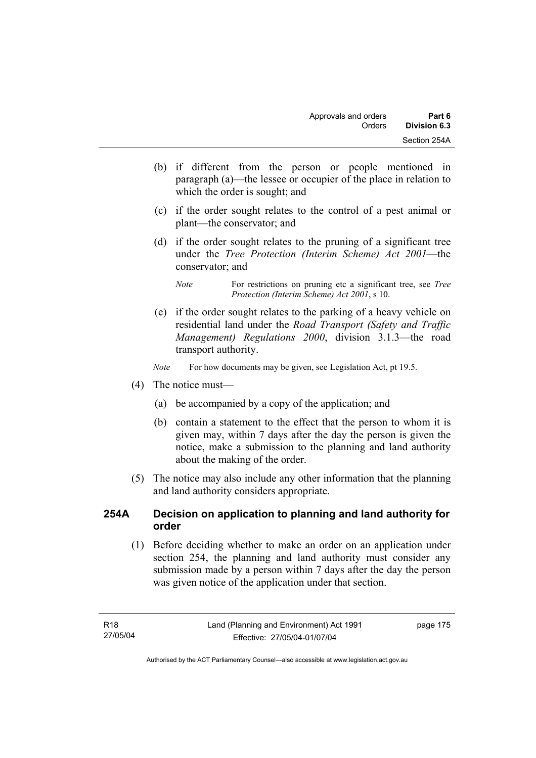(b) if different from the person or people mentioned in paragraph (a)—the lessee or occupier of the place in relation to which the order is sought; and

(c) if the order sought relates to the control of a pest animal or plant—the conservator; and

(d) if the order sought relates to the pruning of a significant tree under the *Tree Protection (Interim Scheme) Act 2001*—the conservator; and

*Note* For restrictions on pruning etc a significant tree, see *Tree Protection (Interim Scheme) Act 2001*, s 10.

(e) if the order sought relates to the parking of a heavy vehicle on residential land under the *Road Transport (Safety and Traffic Management) Regulations 2000*, division 3.1.3—the road transport authority.

*Note* For how documents may be given, see Legislation Act, pt 19.5.

(4) The notice must—

(a) be accompanied by a copy of the application; and

(b) contain a statement to the effect that the person to whom it is given may, within 7 days after the day the person is given the notice, make a submission to the planning and land authority about the making of the order.

(5) The notice may also include any other information that the planning and land authority considers appropriate.

### 254A Decision on application to planning and land authority for order

(1) Before deciding whether to make an order on an application under section 254, the planning and land authority must consider any submission made by a person within 7 days after the day the person was given notice of the application under that section.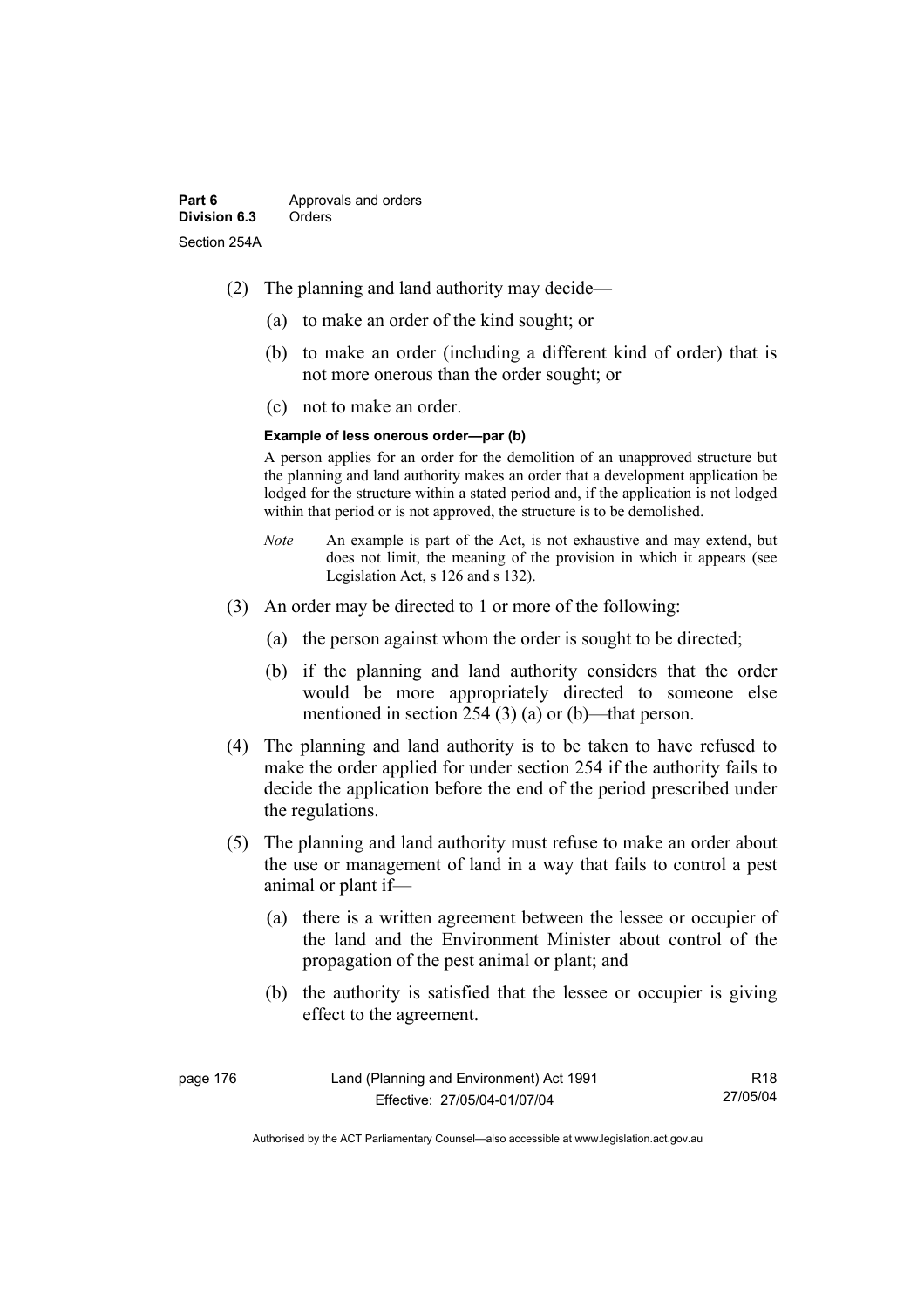(2) The planning and land authority may decide—

(a) to make an order of the kind sought; or

(b) to make an order (including a different kind of order) that is not more onerous than the order sought; or

(c) not to make an order.

**Example of less onerous order—par (b)**

A person applies for an order for the demolition of an unapproved structure but the planning and land authority makes an order that a development application be lodged for the structure within a stated period and, if the application is not lodged within that period or is not approved, the structure is to be demolished.

*Note* An example is part of the Act, is not exhaustive and may extend, but does not limit, the meaning of the provision in which it appears (see Legislation Act, s 126 and s 132).

(3) An order may be directed to 1 or more of the following:

(a) the person against whom the order is sought to be directed;

(b) if the planning and land authority considers that the order would be more appropriately directed to someone else mentioned in section 254 (3) (a) or (b)—that person.

(4) The planning and land authority is to be taken to have refused to make the order applied for under section 254 if the authority fails to decide the application before the end of the period prescribed under the regulations.

(5) The planning and land authority must refuse to make an order about the use or management of land in a way that fails to control a pest animal or plant if—

(a) there is a written agreement between the lessee or occupier of the land and the Environment Minister about control of the propagation of the pest animal or plant; and

(b) the authority is satisfied that the lessee or occupier is giving effect to the agreement.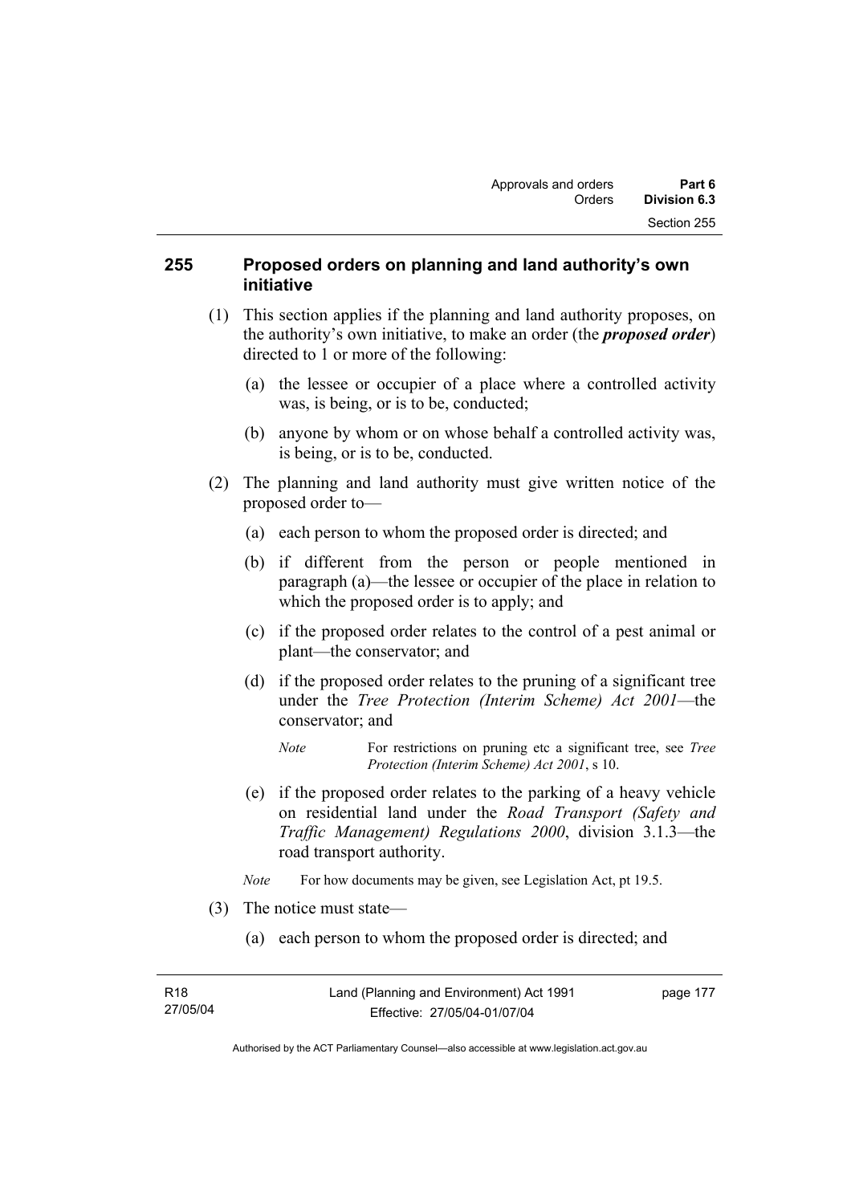## 255 Proposed orders on planning and land authority's own initiative

(1) This section applies if the planning and land authority proposes, on the authority's own initiative, to make an order (the ***proposed order***) directed to 1 or more of the following:

(a) the lessee or occupier of a place where a controlled activity was, is being, or is to be, conducted;

(b) anyone by whom or on whose behalf a controlled activity was, is being, or is to be, conducted.

(2) The planning and land authority must give written notice of the proposed order to—

(a) each person to whom the proposed order is directed; and

(b) if different from the person or people mentioned in paragraph (a)—the lessee or occupier of the place in relation to which the proposed order is to apply; and

(c) if the proposed order relates to the control of a pest animal or plant—the conservator; and

(d) if the proposed order relates to the pruning of a significant tree under the *Tree Protection (Interim Scheme) Act 2001*—the conservator; and

*Note* For restrictions on pruning etc a significant tree, see *Tree Protection (Interim Scheme) Act 2001*, s 10.

(e) if the proposed order relates to the parking of a heavy vehicle on residential land under the *Road Transport (Safety and Traffic Management) Regulations 2000*, division 3.1.3—the road transport authority.

*Note* For how documents may be given, see Legislation Act, pt 19.5.

(3) The notice must state—

(a) each person to whom the proposed order is directed; and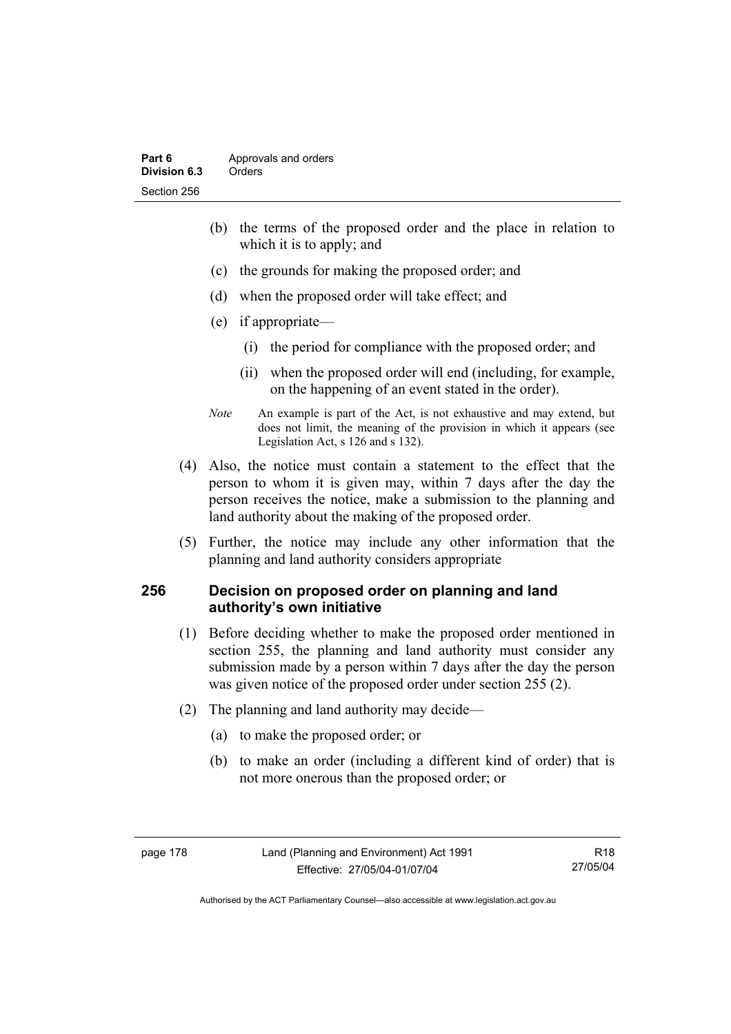(b) the terms of the proposed order and the place in relation to which it is to apply; and

(c) the grounds for making the proposed order; and

(d) when the proposed order will take effect; and

(e) if appropriate—

(i) the period for compliance with the proposed order; and

(ii) when the proposed order will end (including, for example, on the happening of an event stated in the order).

*Note* An example is part of the Act, is not exhaustive and may extend, but does not limit, the meaning of the provision in which it appears (see Legislation Act, s 126 and s 132).

(4) Also, the notice must contain a statement to the effect that the person to whom it is given may, within 7 days after the day the person receives the notice, make a submission to the planning and land authority about the making of the proposed order.

(5) Further, the notice may include any other information that the planning and land authority considers appropriate

## 256 Decision on proposed order on planning and land authority's own initiative

(1) Before deciding whether to make the proposed order mentioned in section 255, the planning and land authority must consider any submission made by a person within 7 days after the day the person was given notice of the proposed order under section 255 (2).

(2) The planning and land authority may decide—

(a) to make the proposed order; or

(b) to make an order (including a different kind of order) that is not more onerous than the proposed order; or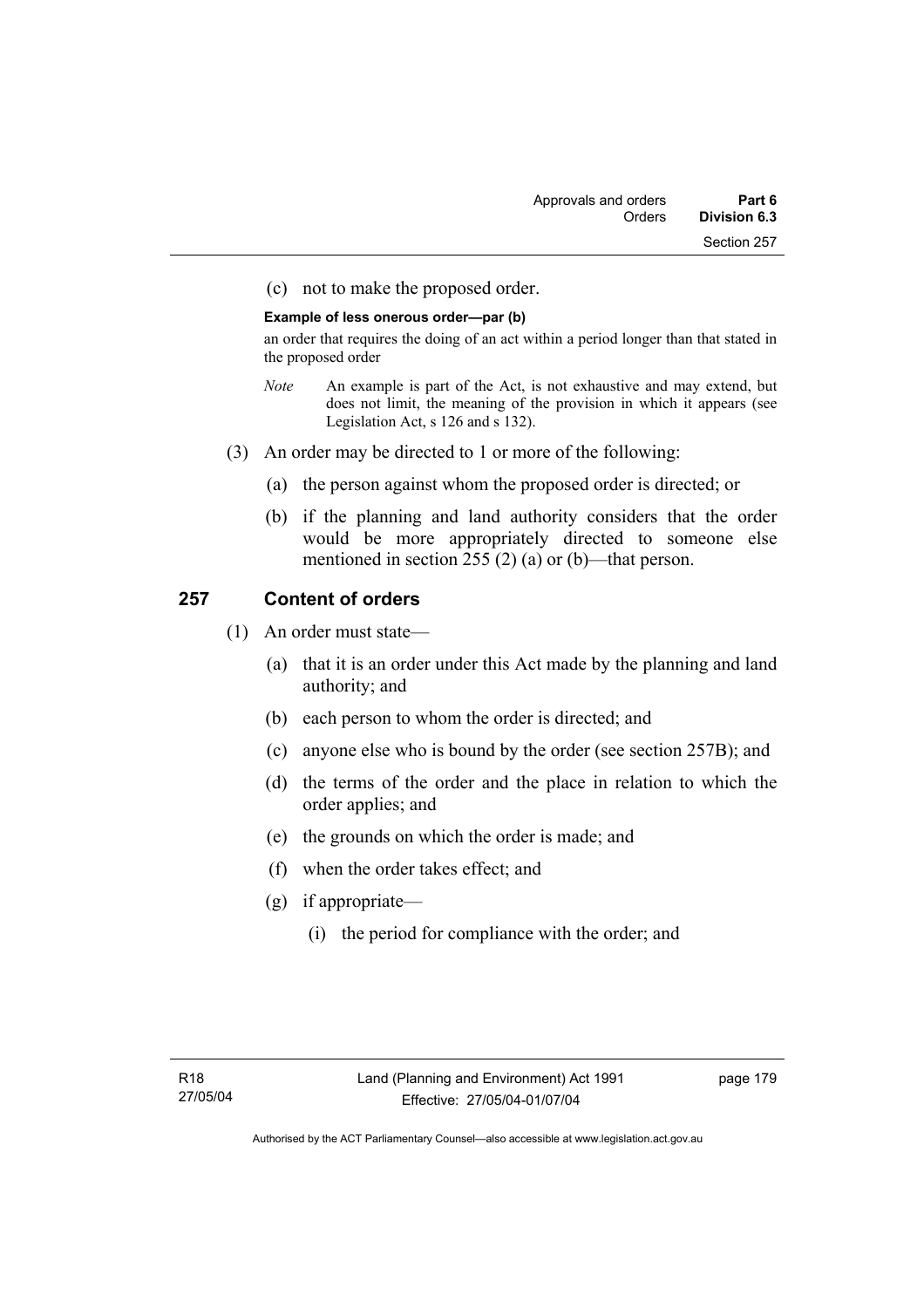(c) not to make the proposed order.

**Example of less onerous order—par (b)**

an order that requires the doing of an act within a period longer than that stated in the proposed order

*Note* An example is part of the Act, is not exhaustive and may extend, but does not limit, the meaning of the provision in which it appears (see Legislation Act, s 126 and s 132).

(3) An order may be directed to 1 or more of the following:

(a) the person against whom the proposed order is directed; or

(b) if the planning and land authority considers that the order would be more appropriately directed to someone else mentioned in section 255 (2) (a) or (b)—that person.

## 257 Content of orders

(1) An order must state—

(a) that it is an order under this Act made by the planning and land authority; and

(b) each person to whom the order is directed; and

(c) anyone else who is bound by the order (see section 257B); and

(d) the terms of the order and the place in relation to which the order applies; and

(e) the grounds on which the order is made; and

(f) when the order takes effect; and

(g) if appropriate—

(i) the period for compliance with the order; and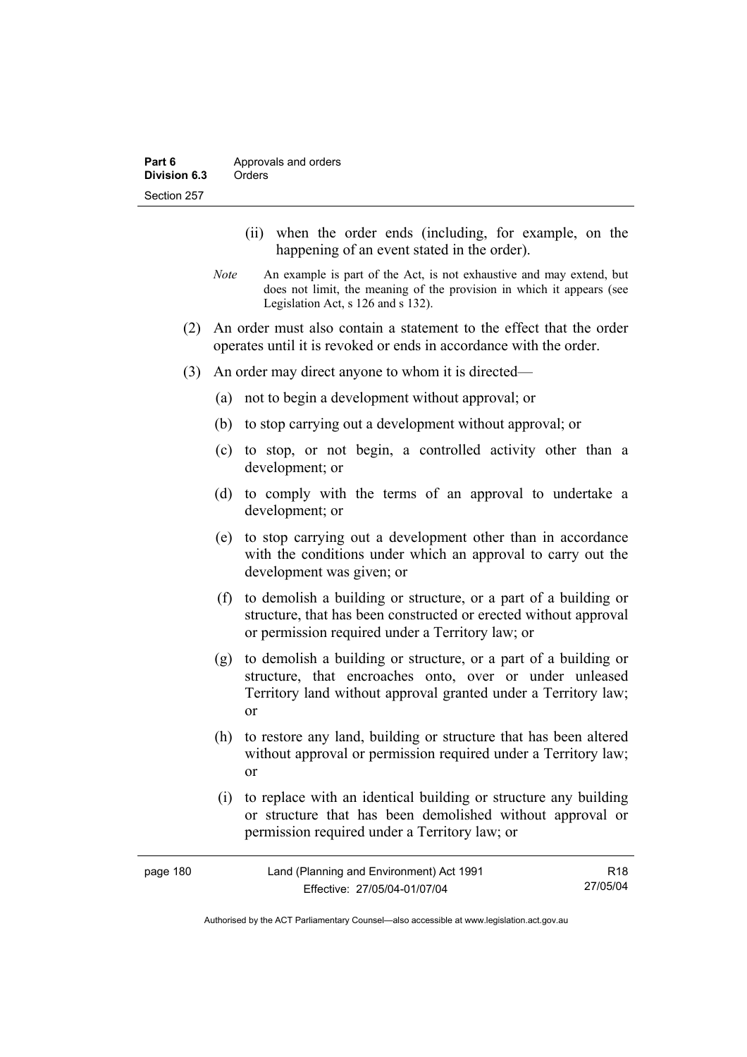(ii) when the order ends (including, for example, on the happening of an event stated in the order).

*Note* An example is part of the Act, is not exhaustive and may extend, but does not limit, the meaning of the provision in which it appears (see Legislation Act, s 126 and s 132).

(2) An order must also contain a statement to the effect that the order operates until it is revoked or ends in accordance with the order.

(3) An order may direct anyone to whom it is directed—

(a) not to begin a development without approval; or

(b) to stop carrying out a development without approval; or

(c) to stop, or not begin, a controlled activity other than a development; or

(d) to comply with the terms of an approval to undertake a development; or

(e) to stop carrying out a development other than in accordance with the conditions under which an approval to carry out the development was given; or

(f) to demolish a building or structure, or a part of a building or structure, that has been constructed or erected without approval or permission required under a Territory law; or

(g) to demolish a building or structure, or a part of a building or structure, that encroaches onto, over or under unleased Territory land without approval granted under a Territory law; or

(h) to restore any land, building or structure that has been altered without approval or permission required under a Territory law; or

(i) to replace with an identical building or structure any building or structure that has been demolished without approval or permission required under a Territory law; or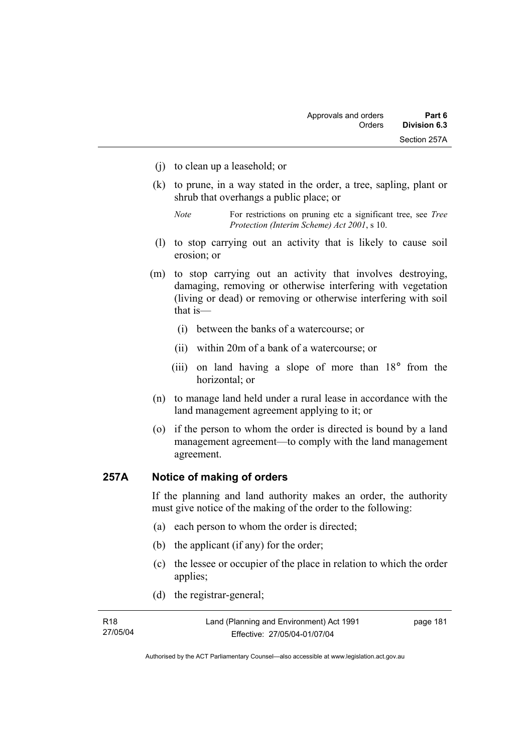(j) to clean up a leasehold; or

(k) to prune, in a way stated in the order, a tree, sapling, plant or shrub that overhangs a public place; or

*Note* For restrictions on pruning etc a significant tree, see *Tree Protection (Interim Scheme) Act 2001*, s 10.

(l) to stop carrying out an activity that is likely to cause soil erosion; or

(m) to stop carrying out an activity that involves destroying, damaging, removing or otherwise interfering with vegetation (living or dead) or removing or otherwise interfering with soil that is—

(i) between the banks of a watercourse; or

(ii) within 20m of a bank of a watercourse; or

(iii) on land having a slope of more than 18° from the horizontal; or

(n) to manage land held under a rural lease in accordance with the land management agreement applying to it; or

(o) if the person to whom the order is directed is bound by a land management agreement—to comply with the land management agreement.

## 257A Notice of making of orders

If the planning and land authority makes an order, the authority must give notice of the making of the order to the following:

(a) each person to whom the order is directed;

(b) the applicant (if any) for the order;

(c) the lessee or occupier of the place in relation to which the order applies;

(d) the registrar-general;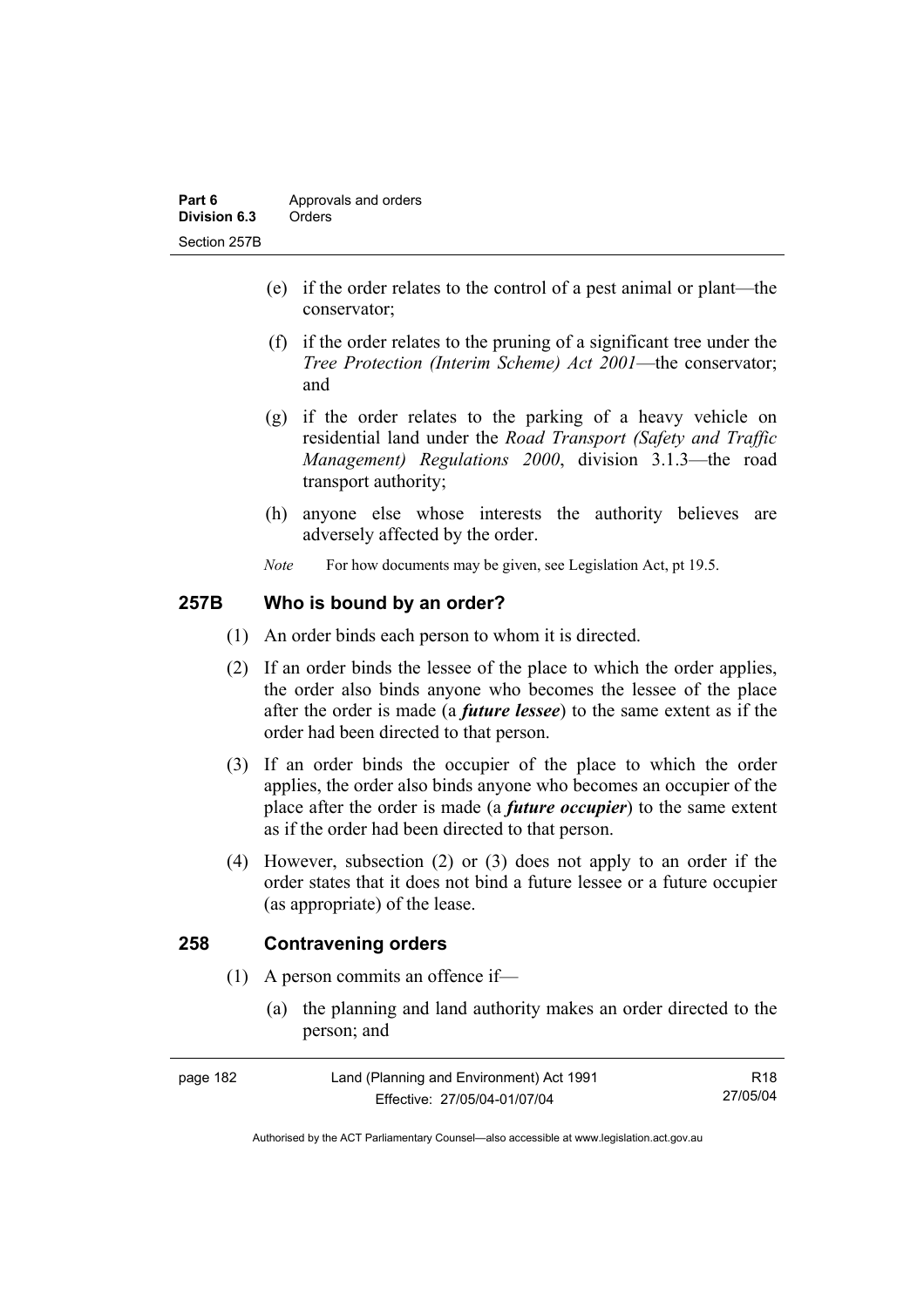(e) if the order relates to the control of a pest animal or plant—the conservator;

(f) if the order relates to the pruning of a significant tree under the *Tree Protection (Interim Scheme) Act 2001*—the conservator; and

(g) if the order relates to the parking of a heavy vehicle on residential land under the *Road Transport (Safety and Traffic Management) Regulations 2000*, division 3.1.3—the road transport authority;

(h) anyone else whose interests the authority believes are adversely affected by the order.

*Note* For how documents may be given, see Legislation Act, pt 19.5.

## 257B Who is bound by an order?

(1) An order binds each person to whom it is directed.

(2) If an order binds the lessee of the place to which the order applies, the order also binds anyone who becomes the lessee of the place after the order is made (a ***future lessee***) to the same extent as if the order had been directed to that person.

(3) If an order binds the occupier of the place to which the order applies, the order also binds anyone who becomes an occupier of the place after the order is made (a ***future occupier***) to the same extent as if the order had been directed to that person.

(4) However, subsection (2) or (3) does not apply to an order if the order states that it does not bind a future lessee or a future occupier (as appropriate) of the lease.

## 258 Contravening orders

(1) A person commits an offence if—

(a) the planning and land authority makes an order directed to the person; and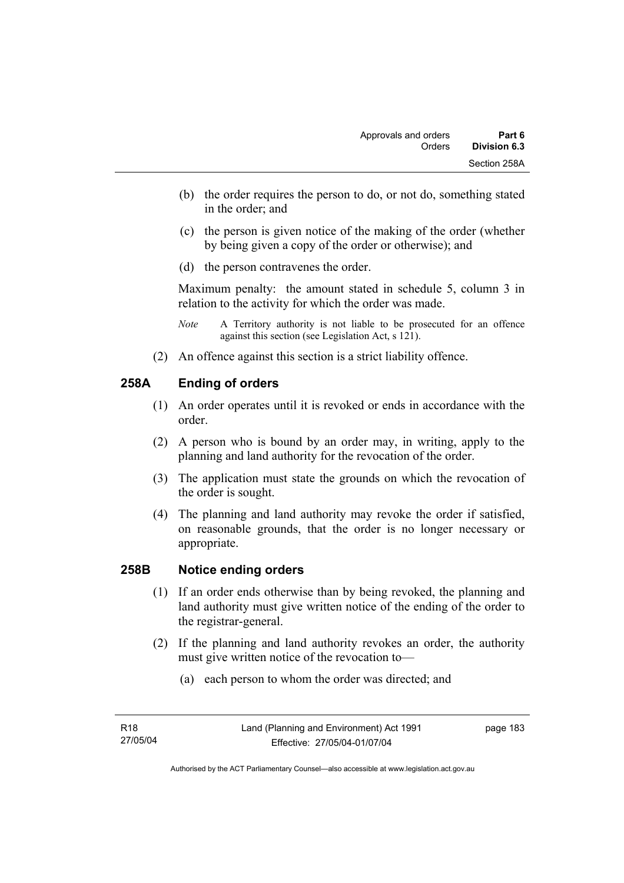(b) the order requires the person to do, or not do, something stated in the order; and

(c) the person is given notice of the making of the order (whether by being given a copy of the order or otherwise); and

(d) the person contravenes the order.

Maximum penalty: the amount stated in schedule 5, column 3 in relation to the activity for which the order was made.

*Note* A Territory authority is not liable to be prosecuted for an offence against this section (see Legislation Act, s 121).

(2) An offence against this section is a strict liability offence.

## 258A Ending of orders

(1) An order operates until it is revoked or ends in accordance with the order.

(2) A person who is bound by an order may, in writing, apply to the planning and land authority for the revocation of the order.

(3) The application must state the grounds on which the revocation of the order is sought.

(4) The planning and land authority may revoke the order if satisfied, on reasonable grounds, that the order is no longer necessary or appropriate.

## 258B Notice ending orders

(1) If an order ends otherwise than by being revoked, the planning and land authority must give written notice of the ending of the order to the registrar-general.

(2) If the planning and land authority revokes an order, the authority must give written notice of the revocation to—

(a) each person to whom the order was directed; and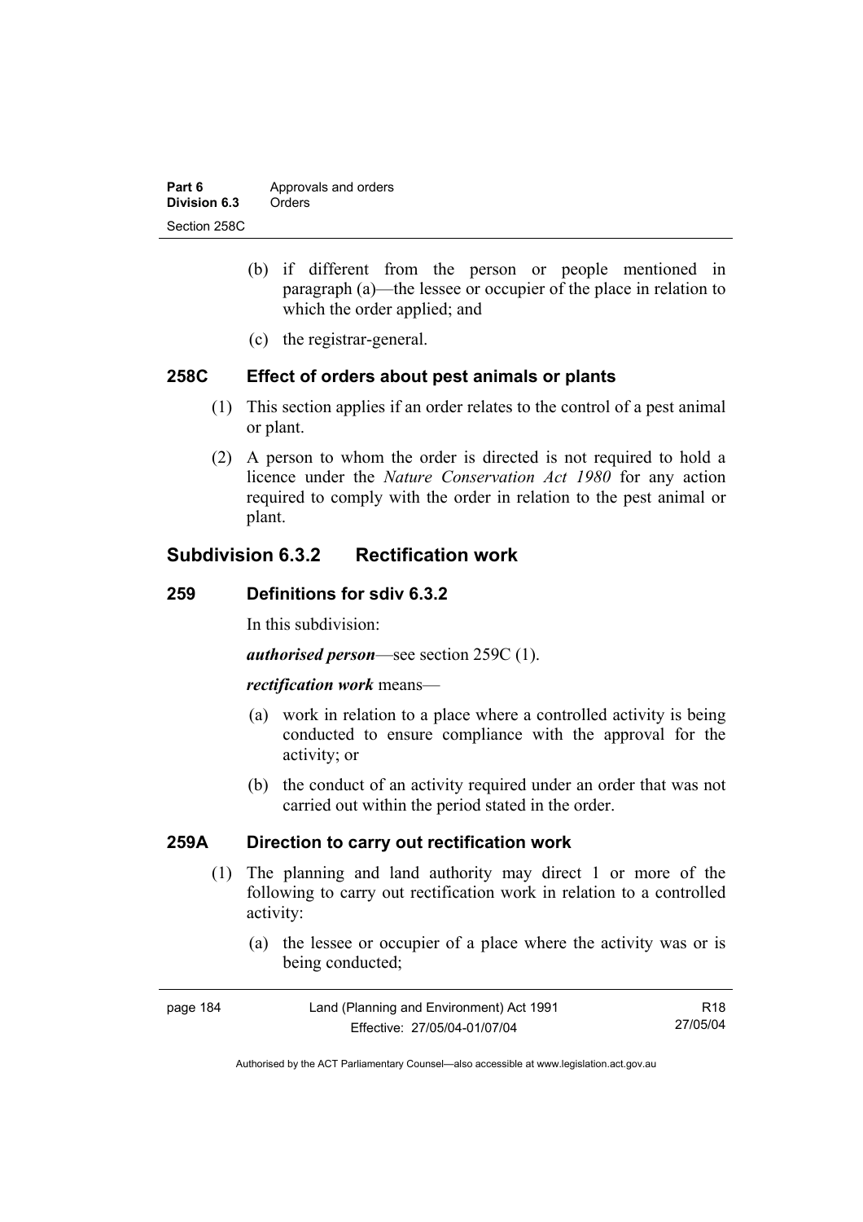(b) if different from the person or people mentioned in paragraph (a)—the lessee or occupier of the place in relation to which the order applied; and

(c) the registrar-general.

### 258C Effect of orders about pest animals or plants

(1) This section applies if an order relates to the control of a pest animal or plant.

(2) A person to whom the order is directed is not required to hold a licence under the *Nature Conservation Act 1980* for any action required to comply with the order in relation to the pest animal or plant.

## Subdivision 6.3.2 Rectification work

### 259 Definitions for sdiv 6.3.2

In this subdivision:

***authorised person***—see section 259C (1).

***rectification work*** means—

(a) work in relation to a place where a controlled activity is being conducted to ensure compliance with the approval for the activity; or

(b) the conduct of an activity required under an order that was not carried out within the period stated in the order.

### 259A Direction to carry out rectification work

(1) The planning and land authority may direct 1 or more of the following to carry out rectification work in relation to a controlled activity:

(a) the lessee or occupier of a place where the activity was or is being conducted;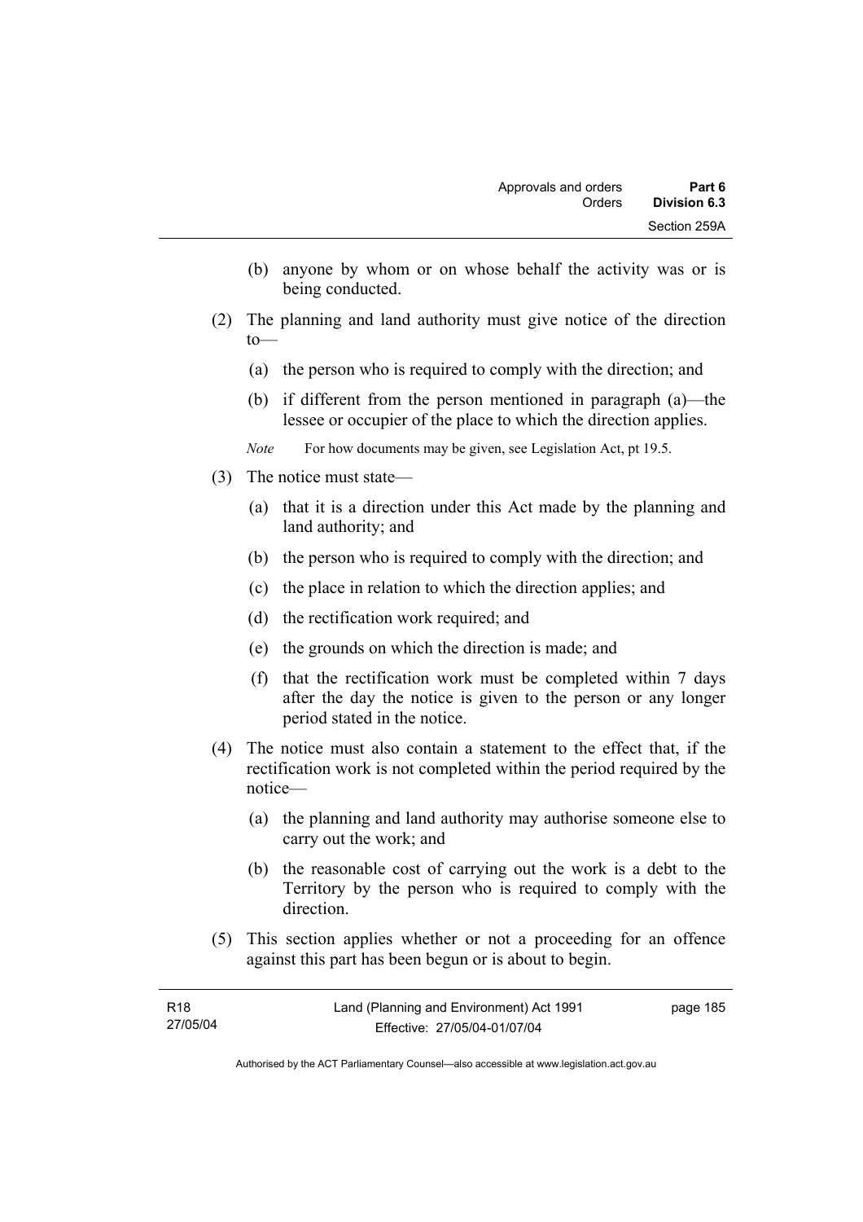(b) anyone by whom or on whose behalf the activity was or is being conducted.

(2) The planning and land authority must give notice of the direction to—

(a) the person who is required to comply with the direction; and

(b) if different from the person mentioned in paragraph (a)—the lessee or occupier of the place to which the direction applies.

*Note* For how documents may be given, see Legislation Act, pt 19.5.

(3) The notice must state—

(a) that it is a direction under this Act made by the planning and land authority; and

(b) the person who is required to comply with the direction; and

(c) the place in relation to which the direction applies; and

(d) the rectification work required; and

(e) the grounds on which the direction is made; and

(f) that the rectification work must be completed within 7 days after the day the notice is given to the person or any longer period stated in the notice.

(4) The notice must also contain a statement to the effect that, if the rectification work is not completed within the period required by the notice—

(a) the planning and land authority may authorise someone else to carry out the work; and

(b) the reasonable cost of carrying out the work is a debt to the Territory by the person who is required to comply with the direction.

(5) This section applies whether or not a proceeding for an offence against this part has been begun or is about to begin.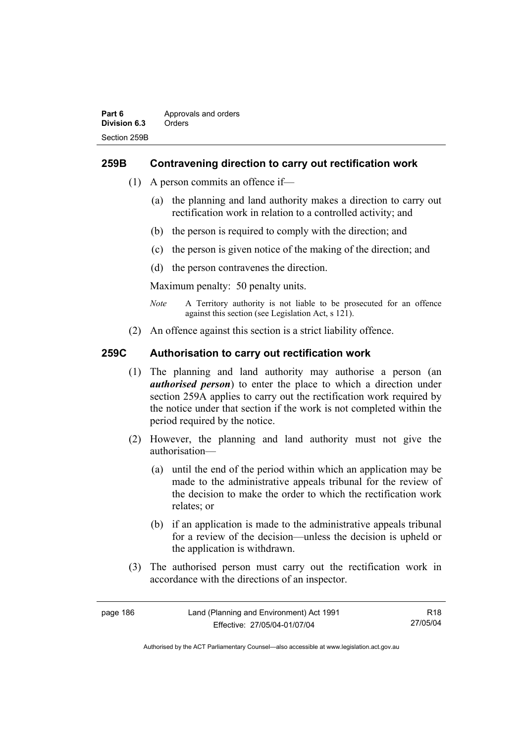## 259B Contravening direction to carry out rectification work

(1) A person commits an offence if—

(a) the planning and land authority makes a direction to carry out rectification work in relation to a controlled activity; and

(b) the person is required to comply with the direction; and

(c) the person is given notice of the making of the direction; and

(d) the person contravenes the direction.

Maximum penalty: 50 penalty units.

*Note* A Territory authority is not liable to be prosecuted for an offence against this section (see Legislation Act, s 121).

(2) An offence against this section is a strict liability offence.

## 259C Authorisation to carry out rectification work

(1) The planning and land authority may authorise a person (an ***authorised person***) to enter the place to which a direction under section 259A applies to carry out the rectification work required by the notice under that section if the work is not completed within the period required by the notice.

(2) However, the planning and land authority must not give the authorisation—

(a) until the end of the period within which an application may be made to the administrative appeals tribunal for the review of the decision to make the order to which the rectification work relates; or

(b) if an application is made to the administrative appeals tribunal for a review of the decision—unless the decision is upheld or the application is withdrawn.

(3) The authorised person must carry out the rectification work in accordance with the directions of an inspector.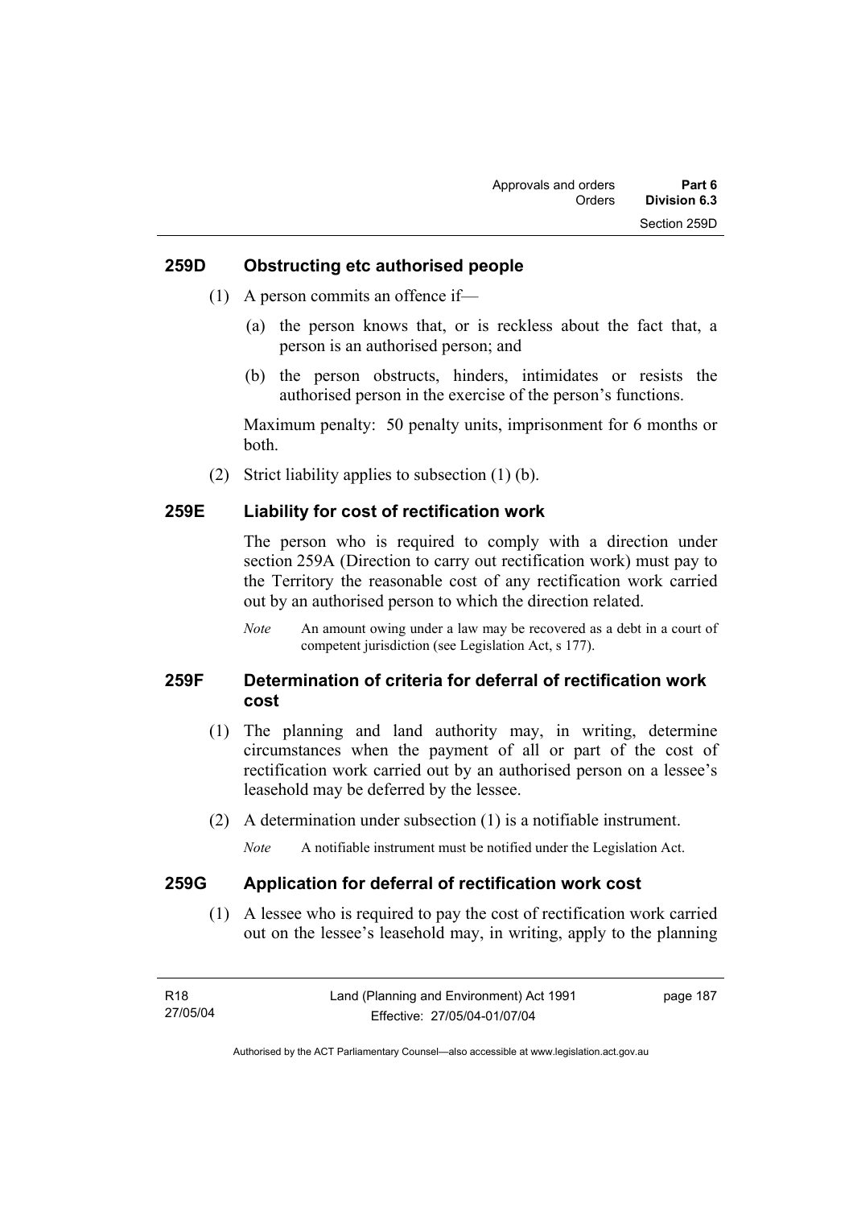### 259D Obstructing etc authorised people

(1) A person commits an offence if—

(a) the person knows that, or is reckless about the fact that, a person is an authorised person; and

(b) the person obstructs, hinders, intimidates or resists the authorised person in the exercise of the person's functions.

Maximum penalty: 50 penalty units, imprisonment for 6 months or both.

(2) Strict liability applies to subsection (1) (b).

### 259E Liability for cost of rectification work

The person who is required to comply with a direction under section 259A (Direction to carry out rectification work) must pay to the Territory the reasonable cost of any rectification work carried out by an authorised person to which the direction related.

*Note* An amount owing under a law may be recovered as a debt in a court of competent jurisdiction (see Legislation Act, s 177).

### 259F Determination of criteria for deferral of rectification work cost

(1) The planning and land authority may, in writing, determine circumstances when the payment of all or part of the cost of rectification work carried out by an authorised person on a lessee's leasehold may be deferred by the lessee.

(2) A determination under subsection (1) is a notifiable instrument.

*Note* A notifiable instrument must be notified under the Legislation Act.

### 259G Application for deferral of rectification work cost

(1) A lessee who is required to pay the cost of rectification work carried out on the lessee's leasehold may, in writing, apply to the planning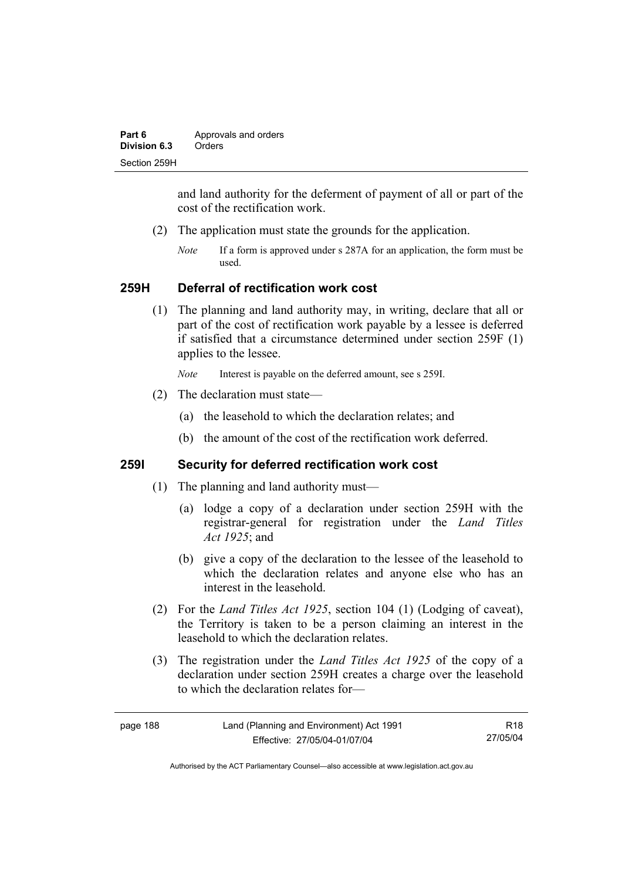and land authority for the deferment of payment of all or part of the cost of the rectification work.

(2) The application must state the grounds for the application.

*Note* If a form is approved under s 287A for an application, the form must be used.

## 259H Deferral of rectification work cost

(1) The planning and land authority may, in writing, declare that all or part of the cost of rectification work payable by a lessee is deferred if satisfied that a circumstance determined under section 259F (1) applies to the lessee.

*Note* Interest is payable on the deferred amount, see s 259I.

(2) The declaration must state—

(a) the leasehold to which the declaration relates; and

(b) the amount of the cost of the rectification work deferred.

## 259I Security for deferred rectification work cost

(1) The planning and land authority must—

(a) lodge a copy of a declaration under section 259H with the registrar-general for registration under the *Land Titles Act 1925*; and

(b) give a copy of the declaration to the lessee of the leasehold to which the declaration relates and anyone else who has an interest in the leasehold.

(2) For the *Land Titles Act 1925*, section 104 (1) (Lodging of caveat), the Territory is taken to be a person claiming an interest in the leasehold to which the declaration relates.

(3) The registration under the *Land Titles Act 1925* of the copy of a declaration under section 259H creates a charge over the leasehold to which the declaration relates for—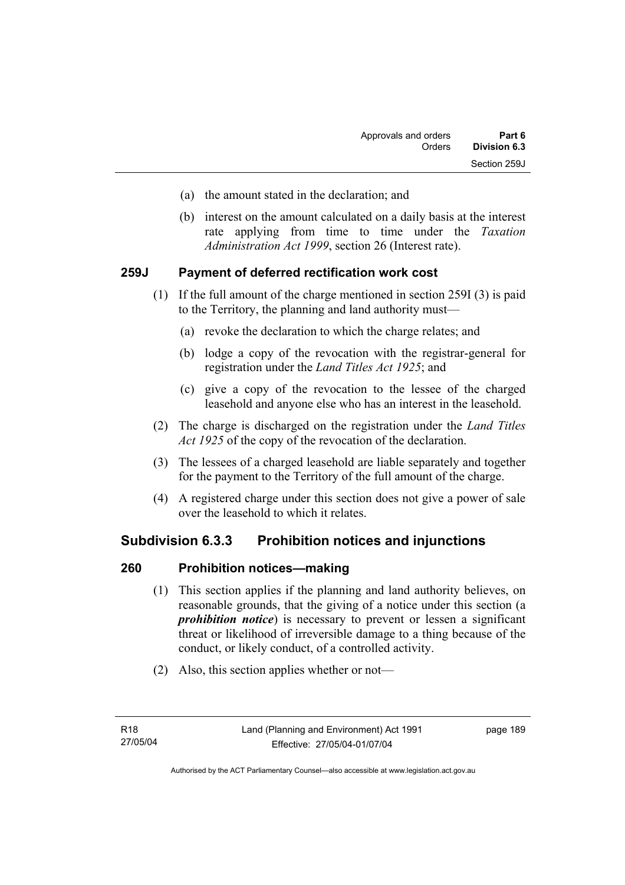(a) the amount stated in the declaration; and

(b) interest on the amount calculated on a daily basis at the interest rate applying from time to time under the *Taxation Administration Act 1999*, section 26 (Interest rate).

### 259J Payment of deferred rectification work cost

(1) If the full amount of the charge mentioned in section 259I (3) is paid to the Territory, the planning and land authority must—

(a) revoke the declaration to which the charge relates; and

(b) lodge a copy of the revocation with the registrar-general for registration under the *Land Titles Act 1925*; and

(c) give a copy of the revocation to the lessee of the charged leasehold and anyone else who has an interest in the leasehold.

(2) The charge is discharged on the registration under the *Land Titles Act 1925* of the copy of the revocation of the declaration.

(3) The lessees of a charged leasehold are liable separately and together for the payment to the Territory of the full amount of the charge.

(4) A registered charge under this section does not give a power of sale over the leasehold to which it relates.

## Subdivision 6.3.3 Prohibition notices and injunctions

### 260 Prohibition notices—making

(1) This section applies if the planning and land authority believes, on reasonable grounds, that the giving of a notice under this section (a ***prohibition notice***) is necessary to prevent or lessen a significant threat or likelihood of irreversible damage to a thing because of the conduct, or likely conduct, of a controlled activity.

(2) Also, this section applies whether or not—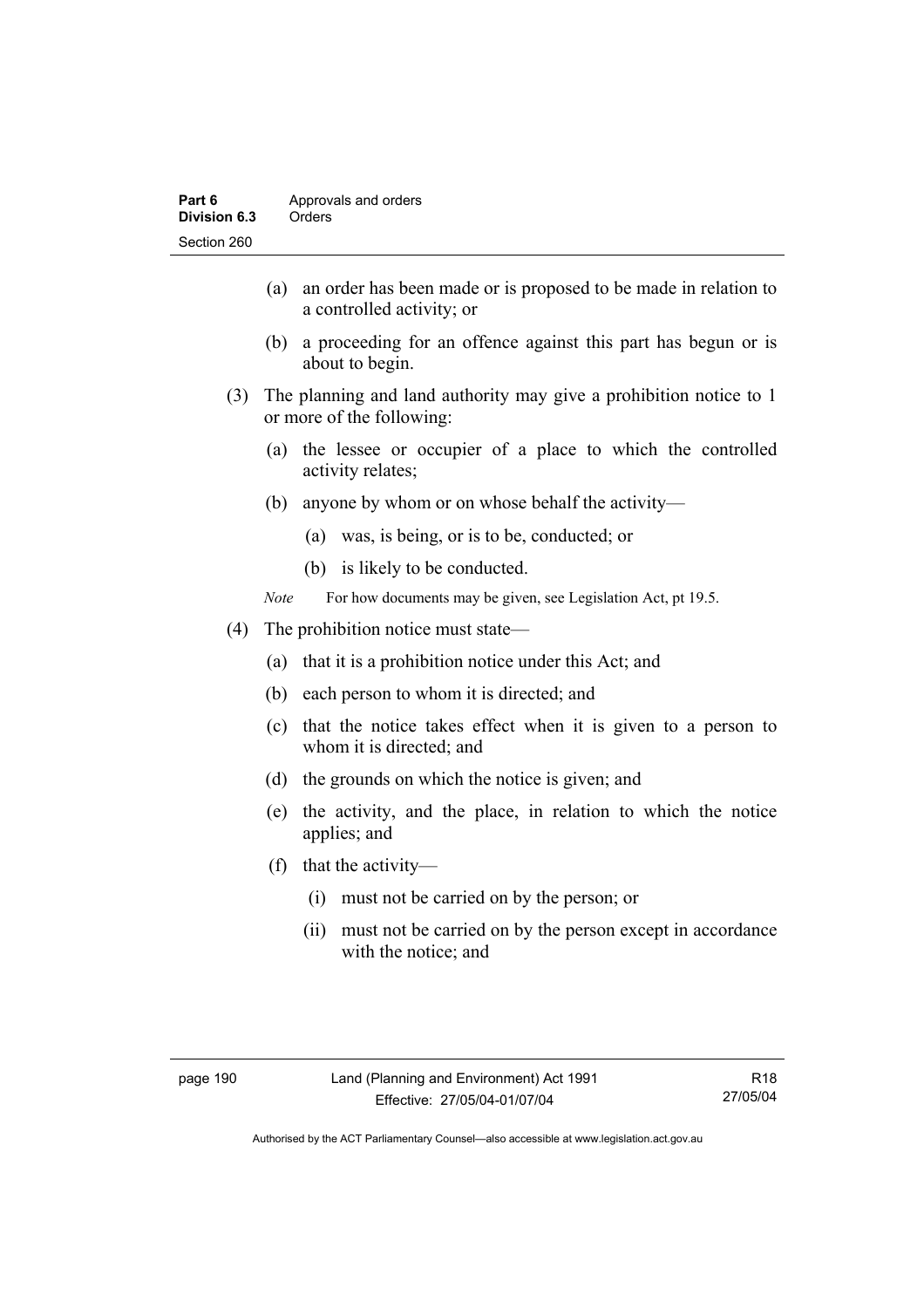(a) an order has been made or is proposed to be made in relation to a controlled activity; or

(b) a proceeding for an offence against this part has begun or is about to begin.

(3) The planning and land authority may give a prohibition notice to 1 or more of the following:

(a) the lessee or occupier of a place to which the controlled activity relates;

(b) anyone by whom or on whose behalf the activity—

(a) was, is being, or is to be, conducted; or

(b) is likely to be conducted.

*Note* For how documents may be given, see Legislation Act, pt 19.5.

(4) The prohibition notice must state—

(a) that it is a prohibition notice under this Act; and

(b) each person to whom it is directed; and

(c) that the notice takes effect when it is given to a person to whom it is directed; and

(d) the grounds on which the notice is given; and

(e) the activity, and the place, in relation to which the notice applies; and

(f) that the activity—

(i) must not be carried on by the person; or

(ii) must not be carried on by the person except in accordance with the notice; and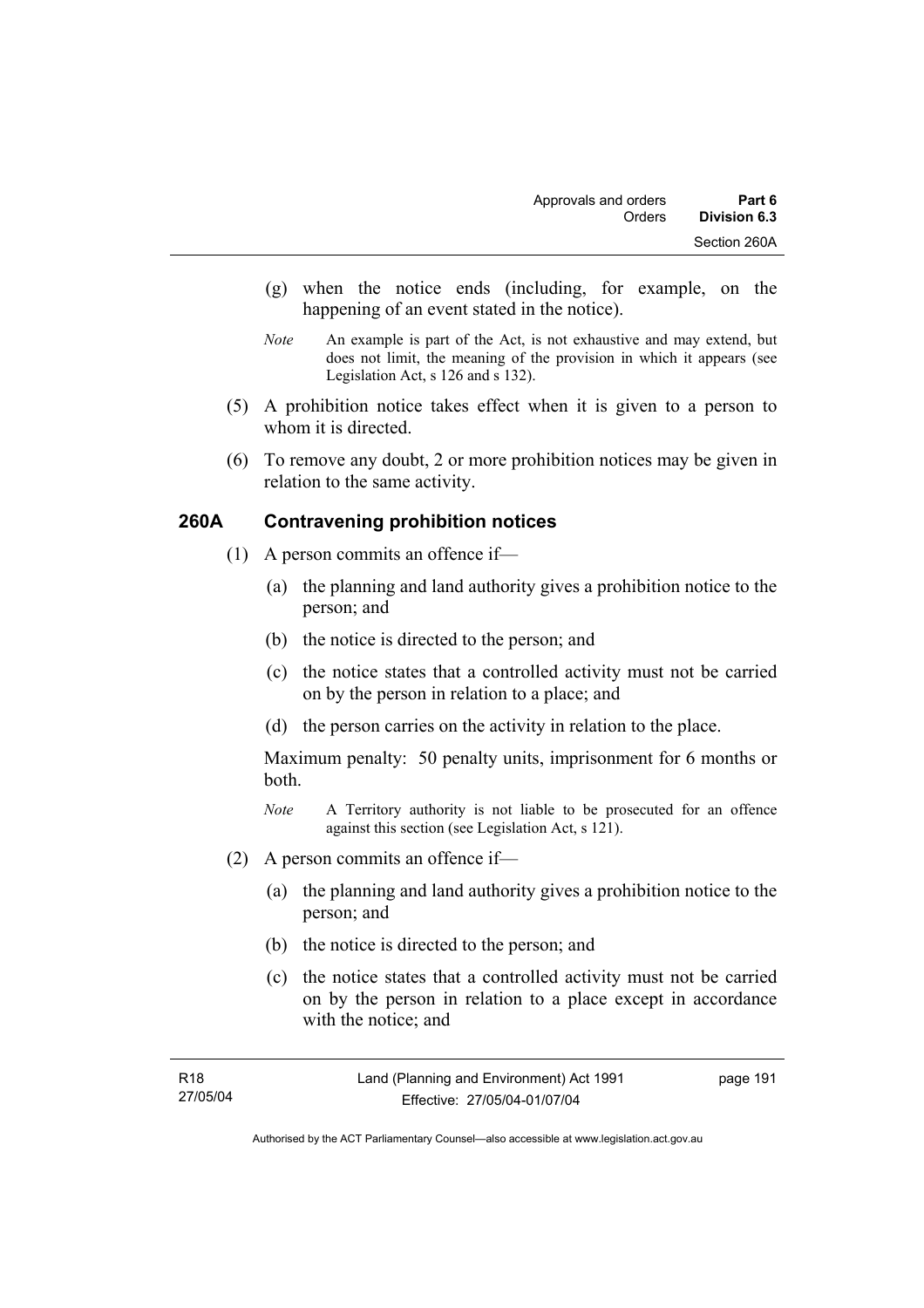(g) when the notice ends (including, for example, on the happening of an event stated in the notice).

*Note* An example is part of the Act, is not exhaustive and may extend, but does not limit, the meaning of the provision in which it appears (see Legislation Act, s 126 and s 132).

(5) A prohibition notice takes effect when it is given to a person to whom it is directed.

(6) To remove any doubt, 2 or more prohibition notices may be given in relation to the same activity.

### 260A Contravening prohibition notices

(1) A person commits an offence if—

(a) the planning and land authority gives a prohibition notice to the person; and

(b) the notice is directed to the person; and

(c) the notice states that a controlled activity must not be carried on by the person in relation to a place; and

(d) the person carries on the activity in relation to the place.

Maximum penalty: 50 penalty units, imprisonment for 6 months or both.

*Note* A Territory authority is not liable to be prosecuted for an offence against this section (see Legislation Act, s 121).

(2) A person commits an offence if—

(a) the planning and land authority gives a prohibition notice to the person; and

(b) the notice is directed to the person; and

(c) the notice states that a controlled activity must not be carried on by the person in relation to a place except in accordance with the notice; and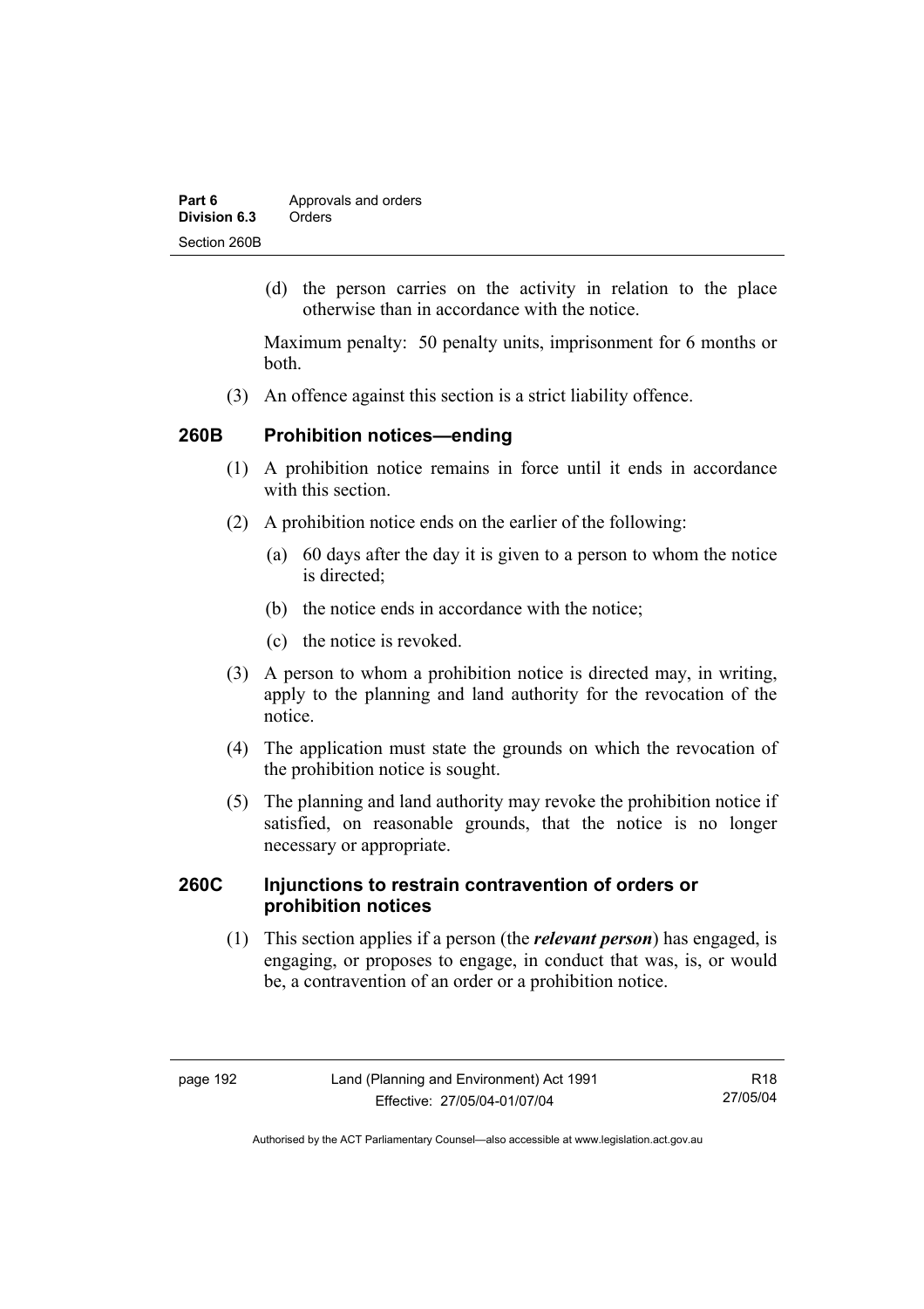(d) the person carries on the activity in relation to the place otherwise than in accordance with the notice.

Maximum penalty: 50 penalty units, imprisonment for 6 months or both.

(3) An offence against this section is a strict liability offence.

## 260B Prohibition notices—ending

(1) A prohibition notice remains in force until it ends in accordance with this section.

(2) A prohibition notice ends on the earlier of the following:

(a) 60 days after the day it is given to a person to whom the notice is directed;

(b) the notice ends in accordance with the notice;

(c) the notice is revoked.

(3) A person to whom a prohibition notice is directed may, in writing, apply to the planning and land authority for the revocation of the notice.

(4) The application must state the grounds on which the revocation of the prohibition notice is sought.

(5) The planning and land authority may revoke the prohibition notice if satisfied, on reasonable grounds, that the notice is no longer necessary or appropriate.

## 260C Injunctions to restrain contravention of orders or prohibition notices

(1) This section applies if a person (the ***relevant person***) has engaged, is engaging, or proposes to engage, in conduct that was, is, or would be, a contravention of an order or a prohibition notice.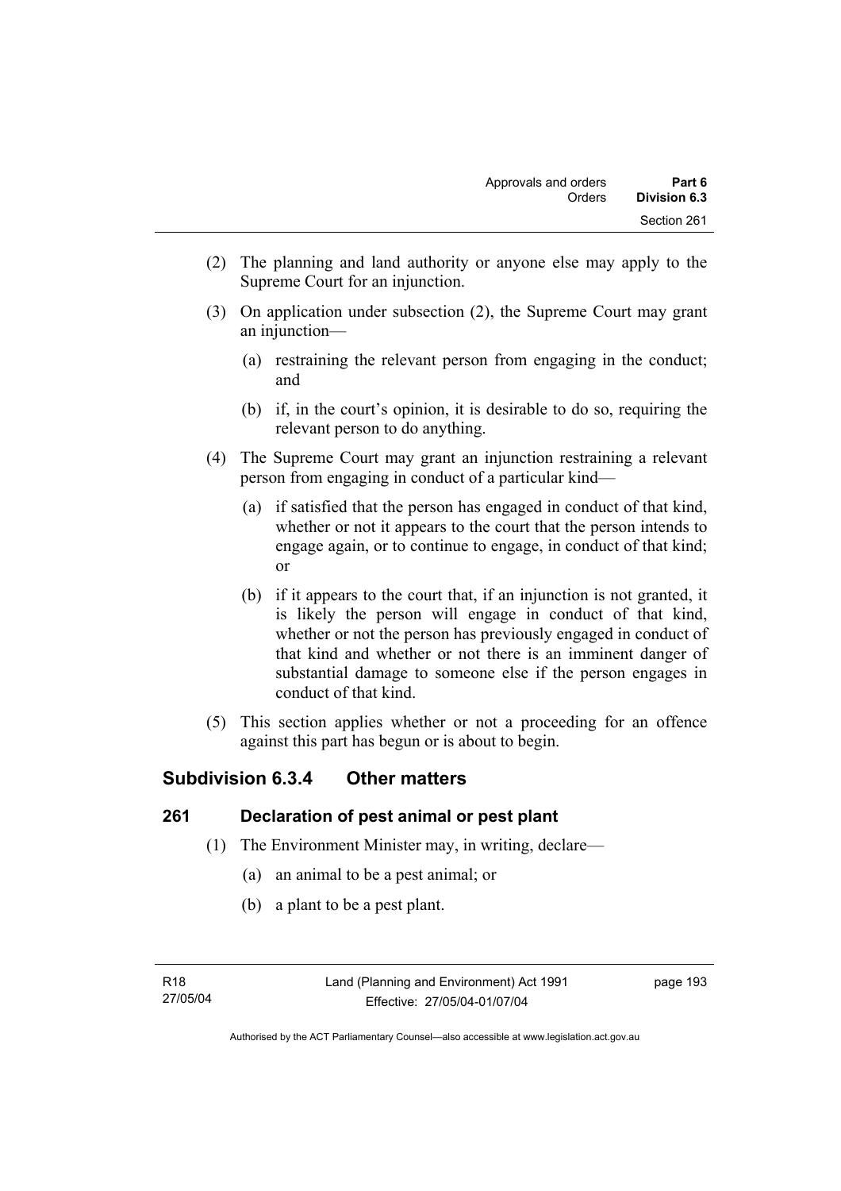(2) The planning and land authority or anyone else may apply to the Supreme Court for an injunction.

(3) On application under subsection (2), the Supreme Court may grant an injunction—

   (a) restraining the relevant person from engaging in the conduct; and

   (b) if, in the court's opinion, it is desirable to do so, requiring the relevant person to do anything.

(4) The Supreme Court may grant an injunction restraining a relevant person from engaging in conduct of a particular kind—

   (a) if satisfied that the person has engaged in conduct of that kind, whether or not it appears to the court that the person intends to engage again, or to continue to engage, in conduct of that kind; or

   (b) if it appears to the court that, if an injunction is not granted, it is likely the person will engage in conduct of that kind, whether or not the person has previously engaged in conduct of that kind and whether or not there is an imminent danger of substantial damage to someone else if the person engages in conduct of that kind.

(5) This section applies whether or not a proceeding for an offence against this part has begun or is about to begin.

## Subdivision 6.3.4 Other matters

### 261 Declaration of pest animal or pest plant

(1) The Environment Minister may, in writing, declare—

   (a) an animal to be a pest animal; or

   (b) a plant to be a pest plant.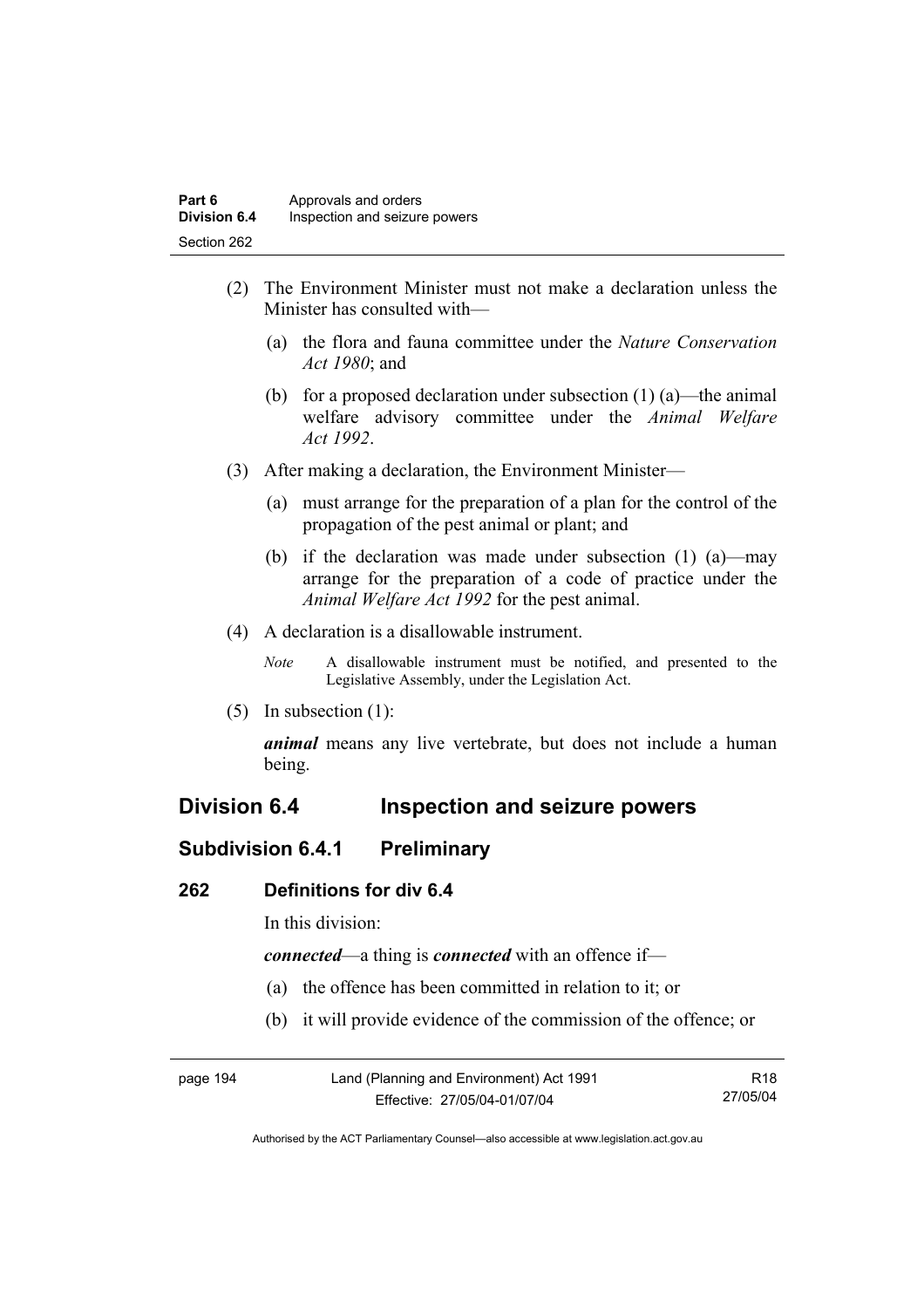(2) The Environment Minister must not make a declaration unless the Minister has consulted with—

(a) the flora and fauna committee under the *Nature Conservation Act 1980*; and

(b) for a proposed declaration under subsection (1) (a)—the animal welfare advisory committee under the *Animal Welfare Act 1992*.

(3) After making a declaration, the Environment Minister—

(a) must arrange for the preparation of a plan for the control of the propagation of the pest animal or plant; and

(b) if the declaration was made under subsection (1) (a)—may arrange for the preparation of a code of practice under the *Animal Welfare Act 1992* for the pest animal.

(4) A declaration is a disallowable instrument.

*Note* A disallowable instrument must be notified, and presented to the Legislative Assembly, under the Legislation Act.

(5) In subsection (1):

***animal*** means any live vertebrate, but does not include a human being.

## Division 6.4 Inspection and seizure powers

### Subdivision 6.4.1 Preliminary

#### 262 Definitions for div 6.4

In this division:

***connected***—a thing is ***connected*** with an offence if—

(a) the offence has been committed in relation to it; or

(b) it will provide evidence of the commission of the offence; or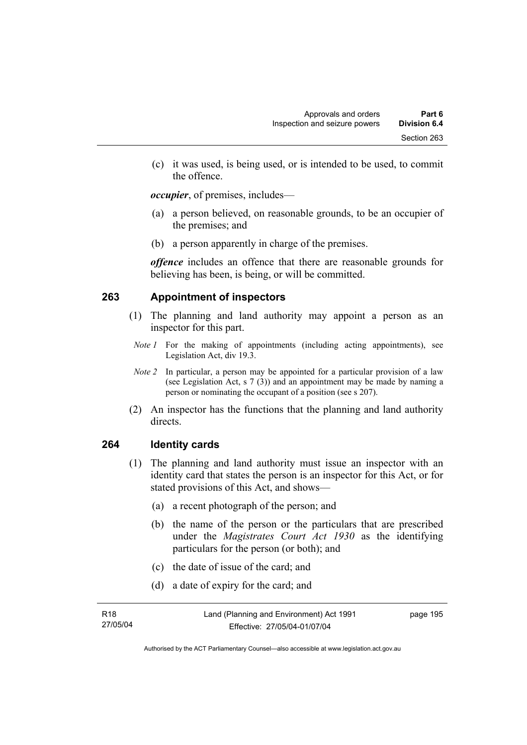(c) it was used, is being used, or is intended to be used, to commit the offence.

***occupier***, of premises, includes—

(a) a person believed, on reasonable grounds, to be an occupier of the premises; and

(b) a person apparently in charge of the premises.

***offence*** includes an offence that there are reasonable grounds for believing has been, is being, or will be committed.

## 263 Appointment of inspectors

(1) The planning and land authority may appoint a person as an inspector for this part.

*Note 1* For the making of appointments (including acting appointments), see Legislation Act, div 19.3.

*Note 2* In particular, a person may be appointed for a particular provision of a law (see Legislation Act, s 7 (3)) and an appointment may be made by naming a person or nominating the occupant of a position (see s 207).

(2) An inspector has the functions that the planning and land authority directs.

## 264 Identity cards

(1) The planning and land authority must issue an inspector with an identity card that states the person is an inspector for this Act, or for stated provisions of this Act, and shows—

(a) a recent photograph of the person; and

(b) the name of the person or the particulars that are prescribed under the *Magistrates Court Act 1930* as the identifying particulars for the person (or both); and

(c) the date of issue of the card; and

(d) a date of expiry for the card; and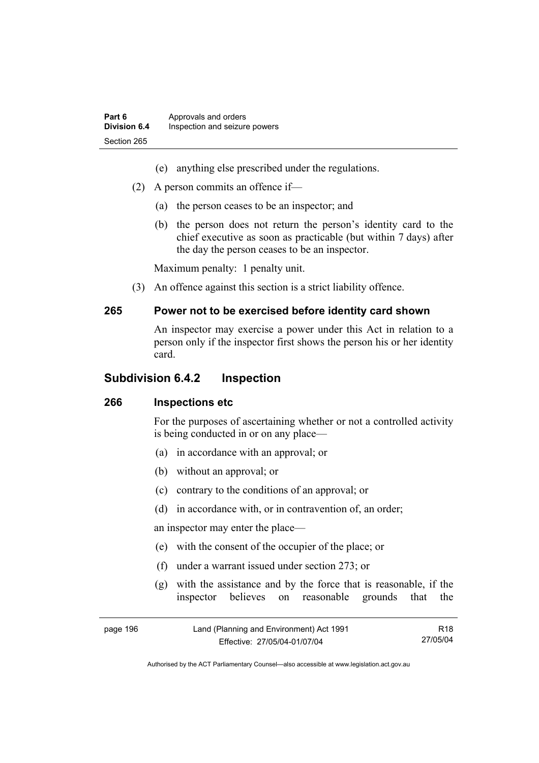(e) anything else prescribed under the regulations.

(2) A person commits an offence if—

(a) the person ceases to be an inspector; and

(b) the person does not return the person's identity card to the chief executive as soon as practicable (but within 7 days) after the day the person ceases to be an inspector.

Maximum penalty: 1 penalty unit.

(3) An offence against this section is a strict liability offence.

### 265 Power not to be exercised before identity card shown

An inspector may exercise a power under this Act in relation to a person only if the inspector first shows the person his or her identity card.

## Subdivision 6.4.2 Inspection

### 266 Inspections etc

For the purposes of ascertaining whether or not a controlled activity is being conducted in or on any place—

(a) in accordance with an approval; or

(b) without an approval; or

(c) contrary to the conditions of an approval; or

(d) in accordance with, or in contravention of, an order;

an inspector may enter the place—

(e) with the consent of the occupier of the place; or

(f) under a warrant issued under section 273; or

(g) with the assistance and by the force that is reasonable, if the inspector believes on reasonable grounds that the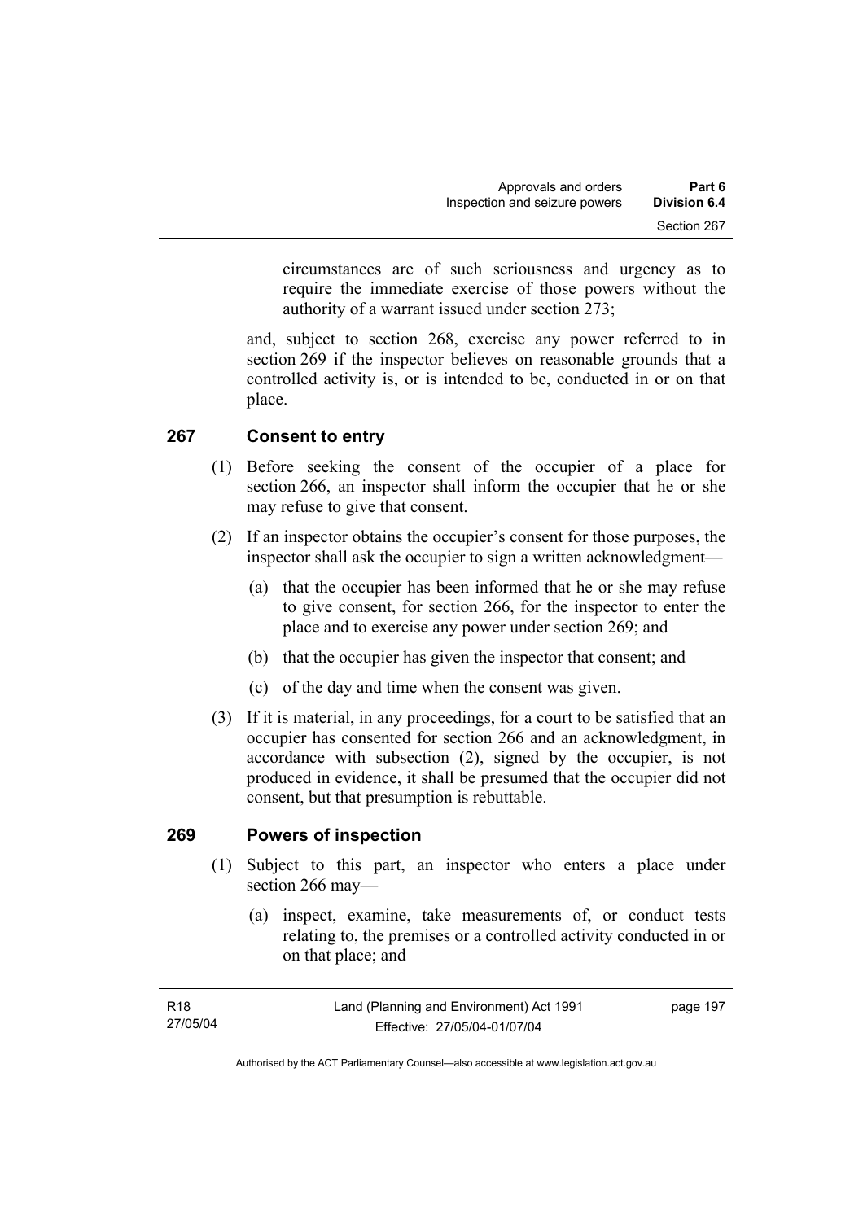circumstances are of such seriousness and urgency as to require the immediate exercise of those powers without the authority of a warrant issued under section 273;

and, subject to section 268, exercise any power referred to in section 269 if the inspector believes on reasonable grounds that a controlled activity is, or is intended to be, conducted in or on that place.

## 267 Consent to entry

(1) Before seeking the consent of the occupier of a place for section 266, an inspector shall inform the occupier that he or she may refuse to give that consent.

(2) If an inspector obtains the occupier's consent for those purposes, the inspector shall ask the occupier to sign a written acknowledgment—

(a) that the occupier has been informed that he or she may refuse to give consent, for section 266, for the inspector to enter the place and to exercise any power under section 269; and

(b) that the occupier has given the inspector that consent; and

(c) of the day and time when the consent was given.

(3) If it is material, in any proceedings, for a court to be satisfied that an occupier has consented for section 266 and an acknowledgment, in accordance with subsection (2), signed by the occupier, is not produced in evidence, it shall be presumed that the occupier did not consent, but that presumption is rebuttable.

## 269 Powers of inspection

(1) Subject to this part, an inspector who enters a place under section 266 may—

(a) inspect, examine, take measurements of, or conduct tests relating to, the premises or a controlled activity conducted in or on that place; and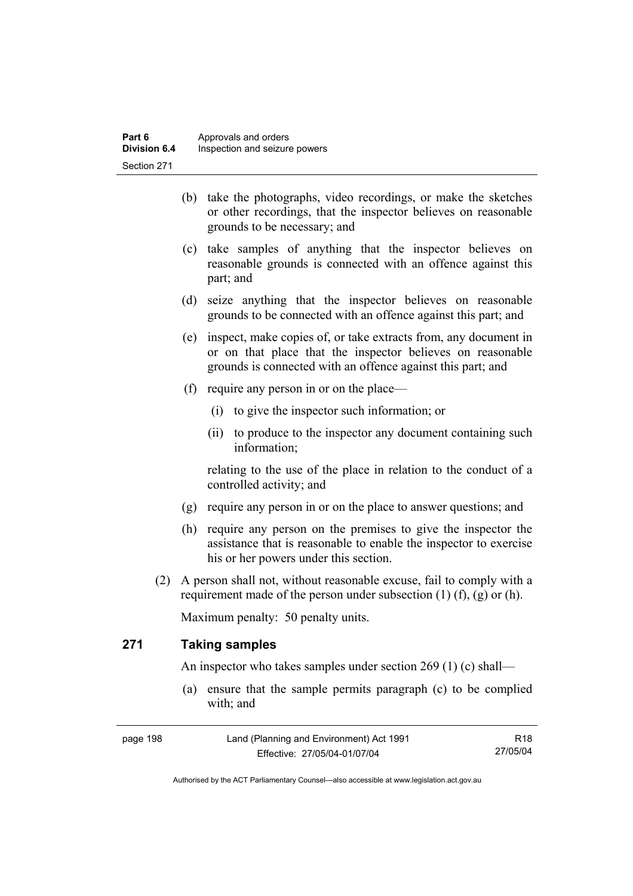(b) take the photographs, video recordings, or make the sketches or other recordings, that the inspector believes on reasonable grounds to be necessary; and

(c) take samples of anything that the inspector believes on reasonable grounds is connected with an offence against this part; and

(d) seize anything that the inspector believes on reasonable grounds to be connected with an offence against this part; and

(e) inspect, make copies of, or take extracts from, any document in or on that place that the inspector believes on reasonable grounds is connected with an offence against this part; and

(f) require any person in or on the place—

(i) to give the inspector such information; or

(ii) to produce to the inspector any document containing such information;

relating to the use of the place in relation to the conduct of a controlled activity; and

(g) require any person in or on the place to answer questions; and

(h) require any person on the premises to give the inspector the assistance that is reasonable to enable the inspector to exercise his or her powers under this section.

(2) A person shall not, without reasonable excuse, fail to comply with a requirement made of the person under subsection (1) (f), (g) or (h).

Maximum penalty: 50 penalty units.

## 271 Taking samples

An inspector who takes samples under section 269 (1) (c) shall—

(a) ensure that the sample permits paragraph (c) to be complied with; and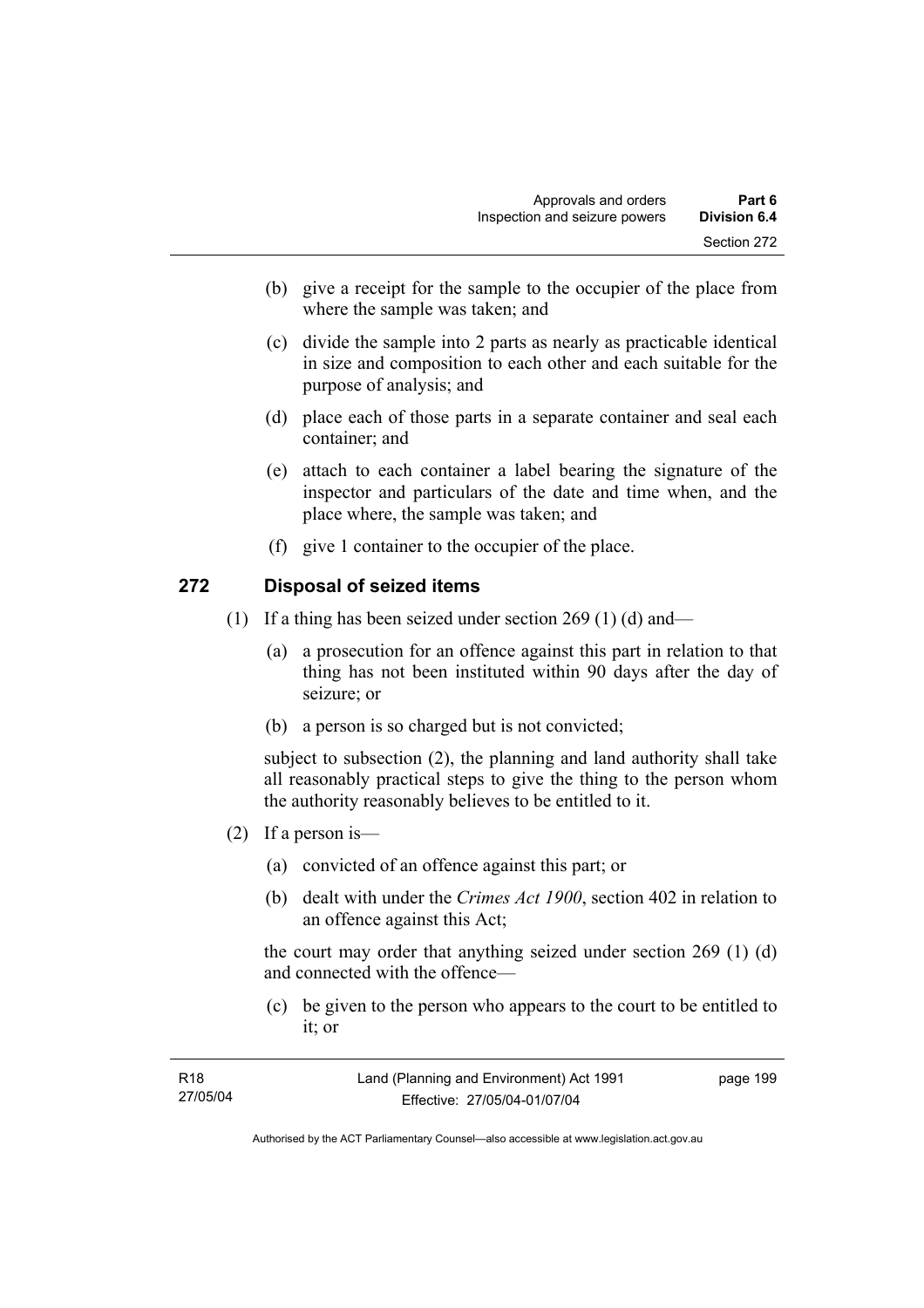(b) give a receipt for the sample to the occupier of the place from where the sample was taken; and

(c) divide the sample into 2 parts as nearly as practicable identical in size and composition to each other and each suitable for the purpose of analysis; and

(d) place each of those parts in a separate container and seal each container; and

(e) attach to each container a label bearing the signature of the inspector and particulars of the date and time when, and the place where, the sample was taken; and

(f) give 1 container to the occupier of the place.

## 272 Disposal of seized items

(1) If a thing has been seized under section 269 (1) (d) and—

(a) a prosecution for an offence against this part in relation to that thing has not been instituted within 90 days after the day of seizure; or

(b) a person is so charged but is not convicted;

subject to subsection (2), the planning and land authority shall take all reasonably practical steps to give the thing to the person whom the authority reasonably believes to be entitled to it.

(2) If a person is—

(a) convicted of an offence against this part; or

(b) dealt with under the *Crimes Act 1900*, section 402 in relation to an offence against this Act;

the court may order that anything seized under section 269 (1) (d) and connected with the offence—

(c) be given to the person who appears to the court to be entitled to it; or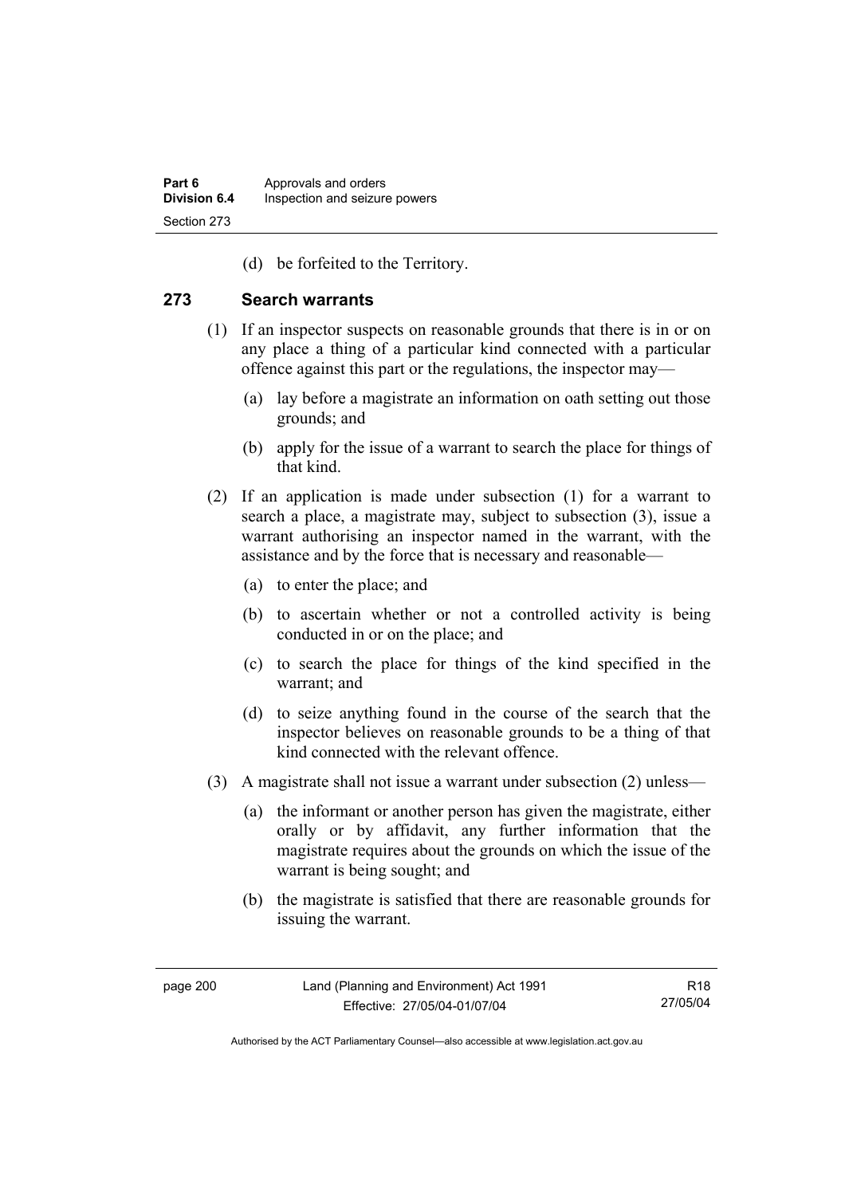(d) be forfeited to the Territory.

## 273 Search warrants

(1) If an inspector suspects on reasonable grounds that there is in or on any place a thing of a particular kind connected with a particular offence against this part or the regulations, the inspector may—

  (a) lay before a magistrate an information on oath setting out those grounds; and

  (b) apply for the issue of a warrant to search the place for things of that kind.

(2) If an application is made under subsection (1) for a warrant to search a place, a magistrate may, subject to subsection (3), issue a warrant authorising an inspector named in the warrant, with the assistance and by the force that is necessary and reasonable—

  (a) to enter the place; and

  (b) to ascertain whether or not a controlled activity is being conducted in or on the place; and

  (c) to search the place for things of the kind specified in the warrant; and

  (d) to seize anything found in the course of the search that the inspector believes on reasonable grounds to be a thing of that kind connected with the relevant offence.

(3) A magistrate shall not issue a warrant under subsection (2) unless—

  (a) the informant or another person has given the magistrate, either orally or by affidavit, any further information that the magistrate requires about the grounds on which the issue of the warrant is being sought; and

  (b) the magistrate is satisfied that there are reasonable grounds for issuing the warrant.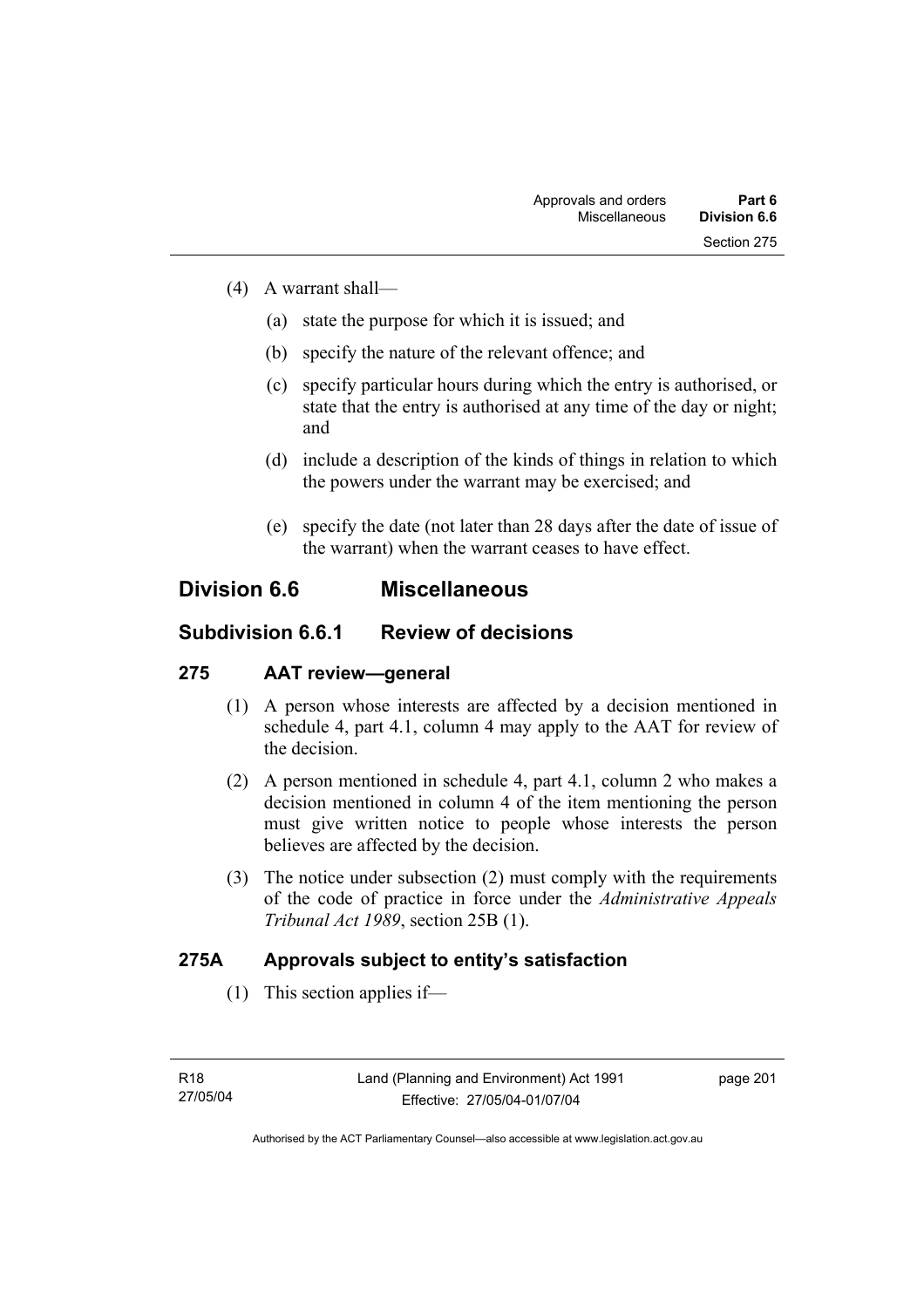(4) A warrant shall—

(a) state the purpose for which it is issued; and

(b) specify the nature of the relevant offence; and

(c) specify particular hours during which the entry is authorised, or state that the entry is authorised at any time of the day or night; and

(d) include a description of the kinds of things in relation to which the powers under the warrant may be exercised; and

(e) specify the date (not later than 28 days after the date of issue of the warrant) when the warrant ceases to have effect.

## Division 6.6 Miscellaneous

### Subdivision 6.6.1 Review of decisions

#### 275 AAT review—general

(1) A person whose interests are affected by a decision mentioned in schedule 4, part 4.1, column 4 may apply to the AAT for review of the decision.

(2) A person mentioned in schedule 4, part 4.1, column 2 who makes a decision mentioned in column 4 of the item mentioning the person must give written notice to people whose interests the person believes are affected by the decision.

(3) The notice under subsection (2) must comply with the requirements of the code of practice in force under the *Administrative Appeals Tribunal Act 1989*, section 25B (1).

#### 275A Approvals subject to entity's satisfaction

(1) This section applies if—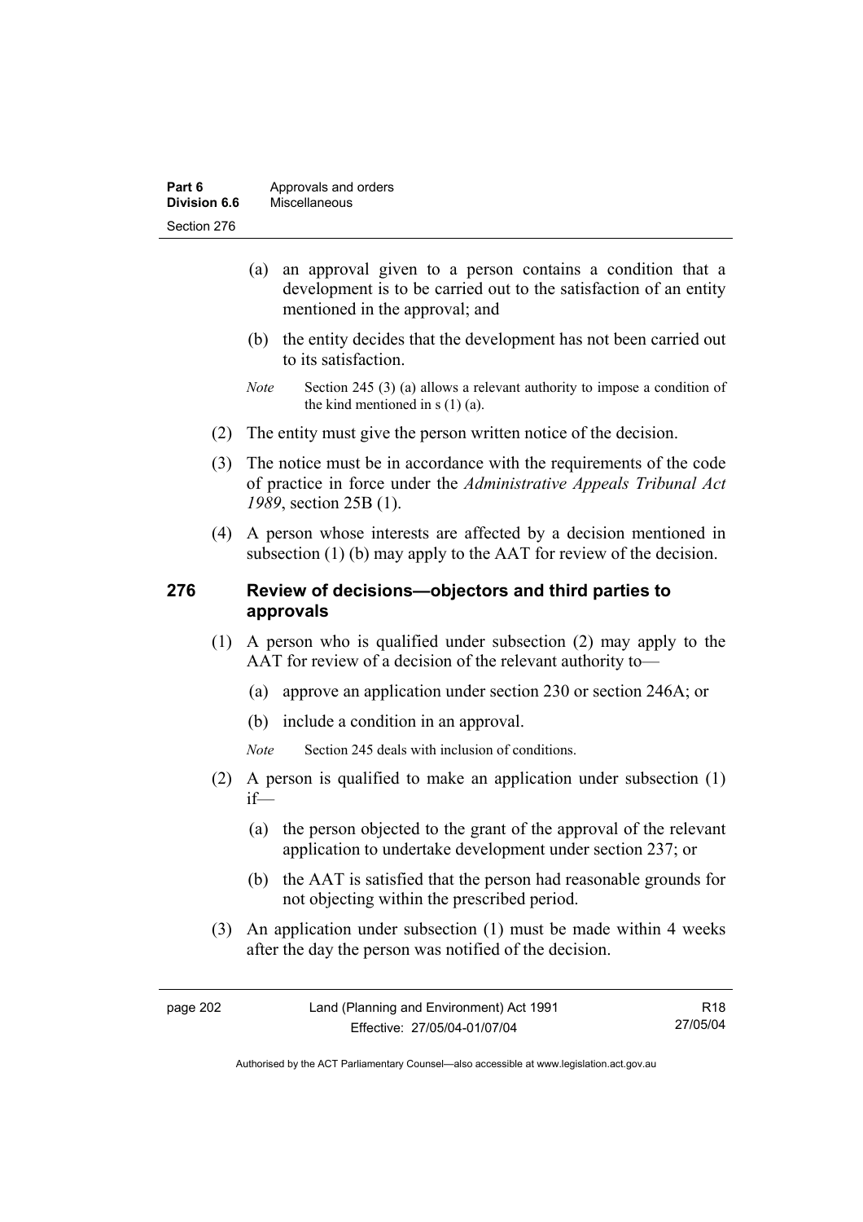(a) an approval given to a person contains a condition that a development is to be carried out to the satisfaction of an entity mentioned in the approval; and

(b) the entity decides that the development has not been carried out to its satisfaction.

*Note* Section 245 (3) (a) allows a relevant authority to impose a condition of the kind mentioned in s (1) (a).

(2) The entity must give the person written notice of the decision.

(3) The notice must be in accordance with the requirements of the code of practice in force under the *Administrative Appeals Tribunal Act 1989*, section 25B (1).

(4) A person whose interests are affected by a decision mentioned in subsection (1) (b) may apply to the AAT for review of the decision.

## 276 Review of decisions—objectors and third parties to approvals

(1) A person who is qualified under subsection (2) may apply to the AAT for review of a decision of the relevant authority to—

(a) approve an application under section 230 or section 246A; or

(b) include a condition in an approval.

*Note* Section 245 deals with inclusion of conditions.

(2) A person is qualified to make an application under subsection (1) if—

(a) the person objected to the grant of the approval of the relevant application to undertake development under section 237; or

(b) the AAT is satisfied that the person had reasonable grounds for not objecting within the prescribed period.

(3) An application under subsection (1) must be made within 4 weeks after the day the person was notified of the decision.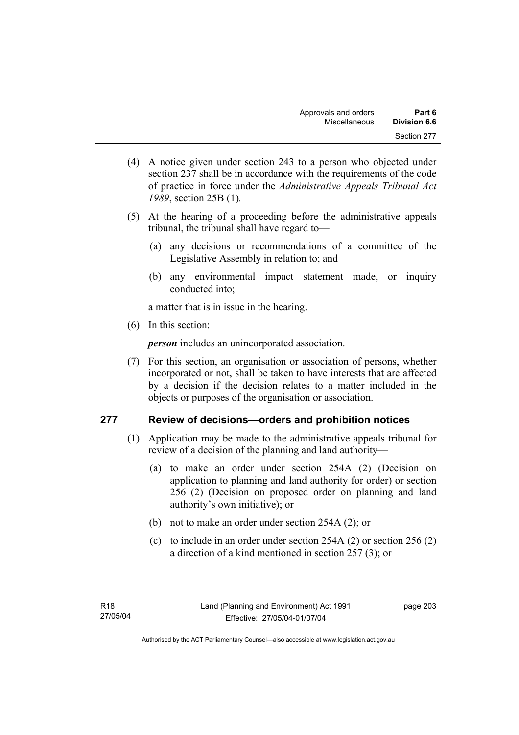(4) A notice given under section 243 to a person who objected under section 237 shall be in accordance with the requirements of the code of practice in force under the *Administrative Appeals Tribunal Act 1989*, section 25B (1)*.*

(5) At the hearing of a proceeding before the administrative appeals tribunal, the tribunal shall have regard to—

(a) any decisions or recommendations of a committee of the Legislative Assembly in relation to; and

(b) any environmental impact statement made, or inquiry conducted into;

a matter that is in issue in the hearing.

(6) In this section:

***person*** includes an unincorporated association.

(7) For this section, an organisation or association of persons, whether incorporated or not, shall be taken to have interests that are affected by a decision if the decision relates to a matter included in the objects or purposes of the organisation or association.

## 277 Review of decisions—orders and prohibition notices

(1) Application may be made to the administrative appeals tribunal for review of a decision of the planning and land authority—

(a) to make an order under section 254A (2) (Decision on application to planning and land authority for order) or section 256 (2) (Decision on proposed order on planning and land authority's own initiative); or

(b) not to make an order under section 254A (2); or

(c) to include in an order under section 254A (2) or section 256 (2) a direction of a kind mentioned in section 257 (3); or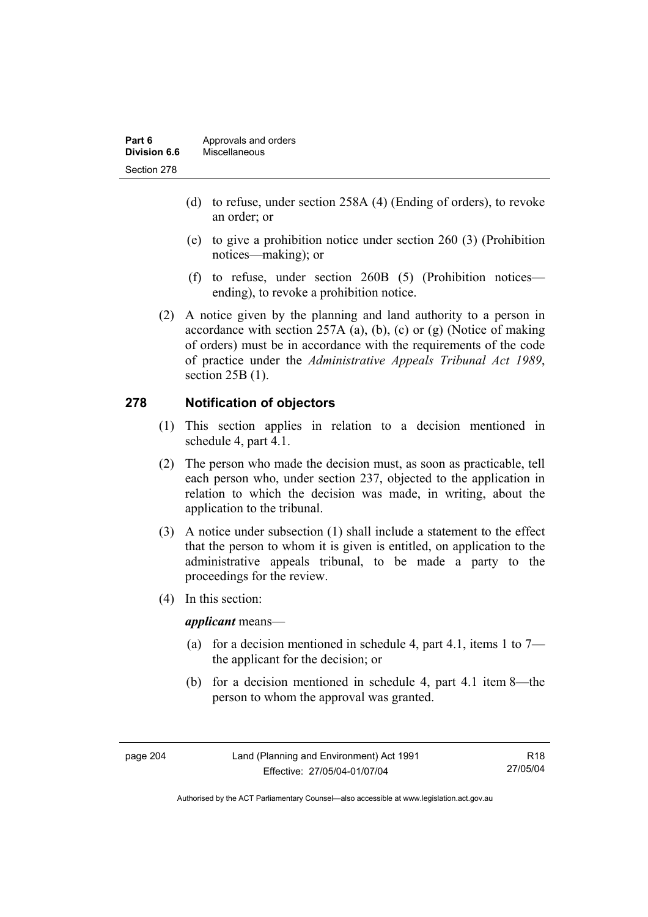(d) to refuse, under section 258A (4) (Ending of orders), to revoke an order; or

(e) to give a prohibition notice under section 260 (3) (Prohibition notices—making); or

(f) to refuse, under section 260B (5) (Prohibition notices—ending), to revoke a prohibition notice.

(2) A notice given by the planning and land authority to a person in accordance with section 257A (a), (b), (c) or (g) (Notice of making of orders) must be in accordance with the requirements of the code of practice under the *Administrative Appeals Tribunal Act 1989*, section 25B (1).

## 278 Notification of objectors

(1) This section applies in relation to a decision mentioned in schedule 4, part 4.1.

(2) The person who made the decision must, as soon as practicable, tell each person who, under section 237, objected to the application in relation to which the decision was made, in writing, about the application to the tribunal.

(3) A notice under subsection (1) shall include a statement to the effect that the person to whom it is given is entitled, on application to the administrative appeals tribunal, to be made a party to the proceedings for the review.

(4) In this section:

***applicant*** means—

(a) for a decision mentioned in schedule 4, part 4.1, items 1 to 7—the applicant for the decision; or

(b) for a decision mentioned in schedule 4, part 4.1 item 8—the person to whom the approval was granted.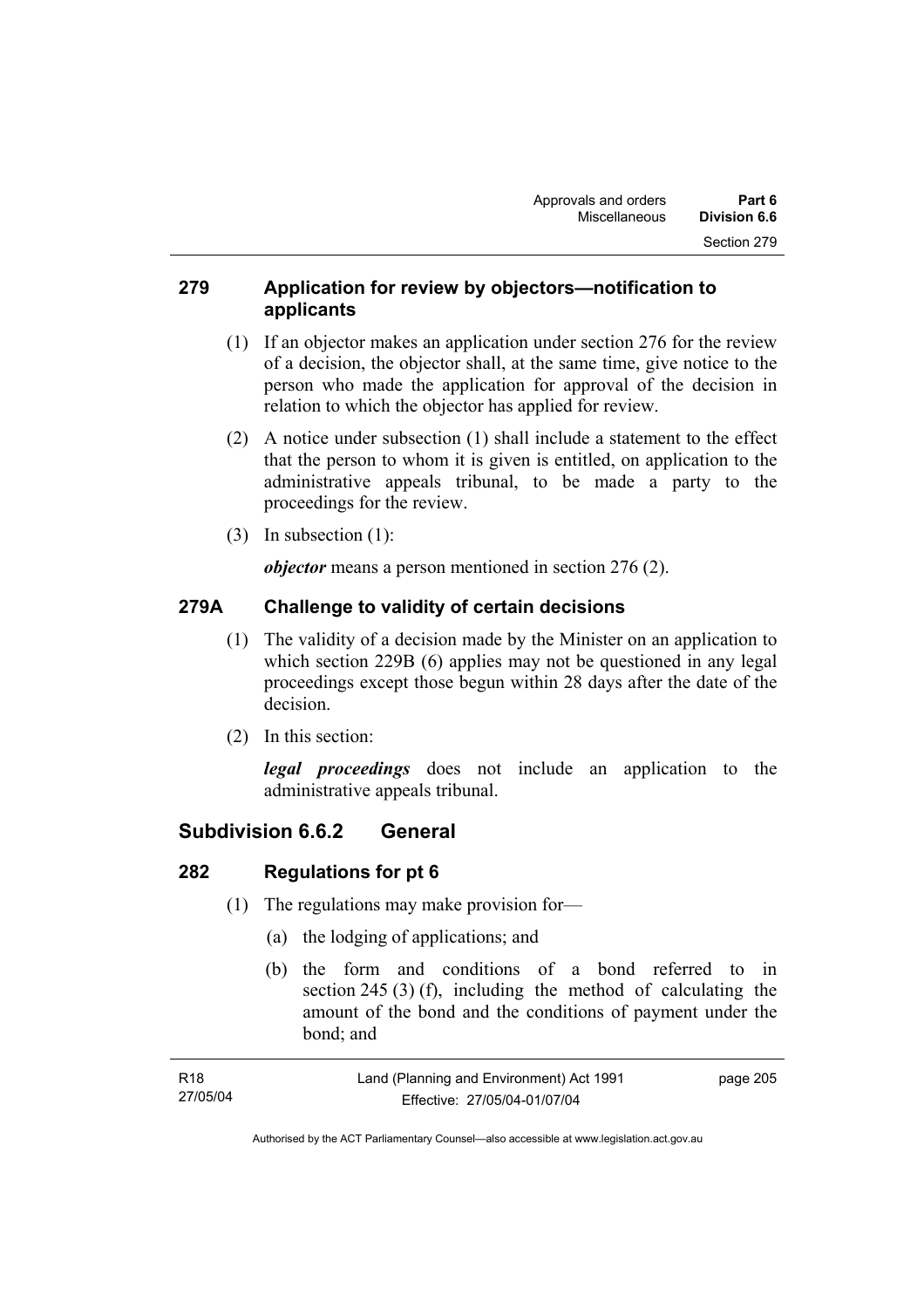### 279 Application for review by objectors—notification to applicants

(1) If an objector makes an application under section 276 for the review of a decision, the objector shall, at the same time, give notice to the person who made the application for approval of the decision in relation to which the objector has applied for review.

(2) A notice under subsection (1) shall include a statement to the effect that the person to whom it is given is entitled, on application to the administrative appeals tribunal, to be made a party to the proceedings for the review.

(3) In subsection (1):

***objector*** means a person mentioned in section 276 (2).

### 279A Challenge to validity of certain decisions

(1) The validity of a decision made by the Minister on an application to which section 229B (6) applies may not be questioned in any legal proceedings except those begun within 28 days after the date of the decision.

(2) In this section:

***legal proceedings*** does not include an application to the administrative appeals tribunal.

## Subdivision 6.6.2 General

### 282 Regulations for pt 6

(1) The regulations may make provision for—

(a) the lodging of applications; and

(b) the form and conditions of a bond referred to in section 245 (3) (f), including the method of calculating the amount of the bond and the conditions of payment under the bond; and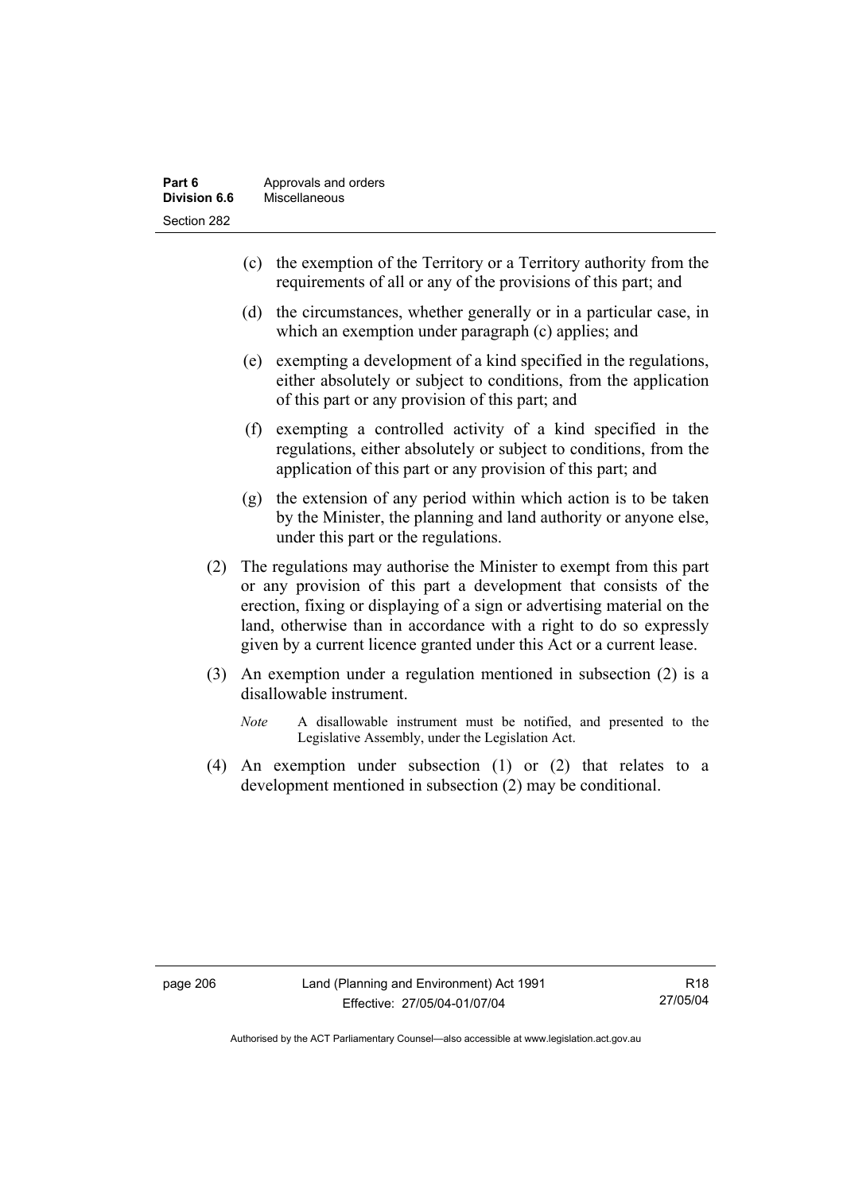(c) the exemption of the Territory or a Territory authority from the requirements of all or any of the provisions of this part; and

(d) the circumstances, whether generally or in a particular case, in which an exemption under paragraph (c) applies; and

(e) exempting a development of a kind specified in the regulations, either absolutely or subject to conditions, from the application of this part or any provision of this part; and

(f) exempting a controlled activity of a kind specified in the regulations, either absolutely or subject to conditions, from the application of this part or any provision of this part; and

(g) the extension of any period within which action is to be taken by the Minister, the planning and land authority or anyone else, under this part or the regulations.

(2) The regulations may authorise the Minister to exempt from this part or any provision of this part a development that consists of the erection, fixing or displaying of a sign or advertising material on the land, otherwise than in accordance with a right to do so expressly given by a current licence granted under this Act or a current lease.

(3) An exemption under a regulation mentioned in subsection (2) is a disallowable instrument.

*Note* A disallowable instrument must be notified, and presented to the Legislative Assembly, under the Legislation Act.

(4) An exemption under subsection (1) or (2) that relates to a development mentioned in subsection (2) may be conditional.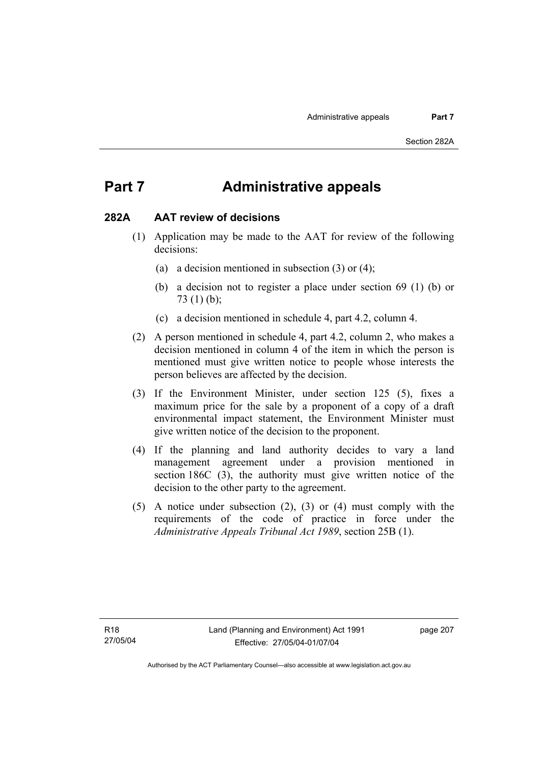# Part 7 Administrative appeals

## 282A AAT review of decisions

(1) Application may be made to the AAT for review of the following decisions:

   (a) a decision mentioned in subsection (3) or (4);

   (b) a decision not to register a place under section 69 (1) (b) or 73 (1) (b);

   (c) a decision mentioned in schedule 4, part 4.2, column 4.

(2) A person mentioned in schedule 4, part 4.2, column 2, who makes a decision mentioned in column 4 of the item in which the person is mentioned must give written notice to people whose interests the person believes are affected by the decision.

(3) If the Environment Minister, under section 125 (5), fixes a maximum price for the sale by a proponent of a copy of a draft environmental impact statement, the Environment Minister must give written notice of the decision to the proponent.

(4) If the planning and land authority decides to vary a land management agreement under a provision mentioned in section 186C (3), the authority must give written notice of the decision to the other party to the agreement.

(5) A notice under subsection (2), (3) or (4) must comply with the requirements of the code of practice in force under the *Administrative Appeals Tribunal Act 1989*, section 25B (1).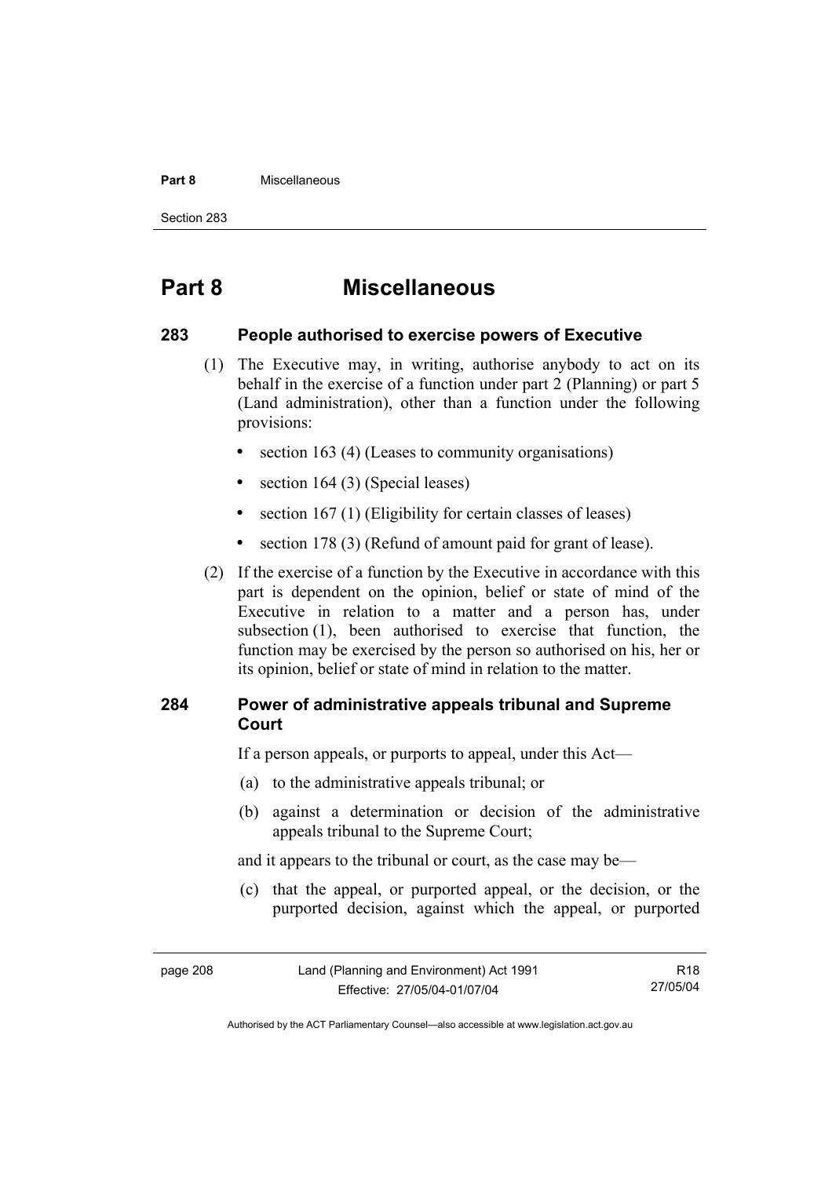# Part 8 Miscellaneous

## 283 People authorised to exercise powers of Executive

(1) The Executive may, in writing, authorise anybody to act on its behalf in the exercise of a function under part 2 (Planning) or part 5 (Land administration), other than a function under the following provisions:

- section 163 (4) (Leases to community organisations)
- section 164 (3) (Special leases)
- section 167 (1) (Eligibility for certain classes of leases)
- section 178 (3) (Refund of amount paid for grant of lease).

(2) If the exercise of a function by the Executive in accordance with this part is dependent on the opinion, belief or state of mind of the Executive in relation to a matter and a person has, under subsection (1), been authorised to exercise that function, the function may be exercised by the person so authorised on his, her or its opinion, belief or state of mind in relation to the matter.

## 284 Power of administrative appeals tribunal and Supreme Court

If a person appeals, or purports to appeal, under this Act—

(a) to the administrative appeals tribunal; or

(b) against a determination or decision of the administrative appeals tribunal to the Supreme Court;

and it appears to the tribunal or court, as the case may be—

(c) that the appeal, or purported appeal, or the decision, or the purported decision, against which the appeal, or purported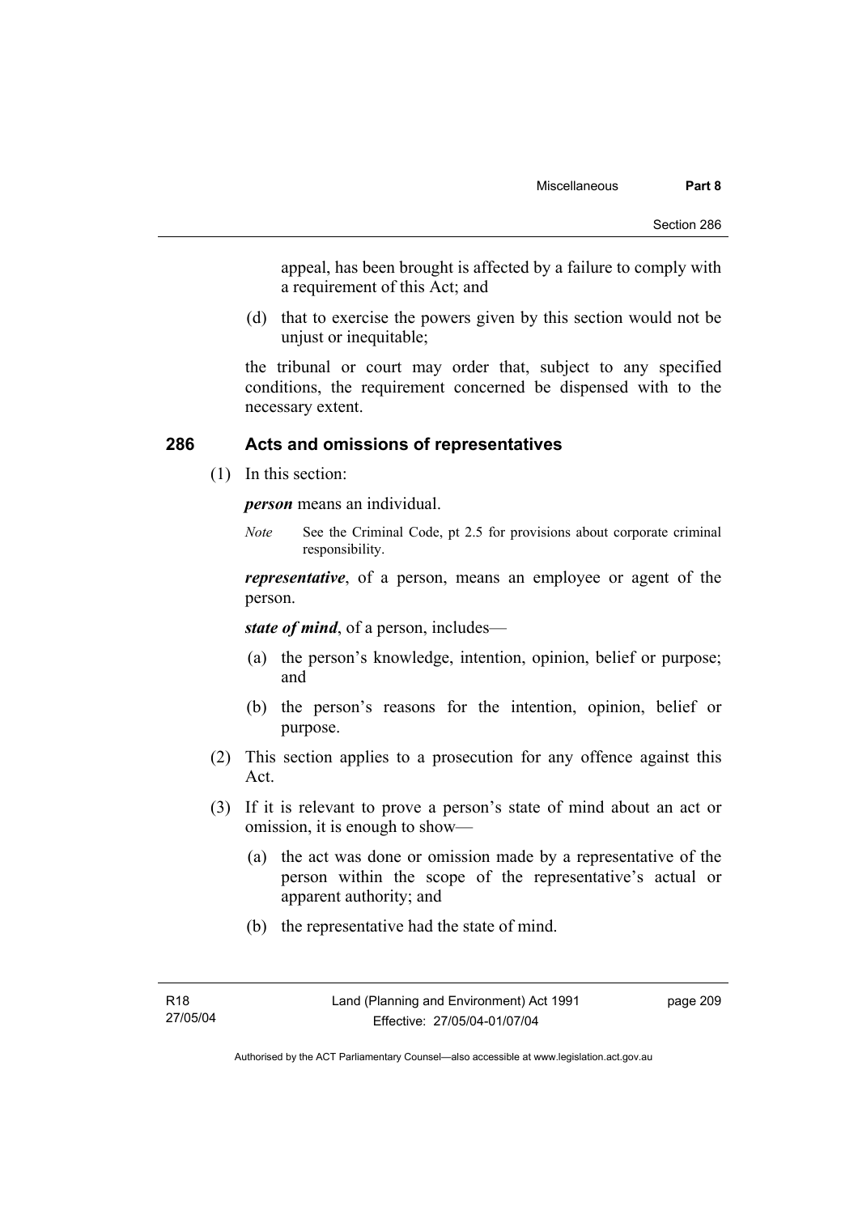appeal, has been brought is affected by a failure to comply with a requirement of this Act; and

(d) that to exercise the powers given by this section would not be unjust or inequitable;

the tribunal or court may order that, subject to any specified conditions, the requirement concerned be dispensed with to the necessary extent.

## 286 Acts and omissions of representatives

(1) In this section:

***person*** means an individual.

*Note* See the Criminal Code, pt 2.5 for provisions about corporate criminal responsibility.

***representative***, of a person, means an employee or agent of the person.

***state of mind***, of a person, includes—

(a) the person's knowledge, intention, opinion, belief or purpose; and

(b) the person's reasons for the intention, opinion, belief or purpose.

(2) This section applies to a prosecution for any offence against this Act.

(3) If it is relevant to prove a person's state of mind about an act or omission, it is enough to show—

(a) the act was done or omission made by a representative of the person within the scope of the representative's actual or apparent authority; and

(b) the representative had the state of mind.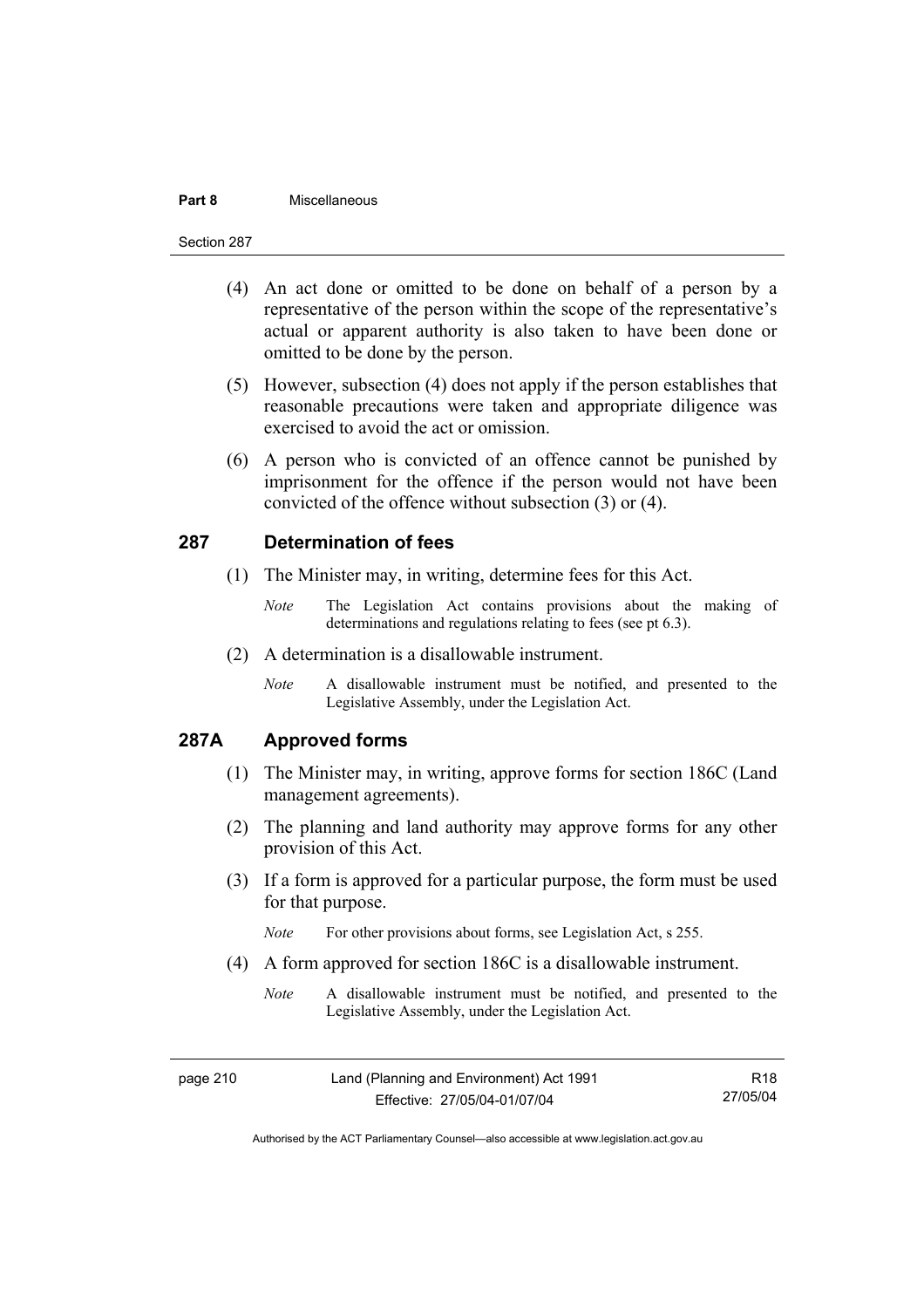(4) An act done or omitted to be done on behalf of a person by a representative of the person within the scope of the representative's actual or apparent authority is also taken to have been done or omitted to be done by the person.

(5) However, subsection (4) does not apply if the person establishes that reasonable precautions were taken and appropriate diligence was exercised to avoid the act or omission.

(6) A person who is convicted of an offence cannot be punished by imprisonment for the offence if the person would not have been convicted of the offence without subsection (3) or (4).

## 287 Determination of fees

(1) The Minister may, in writing, determine fees for this Act.

*Note* The Legislation Act contains provisions about the making of determinations and regulations relating to fees (see pt 6.3).

(2) A determination is a disallowable instrument.

*Note* A disallowable instrument must be notified, and presented to the Legislative Assembly, under the Legislation Act.

## 287A Approved forms

(1) The Minister may, in writing, approve forms for section 186C (Land management agreements).

(2) The planning and land authority may approve forms for any other provision of this Act.

(3) If a form is approved for a particular purpose, the form must be used for that purpose.

*Note* For other provisions about forms, see Legislation Act, s 255.

(4) A form approved for section 186C is a disallowable instrument.

*Note* A disallowable instrument must be notified, and presented to the Legislative Assembly, under the Legislation Act.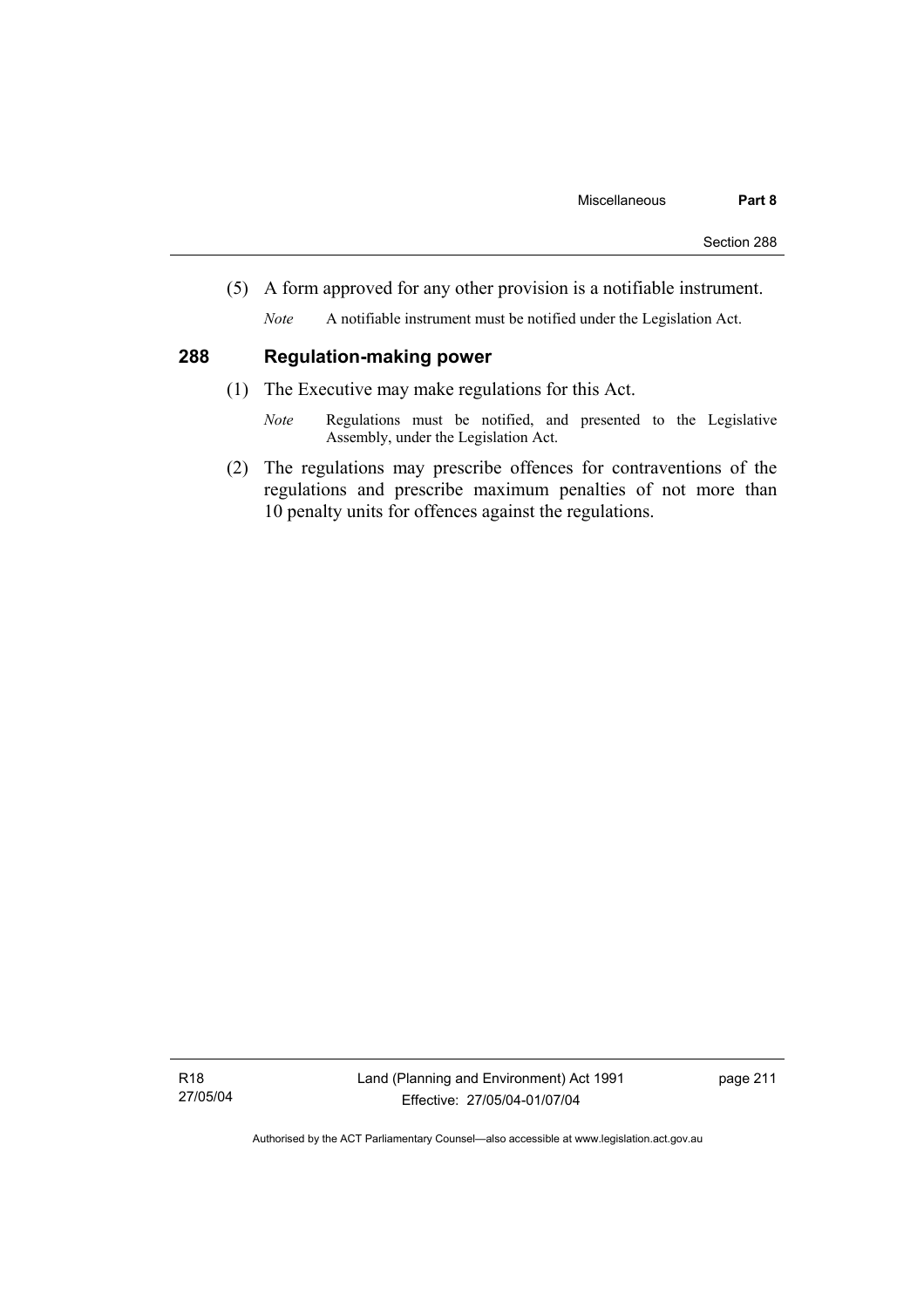(5) A form approved for any other provision is a notifiable instrument.

*Note* A notifiable instrument must be notified under the Legislation Act.

## 288 Regulation-making power

(1) The Executive may make regulations for this Act.

*Note* Regulations must be notified, and presented to the Legislative Assembly, under the Legislation Act.

(2) The regulations may prescribe offences for contraventions of the regulations and prescribe maximum penalties of not more than 10 penalty units for offences against the regulations.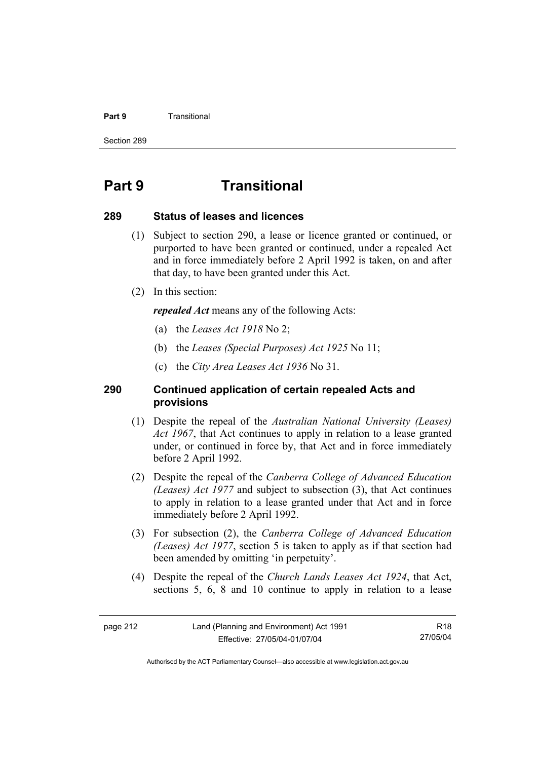# Part 9 Transitional

## 289 Status of leases and licences

(1) Subject to section 290, a lease or licence granted or continued, or purported to have been granted or continued, under a repealed Act and in force immediately before 2 April 1992 is taken, on and after that day, to have been granted under this Act.

(2) In this section:

***repealed Act*** means any of the following Acts:

(a) the *Leases Act 1918* No 2;

(b) the *Leases (Special Purposes) Act 1925* No 11;

(c) the *City Area Leases Act 1936* No 31.

## 290 Continued application of certain repealed Acts and provisions

(1) Despite the repeal of the *Australian National University (Leases) Act 1967*, that Act continues to apply in relation to a lease granted under, or continued in force by, that Act and in force immediately before 2 April 1992.

(2) Despite the repeal of the *Canberra College of Advanced Education (Leases) Act 1977* and subject to subsection (3), that Act continues to apply in relation to a lease granted under that Act and in force immediately before 2 April 1992.

(3) For subsection (2), the *Canberra College of Advanced Education (Leases) Act 1977*, section 5 is taken to apply as if that section had been amended by omitting 'in perpetuity'.

(4) Despite the repeal of the *Church Lands Leases Act 1924*, that Act, sections 5, 6, 8 and 10 continue to apply in relation to a lease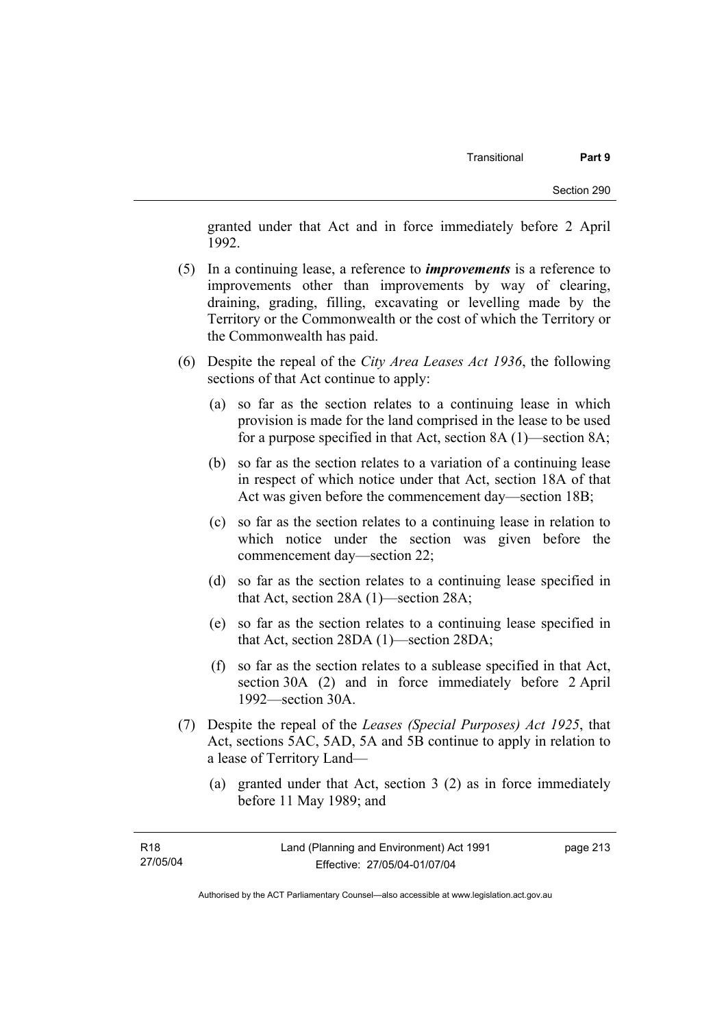granted under that Act and in force immediately before 2 April 1992.

(5) In a continuing lease, a reference to ***improvements*** is a reference to improvements other than improvements by way of clearing, draining, grading, filling, excavating or levelling made by the Territory or the Commonwealth or the cost of which the Territory or the Commonwealth has paid.

(6) Despite the repeal of the *City Area Leases Act 1936*, the following sections of that Act continue to apply:

(a) so far as the section relates to a continuing lease in which provision is made for the land comprised in the lease to be used for a purpose specified in that Act, section 8A (1)—section 8A;

(b) so far as the section relates to a variation of a continuing lease in respect of which notice under that Act, section 18A of that Act was given before the commencement day—section 18B;

(c) so far as the section relates to a continuing lease in relation to which notice under the section was given before the commencement day—section 22;

(d) so far as the section relates to a continuing lease specified in that Act, section 28A (1)—section 28A;

(e) so far as the section relates to a continuing lease specified in that Act, section 28DA (1)—section 28DA;

(f) so far as the section relates to a sublease specified in that Act, section 30A (2) and in force immediately before 2 April 1992—section 30A.

(7) Despite the repeal of the *Leases (Special Purposes) Act 1925*, that Act, sections 5AC, 5AD, 5A and 5B continue to apply in relation to a lease of Territory Land—

(a) granted under that Act, section 3 (2) as in force immediately before 11 May 1989; and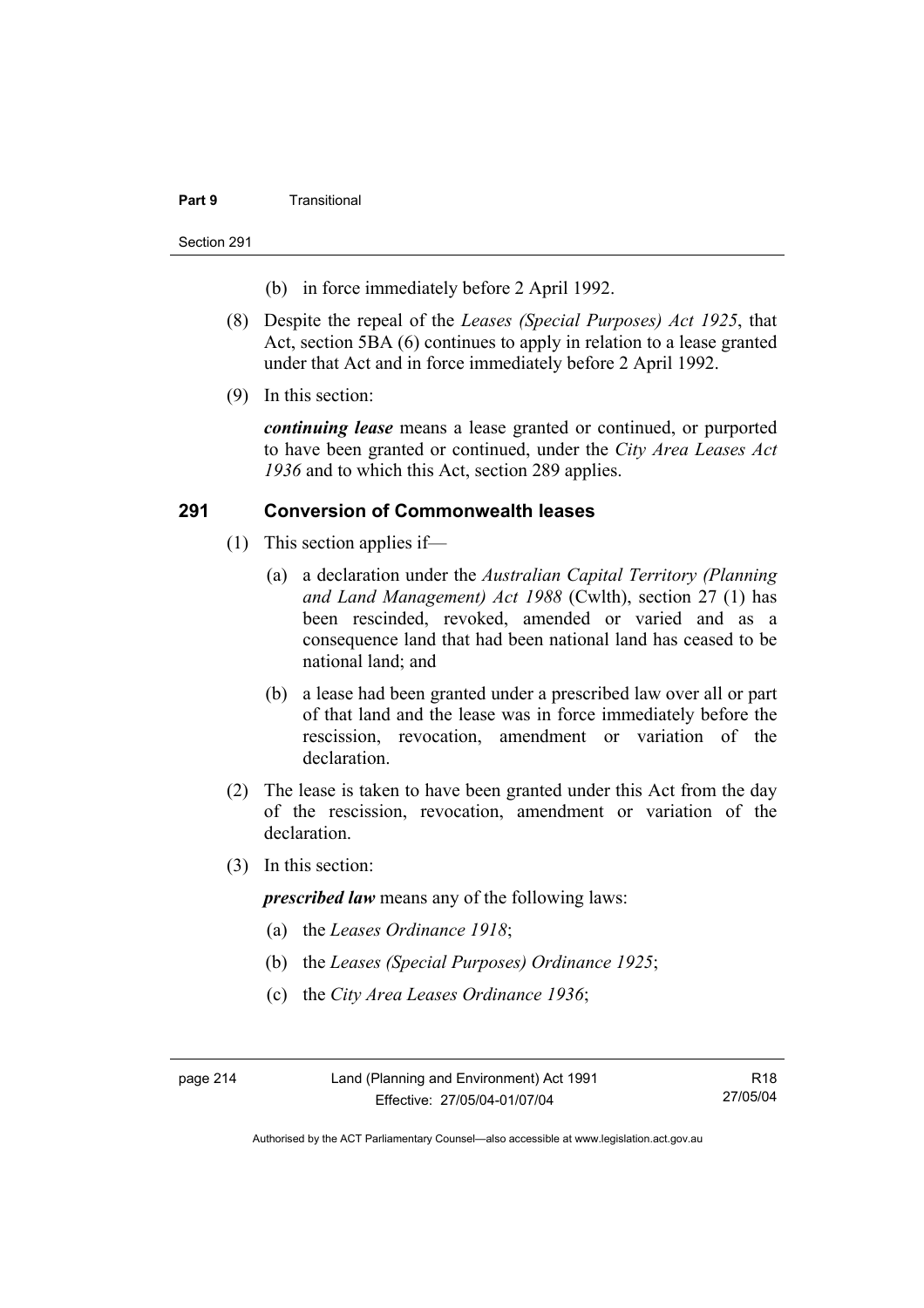(b) in force immediately before 2 April 1992.

(8) Despite the repeal of the *Leases (Special Purposes) Act 1925*, that Act, section 5BA (6) continues to apply in relation to a lease granted under that Act and in force immediately before 2 April 1992.

(9) In this section:

***continuing lease*** means a lease granted or continued, or purported to have been granted or continued, under the *City Area Leases Act 1936* and to which this Act, section 289 applies.

## 291 Conversion of Commonwealth leases

(1) This section applies if—

(a) a declaration under the *Australian Capital Territory (Planning and Land Management) Act 1988* (Cwlth), section 27 (1) has been rescinded, revoked, amended or varied and as a consequence land that had been national land has ceased to be national land; and

(b) a lease had been granted under a prescribed law over all or part of that land and the lease was in force immediately before the rescission, revocation, amendment or variation of the declaration.

(2) The lease is taken to have been granted under this Act from the day of the rescission, revocation, amendment or variation of the declaration.

(3) In this section:

***prescribed law*** means any of the following laws:

(a) the *Leases Ordinance 1918*;

(b) the *Leases (Special Purposes) Ordinance 1925*;

(c) the *City Area Leases Ordinance 1936*;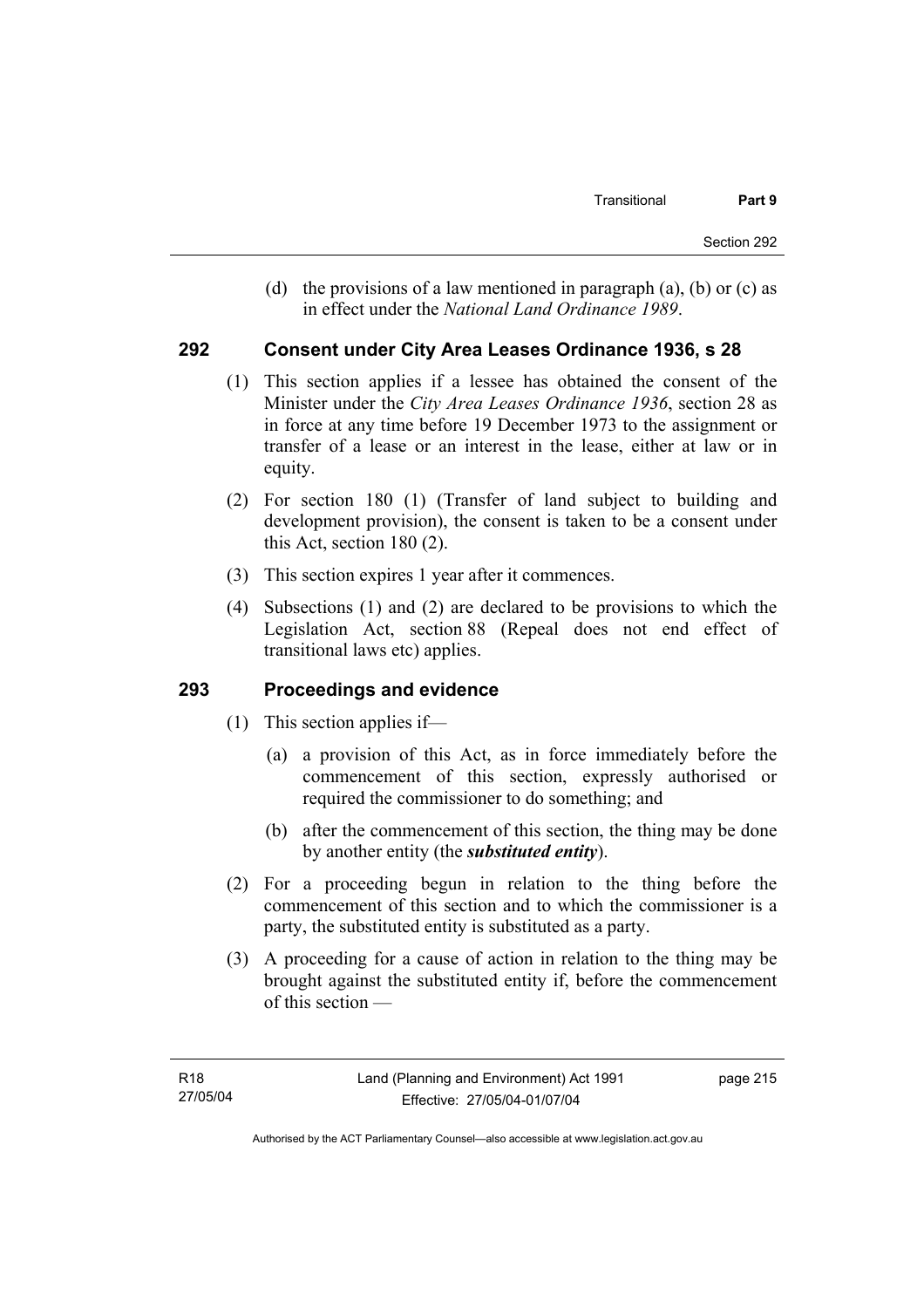(d) the provisions of a law mentioned in paragraph (a), (b) or (c) as in effect under the *National Land Ordinance 1989*.

### 292 Consent under City Area Leases Ordinance 1936, s 28

(1) This section applies if a lessee has obtained the consent of the Minister under the *City Area Leases Ordinance 1936*, section 28 as in force at any time before 19 December 1973 to the assignment or transfer of a lease or an interest in the lease, either at law or in equity.

(2) For section 180 (1) (Transfer of land subject to building and development provision), the consent is taken to be a consent under this Act, section 180 (2).

(3) This section expires 1 year after it commences.

(4) Subsections (1) and (2) are declared to be provisions to which the Legislation Act, section 88 (Repeal does not end effect of transitional laws etc) applies.

### 293 Proceedings and evidence

(1) This section applies if—

(a) a provision of this Act, as in force immediately before the commencement of this section, expressly authorised or required the commissioner to do something; and

(b) after the commencement of this section, the thing may be done by another entity (the ***substituted entity***).

(2) For a proceeding begun in relation to the thing before the commencement of this section and to which the commissioner is a party, the substituted entity is substituted as a party.

(3) A proceeding for a cause of action in relation to the thing may be brought against the substituted entity if, before the commencement of this section —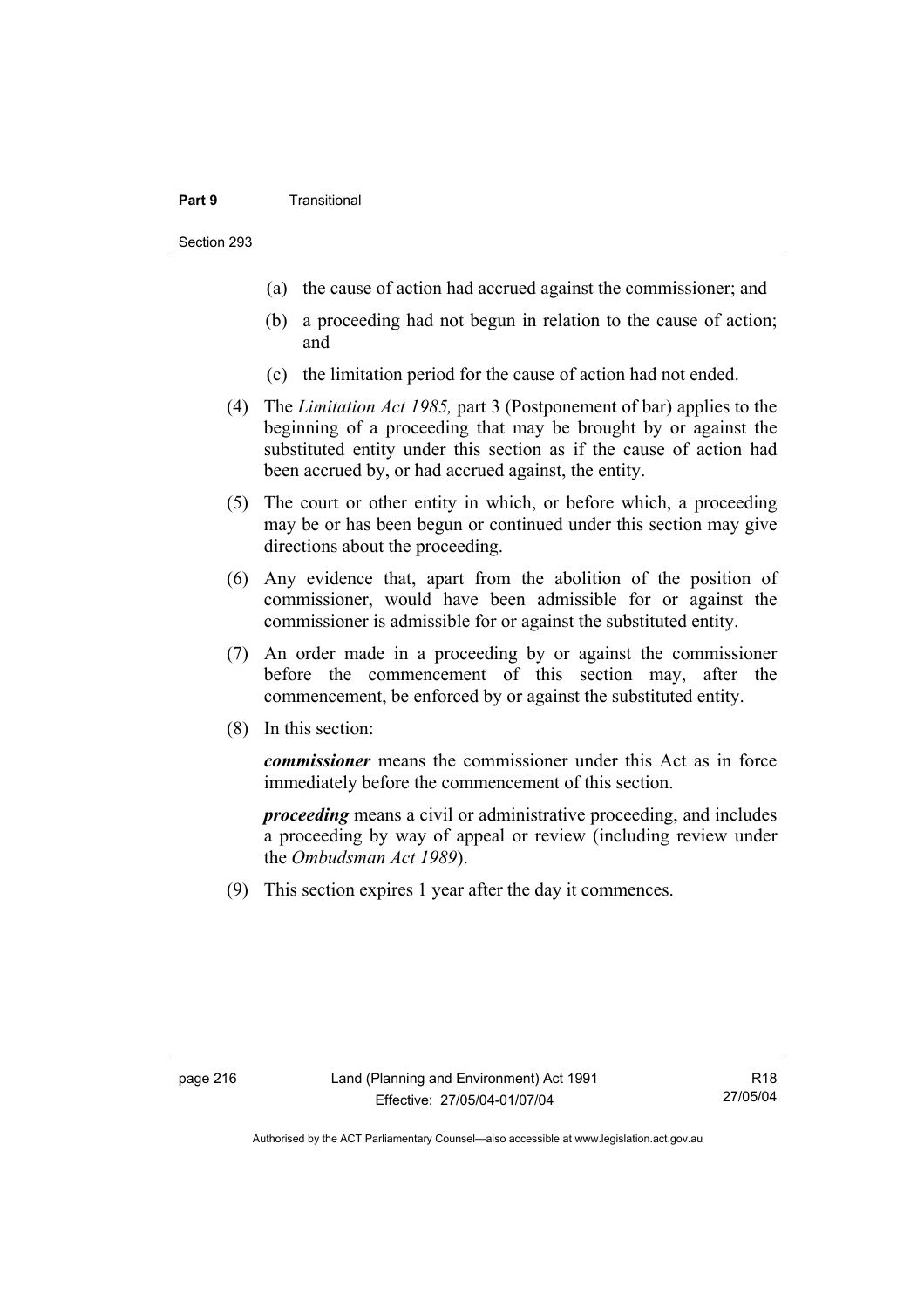(a) the cause of action had accrued against the commissioner; and

(b) a proceeding had not begun in relation to the cause of action; and

(c) the limitation period for the cause of action had not ended.

(4) The *Limitation Act 1985,* part 3 (Postponement of bar) applies to the beginning of a proceeding that may be brought by or against the substituted entity under this section as if the cause of action had been accrued by, or had accrued against, the entity.

(5) The court or other entity in which, or before which, a proceeding may be or has been begun or continued under this section may give directions about the proceeding.

(6) Any evidence that, apart from the abolition of the position of commissioner, would have been admissible for or against the commissioner is admissible for or against the substituted entity.

(7) An order made in a proceeding by or against the commissioner before the commencement of this section may, after the commencement, be enforced by or against the substituted entity.

(8) In this section:

***commissioner*** means the commissioner under this Act as in force immediately before the commencement of this section.

***proceeding*** means a civil or administrative proceeding, and includes a proceeding by way of appeal or review (including review under the *Ombudsman Act 1989*).

(9) This section expires 1 year after the day it commences.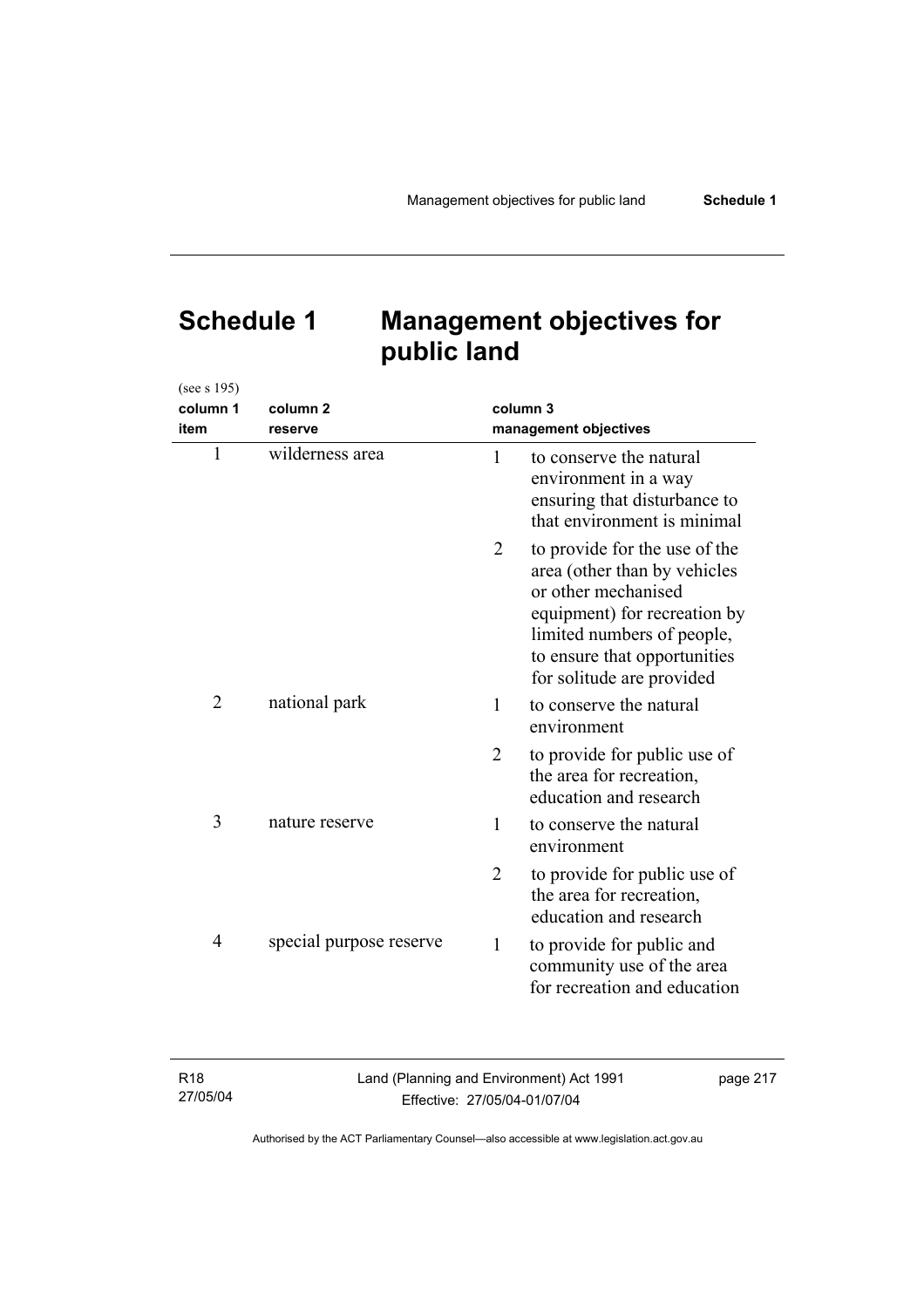# Schedule 1 Management objectives for public land

(see s 195)

| column 1 item | column 2 reserve | column 3 management objectives |
|---|---|---|
| 1 | wilderness area | 1 to conserve the natural environment in a way ensuring that disturbance to that environment is minimal |
| | | 2 to provide for the use of the area (other than by vehicles or other mechanised equipment) for recreation by limited numbers of people, to ensure that opportunities for solitude are provided |
| 2 | national park | 1 to conserve the natural environment |
| | | 2 to provide for public use of the area for recreation, education and research |
| 3 | nature reserve | 1 to conserve the natural environment |
| | | 2 to provide for public use of the area for recreation, education and research |
| 4 | special purpose reserve | 1 to provide for public and community use of the area for recreation and education |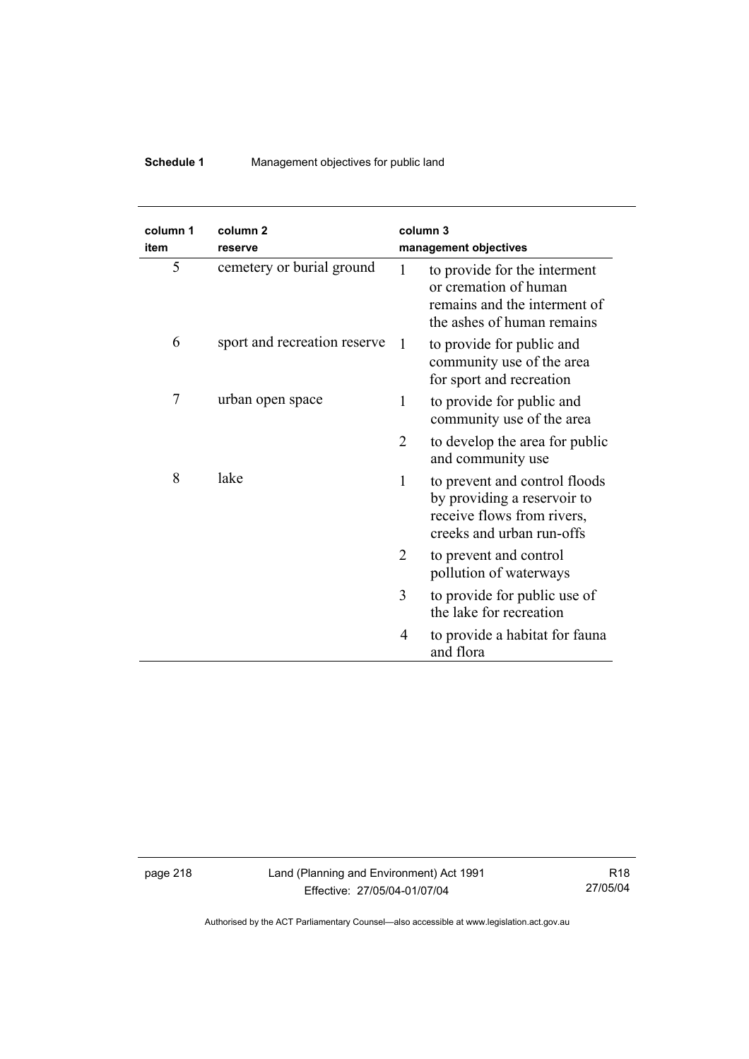| column 1 item | column 2 reserve | column 3 management objectives | |
|---|---|---|---|
| 5 | cemetery or burial ground | 1 | to provide for the interment or cremation of human remains and the interment of the ashes of human remains |
| 6 | sport and recreation reserve | 1 | to provide for public and community use of the area for sport and recreation |
| 7 | urban open space | 1 | to provide for public and community use of the area |
| | | 2 | to develop the area for public and community use |
| 8 | lake | 1 | to prevent and control floods by providing a reservoir to receive flows from rivers, creeks and urban run-offs |
| | | 2 | to prevent and control pollution of waterways |
| | | 3 | to provide for public use of the lake for recreation |
| | | 4 | to provide a habitat for fauna and flora |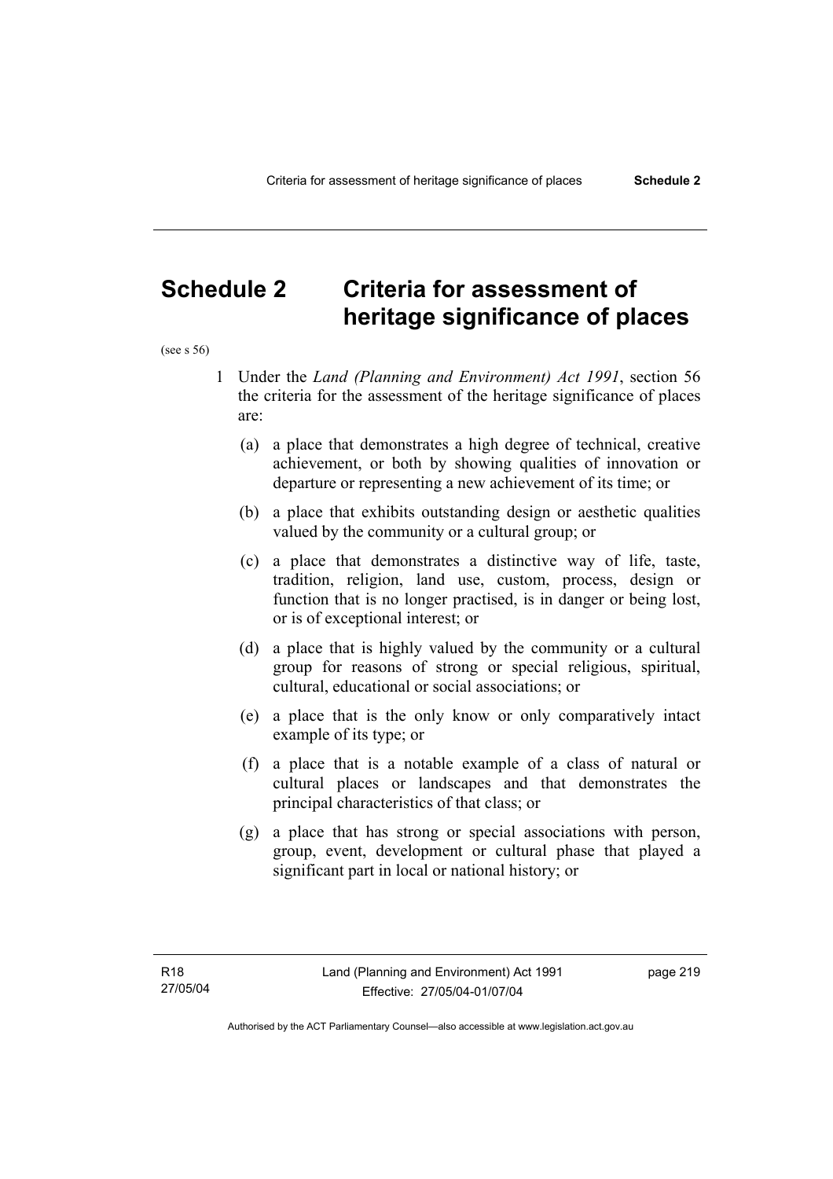# Schedule 2 Criteria for assessment of heritage significance of places

(see s 56)

1 Under the *Land (Planning and Environment) Act 1991*, section 56 the criteria for the assessment of the heritage significance of places are:

(a) a place that demonstrates a high degree of technical, creative achievement, or both by showing qualities of innovation or departure or representing a new achievement of its time; or

(b) a place that exhibits outstanding design or aesthetic qualities valued by the community or a cultural group; or

(c) a place that demonstrates a distinctive way of life, taste, tradition, religion, land use, custom, process, design or function that is no longer practised, is in danger or being lost, or is of exceptional interest; or

(d) a place that is highly valued by the community or a cultural group for reasons of strong or special religious, spiritual, cultural, educational or social associations; or

(e) a place that is the only know or only comparatively intact example of its type; or

(f) a place that is a notable example of a class of natural or cultural places or landscapes and that demonstrates the principal characteristics of that class; or

(g) a place that has strong or special associations with person, group, event, development or cultural phase that played a significant part in local or national history; or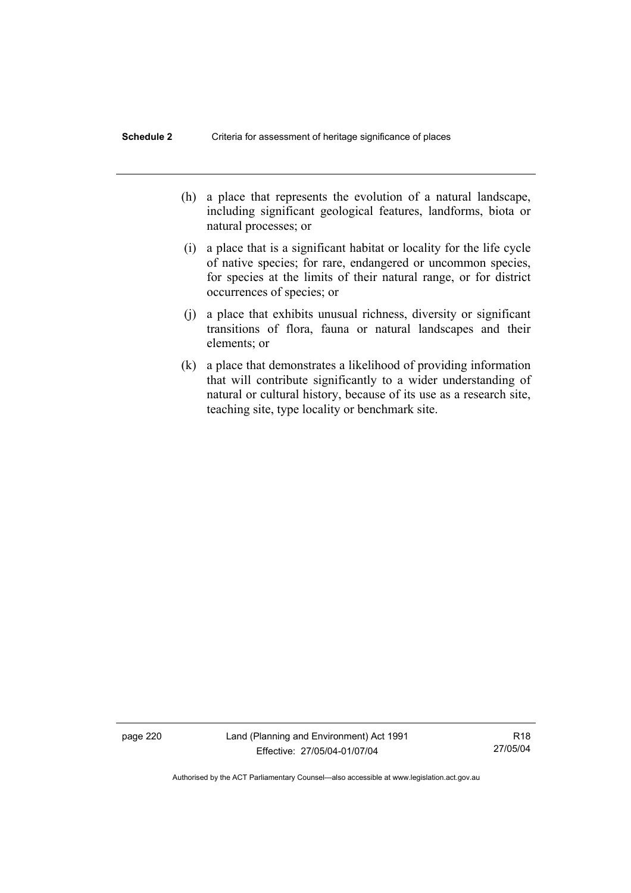(h) a place that represents the evolution of a natural landscape, including significant geological features, landforms, biota or natural processes; or

(i) a place that is a significant habitat or locality for the life cycle of native species; for rare, endangered or uncommon species, for species at the limits of their natural range, or for district occurrences of species; or

(j) a place that exhibits unusual richness, diversity or significant transitions of flora, fauna or natural landscapes and their elements; or

(k) a place that demonstrates a likelihood of providing information that will contribute significantly to a wider understanding of natural or cultural history, because of its use as a research site, teaching site, type locality or benchmark site.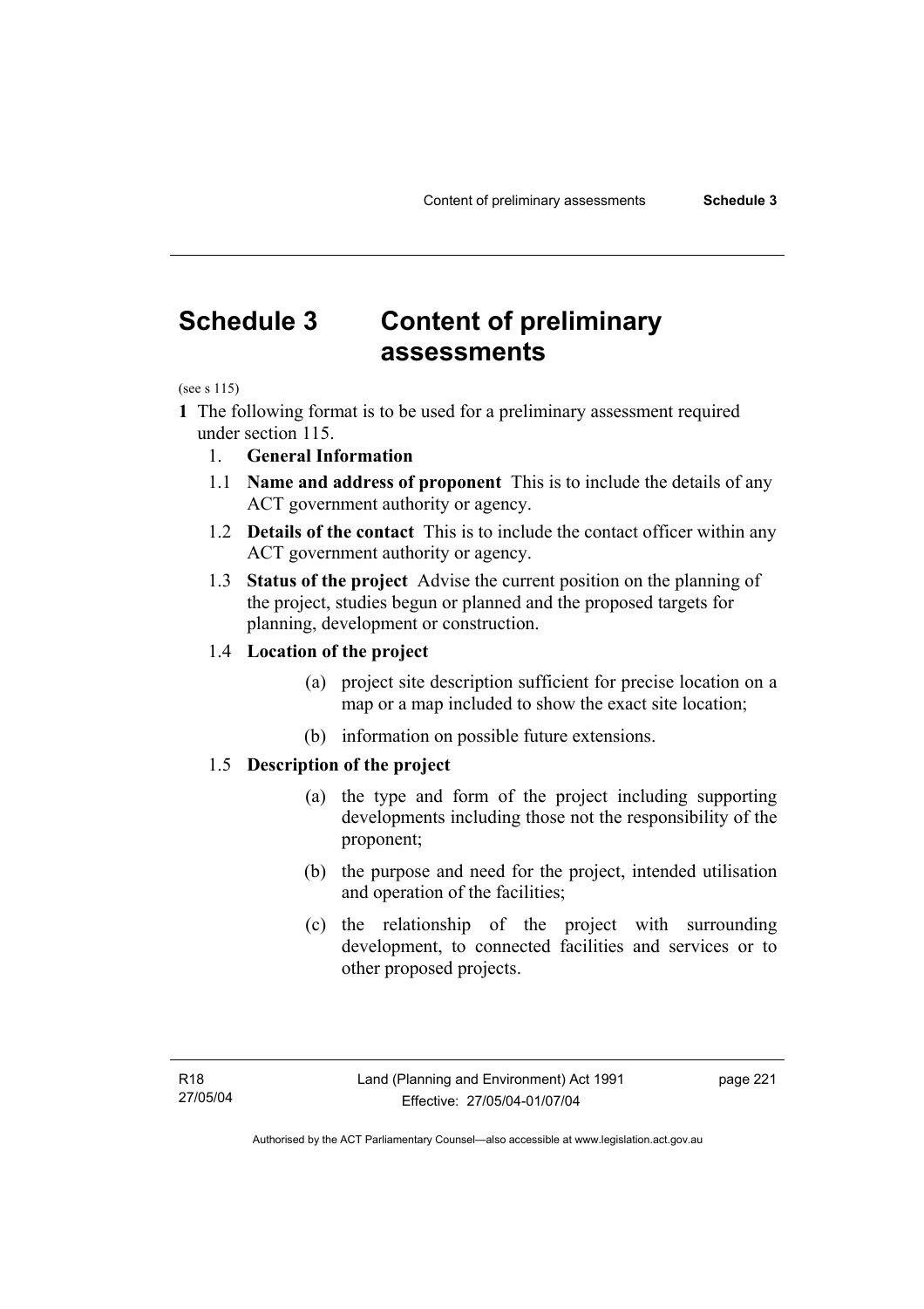# Schedule 3 Content of preliminary assessments

(see s 115)

**1** The following format is to be used for a preliminary assessment required under section 115.

1. **General Information**

1.1 **Name and address of proponent** This is to include the details of any ACT government authority or agency.

1.2 **Details of the contact** This is to include the contact officer within any ACT government authority or agency.

1.3 **Status of the project** Advise the current position on the planning of the project, studies begun or planned and the proposed targets for planning, development or construction.

1.4 **Location of the project**

(a) project site description sufficient for precise location on a map or a map included to show the exact site location;

(b) information on possible future extensions.

1.5 **Description of the project**

(a) the type and form of the project including supporting developments including those not the responsibility of the proponent;

(b) the purpose and need for the project, intended utilisation and operation of the facilities;

(c) the relationship of the project with surrounding development, to connected facilities and services or to other proposed projects.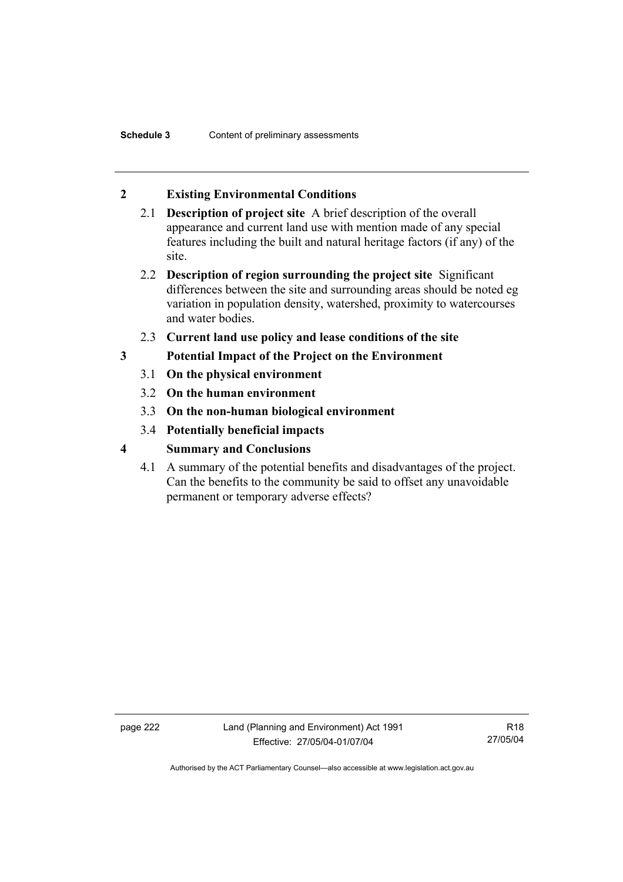## 2 Existing Environmental Conditions

2.1 **Description of project site** A brief description of the overall appearance and current land use with mention made of any special features including the built and natural heritage factors (if any) of the site.

2.2 **Description of region surrounding the project site** Significant differences between the site and surrounding areas should be noted eg variation in population density, watershed, proximity to watercourses and water bodies.

2.3 **Current land use policy and lease conditions of the site**

## 3 Potential Impact of the Project on the Environment

3.1 **On the physical environment**

3.2 **On the human environment**

3.3 **On the non-human biological environment**

3.4 **Potentially beneficial impacts**

## 4 Summary and Conclusions

4.1 A summary of the potential benefits and disadvantages of the project. Can the benefits to the community be said to offset any unavoidable permanent or temporary adverse effects?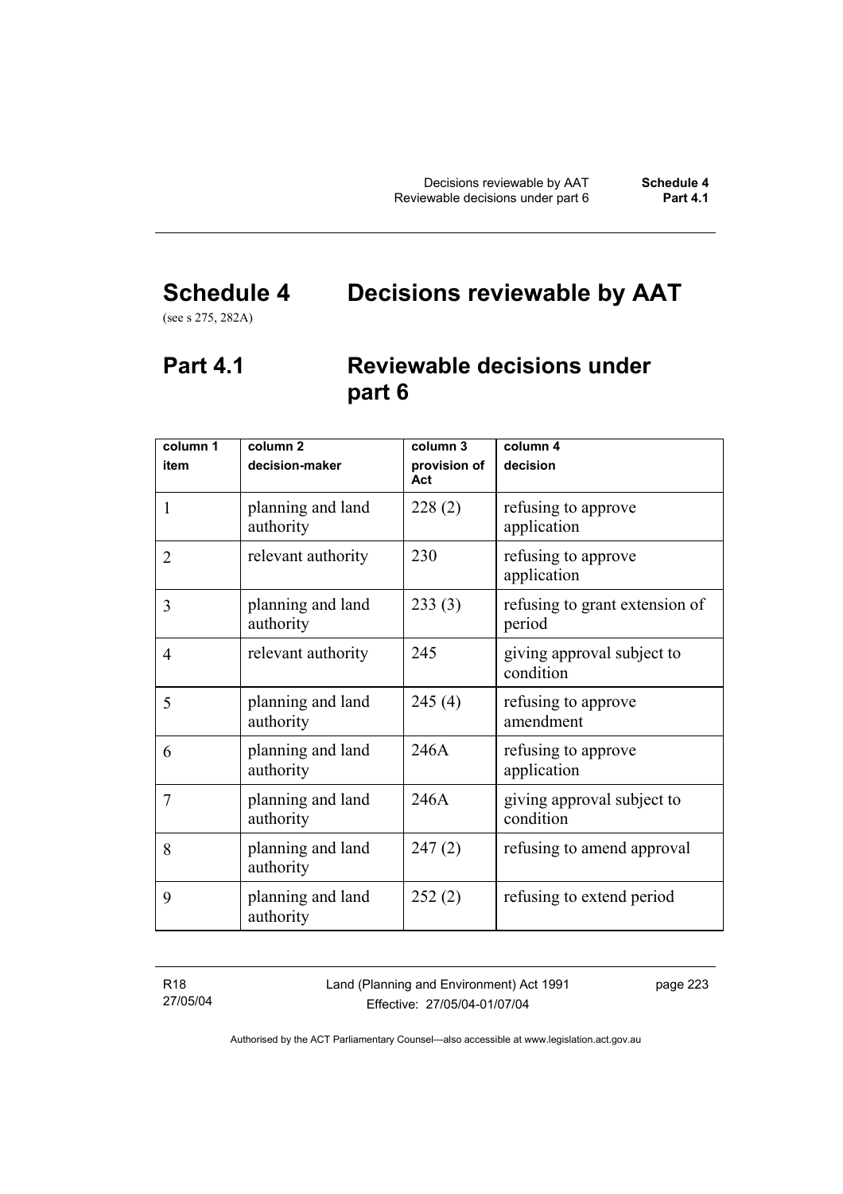# Schedule 4 Decisions reviewable by AAT

(see s 275, 282A)

## Part 4.1 Reviewable decisions under part 6

| column 1<br>item | column 2<br>decision-maker | column 3<br>provision of Act | column 4<br>decision |
|---|---|---|---|
| 1 | planning and land authority | 228 (2) | refusing to approve application |
| 2 | relevant authority | 230 | refusing to approve application |
| 3 | planning and land authority | 233 (3) | refusing to grant extension of period |
| 4 | relevant authority | 245 | giving approval subject to condition |
| 5 | planning and land authority | 245 (4) | refusing to approve amendment |
| 6 | planning and land authority | 246A | refusing to approve application |
| 7 | planning and land authority | 246A | giving approval subject to condition |
| 8 | planning and land authority | 247 (2) | refusing to amend approval |
| 9 | planning and land authority | 252 (2) | refusing to extend period |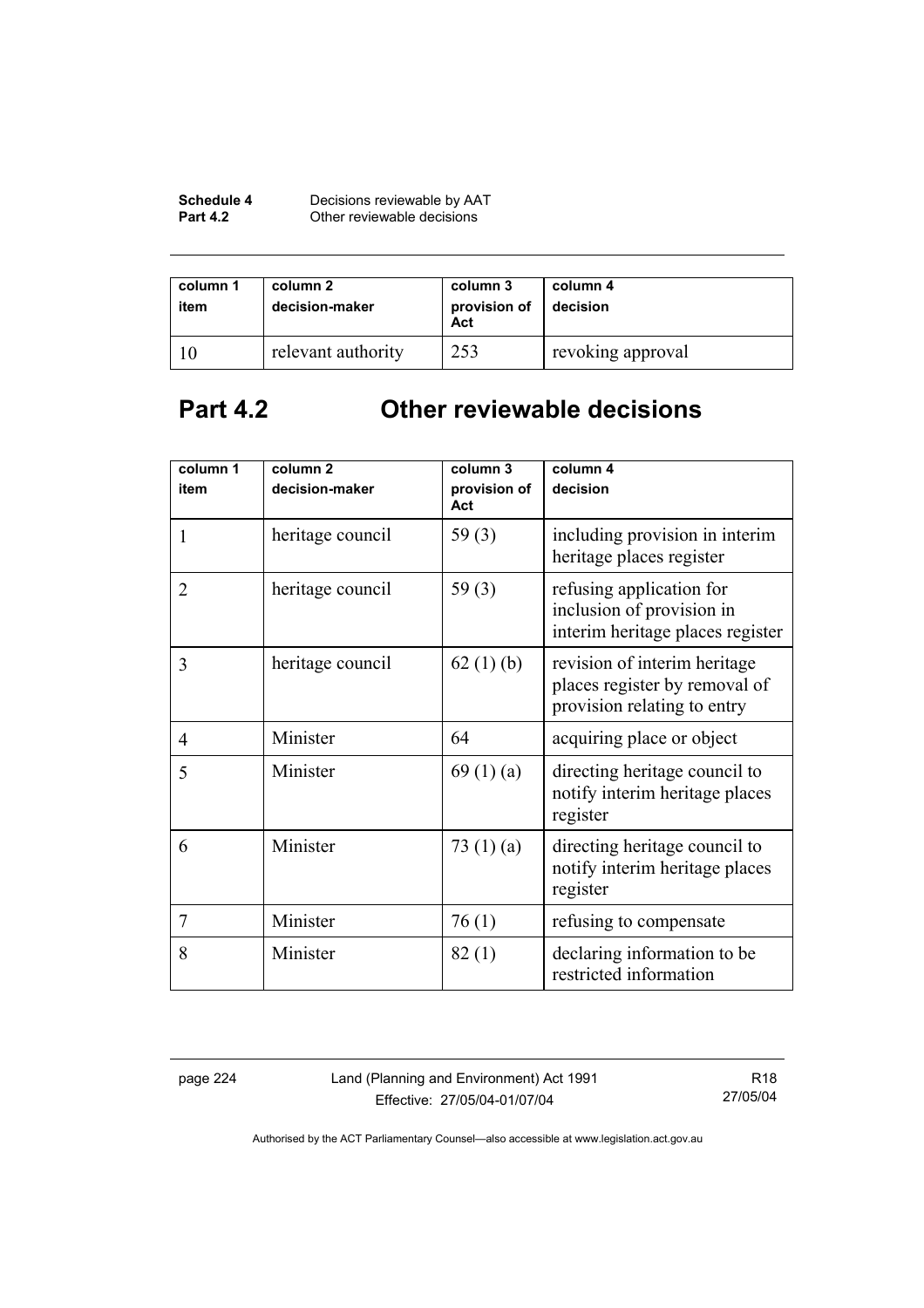| column 1 item | column 2 decision-maker | column 3 provision of Act | column 4 decision |
|---|---|---|---|
| 10 | relevant authority | 253 | revoking approval |

# Part 4.2 Other reviewable decisions

| column 1 item | column 2 decision-maker | column 3 provision of Act | column 4 decision |
|---|---|---|---|
| 1 | heritage council | 59 (3) | including provision in interim heritage places register |
| 2 | heritage council | 59 (3) | refusing application for inclusion of provision in interim heritage places register |
| 3 | heritage council | 62 (1) (b) | revision of interim heritage places register by removal of provision relating to entry |
| 4 | Minister | 64 | acquiring place or object |
| 5 | Minister | 69 (1) (a) | directing heritage council to notify interim heritage places register |
| 6 | Minister | 73 (1) (a) | directing heritage council to notify interim heritage places register |
| 7 | Minister | 76 (1) | refusing to compensate |
| 8 | Minister | 82 (1) | declaring information to be restricted information |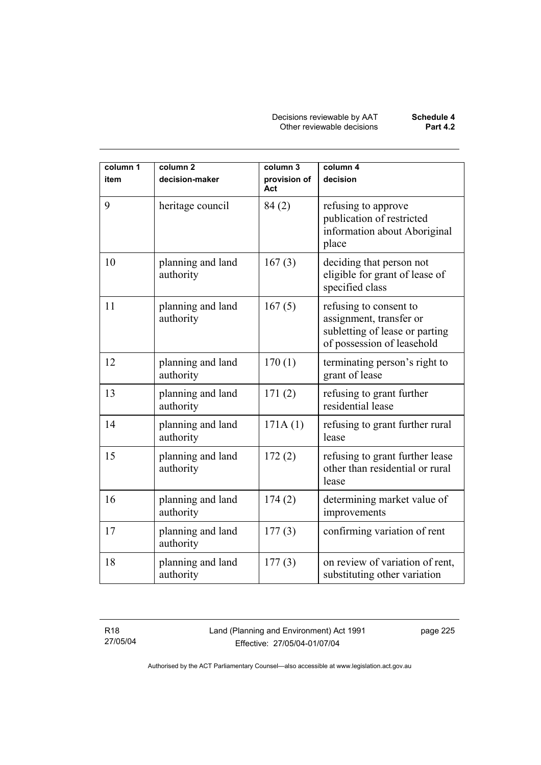| column 1 item | column 2 decision-maker | column 3 provision of Act | column 4 decision |
|---|---|---|---|
| 9 | heritage council | 84 (2) | refusing to approve publication of restricted information about Aboriginal place |
| 10 | planning and land authority | 167 (3) | deciding that person not eligible for grant of lease of specified class |
| 11 | planning and land authority | 167 (5) | refusing to consent to assignment, transfer or subletting of lease or parting of possession of leasehold |
| 12 | planning and land authority | 170 (1) | terminating person's right to grant of lease |
| 13 | planning and land authority | 171 (2) | refusing to grant further residential lease |
| 14 | planning and land authority | 171A (1) | refusing to grant further rural lease |
| 15 | planning and land authority | 172 (2) | refusing to grant further lease other than residential or rural lease |
| 16 | planning and land authority | 174 (2) | determining market value of improvements |
| 17 | planning and land authority | 177 (3) | confirming variation of rent |
| 18 | planning and land authority | 177 (3) | on review of variation of rent, substituting other variation |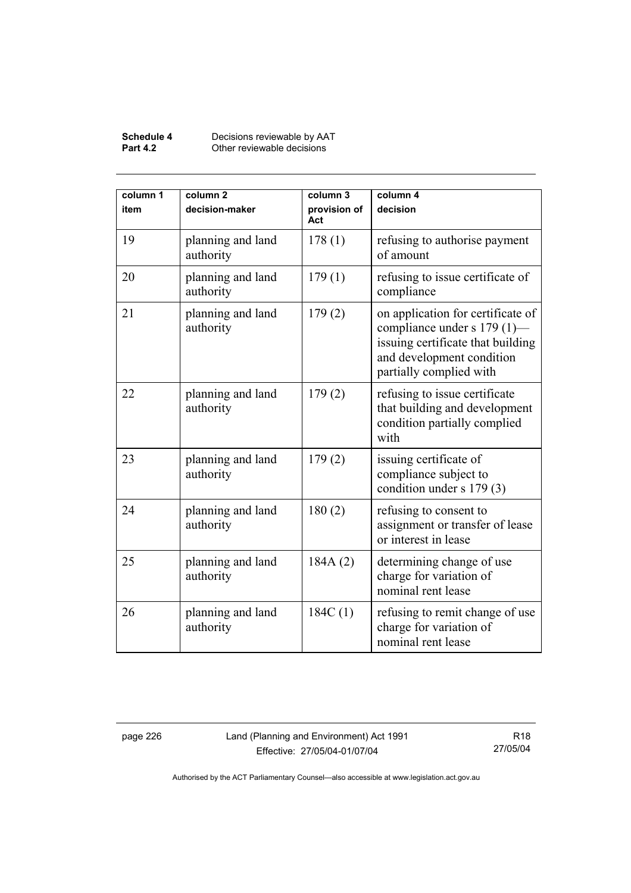| column 1 item | column 2 decision-maker | column 3 provision of Act | column 4 decision |
|---|---|---|---|
| 19 | planning and land authority | 178 (1) | refusing to authorise payment of amount |
| 20 | planning and land authority | 179 (1) | refusing to issue certificate of compliance |
| 21 | planning and land authority | 179 (2) | on application for certificate of compliance under s 179 (1)—issuing certificate that building and development condition partially complied with |
| 22 | planning and land authority | 179 (2) | refusing to issue certificate that building and development condition partially complied with |
| 23 | planning and land authority | 179 (2) | issuing certificate of compliance subject to condition under s 179 (3) |
| 24 | planning and land authority | 180 (2) | refusing to consent to assignment or transfer of lease or interest in lease |
| 25 | planning and land authority | 184A (2) | determining change of use charge for variation of nominal rent lease |
| 26 | planning and land authority | 184C (1) | refusing to remit change of use charge for variation of nominal rent lease |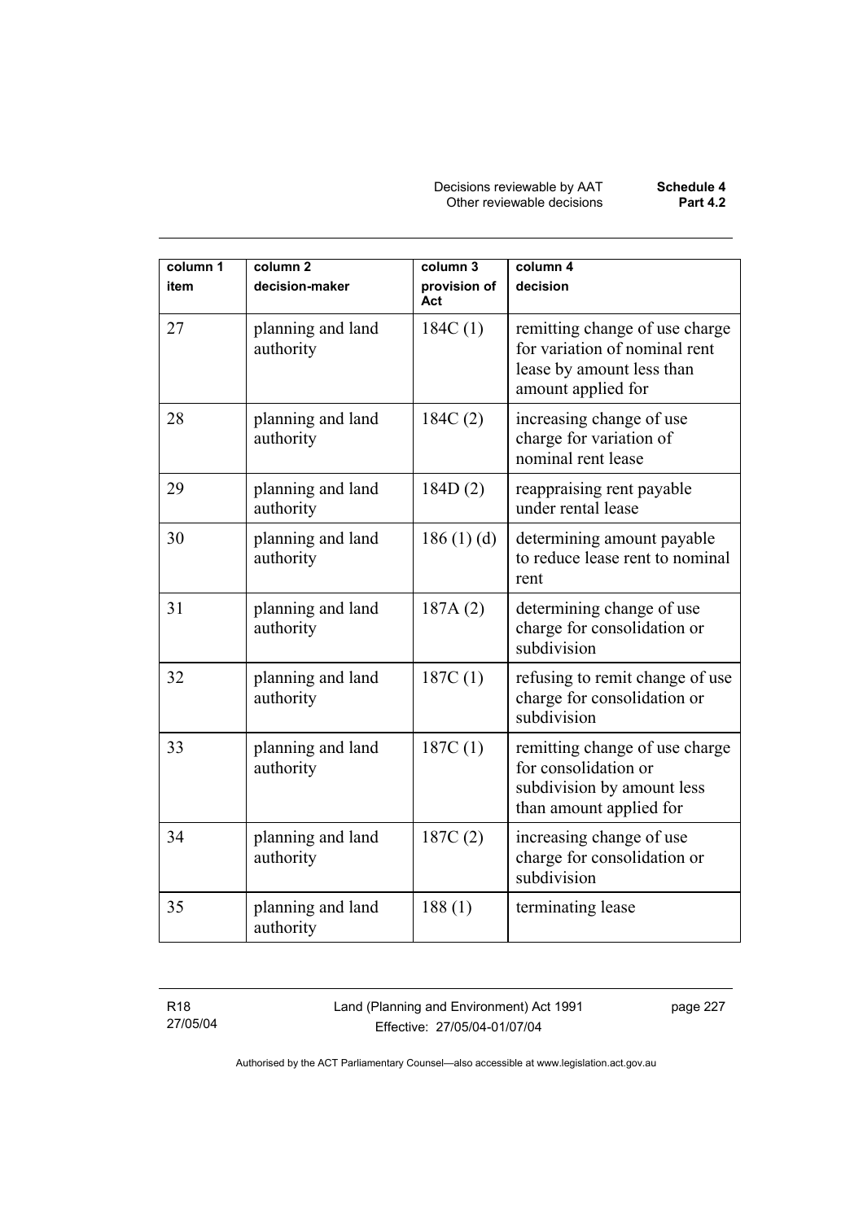| column 1 item | column 2 decision-maker | column 3 provision of Act | column 4 decision |
|---|---|---|---|
| 27 | planning and land authority | 184C (1) | remitting change of use charge for variation of nominal rent lease by amount less than amount applied for |
| 28 | planning and land authority | 184C (2) | increasing change of use charge for variation of nominal rent lease |
| 29 | planning and land authority | 184D (2) | reappraising rent payable under rental lease |
| 30 | planning and land authority | 186 (1) (d) | determining amount payable to reduce lease rent to nominal rent |
| 31 | planning and land authority | 187A (2) | determining change of use charge for consolidation or subdivision |
| 32 | planning and land authority | 187C (1) | refusing to remit change of use charge for consolidation or subdivision |
| 33 | planning and land authority | 187C (1) | remitting change of use charge for consolidation or subdivision by amount less than amount applied for |
| 34 | planning and land authority | 187C (2) | increasing change of use charge for consolidation or subdivision |
| 35 | planning and land authority | 188 (1) | terminating lease |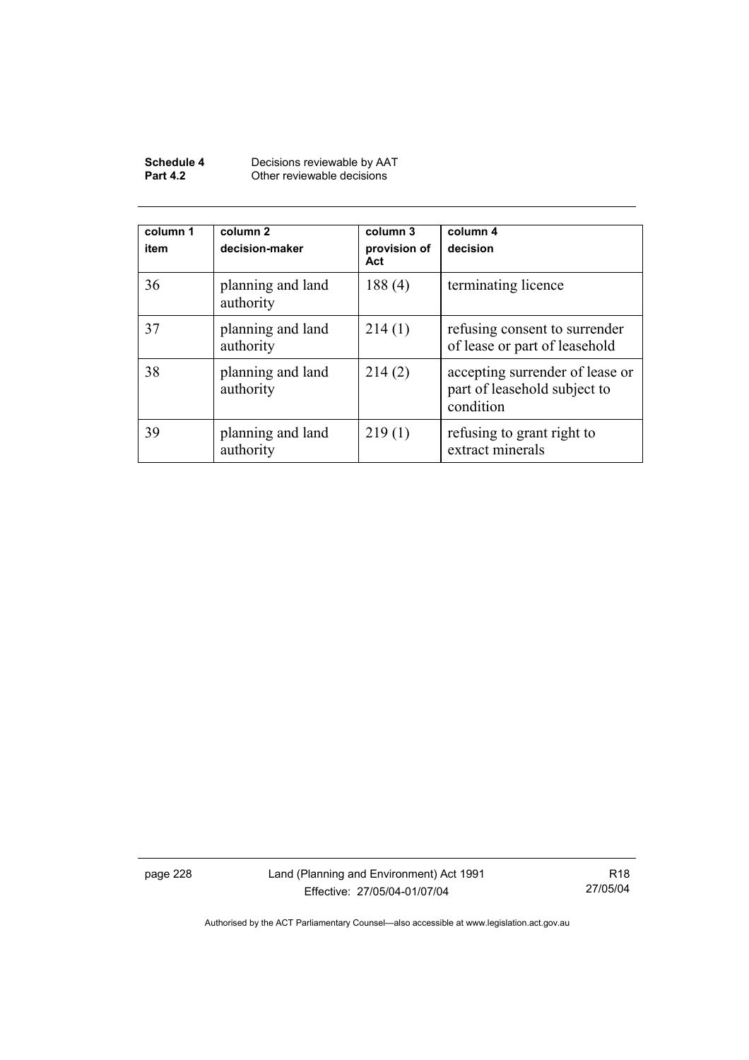| column 1 item | column 2 decision-maker | column 3 provision of Act | column 4 decision |
|---|---|---|---|
| 36 | planning and land authority | 188 (4) | terminating licence |
| 37 | planning and land authority | 214 (1) | refusing consent to surrender of lease or part of leasehold |
| 38 | planning and land authority | 214 (2) | accepting surrender of lease or part of leasehold subject to condition |
| 39 | planning and land authority | 219 (1) | refusing to grant right to extract minerals |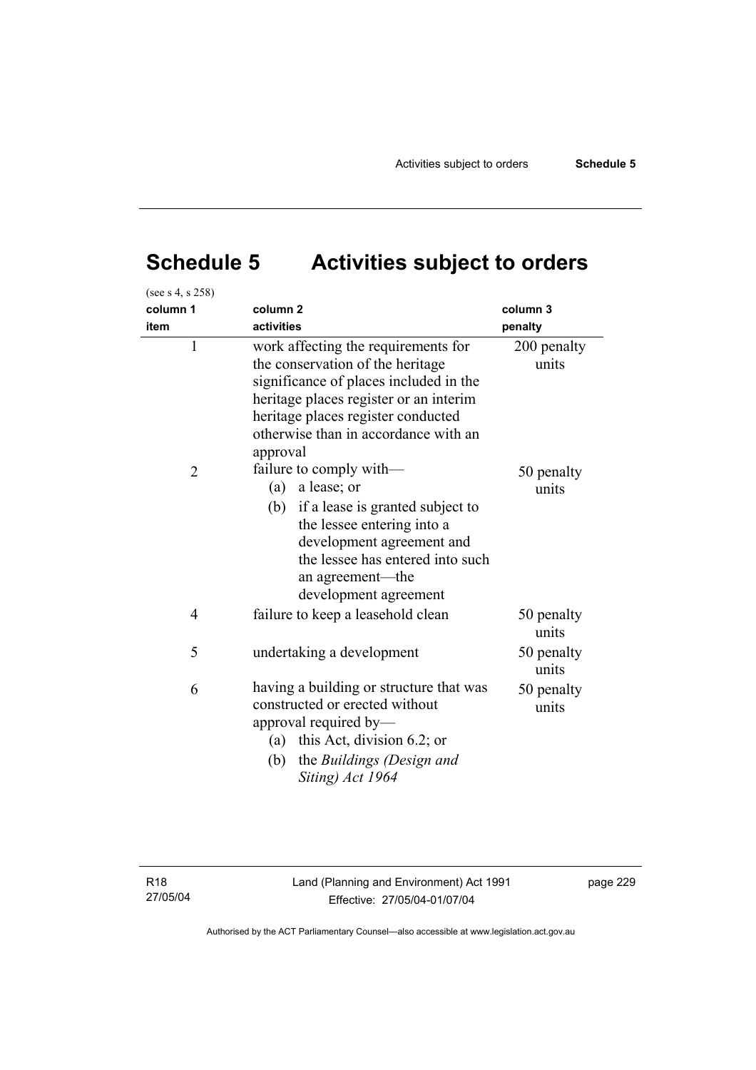# Schedule 5 Activities subject to orders

(see s 4, s 258)

| column 1<br>item | column 2<br>activities | column 3<br>penalty |
|---|---|---|
| 1 | work affecting the requirements for the conservation of the heritage significance of places included in the heritage places register or an interim heritage places register conducted otherwise than in accordance with an approval | 200 penalty units |
| 2 | failure to comply with—<br>(a) a lease; or<br>(b) if a lease is granted subject to the lessee entering into a development agreement and the lessee has entered into such an agreement—the development agreement | 50 penalty units |
| 4 | failure to keep a leasehold clean | 50 penalty units |
| 5 | undertaking a development | 50 penalty units |
| 6 | having a building or structure that was constructed or erected without approval required by—<br>(a) this Act, division 6.2; or<br>(b) the *Buildings (Design and Siting) Act 1964* | 50 penalty units |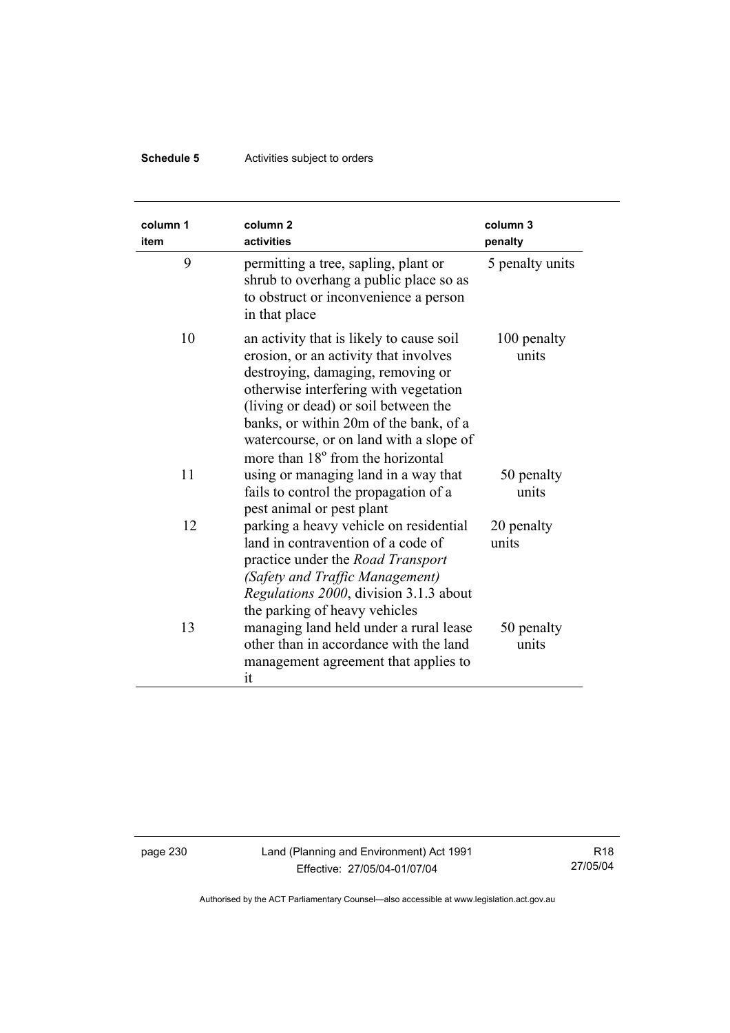| column 1 item | column 2 activities | column 3 penalty |
|---|---|---|
| 9 | permitting a tree, sapling, plant or shrub to overhang a public place so as to obstruct or inconvenience a person in that place | 5 penalty units |
| 10 | an activity that is likely to cause soil erosion, or an activity that involves destroying, damaging, removing or otherwise interfering with vegetation (living or dead) or soil between the banks, or within 20m of the bank, of a watercourse, or on land with a slope of more than 18° from the horizontal | 100 penalty units |
| 11 | using or managing land in a way that fails to control the propagation of a pest animal or pest plant | 50 penalty units |
| 12 | parking a heavy vehicle on residential land in contravention of a code of practice under the *Road Transport (Safety and Traffic Management) Regulations 2000*, division 3.1.3 about the parking of heavy vehicles | 20 penalty units |
| 13 | managing land held under a rural lease other than in accordance with the land management agreement that applies to it | 50 penalty units |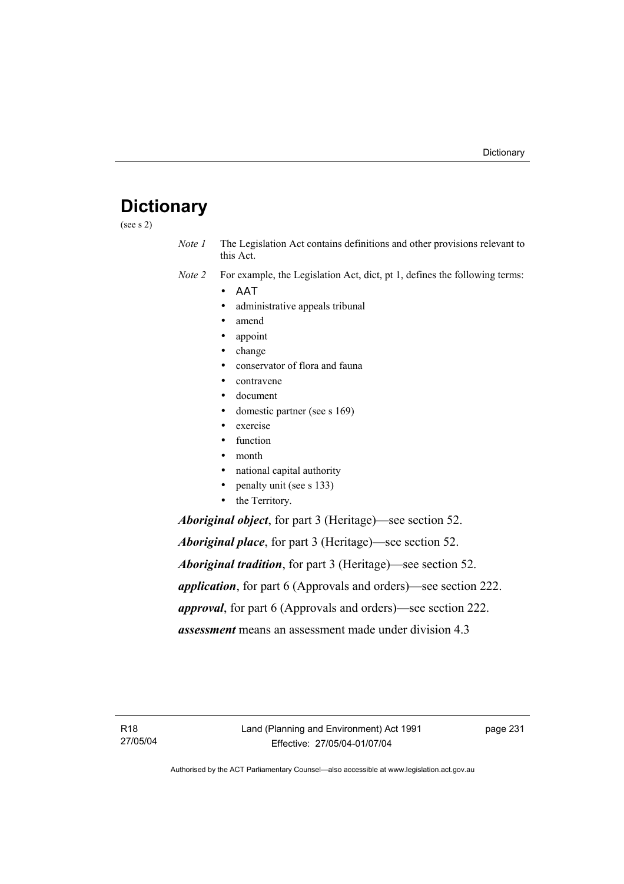# Dictionary

(see s 2)

*Note 1* The Legislation Act contains definitions and other provisions relevant to this Act.

*Note 2* For example, the Legislation Act, dict, pt 1, defines the following terms:

- AAT
- administrative appeals tribunal
- amend
- appoint
- change
- conservator of flora and fauna
- contravene
- document
- domestic partner (see s 169)
- exercise
- function
- month
- national capital authority
- penalty unit (see s 133)
- the Territory.

***Aboriginal object***, for part 3 (Heritage)—see section 52.

***Aboriginal place***, for part 3 (Heritage)—see section 52.

***Aboriginal tradition***, for part 3 (Heritage)—see section 52.

***application***, for part 6 (Approvals and orders)—see section 222.

***approval***, for part 6 (Approvals and orders)—see section 222.

***assessment*** means an assessment made under division 4.3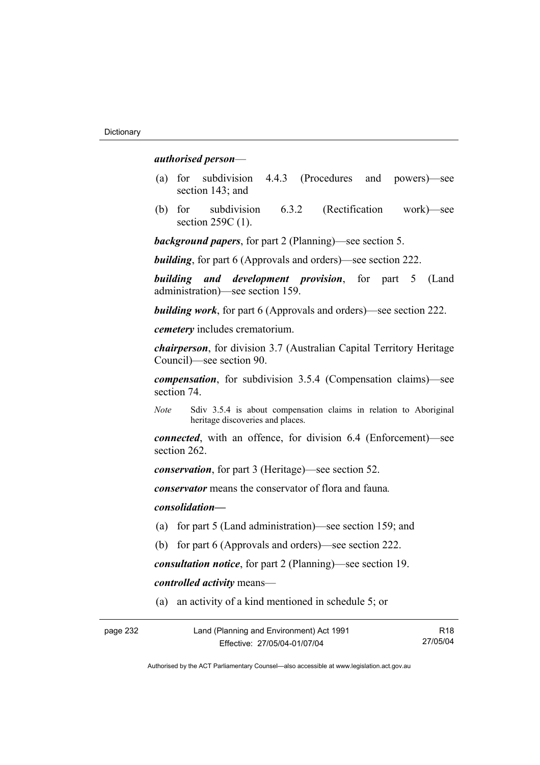***authorised person***—

(a) for subdivision 4.4.3 (Procedures and powers)—see section 143; and

(b) for subdivision 6.3.2 (Rectification work)—see section 259C (1).

***background papers***, for part 2 (Planning)—see section 5.

***building***, for part 6 (Approvals and orders)—see section 222.

***building and development provision***, for part 5 (Land administration)—see section 159.

***building work***, for part 6 (Approvals and orders)—see section 222.

***cemetery*** includes crematorium.

***chairperson***, for division 3.7 (Australian Capital Territory Heritage Council)—see section 90.

***compensation***, for subdivision 3.5.4 (Compensation claims)—see section 74.

*Note* Sdiv 3.5.4 is about compensation claims in relation to Aboriginal heritage discoveries and places.

***connected***, with an offence, for division 6.4 (Enforcement)—see section 262.

***conservation***, for part 3 (Heritage)—see section 52.

***conservator*** means the conservator of flora and fauna*.*

***consolidation—***

(a) for part 5 (Land administration)—see section 159; and

(b) for part 6 (Approvals and orders)—see section 222.

***consultation notice***, for part 2 (Planning)—see section 19.

***controlled activity*** means—

(a) an activity of a kind mentioned in schedule 5; or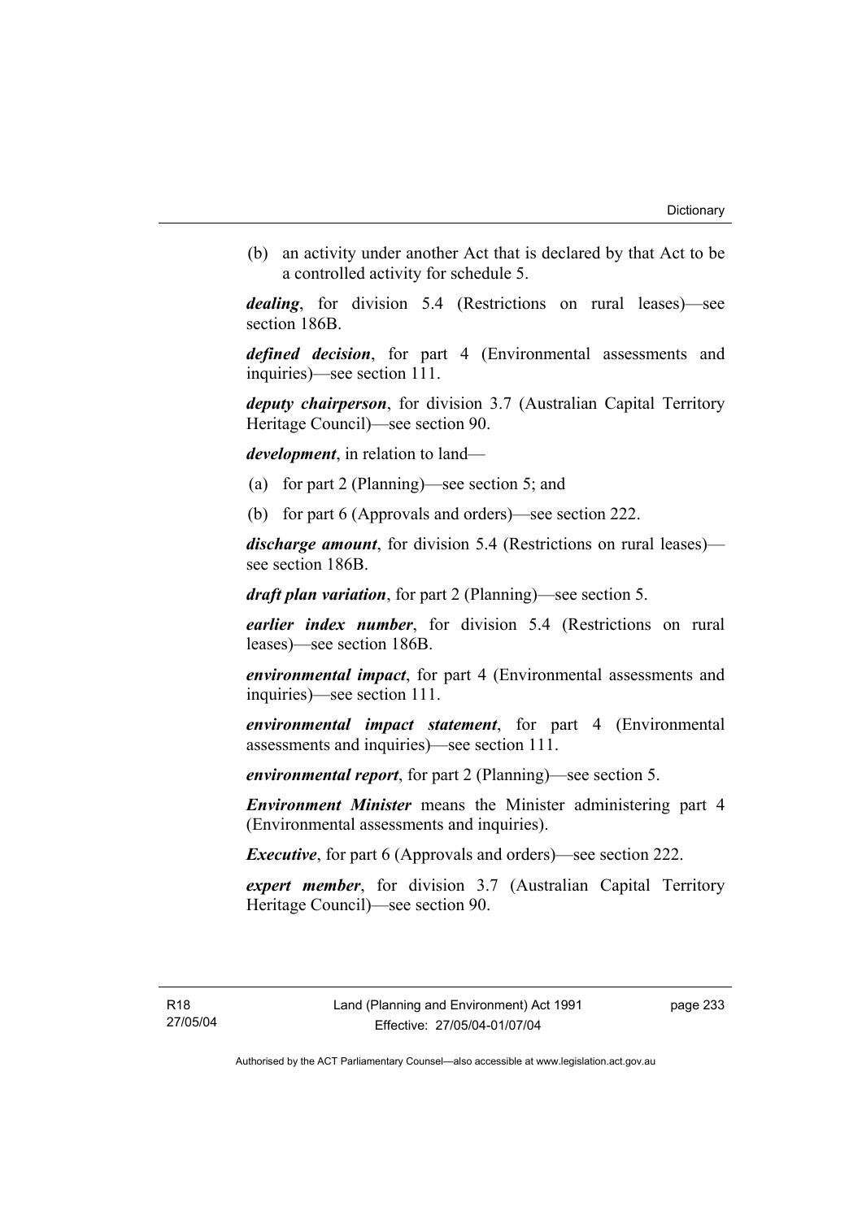(b) an activity under another Act that is declared by that Act to be a controlled activity for schedule 5.

***dealing***, for division 5.4 (Restrictions on rural leases)—see section 186B.

***defined decision***, for part 4 (Environmental assessments and inquiries)—see section 111.

***deputy chairperson***, for division 3.7 (Australian Capital Territory Heritage Council)—see section 90.

***development***, in relation to land—

(a) for part 2 (Planning)—see section 5; and

(b) for part 6 (Approvals and orders)—see section 222.

***discharge amount***, for division 5.4 (Restrictions on rural leases)—see section 186B.

***draft plan variation***, for part 2 (Planning)—see section 5.

***earlier index number***, for division 5.4 (Restrictions on rural leases)—see section 186B.

***environmental impact***, for part 4 (Environmental assessments and inquiries)—see section 111.

***environmental impact statement***, for part 4 (Environmental assessments and inquiries)—see section 111.

***environmental report***, for part 2 (Planning)—see section 5.

***Environment Minister*** means the Minister administering part 4 (Environmental assessments and inquiries).

***Executive***, for part 6 (Approvals and orders)—see section 222.

***expert member***, for division 3.7 (Australian Capital Territory Heritage Council)—see section 90.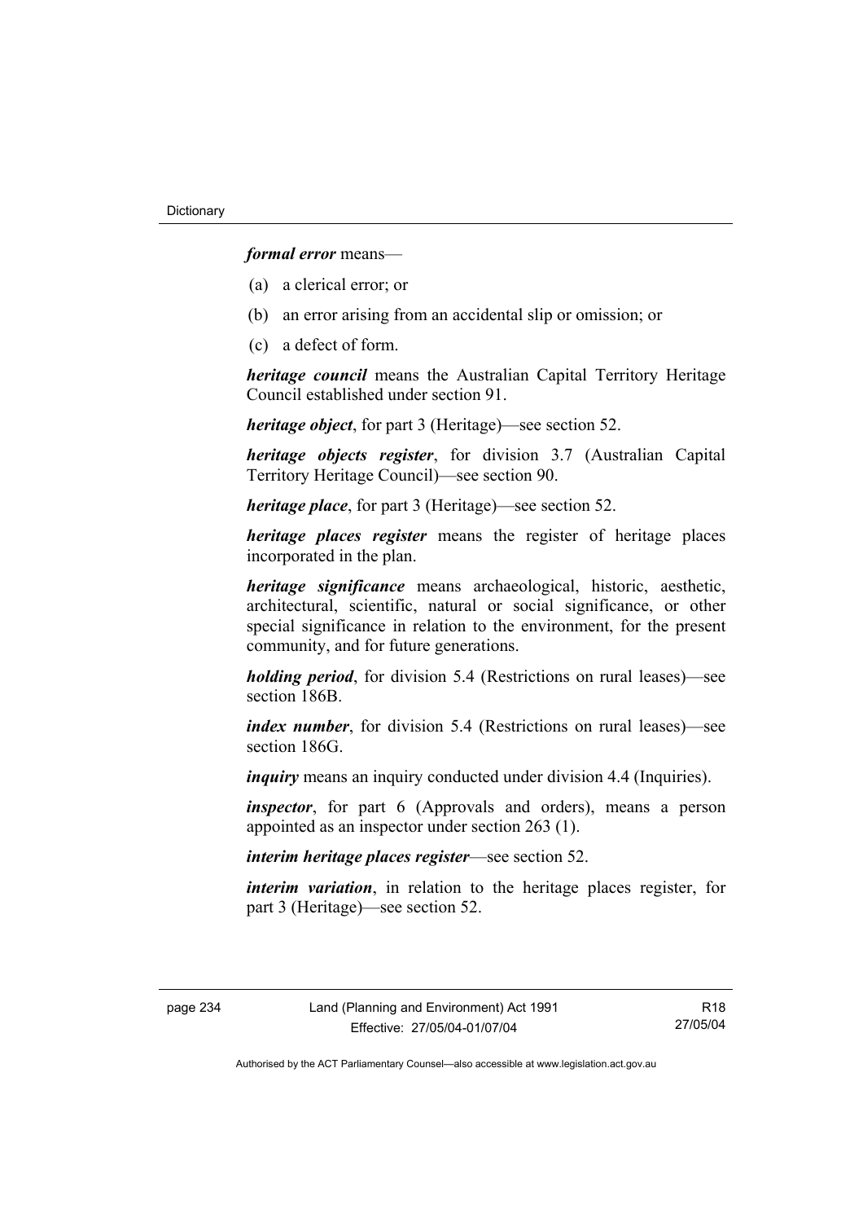***formal error*** means—

(a) a clerical error; or

(b) an error arising from an accidental slip or omission; or

(c) a defect of form.

***heritage council*** means the Australian Capital Territory Heritage Council established under section 91.

***heritage object***, for part 3 (Heritage)—see section 52.

***heritage objects register***, for division 3.7 (Australian Capital Territory Heritage Council)—see section 90.

***heritage place***, for part 3 (Heritage)—see section 52.

***heritage places register*** means the register of heritage places incorporated in the plan.

***heritage significance*** means archaeological, historic, aesthetic, architectural, scientific, natural or social significance, or other special significance in relation to the environment, for the present community, and for future generations.

***holding period***, for division 5.4 (Restrictions on rural leases)—see section 186B.

***index number***, for division 5.4 (Restrictions on rural leases)—see section 186G.

***inquiry*** means an inquiry conducted under division 4.4 (Inquiries).

***inspector***, for part 6 (Approvals and orders), means a person appointed as an inspector under section 263 (1).

***interim heritage places register***—see section 52.

***interim variation***, in relation to the heritage places register, for part 3 (Heritage)—see section 52.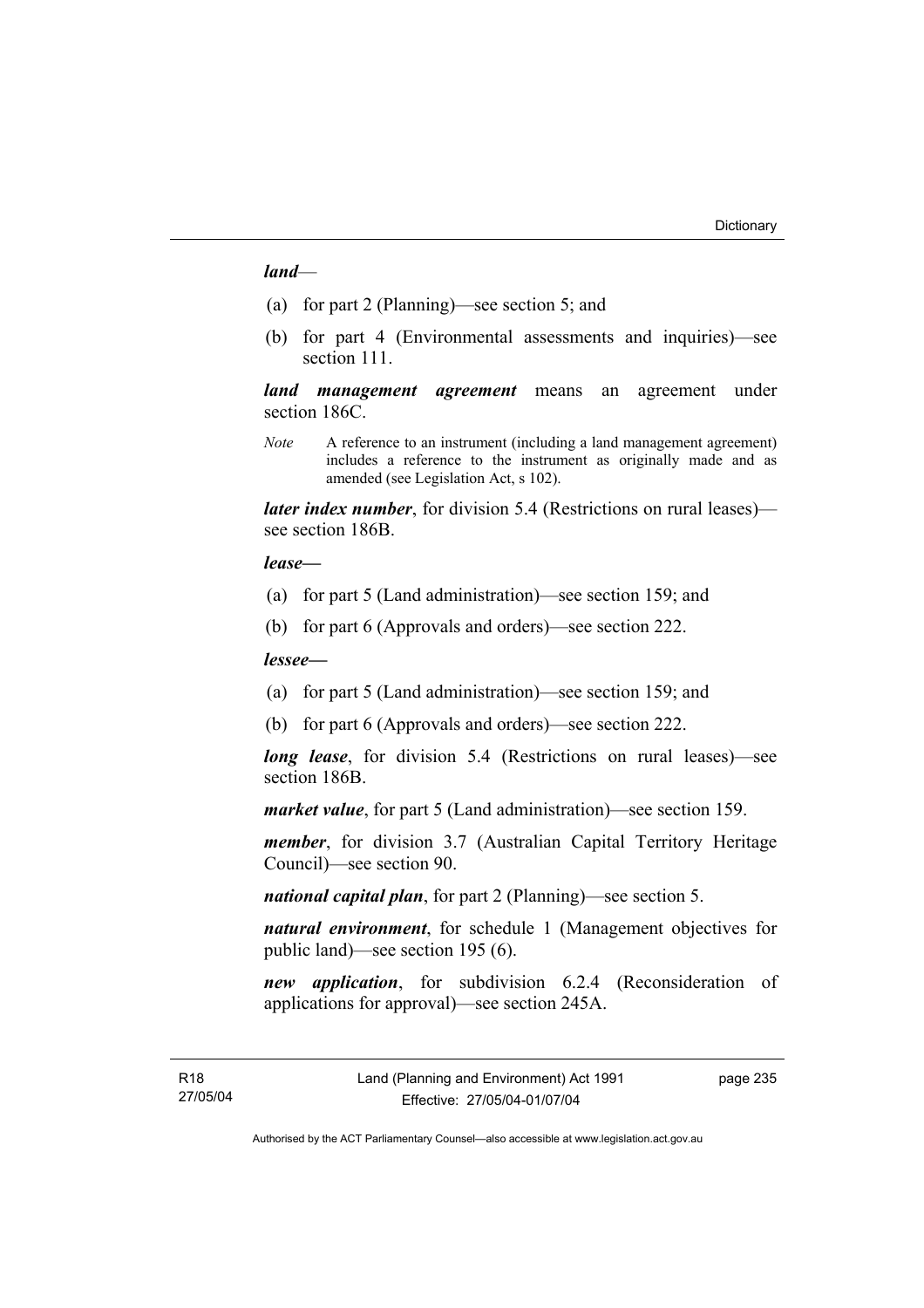***land***—

(a) for part 2 (Planning)—see section 5; and

(b) for part 4 (Environmental assessments and inquiries)—see section 111.

***land management agreement*** means an agreement under section 186C.

*Note* A reference to an instrument (including a land management agreement) includes a reference to the instrument as originally made and as amended (see Legislation Act, s 102).

***later index number***, for division 5.4 (Restrictions on rural leases)—see section 186B.

***lease—***

(a) for part 5 (Land administration)—see section 159; and

(b) for part 6 (Approvals and orders)—see section 222.

***lessee—***

(a) for part 5 (Land administration)—see section 159; and

(b) for part 6 (Approvals and orders)—see section 222.

***long lease***, for division 5.4 (Restrictions on rural leases)—see section 186B.

***market value***, for part 5 (Land administration)—see section 159.

***member***, for division 3.7 (Australian Capital Territory Heritage Council)—see section 90.

***national capital plan***, for part 2 (Planning)—see section 5.

***natural environment***, for schedule 1 (Management objectives for public land)—see section 195 (6).

***new application***, for subdivision 6.2.4 (Reconsideration of applications for approval)—see section 245A.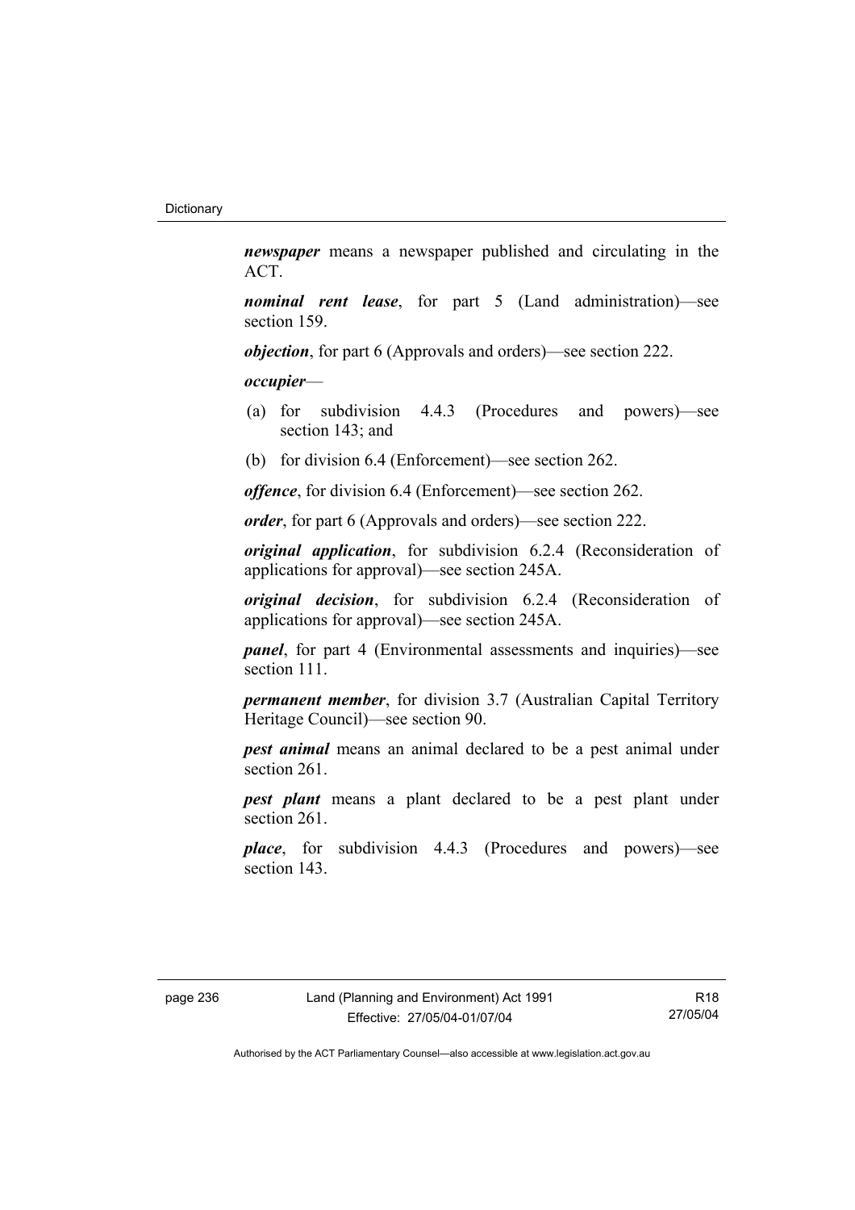***newspaper*** means a newspaper published and circulating in the ACT.

***nominal rent lease***, for part 5 (Land administration)—see section 159.

***objection***, for part 6 (Approvals and orders)—see section 222.

***occupier***—

(a) for subdivision 4.4.3 (Procedures and powers)—see section 143; and

(b) for division 6.4 (Enforcement)—see section 262.

***offence***, for division 6.4 (Enforcement)—see section 262.

***order***, for part 6 (Approvals and orders)—see section 222.

***original application***, for subdivision 6.2.4 (Reconsideration of applications for approval)—see section 245A.

***original decision***, for subdivision 6.2.4 (Reconsideration of applications for approval)—see section 245A.

***panel***, for part 4 (Environmental assessments and inquiries)—see section 111.

***permanent member***, for division 3.7 (Australian Capital Territory Heritage Council)—see section 90.

***pest animal*** means an animal declared to be a pest animal under section 261.

***pest plant*** means a plant declared to be a pest plant under section 261.

***place***, for subdivision 4.4.3 (Procedures and powers)—see section 143.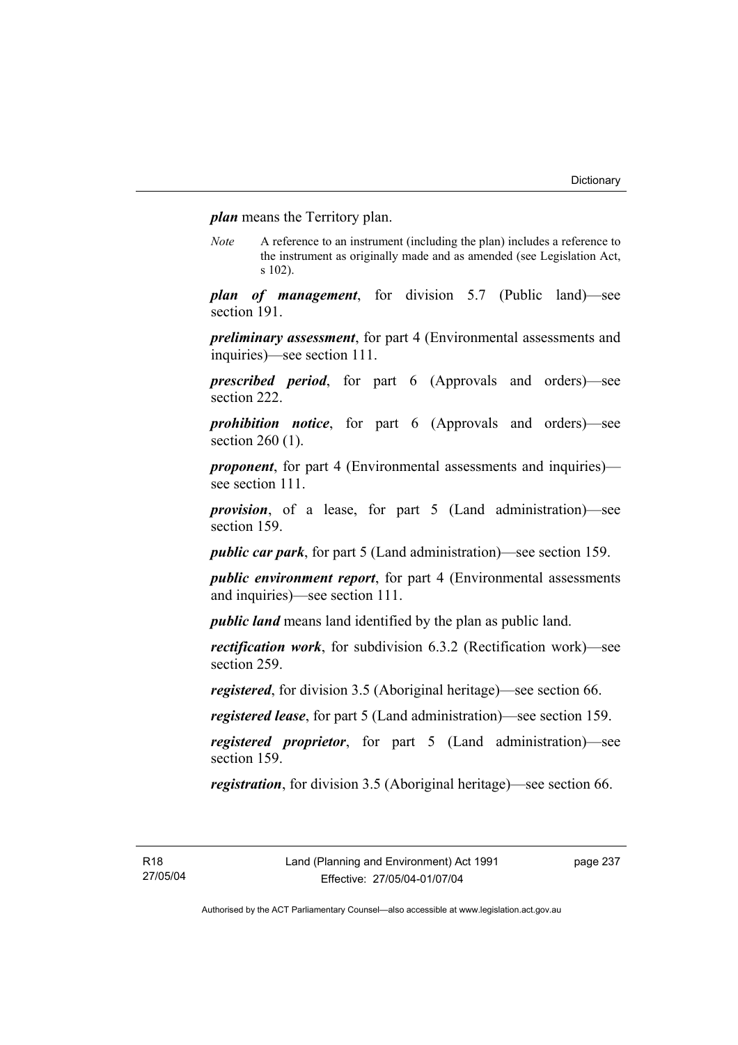***plan*** means the Territory plan.

*Note* A reference to an instrument (including the plan) includes a reference to the instrument as originally made and as amended (see Legislation Act, s 102).

***plan of management***, for division 5.7 (Public land)—see section 191.

***preliminary assessment***, for part 4 (Environmental assessments and inquiries)—see section 111.

***prescribed period***, for part 6 (Approvals and orders)—see section 222.

***prohibition notice***, for part 6 (Approvals and orders)—see section 260 (1).

***proponent***, for part 4 (Environmental assessments and inquiries)—see section 111.

***provision***, of a lease, for part 5 (Land administration)—see section 159.

***public car park***, for part 5 (Land administration)—see section 159.

***public environment report***, for part 4 (Environmental assessments and inquiries)—see section 111.

***public land*** means land identified by the plan as public land.

***rectification work***, for subdivision 6.3.2 (Rectification work)—see section 259.

***registered***, for division 3.5 (Aboriginal heritage)—see section 66.

***registered lease***, for part 5 (Land administration)—see section 159.

***registered proprietor***, for part 5 (Land administration)—see section 159.

***registration***, for division 3.5 (Aboriginal heritage)—see section 66.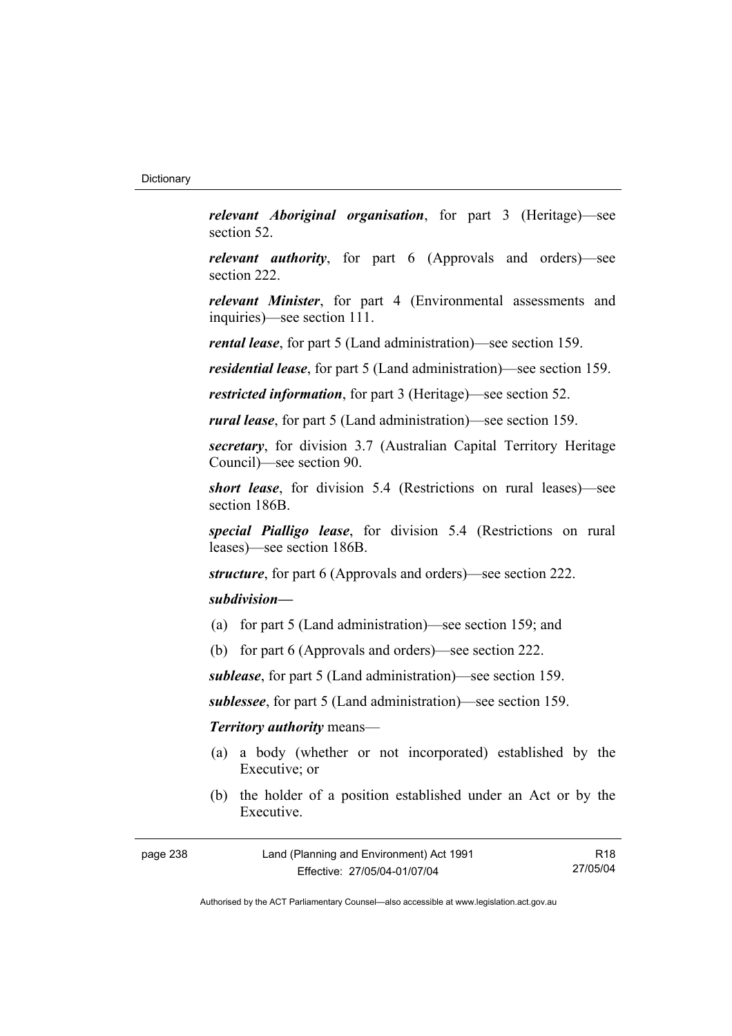***relevant Aboriginal organisation***, for part 3 (Heritage)—see section 52.

***relevant authority***, for part 6 (Approvals and orders)—see section 222.

***relevant Minister***, for part 4 (Environmental assessments and inquiries)—see section 111.

***rental lease***, for part 5 (Land administration)—see section 159.

***residential lease***, for part 5 (Land administration)—see section 159.

***restricted information***, for part 3 (Heritage)—see section 52.

***rural lease***, for part 5 (Land administration)—see section 159.

***secretary***, for division 3.7 (Australian Capital Territory Heritage Council)—see section 90.

***short lease***, for division 5.4 (Restrictions on rural leases)—see section 186B.

***special Pialligo lease***, for division 5.4 (Restrictions on rural leases)—see section 186B.

***structure***, for part 6 (Approvals and orders)—see section 222.

***subdivision***—

(a) for part 5 (Land administration)—see section 159; and

(b) for part 6 (Approvals and orders)—see section 222.

***sublease***, for part 5 (Land administration)—see section 159.

***sublessee***, for part 5 (Land administration)—see section 159.

***Territory authority*** means—

(a) a body (whether or not incorporated) established by the Executive; or

(b) the holder of a position established under an Act or by the Executive.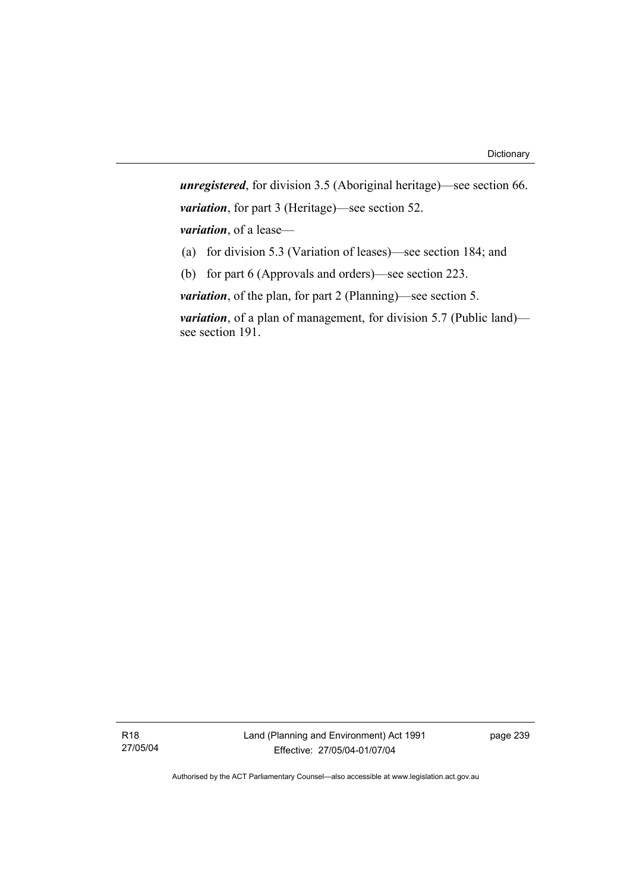***unregistered***, for division 3.5 (Aboriginal heritage)—see section 66.

***variation***, for part 3 (Heritage)—see section 52.

***variation***, of a lease—

(a) for division 5.3 (Variation of leases)—see section 184; and

(b) for part 6 (Approvals and orders)—see section 223.

***variation***, of the plan, for part 2 (Planning)—see section 5.

***variation***, of a plan of management, for division 5.7 (Public land)—see section 191.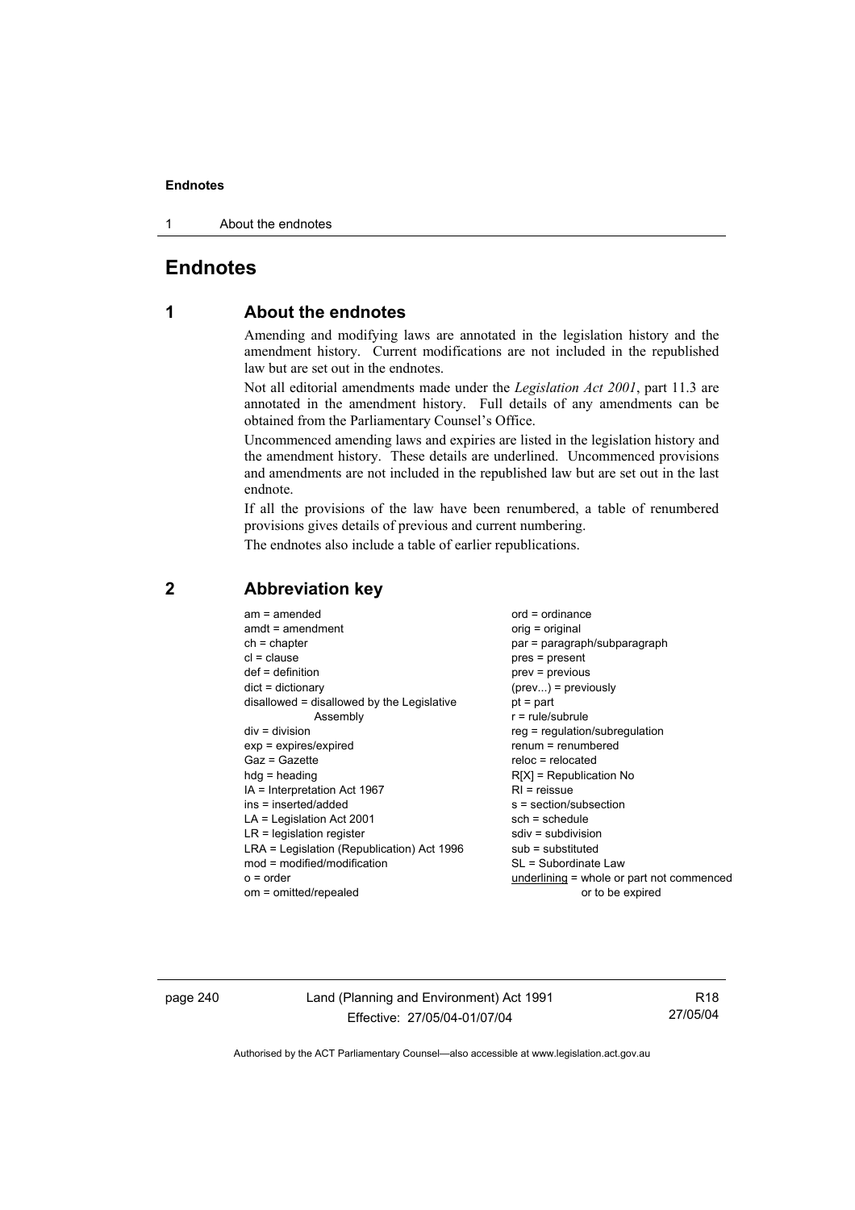# Endnotes

## 1 About the endnotes

Amending and modifying laws are annotated in the legislation history and the amendment history. Current modifications are not included in the republished law but are set out in the endnotes.

Not all editorial amendments made under the *Legislation Act 2001*, part 11.3 are annotated in the amendment history. Full details of any amendments can be obtained from the Parliamentary Counsel's Office.

Uncommenced amending laws and expiries are listed in the legislation history and the amendment history. These details are underlined. Uncommenced provisions and amendments are not included in the republished law but are set out in the last endnote.

If all the provisions of the law have been renumbered, a table of renumbered provisions gives details of previous and current numbering.

The endnotes also include a table of earlier republications.

## 2 Abbreviation key

am = amended
amdt = amendment
ch = chapter
cl = clause
def = definition
dict = dictionary
disallowed = disallowed by the Legislative Assembly
div = division
exp = expires/expired
Gaz = Gazette
hdg = heading
IA = Interpretation Act 1967
ins = inserted/added
LA = Legislation Act 2001
LR = legislation register
LRA = Legislation (Republication) Act 1996
mod = modified/modification
o = order
om = omitted/repealed
ord = ordinance
orig = original
par = paragraph/subparagraph
pres = present
prev = previous
(prev...) = previously
pt = part
r = rule/subrule
reg = regulation/subregulation
renum = renumbered
reloc = relocated
R[X] = Republication No
RI = reissue
s = section/subsection
sch = schedule
sdiv = subdivision
sub = substituted
SL = Subordinate Law
<u>underlining</u> = whole or part not commenced or to be expired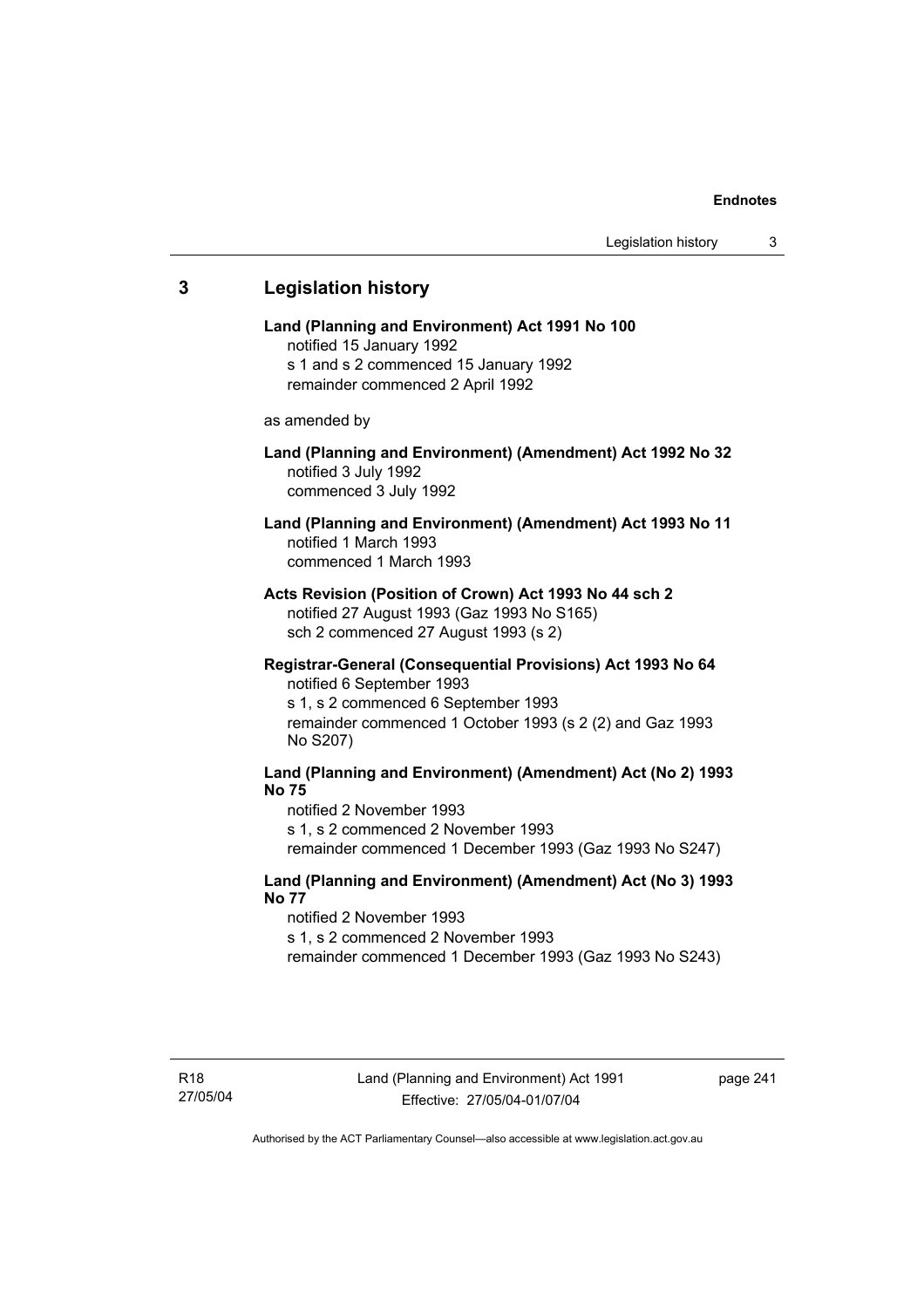## 3 Legislation history

**Land (Planning and Environment) Act 1991 No 100**
notified 15 January 1992
s 1 and s 2 commenced 15 January 1992
remainder commenced 2 April 1992

as amended by

**Land (Planning and Environment) (Amendment) Act 1992 No 32**
notified 3 July 1992
commenced 3 July 1992

**Land (Planning and Environment) (Amendment) Act 1993 No 11**
notified 1 March 1993
commenced 1 March 1993

**Acts Revision (Position of Crown) Act 1993 No 44 sch 2**
notified 27 August 1993 (Gaz 1993 No S165)
sch 2 commenced 27 August 1993 (s 2)

**Registrar-General (Consequential Provisions) Act 1993 No 64**
notified 6 September 1993
s 1, s 2 commenced 6 September 1993
remainder commenced 1 October 1993 (s 2 (2) and Gaz 1993 No S207)

**Land (Planning and Environment) (Amendment) Act (No 2) 1993 No 75**
notified 2 November 1993
s 1, s 2 commenced 2 November 1993
remainder commenced 1 December 1993 (Gaz 1993 No S247)

**Land (Planning and Environment) (Amendment) Act (No 3) 1993 No 77**
notified 2 November 1993
s 1, s 2 commenced 2 November 1993
remainder commenced 1 December 1993 (Gaz 1993 No S243)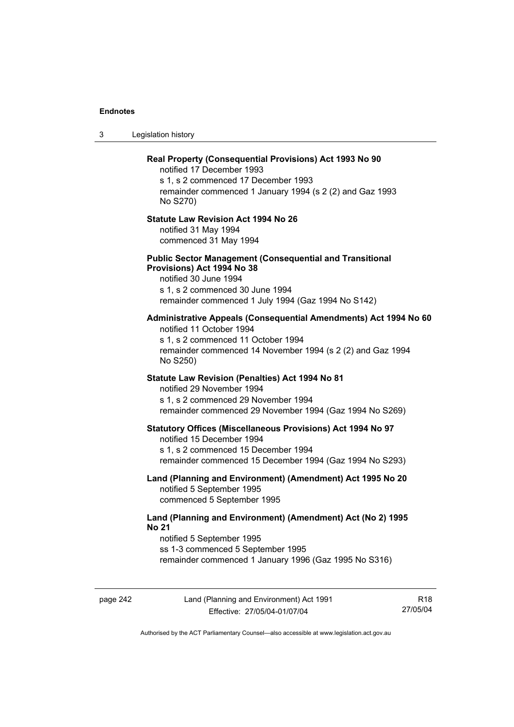**Real Property (Consequential Provisions) Act 1993 No 90**

notified 17 December 1993
s 1, s 2 commenced 17 December 1993
remainder commenced 1 January 1994 (s 2 (2) and Gaz 1993 No S270)

**Statute Law Revision Act 1994 No 26**

notified 31 May 1994
commenced 31 May 1994

**Public Sector Management (Consequential and Transitional Provisions) Act 1994 No 38**

notified 30 June 1994
s 1, s 2 commenced 30 June 1994
remainder commenced 1 July 1994 (Gaz 1994 No S142)

**Administrative Appeals (Consequential Amendments) Act 1994 No 60**

notified 11 October 1994
s 1, s 2 commenced 11 October 1994
remainder commenced 14 November 1994 (s 2 (2) and Gaz 1994 No S250)

**Statute Law Revision (Penalties) Act 1994 No 81**

notified 29 November 1994
s 1, s 2 commenced 29 November 1994
remainder commenced 29 November 1994 (Gaz 1994 No S269)

**Statutory Offices (Miscellaneous Provisions) Act 1994 No 97**

notified 15 December 1994
s 1, s 2 commenced 15 December 1994
remainder commenced 15 December 1994 (Gaz 1994 No S293)

**Land (Planning and Environment) (Amendment) Act 1995 No 20**

notified 5 September 1995
commenced 5 September 1995

**Land (Planning and Environment) (Amendment) Act (No 2) 1995 No 21**

notified 5 September 1995
ss 1-3 commenced 5 September 1995
remainder commenced 1 January 1996 (Gaz 1995 No S316)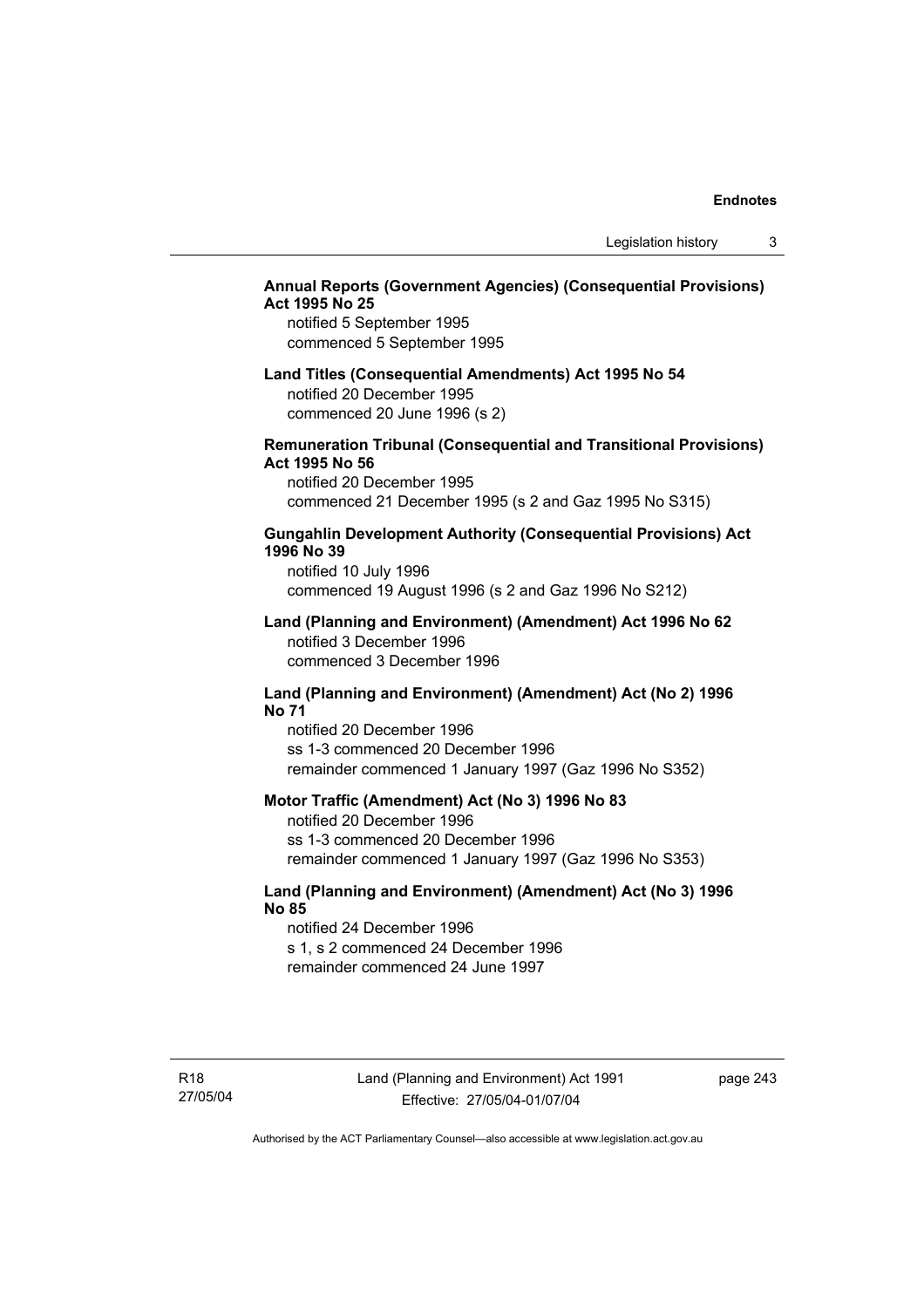**Annual Reports (Government Agencies) (Consequential Provisions) Act 1995 No 25**

notified 5 September 1995
commenced 5 September 1995

**Land Titles (Consequential Amendments) Act 1995 No 54**

notified 20 December 1995
commenced 20 June 1996 (s 2)

**Remuneration Tribunal (Consequential and Transitional Provisions) Act 1995 No 56**

notified 20 December 1995
commenced 21 December 1995 (s 2 and Gaz 1995 No S315)

**Gungahlin Development Authority (Consequential Provisions) Act 1996 No 39**

notified 10 July 1996
commenced 19 August 1996 (s 2 and Gaz 1996 No S212)

**Land (Planning and Environment) (Amendment) Act 1996 No 62**

notified 3 December 1996
commenced 3 December 1996

**Land (Planning and Environment) (Amendment) Act (No 2) 1996 No 71**

notified 20 December 1996
ss 1-3 commenced 20 December 1996
remainder commenced 1 January 1997 (Gaz 1996 No S352)

**Motor Traffic (Amendment) Act (No 3) 1996 No 83**

notified 20 December 1996
ss 1-3 commenced 20 December 1996
remainder commenced 1 January 1997 (Gaz 1996 No S353)

**Land (Planning and Environment) (Amendment) Act (No 3) 1996 No 85**

notified 24 December 1996
s 1, s 2 commenced 24 December 1996
remainder commenced 24 June 1997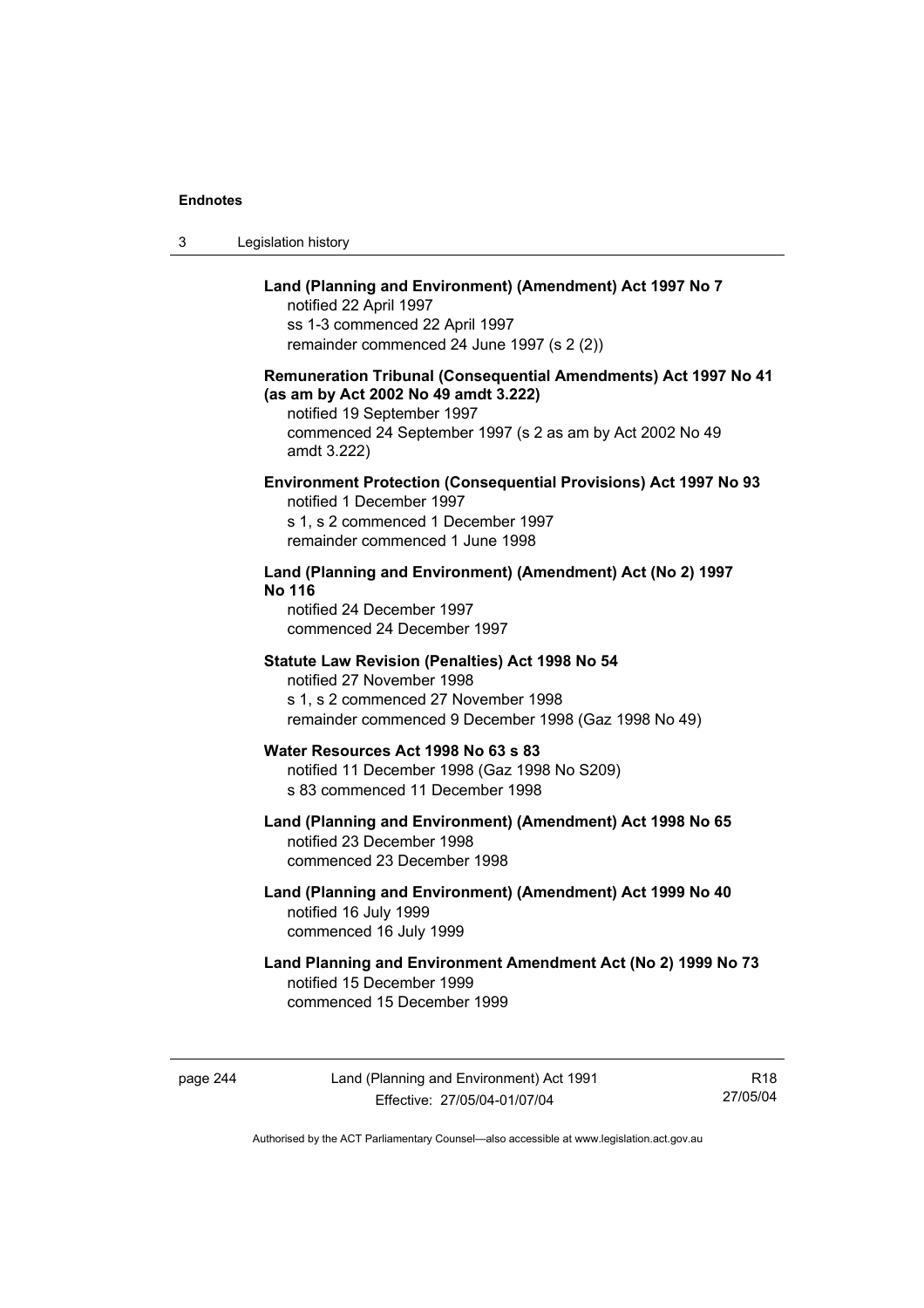**Land (Planning and Environment) (Amendment) Act 1997 No 7**
notified 22 April 1997
ss 1-3 commenced 22 April 1997
remainder commenced 24 June 1997 (s 2 (2))

**Remuneration Tribunal (Consequential Amendments) Act 1997 No 41 (as am by Act 2002 No 49 amdt 3.222)**
notified 19 September 1997
commenced 24 September 1997 (s 2 as am by Act 2002 No 49 amdt 3.222)

**Environment Protection (Consequential Provisions) Act 1997 No 93**
notified 1 December 1997
s 1, s 2 commenced 1 December 1997
remainder commenced 1 June 1998

**Land (Planning and Environment) (Amendment) Act (No 2) 1997 No 116**
notified 24 December 1997
commenced 24 December 1997

**Statute Law Revision (Penalties) Act 1998 No 54**
notified 27 November 1998
s 1, s 2 commenced 27 November 1998
remainder commenced 9 December 1998 (Gaz 1998 No 49)

**Water Resources Act 1998 No 63 s 83**
notified 11 December 1998 (Gaz 1998 No S209)
s 83 commenced 11 December 1998

**Land (Planning and Environment) (Amendment) Act 1998 No 65**
notified 23 December 1998
commenced 23 December 1998

**Land (Planning and Environment) (Amendment) Act 1999 No 40**
notified 16 July 1999
commenced 16 July 1999

**Land Planning and Environment Amendment Act (No 2) 1999 No 73**
notified 15 December 1999
commenced 15 December 1999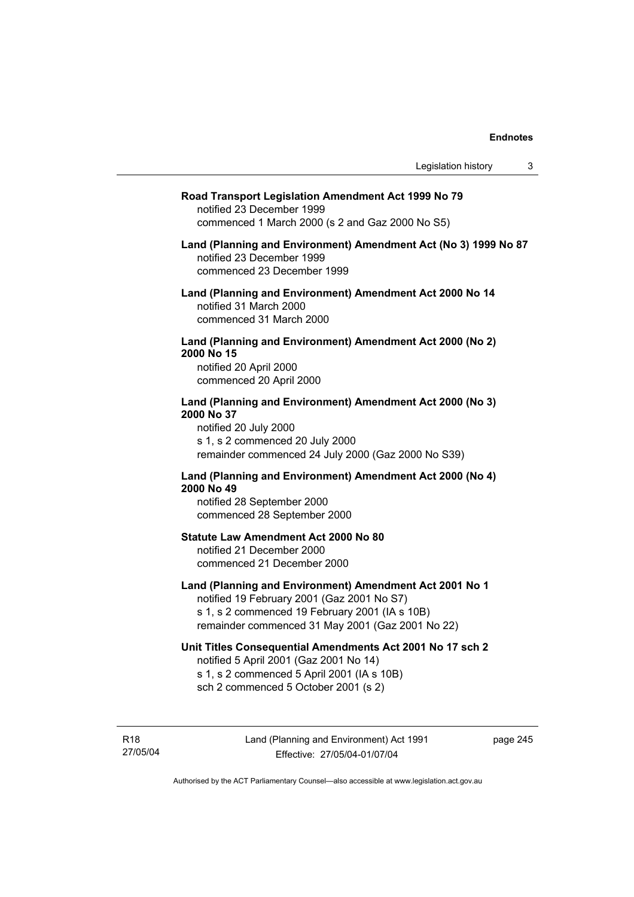**Road Transport Legislation Amendment Act 1999 No 79**
notified 23 December 1999
commenced 1 March 2000 (s 2 and Gaz 2000 No S5)

**Land (Planning and Environment) Amendment Act (No 3) 1999 No 87**
notified 23 December 1999
commenced 23 December 1999

**Land (Planning and Environment) Amendment Act 2000 No 14**
notified 31 March 2000
commenced 31 March 2000

**Land (Planning and Environment) Amendment Act 2000 (No 2) 2000 No 15**
notified 20 April 2000
commenced 20 April 2000

**Land (Planning and Environment) Amendment Act 2000 (No 3) 2000 No 37**
notified 20 July 2000
s 1, s 2 commenced 20 July 2000
remainder commenced 24 July 2000 (Gaz 2000 No S39)

**Land (Planning and Environment) Amendment Act 2000 (No 4) 2000 No 49**
notified 28 September 2000
commenced 28 September 2000

**Statute Law Amendment Act 2000 No 80**
notified 21 December 2000
commenced 21 December 2000

**Land (Planning and Environment) Amendment Act 2001 No 1**
notified 19 February 2001 (Gaz 2001 No S7)
s 1, s 2 commenced 19 February 2001 (IA s 10B)
remainder commenced 31 May 2001 (Gaz 2001 No 22)

**Unit Titles Consequential Amendments Act 2001 No 17 sch 2**
notified 5 April 2001 (Gaz 2001 No 14)
s 1, s 2 commenced 5 April 2001 (IA s 10B)
sch 2 commenced 5 October 2001 (s 2)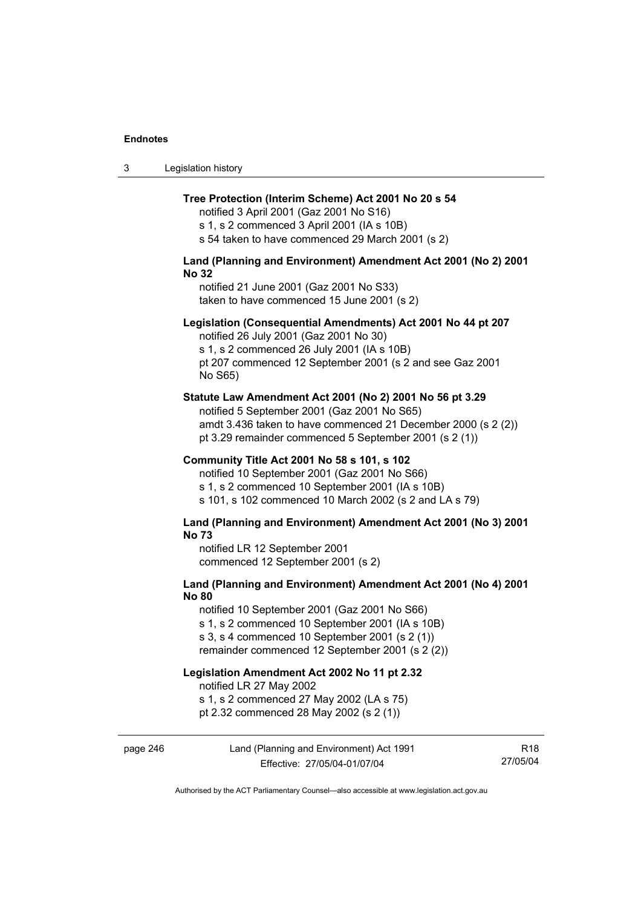**Tree Protection (Interim Scheme) Act 2001 No 20 s 54**

notified 3 April 2001 (Gaz 2001 No S16)
s 1, s 2 commenced 3 April 2001 (IA s 10B)
s 54 taken to have commenced 29 March 2001 (s 2)

**Land (Planning and Environment) Amendment Act 2001 (No 2) 2001 No 32**

notified 21 June 2001 (Gaz 2001 No S33)
taken to have commenced 15 June 2001 (s 2)

**Legislation (Consequential Amendments) Act 2001 No 44 pt 207**

notified 26 July 2001 (Gaz 2001 No 30)
s 1, s 2 commenced 26 July 2001 (IA s 10B)
pt 207 commenced 12 September 2001 (s 2 and see Gaz 2001 No S65)

**Statute Law Amendment Act 2001 (No 2) 2001 No 56 pt 3.29**

notified 5 September 2001 (Gaz 2001 No S65)
amdt 3.436 taken to have commenced 21 December 2000 (s 2 (2))
pt 3.29 remainder commenced 5 September 2001 (s 2 (1))

**Community Title Act 2001 No 58 s 101, s 102**

notified 10 September 2001 (Gaz 2001 No S66)
s 1, s 2 commenced 10 September 2001 (IA s 10B)
s 101, s 102 commenced 10 March 2002 (s 2 and LA s 79)

**Land (Planning and Environment) Amendment Act 2001 (No 3) 2001 No 73**

notified LR 12 September 2001
commenced 12 September 2001 (s 2)

**Land (Planning and Environment) Amendment Act 2001 (No 4) 2001 No 80**

notified 10 September 2001 (Gaz 2001 No S66)
s 1, s 2 commenced 10 September 2001 (IA s 10B)
s 3, s 4 commenced 10 September 2001 (s 2 (1))
remainder commenced 12 September 2001 (s 2 (2))

**Legislation Amendment Act 2002 No 11 pt 2.32**

notified LR 27 May 2002
s 1, s 2 commenced 27 May 2002 (LA s 75)
pt 2.32 commenced 28 May 2002 (s 2 (1))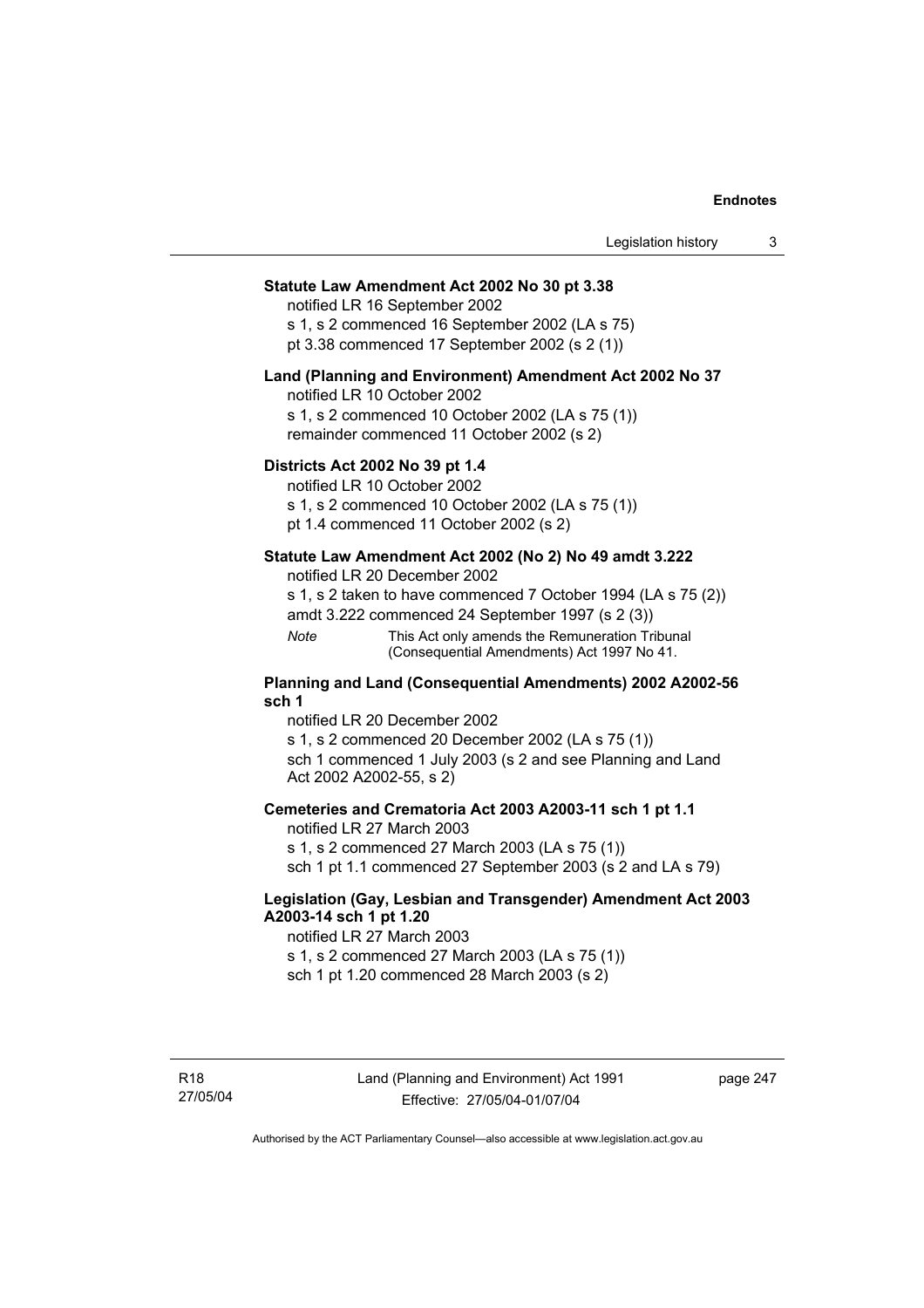**Statute Law Amendment Act 2002 No 30 pt 3.38**

notified LR 16 September 2002
s 1, s 2 commenced 16 September 2002 (LA s 75)
pt 3.38 commenced 17 September 2002 (s 2 (1))

**Land (Planning and Environment) Amendment Act 2002 No 37**

notified LR 10 October 2002
s 1, s 2 commenced 10 October 2002 (LA s 75 (1))
remainder commenced 11 October 2002 (s 2)

**Districts Act 2002 No 39 pt 1.4**

notified LR 10 October 2002
s 1, s 2 commenced 10 October 2002 (LA s 75 (1))
pt 1.4 commenced 11 October 2002 (s 2)

**Statute Law Amendment Act 2002 (No 2) No 49 amdt 3.222**

notified LR 20 December 2002
s 1, s 2 taken to have commenced 7 October 1994 (LA s 75 (2))
amdt 3.222 commenced 24 September 1997 (s 2 (3))

*Note* This Act only amends the Remuneration Tribunal (Consequential Amendments) Act 1997 No 41.

**Planning and Land (Consequential Amendments) 2002 A2002-56 sch 1**

notified LR 20 December 2002
s 1, s 2 commenced 20 December 2002 (LA s 75 (1))
sch 1 commenced 1 July 2003 (s 2 and see Planning and Land Act 2002 A2002-55, s 2)

**Cemeteries and Crematoria Act 2003 A2003-11 sch 1 pt 1.1**

notified LR 27 March 2003
s 1, s 2 commenced 27 March 2003 (LA s 75 (1))
sch 1 pt 1.1 commenced 27 September 2003 (s 2 and LA s 79)

**Legislation (Gay, Lesbian and Transgender) Amendment Act 2003 A2003-14 sch 1 pt 1.20**

notified LR 27 March 2003
s 1, s 2 commenced 27 March 2003 (LA s 75 (1))
sch 1 pt 1.20 commenced 28 March 2003 (s 2)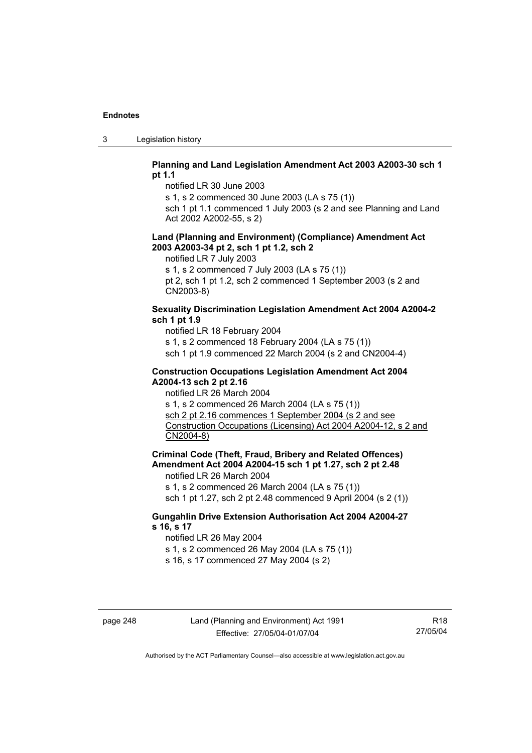**Planning and Land Legislation Amendment Act 2003 A2003-30 sch 1 pt 1.1**

notified LR 30 June 2003

s 1, s 2 commenced 30 June 2003 (LA s 75 (1))

sch 1 pt 1.1 commenced 1 July 2003 (s 2 and see Planning and Land Act 2002 A2002-55, s 2)

**Land (Planning and Environment) (Compliance) Amendment Act 2003 A2003-34 pt 2, sch 1 pt 1.2, sch 2**

notified LR 7 July 2003

s 1, s 2 commenced 7 July 2003 (LA s 75 (1))

pt 2, sch 1 pt 1.2, sch 2 commenced 1 September 2003 (s 2 and CN2003-8)

**Sexuality Discrimination Legislation Amendment Act 2004 A2004-2 sch 1 pt 1.9**

notified LR 18 February 2004

s 1, s 2 commenced 18 February 2004 (LA s 75 (1))

sch 1 pt 1.9 commenced 22 March 2004 (s 2 and CN2004-4)

**Construction Occupations Legislation Amendment Act 2004 A2004-13 sch 2 pt 2.16**

notified LR 26 March 2004

s 1, s 2 commenced 26 March 2004 (LA s 75 (1))

sch 2 pt 2.16 commences 1 September 2004 (s 2 and see Construction Occupations (Licensing) Act 2004 A2004-12, s 2 and CN2004-8)

**Criminal Code (Theft, Fraud, Bribery and Related Offences) Amendment Act 2004 A2004-15 sch 1 pt 1.27, sch 2 pt 2.48**

notified LR 26 March 2004

s 1, s 2 commenced 26 March 2004 (LA s 75 (1))

sch 1 pt 1.27, sch 2 pt 2.48 commenced 9 April 2004 (s 2 (1))

**Gungahlin Drive Extension Authorisation Act 2004 A2004-27 s 16, s 17**

notified LR 26 May 2004

s 1, s 2 commenced 26 May 2004 (LA s 75 (1))

s 16, s 17 commenced 27 May 2004 (s 2)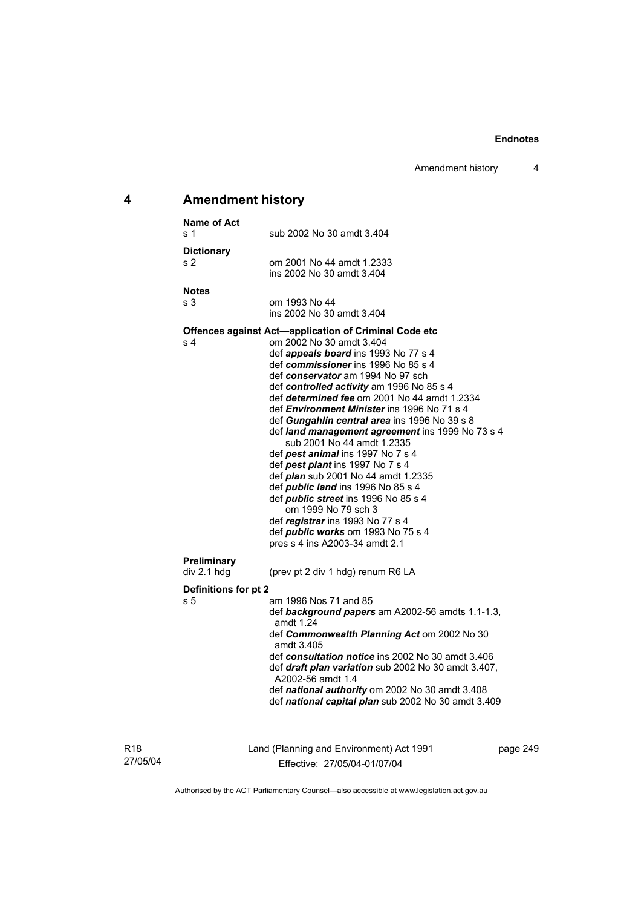## 4 Amendment history

**Name of Act**
s 1 sub 2002 No 30 amdt 3.404

**Dictionary**
s 2 om 2001 No 44 amdt 1.2333
ins 2002 No 30 amdt 3.404

**Notes**
s 3 om 1993 No 44
ins 2002 No 30 amdt 3.404

**Offences against Act—application of Criminal Code etc**
s 4 om 2002 No 30 amdt 3.404
def ***appeals board*** ins 1993 No 77 s 4
def ***commissioner*** ins 1996 No 85 s 4
def ***conservator*** am 1994 No 97 sch
def ***controlled activity*** am 1996 No 85 s 4
def ***determined fee*** om 2001 No 44 amdt 1.2334
def ***Environment Minister*** ins 1996 No 71 s 4
def ***Gungahlin central area*** ins 1996 No 39 s 8
def ***land management agreement*** ins 1999 No 73 s 4
sub 2001 No 44 amdt 1.2335
def ***pest animal*** ins 1997 No 7 s 4
def ***pest plant*** ins 1997 No 7 s 4
def ***plan*** sub 2001 No 44 amdt 1.2335
def ***public land*** ins 1996 No 85 s 4
def ***public street*** ins 1996 No 85 s 4
om 1999 No 79 sch 3
def ***registrar*** ins 1993 No 77 s 4
def ***public works*** om 1993 No 75 s 4
pres s 4 ins A2003-34 amdt 2.1

**Preliminary**
div 2.1 hdg (prev pt 2 div 1 hdg) renum R6 LA

**Definitions for pt 2**
s 5 am 1996 Nos 71 and 85
def ***background papers*** am A2002-56 amdts 1.1-1.3, amdt 1.24
def ***Commonwealth Planning Act*** om 2002 No 30 amdt 3.405
def ***consultation notice*** ins 2002 No 30 amdt 3.406
def ***draft plan variation*** sub 2002 No 30 amdt 3.407, A2002-56 amdt 1.4
def ***national authority*** om 2002 No 30 amdt 3.408
def ***national capital plan*** sub 2002 No 30 amdt 3.409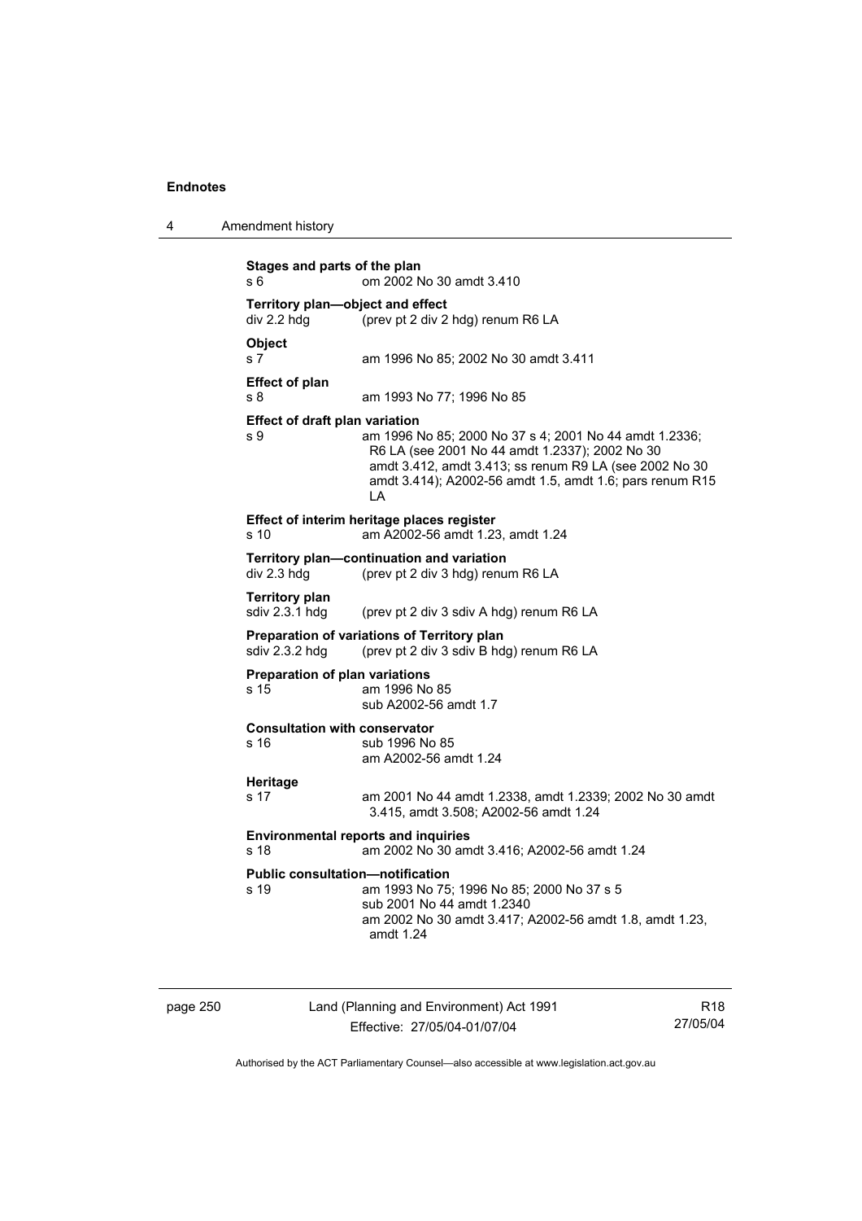**Stages and parts of the plan**
s 6 om 2002 No 30 amdt 3.410

**Territory plan—object and effect**
div 2.2 hdg (prev pt 2 div 2 hdg) renum R6 LA

**Object**
s 7 am 1996 No 85; 2002 No 30 amdt 3.411

**Effect of plan**
s 8 am 1993 No 77; 1996 No 85

**Effect of draft plan variation**
s 9 am 1996 No 85; 2000 No 37 s 4; 2001 No 44 amdt 1.2336; R6 LA (see 2001 No 44 amdt 1.2337); 2002 No 30 amdt 3.412, amdt 3.413; ss renum R9 LA (see 2002 No 30 amdt 3.414); A2002-56 amdt 1.5, amdt 1.6; pars renum R15 LA

**Effect of interim heritage places register**
s 10 am A2002-56 amdt 1.23, amdt 1.24

**Territory plan—continuation and variation**
div 2.3 hdg (prev pt 2 div 3 hdg) renum R6 LA

**Territory plan**
sdiv 2.3.1 hdg (prev pt 2 div 3 sdiv A hdg) renum R6 LA

**Preparation of variations of Territory plan**
sdiv 2.3.2 hdg (prev pt 2 div 3 sdiv B hdg) renum R6 LA

**Preparation of plan variations**
s 15 am 1996 No 85
sub A2002-56 amdt 1.7

**Consultation with conservator**
s 16 sub 1996 No 85
am A2002-56 amdt 1.24

**Heritage**
s 17 am 2001 No 44 amdt 1.2338, amdt 1.2339; 2002 No 30 amdt 3.415, amdt 3.508; A2002-56 amdt 1.24

**Environmental reports and inquiries**
s 18 am 2002 No 30 amdt 3.416; A2002-56 amdt 1.24

**Public consultation—notification**
s 19 am 1993 No 75; 1996 No 85; 2000 No 37 s 5
sub 2001 No 44 amdt 1.2340
am 2002 No 30 amdt 3.417; A2002-56 amdt 1.8, amdt 1.23, amdt 1.24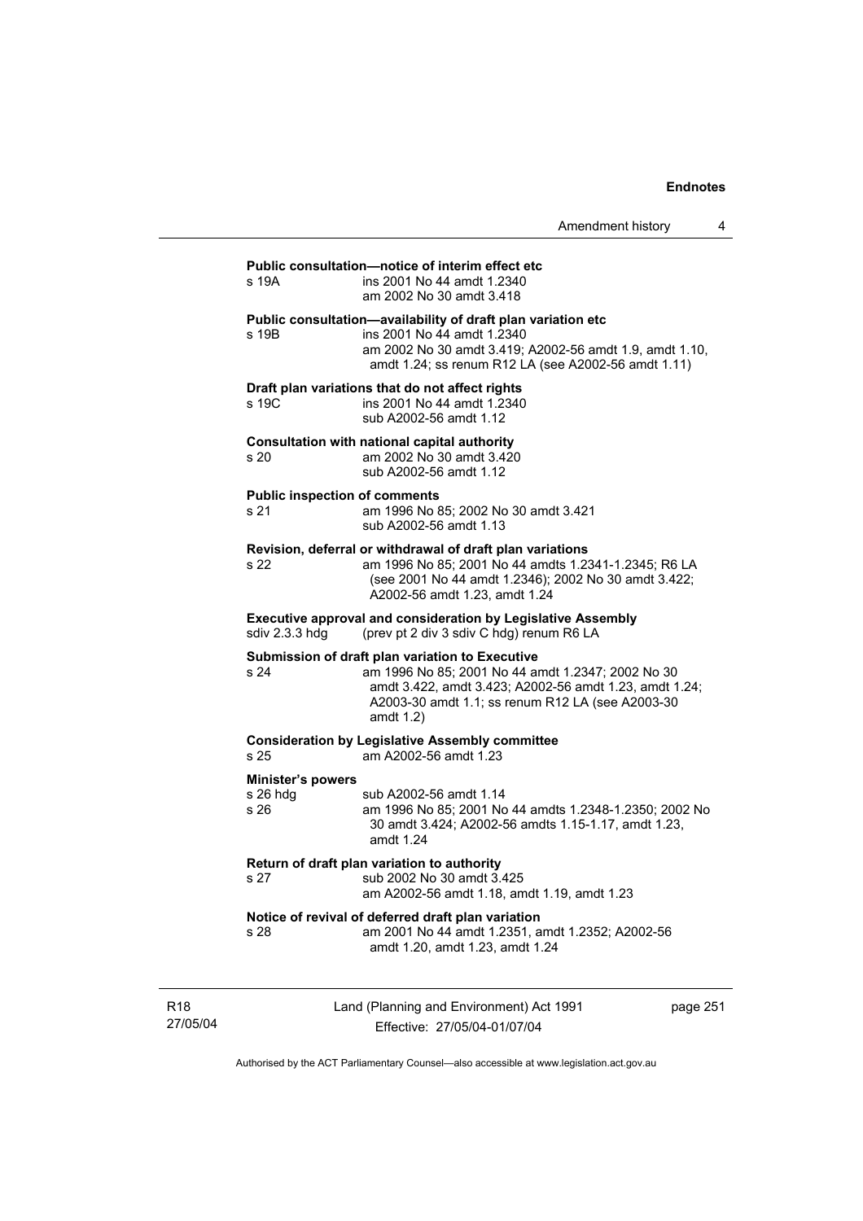**Public consultation—notice of interim effect etc**

s 19A ins 2001 No 44 amdt 1.2340
am 2002 No 30 amdt 3.418

**Public consultation—availability of draft plan variation etc**

s 19B ins 2001 No 44 amdt 1.2340
am 2002 No 30 amdt 3.419; A2002-56 amdt 1.9, amdt 1.10, amdt 1.24; ss renum R12 LA (see A2002-56 amdt 1.11)

**Draft plan variations that do not affect rights**

s 19C ins 2001 No 44 amdt 1.2340
sub A2002-56 amdt 1.12

**Consultation with national capital authority**

s 20 am 2002 No 30 amdt 3.420
sub A2002-56 amdt 1.12

**Public inspection of comments**

s 21 am 1996 No 85; 2002 No 30 amdt 3.421
sub A2002-56 amdt 1.13

**Revision, deferral or withdrawal of draft plan variations**

s 22 am 1996 No 85; 2001 No 44 amdts 1.2341-1.2345; R6 LA (see 2001 No 44 amdt 1.2346); 2002 No 30 amdt 3.422; A2002-56 amdt 1.23, amdt 1.24

**Executive approval and consideration by Legislative Assembly**

sdiv 2.3.3 hdg (prev pt 2 div 3 sdiv C hdg) renum R6 LA

**Submission of draft plan variation to Executive**

s 24 am 1996 No 85; 2001 No 44 amdt 1.2347; 2002 No 30 amdt 3.422, amdt 3.423; A2002-56 amdt 1.23, amdt 1.24; A2003-30 amdt 1.1; ss renum R12 LA (see A2003-30 amdt 1.2)

**Consideration by Legislative Assembly committee**

s 25 am A2002-56 amdt 1.23

**Minister's powers**

s 26 hdg sub A2002-56 amdt 1.14
s 26 am 1996 No 85; 2001 No 44 amdts 1.2348-1.2350; 2002 No 30 amdt 3.424; A2002-56 amdts 1.15-1.17, amdt 1.23, amdt 1.24

**Return of draft plan variation to authority**

s 27 sub 2002 No 30 amdt 3.425
am A2002-56 amdt 1.18, amdt 1.19, amdt 1.23

**Notice of revival of deferred draft plan variation**

s 28 am 2001 No 44 amdt 1.2351, amdt 1.2352; A2002-56 amdt 1.20, amdt 1.23, amdt 1.24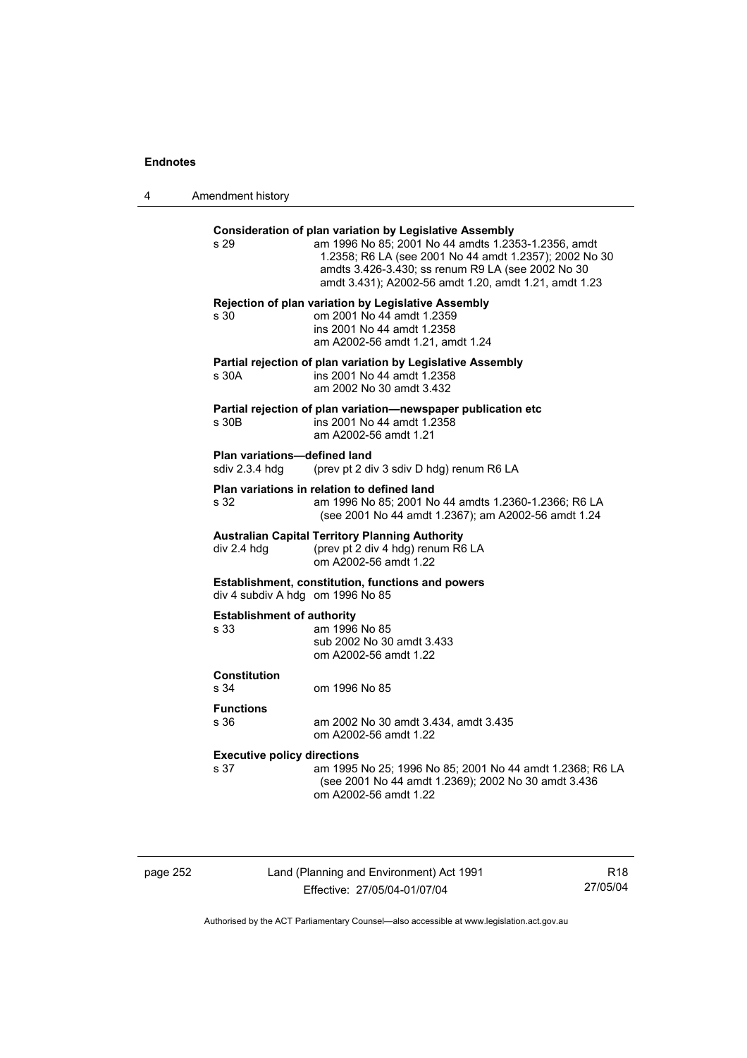**Consideration of plan variation by Legislative Assembly**

s 29 — am 1996 No 85; 2001 No 44 amdts 1.2353-1.2356, amdt 1.2358; R6 LA (see 2001 No 44 amdt 1.2357); 2002 No 30 amdts 3.426-3.430; ss renum R9 LA (see 2002 No 30 amdt 3.431); A2002-56 amdt 1.20, amdt 1.21, amdt 1.23

**Rejection of plan variation by Legislative Assembly**

s 30 — om 2001 No 44 amdt 1.2359
ins 2001 No 44 amdt 1.2358
am A2002-56 amdt 1.21, amdt 1.24

**Partial rejection of plan variation by Legislative Assembly**

s 30A — ins 2001 No 44 amdt 1.2358
am 2002 No 30 amdt 3.432

**Partial rejection of plan variation—newspaper publication etc**

s 30B — ins 2001 No 44 amdt 1.2358
am A2002-56 amdt 1.21

**Plan variations—defined land**

sdiv 2.3.4 hdg — (prev pt 2 div 3 sdiv D hdg) renum R6 LA

**Plan variations in relation to defined land**

s 32 — am 1996 No 85; 2001 No 44 amdts 1.2360-1.2366; R6 LA (see 2001 No 44 amdt 1.2367); am A2002-56 amdt 1.24

**Australian Capital Territory Planning Authority**

div 2.4 hdg — (prev pt 2 div 4 hdg) renum R6 LA
om A2002-56 amdt 1.22

**Establishment, constitution, functions and powers**

div 4 subdiv A hdg — om 1996 No 85

**Establishment of authority**

s 33 — am 1996 No 85
sub 2002 No 30 amdt 3.433
om A2002-56 amdt 1.22

**Constitution**

s 34 — om 1996 No 85

**Functions**

s 36 — am 2002 No 30 amdt 3.434, amdt 3.435
om A2002-56 amdt 1.22

**Executive policy directions**

s 37 — am 1995 No 25; 1996 No 85; 2001 No 44 amdt 1.2368; R6 LA (see 2001 No 44 amdt 1.2369); 2002 No 30 amdt 3.436
om A2002-56 amdt 1.22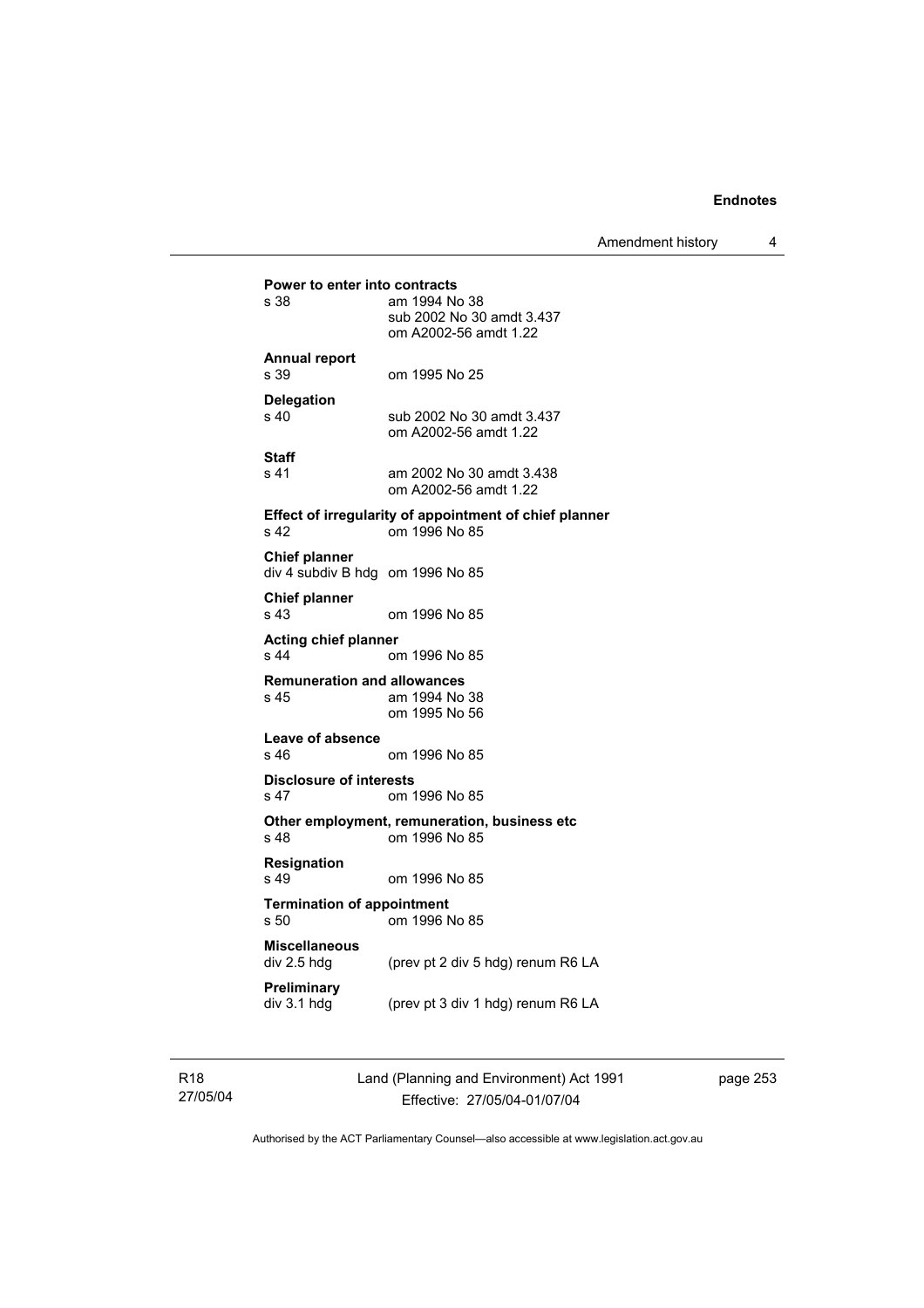**Power to enter into contracts**

s 38 am 1994 No 38
sub 2002 No 30 amdt 3.437
om A2002-56 amdt 1.22

**Annual report**

s 39 om 1995 No 25

**Delegation**

s 40 sub 2002 No 30 amdt 3.437
om A2002-56 amdt 1.22

**Staff**

s 41 am 2002 No 30 amdt 3.438
om A2002-56 amdt 1.22

**Effect of irregularity of appointment of chief planner**

s 42 om 1996 No 85

**Chief planner**

div 4 subdiv B hdg om 1996 No 85

**Chief planner**

s 43 om 1996 No 85

**Acting chief planner**

s 44 om 1996 No 85

**Remuneration and allowances**

s 45 am 1994 No 38
om 1995 No 56

**Leave of absence**

s 46 om 1996 No 85

**Disclosure of interests**

s 47 om 1996 No 85

**Other employment, remuneration, business etc**

s 48 om 1996 No 85

**Resignation**

s 49 om 1996 No 85

**Termination of appointment**

s 50 om 1996 No 85

**Miscellaneous**

div 2.5 hdg (prev pt 2 div 5 hdg) renum R6 LA

**Preliminary**

div 3.1 hdg (prev pt 3 div 1 hdg) renum R6 LA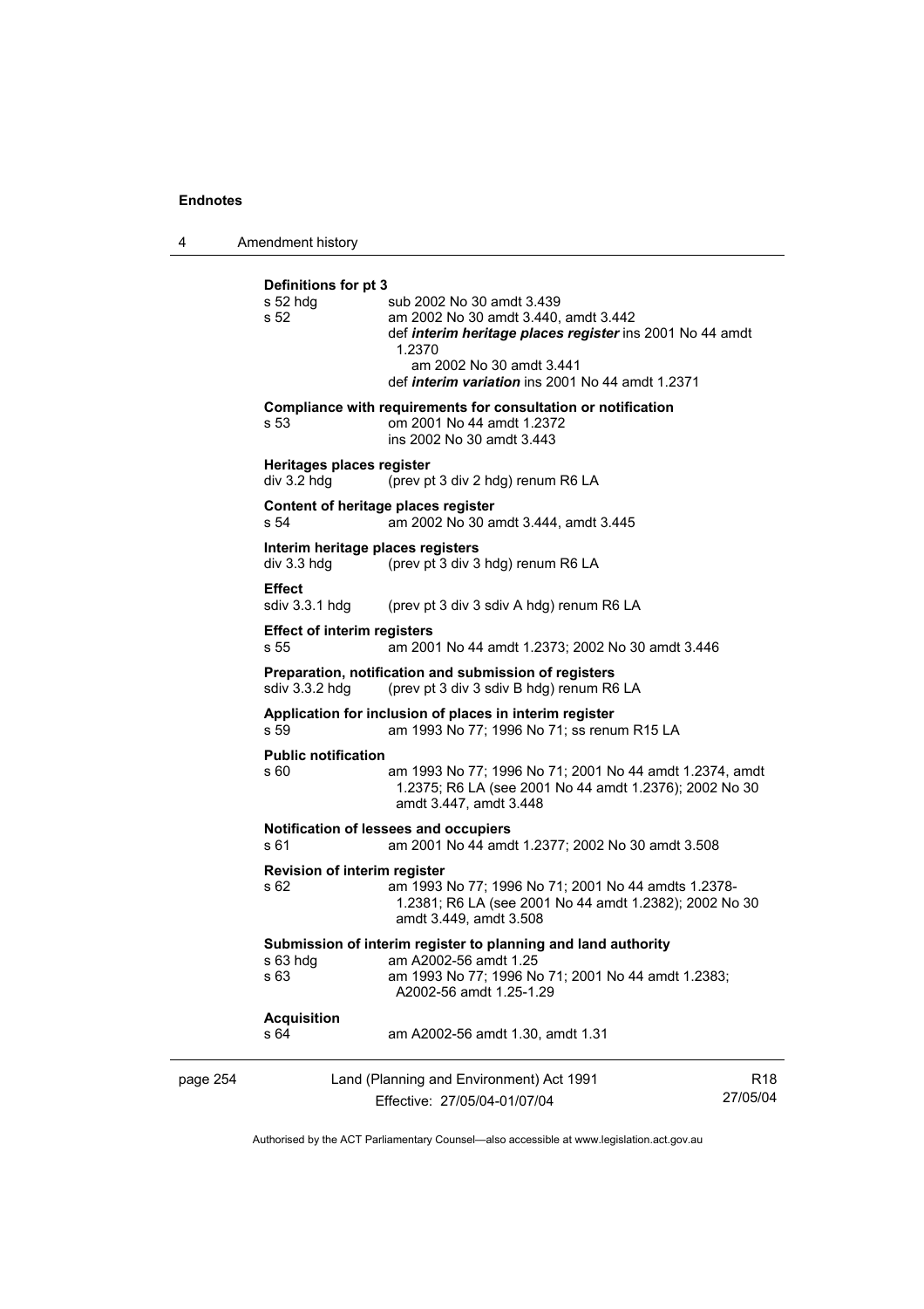**Definitions for pt 3**

s 52 hdg sub 2002 No 30 amdt 3.439

s 52 am 2002 No 30 amdt 3.440, amdt 3.442

def ***interim heritage places register*** ins 2001 No 44 amdt 1.2370

am 2002 No 30 amdt 3.441

def ***interim variation*** ins 2001 No 44 amdt 1.2371

**Compliance with requirements for consultation or notification**

s 53 om 2001 No 44 amdt 1.2372

ins 2002 No 30 amdt 3.443

**Heritages places register**

div 3.2 hdg (prev pt 3 div 2 hdg) renum R6 LA

**Content of heritage places register**

s 54 am 2002 No 30 amdt 3.444, amdt 3.445

**Interim heritage places registers**

div 3.3 hdg (prev pt 3 div 3 hdg) renum R6 LA

**Effect**

sdiv 3.3.1 hdg (prev pt 3 div 3 sdiv A hdg) renum R6 LA

**Effect of interim registers**

s 55 am 2001 No 44 amdt 1.2373; 2002 No 30 amdt 3.446

**Preparation, notification and submission of registers**

sdiv 3.3.2 hdg (prev pt 3 div 3 sdiv B hdg) renum R6 LA

**Application for inclusion of places in interim register**

s 59 am 1993 No 77; 1996 No 71; ss renum R15 LA

**Public notification**

s 60 am 1993 No 77; 1996 No 71; 2001 No 44 amdt 1.2374, amdt 1.2375; R6 LA (see 2001 No 44 amdt 1.2376); 2002 No 30 amdt 3.447, amdt 3.448

**Notification of lessees and occupiers**

s 61 am 2001 No 44 amdt 1.2377; 2002 No 30 amdt 3.508

**Revision of interim register**

s 62 am 1993 No 77; 1996 No 71; 2001 No 44 amdts 1.2378-1.2381; R6 LA (see 2001 No 44 amdt 1.2382); 2002 No 30 amdt 3.449, amdt 3.508

**Submission of interim register to planning and land authority**

s 63 hdg am A2002-56 amdt 1.25

s 63 am 1993 No 77; 1996 No 71; 2001 No 44 amdt 1.2383; A2002-56 amdt 1.25-1.29

**Acquisition**

s 64 am A2002-56 amdt 1.30, amdt 1.31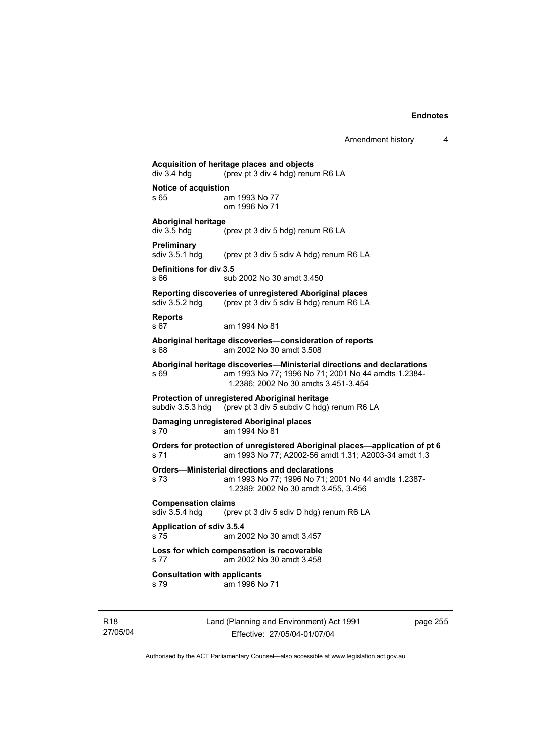**Acquisition of heritage places and objects**
div 3.4 hdg (prev pt 3 div 4 hdg) renum R6 LA

**Notice of acquistion**
s 65 am 1993 No 77
om 1996 No 71

**Aboriginal heritage**
div 3.5 hdg (prev pt 3 div 5 hdg) renum R6 LA

**Preliminary**
sdiv 3.5.1 hdg (prev pt 3 div 5 sdiv A hdg) renum R6 LA

**Definitions for div 3.5**
s 66 sub 2002 No 30 amdt 3.450

**Reporting discoveries of unregistered Aboriginal places**
sdiv 3.5.2 hdg (prev pt 3 div 5 sdiv B hdg) renum R6 LA

**Reports**
s 67 am 1994 No 81

**Aboriginal heritage discoveries—consideration of reports**
s 68 am 2002 No 30 amdt 3.508

**Aboriginal heritage discoveries—Ministerial directions and declarations**
s 69 am 1993 No 77; 1996 No 71; 2001 No 44 amdts 1.2384-1.2386; 2002 No 30 amdts 3.451-3.454

**Protection of unregistered Aboriginal heritage**
subdiv 3.5.3 hdg (prev pt 3 div 5 subdiv C hdg) renum R6 LA

**Damaging unregistered Aboriginal places**
s 70 am 1994 No 81

**Orders for protection of unregistered Aboriginal places—application of pt 6**
s 71 am 1993 No 77; A2002-56 amdt 1.31; A2003-34 amdt 1.3

**Orders—Ministerial directions and declarations**
s 73 am 1993 No 77; 1996 No 71; 2001 No 44 amdts 1.2387-1.2389; 2002 No 30 amdt 3.455, 3.456

**Compensation claims**
sdiv 3.5.4 hdg (prev pt 3 div 5 sdiv D hdg) renum R6 LA

**Application of sdiv 3.5.4**
s 75 am 2002 No 30 amdt 3.457

**Loss for which compensation is recoverable**
s 77 am 2002 No 30 amdt 3.458

**Consultation with applicants**
s 79 am 1996 No 71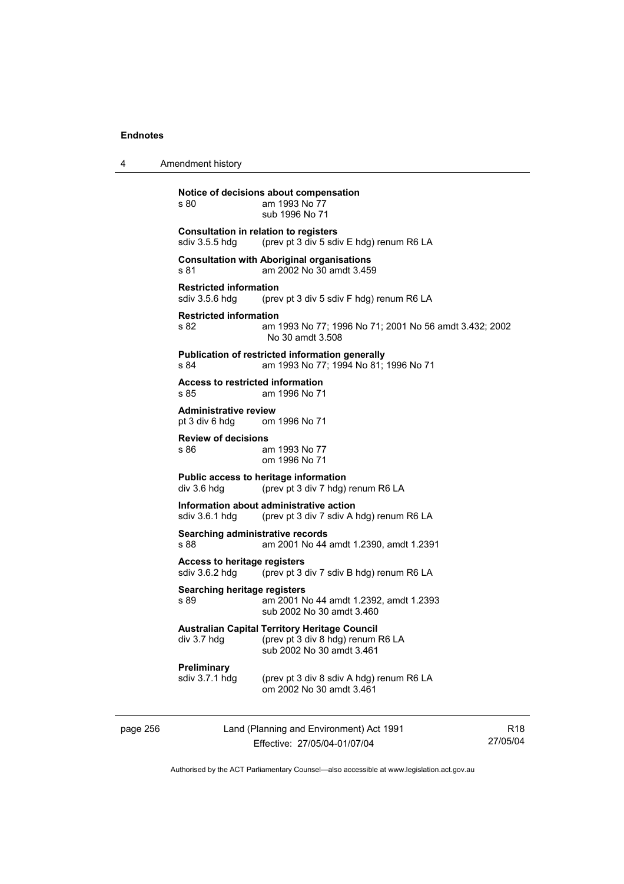**Notice of decisions about compensation**

| | |
|---|---|
| s 80 | am 1993 No 77 |
| | sub 1996 No 71 |

**Consultation in relation to registers**

| | |
|---|---|
| sdiv 3.5.5 hdg | (prev pt 3 div 5 sdiv E hdg) renum R6 LA |

**Consultation with Aboriginal organisations**

| | |
|---|---|
| s 81 | am 2002 No 30 amdt 3.459 |

**Restricted information**

| | |
|---|---|
| sdiv 3.5.6 hdg | (prev pt 3 div 5 sdiv F hdg) renum R6 LA |

**Restricted information**

| | |
|---|---|
| s 82 | am 1993 No 77; 1996 No 71; 2001 No 56 amdt 3.432; 2002 No 30 amdt 3.508 |

**Publication of restricted information generally**

| | |
|---|---|
| s 84 | am 1993 No 77; 1994 No 81; 1996 No 71 |

**Access to restricted information**

| | |
|---|---|
| s 85 | am 1996 No 71 |

**Administrative review**

| | |
|---|---|
| pt 3 div 6 hdg | om 1996 No 71 |

**Review of decisions**

| | |
|---|---|
| s 86 | am 1993 No 77 |
| | om 1996 No 71 |

**Public access to heritage information**

| | |
|---|---|
| div 3.6 hdg | (prev pt 3 div 7 hdg) renum R6 LA |

**Information about administrative action**

| | |
|---|---|
| sdiv 3.6.1 hdg | (prev pt 3 div 7 sdiv A hdg) renum R6 LA |

**Searching administrative records**

| | |
|---|---|
| s 88 | am 2001 No 44 amdt 1.2390, amdt 1.2391 |

**Access to heritage registers**

| | |
|---|---|
| sdiv 3.6.2 hdg | (prev pt 3 div 7 sdiv B hdg) renum R6 LA |

**Searching heritage registers**

| | |
|---|---|
| s 89 | am 2001 No 44 amdt 1.2392, amdt 1.2393 |
| | sub 2002 No 30 amdt 3.460 |

**Australian Capital Territory Heritage Council**

| | |
|---|---|
| div 3.7 hdg | (prev pt 3 div 8 hdg) renum R6 LA |
| | sub 2002 No 30 amdt 3.461 |

**Preliminary**

| | |
|---|---|
| sdiv 3.7.1 hdg | (prev pt 3 div 8 sdiv A hdg) renum R6 LA |
| | om 2002 No 30 amdt 3.461 |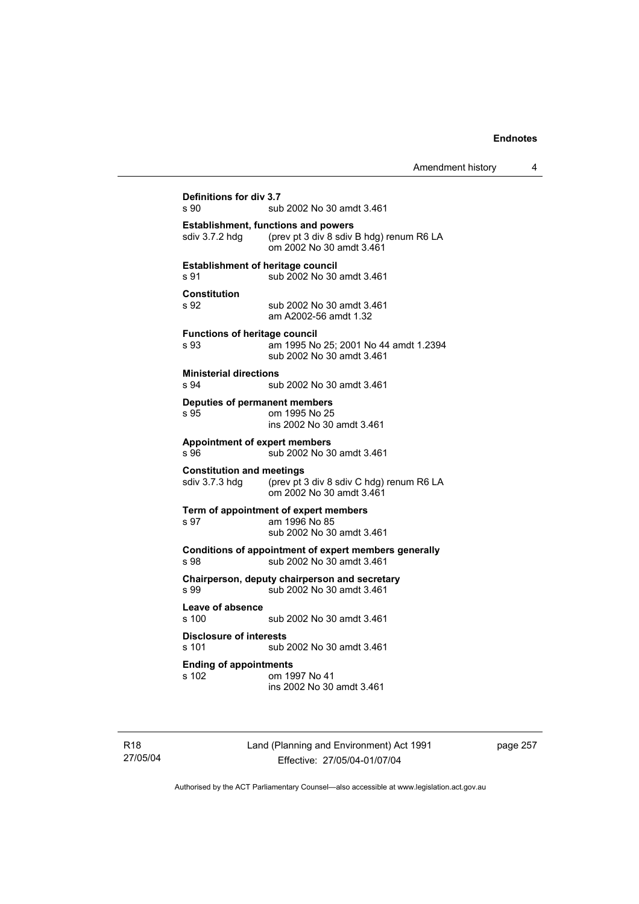**Definitions for div 3.7**
s 90 sub 2002 No 30 amdt 3.461

**Establishment, functions and powers**
sdiv 3.7.2 hdg (prev pt 3 div 8 sdiv B hdg) renum R6 LA
om 2002 No 30 amdt 3.461

**Establishment of heritage council**
s 91 sub 2002 No 30 amdt 3.461

**Constitution**
s 92 sub 2002 No 30 amdt 3.461
am A2002-56 amdt 1.32

**Functions of heritage council**
s 93 am 1995 No 25; 2001 No 44 amdt 1.2394
sub 2002 No 30 amdt 3.461

**Ministerial directions**
s 94 sub 2002 No 30 amdt 3.461

**Deputies of permanent members**
s 95 om 1995 No 25
ins 2002 No 30 amdt 3.461

**Appointment of expert members**
s 96 sub 2002 No 30 amdt 3.461

**Constitution and meetings**
sdiv 3.7.3 hdg (prev pt 3 div 8 sdiv C hdg) renum R6 LA
om 2002 No 30 amdt 3.461

**Term of appointment of expert members**
s 97 am 1996 No 85
sub 2002 No 30 amdt 3.461

**Conditions of appointment of expert members generally**
s 98 sub 2002 No 30 amdt 3.461

**Chairperson, deputy chairperson and secretary**
s 99 sub 2002 No 30 amdt 3.461

**Leave of absence**
s 100 sub 2002 No 30 amdt 3.461

**Disclosure of interests**
s 101 sub 2002 No 30 amdt 3.461

**Ending of appointments**
s 102 om 1997 No 41
ins 2002 No 30 amdt 3.461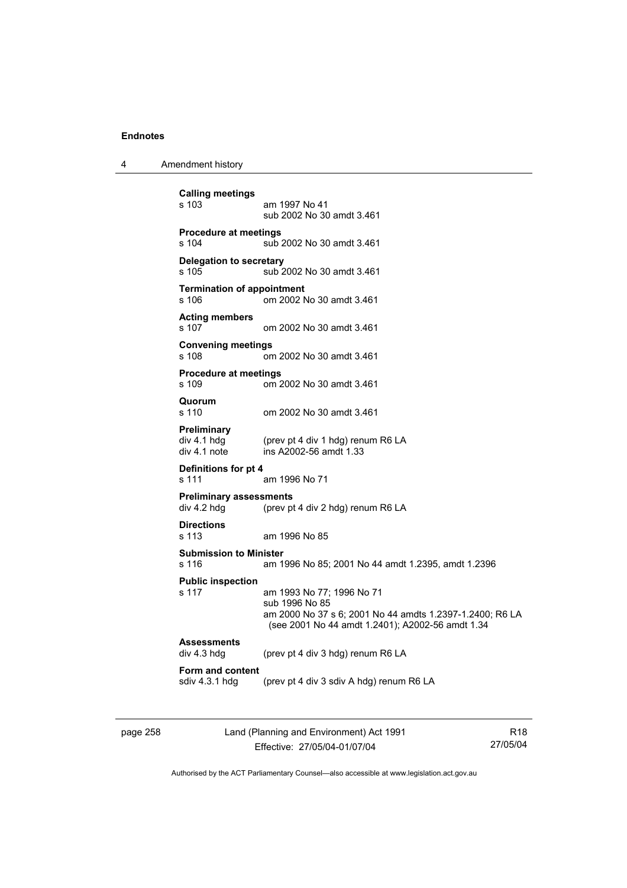**Calling meetings**
s 103 am 1997 No 41
sub 2002 No 30 amdt 3.461

**Procedure at meetings**
s 104 sub 2002 No 30 amdt 3.461

**Delegation to secretary**
s 105 sub 2002 No 30 amdt 3.461

**Termination of appointment**
s 106 om 2002 No 30 amdt 3.461

**Acting members**
s 107 om 2002 No 30 amdt 3.461

**Convening meetings**
s 108 om 2002 No 30 amdt 3.461

**Procedure at meetings**
s 109 om 2002 No 30 amdt 3.461

**Quorum**
s 110 om 2002 No 30 amdt 3.461

**Preliminary**
div 4.1 hdg (prev pt 4 div 1 hdg) renum R6 LA
div 4.1 note ins A2002-56 amdt 1.33

**Definitions for pt 4**
s 111 am 1996 No 71

**Preliminary assessments**
div 4.2 hdg (prev pt 4 div 2 hdg) renum R6 LA

**Directions**
s 113 am 1996 No 85

**Submission to Minister**
s 116 am 1996 No 85; 2001 No 44 amdt 1.2395, amdt 1.2396

**Public inspection**
s 117 am 1993 No 77; 1996 No 71
sub 1996 No 85
am 2000 No 37 s 6; 2001 No 44 amdts 1.2397-1.2400; R6 LA (see 2001 No 44 amdt 1.2401); A2002-56 amdt 1.34

**Assessments**
div 4.3 hdg (prev pt 4 div 3 hdg) renum R6 LA

**Form and content**
sdiv 4.3.1 hdg (prev pt 4 div 3 sdiv A hdg) renum R6 LA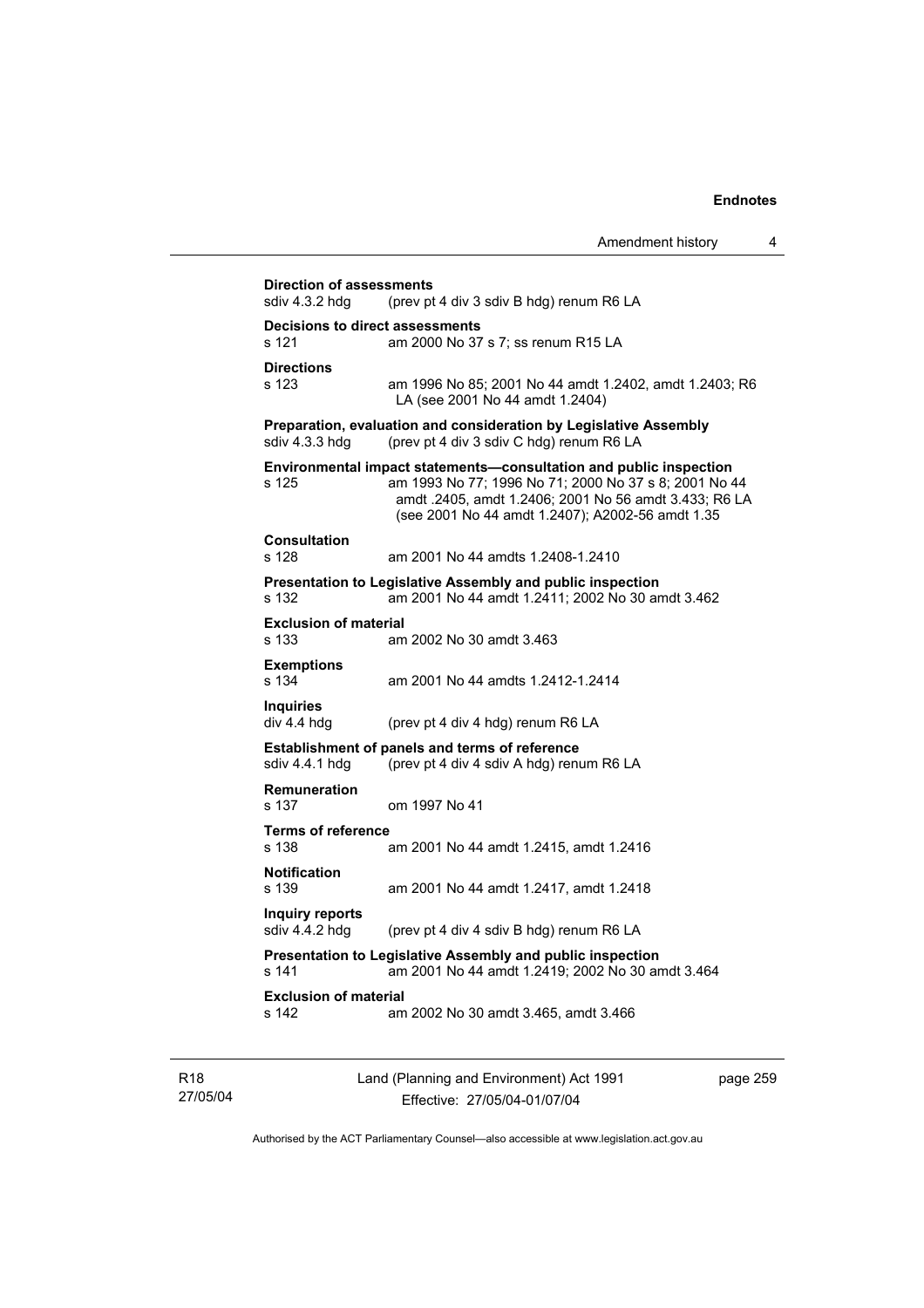**Direction of assessments**
sdiv 4.3.2 hdg (prev pt 4 div 3 sdiv B hdg) renum R6 LA

**Decisions to direct assessments**
s 121 am 2000 No 37 s 7; ss renum R15 LA

**Directions**
s 123 am 1996 No 85; 2001 No 44 amdt 1.2402, amdt 1.2403; R6 LA (see 2001 No 44 amdt 1.2404)

**Preparation, evaluation and consideration by Legislative Assembly**
sdiv 4.3.3 hdg (prev pt 4 div 3 sdiv C hdg) renum R6 LA

**Environmental impact statements—consultation and public inspection**
s 125 am 1993 No 77; 1996 No 71; 2000 No 37 s 8; 2001 No 44 amdt .2405, amdt 1.2406; 2001 No 56 amdt 3.433; R6 LA (see 2001 No 44 amdt 1.2407); A2002-56 amdt 1.35

**Consultation**
s 128 am 2001 No 44 amdts 1.2408-1.2410

**Presentation to Legislative Assembly and public inspection**
s 132 am 2001 No 44 amdt 1.2411; 2002 No 30 amdt 3.462

**Exclusion of material**
s 133 am 2002 No 30 amdt 3.463

**Exemptions**
s 134 am 2001 No 44 amdts 1.2412-1.2414

**Inquiries**
div 4.4 hdg (prev pt 4 div 4 hdg) renum R6 LA

**Establishment of panels and terms of reference**
sdiv 4.4.1 hdg (prev pt 4 div 4 sdiv A hdg) renum R6 LA

**Remuneration**
s 137 om 1997 No 41

**Terms of reference**
s 138 am 2001 No 44 amdt 1.2415, amdt 1.2416

**Notification**
s 139 am 2001 No 44 amdt 1.2417, amdt 1.2418

**Inquiry reports**
sdiv 4.4.2 hdg (prev pt 4 div 4 sdiv B hdg) renum R6 LA

**Presentation to Legislative Assembly and public inspection**
s 141 am 2001 No 44 amdt 1.2419; 2002 No 30 amdt 3.464

**Exclusion of material**
s 142 am 2002 No 30 amdt 3.465, amdt 3.466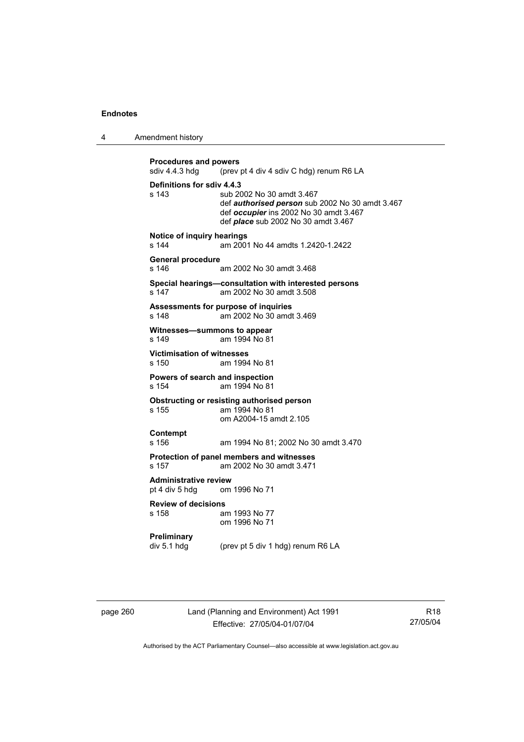**Procedures and powers**
sdiv 4.4.3 hdg (prev pt 4 div 4 sdiv C hdg) renum R6 LA

**Definitions for sdiv 4.4.3**
s 143 sub 2002 No 30 amdt 3.467
def ***authorised person*** sub 2002 No 30 amdt 3.467
def ***occupier*** ins 2002 No 30 amdt 3.467
def ***place*** sub 2002 No 30 amdt 3.467

**Notice of inquiry hearings**
s 144 am 2001 No 44 amdts 1.2420-1.2422

**General procedure**
s 146 am 2002 No 30 amdt 3.468

**Special hearings—consultation with interested persons**
s 147 am 2002 No 30 amdt 3.508

**Assessments for purpose of inquiries**
s 148 am 2002 No 30 amdt 3.469

**Witnesses—summons to appear**
s 149 am 1994 No 81

**Victimisation of witnesses**
s 150 am 1994 No 81

**Powers of search and inspection**
s 154 am 1994 No 81

**Obstructing or resisting authorised person**
s 155 am 1994 No 81
om A2004-15 amdt 2.105

**Contempt**
s 156 am 1994 No 81; 2002 No 30 amdt 3.470

**Protection of panel members and witnesses**
s 157 am 2002 No 30 amdt 3.471

**Administrative review**
pt 4 div 5 hdg om 1996 No 71

**Review of decisions**
s 158 am 1993 No 77
om 1996 No 71

**Preliminary**
div 5.1 hdg (prev pt 5 div 1 hdg) renum R6 LA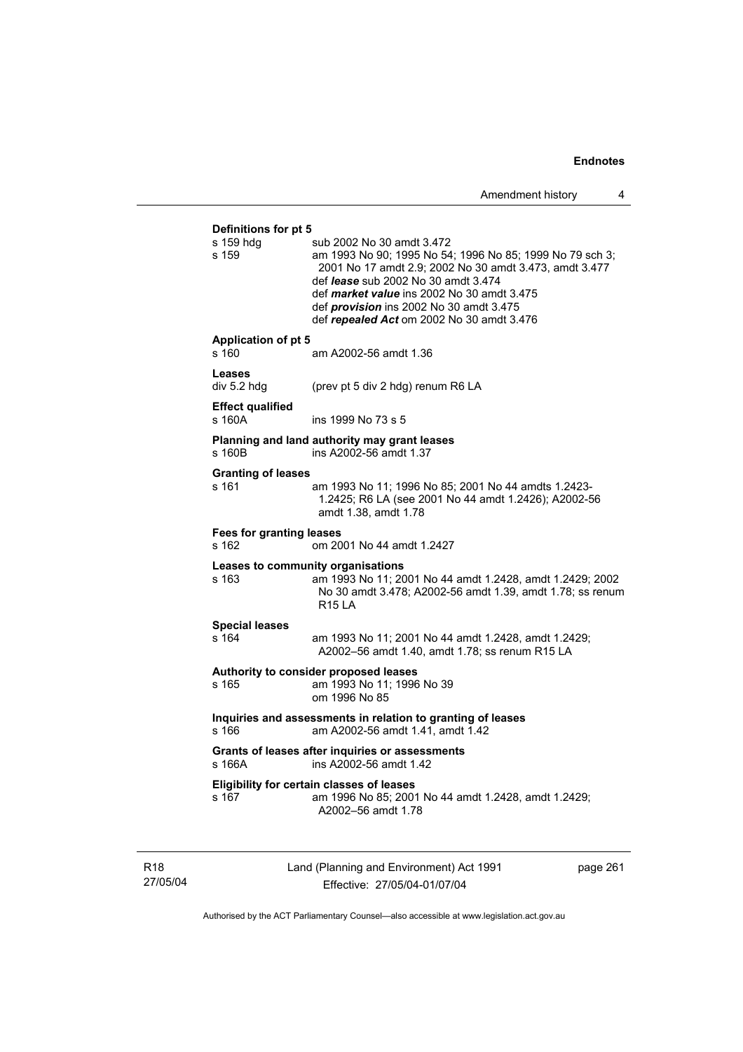**Definitions for pt 5**

s 159 hdg sub 2002 No 30 amdt 3.472

s 159 am 1993 No 90; 1995 No 54; 1996 No 85; 1999 No 79 sch 3; 2001 No 17 amdt 2.9; 2002 No 30 amdt 3.473, amdt 3.477
def ***lease*** sub 2002 No 30 amdt 3.474
def ***market value*** ins 2002 No 30 amdt 3.475
def ***provision*** ins 2002 No 30 amdt 3.475
def ***repealed Act*** om 2002 No 30 amdt 3.476

**Application of pt 5**

s 160 am A2002-56 amdt 1.36

**Leases**

div 5.2 hdg (prev pt 5 div 2 hdg) renum R6 LA

**Effect qualified**

s 160A ins 1999 No 73 s 5

**Planning and land authority may grant leases**

s 160B ins A2002-56 amdt 1.37

**Granting of leases**

s 161 am 1993 No 11; 1996 No 85; 2001 No 44 amdts 1.2423-1.2425; R6 LA (see 2001 No 44 amdt 1.2426); A2002-56 amdt 1.38, amdt 1.78

**Fees for granting leases**

s 162 om 2001 No 44 amdt 1.2427

**Leases to community organisations**

s 163 am 1993 No 11; 2001 No 44 amdt 1.2428, amdt 1.2429; 2002 No 30 amdt 3.478; A2002-56 amdt 1.39, amdt 1.78; ss renum R15 LA

**Special leases**

s 164 am 1993 No 11; 2001 No 44 amdt 1.2428, amdt 1.2429; A2002–56 amdt 1.40, amdt 1.78; ss renum R15 LA

**Authority to consider proposed leases**

s 165 am 1993 No 11; 1996 No 39
om 1996 No 85

**Inquiries and assessments in relation to granting of leases**

s 166 am A2002-56 amdt 1.41, amdt 1.42

**Grants of leases after inquiries or assessments**

s 166A ins A2002-56 amdt 1.42

**Eligibility for certain classes of leases**

s 167 am 1996 No 85; 2001 No 44 amdt 1.2428, amdt 1.2429; A2002–56 amdt 1.78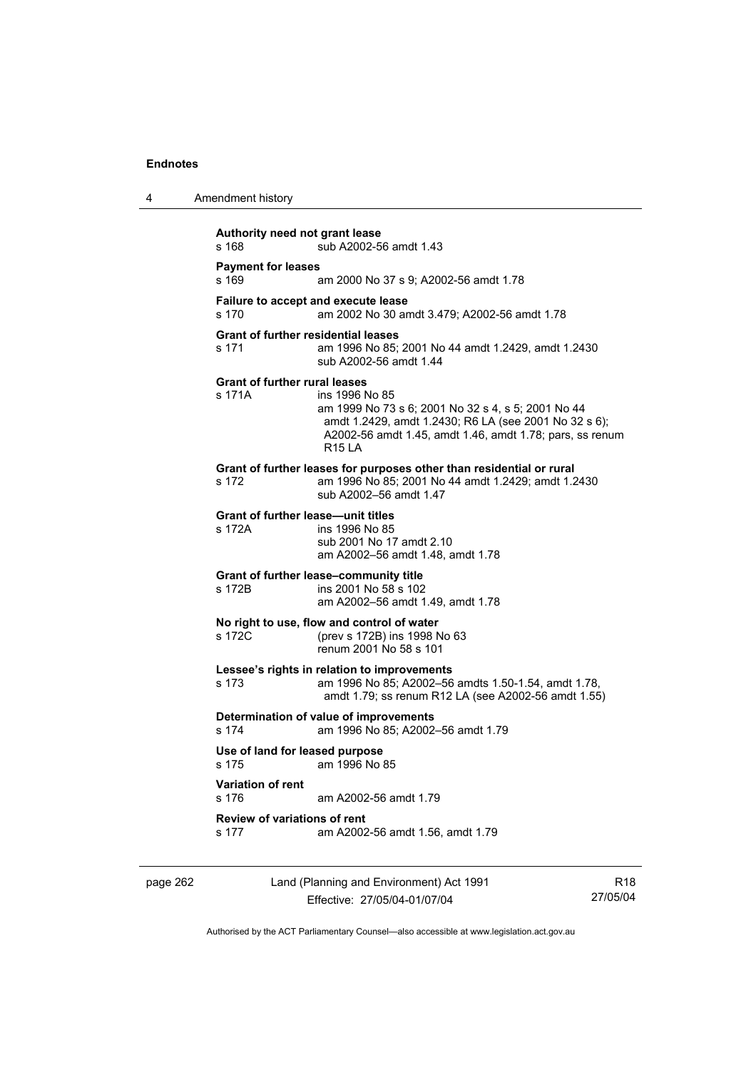**Authority need not grant lease**

s 168 sub A2002-56 amdt 1.43

**Payment for leases**

s 169 am 2000 No 37 s 9; A2002-56 amdt 1.78

**Failure to accept and execute lease**

s 170 am 2002 No 30 amdt 3.479; A2002-56 amdt 1.78

**Grant of further residential leases**

s 171 am 1996 No 85; 2001 No 44 amdt 1.2429, amdt 1.2430
sub A2002-56 amdt 1.44

**Grant of further rural leases**

s 171A ins 1996 No 85
am 1999 No 73 s 6; 2001 No 32 s 4, s 5; 2001 No 44 amdt 1.2429, amdt 1.2430; R6 LA (see 2001 No 32 s 6); A2002-56 amdt 1.45, amdt 1.46, amdt 1.78; pars, ss renum R15 LA

**Grant of further leases for purposes other than residential or rural**

s 172 am 1996 No 85; 2001 No 44 amdt 1.2429; amdt 1.2430
sub A2002–56 amdt 1.47

**Grant of further lease—unit titles**

s 172A ins 1996 No 85
sub 2001 No 17 amdt 2.10
am A2002–56 amdt 1.48, amdt 1.78

**Grant of further lease–community title**

s 172B ins 2001 No 58 s 102
am A2002–56 amdt 1.49, amdt 1.78

**No right to use, flow and control of water**

s 172C (prev s 172B) ins 1998 No 63
renum 2001 No 58 s 101

**Lessee's rights in relation to improvements**

s 173 am 1996 No 85; A2002–56 amdts 1.50-1.54, amdt 1.78, amdt 1.79; ss renum R12 LA (see A2002-56 amdt 1.55)

**Determination of value of improvements**

s 174 am 1996 No 85; A2002–56 amdt 1.79

**Use of land for leased purpose**

s 175 am 1996 No 85

**Variation of rent**

s 176 am A2002-56 amdt 1.79

**Review of variations of rent**

s 177 am A2002-56 amdt 1.56, amdt 1.79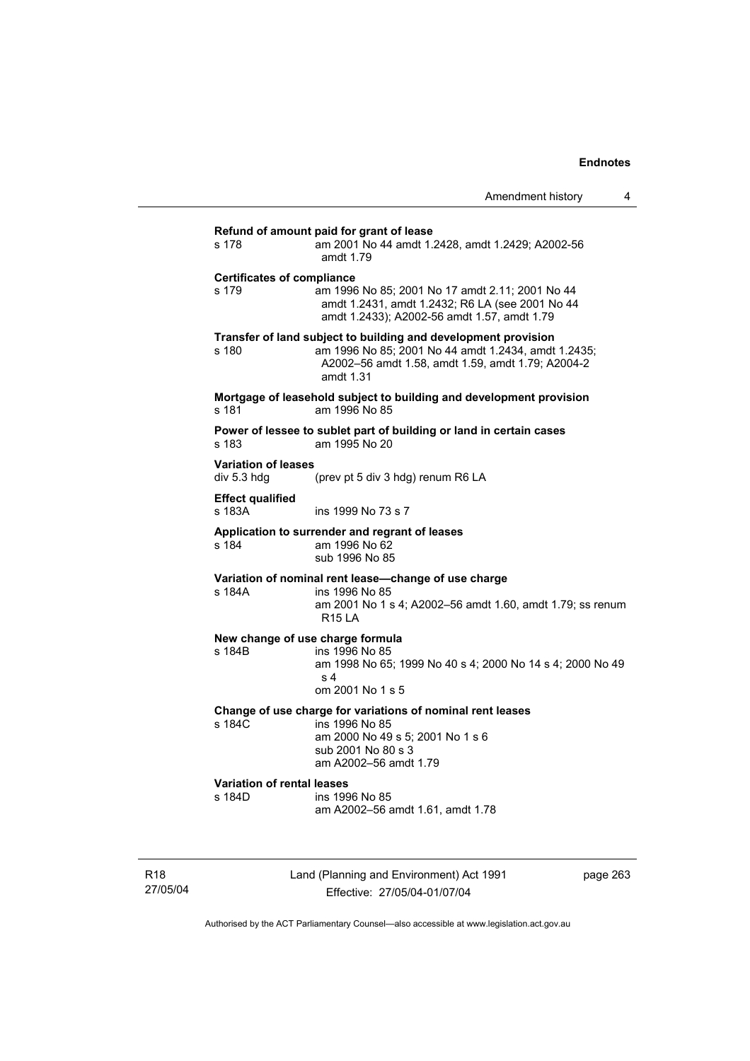**Refund of amount paid for grant of lease**

s 178 am 2001 No 44 amdt 1.2428, amdt 1.2429; A2002-56 amdt 1.79

**Certificates of compliance**

s 179 am 1996 No 85; 2001 No 17 amdt 2.11; 2001 No 44 amdt 1.2431, amdt 1.2432; R6 LA (see 2001 No 44 amdt 1.2433); A2002-56 amdt 1.57, amdt 1.79

**Transfer of land subject to building and development provision**

s 180 am 1996 No 85; 2001 No 44 amdt 1.2434, amdt 1.2435; A2002–56 amdt 1.58, amdt 1.59, amdt 1.79; A2004-2 amdt 1.31

**Mortgage of leasehold subject to building and development provision**

s 181 am 1996 No 85

**Power of lessee to sublet part of building or land in certain cases**

s 183 am 1995 No 20

**Variation of leases**

div 5.3 hdg (prev pt 5 div 3 hdg) renum R6 LA

**Effect qualified**

s 183A ins 1999 No 73 s 7

**Application to surrender and regrant of leases**

s 184 am 1996 No 62
sub 1996 No 85

**Variation of nominal rent lease—change of use charge**

s 184A ins 1996 No 85
am 2001 No 1 s 4; A2002–56 amdt 1.60, amdt 1.79; ss renum R15 LA

**New change of use charge formula**

s 184B ins 1996 No 85
am 1998 No 65; 1999 No 40 s 4; 2000 No 14 s 4; 2000 No 49 s 4
om 2001 No 1 s 5

**Change of use charge for variations of nominal rent leases**

s 184C ins 1996 No 85
am 2000 No 49 s 5; 2001 No 1 s 6
sub 2001 No 80 s 3
am A2002–56 amdt 1.79

**Variation of rental leases**

s 184D ins 1996 No 85
am A2002–56 amdt 1.61, amdt 1.78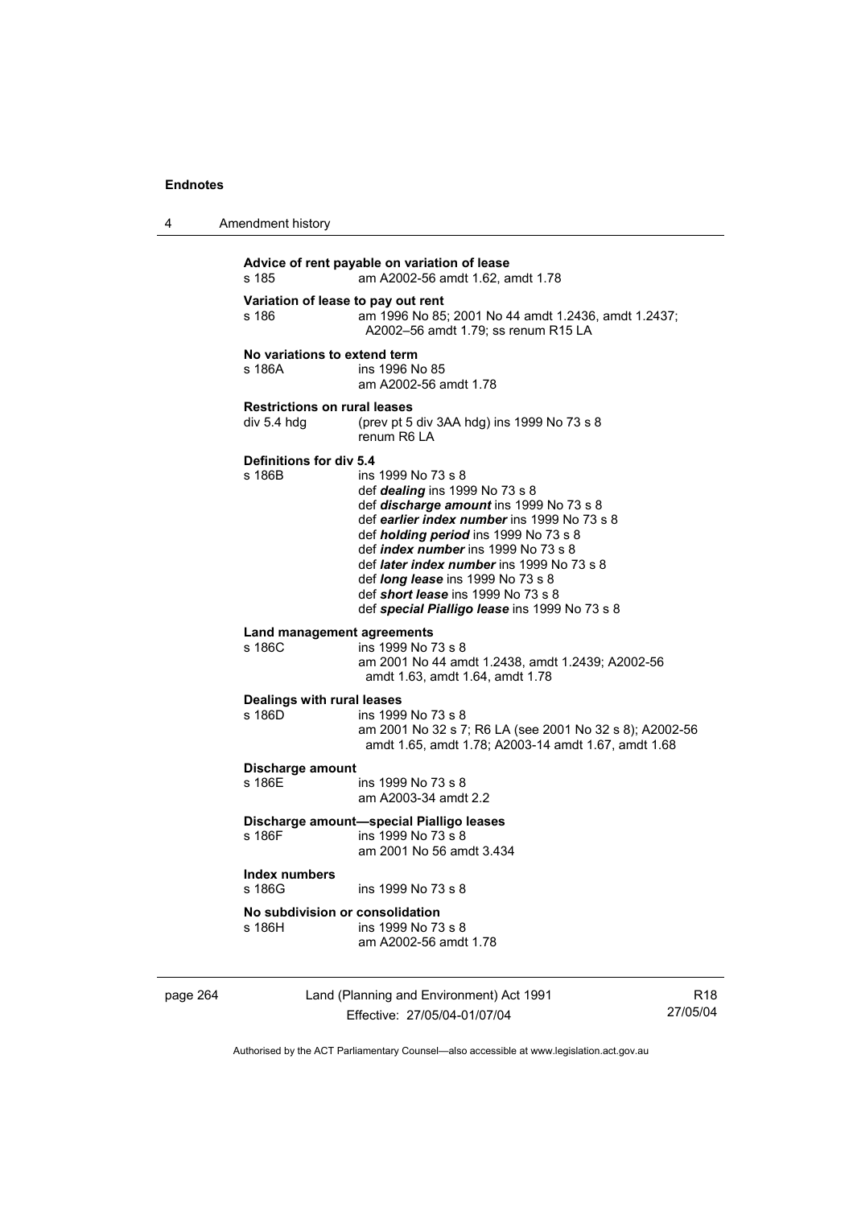**Advice of rent payable on variation of lease**

s 185 am A2002-56 amdt 1.62, amdt 1.78

**Variation of lease to pay out rent**

s 186 am 1996 No 85; 2001 No 44 amdt 1.2436, amdt 1.2437; A2002–56 amdt 1.79; ss renum R15 LA

**No variations to extend term**

s 186A ins 1996 No 85
am A2002-56 amdt 1.78

**Restrictions on rural leases**

div 5.4 hdg (prev pt 5 div 3AA hdg) ins 1999 No 73 s 8
renum R6 LA

**Definitions for div 5.4**

s 186B ins 1999 No 73 s 8
def ***dealing*** ins 1999 No 73 s 8
def ***discharge amount*** ins 1999 No 73 s 8
def ***earlier index number*** ins 1999 No 73 s 8
def ***holding period*** ins 1999 No 73 s 8
def ***index number*** ins 1999 No 73 s 8
def ***later index number*** ins 1999 No 73 s 8
def ***long lease*** ins 1999 No 73 s 8
def ***short lease*** ins 1999 No 73 s 8
def ***special Pialligo lease*** ins 1999 No 73 s 8

**Land management agreements**

s 186C ins 1999 No 73 s 8
am 2001 No 44 amdt 1.2438, amdt 1.2439; A2002-56 amdt 1.63, amdt 1.64, amdt 1.78

**Dealings with rural leases**

s 186D ins 1999 No 73 s 8
am 2001 No 32 s 7; R6 LA (see 2001 No 32 s 8); A2002-56 amdt 1.65, amdt 1.78; A2003-14 amdt 1.67, amdt 1.68

**Discharge amount**

s 186E ins 1999 No 73 s 8
am A2003-34 amdt 2.2

**Discharge amount—special Pialligo leases**

s 186F ins 1999 No 73 s 8
am 2001 No 56 amdt 3.434

**Index numbers**

s 186G ins 1999 No 73 s 8

**No subdivision or consolidation**

s 186H ins 1999 No 73 s 8
am A2002-56 amdt 1.78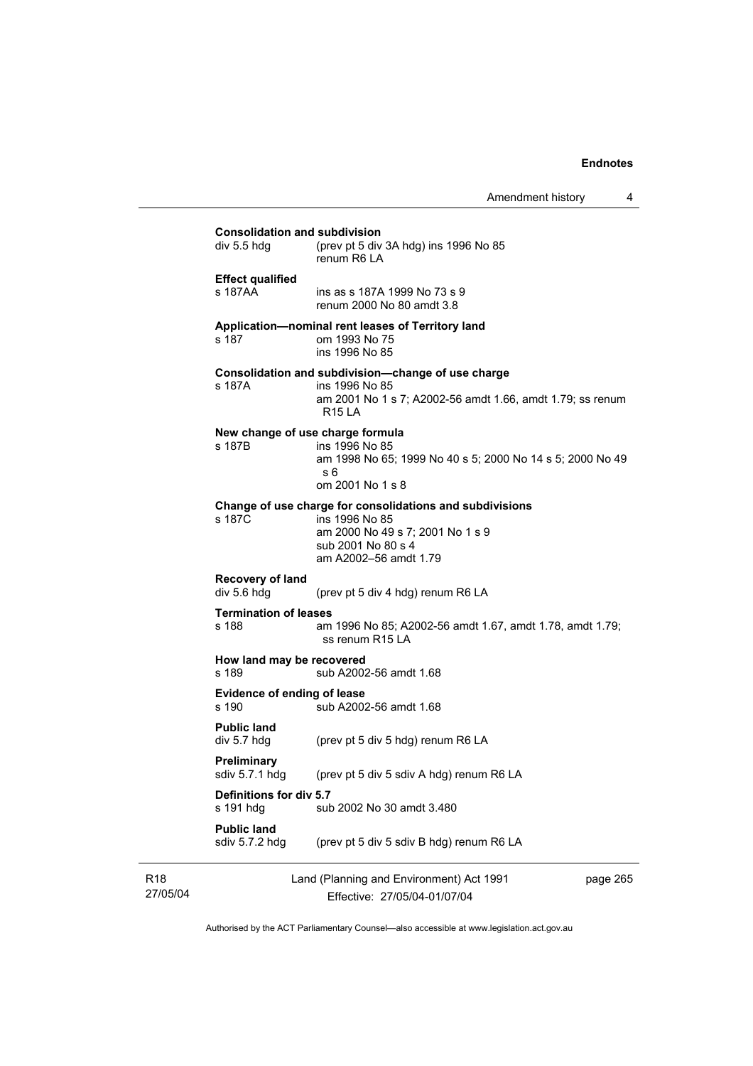**Consolidation and subdivision**

div 5.5 hdg (prev pt 5 div 3A hdg) ins 1996 No 85
renum R6 LA

**Effect qualified**

s 187AA ins as s 187A 1999 No 73 s 9
renum 2000 No 80 amdt 3.8

**Application—nominal rent leases of Territory land**

s 187 om 1993 No 75
ins 1996 No 85

**Consolidation and subdivision—change of use charge**

s 187A ins 1996 No 85
am 2001 No 1 s 7; A2002-56 amdt 1.66, amdt 1.79; ss renum R15 LA

**New change of use charge formula**

s 187B ins 1996 No 85
am 1998 No 65; 1999 No 40 s 5; 2000 No 14 s 5; 2000 No 49 s 6
om 2001 No 1 s 8

**Change of use charge for consolidations and subdivisions**

s 187C ins 1996 No 85
am 2000 No 49 s 7; 2001 No 1 s 9
sub 2001 No 80 s 4
am A2002–56 amdt 1.79

**Recovery of land**

div 5.6 hdg (prev pt 5 div 4 hdg) renum R6 LA

**Termination of leases**

s 188 am 1996 No 85; A2002-56 amdt 1.67, amdt 1.78, amdt 1.79; ss renum R15 LA

**How land may be recovered**

s 189 sub A2002-56 amdt 1.68

**Evidence of ending of lease**

s 190 sub A2002-56 amdt 1.68

**Public land**

div 5.7 hdg (prev pt 5 div 5 hdg) renum R6 LA

**Preliminary**

sdiv 5.7.1 hdg (prev pt 5 div 5 sdiv A hdg) renum R6 LA

**Definitions for div 5.7**

s 191 hdg sub 2002 No 30 amdt 3.480

**Public land**

sdiv 5.7.2 hdg (prev pt 5 div 5 sdiv B hdg) renum R6 LA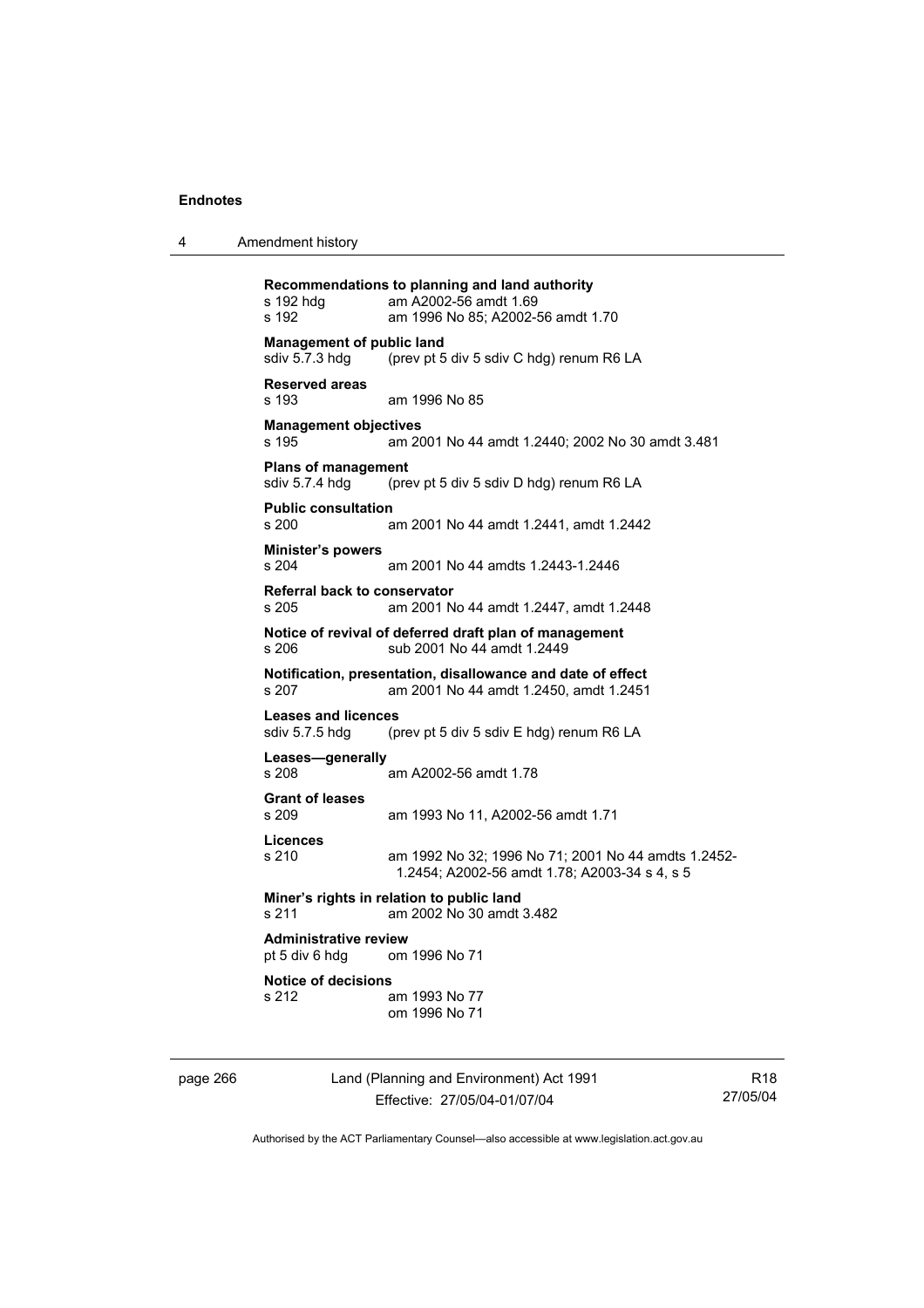**Recommendations to planning and land authority**
s 192 hdg am A2002-56 amdt 1.69
s 192 am 1996 No 85; A2002-56 amdt 1.70

**Management of public land**
sdiv 5.7.3 hdg (prev pt 5 div 5 sdiv C hdg) renum R6 LA

**Reserved areas**
s 193 am 1996 No 85

**Management objectives**
s 195 am 2001 No 44 amdt 1.2440; 2002 No 30 amdt 3.481

**Plans of management**
sdiv 5.7.4 hdg (prev pt 5 div 5 sdiv D hdg) renum R6 LA

**Public consultation**
s 200 am 2001 No 44 amdt 1.2441, amdt 1.2442

**Minister's powers**
s 204 am 2001 No 44 amdts 1.2443-1.2446

**Referral back to conservator**
s 205 am 2001 No 44 amdt 1.2447, amdt 1.2448

**Notice of revival of deferred draft plan of management**
s 206 sub 2001 No 44 amdt 1.2449

**Notification, presentation, disallowance and date of effect**
s 207 am 2001 No 44 amdt 1.2450, amdt 1.2451

**Leases and licences**
sdiv 5.7.5 hdg (prev pt 5 div 5 sdiv E hdg) renum R6 LA

**Leases—generally**
s 208 am A2002-56 amdt 1.78

**Grant of leases**
s 209 am 1993 No 11, A2002-56 amdt 1.71

**Licences**
s 210 am 1992 No 32; 1996 No 71; 2001 No 44 amdts 1.2452-1.2454; A2002-56 amdt 1.78; A2003-34 s 4, s 5

**Miner's rights in relation to public land**
s 211 am 2002 No 30 amdt 3.482

**Administrative review**
pt 5 div 6 hdg om 1996 No 71

**Notice of decisions**
s 212 am 1993 No 77
om 1996 No 71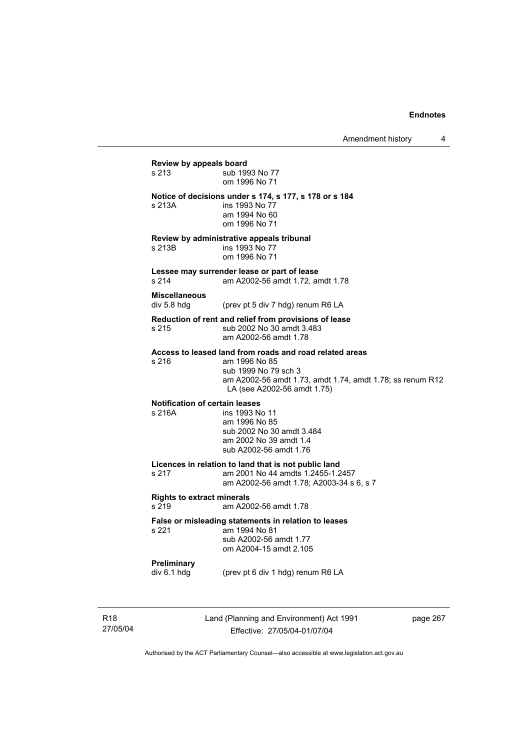**Review by appeals board**

| | |
|---|---|
| s 213 | sub 1993 No 77<br>om 1996 No 71 |

**Notice of decisions under s 174, s 177, s 178 or s 184**

| | |
|---|---|
| s 213A | ins 1993 No 77<br>am 1994 No 60<br>om 1996 No 71 |

**Review by administrative appeals tribunal**

| | |
|---|---|
| s 213B | ins 1993 No 77<br>om 1996 No 71 |

**Lessee may surrender lease or part of lease**

| | |
|---|---|
| s 214 | am A2002-56 amdt 1.72, amdt 1.78 |

**Miscellaneous**

| | |
|---|---|
| div 5.8 hdg | (prev pt 5 div 7 hdg) renum R6 LA |

**Reduction of rent and relief from provisions of lease**

| | |
|---|---|
| s 215 | sub 2002 No 30 amdt 3.483<br>am A2002-56 amdt 1.78 |

**Access to leased land from roads and road related areas**

| | |
|---|---|
| s 216 | am 1996 No 85<br>sub 1999 No 79 sch 3<br>am A2002-56 amdt 1.73, amdt 1.74, amdt 1.78; ss renum R12 LA (see A2002-56 amdt 1.75) |

**Notification of certain leases**

| | |
|---|---|
| s 216A | ins 1993 No 11<br>am 1996 No 85<br>sub 2002 No 30 amdt 3.484<br>am 2002 No 39 amdt 1.4<br>sub A2002-56 amdt 1.76 |

**Licences in relation to land that is not public land**

| | |
|---|---|
| s 217 | am 2001 No 44 amdts 1.2455-1.2457<br>am A2002-56 amdt 1.78; A2003-34 s 6, s 7 |

**Rights to extract minerals**

| | |
|---|---|
| s 219 | am A2002-56 amdt 1.78 |

**False or misleading statements in relation to leases**

| | |
|---|---|
| s 221 | am 1994 No 81<br>sub A2002-56 amdt 1.77<br>om A2004-15 amdt 2.105 |

**Preliminary**

| | |
|---|---|
| div 6.1 hdg | (prev pt 6 div 1 hdg) renum R6 LA |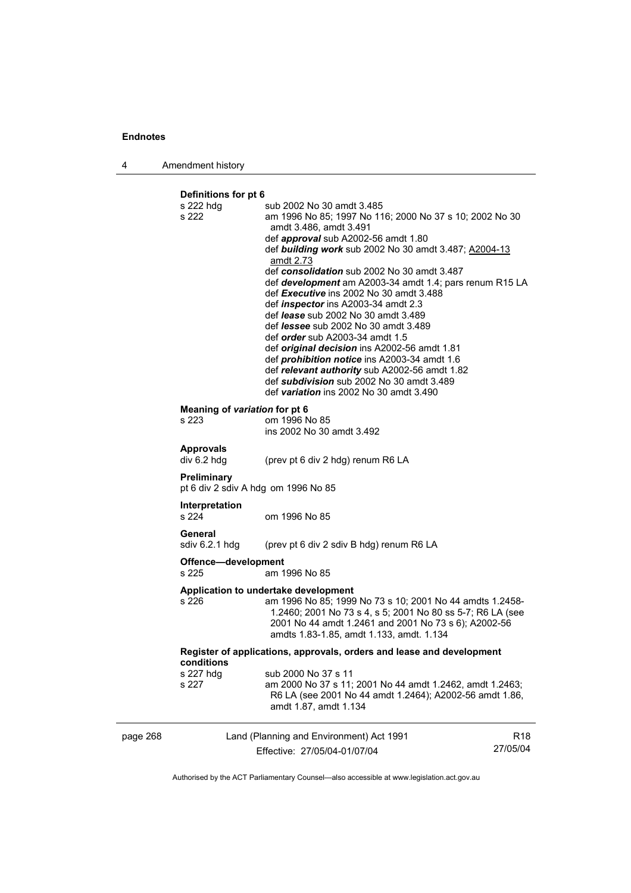**Definitions for pt 6**

s 222 hdg sub 2002 No 30 amdt 3.485

s 222 am 1996 No 85; 1997 No 116; 2000 No 37 s 10; 2002 No 30 amdt 3.486, amdt 3.491

def ***approval*** sub A2002-56 amdt 1.80

def ***building work*** sub 2002 No 30 amdt 3.487; A2004-13 amdt 2.73

def ***consolidation*** sub 2002 No 30 amdt 3.487

def ***development*** am A2003-34 amdt 1.4; pars renum R15 LA

def ***Executive*** ins 2002 No 30 amdt 3.488

def ***inspector*** ins A2003-34 amdt 2.3

def ***lease*** sub 2002 No 30 amdt 3.489

def ***lessee*** sub 2002 No 30 amdt 3.489

def ***order*** sub A2003-34 amdt 1.5

def ***original decision*** ins A2002-56 amdt 1.81

def ***prohibition notice*** ins A2003-34 amdt 1.6

def ***relevant authority*** sub A2002-56 amdt 1.82

def ***subdivision*** sub 2002 No 30 amdt 3.489

def ***variation*** ins 2002 No 30 amdt 3.490

**Meaning of *variation* for pt 6**

s 223 om 1996 No 85
ins 2002 No 30 amdt 3.492

**Approvals**

div 6.2 hdg (prev pt 6 div 2 hdg) renum R6 LA

**Preliminary**

pt 6 div 2 sdiv A hdg om 1996 No 85

**Interpretation**

s 224 om 1996 No 85

**General**

sdiv 6.2.1 hdg (prev pt 6 div 2 sdiv B hdg) renum R6 LA

**Offence—development**

s 225 am 1996 No 85

**Application to undertake development**

s 226 am 1996 No 85; 1999 No 73 s 10; 2001 No 44 amdts 1.2458-1.2460; 2001 No 73 s 4, s 5; 2001 No 80 ss 5-7; R6 LA (see 2001 No 44 amdt 1.2461 and 2001 No 73 s 6); A2002-56 amdts 1.83-1.85, amdt 1.133, amdt. 1.134

**Register of applications, approvals, orders and lease and development conditions**

s 227 hdg sub 2000 No 37 s 11

s 227 am 2000 No 37 s 11; 2001 No 44 amdt 1.2462, amdt 1.2463; R6 LA (see 2001 No 44 amdt 1.2464); A2002-56 amdt 1.86, amdt 1.87, amdt 1.134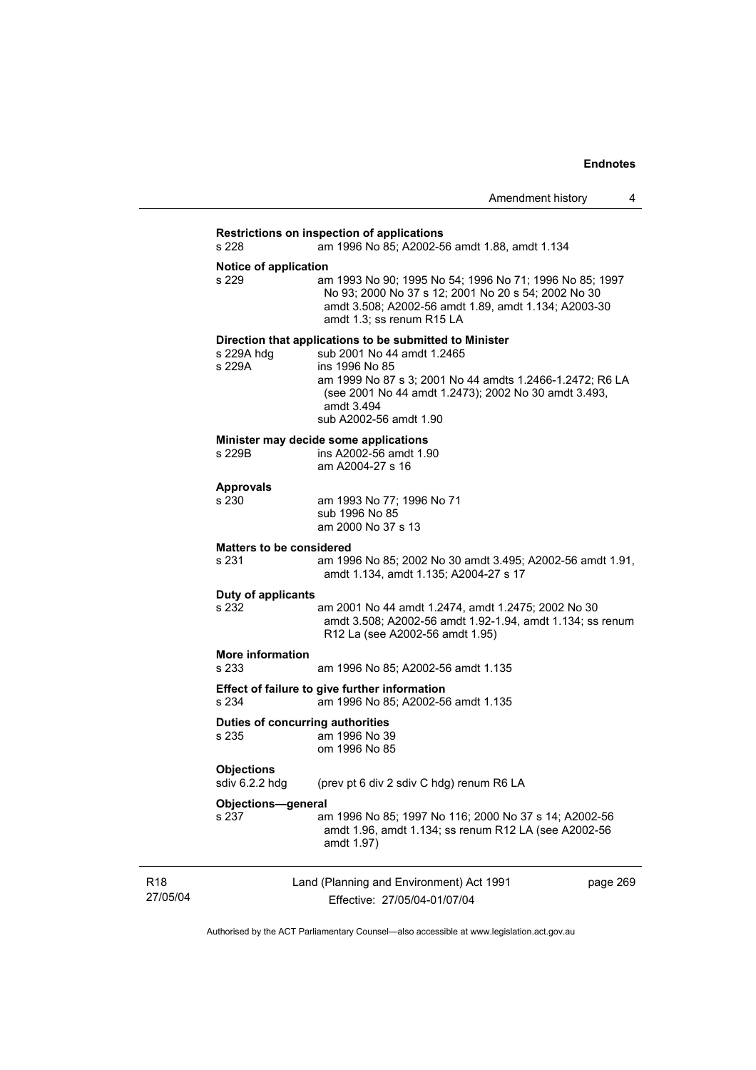**Restrictions on inspection of applications**

s 228 am 1996 No 85; A2002-56 amdt 1.88, amdt 1.134

**Notice of application**

s 229 am 1993 No 90; 1995 No 54; 1996 No 71; 1996 No 85; 1997 No 93; 2000 No 37 s 12; 2001 No 20 s 54; 2002 No 30 amdt 3.508; A2002-56 amdt 1.89, amdt 1.134; A2003-30 amdt 1.3; ss renum R15 LA

**Direction that applications to be submitted to Minister**

s 229A hdg sub 2001 No 44 amdt 1.2465

s 229A ins 1996 No 85
am 1999 No 87 s 3; 2001 No 44 amdts 1.2466-1.2472; R6 LA (see 2001 No 44 amdt 1.2473); 2002 No 30 amdt 3.493, amdt 3.494
sub A2002-56 amdt 1.90

**Minister may decide some applications**

s 229B ins A2002-56 amdt 1.90
am A2004-27 s 16

**Approvals**

s 230 am 1993 No 77; 1996 No 71
sub 1996 No 85
am 2000 No 37 s 13

**Matters to be considered**

s 231 am 1996 No 85; 2002 No 30 amdt 3.495; A2002-56 amdt 1.91, amdt 1.134, amdt 1.135; A2004-27 s 17

**Duty of applicants**

s 232 am 2001 No 44 amdt 1.2474, amdt 1.2475; 2002 No 30 amdt 3.508; A2002-56 amdt 1.92-1.94, amdt 1.134; ss renum R12 La (see A2002-56 amdt 1.95)

**More information**

s 233 am 1996 No 85; A2002-56 amdt 1.135

**Effect of failure to give further information**

s 234 am 1996 No 85; A2002-56 amdt 1.135

**Duties of concurring authorities**

s 235 am 1996 No 39
om 1996 No 85

**Objections**

sdiv 6.2.2 hdg (prev pt 6 div 2 sdiv C hdg) renum R6 LA

**Objections—general**

s 237 am 1996 No 85; 1997 No 116; 2000 No 37 s 14; A2002-56 amdt 1.96, amdt 1.134; ss renum R12 LA (see A2002-56 amdt 1.97)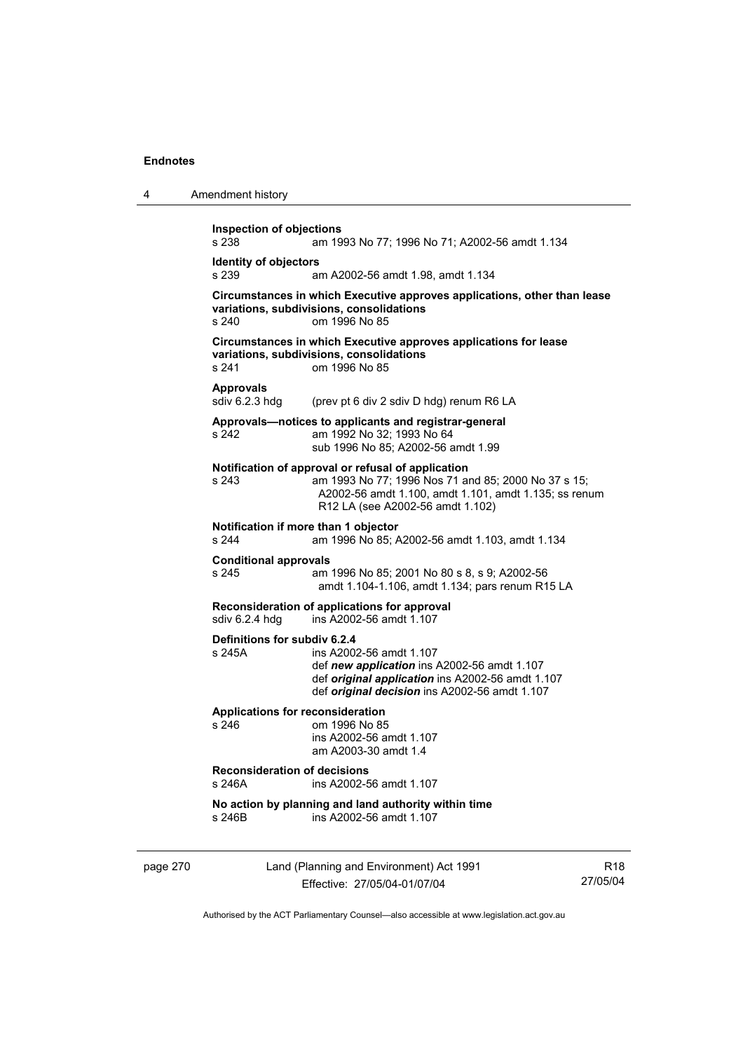**Inspection of objections**
s 238 am 1993 No 77; 1996 No 71; A2002-56 amdt 1.134

**Identity of objectors**
s 239 am A2002-56 amdt 1.98, amdt 1.134

**Circumstances in which Executive approves applications, other than lease variations, subdivisions, consolidations**
s 240 om 1996 No 85

**Circumstances in which Executive approves applications for lease variations, subdivisions, consolidations**
s 241 om 1996 No 85

**Approvals**
sdiv 6.2.3 hdg (prev pt 6 div 2 sdiv D hdg) renum R6 LA

**Approvals—notices to applicants and registrar-general**
s 242 am 1992 No 32; 1993 No 64
sub 1996 No 85; A2002-56 amdt 1.99

**Notification of approval or refusal of application**
s 243 am 1993 No 77; 1996 Nos 71 and 85; 2000 No 37 s 15; A2002-56 amdt 1.100, amdt 1.101, amdt 1.135; ss renum R12 LA (see A2002-56 amdt 1.102)

**Notification if more than 1 objector**
s 244 am 1996 No 85; A2002-56 amdt 1.103, amdt 1.134

**Conditional approvals**
s 245 am 1996 No 85; 2001 No 80 s 8, s 9; A2002-56 amdt 1.104-1.106, amdt 1.134; pars renum R15 LA

**Reconsideration of applications for approval**
sdiv 6.2.4 hdg ins A2002-56 amdt 1.107

**Definitions for subdiv 6.2.4**
s 245A ins A2002-56 amdt 1.107
def ***new application*** ins A2002-56 amdt 1.107
def ***original application*** ins A2002-56 amdt 1.107
def ***original decision*** ins A2002-56 amdt 1.107

**Applications for reconsideration**
s 246 om 1996 No 85
ins A2002-56 amdt 1.107
am A2003-30 amdt 1.4

**Reconsideration of decisions**
s 246A ins A2002-56 amdt 1.107

**No action by planning and land authority within time**
s 246B ins A2002-56 amdt 1.107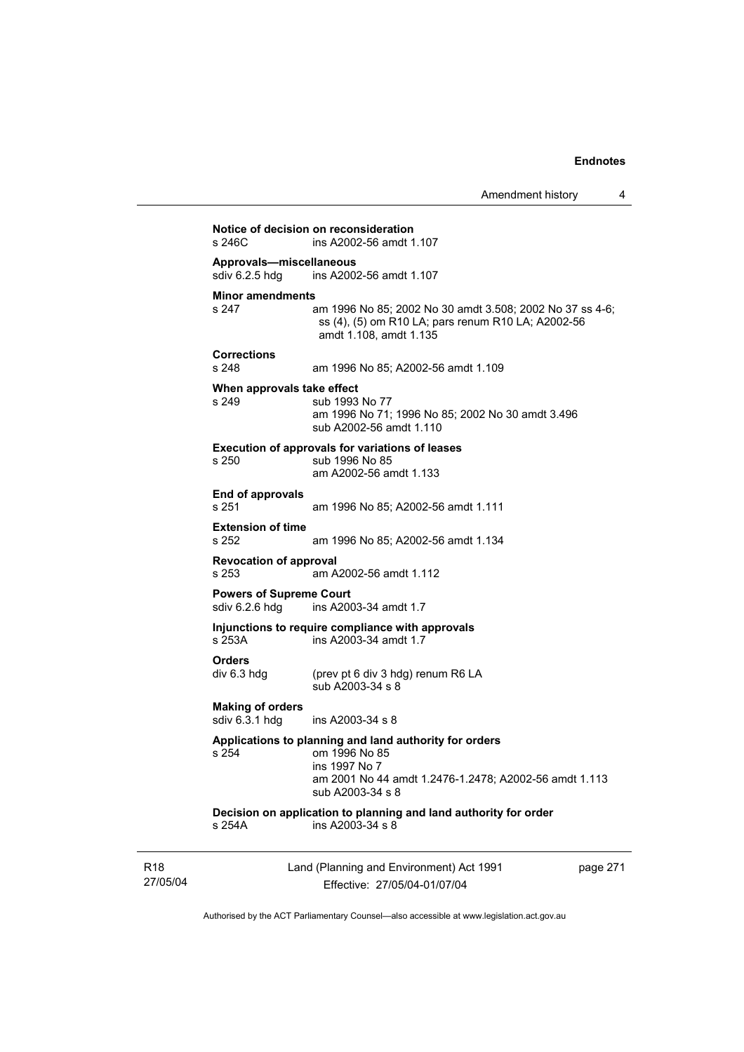**Notice of decision on reconsideration**
s 246C ins A2002-56 amdt 1.107

**Approvals—miscellaneous**
sdiv 6.2.5 hdg ins A2002-56 amdt 1.107

**Minor amendments**
s 247 am 1996 No 85; 2002 No 30 amdt 3.508; 2002 No 37 ss 4-6; ss (4), (5) om R10 LA; pars renum R10 LA; A2002-56 amdt 1.108, amdt 1.135

**Corrections**
s 248 am 1996 No 85; A2002-56 amdt 1.109

**When approvals take effect**
s 249 sub 1993 No 77
am 1996 No 71; 1996 No 85; 2002 No 30 amdt 3.496
sub A2002-56 amdt 1.110

**Execution of approvals for variations of leases**
s 250 sub 1996 No 85
am A2002-56 amdt 1.133

**End of approvals**
s 251 am 1996 No 85; A2002-56 amdt 1.111

**Extension of time**
s 252 am 1996 No 85; A2002-56 amdt 1.134

**Revocation of approval**
s 253 am A2002-56 amdt 1.112

**Powers of Supreme Court**
sdiv 6.2.6 hdg ins A2003-34 amdt 1.7

**Injunctions to require compliance with approvals**
s 253A ins A2003-34 amdt 1.7

**Orders**
div 6.3 hdg (prev pt 6 div 3 hdg) renum R6 LA
sub A2003-34 s 8

**Making of orders**
sdiv 6.3.1 hdg ins A2003-34 s 8

**Applications to planning and land authority for orders**
s 254 om 1996 No 85
ins 1997 No 7
am 2001 No 44 amdt 1.2476-1.2478; A2002-56 amdt 1.113
sub A2003-34 s 8

**Decision on application to planning and land authority for order**
s 254A ins A2003-34 s 8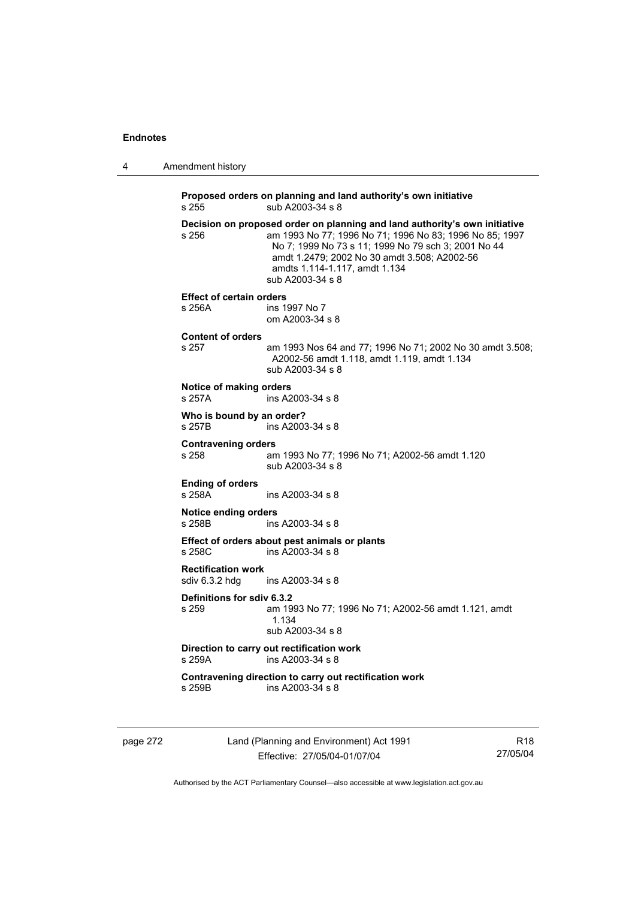**Proposed orders on planning and land authority's own initiative**
s 255 sub A2003-34 s 8

**Decision on proposed order on planning and land authority's own initiative**
s 256 am 1993 No 77; 1996 No 71; 1996 No 83; 1996 No 85; 1997 No 7; 1999 No 73 s 11; 1999 No 79 sch 3; 2001 No 44 amdt 1.2479; 2002 No 30 amdt 3.508; A2002-56 amdts 1.114-1.117, amdt 1.134
sub A2003-34 s 8

**Effect of certain orders**
s 256A ins 1997 No 7
om A2003-34 s 8

**Content of orders**
s 257 am 1993 Nos 64 and 77; 1996 No 71; 2002 No 30 amdt 3.508; A2002-56 amdt 1.118, amdt 1.119, amdt 1.134
sub A2003-34 s 8

**Notice of making orders**
s 257A ins A2003-34 s 8

**Who is bound by an order?**
s 257B ins A2003-34 s 8

**Contravening orders**
s 258 am 1993 No 77; 1996 No 71; A2002-56 amdt 1.120
sub A2003-34 s 8

**Ending of orders**
s 258A ins A2003-34 s 8

**Notice ending orders**
s 258B ins A2003-34 s 8

**Effect of orders about pest animals or plants**
s 258C ins A2003-34 s 8

**Rectification work**
sdiv 6.3.2 hdg ins A2003-34 s 8

**Definitions for sdiv 6.3.2**
s 259 am 1993 No 77; 1996 No 71; A2002-56 amdt 1.121, amdt 1.134
sub A2003-34 s 8

**Direction to carry out rectification work**
s 259A ins A2003-34 s 8

**Contravening direction to carry out rectification work**
s 259B ins A2003-34 s 8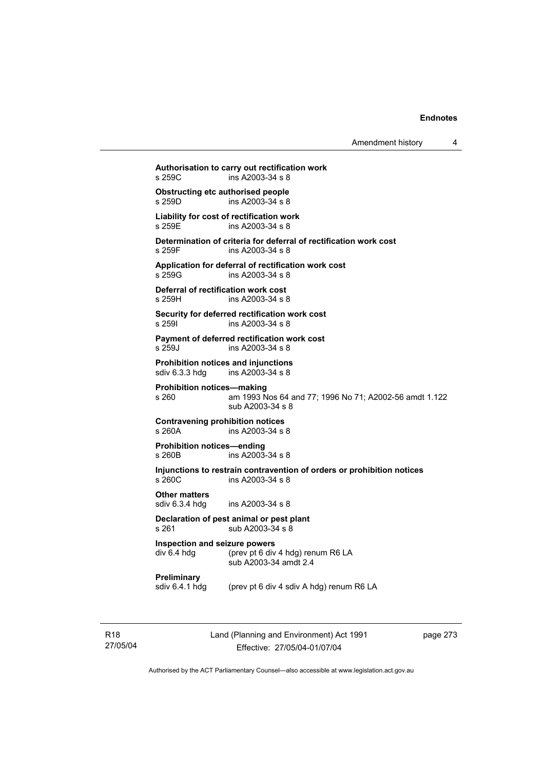**Authorisation to carry out rectification work**
s 259C ins A2003-34 s 8

**Obstructing etc authorised people**
s 259D ins A2003-34 s 8

**Liability for cost of rectification work**
s 259E ins A2003-34 s 8

**Determination of criteria for deferral of rectification work cost**
s 259F ins A2003-34 s 8

**Application for deferral of rectification work cost**
s 259G ins A2003-34 s 8

**Deferral of rectification work cost**
s 259H ins A2003-34 s 8

**Security for deferred rectification work cost**
s 259I ins A2003-34 s 8

**Payment of deferred rectification work cost**
s 259J ins A2003-34 s 8

**Prohibition notices and injunctions**
sdiv 6.3.3 hdg ins A2003-34 s 8

**Prohibition notices—making**
s 260 am 1993 Nos 64 and 77; 1996 No 71; A2002-56 amdt 1.122
sub A2003-34 s 8

**Contravening prohibition notices**
s 260A ins A2003-34 s 8

**Prohibition notices—ending**
s 260B ins A2003-34 s 8

**Injunctions to restrain contravention of orders or prohibition notices**
s 260C ins A2003-34 s 8

**Other matters**
sdiv 6.3.4 hdg ins A2003-34 s 8

**Declaration of pest animal or pest plant**
s 261 sub A2003-34 s 8

**Inspection and seizure powers**
div 6.4 hdg (prev pt 6 div 4 hdg) renum R6 LA
sub A2003-34 amdt 2.4

**Preliminary**
sdiv 6.4.1 hdg (prev pt 6 div 4 sdiv A hdg) renum R6 LA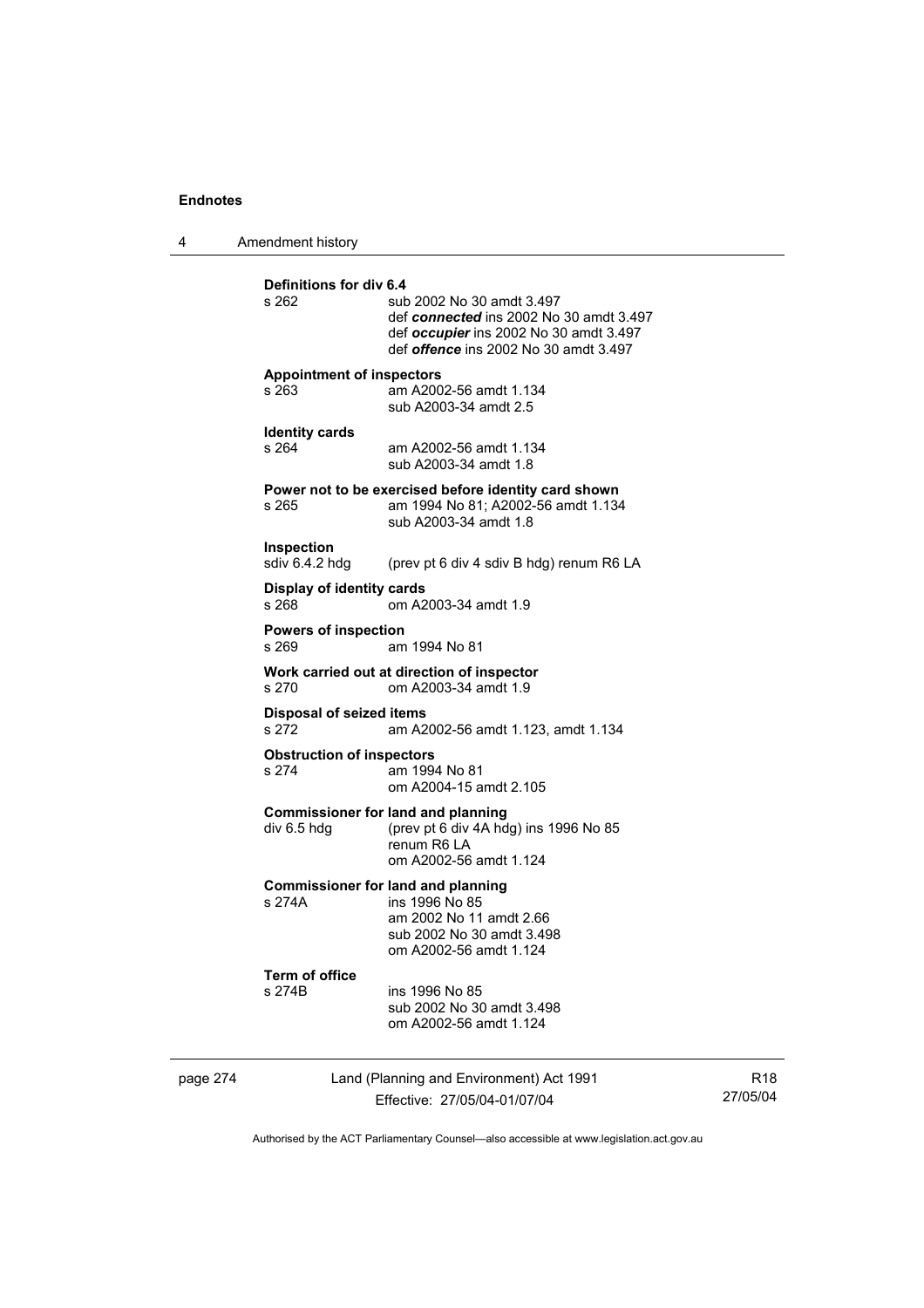**Definitions for div 6.4**

s 262 sub 2002 No 30 amdt 3.497
def ***connected*** ins 2002 No 30 amdt 3.497
def ***occupier*** ins 2002 No 30 amdt 3.497
def ***offence*** ins 2002 No 30 amdt 3.497

**Appointment of inspectors**

s 263 am A2002-56 amdt 1.134
sub A2003-34 amdt 2.5

**Identity cards**

s 264 am A2002-56 amdt 1.134
sub A2003-34 amdt 1.8

**Power not to be exercised before identity card shown**

s 265 am 1994 No 81; A2002-56 amdt 1.134
sub A2003-34 amdt 1.8

**Inspection**

sdiv 6.4.2 hdg (prev pt 6 div 4 sdiv B hdg) renum R6 LA

**Display of identity cards**

s 268 om A2003-34 amdt 1.9

**Powers of inspection**

s 269 am 1994 No 81

**Work carried out at direction of inspector**

s 270 om A2003-34 amdt 1.9

**Disposal of seized items**

s 272 am A2002-56 amdt 1.123, amdt 1.134

**Obstruction of inspectors**

s 274 am 1994 No 81
om A2004-15 amdt 2.105

**Commissioner for land and planning**

div 6.5 hdg (prev pt 6 div 4A hdg) ins 1996 No 85
renum R6 LA
om A2002-56 amdt 1.124

**Commissioner for land and planning**

s 274A ins 1996 No 85
am 2002 No 11 amdt 2.66
sub 2002 No 30 amdt 3.498
om A2002-56 amdt 1.124

**Term of office**

s 274B ins 1996 No 85
sub 2002 No 30 amdt 3.498
om A2002-56 amdt 1.124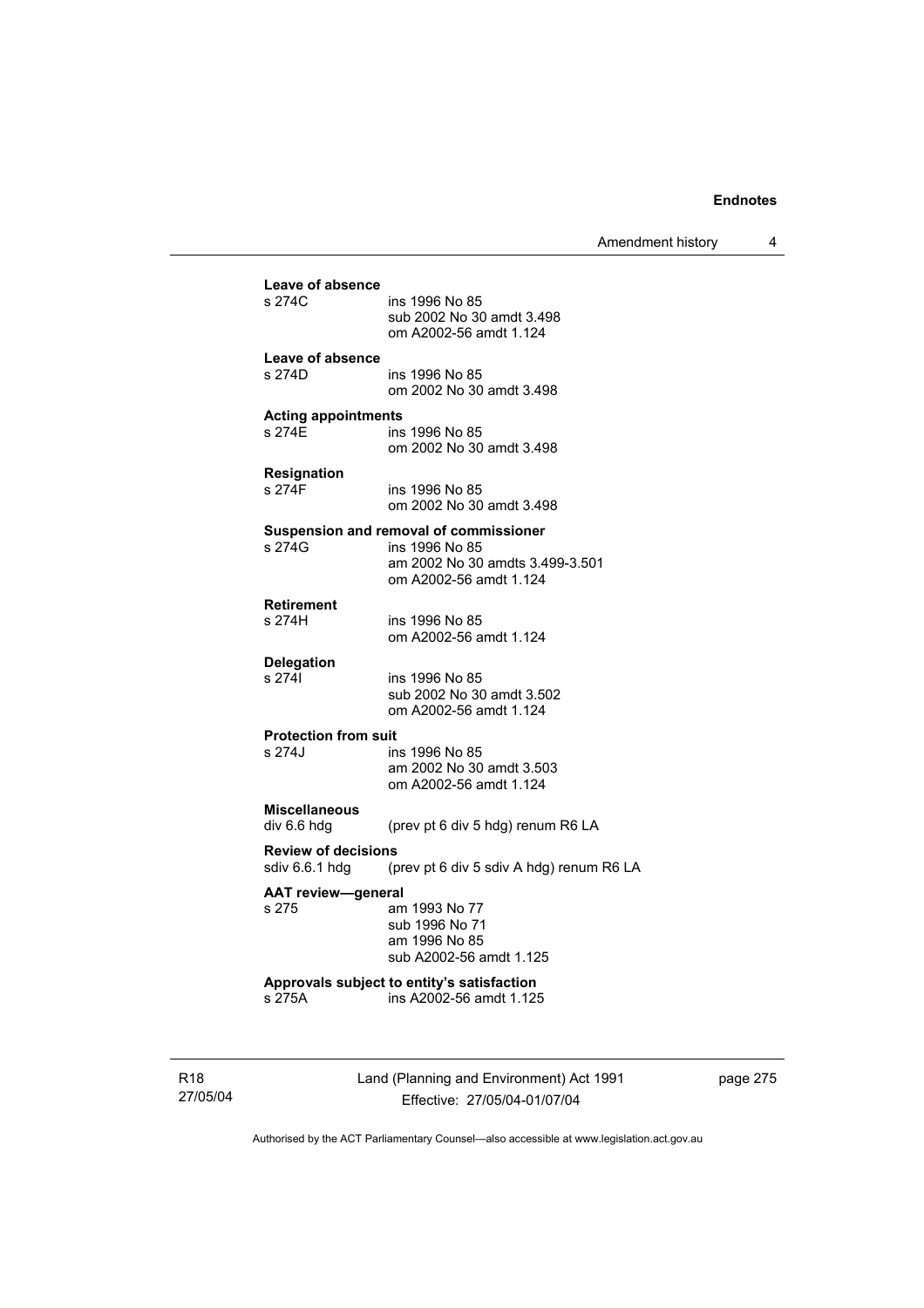**Leave of absence**

s 274C ins 1996 No 85
sub 2002 No 30 amdt 3.498
om A2002-56 amdt 1.124

**Leave of absence**

s 274D ins 1996 No 85
om 2002 No 30 amdt 3.498

**Acting appointments**

s 274E ins 1996 No 85
om 2002 No 30 amdt 3.498

**Resignation**

s 274F ins 1996 No 85
om 2002 No 30 amdt 3.498

**Suspension and removal of commissioner**

s 274G ins 1996 No 85
am 2002 No 30 amdts 3.499-3.501
om A2002-56 amdt 1.124

**Retirement**

s 274H ins 1996 No 85
om A2002-56 amdt 1.124

**Delegation**

s 274I ins 1996 No 85
sub 2002 No 30 amdt 3.502
om A2002-56 amdt 1.124

**Protection from suit**

s 274J ins 1996 No 85
am 2002 No 30 amdt 3.503
om A2002-56 amdt 1.124

**Miscellaneous**

div 6.6 hdg (prev pt 6 div 5 hdg) renum R6 LA

**Review of decisions**

sdiv 6.6.1 hdg (prev pt 6 div 5 sdiv A hdg) renum R6 LA

**AAT review—general**

s 275 am 1993 No 77
sub 1996 No 71
am 1996 No 85
sub A2002-56 amdt 1.125

**Approvals subject to entity's satisfaction**

s 275A ins A2002-56 amdt 1.125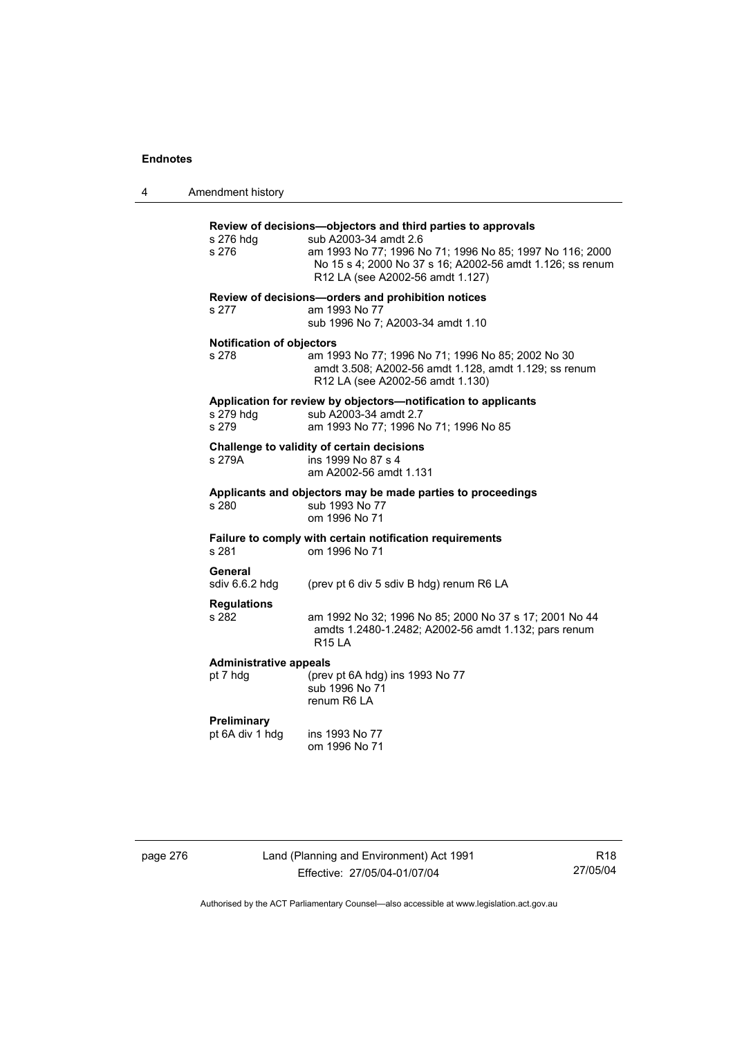**Review of decisions—objectors and third parties to approvals**

s 276 hdg sub A2003-34 amdt 2.6

s 276 am 1993 No 77; 1996 No 71; 1996 No 85; 1997 No 116; 2000 No 15 s 4; 2000 No 37 s 16; A2002-56 amdt 1.126; ss renum R12 LA (see A2002-56 amdt 1.127)

**Review of decisions—orders and prohibition notices**

s 277 am 1993 No 77
sub 1996 No 7; A2003-34 amdt 1.10

**Notification of objectors**

s 278 am 1993 No 77; 1996 No 71; 1996 No 85; 2002 No 30 amdt 3.508; A2002-56 amdt 1.128, amdt 1.129; ss renum R12 LA (see A2002-56 amdt 1.130)

**Application for review by objectors—notification to applicants**

s 279 hdg sub A2003-34 amdt 2.7

s 279 am 1993 No 77; 1996 No 71; 1996 No 85

**Challenge to validity of certain decisions**

s 279A ins 1999 No 87 s 4
am A2002-56 amdt 1.131

**Applicants and objectors may be made parties to proceedings**

s 280 sub 1993 No 77
om 1996 No 71

**Failure to comply with certain notification requirements**

s 281 om 1996 No 71

**General**

sdiv 6.6.2 hdg (prev pt 6 div 5 sdiv B hdg) renum R6 LA

**Regulations**

s 282 am 1992 No 32; 1996 No 85; 2000 No 37 s 17; 2001 No 44 amdts 1.2480-1.2482; A2002-56 amdt 1.132; pars renum R15 LA

**Administrative appeals**

pt 7 hdg (prev pt 6A hdg) ins 1993 No 77
sub 1996 No 71
renum R6 LA

**Preliminary**

pt 6A div 1 hdg ins 1993 No 77
om 1996 No 71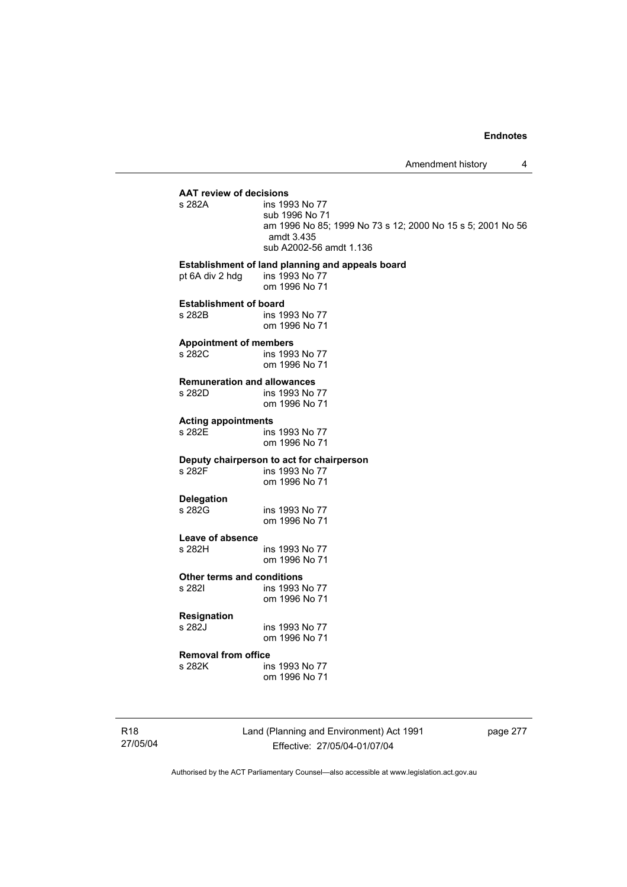**AAT review of decisions**

s 282A ins 1993 No 77
sub 1996 No 71
am 1996 No 85; 1999 No 73 s 12; 2000 No 15 s 5; 2001 No 56 amdt 3.435
sub A2002-56 amdt 1.136

**Establishment of land planning and appeals board**

pt 6A div 2 hdg ins 1993 No 77
om 1996 No 71

**Establishment of board**

s 282B ins 1993 No 77
om 1996 No 71

**Appointment of members**

s 282C ins 1993 No 77
om 1996 No 71

**Remuneration and allowances**

s 282D ins 1993 No 77
om 1996 No 71

**Acting appointments**

s 282E ins 1993 No 77
om 1996 No 71

**Deputy chairperson to act for chairperson**

s 282F ins 1993 No 77
om 1996 No 71

**Delegation**

s 282G ins 1993 No 77
om 1996 No 71

**Leave of absence**

s 282H ins 1993 No 77
om 1996 No 71

**Other terms and conditions**

s 282I ins 1993 No 77
om 1996 No 71

**Resignation**

s 282J ins 1993 No 77
om 1996 No 71

**Removal from office**

s 282K ins 1993 No 77
om 1996 No 71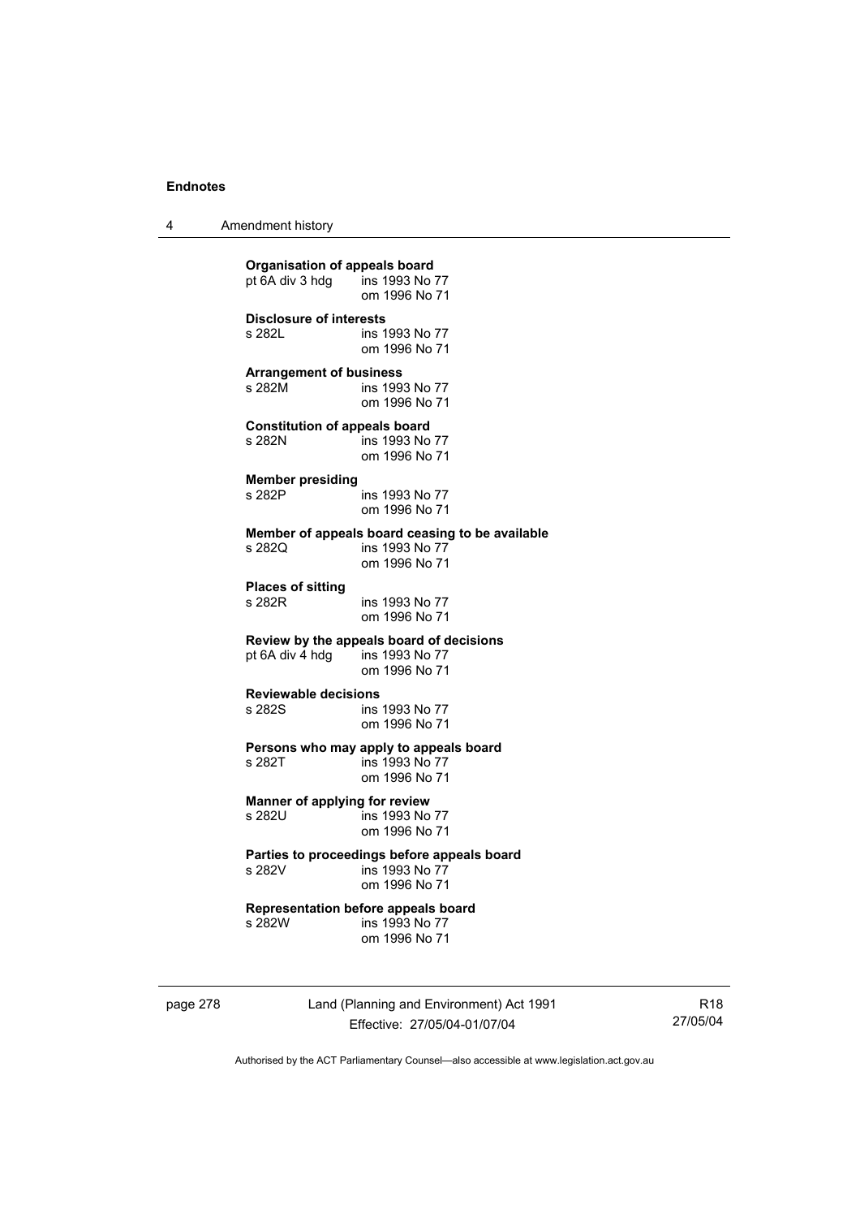**Organisation of appeals board**
pt 6A div 3 hdg ins 1993 No 77
om 1996 No 71

**Disclosure of interests**
s 282L ins 1993 No 77
om 1996 No 71

**Arrangement of business**
s 282M ins 1993 No 77
om 1996 No 71

**Constitution of appeals board**
s 282N ins 1993 No 77
om 1996 No 71

**Member presiding**
s 282P ins 1993 No 77
om 1996 No 71

**Member of appeals board ceasing to be available**
s 282Q ins 1993 No 77
om 1996 No 71

**Places of sitting**
s 282R ins 1993 No 77
om 1996 No 71

**Review by the appeals board of decisions**
pt 6A div 4 hdg ins 1993 No 77
om 1996 No 71

**Reviewable decisions**
s 282S ins 1993 No 77
om 1996 No 71

**Persons who may apply to appeals board**
s 282T ins 1993 No 77
om 1996 No 71

**Manner of applying for review**
s 282U ins 1993 No 77
om 1996 No 71

**Parties to proceedings before appeals board**
s 282V ins 1993 No 77
om 1996 No 71

**Representation before appeals board**
s 282W ins 1993 No 77
om 1996 No 71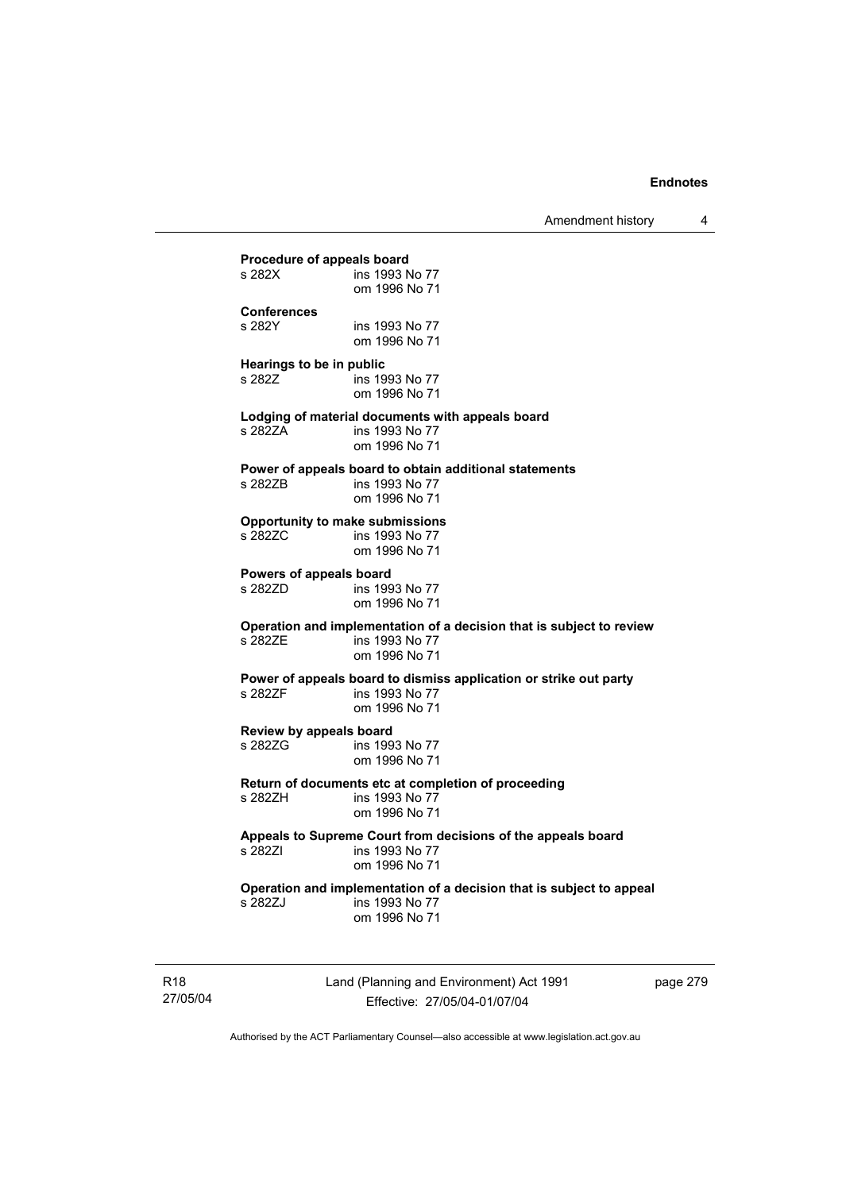**Procedure of appeals board**
s 282X ins 1993 No 77
om 1996 No 71

**Conferences**
s 282Y ins 1993 No 77
om 1996 No 71

**Hearings to be in public**
s 282Z ins 1993 No 77
om 1996 No 71

**Lodging of material documents with appeals board**
s 282ZA ins 1993 No 77
om 1996 No 71

**Power of appeals board to obtain additional statements**
s 282ZB ins 1993 No 77
om 1996 No 71

**Opportunity to make submissions**
s 282ZC ins 1993 No 77
om 1996 No 71

**Powers of appeals board**
s 282ZD ins 1993 No 77
om 1996 No 71

**Operation and implementation of a decision that is subject to review**
s 282ZE ins 1993 No 77
om 1996 No 71

**Power of appeals board to dismiss application or strike out party**
s 282ZF ins 1993 No 77
om 1996 No 71

**Review by appeals board**
s 282ZG ins 1993 No 77
om 1996 No 71

**Return of documents etc at completion of proceeding**
s 282ZH ins 1993 No 77
om 1996 No 71

**Appeals to Supreme Court from decisions of the appeals board**
s 282ZI ins 1993 No 77
om 1996 No 71

**Operation and implementation of a decision that is subject to appeal**
s 282ZJ ins 1993 No 77
om 1996 No 71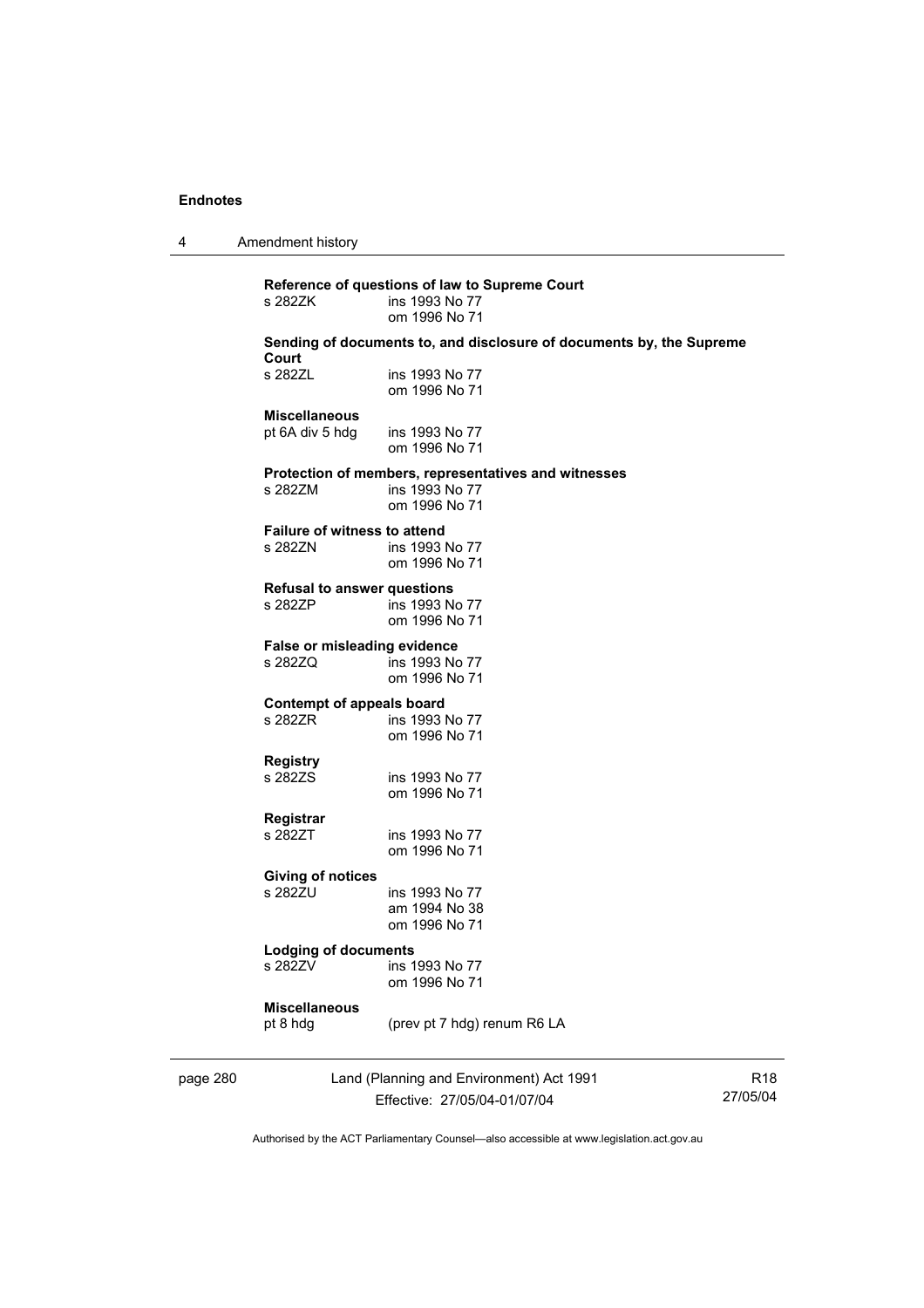**Reference of questions of law to Supreme Court**

s 282ZK ins 1993 No 77
om 1996 No 71

**Sending of documents to, and disclosure of documents by, the Supreme Court**

s 282ZL ins 1993 No 77
om 1996 No 71

**Miscellaneous**

pt 6A div 5 hdg ins 1993 No 77
om 1996 No 71

**Protection of members, representatives and witnesses**

s 282ZM ins 1993 No 77
om 1996 No 71

**Failure of witness to attend**

s 282ZN ins 1993 No 77
om 1996 No 71

**Refusal to answer questions**

s 282ZP ins 1993 No 77
om 1996 No 71

**False or misleading evidence**

s 282ZQ ins 1993 No 77
om 1996 No 71

**Contempt of appeals board**

s 282ZR ins 1993 No 77
om 1996 No 71

**Registry**

s 282ZS ins 1993 No 77
om 1996 No 71

**Registrar**

s 282ZT ins 1993 No 77
om 1996 No 71

**Giving of notices**

s 282ZU ins 1993 No 77
am 1994 No 38
om 1996 No 71

**Lodging of documents**

s 282ZV ins 1993 No 77
om 1996 No 71

**Miscellaneous**

pt 8 hdg (prev pt 7 hdg) renum R6 LA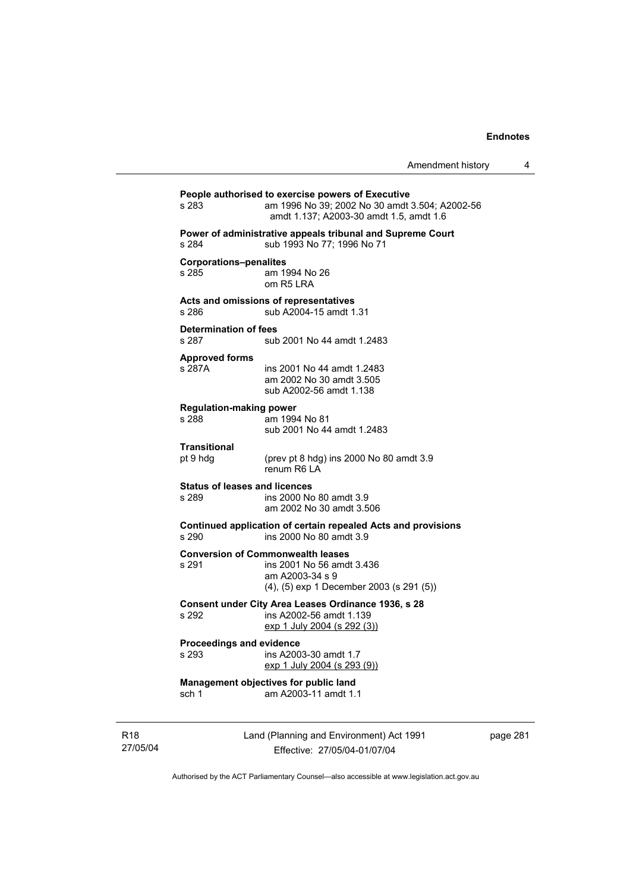**People authorised to exercise powers of Executive**

s 283 am 1996 No 39; 2002 No 30 amdt 3.504; A2002-56 amdt 1.137; A2003-30 amdt 1.5, amdt 1.6

**Power of administrative appeals tribunal and Supreme Court**

s 284 sub 1993 No 77; 1996 No 71

**Corporations–penalites**

s 285 am 1994 No 26
om R5 LRA

**Acts and omissions of representatives**

s 286 sub A2004-15 amdt 1.31

**Determination of fees**

s 287 sub 2001 No 44 amdt 1.2483

**Approved forms**

s 287A ins 2001 No 44 amdt 1.2483
am 2002 No 30 amdt 3.505
sub A2002-56 amdt 1.138

**Regulation-making power**

s 288 am 1994 No 81
sub 2001 No 44 amdt 1.2483

**Transitional**

pt 9 hdg (prev pt 8 hdg) ins 2000 No 80 amdt 3.9
renum R6 LA

**Status of leases and licences**

s 289 ins 2000 No 80 amdt 3.9
am 2002 No 30 amdt 3.506

**Continued application of certain repealed Acts and provisions**

s 290 ins 2000 No 80 amdt 3.9

**Conversion of Commonwealth leases**

s 291 ins 2001 No 56 amdt 3.436
am A2003-34 s 9
(4), (5) exp 1 December 2003 (s 291 (5))

**Consent under City Area Leases Ordinance 1936, s 28**

s 292 ins A2002-56 amdt 1.139
<u>exp 1 July 2004 (s 292 (3))</u>

**Proceedings and evidence**

s 293 ins A2003-30 amdt 1.7
<u>exp 1 July 2004 (s 293 (9))</u>

**Management objectives for public land**

sch 1 am A2003-11 amdt 1.1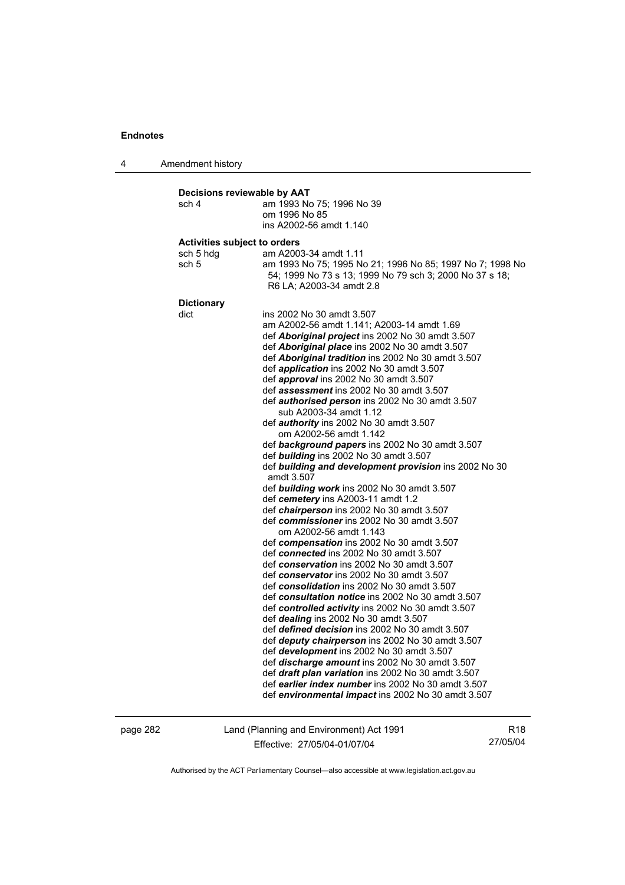**Decisions reviewable by AAT**

sch 4 am 1993 No 75; 1996 No 39
om 1996 No 85
ins A2002-56 amdt 1.140

**Activities subject to orders**

sch 5 hdg am A2003-34 amdt 1.11
sch 5 am 1993 No 75; 1995 No 21; 1996 No 85; 1997 No 7; 1998 No 54; 1999 No 73 s 13; 1999 No 79 sch 3; 2000 No 37 s 18; R6 LA; A2003-34 amdt 2.8

**Dictionary**

dict ins 2002 No 30 amdt 3.507
am A2002-56 amdt 1.141; A2003-14 amdt 1.69
def ***Aboriginal project*** ins 2002 No 30 amdt 3.507
def ***Aboriginal place*** ins 2002 No 30 amdt 3.507
def ***Aboriginal tradition*** ins 2002 No 30 amdt 3.507
def ***application*** ins 2002 No 30 amdt 3.507
def ***approval*** ins 2002 No 30 amdt 3.507
def ***assessment*** ins 2002 No 30 amdt 3.507
def ***authorised person*** ins 2002 No 30 amdt 3.507
sub A2003-34 amdt 1.12
def ***authority*** ins 2002 No 30 amdt 3.507
om A2002-56 amdt 1.142
def ***background papers*** ins 2002 No 30 amdt 3.507
def ***building*** ins 2002 No 30 amdt 3.507
def ***building and development provision*** ins 2002 No 30 amdt 3.507
def ***building work*** ins 2002 No 30 amdt 3.507
def ***cemetery*** ins A2003-11 amdt 1.2
def ***chairperson*** ins 2002 No 30 amdt 3.507
def ***commissioner*** ins 2002 No 30 amdt 3.507
om A2002-56 amdt 1.143
def ***compensation*** ins 2002 No 30 amdt 3.507
def ***connected*** ins 2002 No 30 amdt 3.507
def ***conservation*** ins 2002 No 30 amdt 3.507
def ***conservator*** ins 2002 No 30 amdt 3.507
def ***consolidation*** ins 2002 No 30 amdt 3.507
def ***consultation notice*** ins 2002 No 30 amdt 3.507
def ***controlled activity*** ins 2002 No 30 amdt 3.507
def ***dealing*** ins 2002 No 30 amdt 3.507
def ***defined decision*** ins 2002 No 30 amdt 3.507
def ***deputy chairperson*** ins 2002 No 30 amdt 3.507
def ***development*** ins 2002 No 30 amdt 3.507
def ***discharge amount*** ins 2002 No 30 amdt 3.507
def ***draft plan variation*** ins 2002 No 30 amdt 3.507
def ***earlier index number*** ins 2002 No 30 amdt 3.507
def ***environmental impact*** ins 2002 No 30 amdt 3.507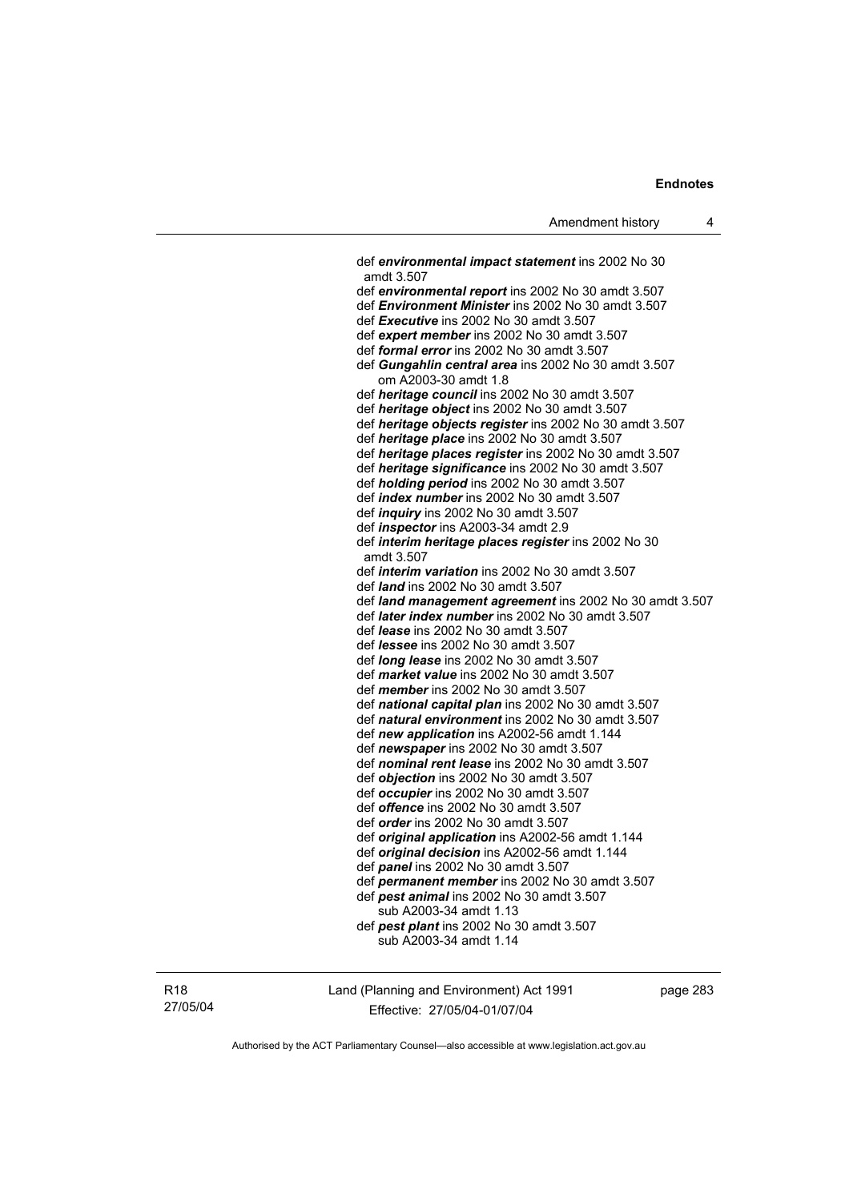def ***environmental impact statement*** ins 2002 No 30 amdt 3.507

def ***environmental report*** ins 2002 No 30 amdt 3.507

def ***Environment Minister*** ins 2002 No 30 amdt 3.507

def ***Executive*** ins 2002 No 30 amdt 3.507

def ***expert member*** ins 2002 No 30 amdt 3.507

def ***formal error*** ins 2002 No 30 amdt 3.507

def ***Gungahlin central area*** ins 2002 No 30 amdt 3.507
om A2003-30 amdt 1.8

def ***heritage council*** ins 2002 No 30 amdt 3.507

def ***heritage object*** ins 2002 No 30 amdt 3.507

def ***heritage objects register*** ins 2002 No 30 amdt 3.507

def ***heritage place*** ins 2002 No 30 amdt 3.507

def ***heritage places register*** ins 2002 No 30 amdt 3.507

def ***heritage significance*** ins 2002 No 30 amdt 3.507

def ***holding period*** ins 2002 No 30 amdt 3.507

def ***index number*** ins 2002 No 30 amdt 3.507

def ***inquiry*** ins 2002 No 30 amdt 3.507

def ***inspector*** ins A2003-34 amdt 2.9

def ***interim heritage places register*** ins 2002 No 30 amdt 3.507

def ***interim variation*** ins 2002 No 30 amdt 3.507

def ***land*** ins 2002 No 30 amdt 3.507

def ***land management agreement*** ins 2002 No 30 amdt 3.507

def ***later index number*** ins 2002 No 30 amdt 3.507

def ***lease*** ins 2002 No 30 amdt 3.507

def ***lessee*** ins 2002 No 30 amdt 3.507

def ***long lease*** ins 2002 No 30 amdt 3.507

def ***market value*** ins 2002 No 30 amdt 3.507

def ***member*** ins 2002 No 30 amdt 3.507

def ***national capital plan*** ins 2002 No 30 amdt 3.507

def ***natural environment*** ins 2002 No 30 amdt 3.507

def ***new application*** ins A2002-56 amdt 1.144

def ***newspaper*** ins 2002 No 30 amdt 3.507

def ***nominal rent lease*** ins 2002 No 30 amdt 3.507

def ***objection*** ins 2002 No 30 amdt 3.507

def ***occupier*** ins 2002 No 30 amdt 3.507

def ***offence*** ins 2002 No 30 amdt 3.507

def ***order*** ins 2002 No 30 amdt 3.507

def ***original application*** ins A2002-56 amdt 1.144

def ***original decision*** ins A2002-56 amdt 1.144

def ***panel*** ins 2002 No 30 amdt 3.507

def ***permanent member*** ins 2002 No 30 amdt 3.507

def ***pest animal*** ins 2002 No 30 amdt 3.507
sub A2003-34 amdt 1.13

def ***pest plant*** ins 2002 No 30 amdt 3.507
sub A2003-34 amdt 1.14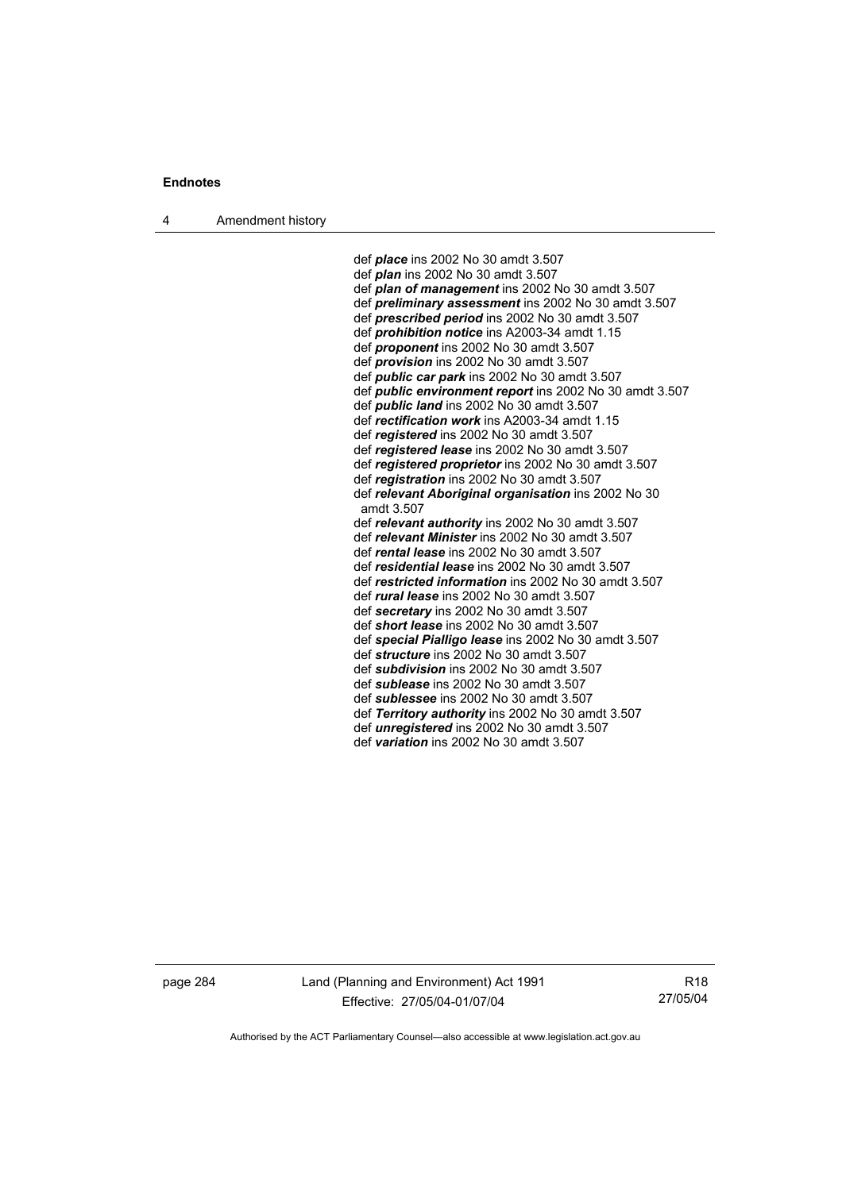def ***place*** ins 2002 No 30 amdt 3.507
def ***plan*** ins 2002 No 30 amdt 3.507
def ***plan of management*** ins 2002 No 30 amdt 3.507
def ***preliminary assessment*** ins 2002 No 30 amdt 3.507
def ***prescribed period*** ins 2002 No 30 amdt 3.507
def ***prohibition notice*** ins A2003-34 amdt 1.15
def ***proponent*** ins 2002 No 30 amdt 3.507
def ***provision*** ins 2002 No 30 amdt 3.507
def ***public car park*** ins 2002 No 30 amdt 3.507
def ***public environment report*** ins 2002 No 30 amdt 3.507
def ***public land*** ins 2002 No 30 amdt 3.507
def ***rectification work*** ins A2003-34 amdt 1.15
def ***registered*** ins 2002 No 30 amdt 3.507
def ***registered lease*** ins 2002 No 30 amdt 3.507
def ***registered proprietor*** ins 2002 No 30 amdt 3.507
def ***registration*** ins 2002 No 30 amdt 3.507
def ***relevant Aboriginal organisation*** ins 2002 No 30 amdt 3.507
def ***relevant authority*** ins 2002 No 30 amdt 3.507
def ***relevant Minister*** ins 2002 No 30 amdt 3.507
def ***rental lease*** ins 2002 No 30 amdt 3.507
def ***residential lease*** ins 2002 No 30 amdt 3.507
def ***restricted information*** ins 2002 No 30 amdt 3.507
def ***rural lease*** ins 2002 No 30 amdt 3.507
def ***secretary*** ins 2002 No 30 amdt 3.507
def ***short lease*** ins 2002 No 30 amdt 3.507
def ***special Pialligo lease*** ins 2002 No 30 amdt 3.507
def ***structure*** ins 2002 No 30 amdt 3.507
def ***subdivision*** ins 2002 No 30 amdt 3.507
def ***sublease*** ins 2002 No 30 amdt 3.507
def ***sublessee*** ins 2002 No 30 amdt 3.507
def ***Territory authority*** ins 2002 No 30 amdt 3.507
def ***unregistered*** ins 2002 No 30 amdt 3.507
def ***variation*** ins 2002 No 30 amdt 3.507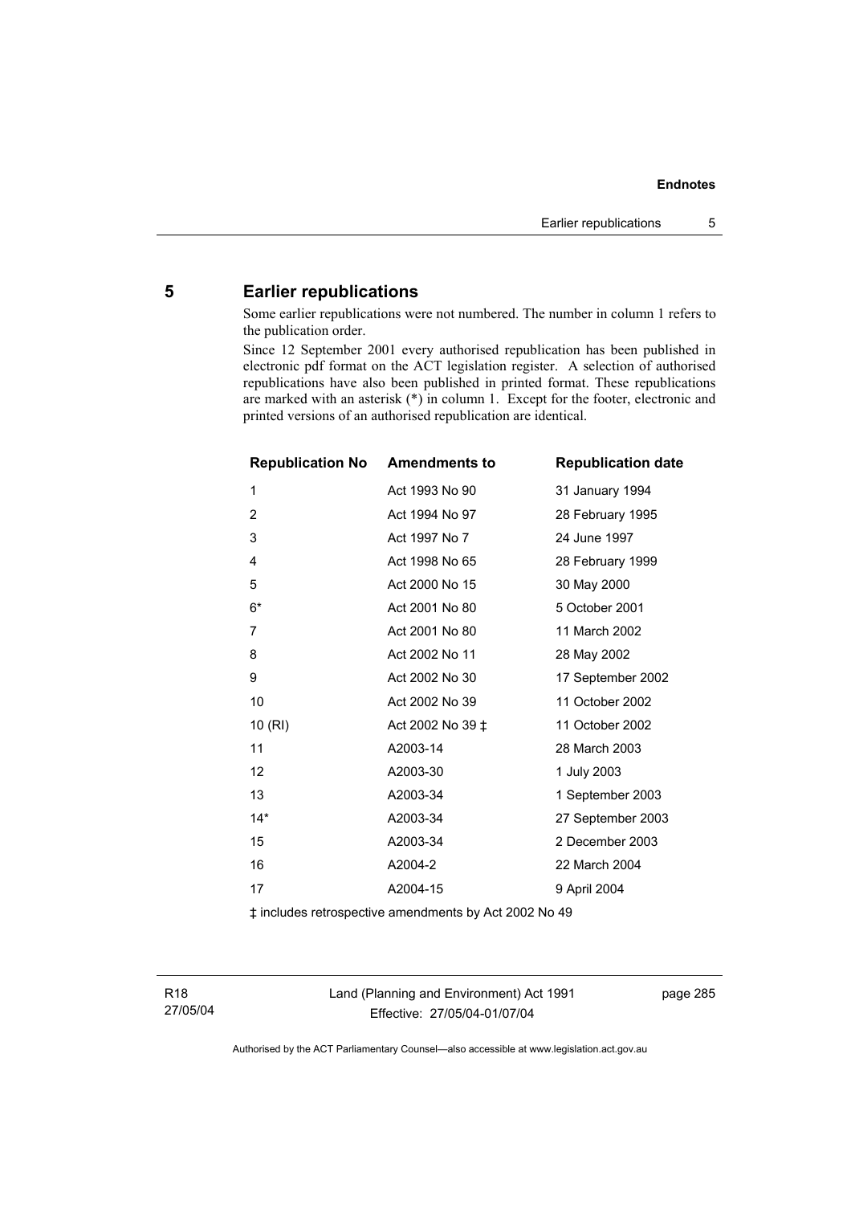## 5 Earlier republications

Some earlier republications were not numbered. The number in column 1 refers to the publication order.

Since 12 September 2001 every authorised republication has been published in electronic pdf format on the ACT legislation register. A selection of authorised republications have also been published in printed format. These republications are marked with an asterisk (*) in column 1. Except for the footer, electronic and printed versions of an authorised republication are identical.

| Republication No | Amendments to | Republication date |
|---|---|---|
| 1 | Act 1993 No 90 | 31 January 1994 |
| 2 | Act 1994 No 97 | 28 February 1995 |
| 3 | Act 1997 No 7 | 24 June 1997 |
| 4 | Act 1998 No 65 | 28 February 1999 |
| 5 | Act 2000 No 15 | 30 May 2000 |
| 6* | Act 2001 No 80 | 5 October 2001 |
| 7 | Act 2001 No 80 | 11 March 2002 |
| 8 | Act 2002 No 11 | 28 May 2002 |
| 9 | Act 2002 No 30 | 17 September 2002 |
| 10 | Act 2002 No 39 | 11 October 2002 |
| 10 (RI) | Act 2002 No 39 ‡ | 11 October 2002 |
| 11 | A2003-14 | 28 March 2003 |
| 12 | A2003-30 | 1 July 2003 |
| 13 | A2003-34 | 1 September 2003 |
| 14* | A2003-34 | 27 September 2003 |
| 15 | A2003-34 | 2 December 2003 |
| 16 | A2004-2 | 22 March 2004 |
| 17 | A2004-15 | 9 April 2004 |

‡ includes retrospective amendments by Act 2002 No 49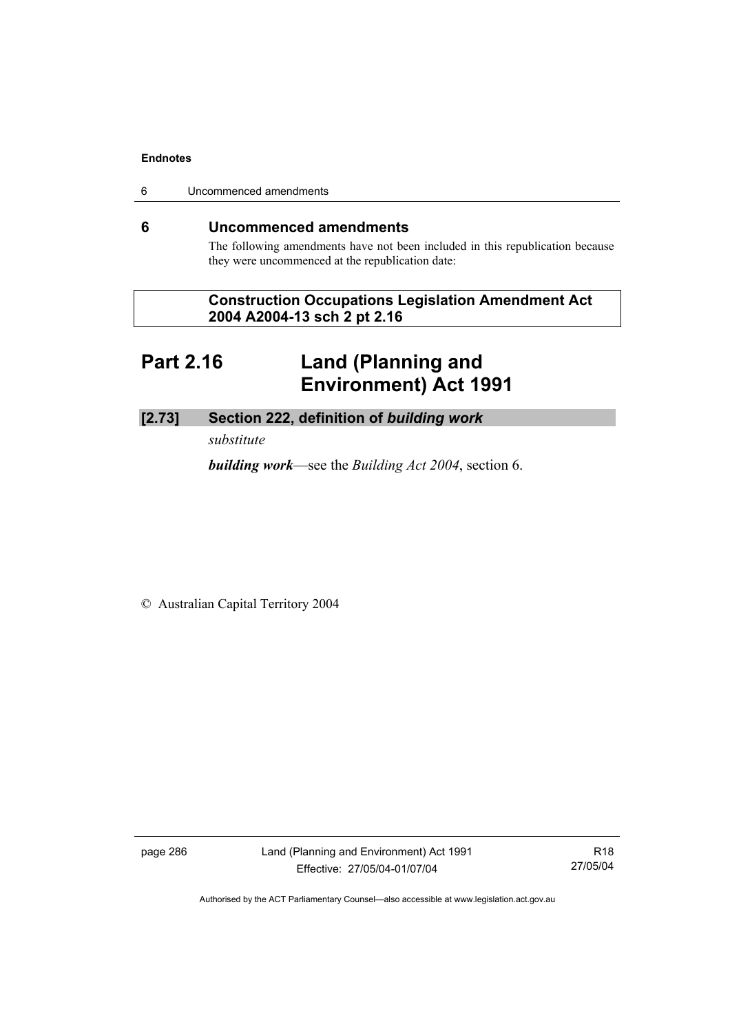## 6 Uncommenced amendments

The following amendments have not been included in this republication because they were uncommenced at the republication date:

**Construction Occupations Legislation Amendment Act 2004 A2004-13 sch 2 pt 2.16**

# Part 2.16 Land (Planning and Environment) Act 1991

### [2.73] Section 222, definition of *building work*

*substitute*

***building work***—see the *Building Act 2004*, section 6.

© Australian Capital Territory 2004